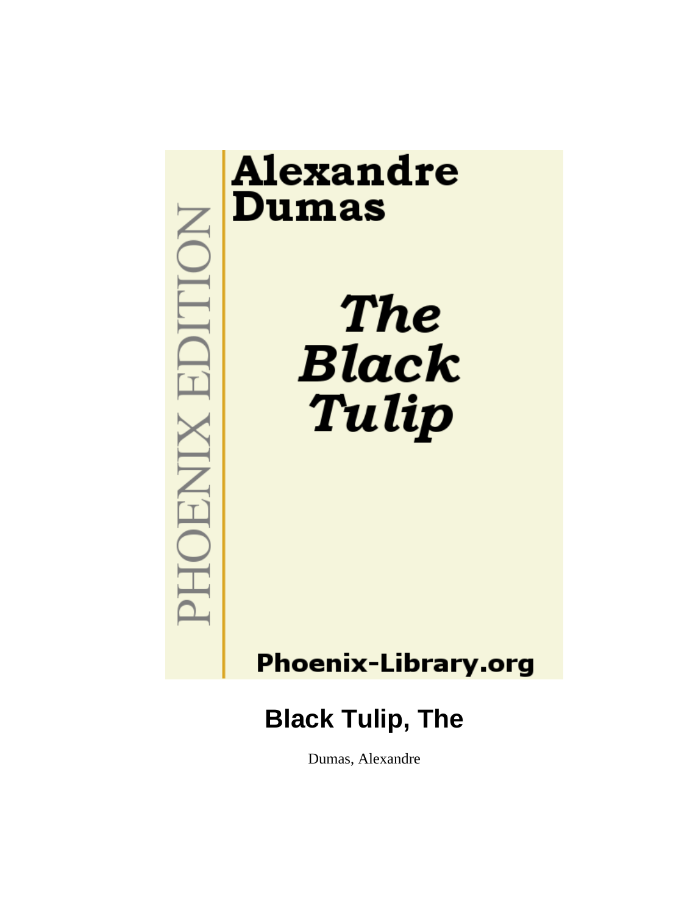PHOENIX EDITION

**Alexandre Dumas**

***The Black Tulip***

**Phoenix-Library.org**

# Black Tulip, The

Dumas, Alexandre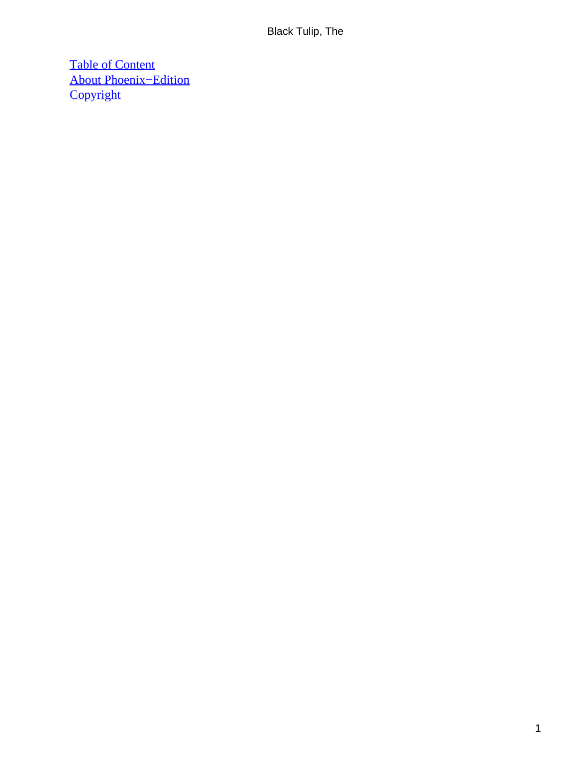[Table of Content](#)
[About Phoenix−Edition](#)
[Copyright](#)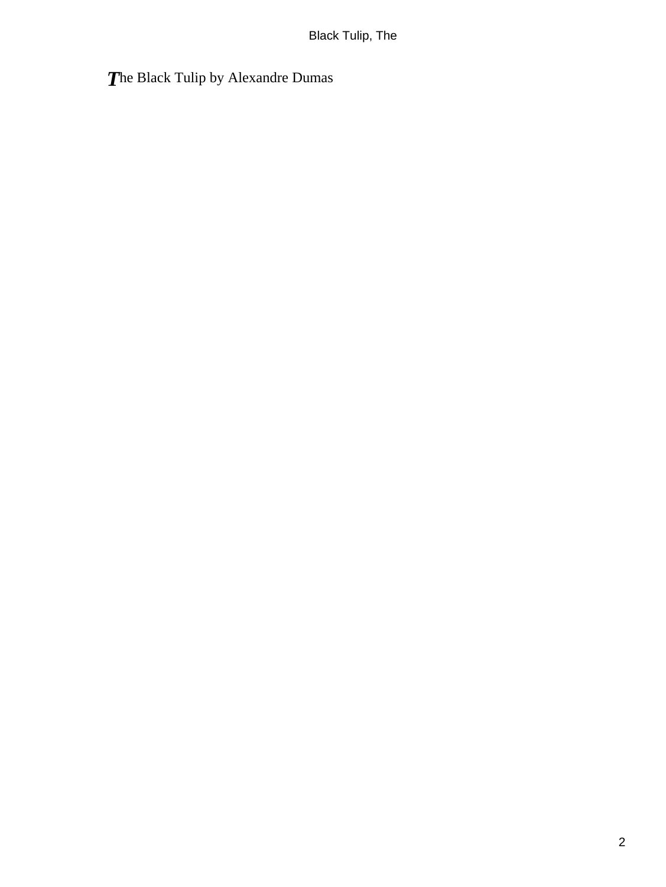The Black Tulip by Alexandre Dumas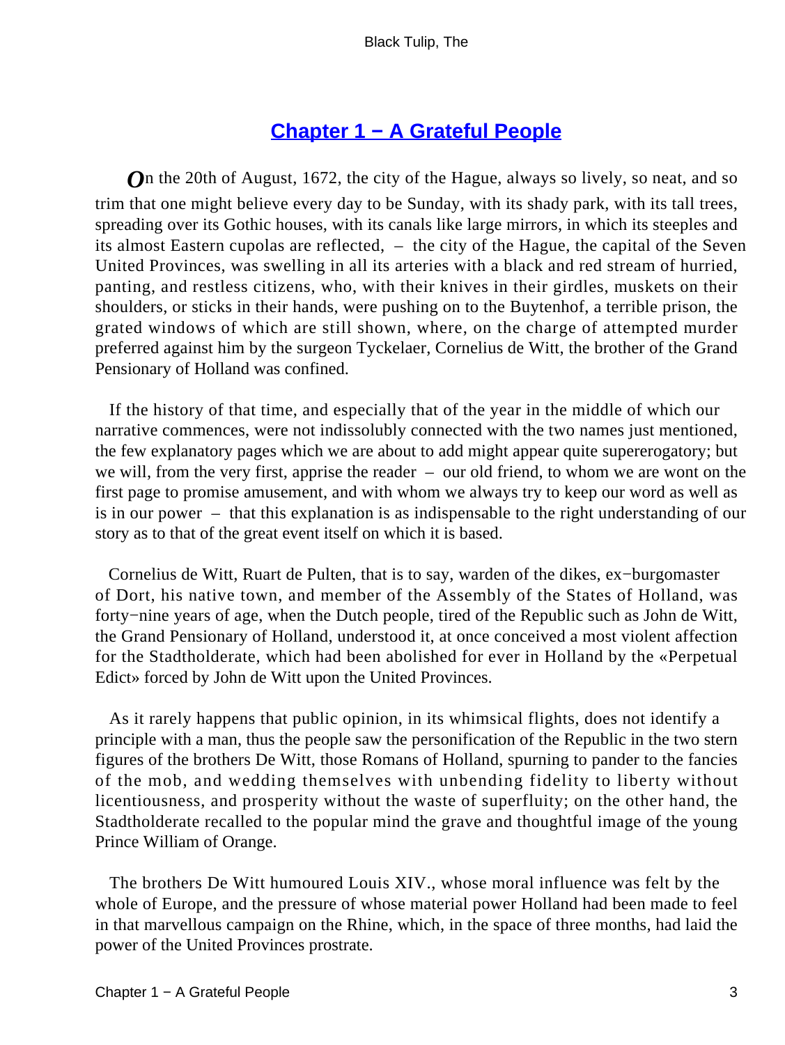# Chapter 1 − A Grateful People

*O*n the 20th of August, 1672, the city of the Hague, always so lively, so neat, and so trim that one might believe every day to be Sunday, with its shady park, with its tall trees, spreading over its Gothic houses, with its canals like large mirrors, in which its steeples and its almost Eastern cupolas are reflected, – the city of the Hague, the capital of the Seven United Provinces, was swelling in all its arteries with a black and red stream of hurried, panting, and restless citizens, who, with their knives in their girdles, muskets on their shoulders, or sticks in their hands, were pushing on to the Buytenhof, a terrible prison, the grated windows of which are still shown, where, on the charge of attempted murder preferred against him by the surgeon Tyckelaer, Cornelius de Witt, the brother of the Grand Pensionary of Holland was confined.

If the history of that time, and especially that of the year in the middle of which our narrative commences, were not indissolubly connected with the two names just mentioned, the few explanatory pages which we are about to add might appear quite supererogatory; but we will, from the very first, apprise the reader – our old friend, to whom we are wont on the first page to promise amusement, and with whom we always try to keep our word as well as is in our power – that this explanation is as indispensable to the right understanding of our story as to that of the great event itself on which it is based.

Cornelius de Witt, Ruart de Pulten, that is to say, warden of the dikes, ex−burgomaster of Dort, his native town, and member of the Assembly of the States of Holland, was forty−nine years of age, when the Dutch people, tired of the Republic such as John de Witt, the Grand Pensionary of Holland, understood it, at once conceived a most violent affection for the Stadtholderate, which had been abolished for ever in Holland by the «Perpetual Edict» forced by John de Witt upon the United Provinces.

As it rarely happens that public opinion, in its whimsical flights, does not identify a principle with a man, thus the people saw the personification of the Republic in the two stern figures of the brothers De Witt, those Romans of Holland, spurning to pander to the fancies of the mob, and wedding themselves with unbending fidelity to liberty without licentiousness, and prosperity without the waste of superfluity; on the other hand, the Stadtholderate recalled to the popular mind the grave and thoughtful image of the young Prince William of Orange.

The brothers De Witt humoured Louis XIV., whose moral influence was felt by the whole of Europe, and the pressure of whose material power Holland had been made to feel in that marvellous campaign on the Rhine, which, in the space of three months, had laid the power of the United Provinces prostrate.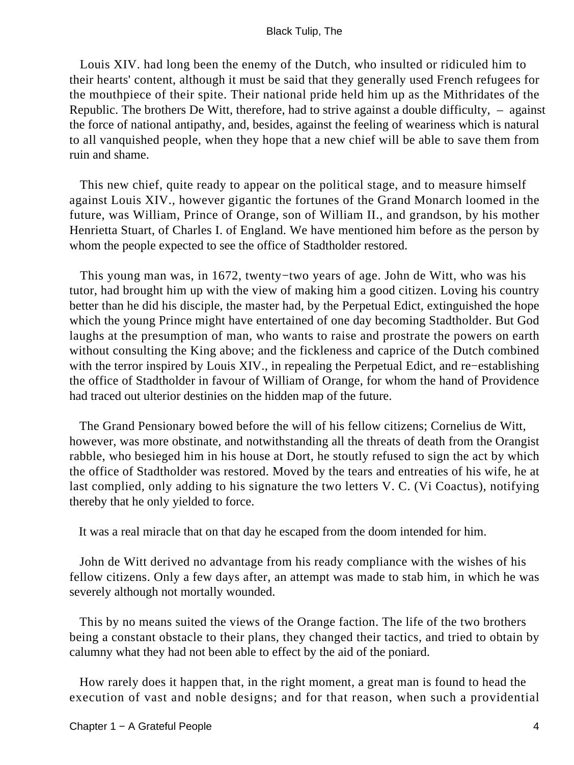Louis XIV. had long been the enemy of the Dutch, who insulted or ridiculed him to their hearts' content, although it must be said that they generally used French refugees for the mouthpiece of their spite. Their national pride held him up as the Mithridates of the Republic. The brothers De Witt, therefore, had to strive against a double difficulty, – against the force of national antipathy, and, besides, against the feeling of weariness which is natural to all vanquished people, when they hope that a new chief will be able to save them from ruin and shame.

This new chief, quite ready to appear on the political stage, and to measure himself against Louis XIV., however gigantic the fortunes of the Grand Monarch loomed in the future, was William, Prince of Orange, son of William II., and grandson, by his mother Henrietta Stuart, of Charles I. of England. We have mentioned him before as the person by whom the people expected to see the office of Stadtholder restored.

This young man was, in 1672, twenty−two years of age. John de Witt, who was his tutor, had brought him up with the view of making him a good citizen. Loving his country better than he did his disciple, the master had, by the Perpetual Edict, extinguished the hope which the young Prince might have entertained of one day becoming Stadtholder. But God laughs at the presumption of man, who wants to raise and prostrate the powers on earth without consulting the King above; and the fickleness and caprice of the Dutch combined with the terror inspired by Louis XIV., in repealing the Perpetual Edict, and re−establishing the office of Stadtholder in favour of William of Orange, for whom the hand of Providence had traced out ulterior destinies on the hidden map of the future.

The Grand Pensionary bowed before the will of his fellow citizens; Cornelius de Witt, however, was more obstinate, and notwithstanding all the threats of death from the Orangist rabble, who besieged him in his house at Dort, he stoutly refused to sign the act by which the office of Stadtholder was restored. Moved by the tears and entreaties of his wife, he at last complied, only adding to his signature the two letters V. C. (Vi Coactus), notifying thereby that he only yielded to force.

It was a real miracle that on that day he escaped from the doom intended for him.

John de Witt derived no advantage from his ready compliance with the wishes of his fellow citizens. Only a few days after, an attempt was made to stab him, in which he was severely although not mortally wounded.

This by no means suited the views of the Orange faction. The life of the two brothers being a constant obstacle to their plans, they changed their tactics, and tried to obtain by calumny what they had not been able to effect by the aid of the poniard.

How rarely does it happen that, in the right moment, a great man is found to head the execution of vast and noble designs; and for that reason, when such a providential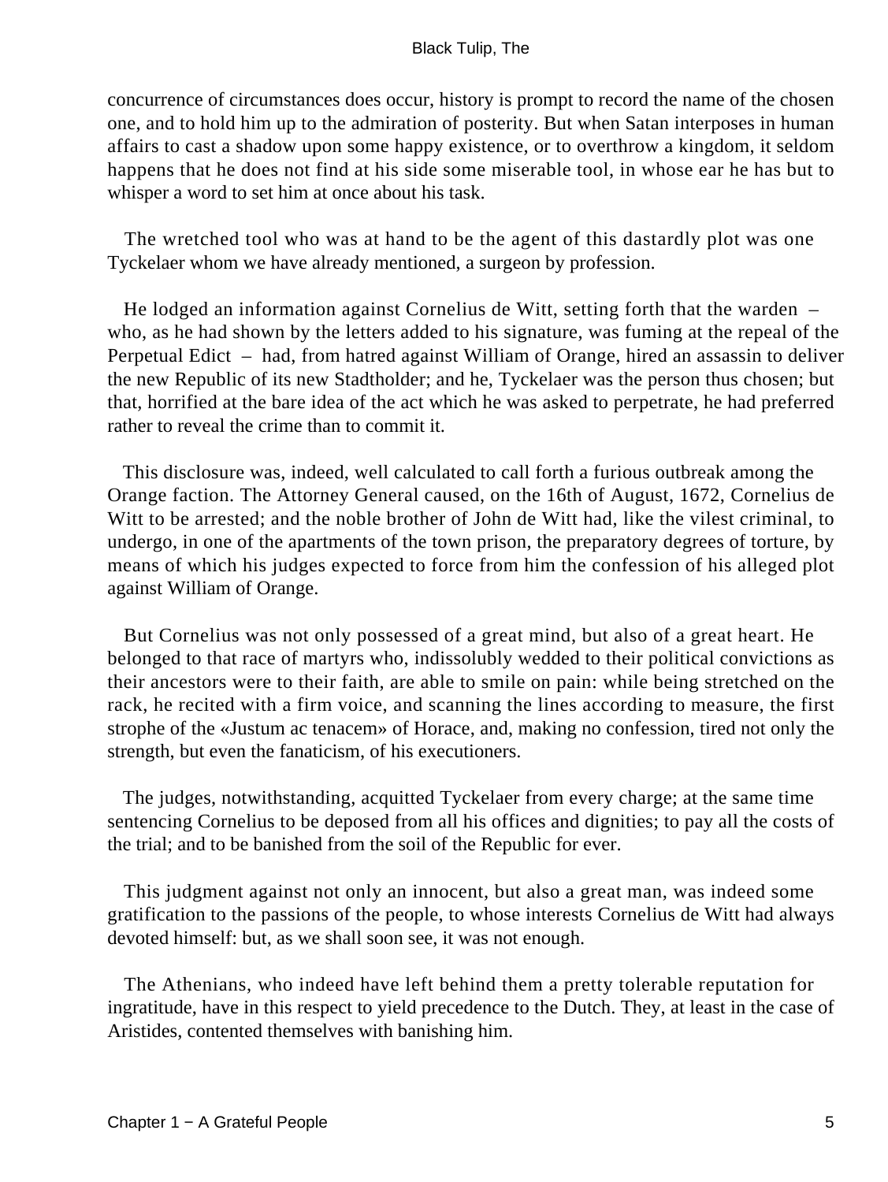concurrence of circumstances does occur, history is prompt to record the name of the chosen one, and to hold him up to the admiration of posterity. But when Satan interposes in human affairs to cast a shadow upon some happy existence, or to overthrow a kingdom, it seldom happens that he does not find at his side some miserable tool, in whose ear he has but to whisper a word to set him at once about his task.

The wretched tool who was at hand to be the agent of this dastardly plot was one Tyckelaer whom we have already mentioned, a surgeon by profession.

He lodged an information against Cornelius de Witt, setting forth that the warden – who, as he had shown by the letters added to his signature, was fuming at the repeal of the Perpetual Edict – had, from hatred against William of Orange, hired an assassin to deliver the new Republic of its new Stadtholder; and he, Tyckelaer was the person thus chosen; but that, horrified at the bare idea of the act which he was asked to perpetrate, he had preferred rather to reveal the crime than to commit it.

This disclosure was, indeed, well calculated to call forth a furious outbreak among the Orange faction. The Attorney General caused, on the 16th of August, 1672, Cornelius de Witt to be arrested; and the noble brother of John de Witt had, like the vilest criminal, to undergo, in one of the apartments of the town prison, the preparatory degrees of torture, by means of which his judges expected to force from him the confession of his alleged plot against William of Orange.

But Cornelius was not only possessed of a great mind, but also of a great heart. He belonged to that race of martyrs who, indissolubly wedded to their political convictions as their ancestors were to their faith, are able to smile on pain: while being stretched on the rack, he recited with a firm voice, and scanning the lines according to measure, the first strophe of the «Justum ac tenacem» of Horace, and, making no confession, tired not only the strength, but even the fanaticism, of his executioners.

The judges, notwithstanding, acquitted Tyckelaer from every charge; at the same time sentencing Cornelius to be deposed from all his offices and dignities; to pay all the costs of the trial; and to be banished from the soil of the Republic for ever.

This judgment against not only an innocent, but also a great man, was indeed some gratification to the passions of the people, to whose interests Cornelius de Witt had always devoted himself: but, as we shall soon see, it was not enough.

The Athenians, who indeed have left behind them a pretty tolerable reputation for ingratitude, have in this respect to yield precedence to the Dutch. They, at least in the case of Aristides, contented themselves with banishing him.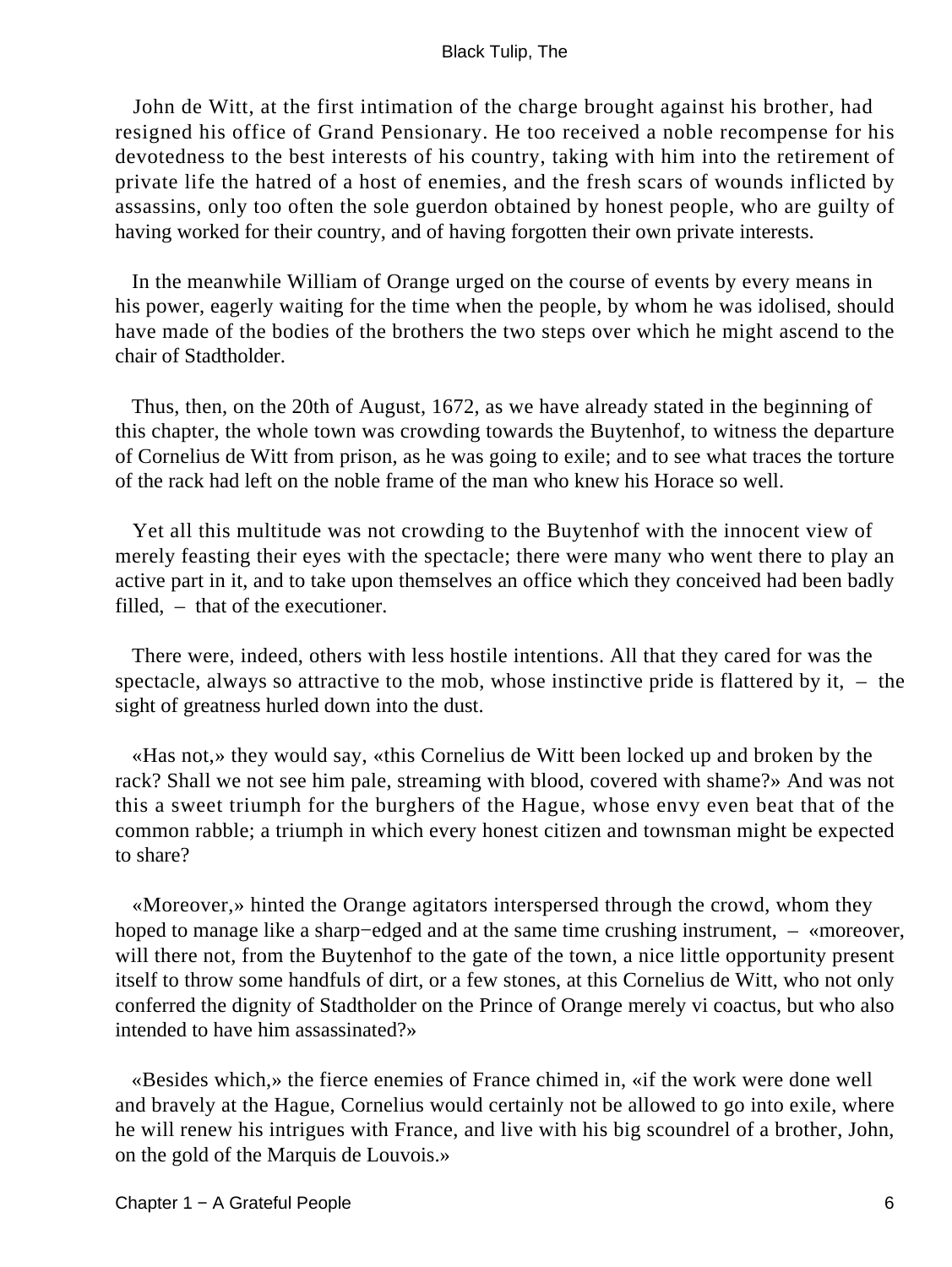John de Witt, at the first intimation of the charge brought against his brother, had resigned his office of Grand Pensionary. He too received a noble recompense for his devotedness to the best interests of his country, taking with him into the retirement of private life the hatred of a host of enemies, and the fresh scars of wounds inflicted by assassins, only too often the sole guerdon obtained by honest people, who are guilty of having worked for their country, and of having forgotten their own private interests.

In the meanwhile William of Orange urged on the course of events by every means in his power, eagerly waiting for the time when the people, by whom he was idolised, should have made of the bodies of the brothers the two steps over which he might ascend to the chair of Stadtholder.

Thus, then, on the 20th of August, 1672, as we have already stated in the beginning of this chapter, the whole town was crowding towards the Buytenhof, to witness the departure of Cornelius de Witt from prison, as he was going to exile; and to see what traces the torture of the rack had left on the noble frame of the man who knew his Horace so well.

Yet all this multitude was not crowding to the Buytenhof with the innocent view of merely feasting their eyes with the spectacle; there were many who went there to play an active part in it, and to take upon themselves an office which they conceived had been badly filled, – that of the executioner.

There were, indeed, others with less hostile intentions. All that they cared for was the spectacle, always so attractive to the mob, whose instinctive pride is flattered by it, – the sight of greatness hurled down into the dust.

«Has not,» they would say, «this Cornelius de Witt been locked up and broken by the rack? Shall we not see him pale, streaming with blood, covered with shame?» And was not this a sweet triumph for the burghers of the Hague, whose envy even beat that of the common rabble; a triumph in which every honest citizen and townsman might be expected to share?

«Moreover,» hinted the Orange agitators interspersed through the crowd, whom they hoped to manage like a sharp−edged and at the same time crushing instrument, – «moreover, will there not, from the Buytenhof to the gate of the town, a nice little opportunity present itself to throw some handfuls of dirt, or a few stones, at this Cornelius de Witt, who not only conferred the dignity of Stadtholder on the Prince of Orange merely vi coactus, but who also intended to have him assassinated?»

«Besides which,» the fierce enemies of France chimed in, «if the work were done well and bravely at the Hague, Cornelius would certainly not be allowed to go into exile, where he will renew his intrigues with France, and live with his big scoundrel of a brother, John, on the gold of the Marquis de Louvois.»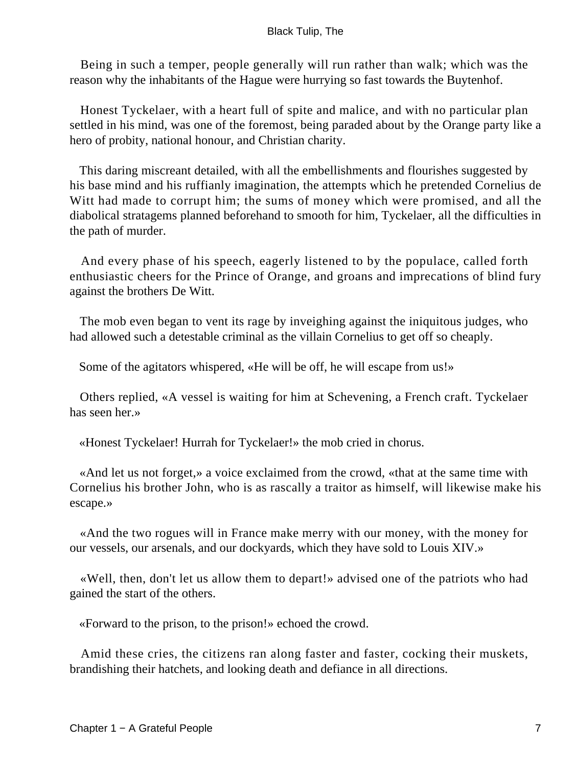Being in such a temper, people generally will run rather than walk; which was the reason why the inhabitants of the Hague were hurrying so fast towards the Buytenhof.

Honest Tyckelaer, with a heart full of spite and malice, and with no particular plan settled in his mind, was one of the foremost, being paraded about by the Orange party like a hero of probity, national honour, and Christian charity.

This daring miscreant detailed, with all the embellishments and flourishes suggested by his base mind and his ruffianly imagination, the attempts which he pretended Cornelius de Witt had made to corrupt him; the sums of money which were promised, and all the diabolical stratagems planned beforehand to smooth for him, Tyckelaer, all the difficulties in the path of murder.

And every phase of his speech, eagerly listened to by the populace, called forth enthusiastic cheers for the Prince of Orange, and groans and imprecations of blind fury against the brothers De Witt.

The mob even began to vent its rage by inveighing against the iniquitous judges, who had allowed such a detestable criminal as the villain Cornelius to get off so cheaply.

Some of the agitators whispered, «He will be off, he will escape from us!»

Others replied, «A vessel is waiting for him at Schevening, a French craft. Tyckelaer has seen her.»

«Honest Tyckelaer! Hurrah for Tyckelaer!» the mob cried in chorus.

«And let us not forget,» a voice exclaimed from the crowd, «that at the same time with Cornelius his brother John, who is as rascally a traitor as himself, will likewise make his escape.»

«And the two rogues will in France make merry with our money, with the money for our vessels, our arsenals, and our dockyards, which they have sold to Louis XIV.»

«Well, then, don't let us allow them to depart!» advised one of the patriots who had gained the start of the others.

«Forward to the prison, to the prison!» echoed the crowd.

Amid these cries, the citizens ran along faster and faster, cocking their muskets, brandishing their hatchets, and looking death and defiance in all directions.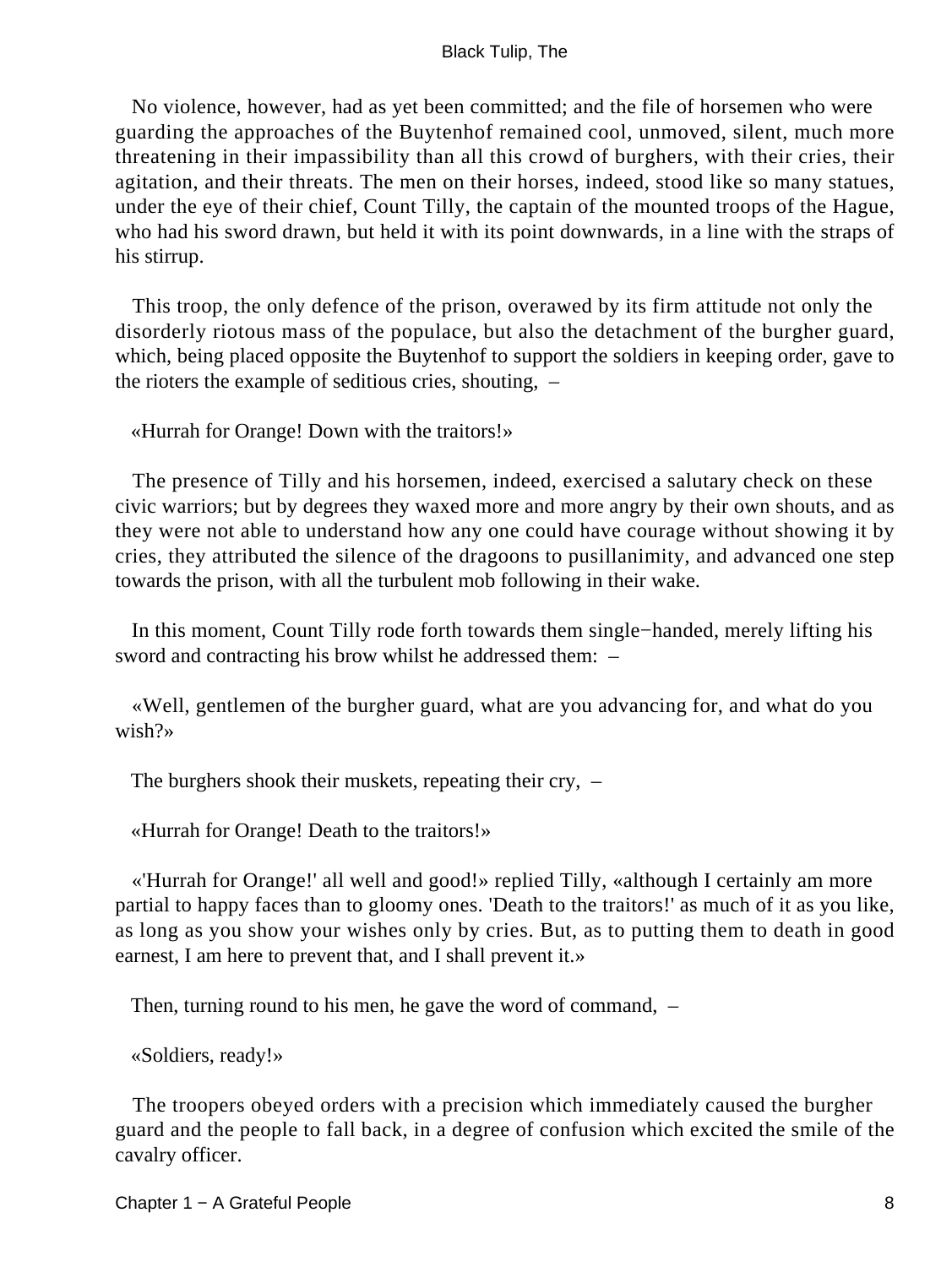No violence, however, had as yet been committed; and the file of horsemen who were guarding the approaches of the Buytenhof remained cool, unmoved, silent, much more threatening in their impassibility than all this crowd of burghers, with their cries, their agitation, and their threats. The men on their horses, indeed, stood like so many statues, under the eye of their chief, Count Tilly, the captain of the mounted troops of the Hague, who had his sword drawn, but held it with its point downwards, in a line with the straps of his stirrup.

This troop, the only defence of the prison, overawed by its firm attitude not only the disorderly riotous mass of the populace, but also the detachment of the burgher guard, which, being placed opposite the Buytenhof to support the soldiers in keeping order, gave to the rioters the example of seditious cries, shouting, –

«Hurrah for Orange! Down with the traitors!»

The presence of Tilly and his horsemen, indeed, exercised a salutary check on these civic warriors; but by degrees they waxed more and more angry by their own shouts, and as they were not able to understand how any one could have courage without showing it by cries, they attributed the silence of the dragoons to pusillanimity, and advanced one step towards the prison, with all the turbulent mob following in their wake.

In this moment, Count Tilly rode forth towards them single−handed, merely lifting his sword and contracting his brow whilst he addressed them: –

«Well, gentlemen of the burgher guard, what are you advancing for, and what do you wish?»

The burghers shook their muskets, repeating their cry, –

«Hurrah for Orange! Death to the traitors!»

«'Hurrah for Orange!' all well and good!» replied Tilly, «although I certainly am more partial to happy faces than to gloomy ones. 'Death to the traitors!' as much of it as you like, as long as you show your wishes only by cries. But, as to putting them to death in good earnest, I am here to prevent that, and I shall prevent it.»

Then, turning round to his men, he gave the word of command, –

«Soldiers, ready!»

The troopers obeyed orders with a precision which immediately caused the burgher guard and the people to fall back, in a degree of confusion which excited the smile of the cavalry officer.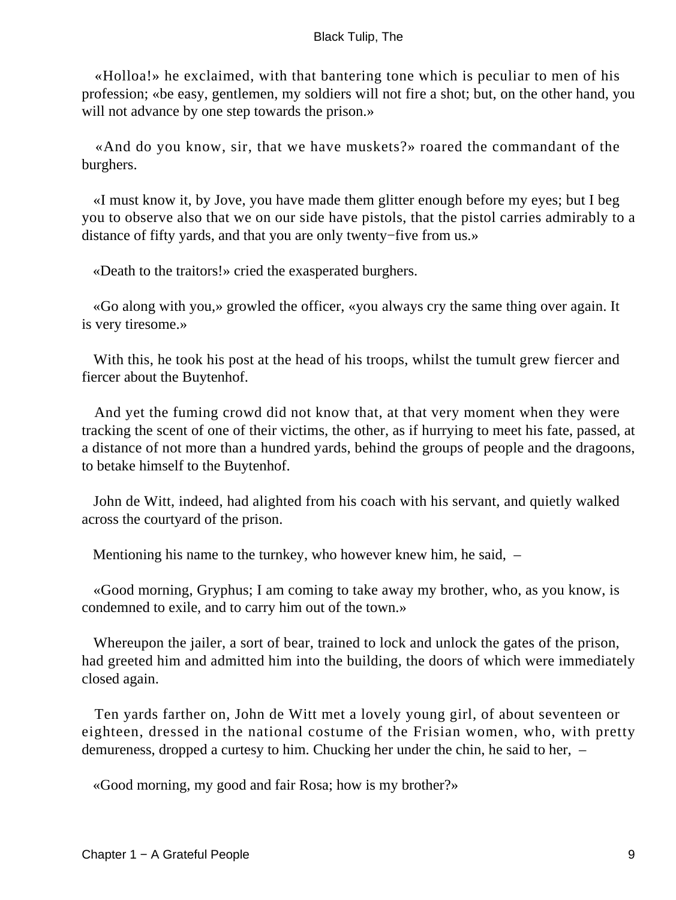«Holloa!» he exclaimed, with that bantering tone which is peculiar to men of his profession; «be easy, gentlemen, my soldiers will not fire a shot; but, on the other hand, you will not advance by one step towards the prison.»

«And do you know, sir, that we have muskets?» roared the commandant of the burghers.

«I must know it, by Jove, you have made them glitter enough before my eyes; but I beg you to observe also that we on our side have pistols, that the pistol carries admirably to a distance of fifty yards, and that you are only twenty−five from us.»

«Death to the traitors!» cried the exasperated burghers.

«Go along with you,» growled the officer, «you always cry the same thing over again. It is very tiresome.»

With this, he took his post at the head of his troops, whilst the tumult grew fiercer and fiercer about the Buytenhof.

And yet the fuming crowd did not know that, at that very moment when they were tracking the scent of one of their victims, the other, as if hurrying to meet his fate, passed, at a distance of not more than a hundred yards, behind the groups of people and the dragoons, to betake himself to the Buytenhof.

John de Witt, indeed, had alighted from his coach with his servant, and quietly walked across the courtyard of the prison.

Mentioning his name to the turnkey, who however knew him, he said, –

«Good morning, Gryphus; I am coming to take away my brother, who, as you know, is condemned to exile, and to carry him out of the town.»

Whereupon the jailer, a sort of bear, trained to lock and unlock the gates of the prison, had greeted him and admitted him into the building, the doors of which were immediately closed again.

Ten yards farther on, John de Witt met a lovely young girl, of about seventeen or eighteen, dressed in the national costume of the Frisian women, who, with pretty demureness, dropped a curtesy to him. Chucking her under the chin, he said to her, –

«Good morning, my good and fair Rosa; how is my brother?»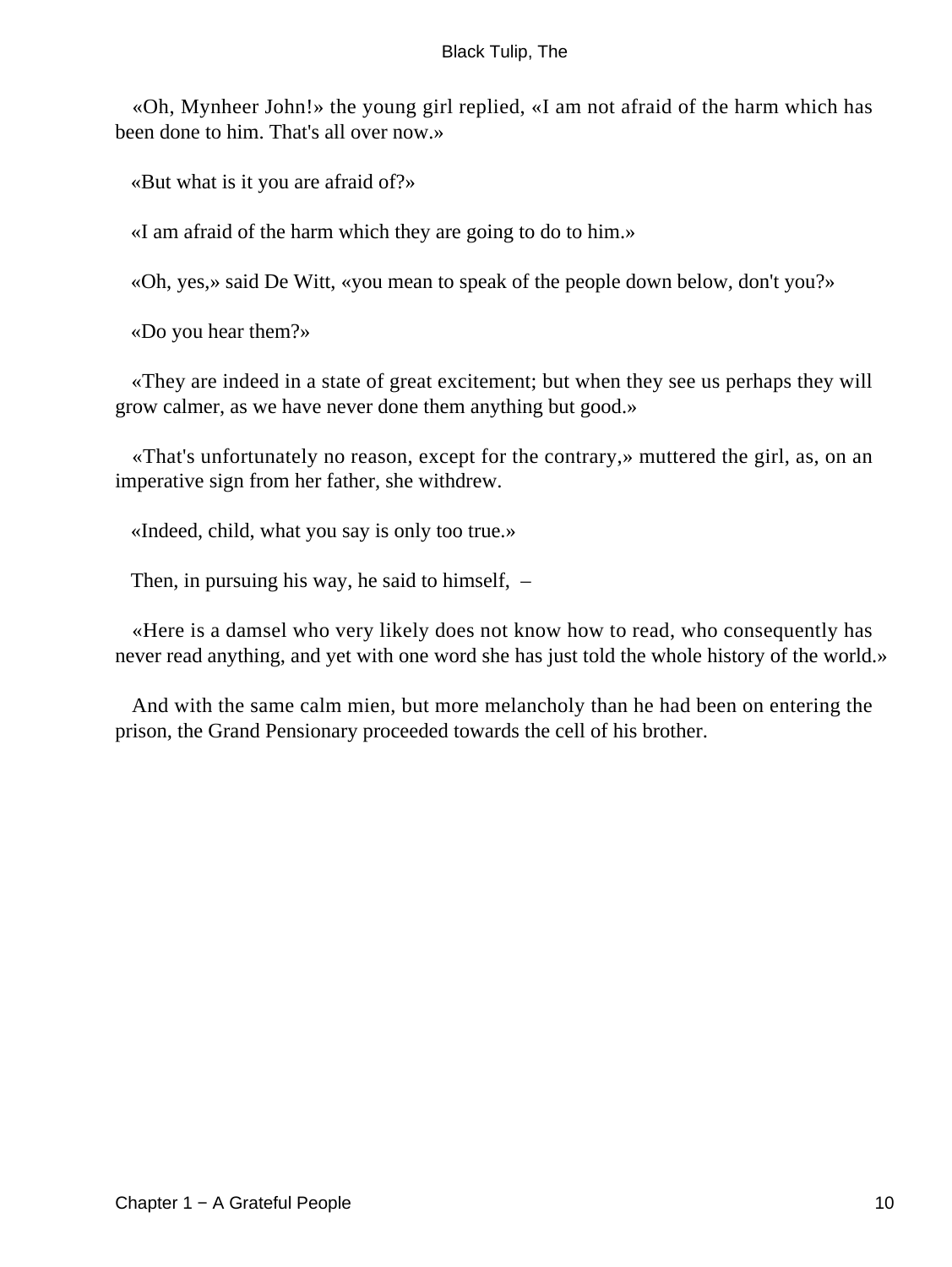«Oh, Mynheer John!» the young girl replied, «I am not afraid of the harm which has been done to him. That's all over now.»

«But what is it you are afraid of?»

«I am afraid of the harm which they are going to do to him.»

«Oh, yes,» said De Witt, «you mean to speak of the people down below, don't you?»

«Do you hear them?»

«They are indeed in a state of great excitement; but when they see us perhaps they will grow calmer, as we have never done them anything but good.»

«That's unfortunately no reason, except for the contrary,» muttered the girl, as, on an imperative sign from her father, she withdrew.

«Indeed, child, what you say is only too true.»

Then, in pursuing his way, he said to himself, –

«Here is a damsel who very likely does not know how to read, who consequently has never read anything, and yet with one word she has just told the whole history of the world.»

And with the same calm mien, but more melancholy than he had been on entering the prison, the Grand Pensionary proceeded towards the cell of his brother.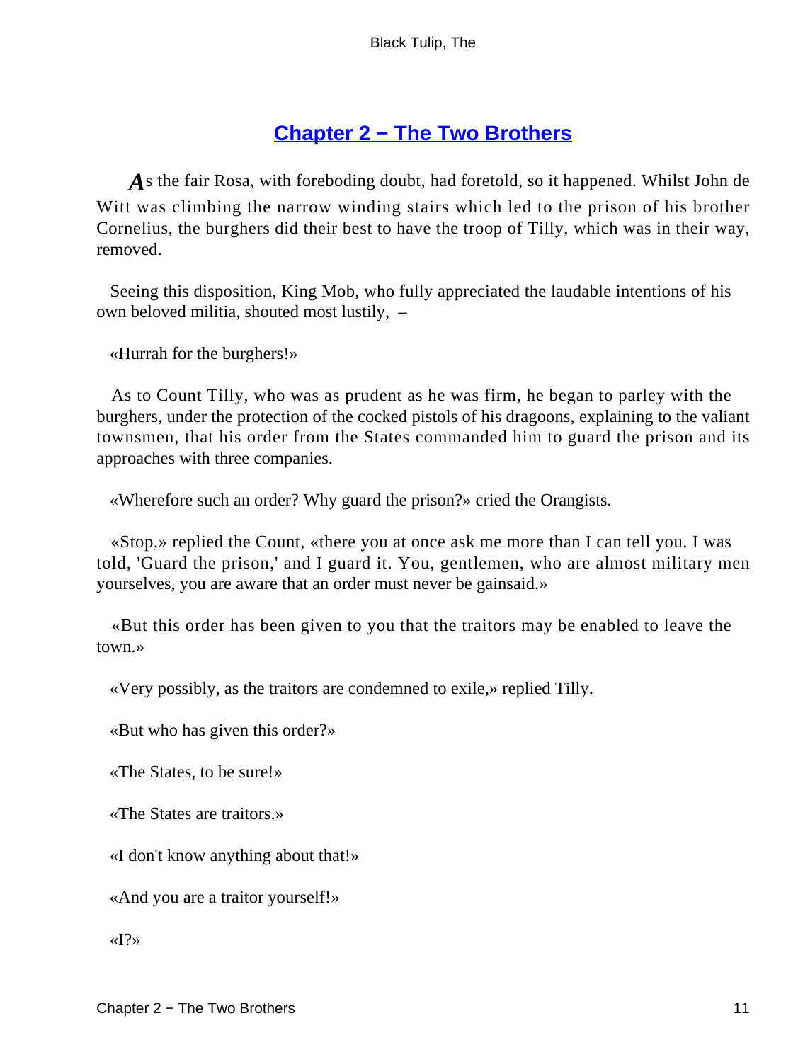## Chapter 2 − The Two Brothers

As the fair Rosa, with foreboding doubt, had foretold, so it happened. Whilst John de Witt was climbing the narrow winding stairs which led to the prison of his brother Cornelius, the burghers did their best to have the troop of Tilly, which was in their way, removed.

Seeing this disposition, King Mob, who fully appreciated the laudable intentions of his own beloved militia, shouted most lustily, –

«Hurrah for the burghers!»

As to Count Tilly, who was as prudent as he was firm, he began to parley with the burghers, under the protection of the cocked pistols of his dragoons, explaining to the valiant townsmen, that his order from the States commanded him to guard the prison and its approaches with three companies.

«Wherefore such an order? Why guard the prison?» cried the Orangists.

«Stop,» replied the Count, «there you at once ask me more than I can tell you. I was told, 'Guard the prison,' and I guard it. You, gentlemen, who are almost military men yourselves, you are aware that an order must never be gainsaid.»

«But this order has been given to you that the traitors may be enabled to leave the town.»

«Very possibly, as the traitors are condemned to exile,» replied Tilly.

«But who has given this order?»

«The States, to be sure!»

«The States are traitors.»

«I don't know anything about that!»

«And you are a traitor yourself!»

«I?»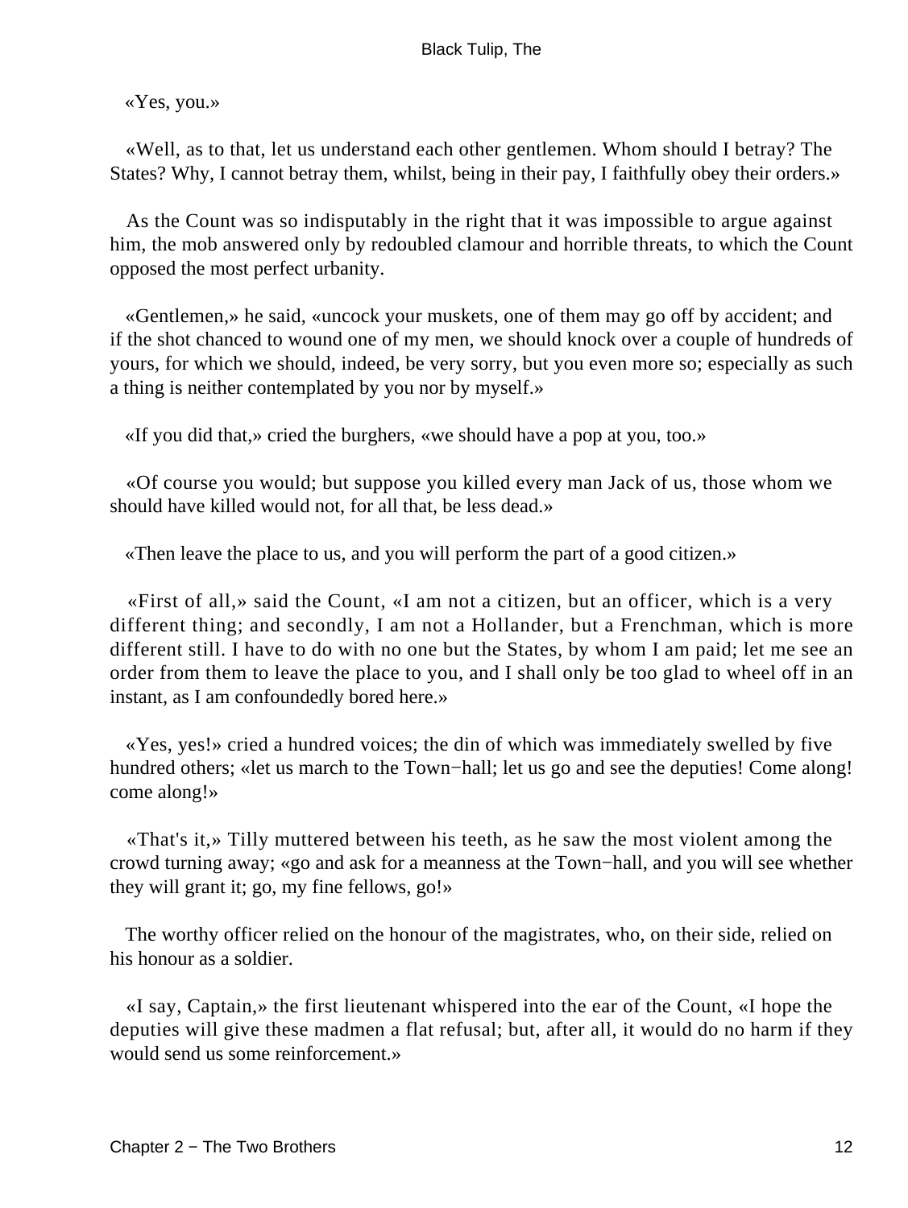«Yes, you.»

«Well, as to that, let us understand each other gentlemen. Whom should I betray? The States? Why, I cannot betray them, whilst, being in their pay, I faithfully obey their orders.»

As the Count was so indisputably in the right that it was impossible to argue against him, the mob answered only by redoubled clamour and horrible threats, to which the Count opposed the most perfect urbanity.

«Gentlemen,» he said, «uncock your muskets, one of them may go off by accident; and if the shot chanced to wound one of my men, we should knock over a couple of hundreds of yours, for which we should, indeed, be very sorry, but you even more so; especially as such a thing is neither contemplated by you nor by myself.»

«If you did that,» cried the burghers, «we should have a pop at you, too.»

«Of course you would; but suppose you killed every man Jack of us, those whom we should have killed would not, for all that, be less dead.»

«Then leave the place to us, and you will perform the part of a good citizen.»

«First of all,» said the Count, «I am not a citizen, but an officer, which is a very different thing; and secondly, I am not a Hollander, but a Frenchman, which is more different still. I have to do with no one but the States, by whom I am paid; let me see an order from them to leave the place to you, and I shall only be too glad to wheel off in an instant, as I am confoundedly bored here.»

«Yes, yes!» cried a hundred voices; the din of which was immediately swelled by five hundred others; «let us march to the Town−hall; let us go and see the deputies! Come along! come along!»

«That's it,» Tilly muttered between his teeth, as he saw the most violent among the crowd turning away; «go and ask for a meanness at the Town−hall, and you will see whether they will grant it; go, my fine fellows, go!»

The worthy officer relied on the honour of the magistrates, who, on their side, relied on his honour as a soldier.

«I say, Captain,» the first lieutenant whispered into the ear of the Count, «I hope the deputies will give these madmen a flat refusal; but, after all, it would do no harm if they would send us some reinforcement.»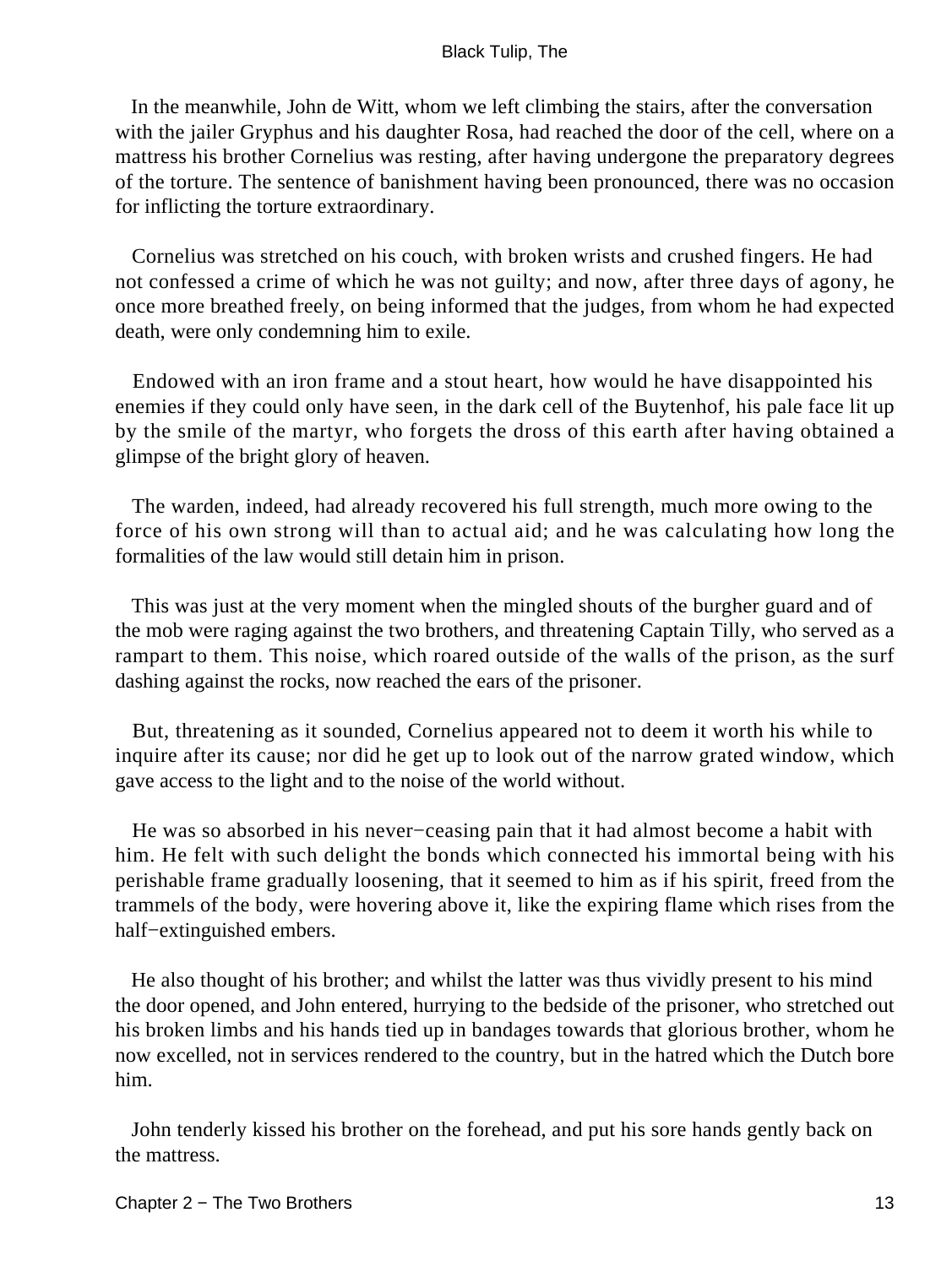In the meanwhile, John de Witt, whom we left climbing the stairs, after the conversation with the jailer Gryphus and his daughter Rosa, had reached the door of the cell, where on a mattress his brother Cornelius was resting, after having undergone the preparatory degrees of the torture. The sentence of banishment having been pronounced, there was no occasion for inflicting the torture extraordinary.

Cornelius was stretched on his couch, with broken wrists and crushed fingers. He had not confessed a crime of which he was not guilty; and now, after three days of agony, he once more breathed freely, on being informed that the judges, from whom he had expected death, were only condemning him to exile.

Endowed with an iron frame and a stout heart, how would he have disappointed his enemies if they could only have seen, in the dark cell of the Buytenhof, his pale face lit up by the smile of the martyr, who forgets the dross of this earth after having obtained a glimpse of the bright glory of heaven.

The warden, indeed, had already recovered his full strength, much more owing to the force of his own strong will than to actual aid; and he was calculating how long the formalities of the law would still detain him in prison.

This was just at the very moment when the mingled shouts of the burgher guard and of the mob were raging against the two brothers, and threatening Captain Tilly, who served as a rampart to them. This noise, which roared outside of the walls of the prison, as the surf dashing against the rocks, now reached the ears of the prisoner.

But, threatening as it sounded, Cornelius appeared not to deem it worth his while to inquire after its cause; nor did he get up to look out of the narrow grated window, which gave access to the light and to the noise of the world without.

He was so absorbed in his never−ceasing pain that it had almost become a habit with him. He felt with such delight the bonds which connected his immortal being with his perishable frame gradually loosening, that it seemed to him as if his spirit, freed from the trammels of the body, were hovering above it, like the expiring flame which rises from the half−extinguished embers.

He also thought of his brother; and whilst the latter was thus vividly present to his mind the door opened, and John entered, hurrying to the bedside of the prisoner, who stretched out his broken limbs and his hands tied up in bandages towards that glorious brother, whom he now excelled, not in services rendered to the country, but in the hatred which the Dutch bore him.

John tenderly kissed his brother on the forehead, and put his sore hands gently back on the mattress.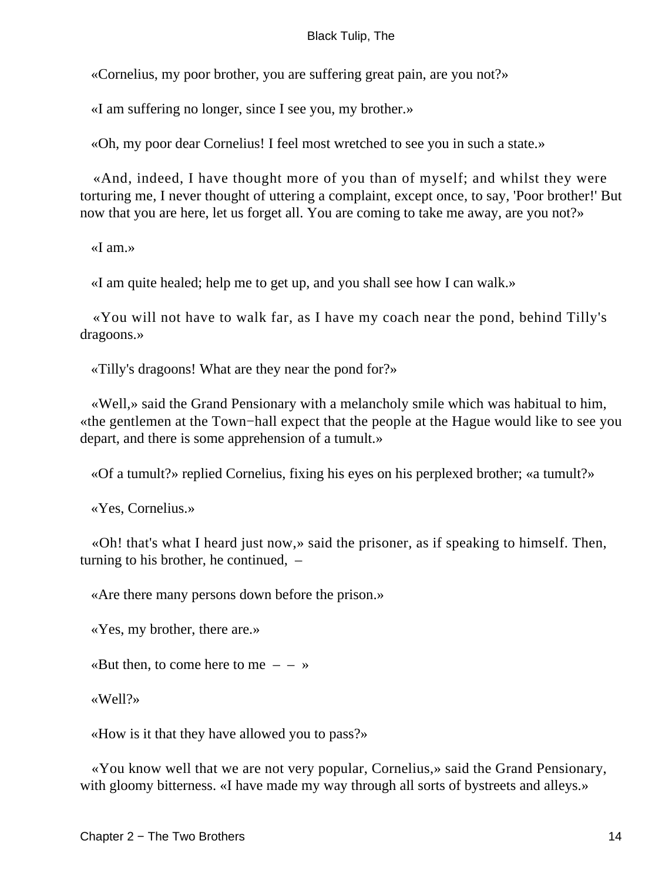«Cornelius, my poor brother, you are suffering great pain, are you not?»

«I am suffering no longer, since I see you, my brother.»

«Oh, my poor dear Cornelius! I feel most wretched to see you in such a state.»

«And, indeed, I have thought more of you than of myself; and whilst they were torturing me, I never thought of uttering a complaint, except once, to say, 'Poor brother!' But now that you are here, let us forget all. You are coming to take me away, are you not?»

«I am.»

«I am quite healed; help me to get up, and you shall see how I can walk.»

«You will not have to walk far, as I have my coach near the pond, behind Tilly's dragoons.»

«Tilly's dragoons! What are they near the pond for?»

«Well,» said the Grand Pensionary with a melancholy smile which was habitual to him, «the gentlemen at the Town−hall expect that the people at the Hague would like to see you depart, and there is some apprehension of a tumult.»

«Of a tumult?» replied Cornelius, fixing his eyes on his perplexed brother; «a tumult?»

«Yes, Cornelius.»

«Oh! that's what I heard just now,» said the prisoner, as if speaking to himself. Then, turning to his brother, he continued, –

«Are there many persons down before the prison.»

«Yes, my brother, there are.»

«But then, to come here to me – – »

«Well?»

«How is it that they have allowed you to pass?»

«You know well that we are not very popular, Cornelius,» said the Grand Pensionary, with gloomy bitterness. «I have made my way through all sorts of bystreets and alleys.»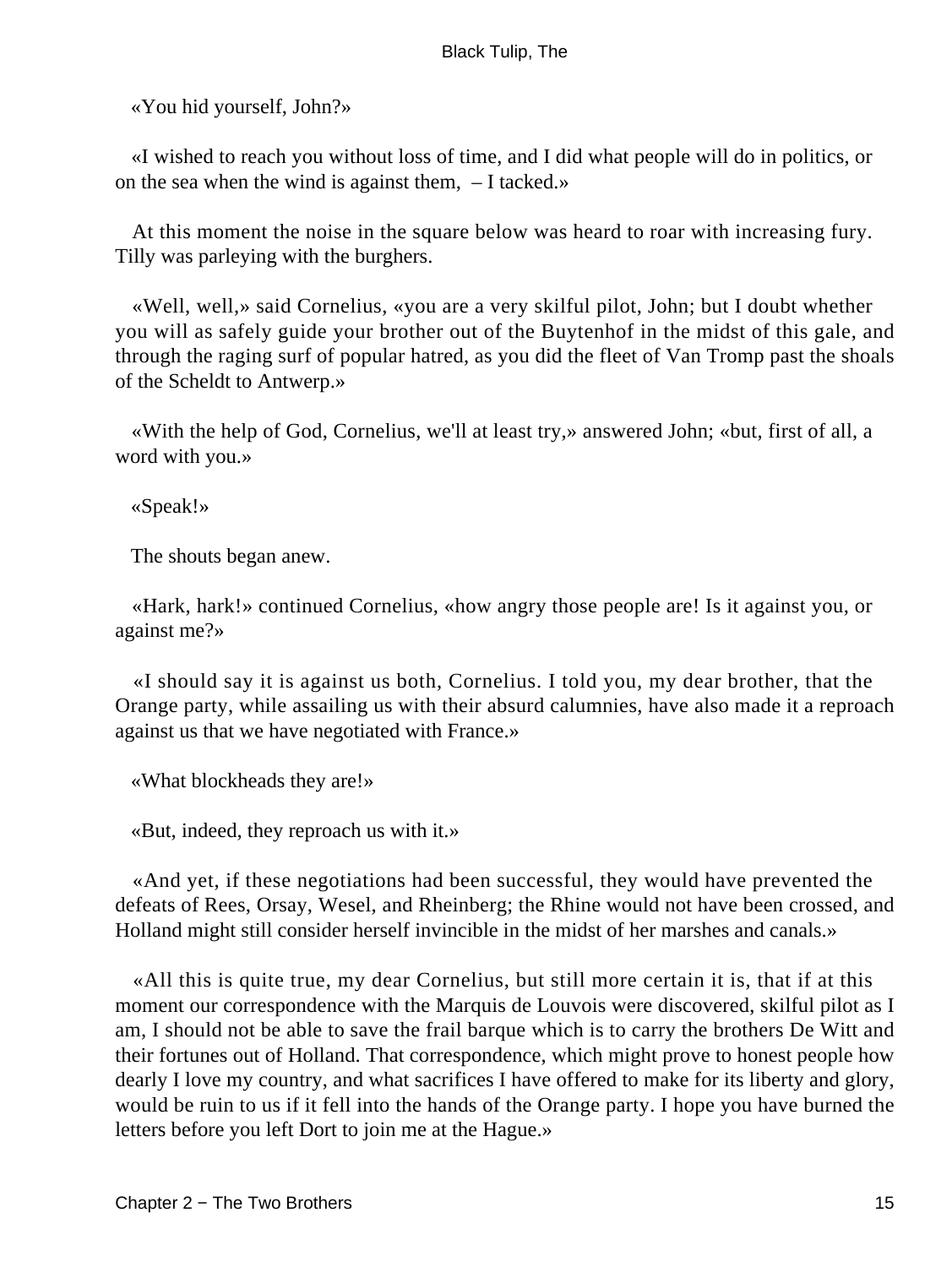«You hid yourself, John?»

«I wished to reach you without loss of time, and I did what people will do in politics, or on the sea when the wind is against them, – I tacked.»

At this moment the noise in the square below was heard to roar with increasing fury. Tilly was parleying with the burghers.

«Well, well,» said Cornelius, «you are a very skilful pilot, John; but I doubt whether you will as safely guide your brother out of the Buytenhof in the midst of this gale, and through the raging surf of popular hatred, as you did the fleet of Van Tromp past the shoals of the Scheldt to Antwerp.»

«With the help of God, Cornelius, we'll at least try,» answered John; «but, first of all, a word with you.»

«Speak!»

The shouts began anew.

«Hark, hark!» continued Cornelius, «how angry those people are! Is it against you, or against me?»

«I should say it is against us both, Cornelius. I told you, my dear brother, that the Orange party, while assailing us with their absurd calumnies, have also made it a reproach against us that we have negotiated with France.»

«What blockheads they are!»

«But, indeed, they reproach us with it.»

«And yet, if these negotiations had been successful, they would have prevented the defeats of Rees, Orsay, Wesel, and Rheinberg; the Rhine would not have been crossed, and Holland might still consider herself invincible in the midst of her marshes and canals.»

«All this is quite true, my dear Cornelius, but still more certain it is, that if at this moment our correspondence with the Marquis de Louvois were discovered, skilful pilot as I am, I should not be able to save the frail barque which is to carry the brothers De Witt and their fortunes out of Holland. That correspondence, which might prove to honest people how dearly I love my country, and what sacrifices I have offered to make for its liberty and glory, would be ruin to us if it fell into the hands of the Orange party. I hope you have burned the letters before you left Dort to join me at the Hague.»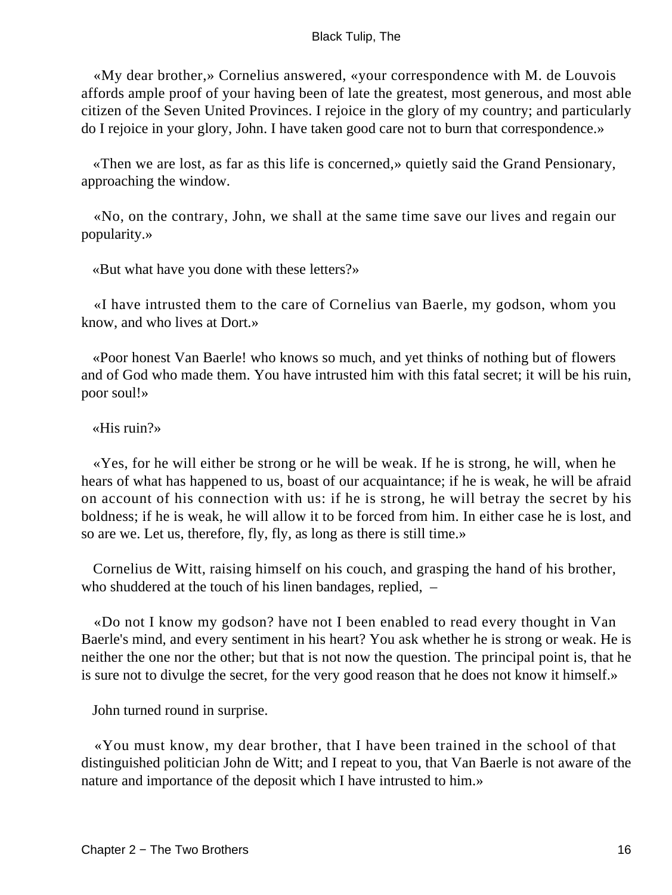«My dear brother,» Cornelius answered, «your correspondence with M. de Louvois affords ample proof of your having been of late the greatest, most generous, and most able citizen of the Seven United Provinces. I rejoice in the glory of my country; and particularly do I rejoice in your glory, John. I have taken good care not to burn that correspondence.»

«Then we are lost, as far as this life is concerned,» quietly said the Grand Pensionary, approaching the window.

«No, on the contrary, John, we shall at the same time save our lives and regain our popularity.»

«But what have you done with these letters?»

«I have intrusted them to the care of Cornelius van Baerle, my godson, whom you know, and who lives at Dort.»

«Poor honest Van Baerle! who knows so much, and yet thinks of nothing but of flowers and of God who made them. You have intrusted him with this fatal secret; it will be his ruin, poor soul!»

«His ruin?»

«Yes, for he will either be strong or he will be weak. If he is strong, he will, when he hears of what has happened to us, boast of our acquaintance; if he is weak, he will be afraid on account of his connection with us: if he is strong, he will betray the secret by his boldness; if he is weak, he will allow it to be forced from him. In either case he is lost, and so are we. Let us, therefore, fly, fly, as long as there is still time.»

Cornelius de Witt, raising himself on his couch, and grasping the hand of his brother, who shuddered at the touch of his linen bandages, replied, –

«Do not I know my godson? have not I been enabled to read every thought in Van Baerle's mind, and every sentiment in his heart? You ask whether he is strong or weak. He is neither the one nor the other; but that is not now the question. The principal point is, that he is sure not to divulge the secret, for the very good reason that he does not know it himself.»

John turned round in surprise.

«You must know, my dear brother, that I have been trained in the school of that distinguished politician John de Witt; and I repeat to you, that Van Baerle is not aware of the nature and importance of the deposit which I have intrusted to him.»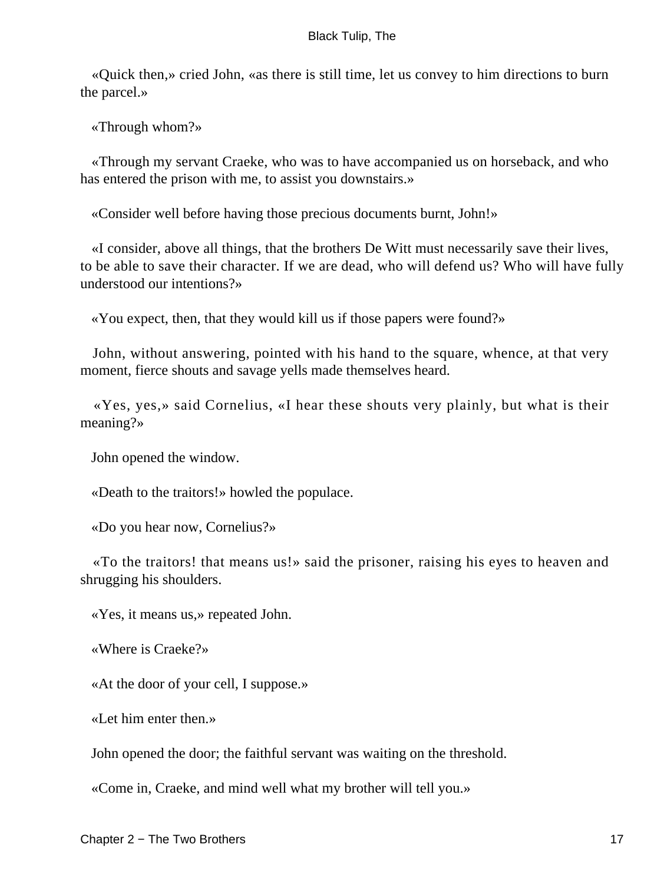«Quick then,» cried John, «as there is still time, let us convey to him directions to burn the parcel.»

«Through whom?»

«Through my servant Craeke, who was to have accompanied us on horseback, and who has entered the prison with me, to assist you downstairs.»

«Consider well before having those precious documents burnt, John!»

«I consider, above all things, that the brothers De Witt must necessarily save their lives, to be able to save their character. If we are dead, who will defend us? Who will have fully understood our intentions?»

«You expect, then, that they would kill us if those papers were found?»

John, without answering, pointed with his hand to the square, whence, at that very moment, fierce shouts and savage yells made themselves heard.

«Yes, yes,» said Cornelius, «I hear these shouts very plainly, but what is their meaning?»

John opened the window.

«Death to the traitors!» howled the populace.

«Do you hear now, Cornelius?»

«To the traitors! that means us!» said the prisoner, raising his eyes to heaven and shrugging his shoulders.

«Yes, it means us,» repeated John.

«Where is Craeke?»

«At the door of your cell, I suppose.»

«Let him enter then.»

John opened the door; the faithful servant was waiting on the threshold.

«Come in, Craeke, and mind well what my brother will tell you.»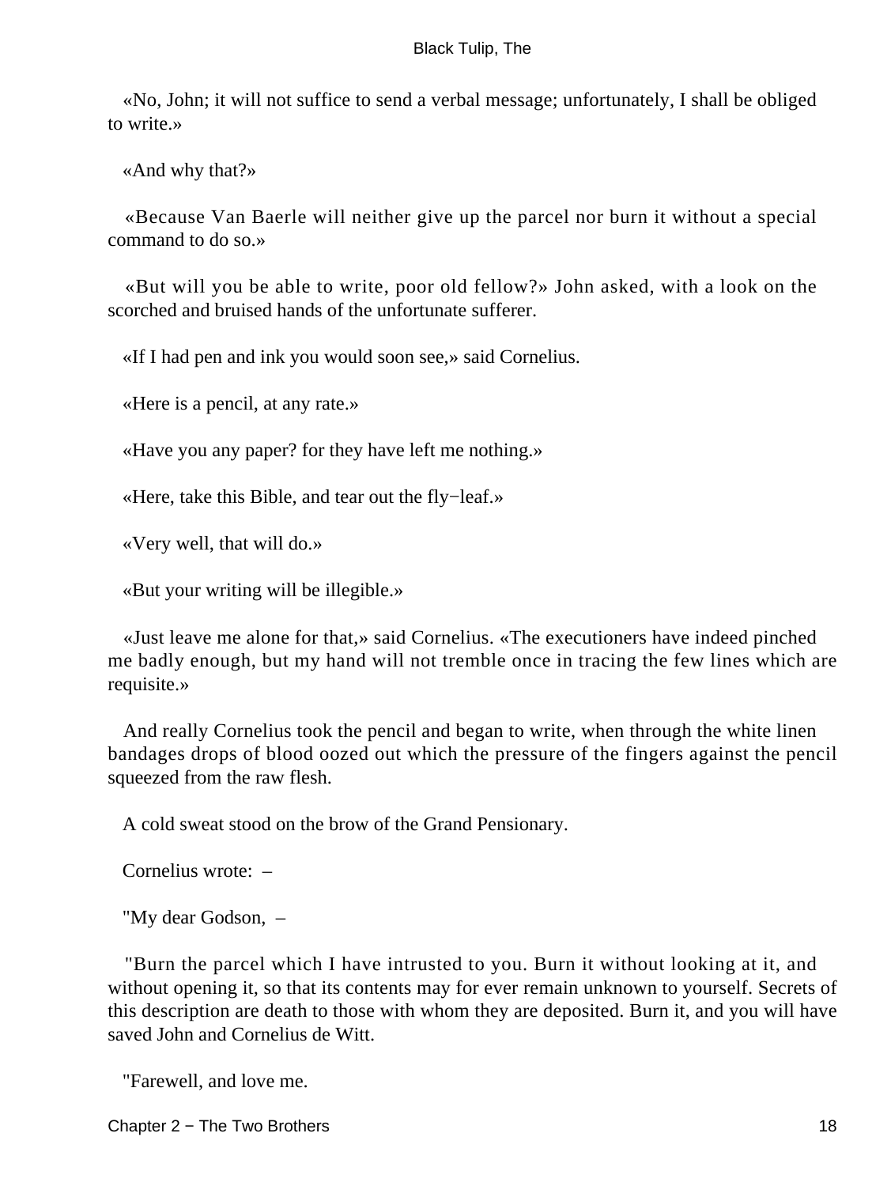«No, John; it will not suffice to send a verbal message; unfortunately, I shall be obliged to write.»

«And why that?»

«Because Van Baerle will neither give up the parcel nor burn it without a special command to do so.»

«But will you be able to write, poor old fellow?» John asked, with a look on the scorched and bruised hands of the unfortunate sufferer.

«If I had pen and ink you would soon see,» said Cornelius.

«Here is a pencil, at any rate.»

«Have you any paper? for they have left me nothing.»

«Here, take this Bible, and tear out the fly−leaf.»

«Very well, that will do.»

«But your writing will be illegible.»

«Just leave me alone for that,» said Cornelius. «The executioners have indeed pinched me badly enough, but my hand will not tremble once in tracing the few lines which are requisite.»

And really Cornelius took the pencil and began to write, when through the white linen bandages drops of blood oozed out which the pressure of the fingers against the pencil squeezed from the raw flesh.

A cold sweat stood on the brow of the Grand Pensionary.

Cornelius wrote: –

"My dear Godson, –

"Burn the parcel which I have intrusted to you. Burn it without looking at it, and without opening it, so that its contents may for ever remain unknown to yourself. Secrets of this description are death to those with whom they are deposited. Burn it, and you will have saved John and Cornelius de Witt.

"Farewell, and love me.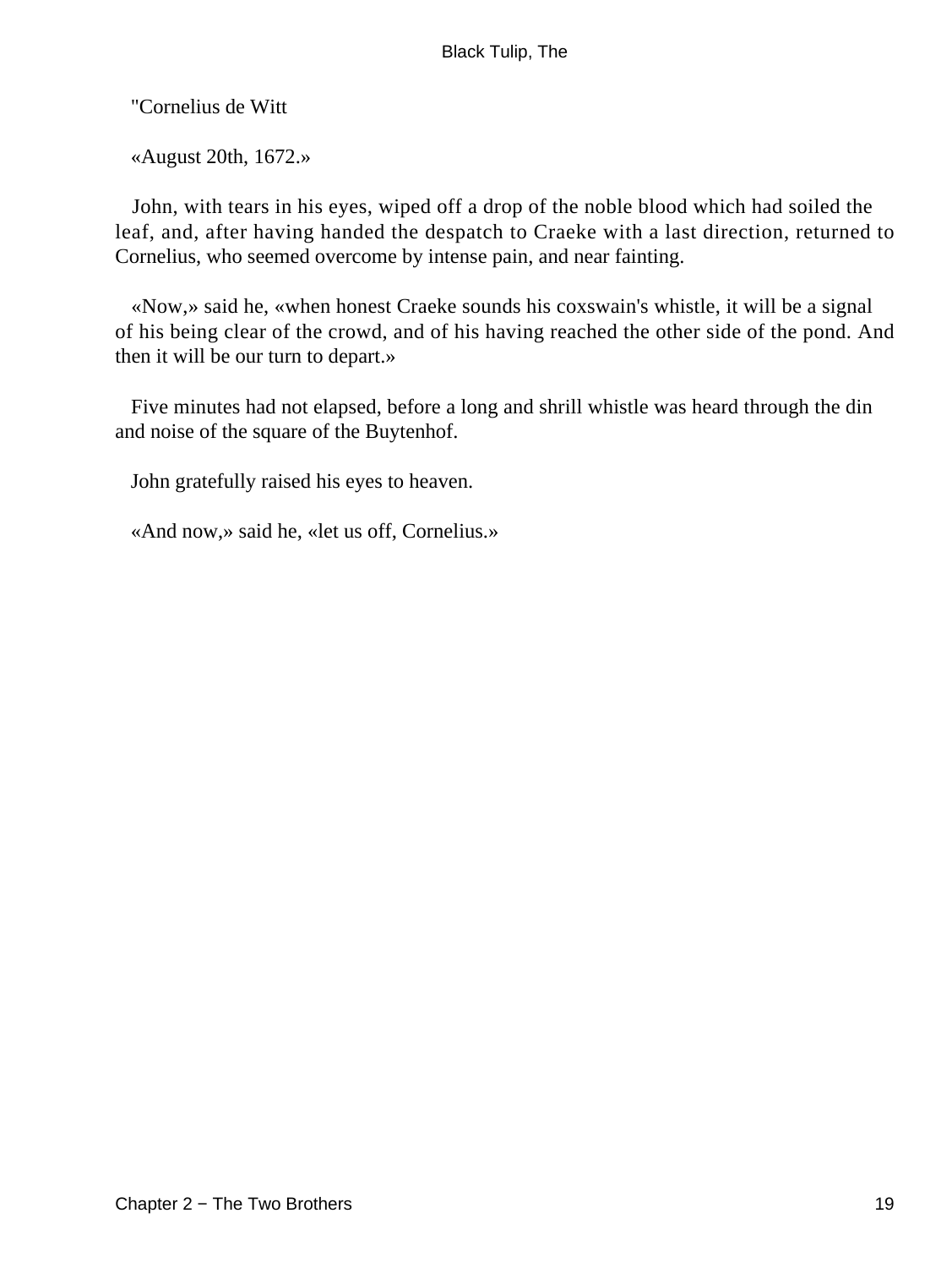"Cornelius de Witt

«August 20th, 1672.»

John, with tears in his eyes, wiped off a drop of the noble blood which had soiled the leaf, and, after having handed the despatch to Craeke with a last direction, returned to Cornelius, who seemed overcome by intense pain, and near fainting.

«Now,» said he, «when honest Craeke sounds his coxswain's whistle, it will be a signal of his being clear of the crowd, and of his having reached the other side of the pond. And then it will be our turn to depart.»

Five minutes had not elapsed, before a long and shrill whistle was heard through the din and noise of the square of the Buytenhof.

John gratefully raised his eyes to heaven.

«And now,» said he, «let us off, Cornelius.»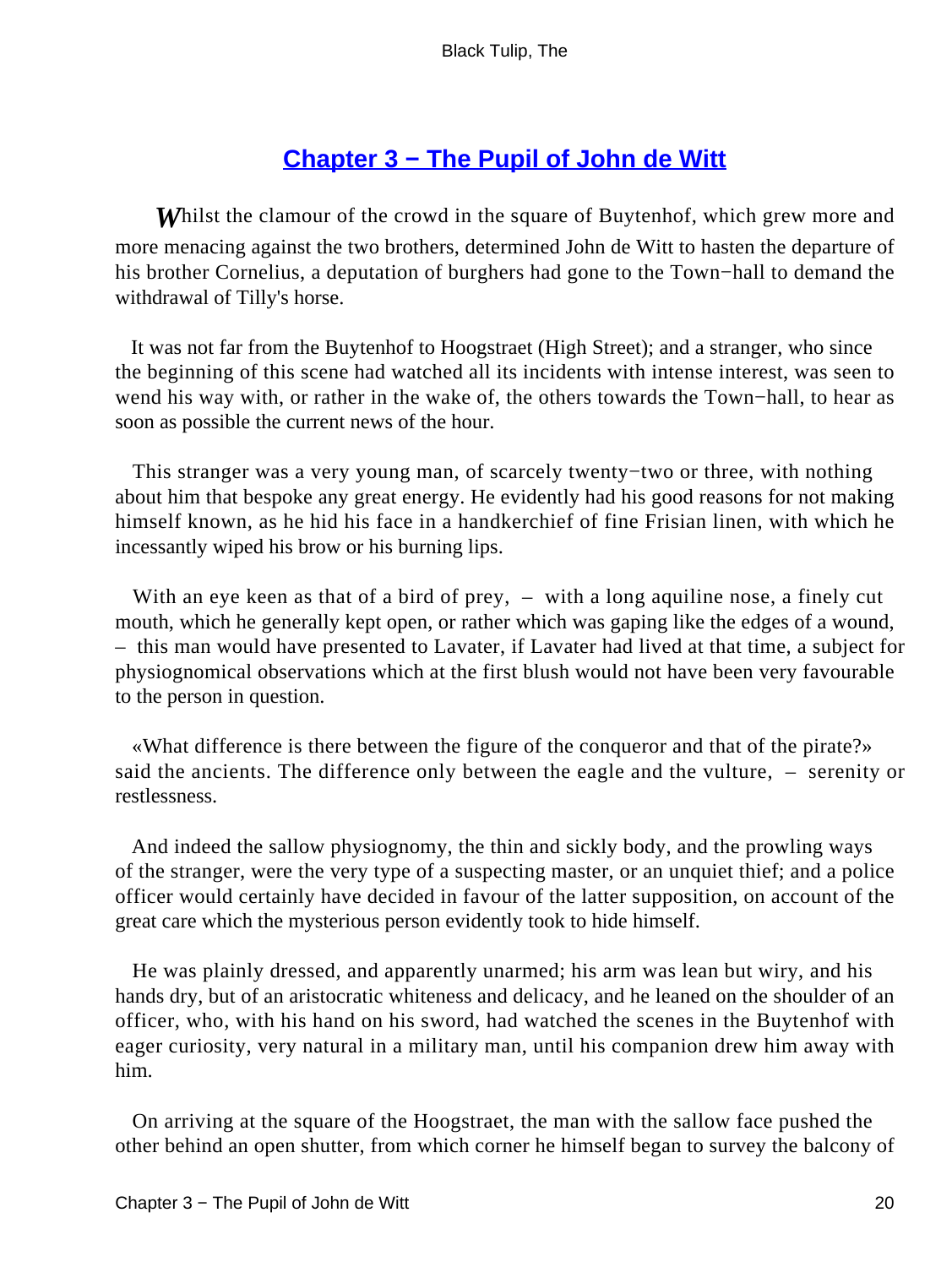## [Chapter 3 − The Pupil of John de Witt]()

*W*hilst the clamour of the crowd in the square of Buytenhof, which grew more and more menacing against the two brothers, determined John de Witt to hasten the departure of his brother Cornelius, a deputation of burghers had gone to the Town−hall to demand the withdrawal of Tilly's horse.

It was not far from the Buytenhof to Hoogstraet (High Street); and a stranger, who since the beginning of this scene had watched all its incidents with intense interest, was seen to wend his way with, or rather in the wake of, the others towards the Town−hall, to hear as soon as possible the current news of the hour.

This stranger was a very young man, of scarcely twenty−two or three, with nothing about him that bespoke any great energy. He evidently had his good reasons for not making himself known, as he hid his face in a handkerchief of fine Frisian linen, with which he incessantly wiped his brow or his burning lips.

With an eye keen as that of a bird of prey, – with a long aquiline nose, a finely cut mouth, which he generally kept open, or rather which was gaping like the edges of a wound, – this man would have presented to Lavater, if Lavater had lived at that time, a subject for physiognomical observations which at the first blush would not have been very favourable to the person in question.

«What difference is there between the figure of the conqueror and that of the pirate?» said the ancients. The difference only between the eagle and the vulture, – serenity or restlessness.

And indeed the sallow physiognomy, the thin and sickly body, and the prowling ways of the stranger, were the very type of a suspecting master, or an unquiet thief; and a police officer would certainly have decided in favour of the latter supposition, on account of the great care which the mysterious person evidently took to hide himself.

He was plainly dressed, and apparently unarmed; his arm was lean but wiry, and his hands dry, but of an aristocratic whiteness and delicacy, and he leaned on the shoulder of an officer, who, with his hand on his sword, had watched the scenes in the Buytenhof with eager curiosity, very natural in a military man, until his companion drew him away with him.

On arriving at the square of the Hoogstraet, the man with the sallow face pushed the other behind an open shutter, from which corner he himself began to survey the balcony of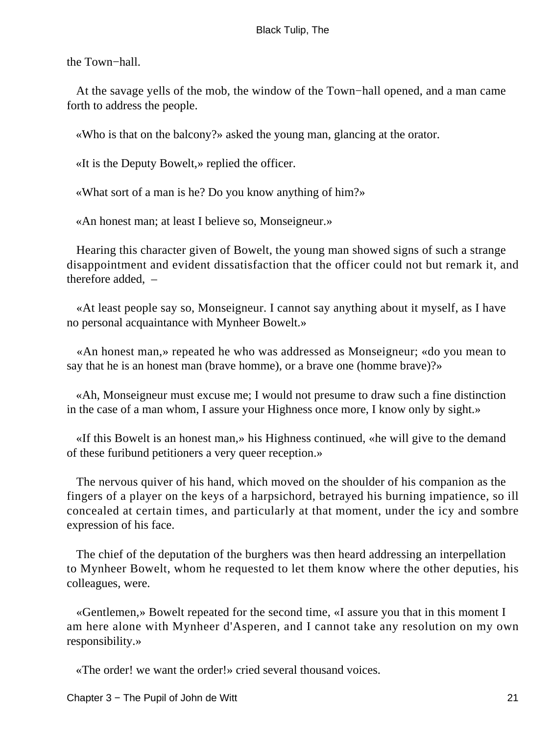the Town−hall.

At the savage yells of the mob, the window of the Town−hall opened, and a man came forth to address the people.

«Who is that on the balcony?» asked the young man, glancing at the orator.

«It is the Deputy Bowelt,» replied the officer.

«What sort of a man is he? Do you know anything of him?»

«An honest man; at least I believe so, Monseigneur.»

Hearing this character given of Bowelt, the young man showed signs of such a strange disappointment and evident dissatisfaction that the officer could not but remark it, and therefore added, –

«At least people say so, Monseigneur. I cannot say anything about it myself, as I have no personal acquaintance with Mynheer Bowelt.»

«An honest man,» repeated he who was addressed as Monseigneur; «do you mean to say that he is an honest man (brave homme), or a brave one (homme brave)?»

«Ah, Monseigneur must excuse me; I would not presume to draw such a fine distinction in the case of a man whom, I assure your Highness once more, I know only by sight.»

«If this Bowelt is an honest man,» his Highness continued, «he will give to the demand of these furibund petitioners a very queer reception.»

The nervous quiver of his hand, which moved on the shoulder of his companion as the fingers of a player on the keys of a harpsichord, betrayed his burning impatience, so ill concealed at certain times, and particularly at that moment, under the icy and sombre expression of his face.

The chief of the deputation of the burghers was then heard addressing an interpellation to Mynheer Bowelt, whom he requested to let them know where the other deputies, his colleagues, were.

«Gentlemen,» Bowelt repeated for the second time, «I assure you that in this moment I am here alone with Mynheer d'Asperen, and I cannot take any resolution on my own responsibility.»

«The order! we want the order!» cried several thousand voices.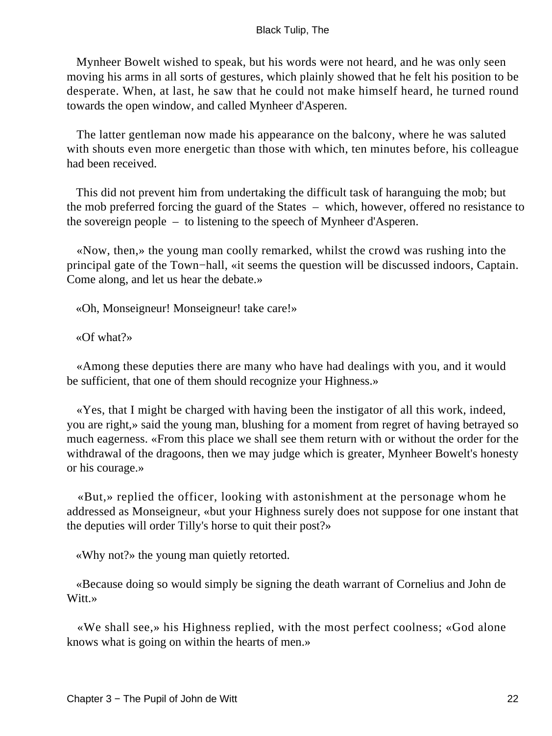Mynheer Bowelt wished to speak, but his words were not heard, and he was only seen moving his arms in all sorts of gestures, which plainly showed that he felt his position to be desperate. When, at last, he saw that he could not make himself heard, he turned round towards the open window, and called Mynheer d'Asperen.

The latter gentleman now made his appearance on the balcony, where he was saluted with shouts even more energetic than those with which, ten minutes before, his colleague had been received.

This did not prevent him from undertaking the difficult task of haranguing the mob; but the mob preferred forcing the guard of the States – which, however, offered no resistance to the sovereign people – to listening to the speech of Mynheer d'Asperen.

«Now, then,» the young man coolly remarked, whilst the crowd was rushing into the principal gate of the Town−hall, «it seems the question will be discussed indoors, Captain. Come along, and let us hear the debate.»

«Oh, Monseigneur! Monseigneur! take care!»

«Of what?»

«Among these deputies there are many who have had dealings with you, and it would be sufficient, that one of them should recognize your Highness.»

«Yes, that I might be charged with having been the instigator of all this work, indeed, you are right,» said the young man, blushing for a moment from regret of having betrayed so much eagerness. «From this place we shall see them return with or without the order for the withdrawal of the dragoons, then we may judge which is greater, Mynheer Bowelt's honesty or his courage.»

«But,» replied the officer, looking with astonishment at the personage whom he addressed as Monseigneur, «but your Highness surely does not suppose for one instant that the deputies will order Tilly's horse to quit their post?»

«Why not?» the young man quietly retorted.

«Because doing so would simply be signing the death warrant of Cornelius and John de Witt.»

«We shall see,» his Highness replied, with the most perfect coolness; «God alone knows what is going on within the hearts of men.»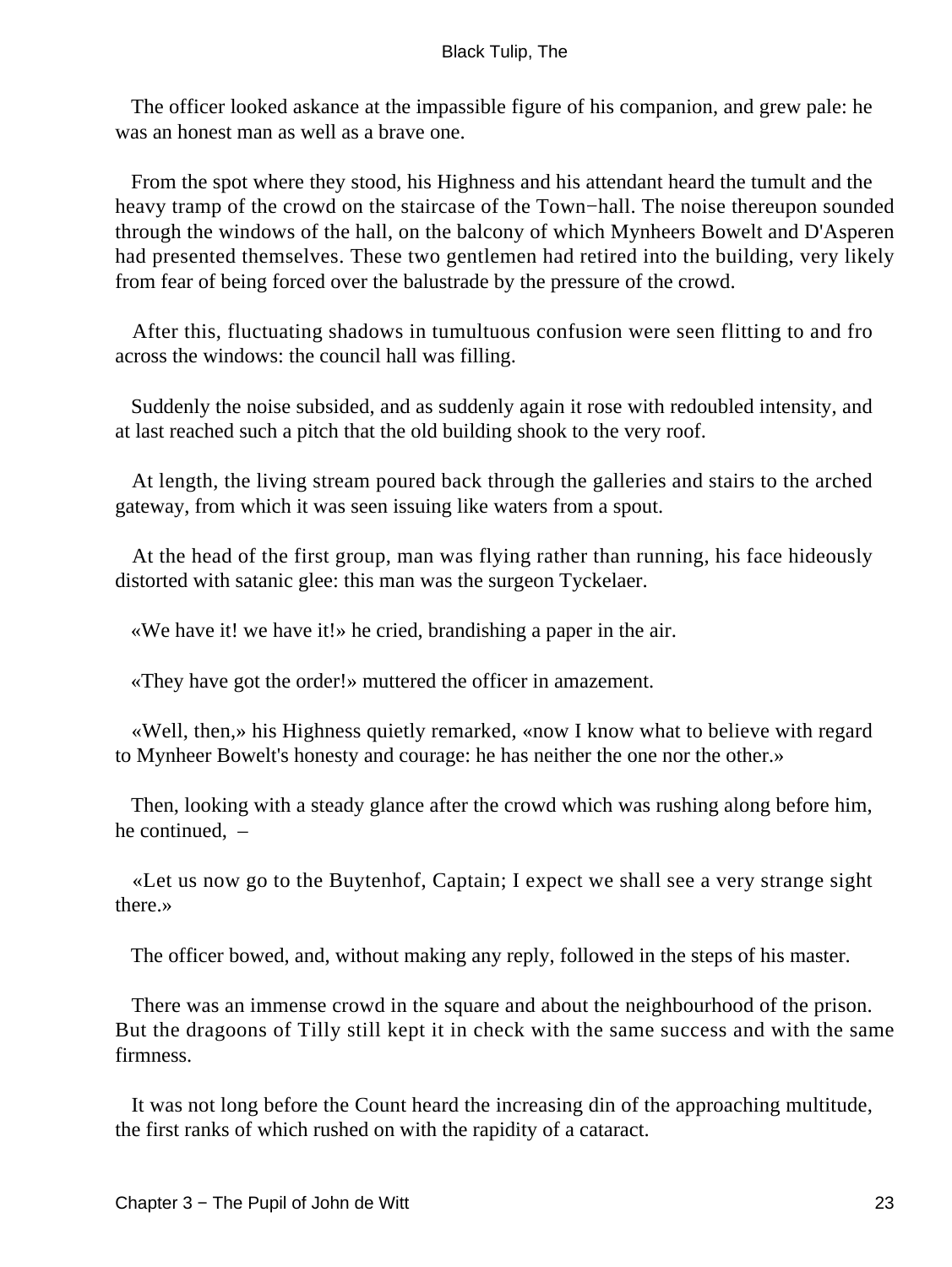The officer looked askance at the impassible figure of his companion, and grew pale: he was an honest man as well as a brave one.

From the spot where they stood, his Highness and his attendant heard the tumult and the heavy tramp of the crowd on the staircase of the Town−hall. The noise thereupon sounded through the windows of the hall, on the balcony of which Mynheers Bowelt and D'Asperen had presented themselves. These two gentlemen had retired into the building, very likely from fear of being forced over the balustrade by the pressure of the crowd.

After this, fluctuating shadows in tumultuous confusion were seen flitting to and fro across the windows: the council hall was filling.

Suddenly the noise subsided, and as suddenly again it rose with redoubled intensity, and at last reached such a pitch that the old building shook to the very roof.

At length, the living stream poured back through the galleries and stairs to the arched gateway, from which it was seen issuing like waters from a spout.

At the head of the first group, man was flying rather than running, his face hideously distorted with satanic glee: this man was the surgeon Tyckelaer.

«We have it! we have it!» he cried, brandishing a paper in the air.

«They have got the order!» muttered the officer in amazement.

«Well, then,» his Highness quietly remarked, «now I know what to believe with regard to Mynheer Bowelt's honesty and courage: he has neither the one nor the other.»

Then, looking with a steady glance after the crowd which was rushing along before him, he continued, –

«Let us now go to the Buytenhof, Captain; I expect we shall see a very strange sight there.»

The officer bowed, and, without making any reply, followed in the steps of his master.

There was an immense crowd in the square and about the neighbourhood of the prison. But the dragoons of Tilly still kept it in check with the same success and with the same firmness.

It was not long before the Count heard the increasing din of the approaching multitude, the first ranks of which rushed on with the rapidity of a cataract.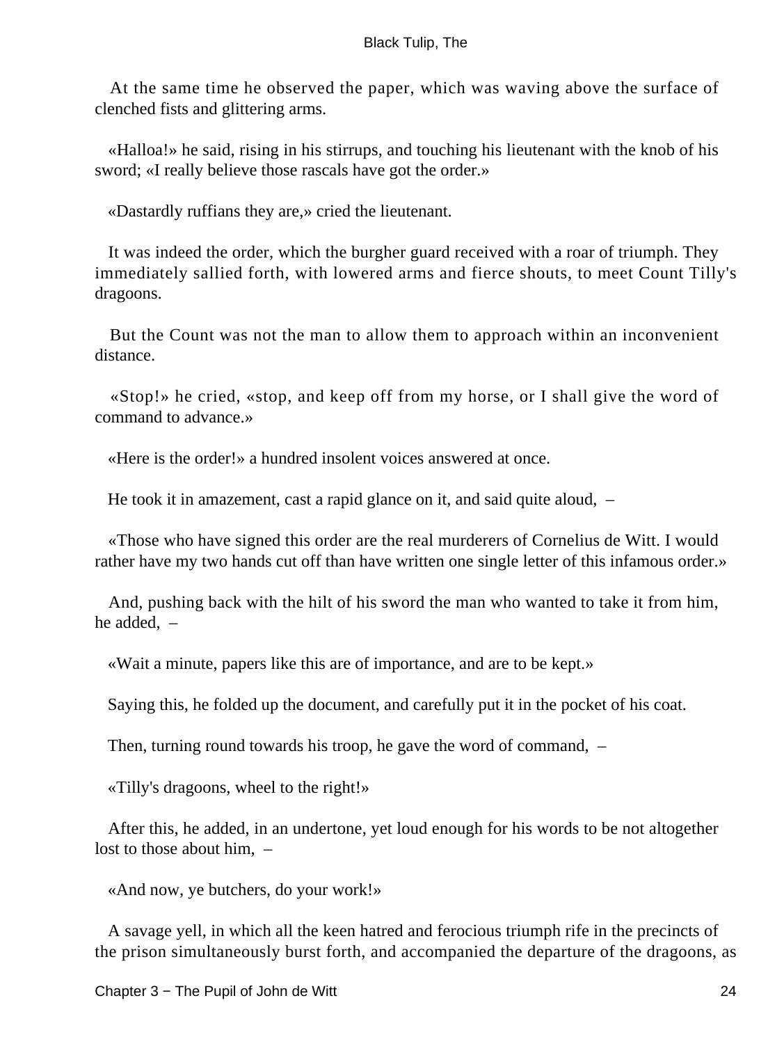At the same time he observed the paper, which was waving above the surface of clenched fists and glittering arms.

«Halloa!» he said, rising in his stirrups, and touching his lieutenant with the knob of his sword; «I really believe those rascals have got the order.»

«Dastardly ruffians they are,» cried the lieutenant.

It was indeed the order, which the burgher guard received with a roar of triumph. They immediately sallied forth, with lowered arms and fierce shouts, to meet Count Tilly's dragoons.

But the Count was not the man to allow them to approach within an inconvenient distance.

«Stop!» he cried, «stop, and keep off from my horse, or I shall give the word of command to advance.»

«Here is the order!» a hundred insolent voices answered at once.

He took it in amazement, cast a rapid glance on it, and said quite aloud, –

«Those who have signed this order are the real murderers of Cornelius de Witt. I would rather have my two hands cut off than have written one single letter of this infamous order.»

And, pushing back with the hilt of his sword the man who wanted to take it from him, he added, –

«Wait a minute, papers like this are of importance, and are to be kept.»

Saying this, he folded up the document, and carefully put it in the pocket of his coat.

Then, turning round towards his troop, he gave the word of command, –

«Tilly's dragoons, wheel to the right!»

After this, he added, in an undertone, yet loud enough for his words to be not altogether lost to those about him, –

«And now, ye butchers, do your work!»

A savage yell, in which all the keen hatred and ferocious triumph rife in the precincts of the prison simultaneously burst forth, and accompanied the departure of the dragoons, as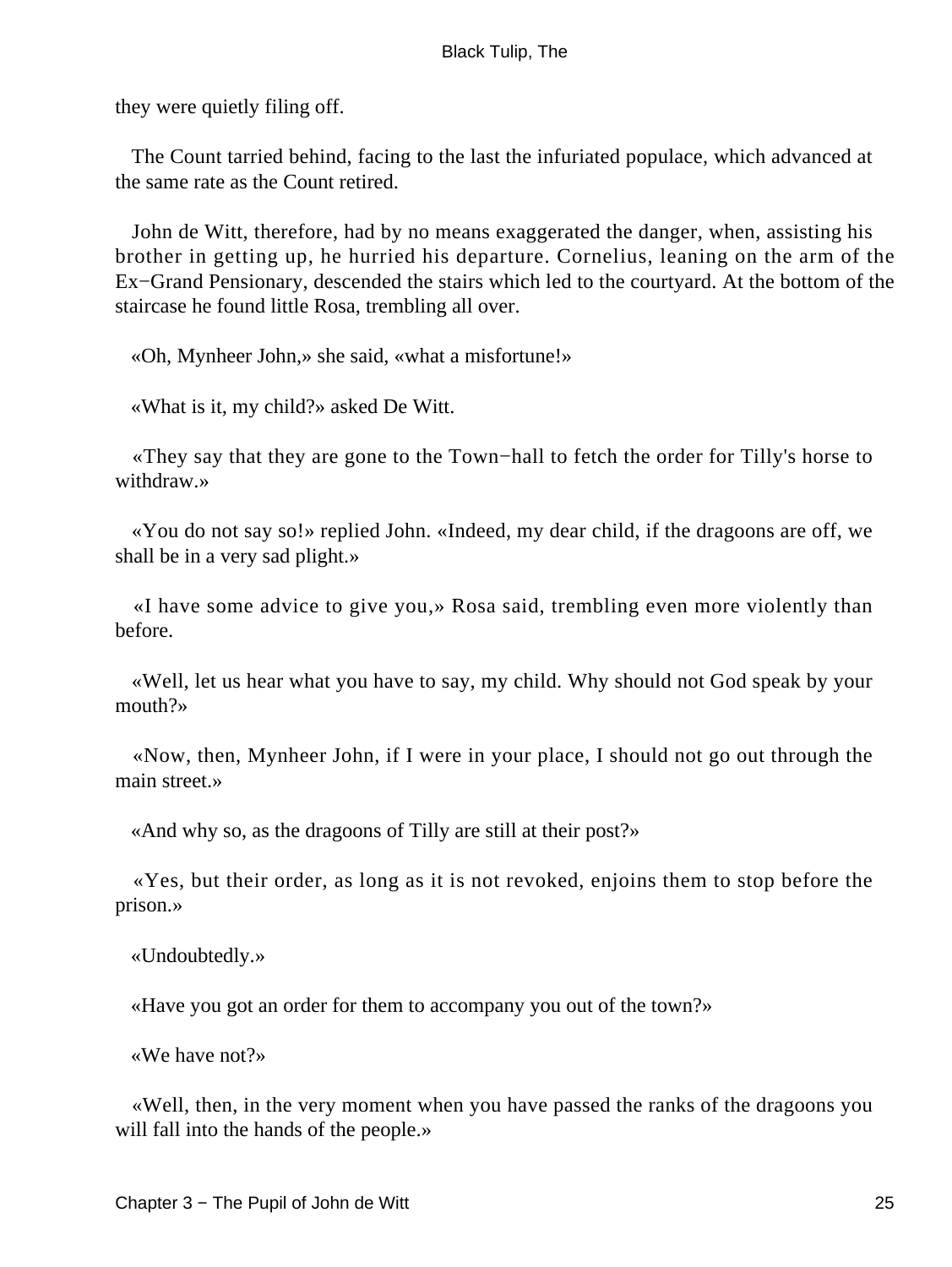they were quietly filing off.

The Count tarried behind, facing to the last the infuriated populace, which advanced at the same rate as the Count retired.

John de Witt, therefore, had by no means exaggerated the danger, when, assisting his brother in getting up, he hurried his departure. Cornelius, leaning on the arm of the Ex−Grand Pensionary, descended the stairs which led to the courtyard. At the bottom of the staircase he found little Rosa, trembling all over.

«Oh, Mynheer John,» she said, «what a misfortune!»

«What is it, my child?» asked De Witt.

«They say that they are gone to the Town−hall to fetch the order for Tilly's horse to withdraw.»

«You do not say so!» replied John. «Indeed, my dear child, if the dragoons are off, we shall be in a very sad plight.»

«I have some advice to give you,» Rosa said, trembling even more violently than before.

«Well, let us hear what you have to say, my child. Why should not God speak by your mouth?»

«Now, then, Mynheer John, if I were in your place, I should not go out through the main street.»

«And why so, as the dragoons of Tilly are still at their post?»

«Yes, but their order, as long as it is not revoked, enjoins them to stop before the prison.»

«Undoubtedly.»

«Have you got an order for them to accompany you out of the town?»

«We have not?»

«Well, then, in the very moment when you have passed the ranks of the dragoons you will fall into the hands of the people.»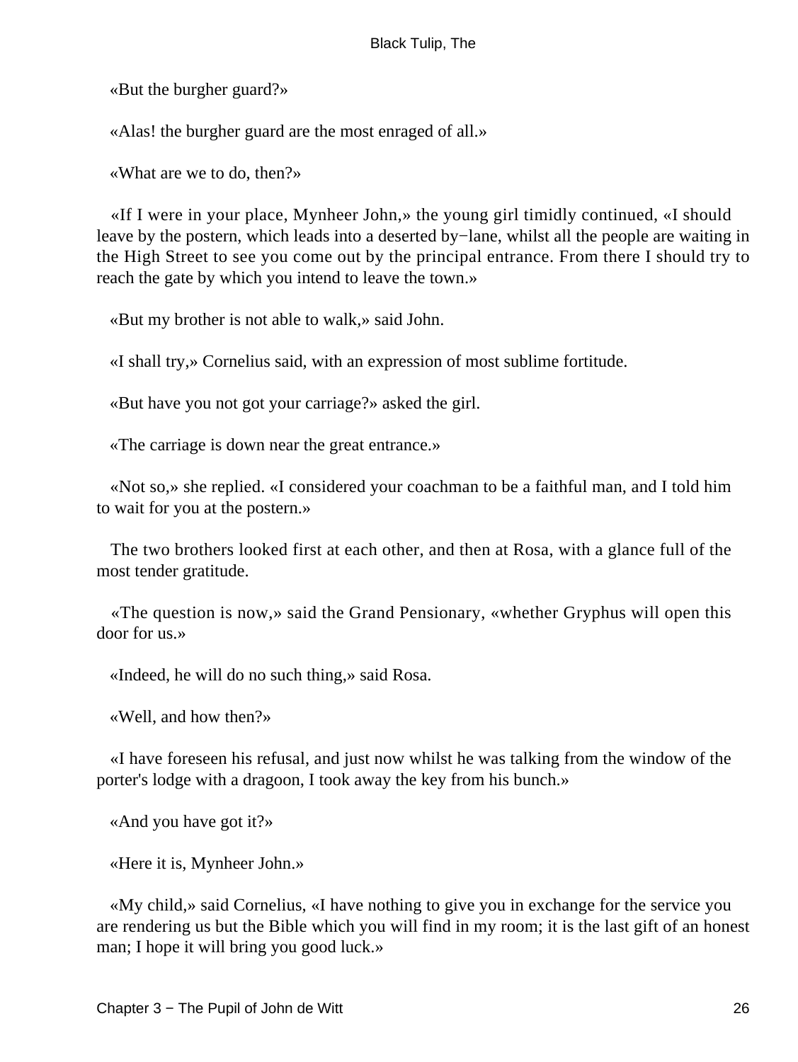«But the burgher guard?»

«Alas! the burgher guard are the most enraged of all.»

«What are we to do, then?»

«If I were in your place, Mynheer John,» the young girl timidly continued, «I should leave by the postern, which leads into a deserted by−lane, whilst all the people are waiting in the High Street to see you come out by the principal entrance. From there I should try to reach the gate by which you intend to leave the town.»

«But my brother is not able to walk,» said John.

«I shall try,» Cornelius said, with an expression of most sublime fortitude.

«But have you not got your carriage?» asked the girl.

«The carriage is down near the great entrance.»

«Not so,» she replied. «I considered your coachman to be a faithful man, and I told him to wait for you at the postern.»

The two brothers looked first at each other, and then at Rosa, with a glance full of the most tender gratitude.

«The question is now,» said the Grand Pensionary, «whether Gryphus will open this door for us.»

«Indeed, he will do no such thing,» said Rosa.

«Well, and how then?»

«I have foreseen his refusal, and just now whilst he was talking from the window of the porter's lodge with a dragoon, I took away the key from his bunch.»

«And you have got it?»

«Here it is, Mynheer John.»

«My child,» said Cornelius, «I have nothing to give you in exchange for the service you are rendering us but the Bible which you will find in my room; it is the last gift of an honest man; I hope it will bring you good luck.»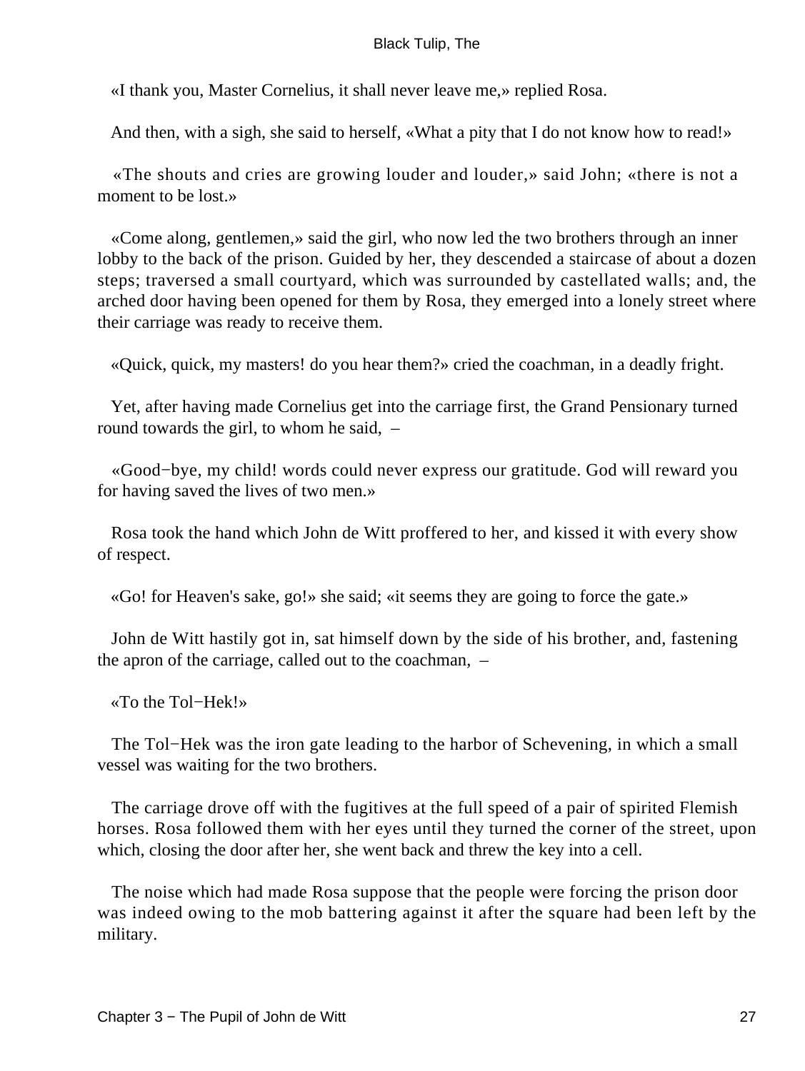«I thank you, Master Cornelius, it shall never leave me,» replied Rosa.

And then, with a sigh, she said to herself, «What a pity that I do not know how to read!»

«The shouts and cries are growing louder and louder,» said John; «there is not a moment to be lost.»

«Come along, gentlemen,» said the girl, who now led the two brothers through an inner lobby to the back of the prison. Guided by her, they descended a staircase of about a dozen steps; traversed a small courtyard, which was surrounded by castellated walls; and, the arched door having been opened for them by Rosa, they emerged into a lonely street where their carriage was ready to receive them.

«Quick, quick, my masters! do you hear them?» cried the coachman, in a deadly fright.

Yet, after having made Cornelius get into the carriage first, the Grand Pensionary turned round towards the girl, to whom he said, –

«Good−bye, my child! words could never express our gratitude. God will reward you for having saved the lives of two men.»

Rosa took the hand which John de Witt proffered to her, and kissed it with every show of respect.

«Go! for Heaven's sake, go!» she said; «it seems they are going to force the gate.»

John de Witt hastily got in, sat himself down by the side of his brother, and, fastening the apron of the carriage, called out to the coachman, –

«To the Tol−Hek!»

The Tol−Hek was the iron gate leading to the harbor of Schevening, in which a small vessel was waiting for the two brothers.

The carriage drove off with the fugitives at the full speed of a pair of spirited Flemish horses. Rosa followed them with her eyes until they turned the corner of the street, upon which, closing the door after her, she went back and threw the key into a cell.

The noise which had made Rosa suppose that the people were forcing the prison door was indeed owing to the mob battering against it after the square had been left by the military.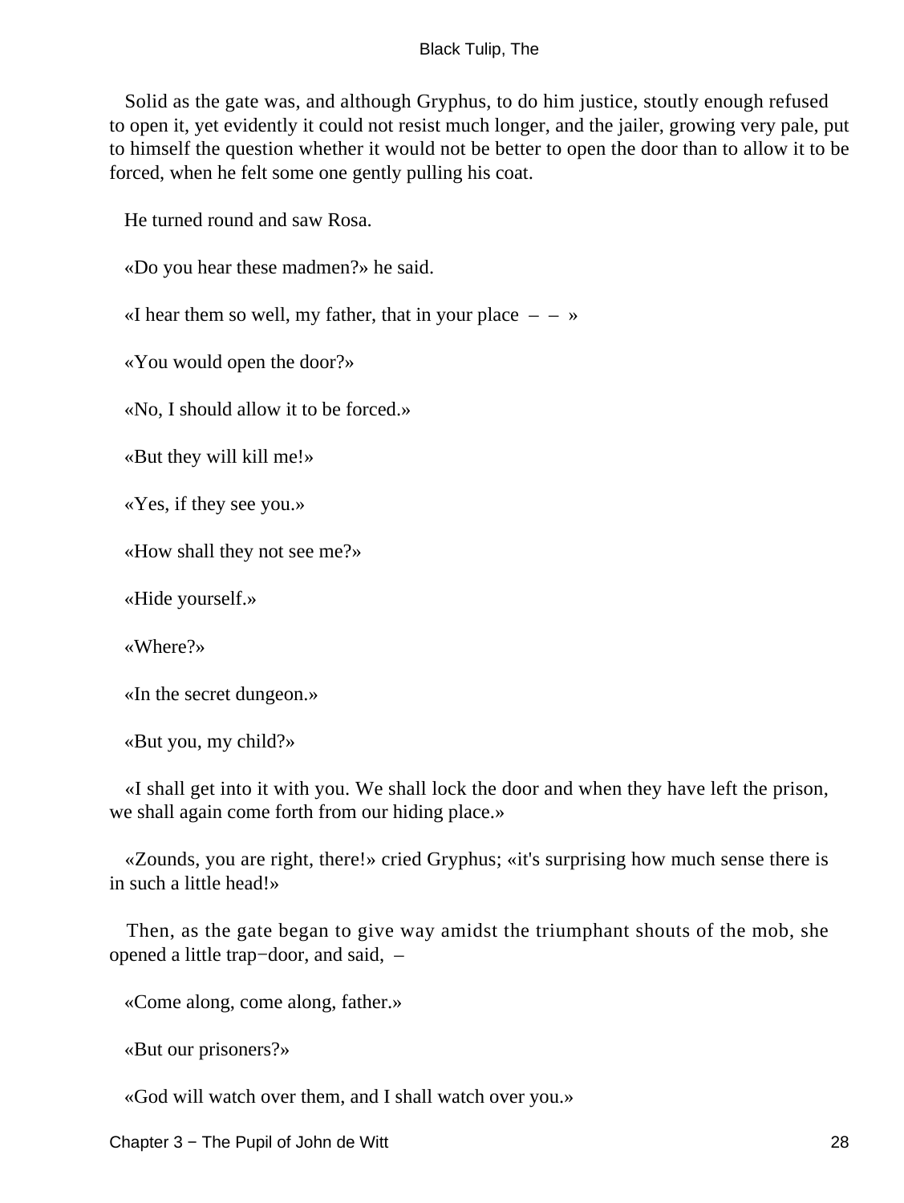Solid as the gate was, and although Gryphus, to do him justice, stoutly enough refused to open it, yet evidently it could not resist much longer, and the jailer, growing very pale, put to himself the question whether it would not be better to open the door than to allow it to be forced, when he felt some one gently pulling his coat.

He turned round and saw Rosa.

«Do you hear these madmen?» he said.

«I hear them so well, my father, that in your place – – »

«You would open the door?»

«No, I should allow it to be forced.»

«But they will kill me!»

«Yes, if they see you.»

«How shall they not see me?»

«Hide yourself.»

«Where?»

«In the secret dungeon.»

«But you, my child?»

«I shall get into it with you. We shall lock the door and when they have left the prison, we shall again come forth from our hiding place.»

«Zounds, you are right, there!» cried Gryphus; «it's surprising how much sense there is in such a little head!»

Then, as the gate began to give way amidst the triumphant shouts of the mob, she opened a little trap−door, and said, –

«Come along, come along, father.»

«But our prisoners?»

«God will watch over them, and I shall watch over you.»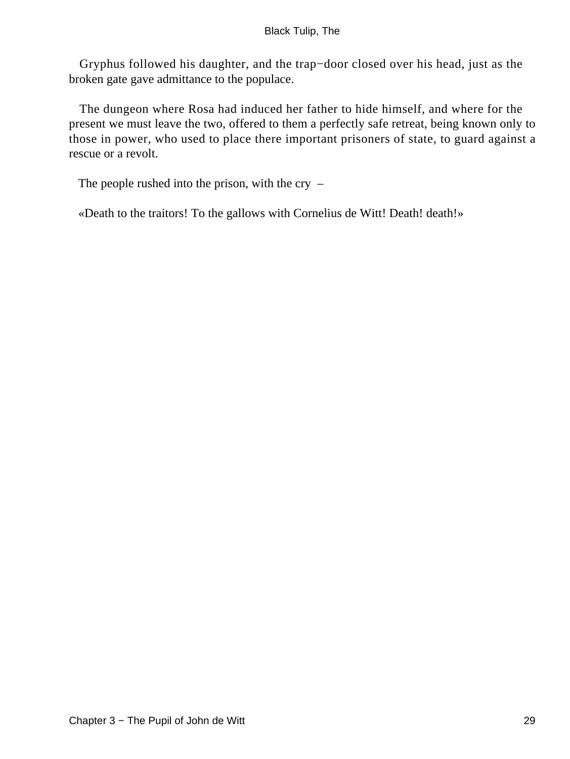Gryphus followed his daughter, and the trap−door closed over his head, just as the broken gate gave admittance to the populace.

The dungeon where Rosa had induced her father to hide himself, and where for the present we must leave the two, offered to them a perfectly safe retreat, being known only to those in power, who used to place there important prisoners of state, to guard against a rescue or a revolt.

The people rushed into the prison, with the cry –

«Death to the traitors! To the gallows with Cornelius de Witt! Death! death!»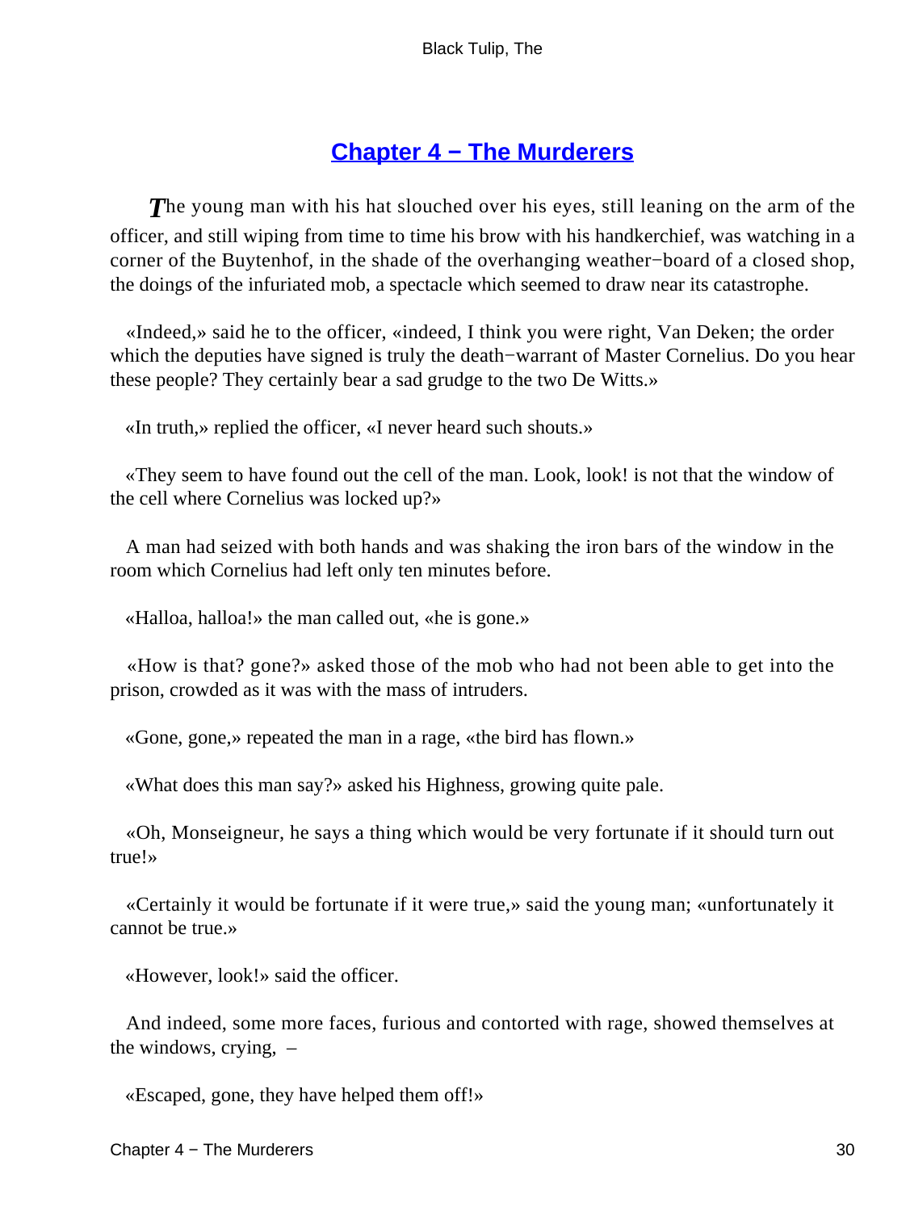## Chapter 4 − The Murderers

*T*he young man with his hat slouched over his eyes, still leaning on the arm of the officer, and still wiping from time to time his brow with his handkerchief, was watching in a corner of the Buytenhof, in the shade of the overhanging weather−board of a closed shop, the doings of the infuriated mob, a spectacle which seemed to draw near its catastrophe.

«Indeed,» said he to the officer, «indeed, I think you were right, Van Deken; the order which the deputies have signed is truly the death−warrant of Master Cornelius. Do you hear these people? They certainly bear a sad grudge to the two De Witts.»

«In truth,» replied the officer, «I never heard such shouts.»

«They seem to have found out the cell of the man. Look, look! is not that the window of the cell where Cornelius was locked up?»

A man had seized with both hands and was shaking the iron bars of the window in the room which Cornelius had left only ten minutes before.

«Halloa, halloa!» the man called out, «he is gone.»

«How is that? gone?» asked those of the mob who had not been able to get into the prison, crowded as it was with the mass of intruders.

«Gone, gone,» repeated the man in a rage, «the bird has flown.»

«What does this man say?» asked his Highness, growing quite pale.

«Oh, Monseigneur, he says a thing which would be very fortunate if it should turn out true!»

«Certainly it would be fortunate if it were true,» said the young man; «unfortunately it cannot be true.»

«However, look!» said the officer.

And indeed, some more faces, furious and contorted with rage, showed themselves at the windows, crying, –

«Escaped, gone, they have helped them off!»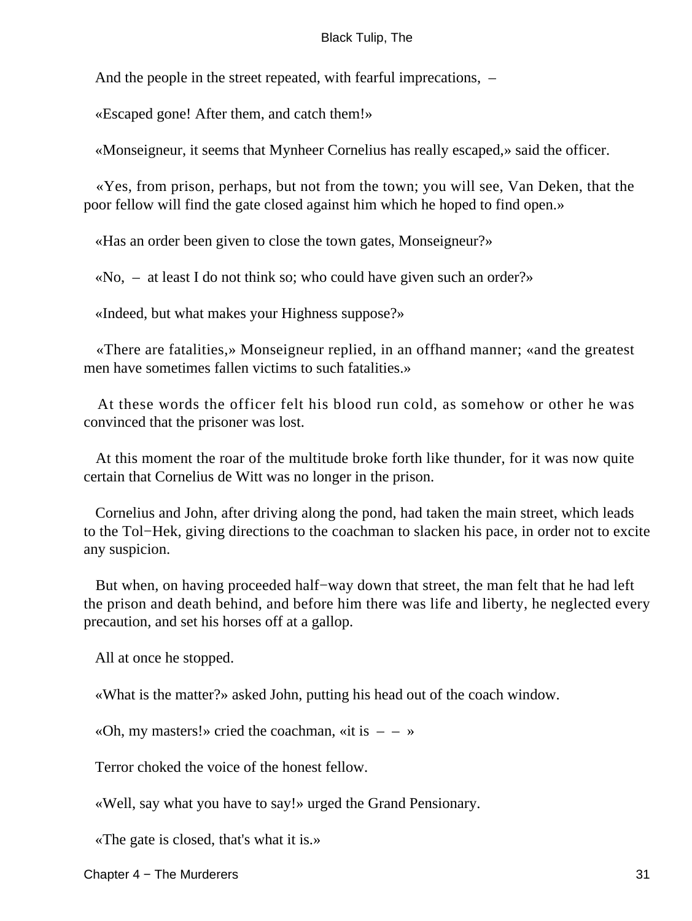And the people in the street repeated, with fearful imprecations, –

«Escaped gone! After them, and catch them!»

«Monseigneur, it seems that Mynheer Cornelius has really escaped,» said the officer.

«Yes, from prison, perhaps, but not from the town; you will see, Van Deken, that the poor fellow will find the gate closed against him which he hoped to find open.»

«Has an order been given to close the town gates, Monseigneur?»

«No, – at least I do not think so; who could have given such an order?»

«Indeed, but what makes your Highness suppose?»

«There are fatalities,» Monseigneur replied, in an offhand manner; «and the greatest men have sometimes fallen victims to such fatalities.»

At these words the officer felt his blood run cold, as somehow or other he was convinced that the prisoner was lost.

At this moment the roar of the multitude broke forth like thunder, for it was now quite certain that Cornelius de Witt was no longer in the prison.

Cornelius and John, after driving along the pond, had taken the main street, which leads to the Tol−Hek, giving directions to the coachman to slacken his pace, in order not to excite any suspicion.

But when, on having proceeded half−way down that street, the man felt that he had left the prison and death behind, and before him there was life and liberty, he neglected every precaution, and set his horses off at a gallop.

All at once he stopped.

«What is the matter?» asked John, putting his head out of the coach window.

«Oh, my masters!» cried the coachman, «it is – – »

Terror choked the voice of the honest fellow.

«Well, say what you have to say!» urged the Grand Pensionary.

«The gate is closed, that's what it is.»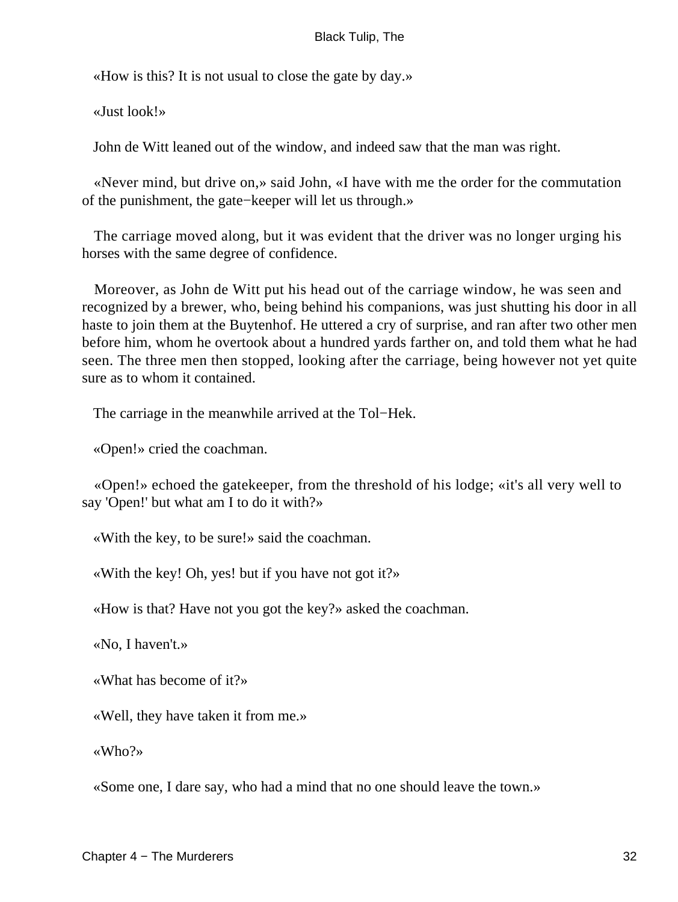«How is this? It is not usual to close the gate by day.»

«Just look!»

John de Witt leaned out of the window, and indeed saw that the man was right.

«Never mind, but drive on,» said John, «I have with me the order for the commutation of the punishment, the gate−keeper will let us through.»

The carriage moved along, but it was evident that the driver was no longer urging his horses with the same degree of confidence.

Moreover, as John de Witt put his head out of the carriage window, he was seen and recognized by a brewer, who, being behind his companions, was just shutting his door in all haste to join them at the Buytenhof. He uttered a cry of surprise, and ran after two other men before him, whom he overtook about a hundred yards farther on, and told them what he had seen. The three men then stopped, looking after the carriage, being however not yet quite sure as to whom it contained.

The carriage in the meanwhile arrived at the Tol−Hek.

«Open!» cried the coachman.

«Open!» echoed the gatekeeper, from the threshold of his lodge; «it's all very well to say 'Open!' but what am I to do it with?»

«With the key, to be sure!» said the coachman.

«With the key! Oh, yes! but if you have not got it?»

«How is that? Have not you got the key?» asked the coachman.

«No, I haven't.»

«What has become of it?»

«Well, they have taken it from me.»

«Who?»

«Some one, I dare say, who had a mind that no one should leave the town.»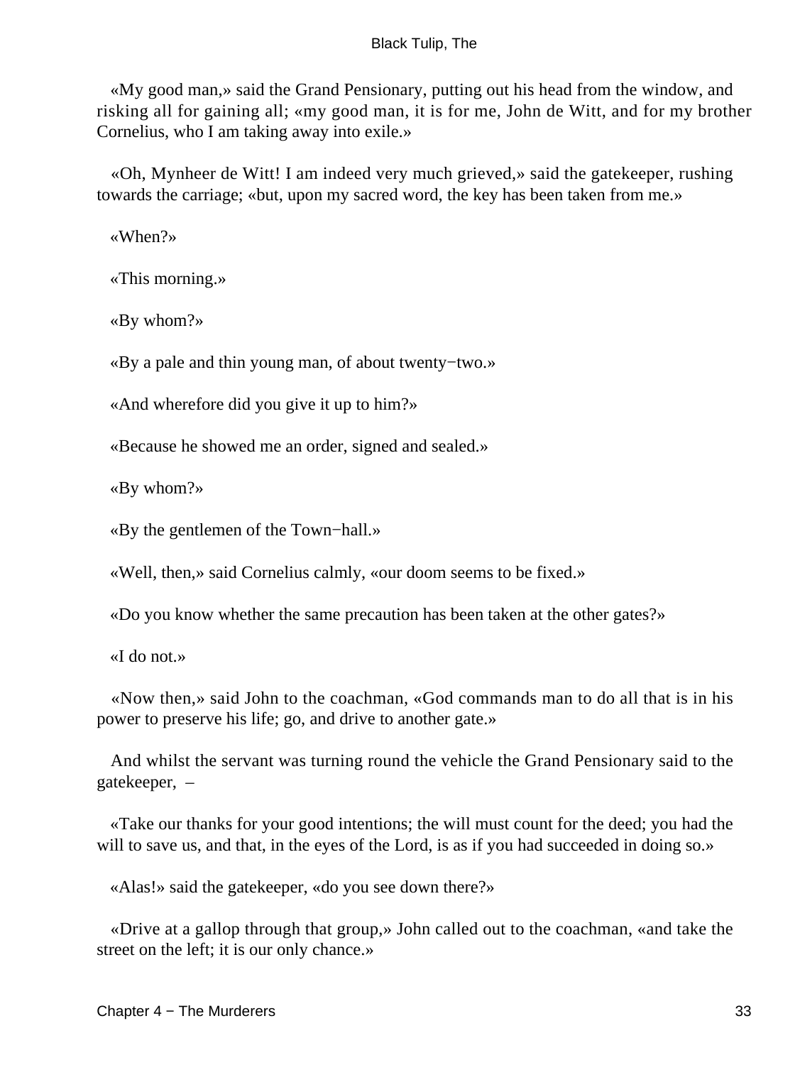«My good man,» said the Grand Pensionary, putting out his head from the window, and risking all for gaining all; «my good man, it is for me, John de Witt, and for my brother Cornelius, who I am taking away into exile.»

«Oh, Mynheer de Witt! I am indeed very much grieved,» said the gatekeeper, rushing towards the carriage; «but, upon my sacred word, the key has been taken from me.»

«When?»

«This morning.»

«By whom?»

«By a pale and thin young man, of about twenty−two.»

«And wherefore did you give it up to him?»

«Because he showed me an order, signed and sealed.»

«By whom?»

«By the gentlemen of the Town−hall.»

«Well, then,» said Cornelius calmly, «our doom seems to be fixed.»

«Do you know whether the same precaution has been taken at the other gates?»

«I do not.»

«Now then,» said John to the coachman, «God commands man to do all that is in his power to preserve his life; go, and drive to another gate.»

And whilst the servant was turning round the vehicle the Grand Pensionary said to the gatekeeper, –

«Take our thanks for your good intentions; the will must count for the deed; you had the will to save us, and that, in the eyes of the Lord, is as if you had succeeded in doing so.»

«Alas!» said the gatekeeper, «do you see down there?»

«Drive at a gallop through that group,» John called out to the coachman, «and take the street on the left; it is our only chance.»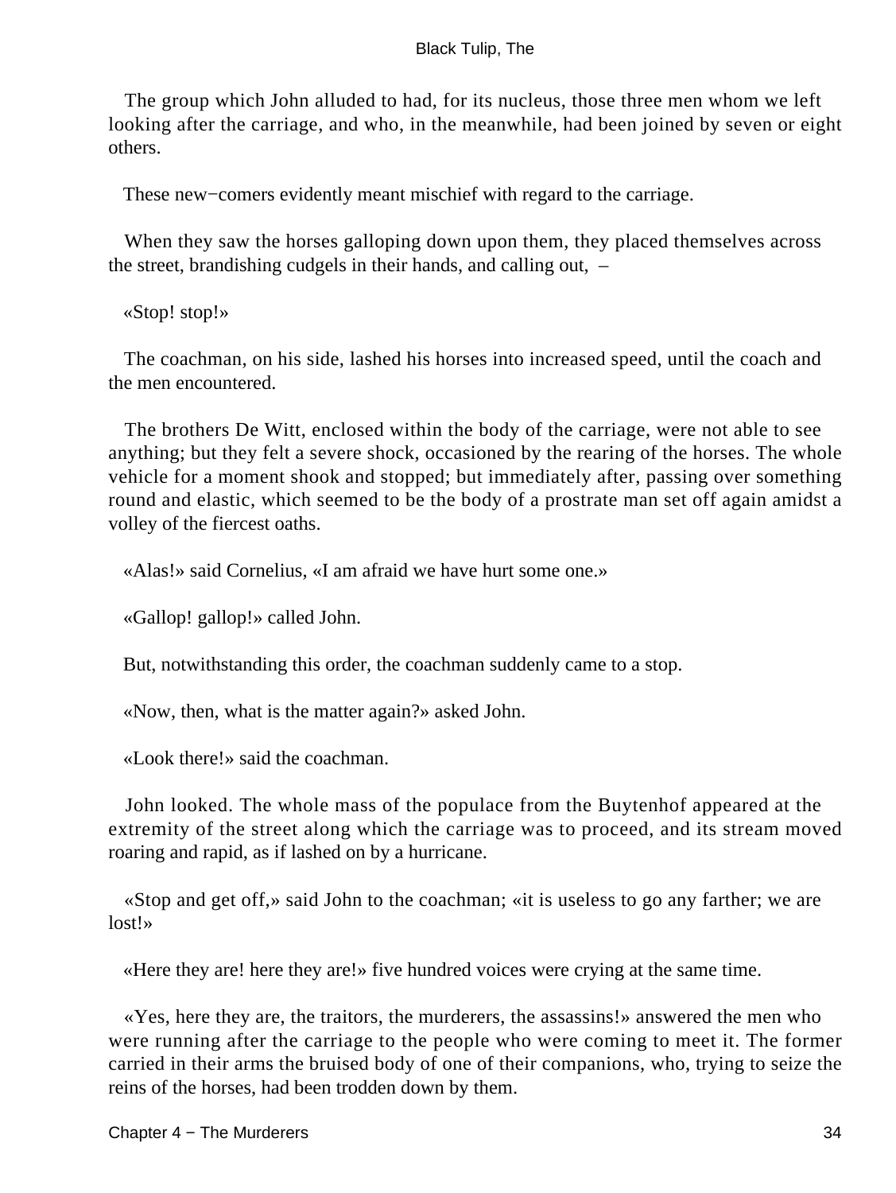The group which John alluded to had, for its nucleus, those three men whom we left looking after the carriage, and who, in the meanwhile, had been joined by seven or eight others.

These new−comers evidently meant mischief with regard to the carriage.

When they saw the horses galloping down upon them, they placed themselves across the street, brandishing cudgels in their hands, and calling out, –

«Stop! stop!»

The coachman, on his side, lashed his horses into increased speed, until the coach and the men encountered.

The brothers De Witt, enclosed within the body of the carriage, were not able to see anything; but they felt a severe shock, occasioned by the rearing of the horses. The whole vehicle for a moment shook and stopped; but immediately after, passing over something round and elastic, which seemed to be the body of a prostrate man set off again amidst a volley of the fiercest oaths.

«Alas!» said Cornelius, «I am afraid we have hurt some one.»

«Gallop! gallop!» called John.

But, notwithstanding this order, the coachman suddenly came to a stop.

«Now, then, what is the matter again?» asked John.

«Look there!» said the coachman.

John looked. The whole mass of the populace from the Buytenhof appeared at the extremity of the street along which the carriage was to proceed, and its stream moved roaring and rapid, as if lashed on by a hurricane.

«Stop and get off,» said John to the coachman; «it is useless to go any farther; we are lost!»

«Here they are! here they are!» five hundred voices were crying at the same time.

«Yes, here they are, the traitors, the murderers, the assassins!» answered the men who were running after the carriage to the people who were coming to meet it. The former carried in their arms the bruised body of one of their companions, who, trying to seize the reins of the horses, had been trodden down by them.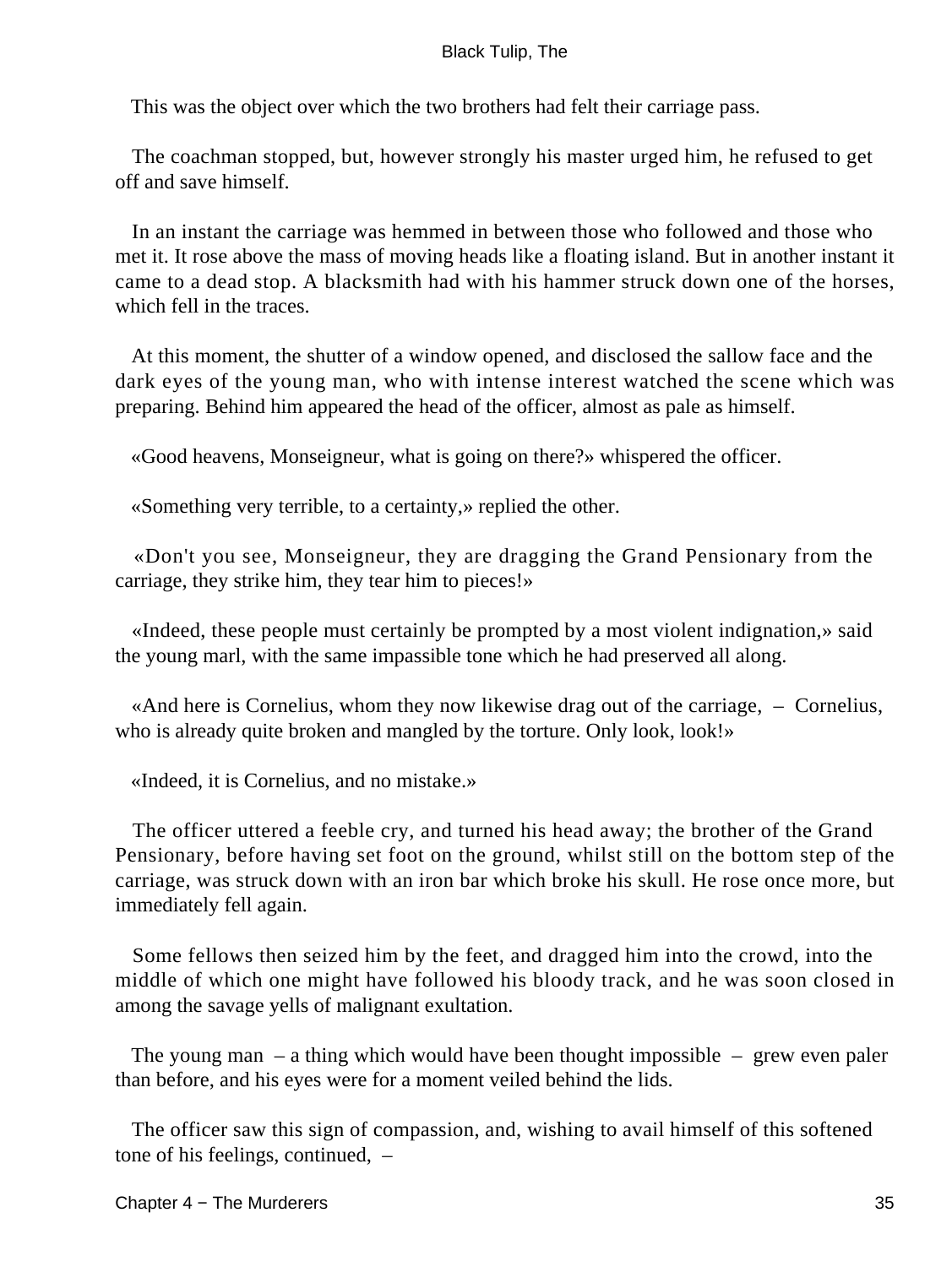This was the object over which the two brothers had felt their carriage pass.

The coachman stopped, but, however strongly his master urged him, he refused to get off and save himself.

In an instant the carriage was hemmed in between those who followed and those who met it. It rose above the mass of moving heads like a floating island. But in another instant it came to a dead stop. A blacksmith had with his hammer struck down one of the horses, which fell in the traces.

At this moment, the shutter of a window opened, and disclosed the sallow face and the dark eyes of the young man, who with intense interest watched the scene which was preparing. Behind him appeared the head of the officer, almost as pale as himself.

«Good heavens, Monseigneur, what is going on there?» whispered the officer.

«Something very terrible, to a certainty,» replied the other.

«Don't you see, Monseigneur, they are dragging the Grand Pensionary from the carriage, they strike him, they tear him to pieces!»

«Indeed, these people must certainly be prompted by a most violent indignation,» said the young marl, with the same impassible tone which he had preserved all along.

«And here is Cornelius, whom they now likewise drag out of the carriage, – Cornelius, who is already quite broken and mangled by the torture. Only look, look!»

«Indeed, it is Cornelius, and no mistake.»

The officer uttered a feeble cry, and turned his head away; the brother of the Grand Pensionary, before having set foot on the ground, whilst still on the bottom step of the carriage, was struck down with an iron bar which broke his skull. He rose once more, but immediately fell again.

Some fellows then seized him by the feet, and dragged him into the crowd, into the middle of which one might have followed his bloody track, and he was soon closed in among the savage yells of malignant exultation.

The young man – a thing which would have been thought impossible – grew even paler than before, and his eyes were for a moment veiled behind the lids.

The officer saw this sign of compassion, and, wishing to avail himself of this softened tone of his feelings, continued, –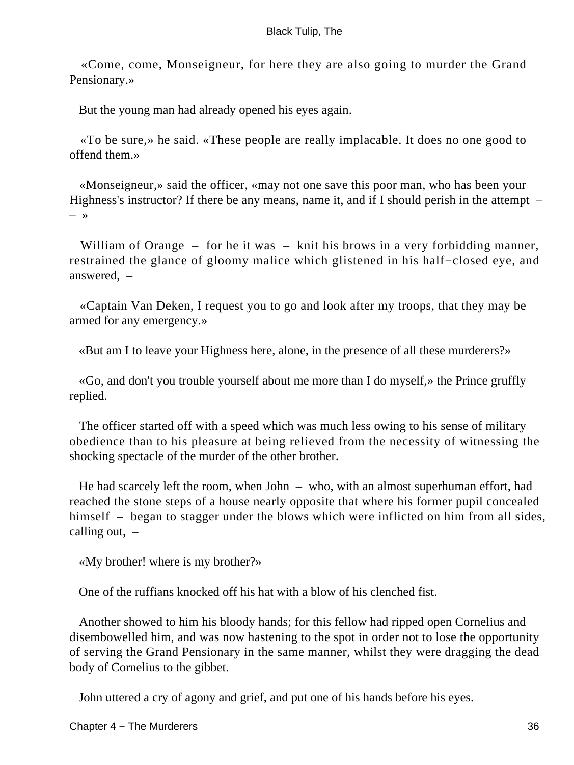«Come, come, Monseigneur, for here they are also going to murder the Grand Pensionary.»

But the young man had already opened his eyes again.

«To be sure,» he said. «These people are really implacable. It does no one good to offend them.»

«Monseigneur,» said the officer, «may not one save this poor man, who has been your Highness's instructor? If there be any means, name it, and if I should perish in the attempt – – »

William of Orange – for he it was – knit his brows in a very forbidding manner, restrained the glance of gloomy malice which glistened in his half−closed eye, and answered, –

«Captain Van Deken, I request you to go and look after my troops, that they may be armed for any emergency.»

«But am I to leave your Highness here, alone, in the presence of all these murderers?»

«Go, and don't you trouble yourself about me more than I do myself,» the Prince gruffly replied.

The officer started off with a speed which was much less owing to his sense of military obedience than to his pleasure at being relieved from the necessity of witnessing the shocking spectacle of the murder of the other brother.

He had scarcely left the room, when John – who, with an almost superhuman effort, had reached the stone steps of a house nearly opposite that where his former pupil concealed himself – began to stagger under the blows which were inflicted on him from all sides, calling out, –

«My brother! where is my brother?»

One of the ruffians knocked off his hat with a blow of his clenched fist.

Another showed to him his bloody hands; for this fellow had ripped open Cornelius and disembowelled him, and was now hastening to the spot in order not to lose the opportunity of serving the Grand Pensionary in the same manner, whilst they were dragging the dead body of Cornelius to the gibbet.

John uttered a cry of agony and grief, and put one of his hands before his eyes.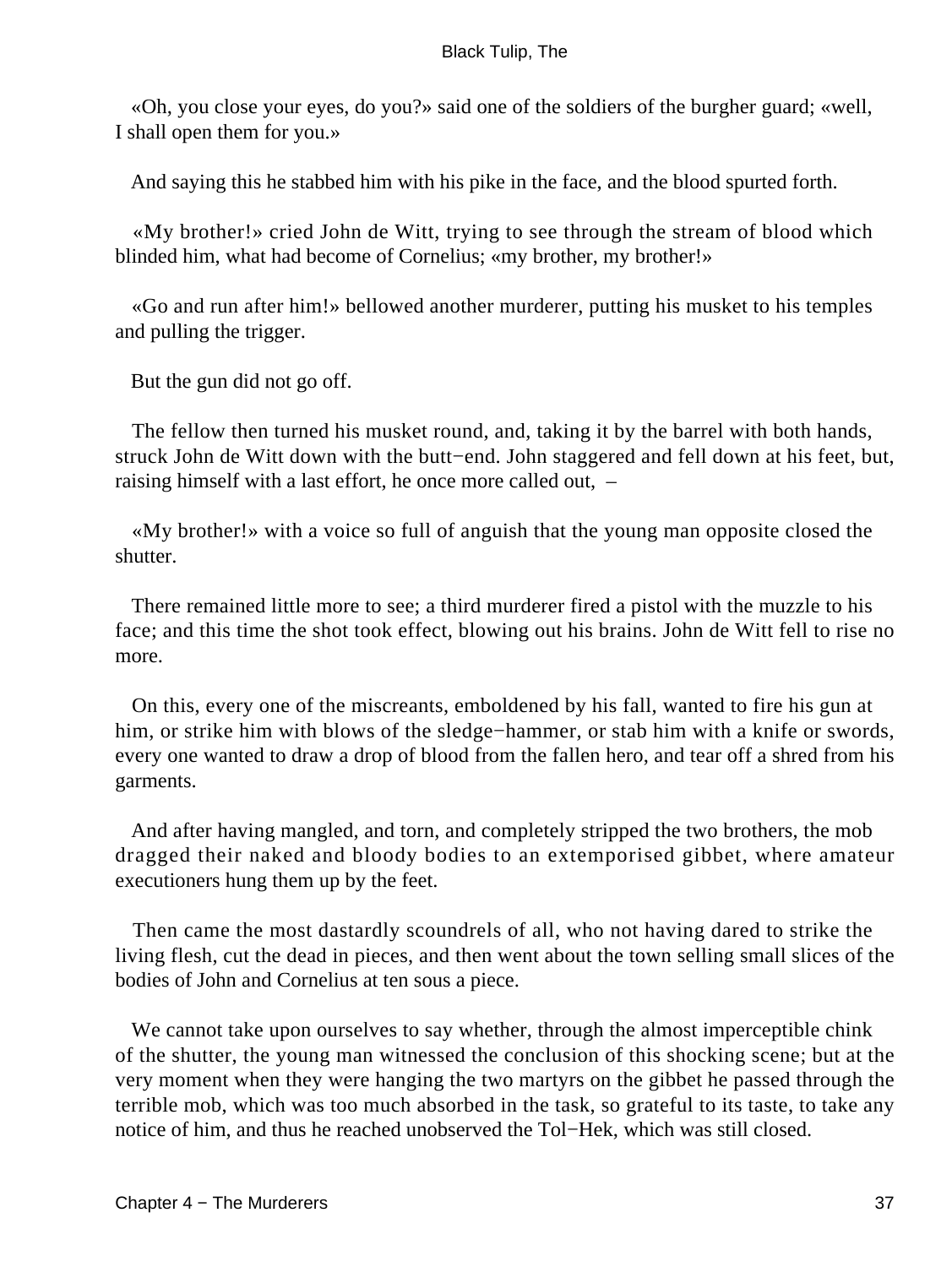«Oh, you close your eyes, do you?» said one of the soldiers of the burgher guard; «well, I shall open them for you.»

And saying this he stabbed him with his pike in the face, and the blood spurted forth.

«My brother!» cried John de Witt, trying to see through the stream of blood which blinded him, what had become of Cornelius; «my brother, my brother!»

«Go and run after him!» bellowed another murderer, putting his musket to his temples and pulling the trigger.

But the gun did not go off.

The fellow then turned his musket round, and, taking it by the barrel with both hands, struck John de Witt down with the butt−end. John staggered and fell down at his feet, but, raising himself with a last effort, he once more called out, –

«My brother!» with a voice so full of anguish that the young man opposite closed the shutter.

There remained little more to see; a third murderer fired a pistol with the muzzle to his face; and this time the shot took effect, blowing out his brains. John de Witt fell to rise no more.

On this, every one of the miscreants, emboldened by his fall, wanted to fire his gun at him, or strike him with blows of the sledge−hammer, or stab him with a knife or swords, every one wanted to draw a drop of blood from the fallen hero, and tear off a shred from his garments.

And after having mangled, and torn, and completely stripped the two brothers, the mob dragged their naked and bloody bodies to an extemporised gibbet, where amateur executioners hung them up by the feet.

Then came the most dastardly scoundrels of all, who not having dared to strike the living flesh, cut the dead in pieces, and then went about the town selling small slices of the bodies of John and Cornelius at ten sous a piece.

We cannot take upon ourselves to say whether, through the almost imperceptible chink of the shutter, the young man witnessed the conclusion of this shocking scene; but at the very moment when they were hanging the two martyrs on the gibbet he passed through the terrible mob, which was too much absorbed in the task, so grateful to its taste, to take any notice of him, and thus he reached unobserved the Tol−Hek, which was still closed.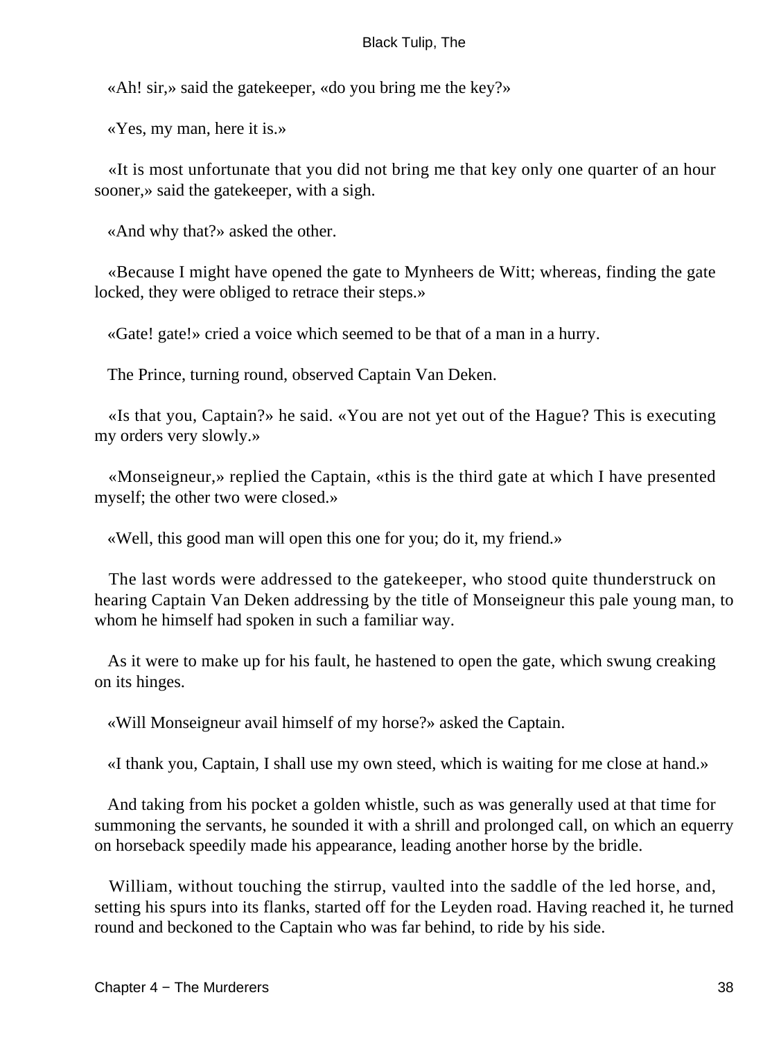«Ah! sir,» said the gatekeeper, «do you bring me the key?»

«Yes, my man, here it is.»

«It is most unfortunate that you did not bring me that key only one quarter of an hour sooner,» said the gatekeeper, with a sigh.

«And why that?» asked the other.

«Because I might have opened the gate to Mynheers de Witt; whereas, finding the gate locked, they were obliged to retrace their steps.»

«Gate! gate!» cried a voice which seemed to be that of a man in a hurry.

The Prince, turning round, observed Captain Van Deken.

«Is that you, Captain?» he said. «You are not yet out of the Hague? This is executing my orders very slowly.»

«Monseigneur,» replied the Captain, «this is the third gate at which I have presented myself; the other two were closed.»

«Well, this good man will open this one for you; do it, my friend.»

The last words were addressed to the gatekeeper, who stood quite thunderstruck on hearing Captain Van Deken addressing by the title of Monseigneur this pale young man, to whom he himself had spoken in such a familiar way.

As it were to make up for his fault, he hastened to open the gate, which swung creaking on its hinges.

«Will Monseigneur avail himself of my horse?» asked the Captain.

«I thank you, Captain, I shall use my own steed, which is waiting for me close at hand.»

And taking from his pocket a golden whistle, such as was generally used at that time for summoning the servants, he sounded it with a shrill and prolonged call, on which an equerry on horseback speedily made his appearance, leading another horse by the bridle.

William, without touching the stirrup, vaulted into the saddle of the led horse, and, setting his spurs into its flanks, started off for the Leyden road. Having reached it, he turned round and beckoned to the Captain who was far behind, to ride by his side.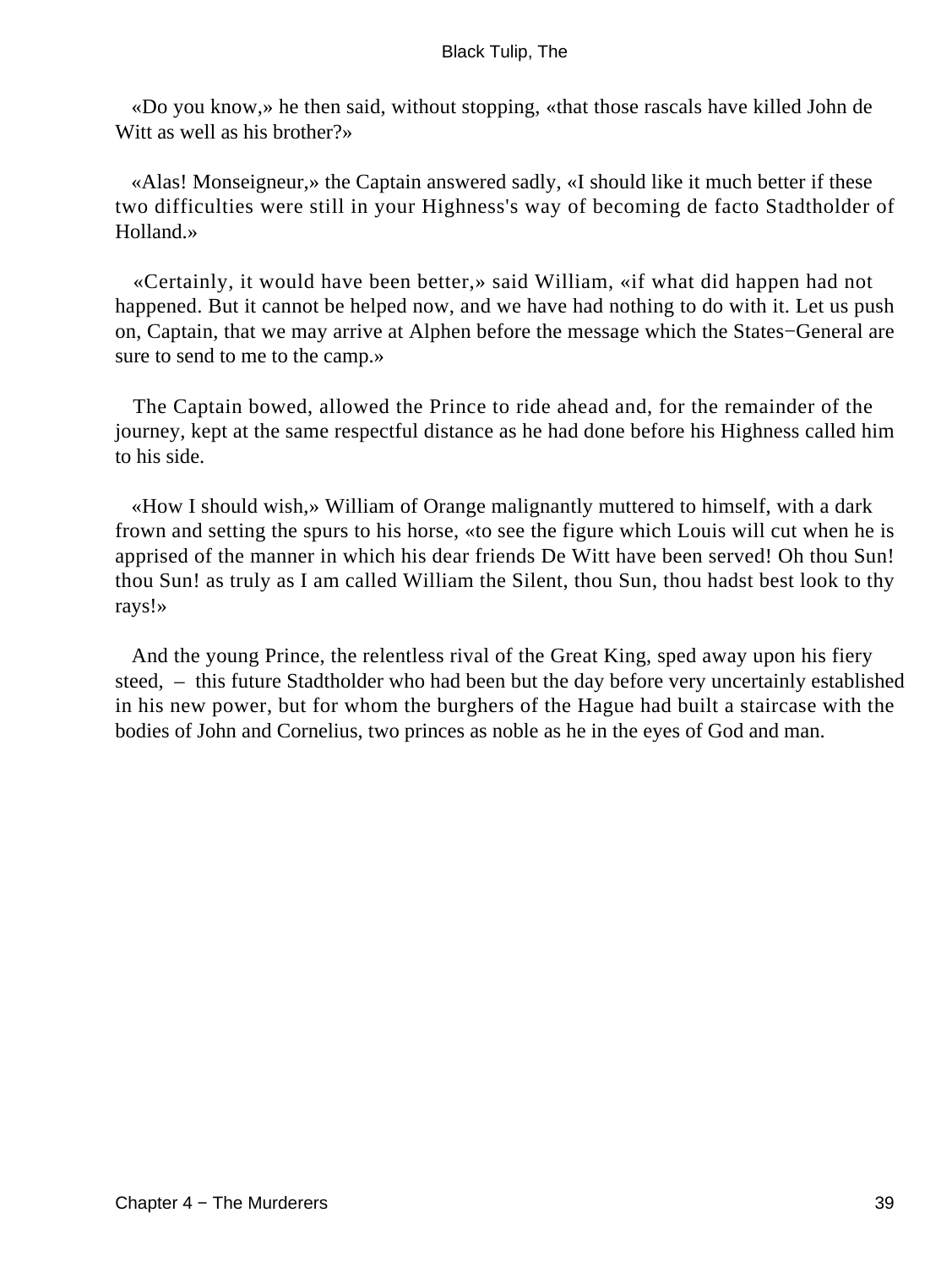«Do you know,» he then said, without stopping, «that those rascals have killed John de Witt as well as his brother?»

«Alas! Monseigneur,» the Captain answered sadly, «I should like it much better if these two difficulties were still in your Highness's way of becoming de facto Stadtholder of Holland.»

«Certainly, it would have been better,» said William, «if what did happen had not happened. But it cannot be helped now, and we have had nothing to do with it. Let us push on, Captain, that we may arrive at Alphen before the message which the States−General are sure to send to me to the camp.»

The Captain bowed, allowed the Prince to ride ahead and, for the remainder of the journey, kept at the same respectful distance as he had done before his Highness called him to his side.

«How I should wish,» William of Orange malignantly muttered to himself, with a dark frown and setting the spurs to his horse, «to see the figure which Louis will cut when he is apprised of the manner in which his dear friends De Witt have been served! Oh thou Sun! thou Sun! as truly as I am called William the Silent, thou Sun, thou hadst best look to thy rays!»

And the young Prince, the relentless rival of the Great King, sped away upon his fiery steed, – this future Stadtholder who had been but the day before very uncertainly established in his new power, but for whom the burghers of the Hague had built a staircase with the bodies of John and Cornelius, two princes as noble as he in the eyes of God and man.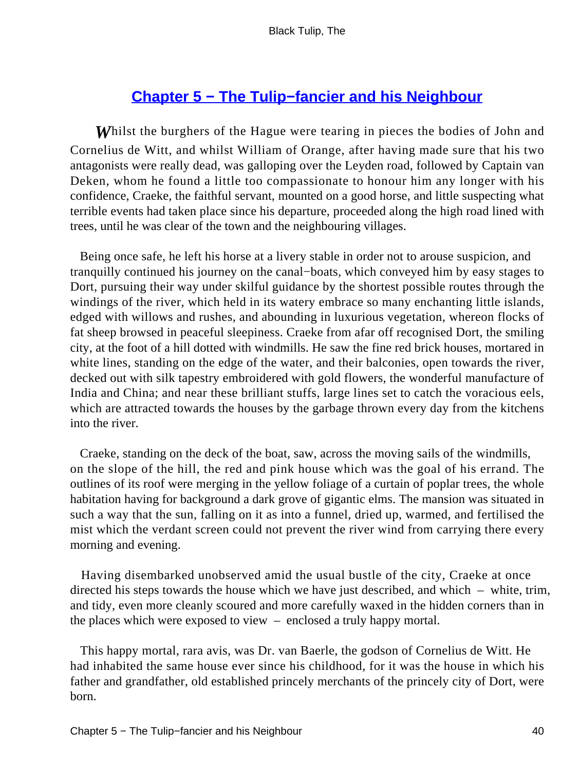## Chapter 5 − The Tulip−fancier and his Neighbour

*W*hilst the burghers of the Hague were tearing in pieces the bodies of John and Cornelius de Witt, and whilst William of Orange, after having made sure that his two antagonists were really dead, was galloping over the Leyden road, followed by Captain van Deken, whom he found a little too compassionate to honour him any longer with his confidence, Craeke, the faithful servant, mounted on a good horse, and little suspecting what terrible events had taken place since his departure, proceeded along the high road lined with trees, until he was clear of the town and the neighbouring villages.

Being once safe, he left his horse at a livery stable in order not to arouse suspicion, and tranquilly continued his journey on the canal−boats, which conveyed him by easy stages to Dort, pursuing their way under skilful guidance by the shortest possible routes through the windings of the river, which held in its watery embrace so many enchanting little islands, edged with willows and rushes, and abounding in luxurious vegetation, whereon flocks of fat sheep browsed in peaceful sleepiness. Craeke from afar off recognised Dort, the smiling city, at the foot of a hill dotted with windmills. He saw the fine red brick houses, mortared in white lines, standing on the edge of the water, and their balconies, open towards the river, decked out with silk tapestry embroidered with gold flowers, the wonderful manufacture of India and China; and near these brilliant stuffs, large lines set to catch the voracious eels, which are attracted towards the houses by the garbage thrown every day from the kitchens into the river.

Craeke, standing on the deck of the boat, saw, across the moving sails of the windmills, on the slope of the hill, the red and pink house which was the goal of his errand. The outlines of its roof were merging in the yellow foliage of a curtain of poplar trees, the whole habitation having for background a dark grove of gigantic elms. The mansion was situated in such a way that the sun, falling on it as into a funnel, dried up, warmed, and fertilised the mist which the verdant screen could not prevent the river wind from carrying there every morning and evening.

Having disembarked unobserved amid the usual bustle of the city, Craeke at once directed his steps towards the house which we have just described, and which – white, trim, and tidy, even more cleanly scoured and more carefully waxed in the hidden corners than in the places which were exposed to view – enclosed a truly happy mortal.

This happy mortal, rara avis, was Dr. van Baerle, the godson of Cornelius de Witt. He had inhabited the same house ever since his childhood, for it was the house in which his father and grandfather, old established princely merchants of the princely city of Dort, were born.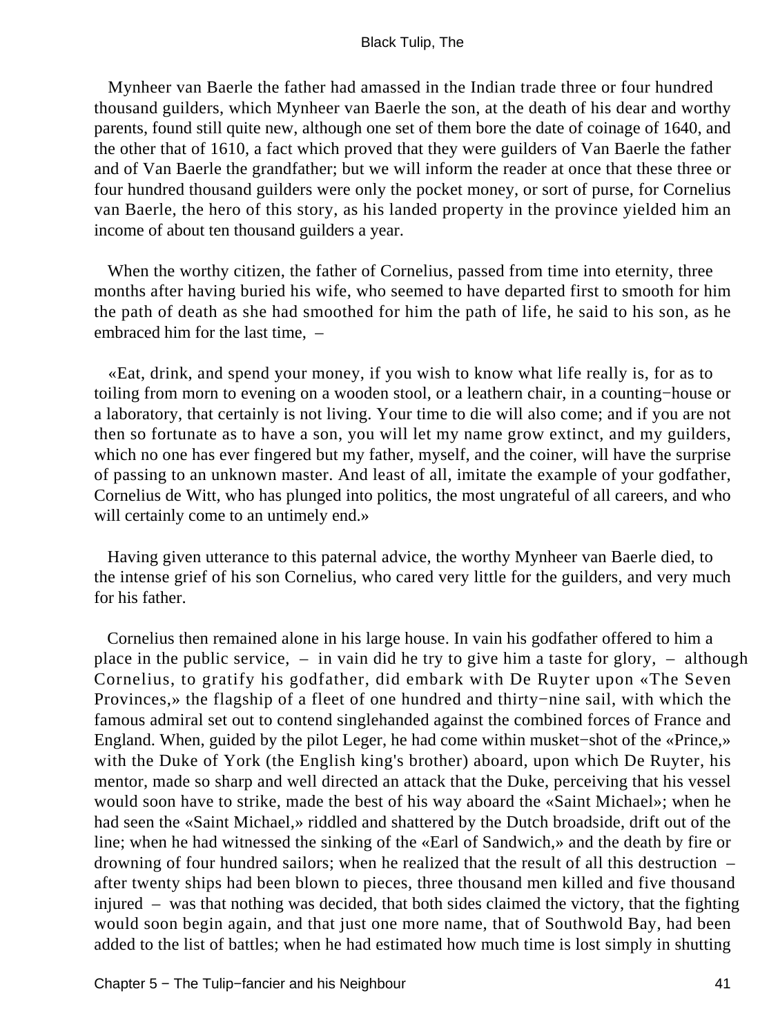Mynheer van Baerle the father had amassed in the Indian trade three or four hundred thousand guilders, which Mynheer van Baerle the son, at the death of his dear and worthy parents, found still quite new, although one set of them bore the date of coinage of 1640, and the other that of 1610, a fact which proved that they were guilders of Van Baerle the father and of Van Baerle the grandfather; but we will inform the reader at once that these three or four hundred thousand guilders were only the pocket money, or sort of purse, for Cornelius van Baerle, the hero of this story, as his landed property in the province yielded him an income of about ten thousand guilders a year.

When the worthy citizen, the father of Cornelius, passed from time into eternity, three months after having buried his wife, who seemed to have departed first to smooth for him the path of death as she had smoothed for him the path of life, he said to his son, as he embraced him for the last time, –

«Eat, drink, and spend your money, if you wish to know what life really is, for as to toiling from morn to evening on a wooden stool, or a leathern chair, in a counting−house or a laboratory, that certainly is not living. Your time to die will also come; and if you are not then so fortunate as to have a son, you will let my name grow extinct, and my guilders, which no one has ever fingered but my father, myself, and the coiner, will have the surprise of passing to an unknown master. And least of all, imitate the example of your godfather, Cornelius de Witt, who has plunged into politics, the most ungrateful of all careers, and who will certainly come to an untimely end.»

Having given utterance to this paternal advice, the worthy Mynheer van Baerle died, to the intense grief of his son Cornelius, who cared very little for the guilders, and very much for his father.

Cornelius then remained alone in his large house. In vain his godfather offered to him a place in the public service, – in vain did he try to give him a taste for glory, – although Cornelius, to gratify his godfather, did embark with De Ruyter upon «The Seven Provinces,» the flagship of a fleet of one hundred and thirty−nine sail, with which the famous admiral set out to contend singlehanded against the combined forces of France and England. When, guided by the pilot Leger, he had come within musket−shot of the «Prince,» with the Duke of York (the English king's brother) aboard, upon which De Ruyter, his mentor, made so sharp and well directed an attack that the Duke, perceiving that his vessel would soon have to strike, made the best of his way aboard the «Saint Michael»; when he had seen the «Saint Michael,» riddled and shattered by the Dutch broadside, drift out of the line; when he had witnessed the sinking of the «Earl of Sandwich,» and the death by fire or drowning of four hundred sailors; when he realized that the result of all this destruction – after twenty ships had been blown to pieces, three thousand men killed and five thousand injured – was that nothing was decided, that both sides claimed the victory, that the fighting would soon begin again, and that just one more name, that of Southwold Bay, had been added to the list of battles; when he had estimated how much time is lost simply in shutting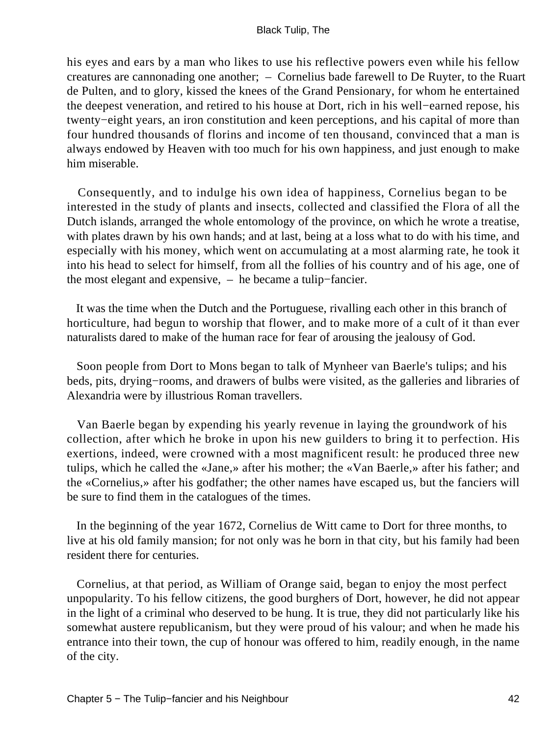his eyes and ears by a man who likes to use his reflective powers even while his fellow creatures are cannonading one another; – Cornelius bade farewell to De Ruyter, to the Ruart de Pulten, and to glory, kissed the knees of the Grand Pensionary, for whom he entertained the deepest veneration, and retired to his house at Dort, rich in his well−earned repose, his twenty−eight years, an iron constitution and keen perceptions, and his capital of more than four hundred thousands of florins and income of ten thousand, convinced that a man is always endowed by Heaven with too much for his own happiness, and just enough to make him miserable.

Consequently, and to indulge his own idea of happiness, Cornelius began to be interested in the study of plants and insects, collected and classified the Flora of all the Dutch islands, arranged the whole entomology of the province, on which he wrote a treatise, with plates drawn by his own hands; and at last, being at a loss what to do with his time, and especially with his money, which went on accumulating at a most alarming rate, he took it into his head to select for himself, from all the follies of his country and of his age, one of the most elegant and expensive, – he became a tulip−fancier.

It was the time when the Dutch and the Portuguese, rivalling each other in this branch of horticulture, had begun to worship that flower, and to make more of a cult of it than ever naturalists dared to make of the human race for fear of arousing the jealousy of God.

Soon people from Dort to Mons began to talk of Mynheer van Baerle's tulips; and his beds, pits, drying−rooms, and drawers of bulbs were visited, as the galleries and libraries of Alexandria were by illustrious Roman travellers.

Van Baerle began by expending his yearly revenue in laying the groundwork of his collection, after which he broke in upon his new guilders to bring it to perfection. His exertions, indeed, were crowned with a most magnificent result: he produced three new tulips, which he called the «Jane,» after his mother; the «Van Baerle,» after his father; and the «Cornelius,» after his godfather; the other names have escaped us, but the fanciers will be sure to find them in the catalogues of the times.

In the beginning of the year 1672, Cornelius de Witt came to Dort for three months, to live at his old family mansion; for not only was he born in that city, but his family had been resident there for centuries.

Cornelius, at that period, as William of Orange said, began to enjoy the most perfect unpopularity. To his fellow citizens, the good burghers of Dort, however, he did not appear in the light of a criminal who deserved to be hung. It is true, they did not particularly like his somewhat austere republicanism, but they were proud of his valour; and when he made his entrance into their town, the cup of honour was offered to him, readily enough, in the name of the city.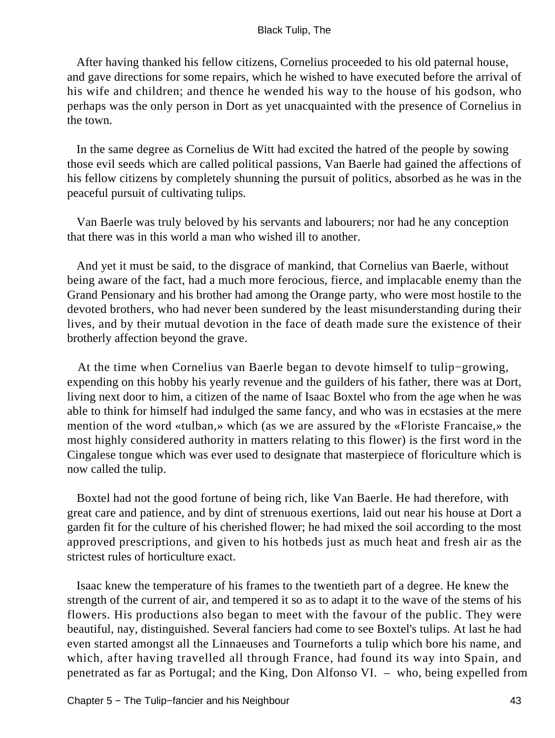After having thanked his fellow citizens, Cornelius proceeded to his old paternal house, and gave directions for some repairs, which he wished to have executed before the arrival of his wife and children; and thence he wended his way to the house of his godson, who perhaps was the only person in Dort as yet unacquainted with the presence of Cornelius in the town.

In the same degree as Cornelius de Witt had excited the hatred of the people by sowing those evil seeds which are called political passions, Van Baerle had gained the affections of his fellow citizens by completely shunning the pursuit of politics, absorbed as he was in the peaceful pursuit of cultivating tulips.

Van Baerle was truly beloved by his servants and labourers; nor had he any conception that there was in this world a man who wished ill to another.

And yet it must be said, to the disgrace of mankind, that Cornelius van Baerle, without being aware of the fact, had a much more ferocious, fierce, and implacable enemy than the Grand Pensionary and his brother had among the Orange party, who were most hostile to the devoted brothers, who had never been sundered by the least misunderstanding during their lives, and by their mutual devotion in the face of death made sure the existence of their brotherly affection beyond the grave.

At the time when Cornelius van Baerle began to devote himself to tulip−growing, expending on this hobby his yearly revenue and the guilders of his father, there was at Dort, living next door to him, a citizen of the name of Isaac Boxtel who from the age when he was able to think for himself had indulged the same fancy, and who was in ecstasies at the mere mention of the word «tulban,» which (as we are assured by the «Floriste Francaise,» the most highly considered authority in matters relating to this flower) is the first word in the Cingalese tongue which was ever used to designate that masterpiece of floriculture which is now called the tulip.

Boxtel had not the good fortune of being rich, like Van Baerle. He had therefore, with great care and patience, and by dint of strenuous exertions, laid out near his house at Dort a garden fit for the culture of his cherished flower; he had mixed the soil according to the most approved prescriptions, and given to his hotbeds just as much heat and fresh air as the strictest rules of horticulture exact.

Isaac knew the temperature of his frames to the twentieth part of a degree. He knew the strength of the current of air, and tempered it so as to adapt it to the wave of the stems of his flowers. His productions also began to meet with the favour of the public. They were beautiful, nay, distinguished. Several fanciers had come to see Boxtel's tulips. At last he had even started amongst all the Linnaeuses and Tourneforts a tulip which bore his name, and which, after having travelled all through France, had found its way into Spain, and penetrated as far as Portugal; and the King, Don Alfonso VI. – who, being expelled from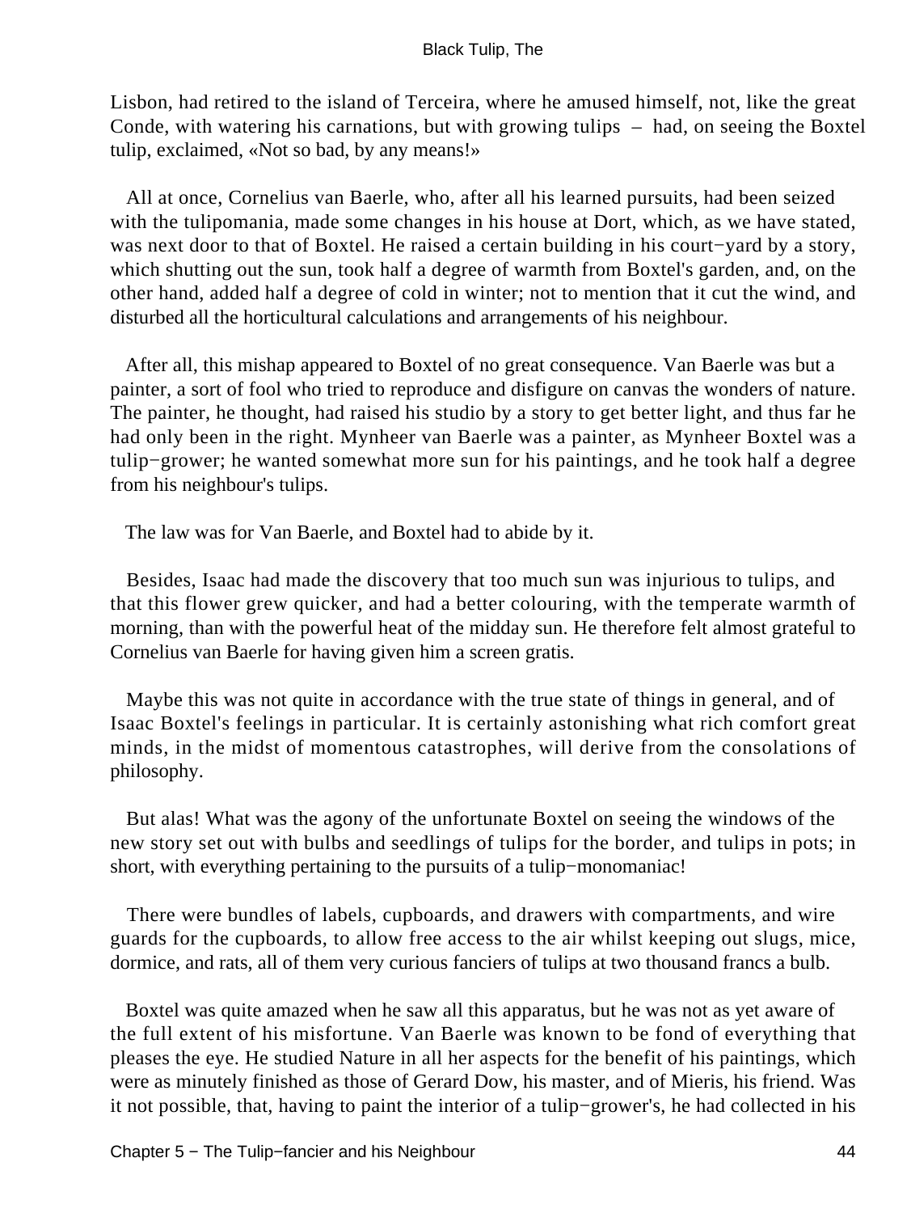Lisbon, had retired to the island of Terceira, where he amused himself, not, like the great Conde, with watering his carnations, but with growing tulips – had, on seeing the Boxtel tulip, exclaimed, «Not so bad, by any means!»

All at once, Cornelius van Baerle, who, after all his learned pursuits, had been seized with the tulipomania, made some changes in his house at Dort, which, as we have stated, was next door to that of Boxtel. He raised a certain building in his court−yard by a story, which shutting out the sun, took half a degree of warmth from Boxtel's garden, and, on the other hand, added half a degree of cold in winter; not to mention that it cut the wind, and disturbed all the horticultural calculations and arrangements of his neighbour.

After all, this mishap appeared to Boxtel of no great consequence. Van Baerle was but a painter, a sort of fool who tried to reproduce and disfigure on canvas the wonders of nature. The painter, he thought, had raised his studio by a story to get better light, and thus far he had only been in the right. Mynheer van Baerle was a painter, as Mynheer Boxtel was a tulip−grower; he wanted somewhat more sun for his paintings, and he took half a degree from his neighbour's tulips.

The law was for Van Baerle, and Boxtel had to abide by it.

Besides, Isaac had made the discovery that too much sun was injurious to tulips, and that this flower grew quicker, and had a better colouring, with the temperate warmth of morning, than with the powerful heat of the midday sun. He therefore felt almost grateful to Cornelius van Baerle for having given him a screen gratis.

Maybe this was not quite in accordance with the true state of things in general, and of Isaac Boxtel's feelings in particular. It is certainly astonishing what rich comfort great minds, in the midst of momentous catastrophes, will derive from the consolations of philosophy.

But alas! What was the agony of the unfortunate Boxtel on seeing the windows of the new story set out with bulbs and seedlings of tulips for the border, and tulips in pots; in short, with everything pertaining to the pursuits of a tulip−monomaniac!

There were bundles of labels, cupboards, and drawers with compartments, and wire guards for the cupboards, to allow free access to the air whilst keeping out slugs, mice, dormice, and rats, all of them very curious fanciers of tulips at two thousand francs a bulb.

Boxtel was quite amazed when he saw all this apparatus, but he was not as yet aware of the full extent of his misfortune. Van Baerle was known to be fond of everything that pleases the eye. He studied Nature in all her aspects for the benefit of his paintings, which were as minutely finished as those of Gerard Dow, his master, and of Mieris, his friend. Was it not possible, that, having to paint the interior of a tulip−grower's, he had collected in his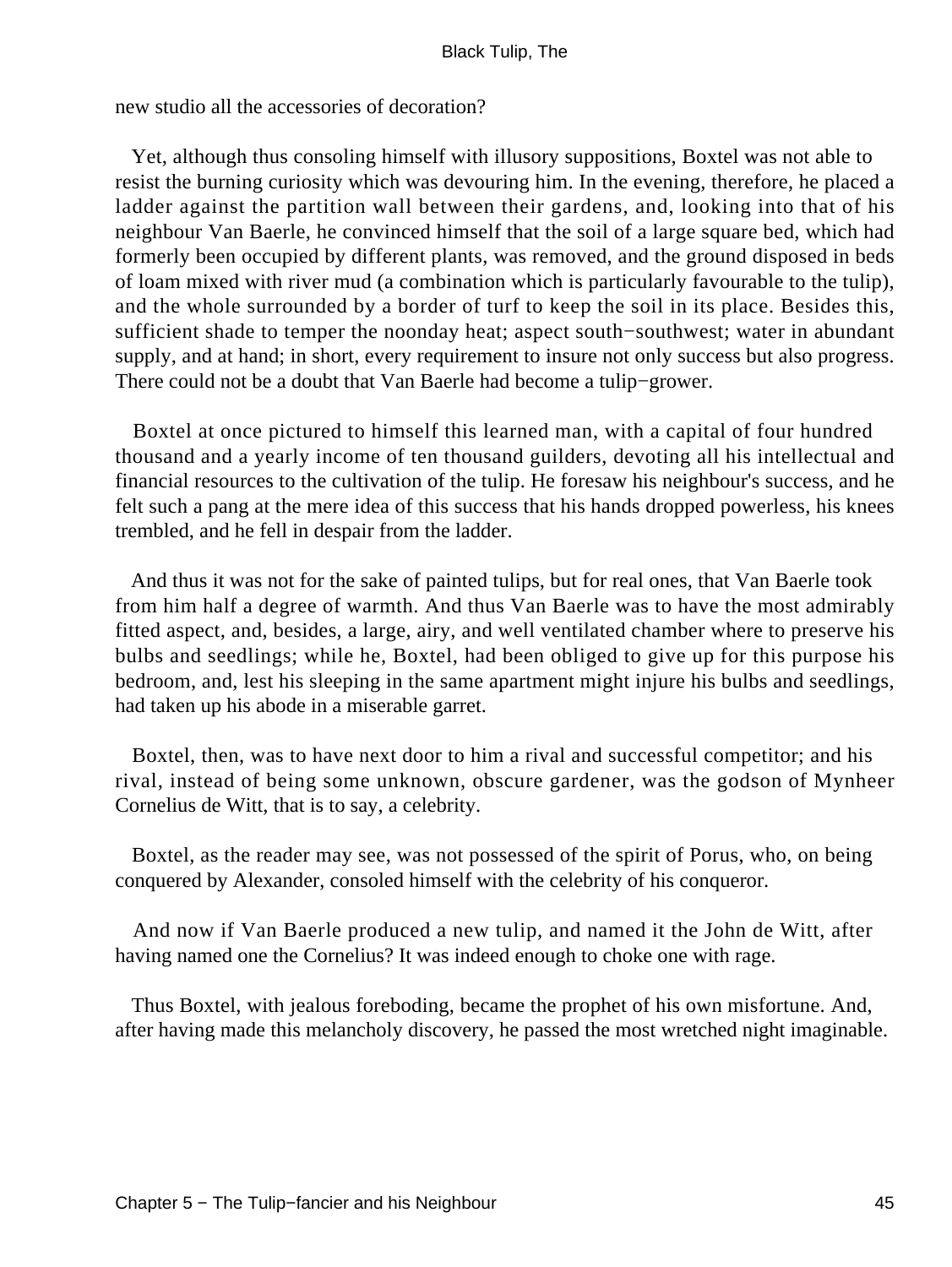new studio all the accessories of decoration?

Yet, although thus consoling himself with illusory suppositions, Boxtel was not able to resist the burning curiosity which was devouring him. In the evening, therefore, he placed a ladder against the partition wall between their gardens, and, looking into that of his neighbour Van Baerle, he convinced himself that the soil of a large square bed, which had formerly been occupied by different plants, was removed, and the ground disposed in beds of loam mixed with river mud (a combination which is particularly favourable to the tulip), and the whole surrounded by a border of turf to keep the soil in its place. Besides this, sufficient shade to temper the noonday heat; aspect south−southwest; water in abundant supply, and at hand; in short, every requirement to insure not only success but also progress. There could not be a doubt that Van Baerle had become a tulip−grower.

Boxtel at once pictured to himself this learned man, with a capital of four hundred thousand and a yearly income of ten thousand guilders, devoting all his intellectual and financial resources to the cultivation of the tulip. He foresaw his neighbour's success, and he felt such a pang at the mere idea of this success that his hands dropped powerless, his knees trembled, and he fell in despair from the ladder.

And thus it was not for the sake of painted tulips, but for real ones, that Van Baerle took from him half a degree of warmth. And thus Van Baerle was to have the most admirably fitted aspect, and, besides, a large, airy, and well ventilated chamber where to preserve his bulbs and seedlings; while he, Boxtel, had been obliged to give up for this purpose his bedroom, and, lest his sleeping in the same apartment might injure his bulbs and seedlings, had taken up his abode in a miserable garret.

Boxtel, then, was to have next door to him a rival and successful competitor; and his rival, instead of being some unknown, obscure gardener, was the godson of Mynheer Cornelius de Witt, that is to say, a celebrity.

Boxtel, as the reader may see, was not possessed of the spirit of Porus, who, on being conquered by Alexander, consoled himself with the celebrity of his conqueror.

And now if Van Baerle produced a new tulip, and named it the John de Witt, after having named one the Cornelius? It was indeed enough to choke one with rage.

Thus Boxtel, with jealous foreboding, became the prophet of his own misfortune. And, after having made this melancholy discovery, he passed the most wretched night imaginable.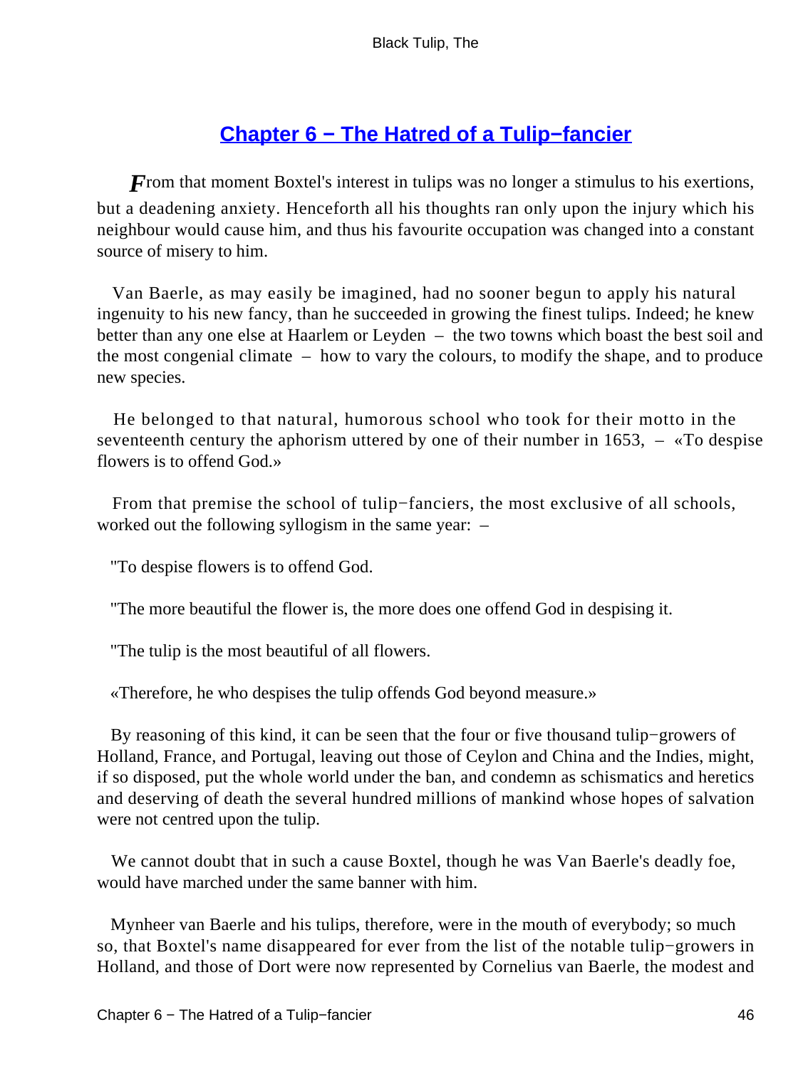## Chapter 6 − The Hatred of a Tulip−fancier

*F*rom that moment Boxtel's interest in tulips was no longer a stimulus to his exertions, but a deadening anxiety. Henceforth all his thoughts ran only upon the injury which his neighbour would cause him, and thus his favourite occupation was changed into a constant source of misery to him.

Van Baerle, as may easily be imagined, had no sooner begun to apply his natural ingenuity to his new fancy, than he succeeded in growing the finest tulips. Indeed; he knew better than any one else at Haarlem or Leyden – the two towns which boast the best soil and the most congenial climate – how to vary the colours, to modify the shape, and to produce new species.

He belonged to that natural, humorous school who took for their motto in the seventeenth century the aphorism uttered by one of their number in 1653, – «To despise flowers is to offend God.»

From that premise the school of tulip−fanciers, the most exclusive of all schools, worked out the following syllogism in the same year: –

"To despise flowers is to offend God.

"The more beautiful the flower is, the more does one offend God in despising it.

"The tulip is the most beautiful of all flowers.

«Therefore, he who despises the tulip offends God beyond measure.»

By reasoning of this kind, it can be seen that the four or five thousand tulip−growers of Holland, France, and Portugal, leaving out those of Ceylon and China and the Indies, might, if so disposed, put the whole world under the ban, and condemn as schismatics and heretics and deserving of death the several hundred millions of mankind whose hopes of salvation were not centred upon the tulip.

We cannot doubt that in such a cause Boxtel, though he was Van Baerle's deadly foe, would have marched under the same banner with him.

Mynheer van Baerle and his tulips, therefore, were in the mouth of everybody; so much so, that Boxtel's name disappeared for ever from the list of the notable tulip−growers in Holland, and those of Dort were now represented by Cornelius van Baerle, the modest and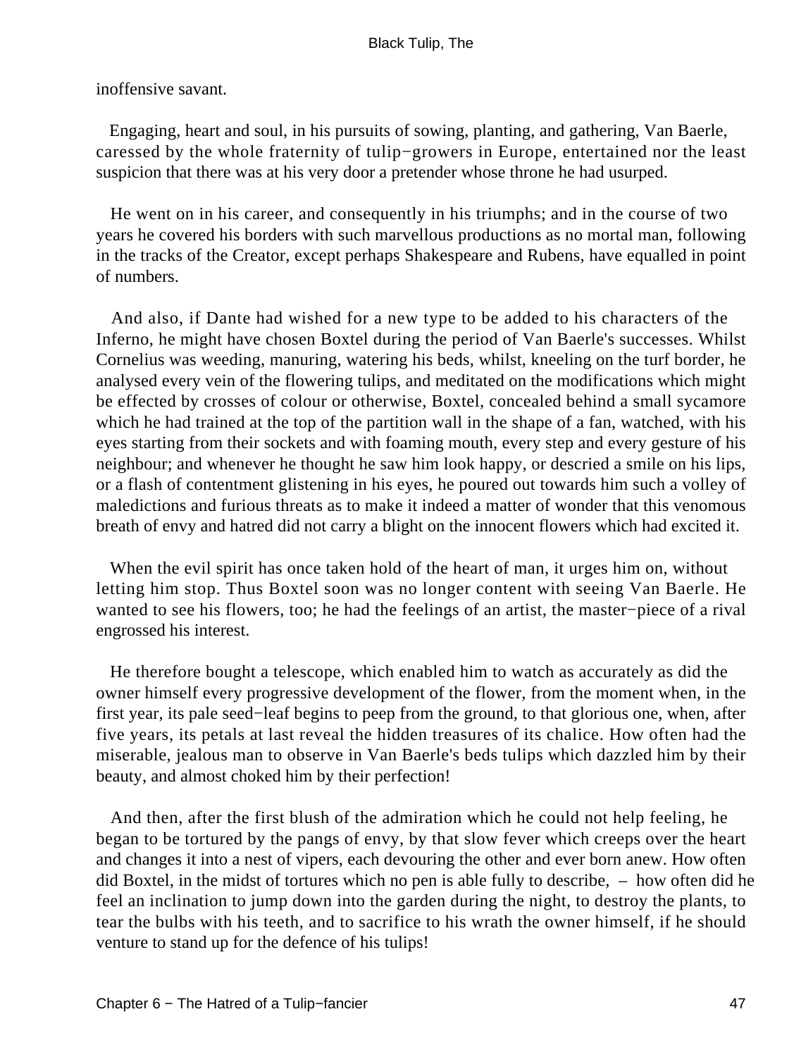inoffensive savant.

Engaging, heart and soul, in his pursuits of sowing, planting, and gathering, Van Baerle, caressed by the whole fraternity of tulip−growers in Europe, entertained nor the least suspicion that there was at his very door a pretender whose throne he had usurped.

He went on in his career, and consequently in his triumphs; and in the course of two years he covered his borders with such marvellous productions as no mortal man, following in the tracks of the Creator, except perhaps Shakespeare and Rubens, have equalled in point of numbers.

And also, if Dante had wished for a new type to be added to his characters of the Inferno, he might have chosen Boxtel during the period of Van Baerle's successes. Whilst Cornelius was weeding, manuring, watering his beds, whilst, kneeling on the turf border, he analysed every vein of the flowering tulips, and meditated on the modifications which might be effected by crosses of colour or otherwise, Boxtel, concealed behind a small sycamore which he had trained at the top of the partition wall in the shape of a fan, watched, with his eyes starting from their sockets and with foaming mouth, every step and every gesture of his neighbour; and whenever he thought he saw him look happy, or descried a smile on his lips, or a flash of contentment glistening in his eyes, he poured out towards him such a volley of maledictions and furious threats as to make it indeed a matter of wonder that this venomous breath of envy and hatred did not carry a blight on the innocent flowers which had excited it.

When the evil spirit has once taken hold of the heart of man, it urges him on, without letting him stop. Thus Boxtel soon was no longer content with seeing Van Baerle. He wanted to see his flowers, too; he had the feelings of an artist, the master−piece of a rival engrossed his interest.

He therefore bought a telescope, which enabled him to watch as accurately as did the owner himself every progressive development of the flower, from the moment when, in the first year, its pale seed−leaf begins to peep from the ground, to that glorious one, when, after five years, its petals at last reveal the hidden treasures of its chalice. How often had the miserable, jealous man to observe in Van Baerle's beds tulips which dazzled him by their beauty, and almost choked him by their perfection!

And then, after the first blush of the admiration which he could not help feeling, he began to be tortured by the pangs of envy, by that slow fever which creeps over the heart and changes it into a nest of vipers, each devouring the other and ever born anew. How often did Boxtel, in the midst of tortures which no pen is able fully to describe, – how often did he feel an inclination to jump down into the garden during the night, to destroy the plants, to tear the bulbs with his teeth, and to sacrifice to his wrath the owner himself, if he should venture to stand up for the defence of his tulips!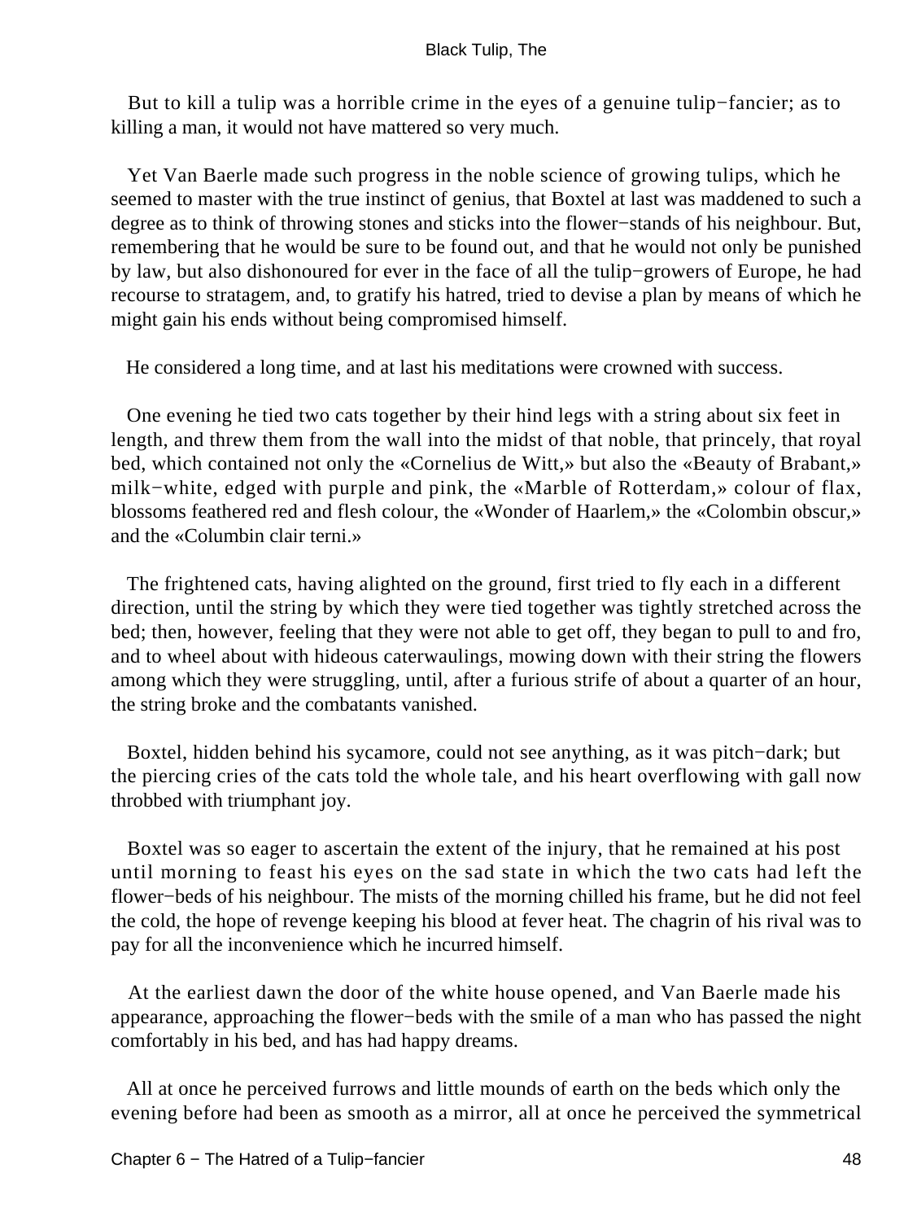But to kill a tulip was a horrible crime in the eyes of a genuine tulip−fancier; as to killing a man, it would not have mattered so very much.

Yet Van Baerle made such progress in the noble science of growing tulips, which he seemed to master with the true instinct of genius, that Boxtel at last was maddened to such a degree as to think of throwing stones and sticks into the flower−stands of his neighbour. But, remembering that he would be sure to be found out, and that he would not only be punished by law, but also dishonoured for ever in the face of all the tulip−growers of Europe, he had recourse to stratagem, and, to gratify his hatred, tried to devise a plan by means of which he might gain his ends without being compromised himself.

He considered a long time, and at last his meditations were crowned with success.

One evening he tied two cats together by their hind legs with a string about six feet in length, and threw them from the wall into the midst of that noble, that princely, that royal bed, which contained not only the «Cornelius de Witt,» but also the «Beauty of Brabant,» milk−white, edged with purple and pink, the «Marble of Rotterdam,» colour of flax, blossoms feathered red and flesh colour, the «Wonder of Haarlem,» the «Colombin obscur,» and the «Columbin clair terni.»

The frightened cats, having alighted on the ground, first tried to fly each in a different direction, until the string by which they were tied together was tightly stretched across the bed; then, however, feeling that they were not able to get off, they began to pull to and fro, and to wheel about with hideous caterwaulings, mowing down with their string the flowers among which they were struggling, until, after a furious strife of about a quarter of an hour, the string broke and the combatants vanished.

Boxtel, hidden behind his sycamore, could not see anything, as it was pitch−dark; but the piercing cries of the cats told the whole tale, and his heart overflowing with gall now throbbed with triumphant joy.

Boxtel was so eager to ascertain the extent of the injury, that he remained at his post until morning to feast his eyes on the sad state in which the two cats had left the flower−beds of his neighbour. The mists of the morning chilled his frame, but he did not feel the cold, the hope of revenge keeping his blood at fever heat. The chagrin of his rival was to pay for all the inconvenience which he incurred himself.

At the earliest dawn the door of the white house opened, and Van Baerle made his appearance, approaching the flower−beds with the smile of a man who has passed the night comfortably in his bed, and has had happy dreams.

All at once he perceived furrows and little mounds of earth on the beds which only the evening before had been as smooth as a mirror, all at once he perceived the symmetrical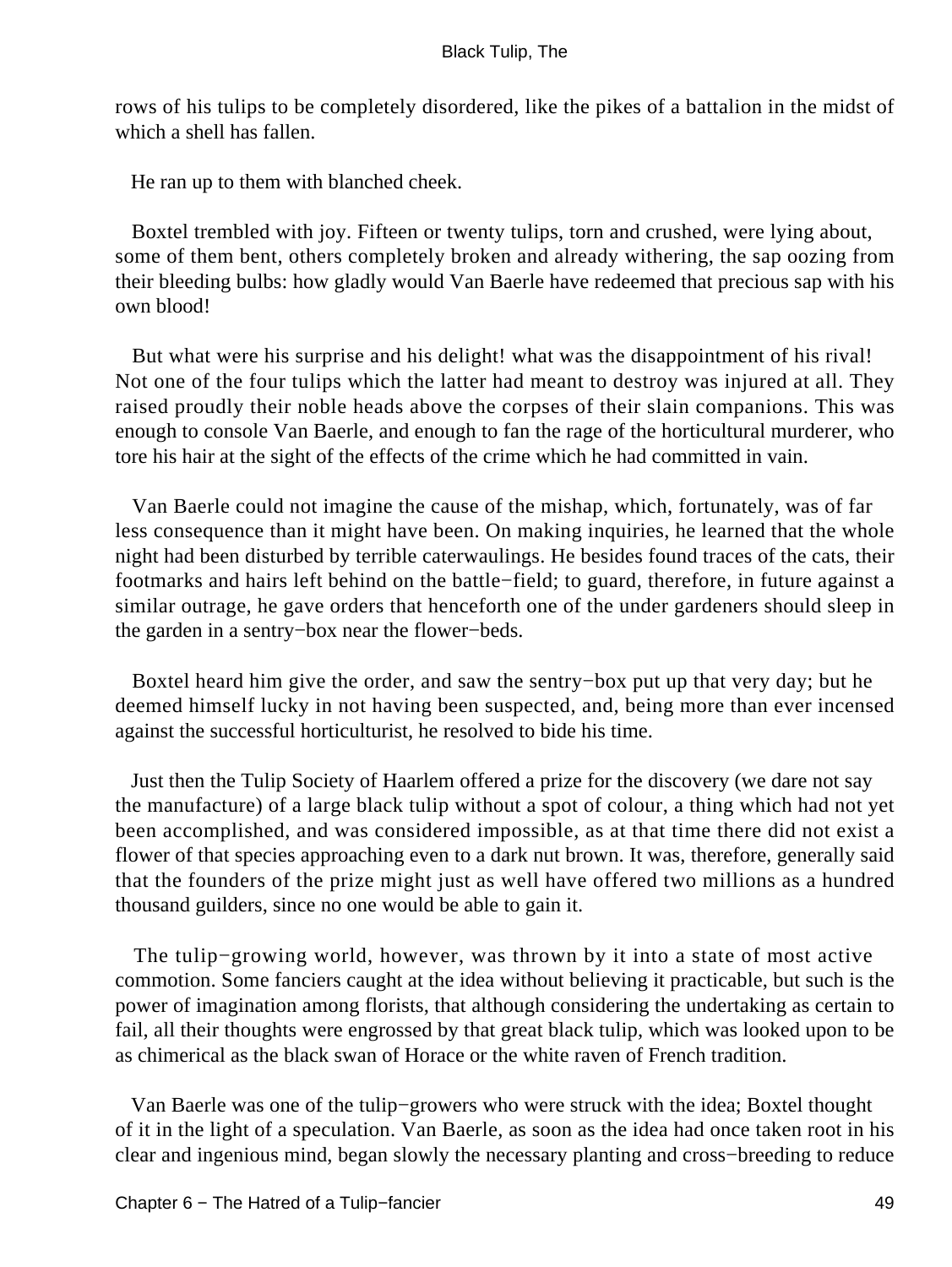rows of his tulips to be completely disordered, like the pikes of a battalion in the midst of which a shell has fallen.

He ran up to them with blanched cheek.

Boxtel trembled with joy. Fifteen or twenty tulips, torn and crushed, were lying about, some of them bent, others completely broken and already withering, the sap oozing from their bleeding bulbs: how gladly would Van Baerle have redeemed that precious sap with his own blood!

But what were his surprise and his delight! what was the disappointment of his rival! Not one of the four tulips which the latter had meant to destroy was injured at all. They raised proudly their noble heads above the corpses of their slain companions. This was enough to console Van Baerle, and enough to fan the rage of the horticultural murderer, who tore his hair at the sight of the effects of the crime which he had committed in vain.

Van Baerle could not imagine the cause of the mishap, which, fortunately, was of far less consequence than it might have been. On making inquiries, he learned that the whole night had been disturbed by terrible caterwaulings. He besides found traces of the cats, their footmarks and hairs left behind on the battle−field; to guard, therefore, in future against a similar outrage, he gave orders that henceforth one of the under gardeners should sleep in the garden in a sentry−box near the flower−beds.

Boxtel heard him give the order, and saw the sentry−box put up that very day; but he deemed himself lucky in not having been suspected, and, being more than ever incensed against the successful horticulturist, he resolved to bide his time.

Just then the Tulip Society of Haarlem offered a prize for the discovery (we dare not say the manufacture) of a large black tulip without a spot of colour, a thing which had not yet been accomplished, and was considered impossible, as at that time there did not exist a flower of that species approaching even to a dark nut brown. It was, therefore, generally said that the founders of the prize might just as well have offered two millions as a hundred thousand guilders, since no one would be able to gain it.

The tulip−growing world, however, was thrown by it into a state of most active commotion. Some fanciers caught at the idea without believing it practicable, but such is the power of imagination among florists, that although considering the undertaking as certain to fail, all their thoughts were engrossed by that great black tulip, which was looked upon to be as chimerical as the black swan of Horace or the white raven of French tradition.

Van Baerle was one of the tulip−growers who were struck with the idea; Boxtel thought of it in the light of a speculation. Van Baerle, as soon as the idea had once taken root in his clear and ingenious mind, began slowly the necessary planting and cross−breeding to reduce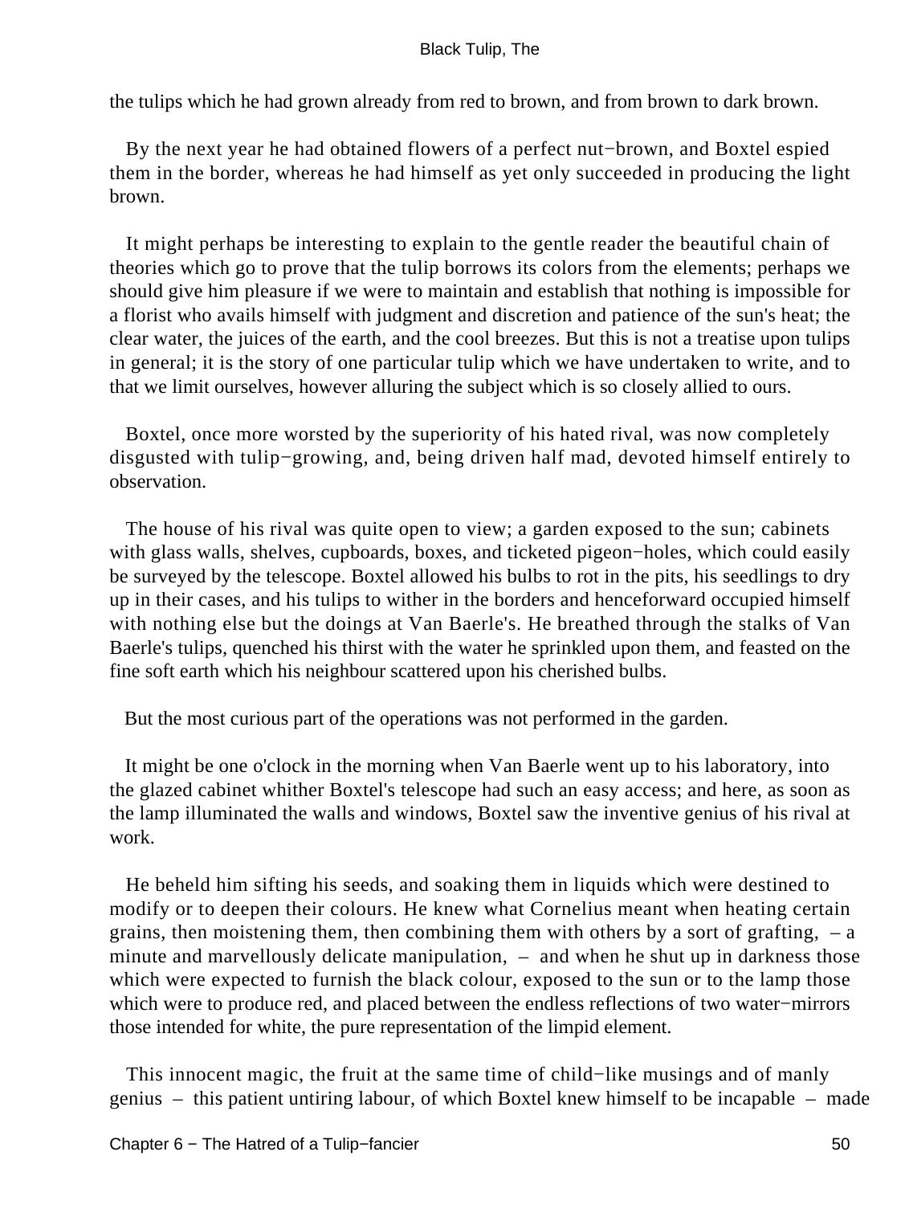the tulips which he had grown already from red to brown, and from brown to dark brown.

By the next year he had obtained flowers of a perfect nut−brown, and Boxtel espied them in the border, whereas he had himself as yet only succeeded in producing the light brown.

It might perhaps be interesting to explain to the gentle reader the beautiful chain of theories which go to prove that the tulip borrows its colors from the elements; perhaps we should give him pleasure if we were to maintain and establish that nothing is impossible for a florist who avails himself with judgment and discretion and patience of the sun's heat; the clear water, the juices of the earth, and the cool breezes. But this is not a treatise upon tulips in general; it is the story of one particular tulip which we have undertaken to write, and to that we limit ourselves, however alluring the subject which is so closely allied to ours.

Boxtel, once more worsted by the superiority of his hated rival, was now completely disgusted with tulip−growing, and, being driven half mad, devoted himself entirely to observation.

The house of his rival was quite open to view; a garden exposed to the sun; cabinets with glass walls, shelves, cupboards, boxes, and ticketed pigeon−holes, which could easily be surveyed by the telescope. Boxtel allowed his bulbs to rot in the pits, his seedlings to dry up in their cases, and his tulips to wither in the borders and henceforward occupied himself with nothing else but the doings at Van Baerle's. He breathed through the stalks of Van Baerle's tulips, quenched his thirst with the water he sprinkled upon them, and feasted on the fine soft earth which his neighbour scattered upon his cherished bulbs.

But the most curious part of the operations was not performed in the garden.

It might be one o'clock in the morning when Van Baerle went up to his laboratory, into the glazed cabinet whither Boxtel's telescope had such an easy access; and here, as soon as the lamp illuminated the walls and windows, Boxtel saw the inventive genius of his rival at work.

He beheld him sifting his seeds, and soaking them in liquids which were destined to modify or to deepen their colours. He knew what Cornelius meant when heating certain grains, then moistening them, then combining them with others by a sort of grafting, – a minute and marvellously delicate manipulation, – and when he shut up in darkness those which were expected to furnish the black colour, exposed to the sun or to the lamp those which were to produce red, and placed between the endless reflections of two water−mirrors those intended for white, the pure representation of the limpid element.

This innocent magic, the fruit at the same time of child−like musings and of manly genius – this patient untiring labour, of which Boxtel knew himself to be incapable – made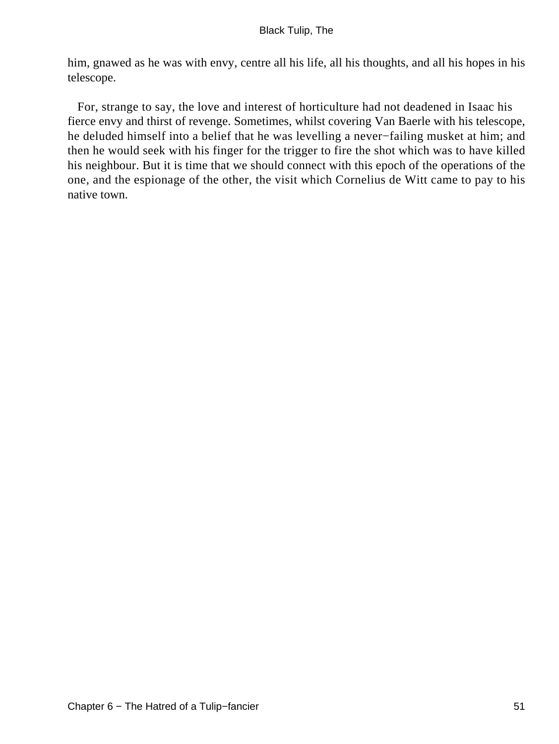him, gnawed as he was with envy, centre all his life, all his thoughts, and all his hopes in his telescope.

For, strange to say, the love and interest of horticulture had not deadened in Isaac his fierce envy and thirst of revenge. Sometimes, whilst covering Van Baerle with his telescope, he deluded himself into a belief that he was levelling a never−failing musket at him; and then he would seek with his finger for the trigger to fire the shot which was to have killed his neighbour. But it is time that we should connect with this epoch of the operations of the one, and the espionage of the other, the visit which Cornelius de Witt came to pay to his native town.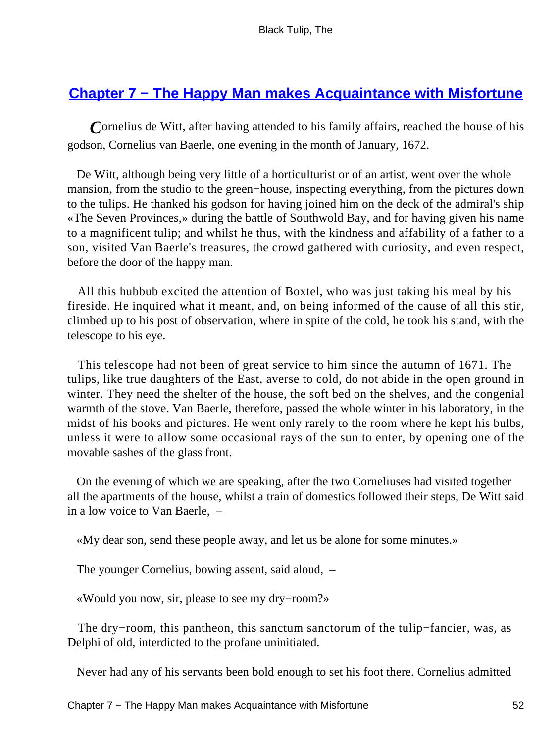## Chapter 7 − The Happy Man makes Acquaintance with Misfortune

Cornelius de Witt, after having attended to his family affairs, reached the house of his godson, Cornelius van Baerle, one evening in the month of January, 1672.

De Witt, although being very little of a horticulturist or of an artist, went over the whole mansion, from the studio to the green−house, inspecting everything, from the pictures down to the tulips. He thanked his godson for having joined him on the deck of the admiral's ship «The Seven Provinces,» during the battle of Southwold Bay, and for having given his name to a magnificent tulip; and whilst he thus, with the kindness and affability of a father to a son, visited Van Baerle's treasures, the crowd gathered with curiosity, and even respect, before the door of the happy man.

All this hubbub excited the attention of Boxtel, who was just taking his meal by his fireside. He inquired what it meant, and, on being informed of the cause of all this stir, climbed up to his post of observation, where in spite of the cold, he took his stand, with the telescope to his eye.

This telescope had not been of great service to him since the autumn of 1671. The tulips, like true daughters of the East, averse to cold, do not abide in the open ground in winter. They need the shelter of the house, the soft bed on the shelves, and the congenial warmth of the stove. Van Baerle, therefore, passed the whole winter in his laboratory, in the midst of his books and pictures. He went only rarely to the room where he kept his bulbs, unless it were to allow some occasional rays of the sun to enter, by opening one of the movable sashes of the glass front.

On the evening of which we are speaking, after the two Corneliuses had visited together all the apartments of the house, whilst a train of domestics followed their steps, De Witt said in a low voice to Van Baerle, –

«My dear son, send these people away, and let us be alone for some minutes.»

The younger Cornelius, bowing assent, said aloud, –

«Would you now, sir, please to see my dry−room?»

The dry−room, this pantheon, this sanctum sanctorum of the tulip−fancier, was, as Delphi of old, interdicted to the profane uninitiated.

Never had any of his servants been bold enough to set his foot there. Cornelius admitted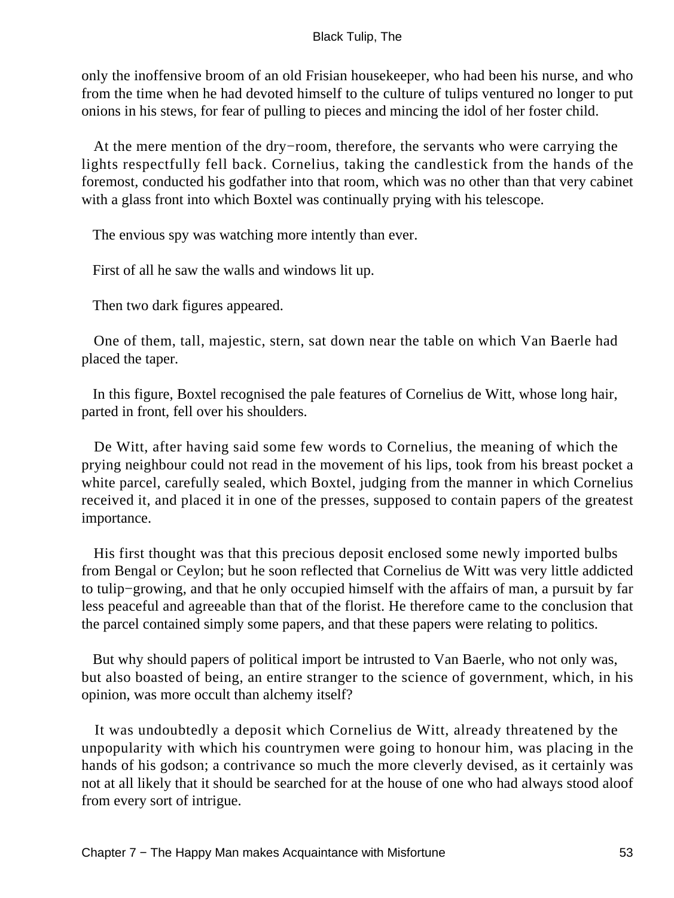only the inoffensive broom of an old Frisian housekeeper, who had been his nurse, and who from the time when he had devoted himself to the culture of tulips ventured no longer to put onions in his stews, for fear of pulling to pieces and mincing the idol of her foster child.

At the mere mention of the dry−room, therefore, the servants who were carrying the lights respectfully fell back. Cornelius, taking the candlestick from the hands of the foremost, conducted his godfather into that room, which was no other than that very cabinet with a glass front into which Boxtel was continually prying with his telescope.

The envious spy was watching more intently than ever.

First of all he saw the walls and windows lit up.

Then two dark figures appeared.

One of them, tall, majestic, stern, sat down near the table on which Van Baerle had placed the taper.

In this figure, Boxtel recognised the pale features of Cornelius de Witt, whose long hair, parted in front, fell over his shoulders.

De Witt, after having said some few words to Cornelius, the meaning of which the prying neighbour could not read in the movement of his lips, took from his breast pocket a white parcel, carefully sealed, which Boxtel, judging from the manner in which Cornelius received it, and placed it in one of the presses, supposed to contain papers of the greatest importance.

His first thought was that this precious deposit enclosed some newly imported bulbs from Bengal or Ceylon; but he soon reflected that Cornelius de Witt was very little addicted to tulip−growing, and that he only occupied himself with the affairs of man, a pursuit by far less peaceful and agreeable than that of the florist. He therefore came to the conclusion that the parcel contained simply some papers, and that these papers were relating to politics.

But why should papers of political import be intrusted to Van Baerle, who not only was, but also boasted of being, an entire stranger to the science of government, which, in his opinion, was more occult than alchemy itself?

It was undoubtedly a deposit which Cornelius de Witt, already threatened by the unpopularity with which his countrymen were going to honour him, was placing in the hands of his godson; a contrivance so much the more cleverly devised, as it certainly was not at all likely that it should be searched for at the house of one who had always stood aloof from every sort of intrigue.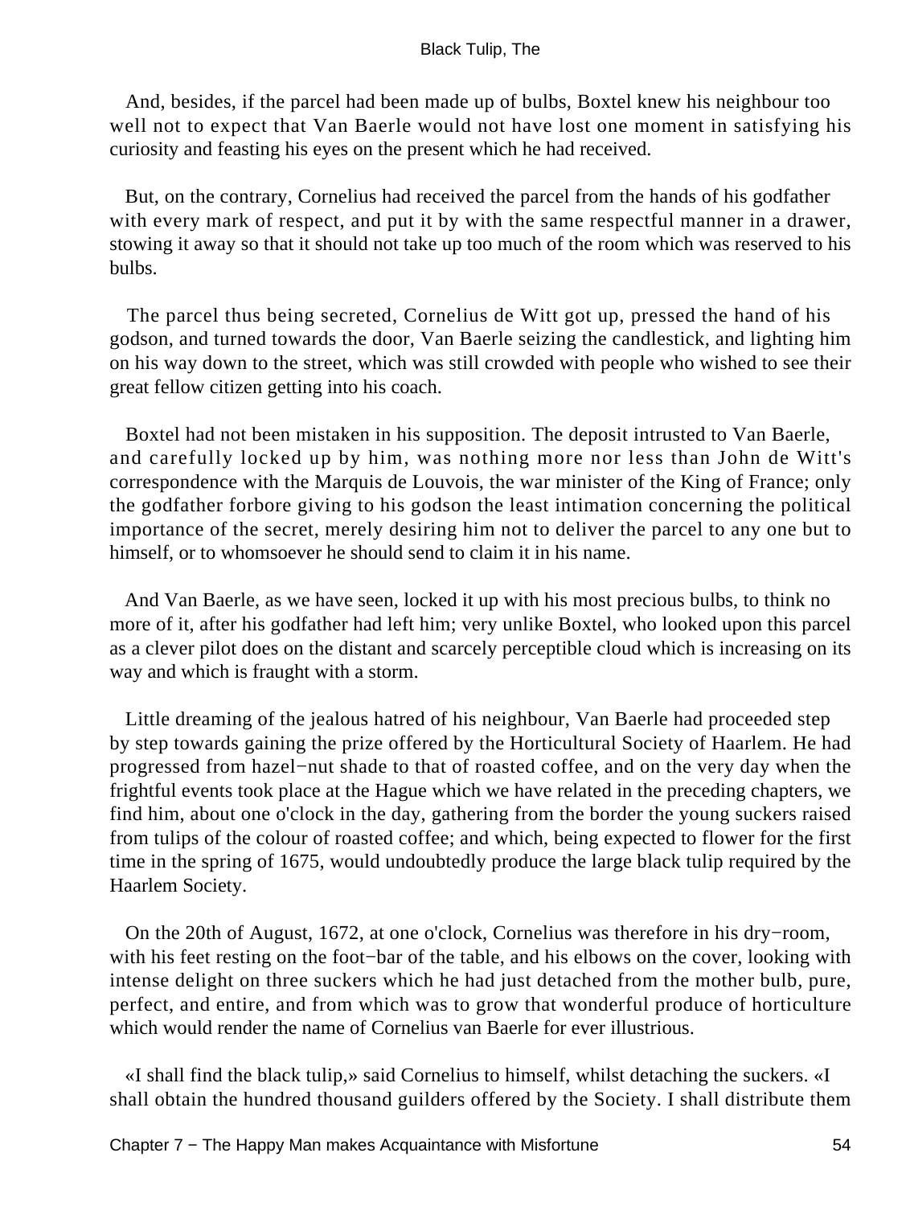And, besides, if the parcel had been made up of bulbs, Boxtel knew his neighbour too well not to expect that Van Baerle would not have lost one moment in satisfying his curiosity and feasting his eyes on the present which he had received.

But, on the contrary, Cornelius had received the parcel from the hands of his godfather with every mark of respect, and put it by with the same respectful manner in a drawer, stowing it away so that it should not take up too much of the room which was reserved to his bulbs.

The parcel thus being secreted, Cornelius de Witt got up, pressed the hand of his godson, and turned towards the door, Van Baerle seizing the candlestick, and lighting him on his way down to the street, which was still crowded with people who wished to see their great fellow citizen getting into his coach.

Boxtel had not been mistaken in his supposition. The deposit intrusted to Van Baerle, and carefully locked up by him, was nothing more nor less than John de Witt's correspondence with the Marquis de Louvois, the war minister of the King of France; only the godfather forbore giving to his godson the least intimation concerning the political importance of the secret, merely desiring him not to deliver the parcel to any one but to himself, or to whomsoever he should send to claim it in his name.

And Van Baerle, as we have seen, locked it up with his most precious bulbs, to think no more of it, after his godfather had left him; very unlike Boxtel, who looked upon this parcel as a clever pilot does on the distant and scarcely perceptible cloud which is increasing on its way and which is fraught with a storm.

Little dreaming of the jealous hatred of his neighbour, Van Baerle had proceeded step by step towards gaining the prize offered by the Horticultural Society of Haarlem. He had progressed from hazel−nut shade to that of roasted coffee, and on the very day when the frightful events took place at the Hague which we have related in the preceding chapters, we find him, about one o'clock in the day, gathering from the border the young suckers raised from tulips of the colour of roasted coffee; and which, being expected to flower for the first time in the spring of 1675, would undoubtedly produce the large black tulip required by the Haarlem Society.

On the 20th of August, 1672, at one o'clock, Cornelius was therefore in his dry−room, with his feet resting on the foot−bar of the table, and his elbows on the cover, looking with intense delight on three suckers which he had just detached from the mother bulb, pure, perfect, and entire, and from which was to grow that wonderful produce of horticulture which would render the name of Cornelius van Baerle for ever illustrious.

«I shall find the black tulip,» said Cornelius to himself, whilst detaching the suckers. «I shall obtain the hundred thousand guilders offered by the Society. I shall distribute them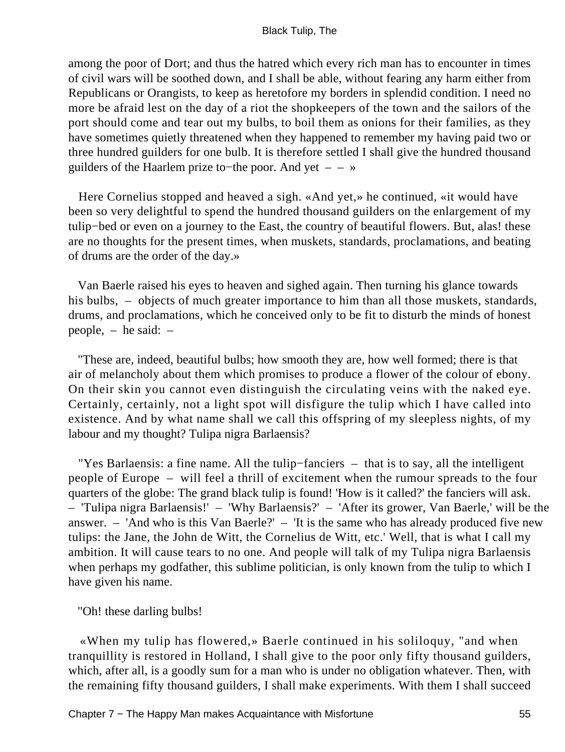among the poor of Dort; and thus the hatred which every rich man has to encounter in times of civil wars will be soothed down, and I shall be able, without fearing any harm either from Republicans or Orangists, to keep as heretofore my borders in splendid condition. I need no more be afraid lest on the day of a riot the shopkeepers of the town and the sailors of the port should come and tear out my bulbs, to boil them as onions for their families, as they have sometimes quietly threatened when they happened to remember my having paid two or three hundred guilders for one bulb. It is therefore settled I shall give the hundred thousand guilders of the Haarlem prize to−the poor. And yet – – »

Here Cornelius stopped and heaved a sigh. «And yet,» he continued, «it would have been so very delightful to spend the hundred thousand guilders on the enlargement of my tulip−bed or even on a journey to the East, the country of beautiful flowers. But, alas! these are no thoughts for the present times, when muskets, standards, proclamations, and beating of drums are the order of the day.»

Van Baerle raised his eyes to heaven and sighed again. Then turning his glance towards his bulbs, – objects of much greater importance to him than all those muskets, standards, drums, and proclamations, which he conceived only to be fit to disturb the minds of honest people, – he said: –

"These are, indeed, beautiful bulbs; how smooth they are, how well formed; there is that air of melancholy about them which promises to produce a flower of the colour of ebony. On their skin you cannot even distinguish the circulating veins with the naked eye. Certainly, certainly, not a light spot will disfigure the tulip which I have called into existence. And by what name shall we call this offspring of my sleepless nights, of my labour and my thought? Tulipa nigra Barlaensis?

"Yes Barlaensis: a fine name. All the tulip−fanciers – that is to say, all the intelligent people of Europe – will feel a thrill of excitement when the rumour spreads to the four quarters of the globe: The grand black tulip is found! 'How is it called?' the fanciers will ask. – 'Tulipa nigra Barlaensis!' – 'Why Barlaensis?' – 'After its grower, Van Baerle,' will be the answer. – 'And who is this Van Baerle?' – 'It is the same who has already produced five new tulips: the Jane, the John de Witt, the Cornelius de Witt, etc.' Well, that is what I call my ambition. It will cause tears to no one. And people will talk of my Tulipa nigra Barlaensis when perhaps my godfather, this sublime politician, is only known from the tulip to which I have given his name.

"Oh! these darling bulbs!

«When my tulip has flowered,» Baerle continued in his soliloquy, "and when tranquillity is restored in Holland, I shall give to the poor only fifty thousand guilders, which, after all, is a goodly sum for a man who is under no obligation whatever. Then, with the remaining fifty thousand guilders, I shall make experiments. With them I shall succeed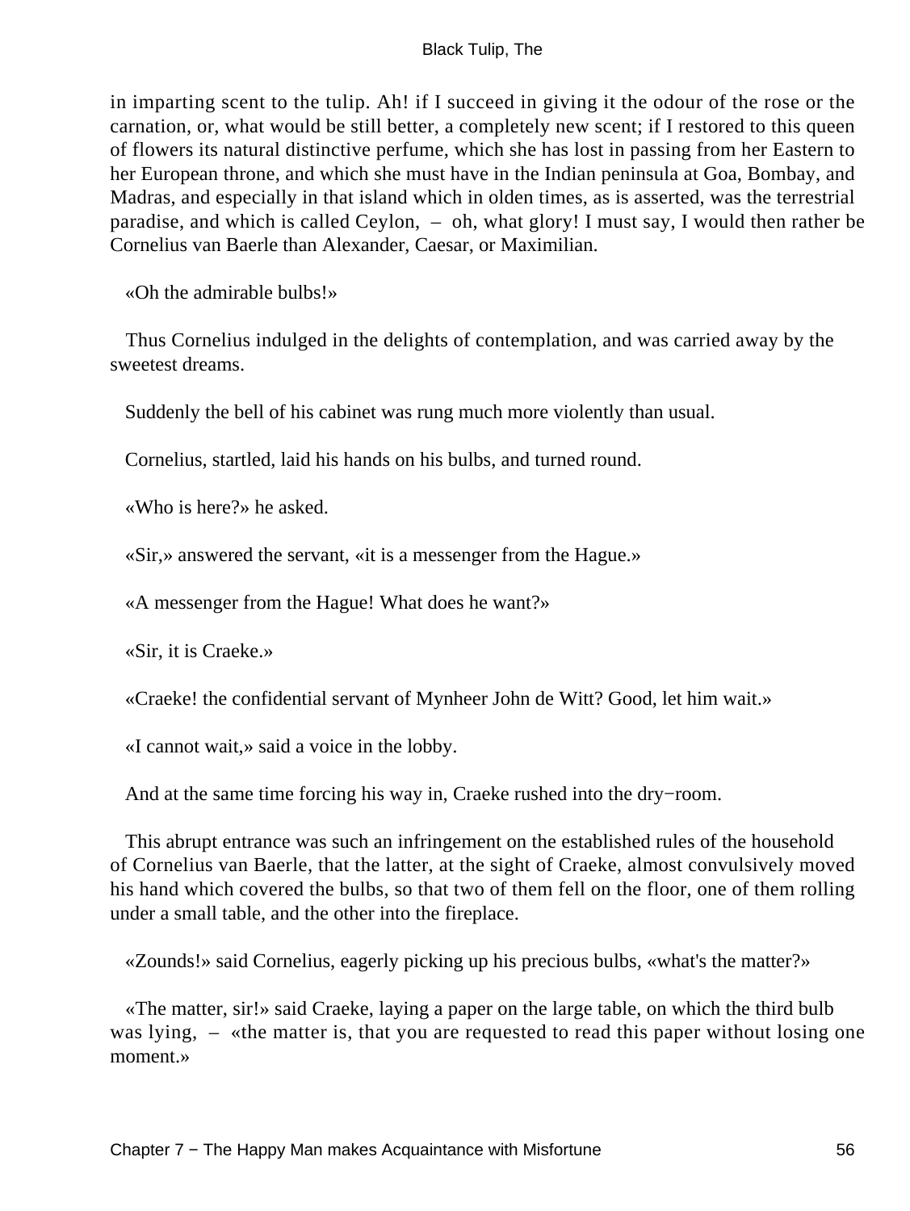in imparting scent to the tulip. Ah! if I succeed in giving it the odour of the rose or the carnation, or, what would be still better, a completely new scent; if I restored to this queen of flowers its natural distinctive perfume, which she has lost in passing from her Eastern to her European throne, and which she must have in the Indian peninsula at Goa, Bombay, and Madras, and especially in that island which in olden times, as is asserted, was the terrestrial paradise, and which is called Ceylon, – oh, what glory! I must say, I would then rather be Cornelius van Baerle than Alexander, Caesar, or Maximilian.

«Oh the admirable bulbs!»

Thus Cornelius indulged in the delights of contemplation, and was carried away by the sweetest dreams.

Suddenly the bell of his cabinet was rung much more violently than usual.

Cornelius, startled, laid his hands on his bulbs, and turned round.

«Who is here?» he asked.

«Sir,» answered the servant, «it is a messenger from the Hague.»

«A messenger from the Hague! What does he want?»

«Sir, it is Craeke.»

«Craeke! the confidential servant of Mynheer John de Witt? Good, let him wait.»

«I cannot wait,» said a voice in the lobby.

And at the same time forcing his way in, Craeke rushed into the dry−room.

This abrupt entrance was such an infringement on the established rules of the household of Cornelius van Baerle, that the latter, at the sight of Craeke, almost convulsively moved his hand which covered the bulbs, so that two of them fell on the floor, one of them rolling under a small table, and the other into the fireplace.

«Zounds!» said Cornelius, eagerly picking up his precious bulbs, «what's the matter?»

«The matter, sir!» said Craeke, laying a paper on the large table, on which the third bulb was lying, – «the matter is, that you are requested to read this paper without losing one moment.»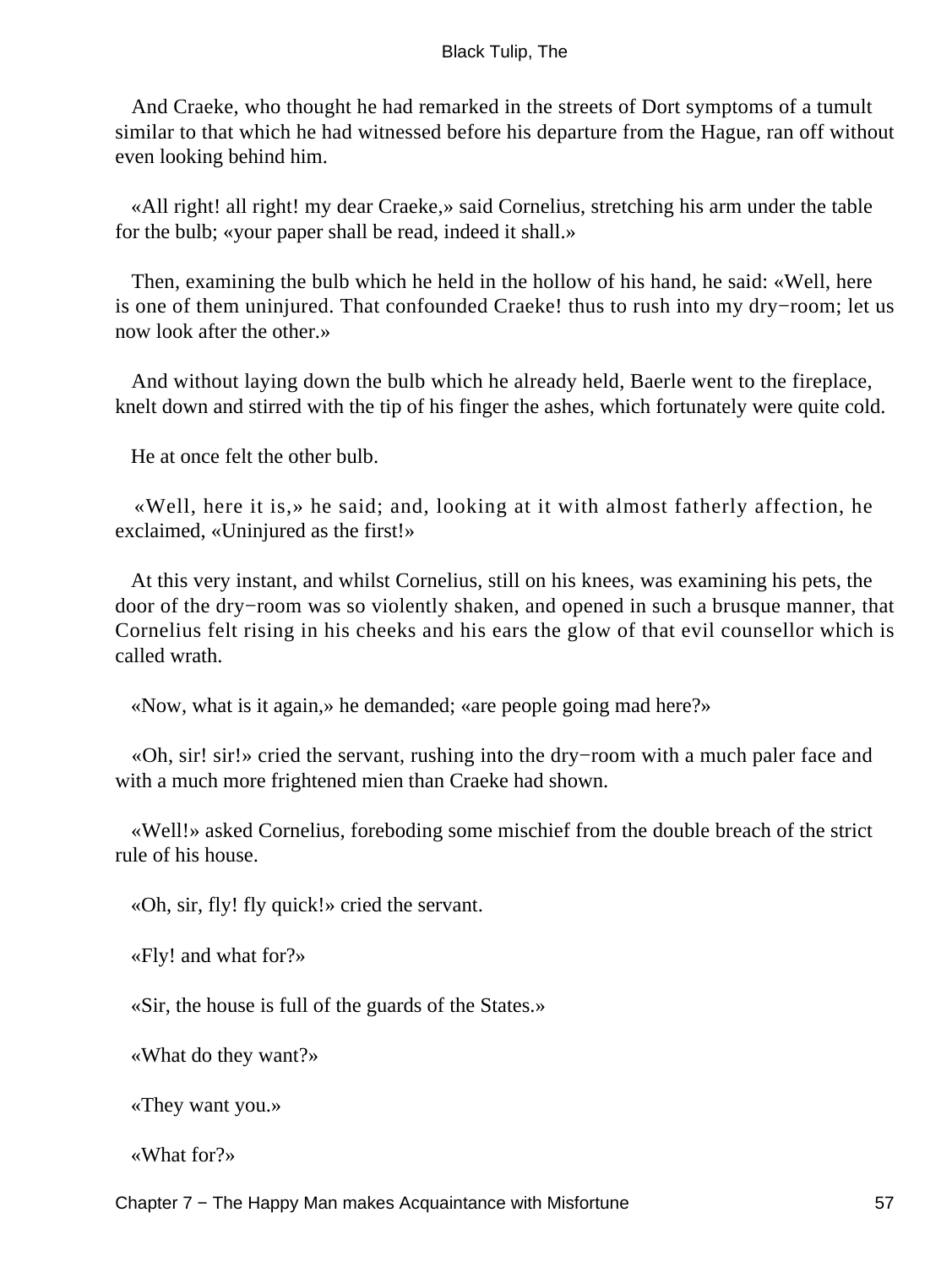And Craeke, who thought he had remarked in the streets of Dort symptoms of a tumult similar to that which he had witnessed before his departure from the Hague, ran off without even looking behind him.

«All right! all right! my dear Craeke,» said Cornelius, stretching his arm under the table for the bulb; «your paper shall be read, indeed it shall.»

Then, examining the bulb which he held in the hollow of his hand, he said: «Well, here is one of them uninjured. That confounded Craeke! thus to rush into my dry−room; let us now look after the other.»

And without laying down the bulb which he already held, Baerle went to the fireplace, knelt down and stirred with the tip of his finger the ashes, which fortunately were quite cold.

He at once felt the other bulb.

«Well, here it is,» he said; and, looking at it with almost fatherly affection, he exclaimed, «Uninjured as the first!»

At this very instant, and whilst Cornelius, still on his knees, was examining his pets, the door of the dry−room was so violently shaken, and opened in such a brusque manner, that Cornelius felt rising in his cheeks and his ears the glow of that evil counsellor which is called wrath.

«Now, what is it again,» he demanded; «are people going mad here?»

«Oh, sir! sir!» cried the servant, rushing into the dry−room with a much paler face and with a much more frightened mien than Craeke had shown.

«Well!» asked Cornelius, foreboding some mischief from the double breach of the strict rule of his house.

«Oh, sir, fly! fly quick!» cried the servant.

«Fly! and what for?»

«Sir, the house is full of the guards of the States.»

«What do they want?»

«They want you.»

«What for?»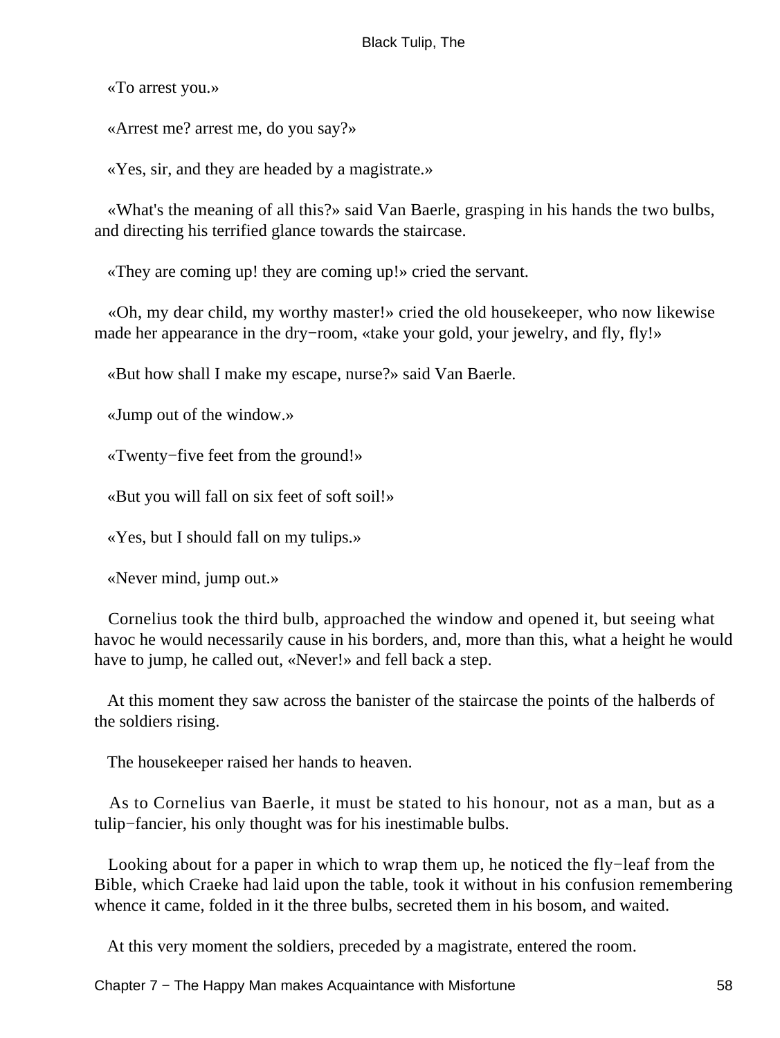«To arrest you.»

«Arrest me? arrest me, do you say?»

«Yes, sir, and they are headed by a magistrate.»

«What's the meaning of all this?» said Van Baerle, grasping in his hands the two bulbs, and directing his terrified glance towards the staircase.

«They are coming up! they are coming up!» cried the servant.

«Oh, my dear child, my worthy master!» cried the old housekeeper, who now likewise made her appearance in the dry−room, «take your gold, your jewelry, and fly, fly!»

«But how shall I make my escape, nurse?» said Van Baerle.

«Jump out of the window.»

«Twenty−five feet from the ground!»

«But you will fall on six feet of soft soil!»

«Yes, but I should fall on my tulips.»

«Never mind, jump out.»

Cornelius took the third bulb, approached the window and opened it, but seeing what havoc he would necessarily cause in his borders, and, more than this, what a height he would have to jump, he called out, «Never!» and fell back a step.

At this moment they saw across the banister of the staircase the points of the halberds of the soldiers rising.

The housekeeper raised her hands to heaven.

As to Cornelius van Baerle, it must be stated to his honour, not as a man, but as a tulip−fancier, his only thought was for his inestimable bulbs.

Looking about for a paper in which to wrap them up, he noticed the fly−leaf from the Bible, which Craeke had laid upon the table, took it without in his confusion remembering whence it came, folded in it the three bulbs, secreted them in his bosom, and waited.

At this very moment the soldiers, preceded by a magistrate, entered the room.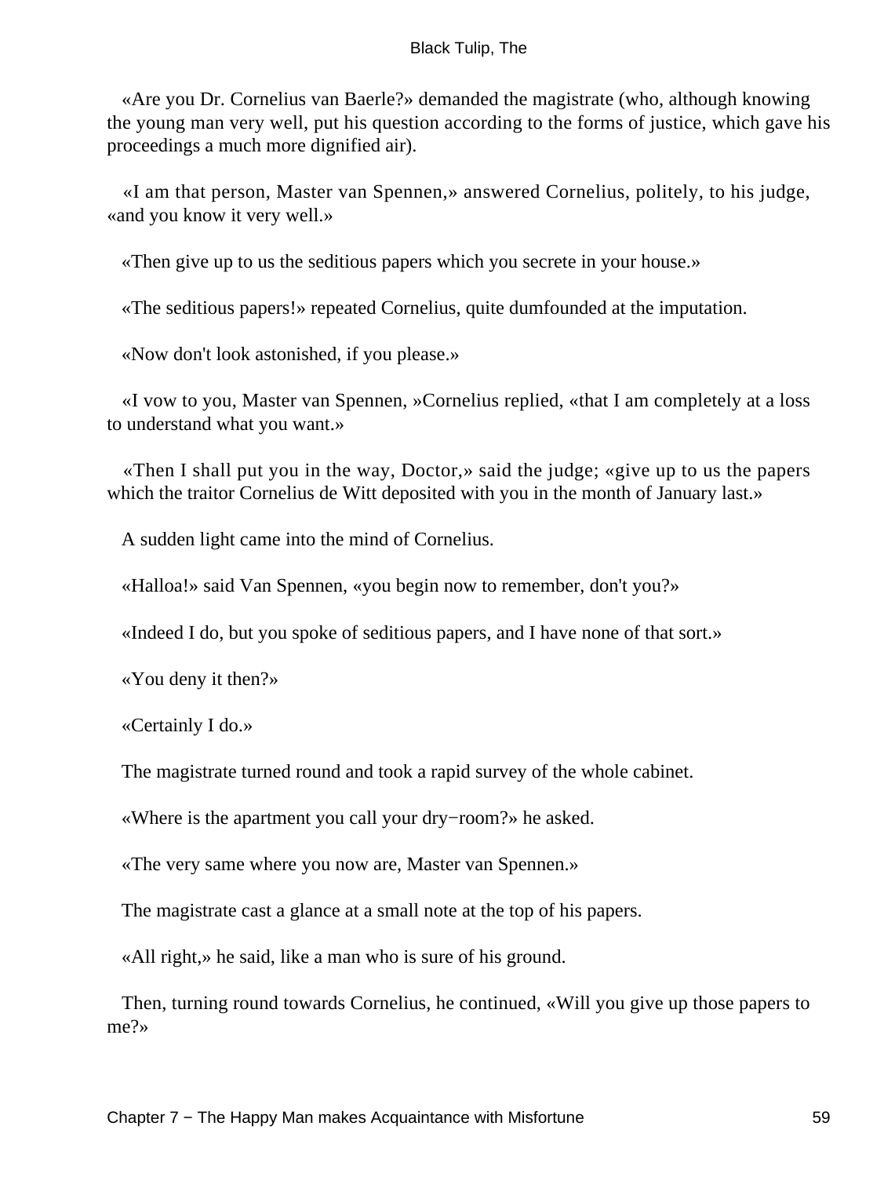«Are you Dr. Cornelius van Baerle?» demanded the magistrate (who, although knowing the young man very well, put his question according to the forms of justice, which gave his proceedings a much more dignified air).

«I am that person, Master van Spennen,» answered Cornelius, politely, to his judge, «and you know it very well.»

«Then give up to us the seditious papers which you secrete in your house.»

«The seditious papers!» repeated Cornelius, quite dumfounded at the imputation.

«Now don't look astonished, if you please.»

«I vow to you, Master van Spennen, »Cornelius replied, «that I am completely at a loss to understand what you want.»

«Then I shall put you in the way, Doctor,» said the judge; «give up to us the papers which the traitor Cornelius de Witt deposited with you in the month of January last.»

A sudden light came into the mind of Cornelius.

«Halloa!» said Van Spennen, «you begin now to remember, don't you?»

«Indeed I do, but you spoke of seditious papers, and I have none of that sort.»

«You deny it then?»

«Certainly I do.»

The magistrate turned round and took a rapid survey of the whole cabinet.

«Where is the apartment you call your dry−room?» he asked.

«The very same where you now are, Master van Spennen.»

The magistrate cast a glance at a small note at the top of his papers.

«All right,» he said, like a man who is sure of his ground.

Then, turning round towards Cornelius, he continued, «Will you give up those papers to me?»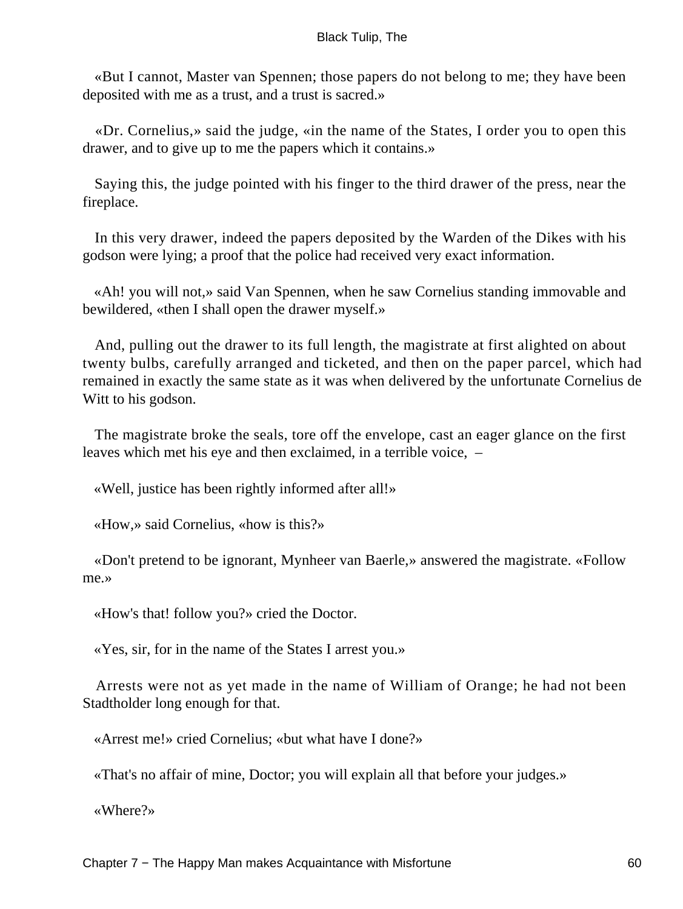«But I cannot, Master van Spennen; those papers do not belong to me; they have been deposited with me as a trust, and a trust is sacred.»

«Dr. Cornelius,» said the judge, «in the name of the States, I order you to open this drawer, and to give up to me the papers which it contains.»

Saying this, the judge pointed with his finger to the third drawer of the press, near the fireplace.

In this very drawer, indeed the papers deposited by the Warden of the Dikes with his godson were lying; a proof that the police had received very exact information.

«Ah! you will not,» said Van Spennen, when he saw Cornelius standing immovable and bewildered, «then I shall open the drawer myself.»

And, pulling out the drawer to its full length, the magistrate at first alighted on about twenty bulbs, carefully arranged and ticketed, and then on the paper parcel, which had remained in exactly the same state as it was when delivered by the unfortunate Cornelius de Witt to his godson.

The magistrate broke the seals, tore off the envelope, cast an eager glance on the first leaves which met his eye and then exclaimed, in a terrible voice, –

«Well, justice has been rightly informed after all!»

«How,» said Cornelius, «how is this?»

«Don't pretend to be ignorant, Mynheer van Baerle,» answered the magistrate. «Follow me.»

«How's that! follow you?» cried the Doctor.

«Yes, sir, for in the name of the States I arrest you.»

Arrests were not as yet made in the name of William of Orange; he had not been Stadtholder long enough for that.

«Arrest me!» cried Cornelius; «but what have I done?»

«That's no affair of mine, Doctor; you will explain all that before your judges.»

«Where?»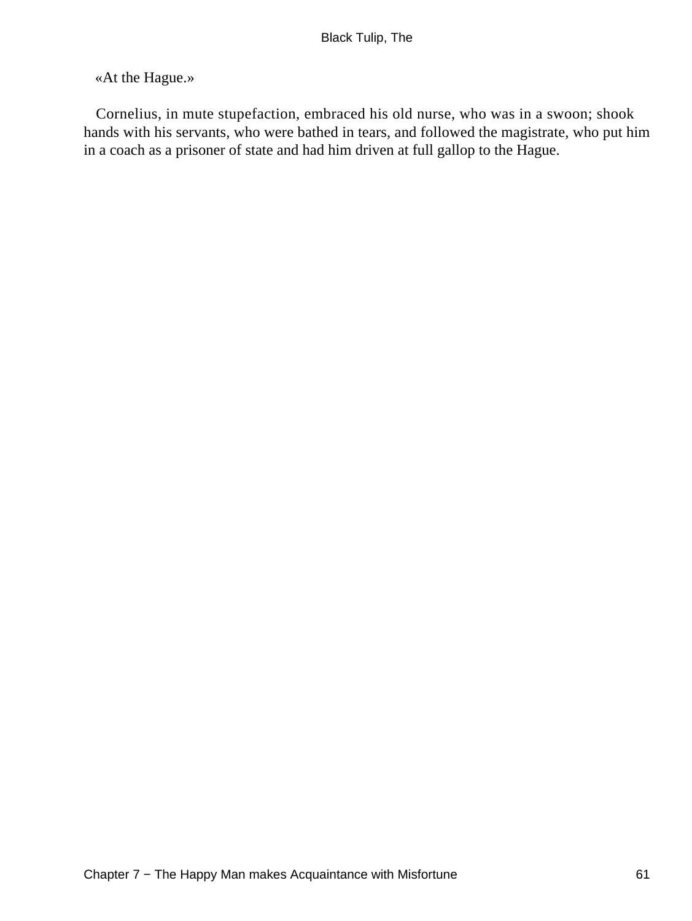«At the Hague.»

Cornelius, in mute stupefaction, embraced his old nurse, who was in a swoon; shook hands with his servants, who were bathed in tears, and followed the magistrate, who put him in a coach as a prisoner of state and had him driven at full gallop to the Hague.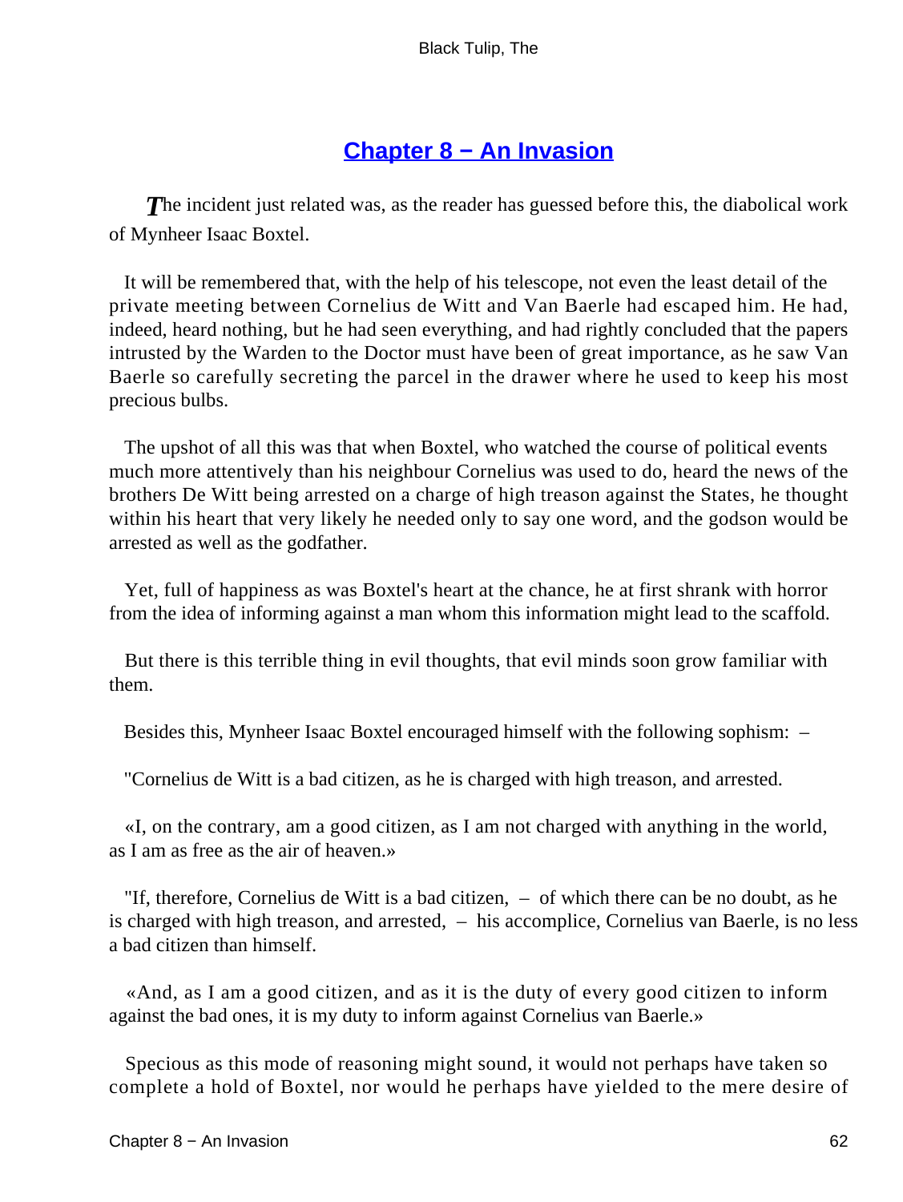## Chapter 8 − An Invasion

*The* incident just related was, as the reader has guessed before this, the diabolical work of Mynheer Isaac Boxtel.

It will be remembered that, with the help of his telescope, not even the least detail of the private meeting between Cornelius de Witt and Van Baerle had escaped him. He had, indeed, heard nothing, but he had seen everything, and had rightly concluded that the papers intrusted by the Warden to the Doctor must have been of great importance, as he saw Van Baerle so carefully secreting the parcel in the drawer where he used to keep his most precious bulbs.

The upshot of all this was that when Boxtel, who watched the course of political events much more attentively than his neighbour Cornelius was used to do, heard the news of the brothers De Witt being arrested on a charge of high treason against the States, he thought within his heart that very likely he needed only to say one word, and the godson would be arrested as well as the godfather.

Yet, full of happiness as was Boxtel's heart at the chance, he at first shrank with horror from the idea of informing against a man whom this information might lead to the scaffold.

But there is this terrible thing in evil thoughts, that evil minds soon grow familiar with them.

Besides this, Mynheer Isaac Boxtel encouraged himself with the following sophism: –

"Cornelius de Witt is a bad citizen, as he is charged with high treason, and arrested.

«I, on the contrary, am a good citizen, as I am not charged with anything in the world, as I am as free as the air of heaven.»

"If, therefore, Cornelius de Witt is a bad citizen, – of which there can be no doubt, as he is charged with high treason, and arrested, – his accomplice, Cornelius van Baerle, is no less a bad citizen than himself.

«And, as I am a good citizen, and as it is the duty of every good citizen to inform against the bad ones, it is my duty to inform against Cornelius van Baerle.»

Specious as this mode of reasoning might sound, it would not perhaps have taken so complete a hold of Boxtel, nor would he perhaps have yielded to the mere desire of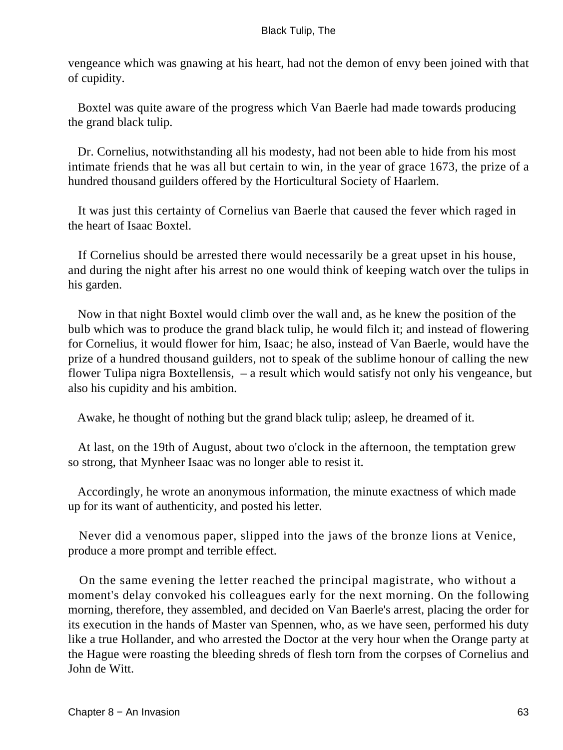vengeance which was gnawing at his heart, had not the demon of envy been joined with that of cupidity.

Boxtel was quite aware of the progress which Van Baerle had made towards producing the grand black tulip.

Dr. Cornelius, notwithstanding all his modesty, had not been able to hide from his most intimate friends that he was all but certain to win, in the year of grace 1673, the prize of a hundred thousand guilders offered by the Horticultural Society of Haarlem.

It was just this certainty of Cornelius van Baerle that caused the fever which raged in the heart of Isaac Boxtel.

If Cornelius should be arrested there would necessarily be a great upset in his house, and during the night after his arrest no one would think of keeping watch over the tulips in his garden.

Now in that night Boxtel would climb over the wall and, as he knew the position of the bulb which was to produce the grand black tulip, he would filch it; and instead of flowering for Cornelius, it would flower for him, Isaac; he also, instead of Van Baerle, would have the prize of a hundred thousand guilders, not to speak of the sublime honour of calling the new flower Tulipa nigra Boxtellensis, – a result which would satisfy not only his vengeance, but also his cupidity and his ambition.

Awake, he thought of nothing but the grand black tulip; asleep, he dreamed of it.

At last, on the 19th of August, about two o'clock in the afternoon, the temptation grew so strong, that Mynheer Isaac was no longer able to resist it.

Accordingly, he wrote an anonymous information, the minute exactness of which made up for its want of authenticity, and posted his letter.

Never did a venomous paper, slipped into the jaws of the bronze lions at Venice, produce a more prompt and terrible effect.

On the same evening the letter reached the principal magistrate, who without a moment's delay convoked his colleagues early for the next morning. On the following morning, therefore, they assembled, and decided on Van Baerle's arrest, placing the order for its execution in the hands of Master van Spennen, who, as we have seen, performed his duty like a true Hollander, and who arrested the Doctor at the very hour when the Orange party at the Hague were roasting the bleeding shreds of flesh torn from the corpses of Cornelius and John de Witt.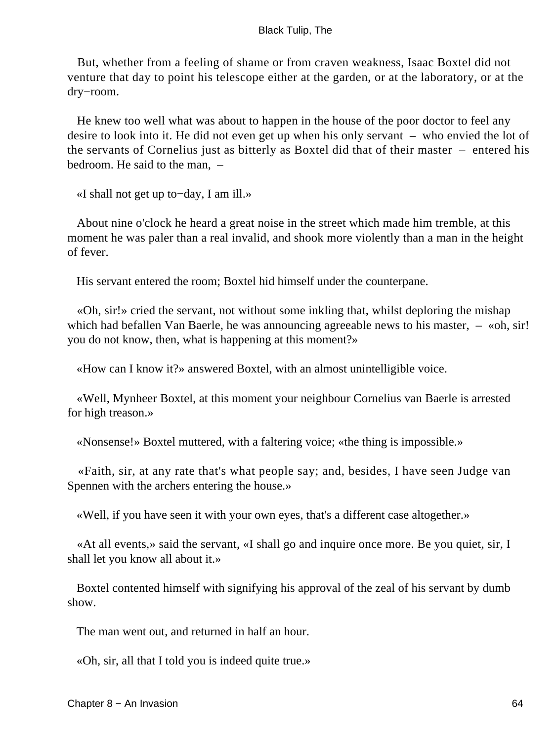But, whether from a feeling of shame or from craven weakness, Isaac Boxtel did not venture that day to point his telescope either at the garden, or at the laboratory, or at the dry−room.

He knew too well what was about to happen in the house of the poor doctor to feel any desire to look into it. He did not even get up when his only servant – who envied the lot of the servants of Cornelius just as bitterly as Boxtel did that of their master – entered his bedroom. He said to the man, –

«I shall not get up to−day, I am ill.»

About nine o'clock he heard a great noise in the street which made him tremble, at this moment he was paler than a real invalid, and shook more violently than a man in the height of fever.

His servant entered the room; Boxtel hid himself under the counterpane.

«Oh, sir!» cried the servant, not without some inkling that, whilst deploring the mishap which had befallen Van Baerle, he was announcing agreeable news to his master, – «oh, sir! you do not know, then, what is happening at this moment?»

«How can I know it?» answered Boxtel, with an almost unintelligible voice.

«Well, Mynheer Boxtel, at this moment your neighbour Cornelius van Baerle is arrested for high treason.»

«Nonsense!» Boxtel muttered, with a faltering voice; «the thing is impossible.»

«Faith, sir, at any rate that's what people say; and, besides, I have seen Judge van Spennen with the archers entering the house.»

«Well, if you have seen it with your own eyes, that's a different case altogether.»

«At all events,» said the servant, «I shall go and inquire once more. Be you quiet, sir, I shall let you know all about it.»

Boxtel contented himself with signifying his approval of the zeal of his servant by dumb show.

The man went out, and returned in half an hour.

«Oh, sir, all that I told you is indeed quite true.»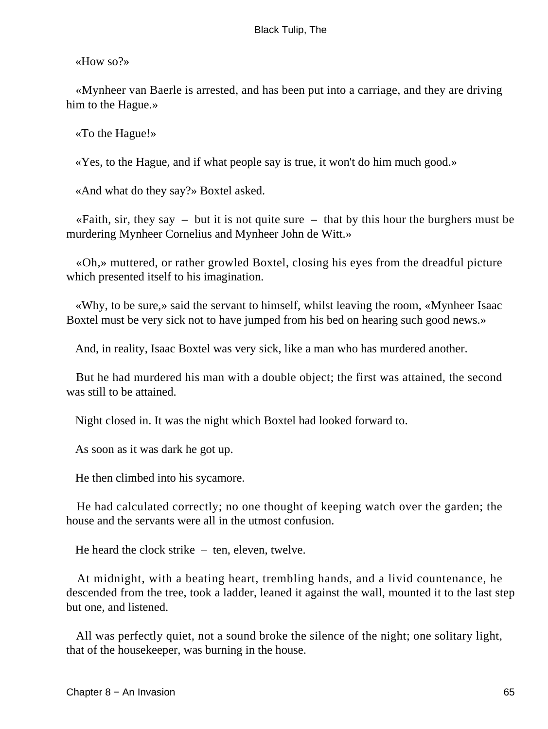«How so?»

«Mynheer van Baerle is arrested, and has been put into a carriage, and they are driving him to the Hague.»

«To the Hague!»

«Yes, to the Hague, and if what people say is true, it won't do him much good.»

«And what do they say?» Boxtel asked.

«Faith, sir, they say – but it is not quite sure – that by this hour the burghers must be murdering Mynheer Cornelius and Mynheer John de Witt.»

«Oh,» muttered, or rather growled Boxtel, closing his eyes from the dreadful picture which presented itself to his imagination.

«Why, to be sure,» said the servant to himself, whilst leaving the room, «Mynheer Isaac Boxtel must be very sick not to have jumped from his bed on hearing such good news.»

And, in reality, Isaac Boxtel was very sick, like a man who has murdered another.

But he had murdered his man with a double object; the first was attained, the second was still to be attained.

Night closed in. It was the night which Boxtel had looked forward to.

As soon as it was dark he got up.

He then climbed into his sycamore.

He had calculated correctly; no one thought of keeping watch over the garden; the house and the servants were all in the utmost confusion.

He heard the clock strike – ten, eleven, twelve.

At midnight, with a beating heart, trembling hands, and a livid countenance, he descended from the tree, took a ladder, leaned it against the wall, mounted it to the last step but one, and listened.

All was perfectly quiet, not a sound broke the silence of the night; one solitary light, that of the housekeeper, was burning in the house.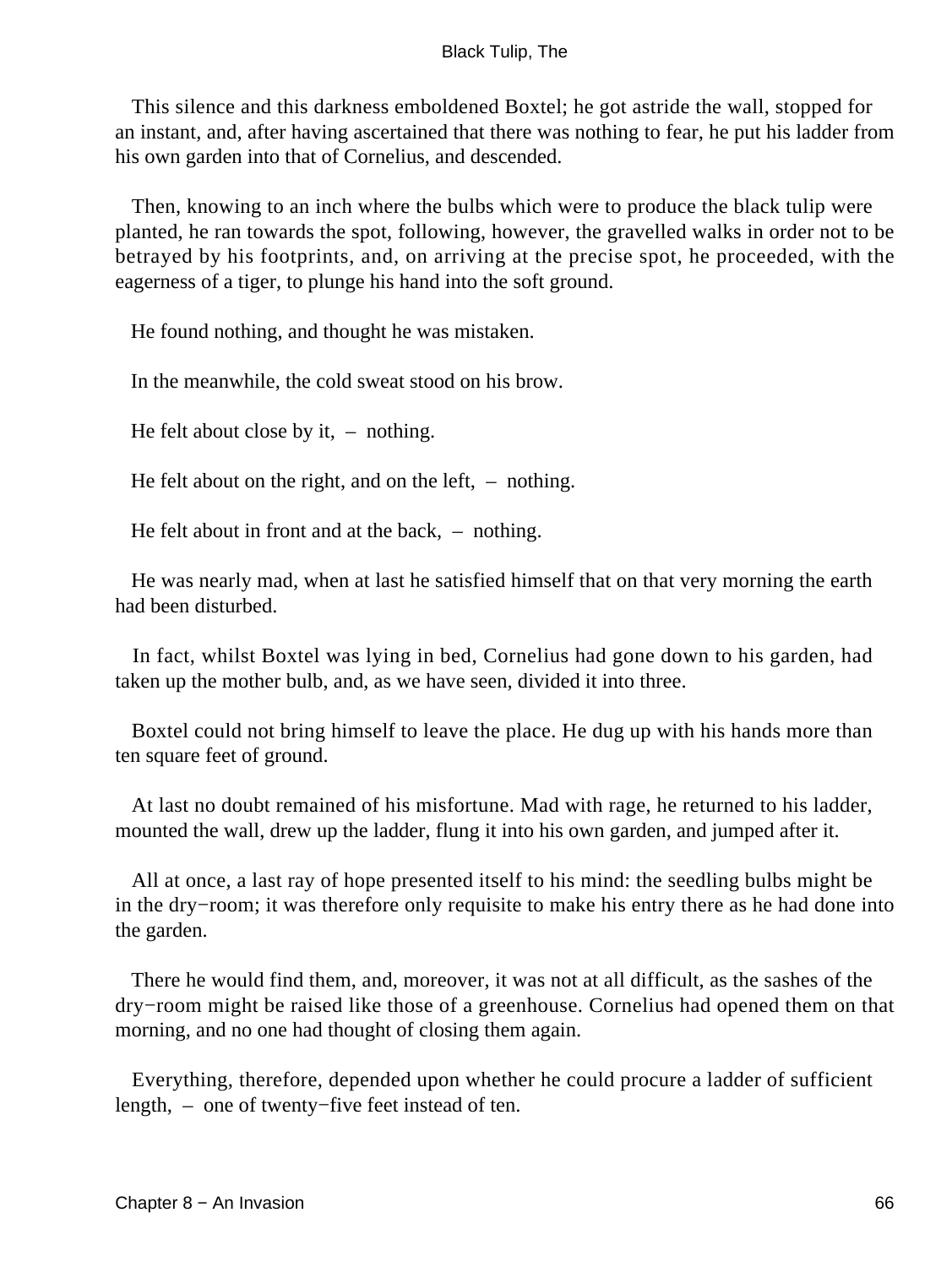This silence and this darkness emboldened Boxtel; he got astride the wall, stopped for an instant, and, after having ascertained that there was nothing to fear, he put his ladder from his own garden into that of Cornelius, and descended.

Then, knowing to an inch where the bulbs which were to produce the black tulip were planted, he ran towards the spot, following, however, the gravelled walks in order not to be betrayed by his footprints, and, on arriving at the precise spot, he proceeded, with the eagerness of a tiger, to plunge his hand into the soft ground.

He found nothing, and thought he was mistaken.

In the meanwhile, the cold sweat stood on his brow.

He felt about close by it, – nothing.

He felt about on the right, and on the left, – nothing.

He felt about in front and at the back, – nothing.

He was nearly mad, when at last he satisfied himself that on that very morning the earth had been disturbed.

In fact, whilst Boxtel was lying in bed, Cornelius had gone down to his garden, had taken up the mother bulb, and, as we have seen, divided it into three.

Boxtel could not bring himself to leave the place. He dug up with his hands more than ten square feet of ground.

At last no doubt remained of his misfortune. Mad with rage, he returned to his ladder, mounted the wall, drew up the ladder, flung it into his own garden, and jumped after it.

All at once, a last ray of hope presented itself to his mind: the seedling bulbs might be in the dry−room; it was therefore only requisite to make his entry there as he had done into the garden.

There he would find them, and, moreover, it was not at all difficult, as the sashes of the dry−room might be raised like those of a greenhouse. Cornelius had opened them on that morning, and no one had thought of closing them again.

Everything, therefore, depended upon whether he could procure a ladder of sufficient length, – one of twenty−five feet instead of ten.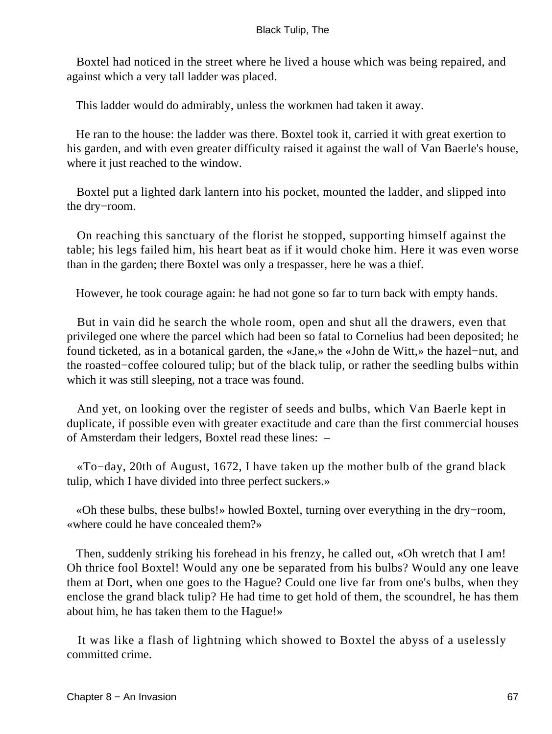Boxtel had noticed in the street where he lived a house which was being repaired, and against which a very tall ladder was placed.

This ladder would do admirably, unless the workmen had taken it away.

He ran to the house: the ladder was there. Boxtel took it, carried it with great exertion to his garden, and with even greater difficulty raised it against the wall of Van Baerle's house, where it just reached to the window.

Boxtel put a lighted dark lantern into his pocket, mounted the ladder, and slipped into the dry−room.

On reaching this sanctuary of the florist he stopped, supporting himself against the table; his legs failed him, his heart beat as if it would choke him. Here it was even worse than in the garden; there Boxtel was only a trespasser, here he was a thief.

However, he took courage again: he had not gone so far to turn back with empty hands.

But in vain did he search the whole room, open and shut all the drawers, even that privileged one where the parcel which had been so fatal to Cornelius had been deposited; he found ticketed, as in a botanical garden, the «Jane,» the «John de Witt,» the hazel−nut, and the roasted−coffee coloured tulip; but of the black tulip, or rather the seedling bulbs within which it was still sleeping, not a trace was found.

And yet, on looking over the register of seeds and bulbs, which Van Baerle kept in duplicate, if possible even with greater exactitude and care than the first commercial houses of Amsterdam their ledgers, Boxtel read these lines: –

«To−day, 20th of August, 1672, I have taken up the mother bulb of the grand black tulip, which I have divided into three perfect suckers.»

«Oh these bulbs, these bulbs!» howled Boxtel, turning over everything in the dry−room, «where could he have concealed them?»

Then, suddenly striking his forehead in his frenzy, he called out, «Oh wretch that I am! Oh thrice fool Boxtel! Would any one be separated from his bulbs? Would any one leave them at Dort, when one goes to the Hague? Could one live far from one's bulbs, when they enclose the grand black tulip? He had time to get hold of them, the scoundrel, he has them about him, he has taken them to the Hague!»

It was like a flash of lightning which showed to Boxtel the abyss of a uselessly committed crime.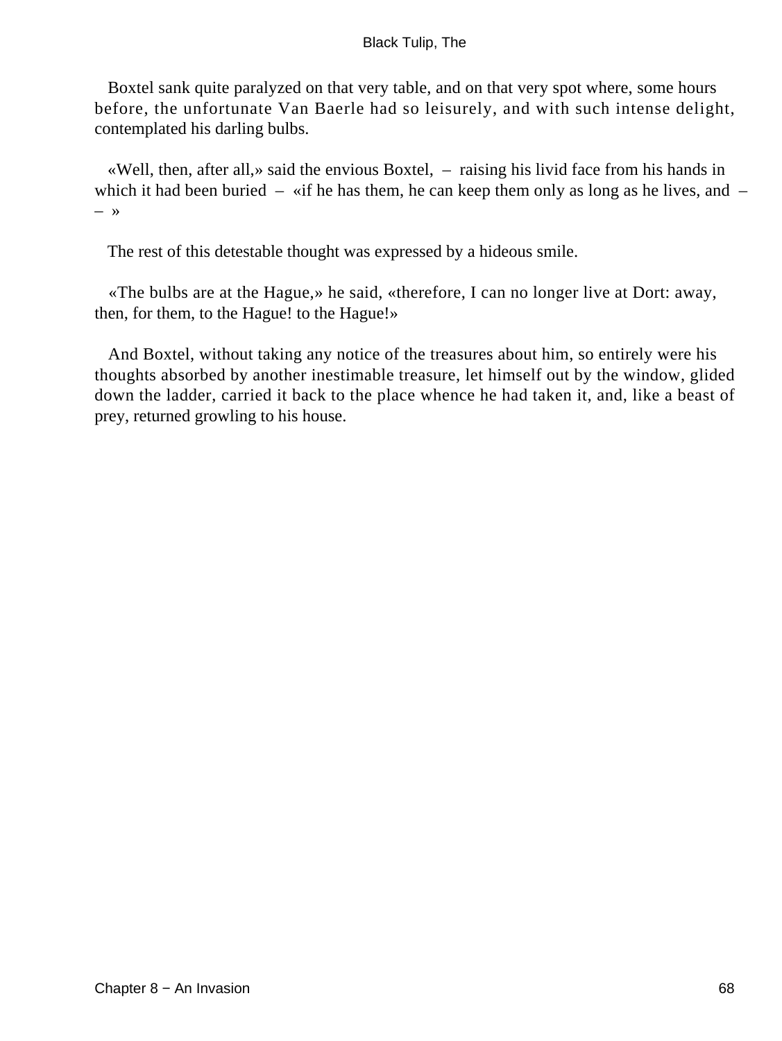Boxtel sank quite paralyzed on that very table, and on that very spot where, some hours before, the unfortunate Van Baerle had so leisurely, and with such intense delight, contemplated his darling bulbs.

«Well, then, after all,» said the envious Boxtel, – raising his livid face from his hands in which it had been buried – «if he has them, he can keep them only as long as he lives, and – – »

The rest of this detestable thought was expressed by a hideous smile.

«The bulbs are at the Hague,» he said, «therefore, I can no longer live at Dort: away, then, for them, to the Hague! to the Hague!»

And Boxtel, without taking any notice of the treasures about him, so entirely were his thoughts absorbed by another inestimable treasure, let himself out by the window, glided down the ladder, carried it back to the place whence he had taken it, and, like a beast of prey, returned growling to his house.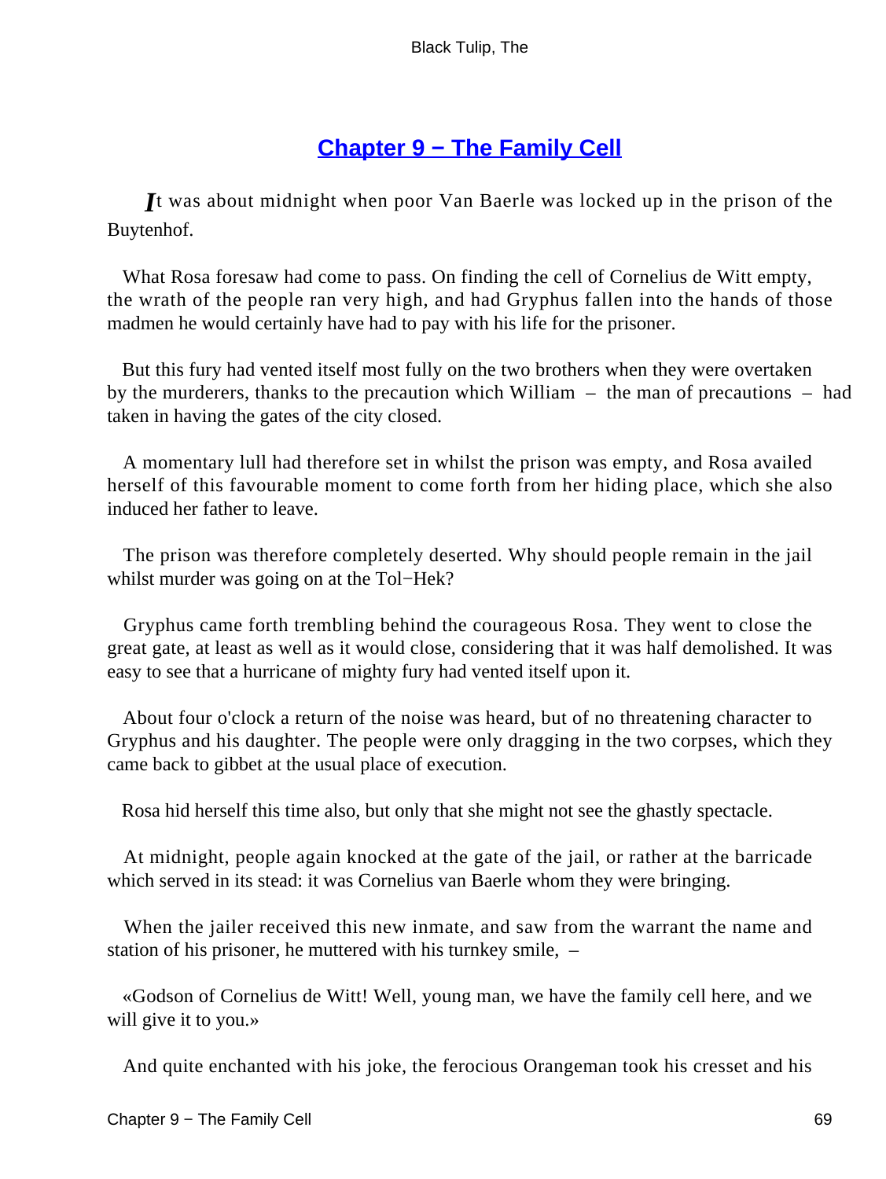## [Chapter 9 − The Family Cell]()

*I*t was about midnight when poor Van Baerle was locked up in the prison of the Buytenhof.

What Rosa foresaw had come to pass. On finding the cell of Cornelius de Witt empty, the wrath of the people ran very high, and had Gryphus fallen into the hands of those madmen he would certainly have had to pay with his life for the prisoner.

But this fury had vented itself most fully on the two brothers when they were overtaken by the murderers, thanks to the precaution which William – the man of precautions – had taken in having the gates of the city closed.

A momentary lull had therefore set in whilst the prison was empty, and Rosa availed herself of this favourable moment to come forth from her hiding place, which she also induced her father to leave.

The prison was therefore completely deserted. Why should people remain in the jail whilst murder was going on at the Tol−Hek?

Gryphus came forth trembling behind the courageous Rosa. They went to close the great gate, at least as well as it would close, considering that it was half demolished. It was easy to see that a hurricane of mighty fury had vented itself upon it.

About four o'clock a return of the noise was heard, but of no threatening character to Gryphus and his daughter. The people were only dragging in the two corpses, which they came back to gibbet at the usual place of execution.

Rosa hid herself this time also, but only that she might not see the ghastly spectacle.

At midnight, people again knocked at the gate of the jail, or rather at the barricade which served in its stead: it was Cornelius van Baerle whom they were bringing.

When the jailer received this new inmate, and saw from the warrant the name and station of his prisoner, he muttered with his turnkey smile, –

«Godson of Cornelius de Witt! Well, young man, we have the family cell here, and we will give it to you.»

And quite enchanted with his joke, the ferocious Orangeman took his cresset and his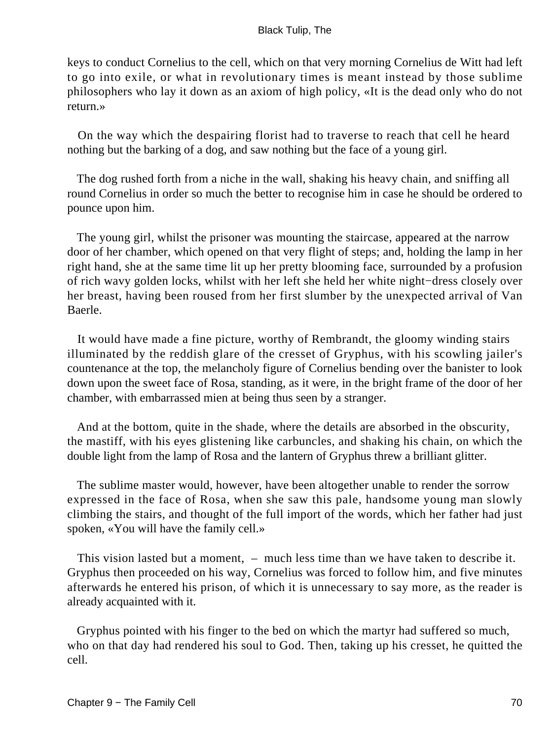keys to conduct Cornelius to the cell, which on that very morning Cornelius de Witt had left to go into exile, or what in revolutionary times is meant instead by those sublime philosophers who lay it down as an axiom of high policy, «It is the dead only who do not return.»

On the way which the despairing florist had to traverse to reach that cell he heard nothing but the barking of a dog, and saw nothing but the face of a young girl.

The dog rushed forth from a niche in the wall, shaking his heavy chain, and sniffing all round Cornelius in order so much the better to recognise him in case he should be ordered to pounce upon him.

The young girl, whilst the prisoner was mounting the staircase, appeared at the narrow door of her chamber, which opened on that very flight of steps; and, holding the lamp in her right hand, she at the same time lit up her pretty blooming face, surrounded by a profusion of rich wavy golden locks, whilst with her left she held her white night−dress closely over her breast, having been roused from her first slumber by the unexpected arrival of Van Baerle.

It would have made a fine picture, worthy of Rembrandt, the gloomy winding stairs illuminated by the reddish glare of the cresset of Gryphus, with his scowling jailer's countenance at the top, the melancholy figure of Cornelius bending over the banister to look down upon the sweet face of Rosa, standing, as it were, in the bright frame of the door of her chamber, with embarrassed mien at being thus seen by a stranger.

And at the bottom, quite in the shade, where the details are absorbed in the obscurity, the mastiff, with his eyes glistening like carbuncles, and shaking his chain, on which the double light from the lamp of Rosa and the lantern of Gryphus threw a brilliant glitter.

The sublime master would, however, have been altogether unable to render the sorrow expressed in the face of Rosa, when she saw this pale, handsome young man slowly climbing the stairs, and thought of the full import of the words, which her father had just spoken, «You will have the family cell.»

This vision lasted but a moment, – much less time than we have taken to describe it. Gryphus then proceeded on his way, Cornelius was forced to follow him, and five minutes afterwards he entered his prison, of which it is unnecessary to say more, as the reader is already acquainted with it.

Gryphus pointed with his finger to the bed on which the martyr had suffered so much, who on that day had rendered his soul to God. Then, taking up his cresset, he quitted the cell.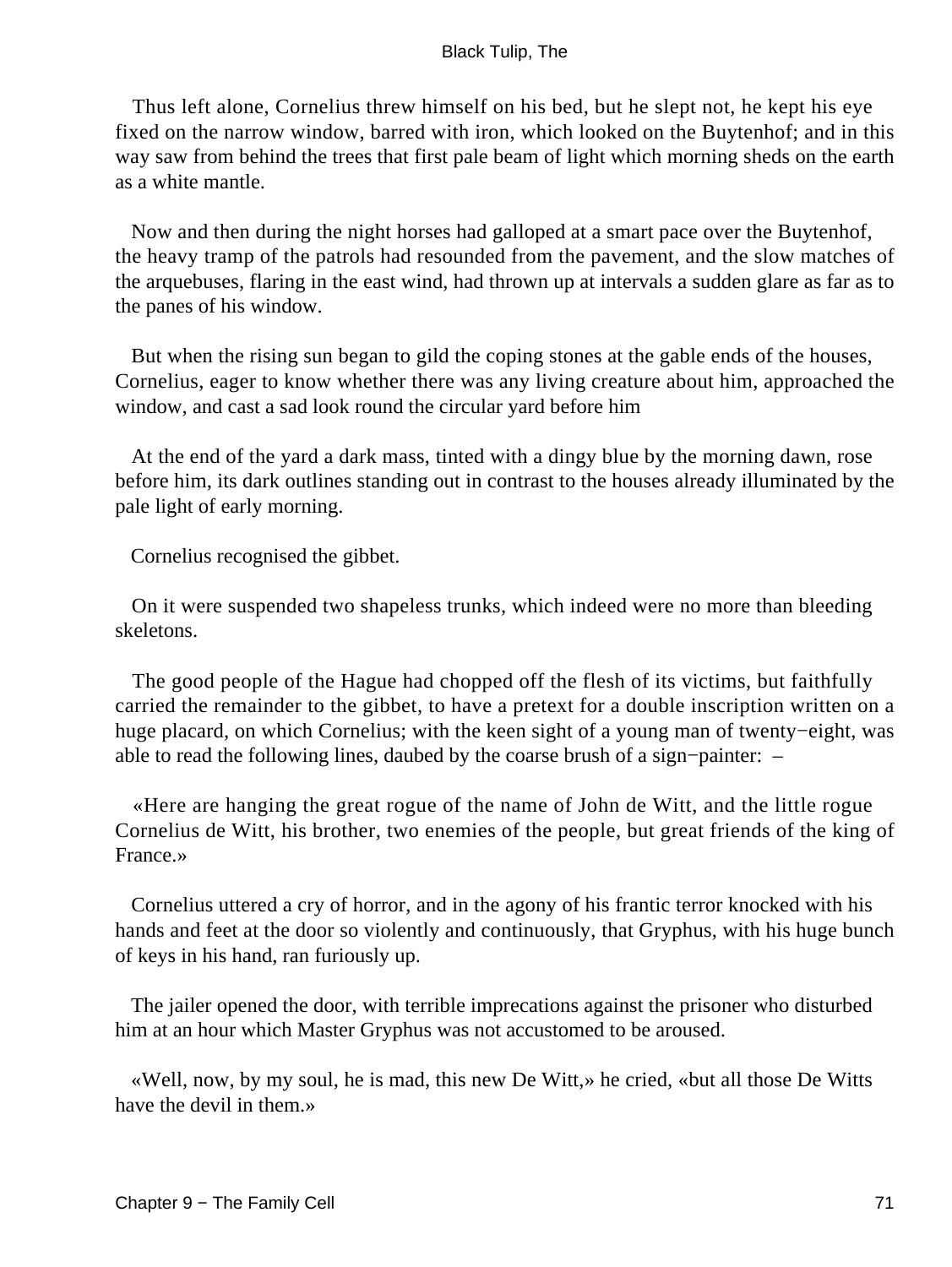Thus left alone, Cornelius threw himself on his bed, but he slept not, he kept his eye fixed on the narrow window, barred with iron, which looked on the Buytenhof; and in this way saw from behind the trees that first pale beam of light which morning sheds on the earth as a white mantle.

Now and then during the night horses had galloped at a smart pace over the Buytenhof, the heavy tramp of the patrols had resounded from the pavement, and the slow matches of the arquebuses, flaring in the east wind, had thrown up at intervals a sudden glare as far as to the panes of his window.

But when the rising sun began to gild the coping stones at the gable ends of the houses, Cornelius, eager to know whether there was any living creature about him, approached the window, and cast a sad look round the circular yard before him

At the end of the yard a dark mass, tinted with a dingy blue by the morning dawn, rose before him, its dark outlines standing out in contrast to the houses already illuminated by the pale light of early morning.

Cornelius recognised the gibbet.

On it were suspended two shapeless trunks, which indeed were no more than bleeding skeletons.

The good people of the Hague had chopped off the flesh of its victims, but faithfully carried the remainder to the gibbet, to have a pretext for a double inscription written on a huge placard, on which Cornelius; with the keen sight of a young man of twenty−eight, was able to read the following lines, daubed by the coarse brush of a sign−painter: –

«Here are hanging the great rogue of the name of John de Witt, and the little rogue Cornelius de Witt, his brother, two enemies of the people, but great friends of the king of France.»

Cornelius uttered a cry of horror, and in the agony of his frantic terror knocked with his hands and feet at the door so violently and continuously, that Gryphus, with his huge bunch of keys in his hand, ran furiously up.

The jailer opened the door, with terrible imprecations against the prisoner who disturbed him at an hour which Master Gryphus was not accustomed to be aroused.

«Well, now, by my soul, he is mad, this new De Witt,» he cried, «but all those De Witts have the devil in them.»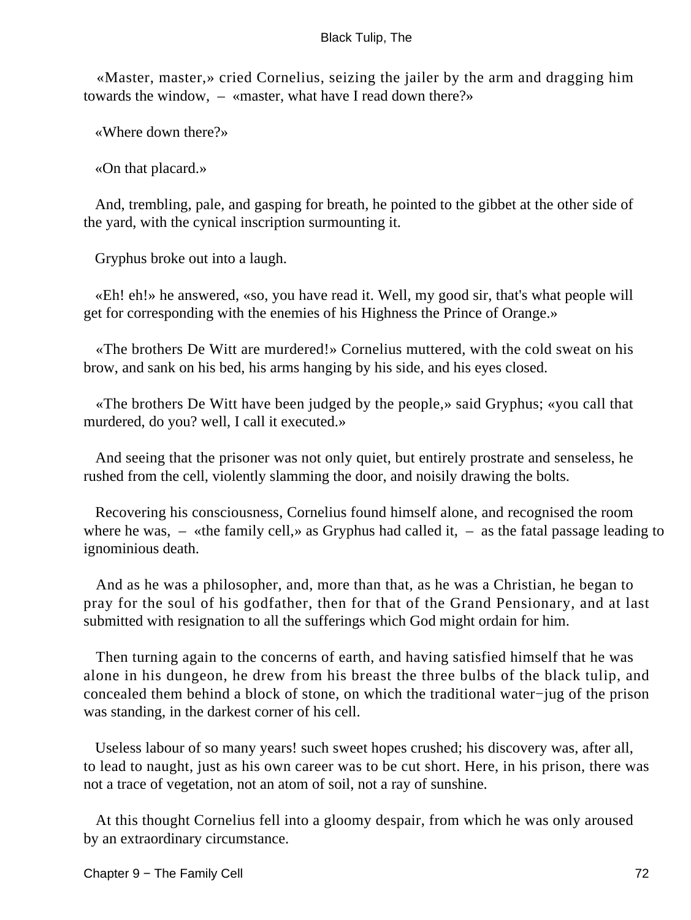«Master, master,» cried Cornelius, seizing the jailer by the arm and dragging him towards the window, – «master, what have I read down there?»

«Where down there?»

«On that placard.»

And, trembling, pale, and gasping for breath, he pointed to the gibbet at the other side of the yard, with the cynical inscription surmounting it.

Gryphus broke out into a laugh.

«Eh! eh!» he answered, «so, you have read it. Well, my good sir, that's what people will get for corresponding with the enemies of his Highness the Prince of Orange.»

«The brothers De Witt are murdered!» Cornelius muttered, with the cold sweat on his brow, and sank on his bed, his arms hanging by his side, and his eyes closed.

«The brothers De Witt have been judged by the people,» said Gryphus; «you call that murdered, do you? well, I call it executed.»

And seeing that the prisoner was not only quiet, but entirely prostrate and senseless, he rushed from the cell, violently slamming the door, and noisily drawing the bolts.

Recovering his consciousness, Cornelius found himself alone, and recognised the room where he was, – «the family cell,» as Gryphus had called it, – as the fatal passage leading to ignominious death.

And as he was a philosopher, and, more than that, as he was a Christian, he began to pray for the soul of his godfather, then for that of the Grand Pensionary, and at last submitted with resignation to all the sufferings which God might ordain for him.

Then turning again to the concerns of earth, and having satisfied himself that he was alone in his dungeon, he drew from his breast the three bulbs of the black tulip, and concealed them behind a block of stone, on which the traditional water−jug of the prison was standing, in the darkest corner of his cell.

Useless labour of so many years! such sweet hopes crushed; his discovery was, after all, to lead to naught, just as his own career was to be cut short. Here, in his prison, there was not a trace of vegetation, not an atom of soil, not a ray of sunshine.

At this thought Cornelius fell into a gloomy despair, from which he was only aroused by an extraordinary circumstance.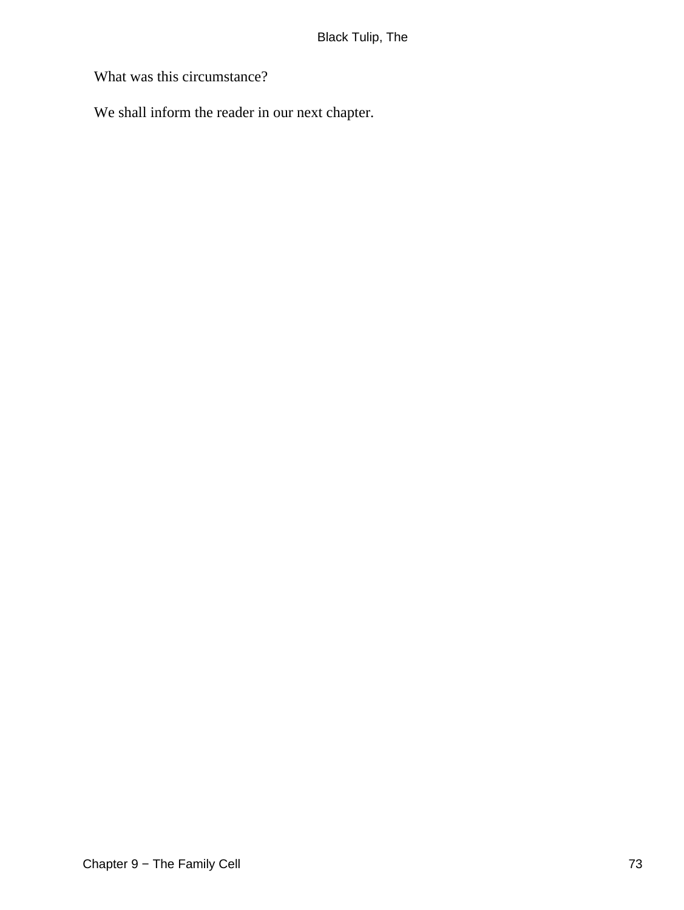What was this circumstance?

We shall inform the reader in our next chapter.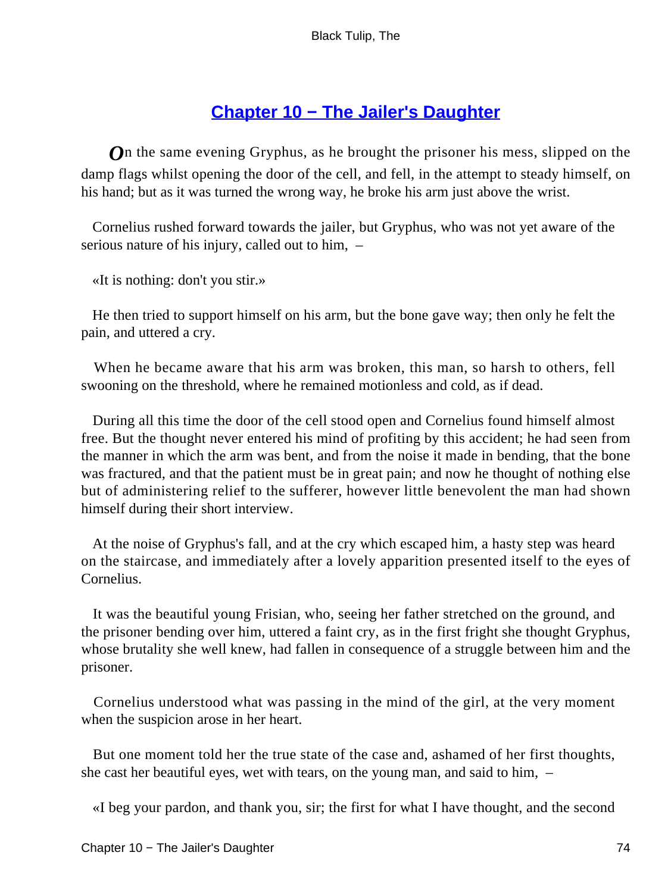## Chapter 10 – The Jailer's Daughter

On the same evening Gryphus, as he brought the prisoner his mess, slipped on the damp flags whilst opening the door of the cell, and fell, in the attempt to steady himself, on his hand; but as it was turned the wrong way, he broke his arm just above the wrist.

Cornelius rushed forward towards the jailer, but Gryphus, who was not yet aware of the serious nature of his injury, called out to him, –

«It is nothing: don't you stir.»

He then tried to support himself on his arm, but the bone gave way; then only he felt the pain, and uttered a cry.

When he became aware that his arm was broken, this man, so harsh to others, fell swooning on the threshold, where he remained motionless and cold, as if dead.

During all this time the door of the cell stood open and Cornelius found himself almost free. But the thought never entered his mind of profiting by this accident; he had seen from the manner in which the arm was bent, and from the noise it made in bending, that the bone was fractured, and that the patient must be in great pain; and now he thought of nothing else but of administering relief to the sufferer, however little benevolent the man had shown himself during their short interview.

At the noise of Gryphus's fall, and at the cry which escaped him, a hasty step was heard on the staircase, and immediately after a lovely apparition presented itself to the eyes of Cornelius.

It was the beautiful young Frisian, who, seeing her father stretched on the ground, and the prisoner bending over him, uttered a faint cry, as in the first fright she thought Gryphus, whose brutality she well knew, had fallen in consequence of a struggle between him and the prisoner.

Cornelius understood what was passing in the mind of the girl, at the very moment when the suspicion arose in her heart.

But one moment told her the true state of the case and, ashamed of her first thoughts, she cast her beautiful eyes, wet with tears, on the young man, and said to him, –

«I beg your pardon, and thank you, sir; the first for what I have thought, and the second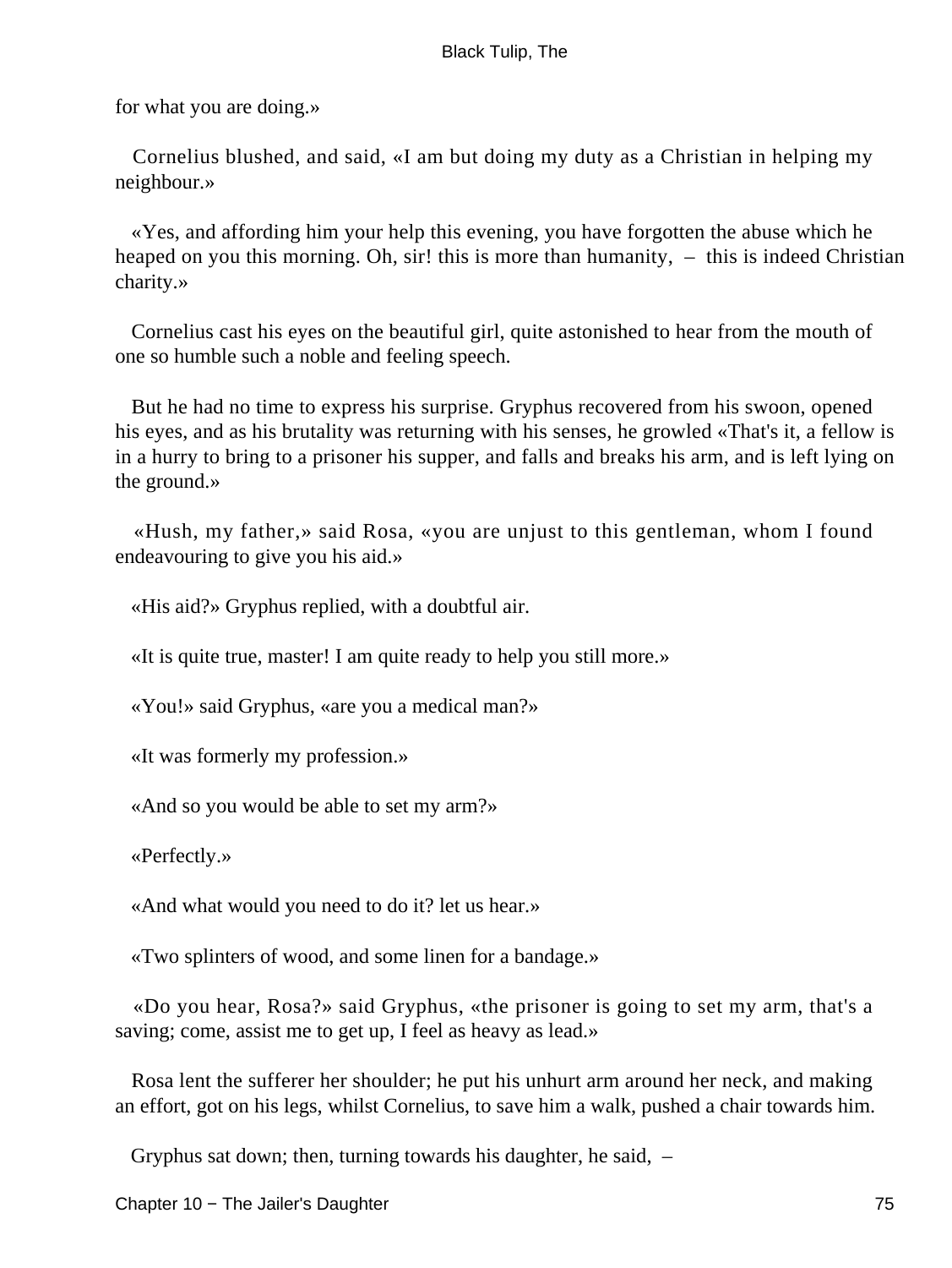for what you are doing.»

Cornelius blushed, and said, «I am but doing my duty as a Christian in helping my neighbour.»

«Yes, and affording him your help this evening, you have forgotten the abuse which he heaped on you this morning. Oh, sir! this is more than humanity, – this is indeed Christian charity.»

Cornelius cast his eyes on the beautiful girl, quite astonished to hear from the mouth of one so humble such a noble and feeling speech.

But he had no time to express his surprise. Gryphus recovered from his swoon, opened his eyes, and as his brutality was returning with his senses, he growled «That's it, a fellow is in a hurry to bring to a prisoner his supper, and falls and breaks his arm, and is left lying on the ground.»

«Hush, my father,» said Rosa, «you are unjust to this gentleman, whom I found endeavouring to give you his aid.»

«His aid?» Gryphus replied, with a doubtful air.

«It is quite true, master! I am quite ready to help you still more.»

«You!» said Gryphus, «are you a medical man?»

«It was formerly my profession.»

«And so you would be able to set my arm?»

«Perfectly.»

«And what would you need to do it? let us hear.»

«Two splinters of wood, and some linen for a bandage.»

«Do you hear, Rosa?» said Gryphus, «the prisoner is going to set my arm, that's a saving; come, assist me to get up, I feel as heavy as lead.»

Rosa lent the sufferer her shoulder; he put his unhurt arm around her neck, and making an effort, got on his legs, whilst Cornelius, to save him a walk, pushed a chair towards him.

Gryphus sat down; then, turning towards his daughter, he said, –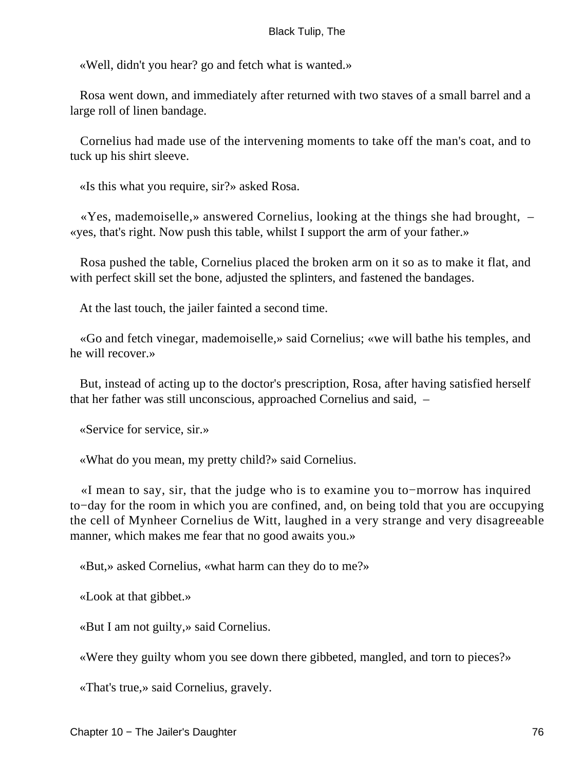«Well, didn't you hear? go and fetch what is wanted.»

Rosa went down, and immediately after returned with two staves of a small barrel and a large roll of linen bandage.

Cornelius had made use of the intervening moments to take off the man's coat, and to tuck up his shirt sleeve.

«Is this what you require, sir?» asked Rosa.

«Yes, mademoiselle,» answered Cornelius, looking at the things she had brought, – «yes, that's right. Now push this table, whilst I support the arm of your father.»

Rosa pushed the table, Cornelius placed the broken arm on it so as to make it flat, and with perfect skill set the bone, adjusted the splinters, and fastened the bandages.

At the last touch, the jailer fainted a second time.

«Go and fetch vinegar, mademoiselle,» said Cornelius; «we will bathe his temples, and he will recover.»

But, instead of acting up to the doctor's prescription, Rosa, after having satisfied herself that her father was still unconscious, approached Cornelius and said, –

«Service for service, sir.»

«What do you mean, my pretty child?» said Cornelius.

«I mean to say, sir, that the judge who is to examine you to−morrow has inquired to−day for the room in which you are confined, and, on being told that you are occupying the cell of Mynheer Cornelius de Witt, laughed in a very strange and very disagreeable manner, which makes me fear that no good awaits you.»

«But,» asked Cornelius, «what harm can they do to me?»

«Look at that gibbet.»

«But I am not guilty,» said Cornelius.

«Were they guilty whom you see down there gibbeted, mangled, and torn to pieces?»

«That's true,» said Cornelius, gravely.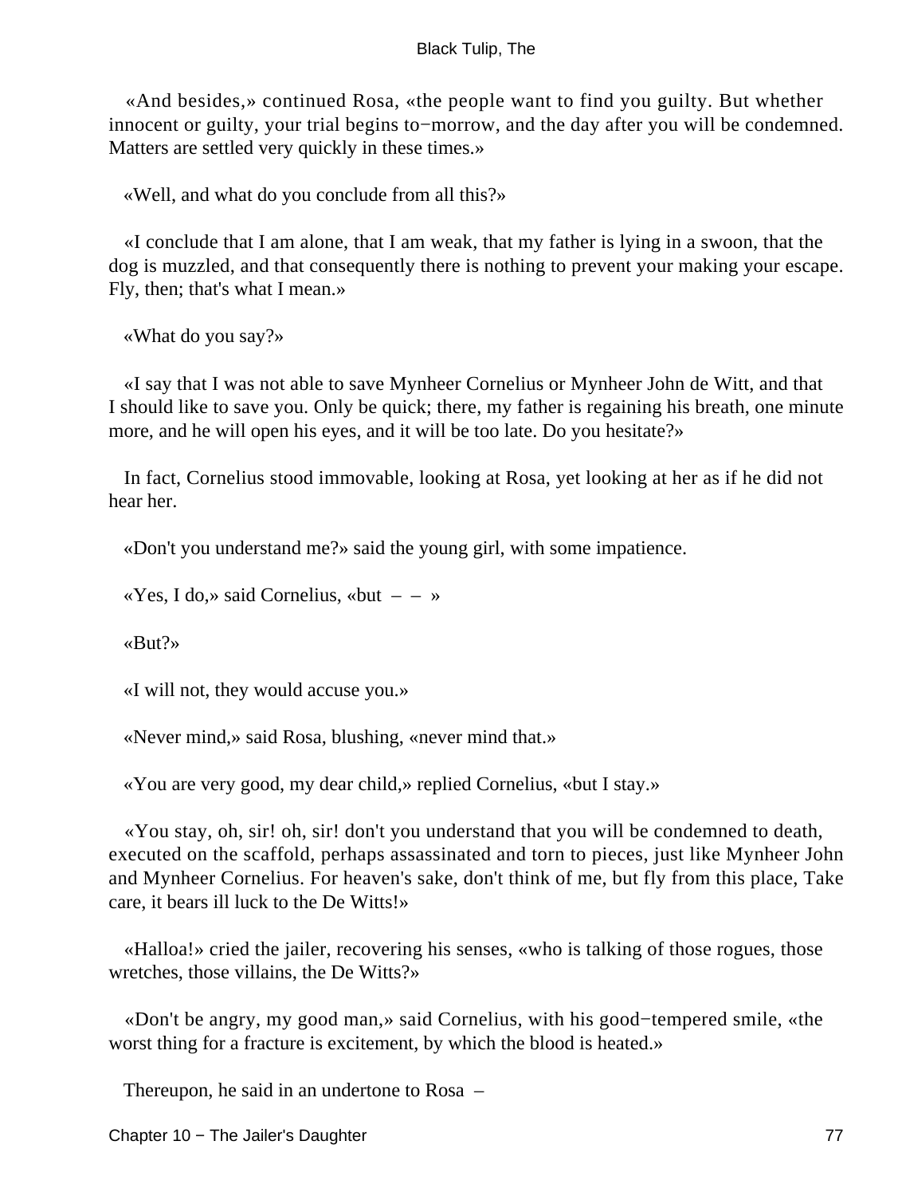«And besides,» continued Rosa, «the people want to find you guilty. But whether innocent or guilty, your trial begins to−morrow, and the day after you will be condemned. Matters are settled very quickly in these times.»

«Well, and what do you conclude from all this?»

«I conclude that I am alone, that I am weak, that my father is lying in a swoon, that the dog is muzzled, and that consequently there is nothing to prevent your making your escape. Fly, then; that's what I mean.»

«What do you say?»

«I say that I was not able to save Mynheer Cornelius or Mynheer John de Witt, and that I should like to save you. Only be quick; there, my father is regaining his breath, one minute more, and he will open his eyes, and it will be too late. Do you hesitate?»

In fact, Cornelius stood immovable, looking at Rosa, yet looking at her as if he did not hear her.

«Don't you understand me?» said the young girl, with some impatience.

«Yes, I do,» said Cornelius, «but – – »

«But?»

«I will not, they would accuse you.»

«Never mind,» said Rosa, blushing, «never mind that.»

«You are very good, my dear child,» replied Cornelius, «but I stay.»

«You stay, oh, sir! oh, sir! don't you understand that you will be condemned to death, executed on the scaffold, perhaps assassinated and torn to pieces, just like Mynheer John and Mynheer Cornelius. For heaven's sake, don't think of me, but fly from this place, Take care, it bears ill luck to the De Witts!»

«Halloa!» cried the jailer, recovering his senses, «who is talking of those rogues, those wretches, those villains, the De Witts?»

«Don't be angry, my good man,» said Cornelius, with his good−tempered smile, «the worst thing for a fracture is excitement, by which the blood is heated.»

Thereupon, he said in an undertone to Rosa –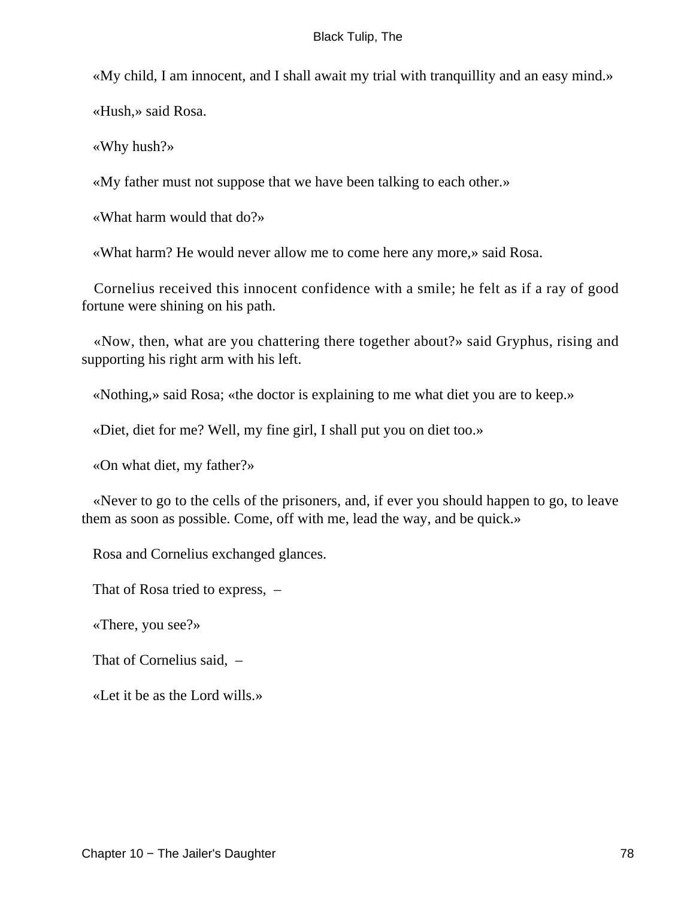«My child, I am innocent, and I shall await my trial with tranquillity and an easy mind.»

«Hush,» said Rosa.

«Why hush?»

«My father must not suppose that we have been talking to each other.»

«What harm would that do?»

«What harm? He would never allow me to come here any more,» said Rosa.

Cornelius received this innocent confidence with a smile; he felt as if a ray of good fortune were shining on his path.

«Now, then, what are you chattering there together about?» said Gryphus, rising and supporting his right arm with his left.

«Nothing,» said Rosa; «the doctor is explaining to me what diet you are to keep.»

«Diet, diet for me? Well, my fine girl, I shall put you on diet too.»

«On what diet, my father?»

«Never to go to the cells of the prisoners, and, if ever you should happen to go, to leave them as soon as possible. Come, off with me, lead the way, and be quick.»

Rosa and Cornelius exchanged glances.

That of Rosa tried to express, –

«There, you see?»

That of Cornelius said, –

«Let it be as the Lord wills.»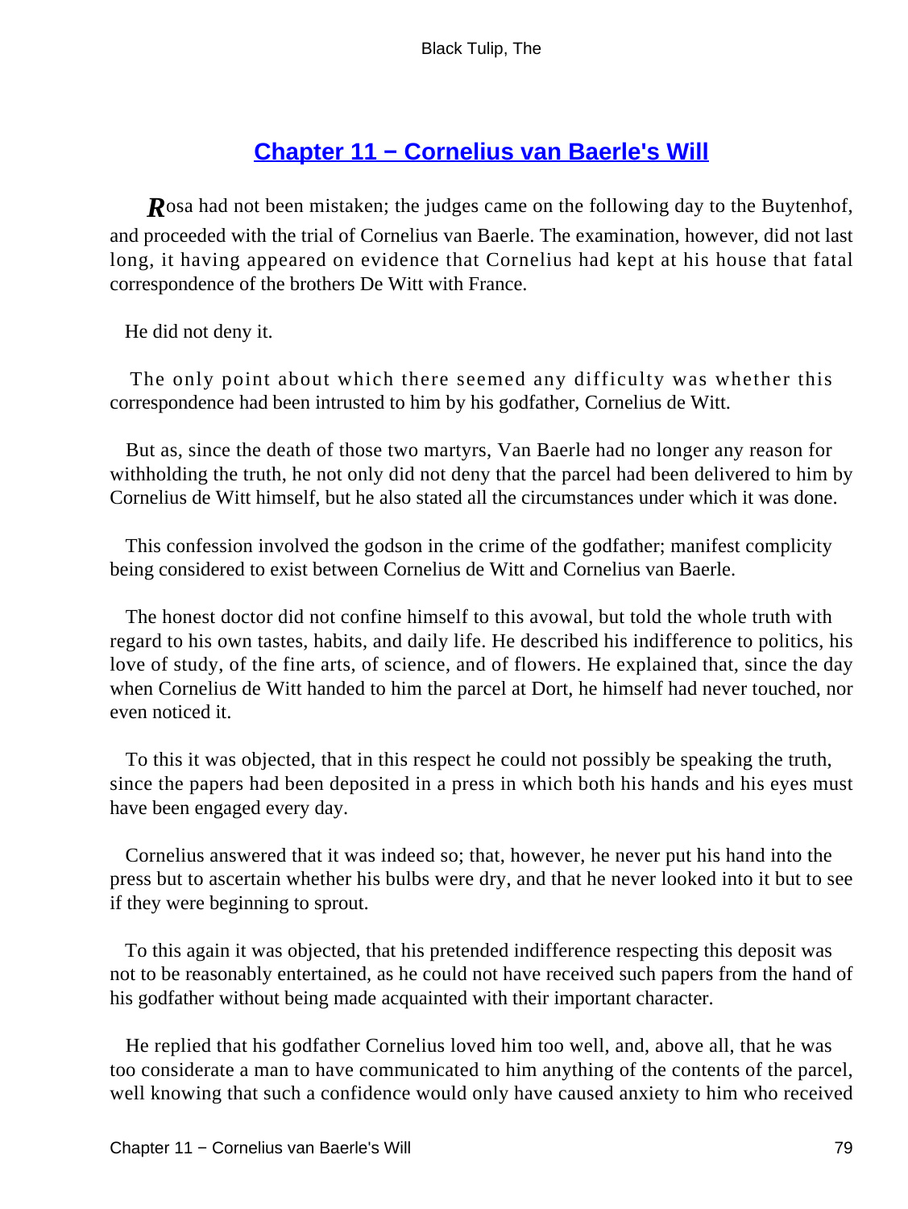## Chapter 11 − Cornelius van Baerle's Will

Rosa had not been mistaken; the judges came on the following day to the Buytenhof, and proceeded with the trial of Cornelius van Baerle. The examination, however, did not last long, it having appeared on evidence that Cornelius had kept at his house that fatal correspondence of the brothers De Witt with France.

He did not deny it.

The only point about which there seemed any difficulty was whether this correspondence had been intrusted to him by his godfather, Cornelius de Witt.

But as, since the death of those two martyrs, Van Baerle had no longer any reason for withholding the truth, he not only did not deny that the parcel had been delivered to him by Cornelius de Witt himself, but he also stated all the circumstances under which it was done.

This confession involved the godson in the crime of the godfather; manifest complicity being considered to exist between Cornelius de Witt and Cornelius van Baerle.

The honest doctor did not confine himself to this avowal, but told the whole truth with regard to his own tastes, habits, and daily life. He described his indifference to politics, his love of study, of the fine arts, of science, and of flowers. He explained that, since the day when Cornelius de Witt handed to him the parcel at Dort, he himself had never touched, nor even noticed it.

To this it was objected, that in this respect he could not possibly be speaking the truth, since the papers had been deposited in a press in which both his hands and his eyes must have been engaged every day.

Cornelius answered that it was indeed so; that, however, he never put his hand into the press but to ascertain whether his bulbs were dry, and that he never looked into it but to see if they were beginning to sprout.

To this again it was objected, that his pretended indifference respecting this deposit was not to be reasonably entertained, as he could not have received such papers from the hand of his godfather without being made acquainted with their important character.

He replied that his godfather Cornelius loved him too well, and, above all, that he was too considerate a man to have communicated to him anything of the contents of the parcel, well knowing that such a confidence would only have caused anxiety to him who received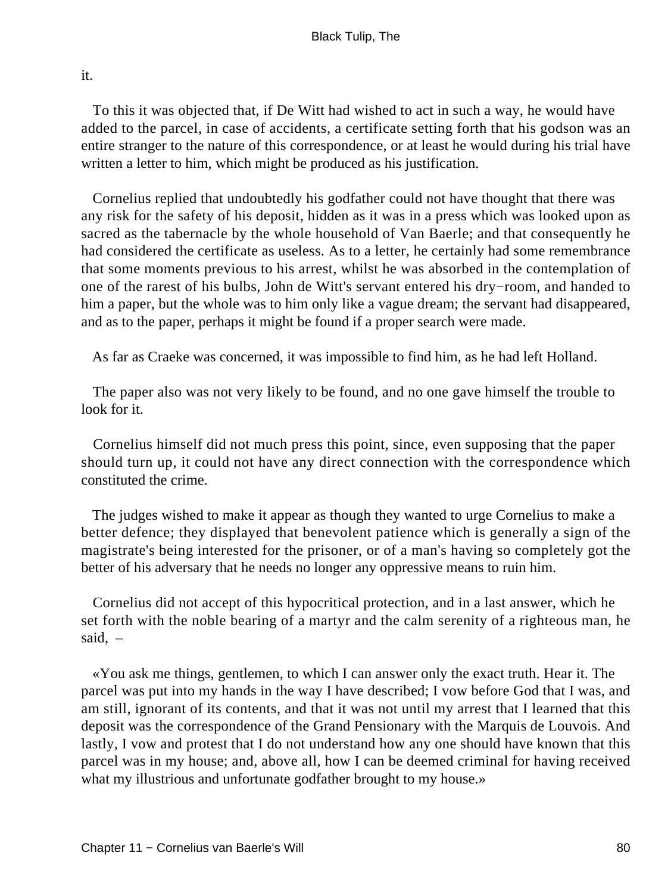it.

To this it was objected that, if De Witt had wished to act in such a way, he would have added to the parcel, in case of accidents, a certificate setting forth that his godson was an entire stranger to the nature of this correspondence, or at least he would during his trial have written a letter to him, which might be produced as his justification.

Cornelius replied that undoubtedly his godfather could not have thought that there was any risk for the safety of his deposit, hidden as it was in a press which was looked upon as sacred as the tabernacle by the whole household of Van Baerle; and that consequently he had considered the certificate as useless. As to a letter, he certainly had some remembrance that some moments previous to his arrest, whilst he was absorbed in the contemplation of one of the rarest of his bulbs, John de Witt's servant entered his dry−room, and handed to him a paper, but the whole was to him only like a vague dream; the servant had disappeared, and as to the paper, perhaps it might be found if a proper search were made.

As far as Craeke was concerned, it was impossible to find him, as he had left Holland.

The paper also was not very likely to be found, and no one gave himself the trouble to look for it.

Cornelius himself did not much press this point, since, even supposing that the paper should turn up, it could not have any direct connection with the correspondence which constituted the crime.

The judges wished to make it appear as though they wanted to urge Cornelius to make a better defence; they displayed that benevolent patience which is generally a sign of the magistrate's being interested for the prisoner, or of a man's having so completely got the better of his adversary that he needs no longer any oppressive means to ruin him.

Cornelius did not accept of this hypocritical protection, and in a last answer, which he set forth with the noble bearing of a martyr and the calm serenity of a righteous man, he said, –

«You ask me things, gentlemen, to which I can answer only the exact truth. Hear it. The parcel was put into my hands in the way I have described; I vow before God that I was, and am still, ignorant of its contents, and that it was not until my arrest that I learned that this deposit was the correspondence of the Grand Pensionary with the Marquis de Louvois. And lastly, I vow and protest that I do not understand how any one should have known that this parcel was in my house; and, above all, how I can be deemed criminal for having received what my illustrious and unfortunate godfather brought to my house.»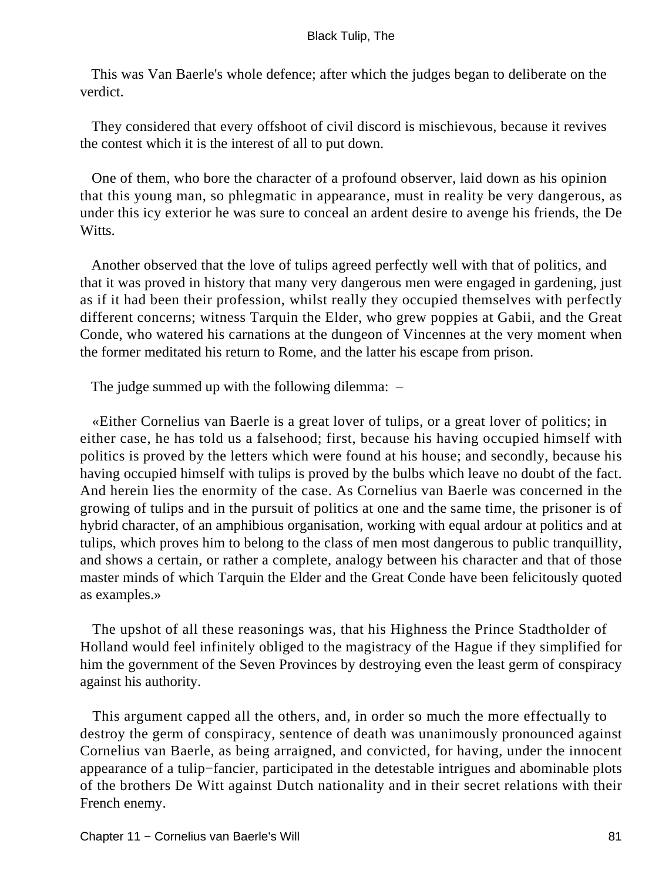This was Van Baerle's whole defence; after which the judges began to deliberate on the verdict.

They considered that every offshoot of civil discord is mischievous, because it revives the contest which it is the interest of all to put down.

One of them, who bore the character of a profound observer, laid down as his opinion that this young man, so phlegmatic in appearance, must in reality be very dangerous, as under this icy exterior he was sure to conceal an ardent desire to avenge his friends, the De Witts.

Another observed that the love of tulips agreed perfectly well with that of politics, and that it was proved in history that many very dangerous men were engaged in gardening, just as if it had been their profession, whilst really they occupied themselves with perfectly different concerns; witness Tarquin the Elder, who grew poppies at Gabii, and the Great Conde, who watered his carnations at the dungeon of Vincennes at the very moment when the former meditated his return to Rome, and the latter his escape from prison.

The judge summed up with the following dilemma: –

«Either Cornelius van Baerle is a great lover of tulips, or a great lover of politics; in either case, he has told us a falsehood; first, because his having occupied himself with politics is proved by the letters which were found at his house; and secondly, because his having occupied himself with tulips is proved by the bulbs which leave no doubt of the fact. And herein lies the enormity of the case. As Cornelius van Baerle was concerned in the growing of tulips and in the pursuit of politics at one and the same time, the prisoner is of hybrid character, of an amphibious organisation, working with equal ardour at politics and at tulips, which proves him to belong to the class of men most dangerous to public tranquillity, and shows a certain, or rather a complete, analogy between his character and that of those master minds of which Tarquin the Elder and the Great Conde have been felicitously quoted as examples.»

The upshot of all these reasonings was, that his Highness the Prince Stadtholder of Holland would feel infinitely obliged to the magistracy of the Hague if they simplified for him the government of the Seven Provinces by destroying even the least germ of conspiracy against his authority.

This argument capped all the others, and, in order so much the more effectually to destroy the germ of conspiracy, sentence of death was unanimously pronounced against Cornelius van Baerle, as being arraigned, and convicted, for having, under the innocent appearance of a tulip−fancier, participated in the detestable intrigues and abominable plots of the brothers De Witt against Dutch nationality and in their secret relations with their French enemy.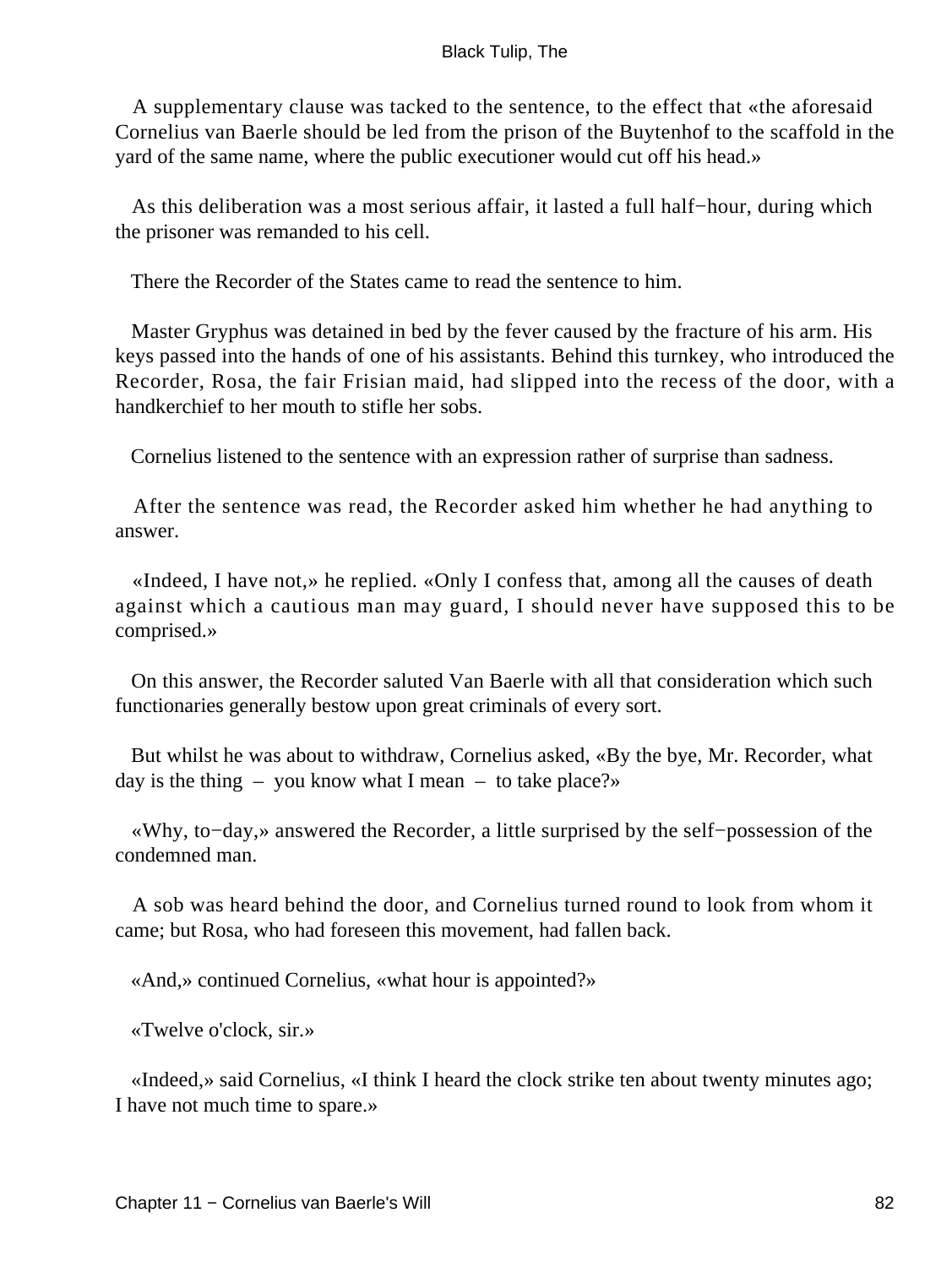A supplementary clause was tacked to the sentence, to the effect that «the aforesaid Cornelius van Baerle should be led from the prison of the Buytenhof to the scaffold in the yard of the same name, where the public executioner would cut off his head.»

As this deliberation was a most serious affair, it lasted a full half−hour, during which the prisoner was remanded to his cell.

There the Recorder of the States came to read the sentence to him.

Master Gryphus was detained in bed by the fever caused by the fracture of his arm. His keys passed into the hands of one of his assistants. Behind this turnkey, who introduced the Recorder, Rosa, the fair Frisian maid, had slipped into the recess of the door, with a handkerchief to her mouth to stifle her sobs.

Cornelius listened to the sentence with an expression rather of surprise than sadness.

After the sentence was read, the Recorder asked him whether he had anything to answer.

«Indeed, I have not,» he replied. «Only I confess that, among all the causes of death against which a cautious man may guard, I should never have supposed this to be comprised.»

On this answer, the Recorder saluted Van Baerle with all that consideration which such functionaries generally bestow upon great criminals of every sort.

But whilst he was about to withdraw, Cornelius asked, «By the bye, Mr. Recorder, what day is the thing – you know what I mean – to take place?»

«Why, to−day,» answered the Recorder, a little surprised by the self−possession of the condemned man.

A sob was heard behind the door, and Cornelius turned round to look from whom it came; but Rosa, who had foreseen this movement, had fallen back.

«And,» continued Cornelius, «what hour is appointed?»

«Twelve o'clock, sir.»

«Indeed,» said Cornelius, «I think I heard the clock strike ten about twenty minutes ago; I have not much time to spare.»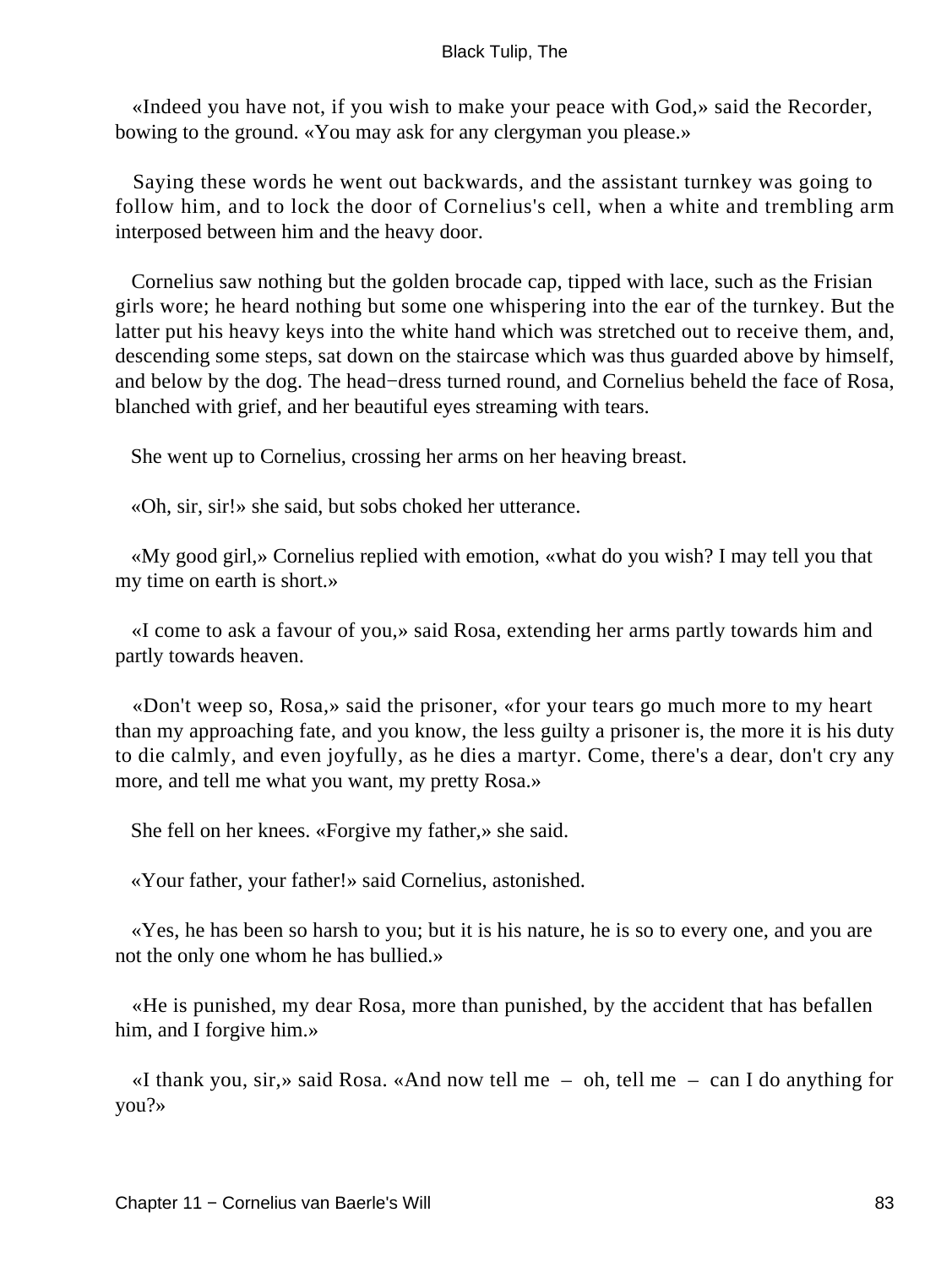«Indeed you have not, if you wish to make your peace with God,» said the Recorder, bowing to the ground. «You may ask for any clergyman you please.»

Saying these words he went out backwards, and the assistant turnkey was going to follow him, and to lock the door of Cornelius's cell, when a white and trembling arm interposed between him and the heavy door.

Cornelius saw nothing but the golden brocade cap, tipped with lace, such as the Frisian girls wore; he heard nothing but some one whispering into the ear of the turnkey. But the latter put his heavy keys into the white hand which was stretched out to receive them, and, descending some steps, sat down on the staircase which was thus guarded above by himself, and below by the dog. The head−dress turned round, and Cornelius beheld the face of Rosa, blanched with grief, and her beautiful eyes streaming with tears.

She went up to Cornelius, crossing her arms on her heaving breast.

«Oh, sir, sir!» she said, but sobs choked her utterance.

«My good girl,» Cornelius replied with emotion, «what do you wish? I may tell you that my time on earth is short.»

«I come to ask a favour of you,» said Rosa, extending her arms partly towards him and partly towards heaven.

«Don't weep so, Rosa,» said the prisoner, «for your tears go much more to my heart than my approaching fate, and you know, the less guilty a prisoner is, the more it is his duty to die calmly, and even joyfully, as he dies a martyr. Come, there's a dear, don't cry any more, and tell me what you want, my pretty Rosa.»

She fell on her knees. «Forgive my father,» she said.

«Your father, your father!» said Cornelius, astonished.

«Yes, he has been so harsh to you; but it is his nature, he is so to every one, and you are not the only one whom he has bullied.»

«He is punished, my dear Rosa, more than punished, by the accident that has befallen him, and I forgive him.»

«I thank you, sir,» said Rosa. «And now tell me – oh, tell me – can I do anything for you?»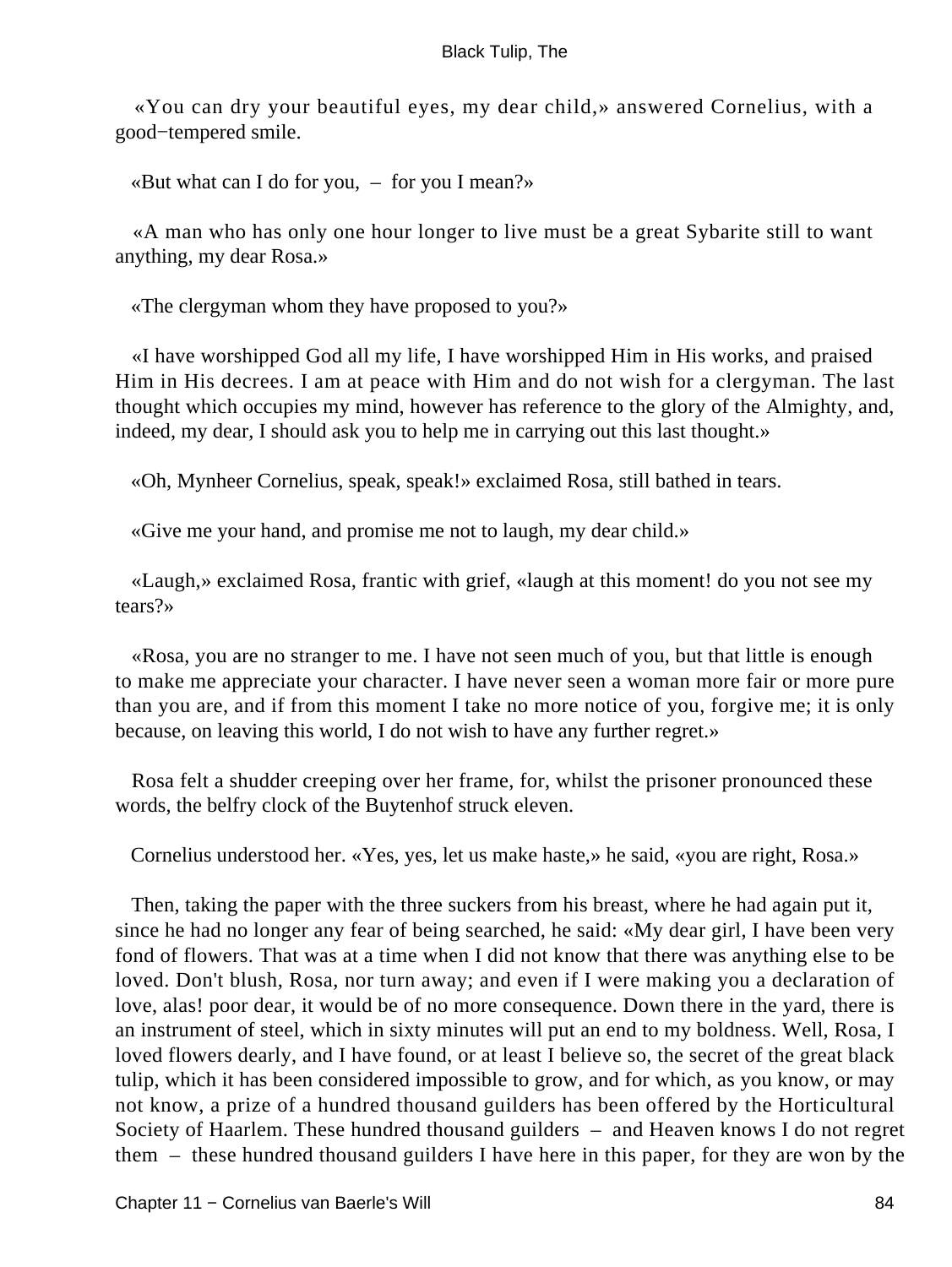«You can dry your beautiful eyes, my dear child,» answered Cornelius, with a good−tempered smile.

«But what can I do for you, – for you I mean?»

«A man who has only one hour longer to live must be a great Sybarite still to want anything, my dear Rosa.»

«The clergyman whom they have proposed to you?»

«I have worshipped God all my life, I have worshipped Him in His works, and praised Him in His decrees. I am at peace with Him and do not wish for a clergyman. The last thought which occupies my mind, however has reference to the glory of the Almighty, and, indeed, my dear, I should ask you to help me in carrying out this last thought.»

«Oh, Mynheer Cornelius, speak, speak!» exclaimed Rosa, still bathed in tears.

«Give me your hand, and promise me not to laugh, my dear child.»

«Laugh,» exclaimed Rosa, frantic with grief, «laugh at this moment! do you not see my tears?»

«Rosa, you are no stranger to me. I have not seen much of you, but that little is enough to make me appreciate your character. I have never seen a woman more fair or more pure than you are, and if from this moment I take no more notice of you, forgive me; it is only because, on leaving this world, I do not wish to have any further regret.»

Rosa felt a shudder creeping over her frame, for, whilst the prisoner pronounced these words, the belfry clock of the Buytenhof struck eleven.

Cornelius understood her. «Yes, yes, let us make haste,» he said, «you are right, Rosa.»

Then, taking the paper with the three suckers from his breast, where he had again put it, since he had no longer any fear of being searched, he said: «My dear girl, I have been very fond of flowers. That was at a time when I did not know that there was anything else to be loved. Don't blush, Rosa, nor turn away; and even if I were making you a declaration of love, alas! poor dear, it would be of no more consequence. Down there in the yard, there is an instrument of steel, which in sixty minutes will put an end to my boldness. Well, Rosa, I loved flowers dearly, and I have found, or at least I believe so, the secret of the great black tulip, which it has been considered impossible to grow, and for which, as you know, or may not know, a prize of a hundred thousand guilders has been offered by the Horticultural Society of Haarlem. These hundred thousand guilders – and Heaven knows I do not regret them – these hundred thousand guilders I have here in this paper, for they are won by the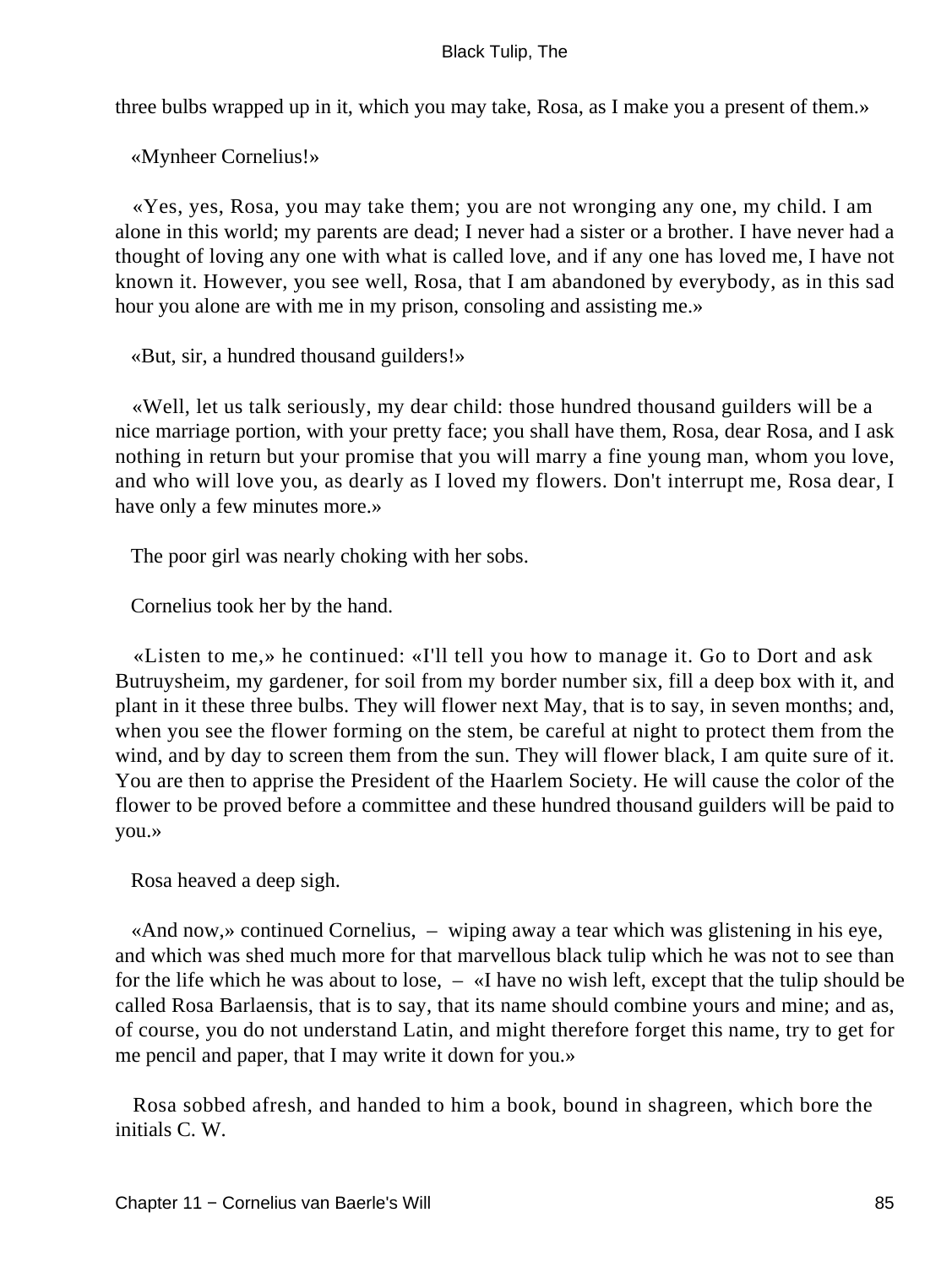three bulbs wrapped up in it, which you may take, Rosa, as I make you a present of them.»

«Mynheer Cornelius!»

«Yes, yes, Rosa, you may take them; you are not wronging any one, my child. I am alone in this world; my parents are dead; I never had a sister or a brother. I have never had a thought of loving any one with what is called love, and if any one has loved me, I have not known it. However, you see well, Rosa, that I am abandoned by everybody, as in this sad hour you alone are with me in my prison, consoling and assisting me.»

«But, sir, a hundred thousand guilders!»

«Well, let us talk seriously, my dear child: those hundred thousand guilders will be a nice marriage portion, with your pretty face; you shall have them, Rosa, dear Rosa, and I ask nothing in return but your promise that you will marry a fine young man, whom you love, and who will love you, as dearly as I loved my flowers. Don't interrupt me, Rosa dear, I have only a few minutes more.»

The poor girl was nearly choking with her sobs.

Cornelius took her by the hand.

«Listen to me,» he continued: «I'll tell you how to manage it. Go to Dort and ask Butruysheim, my gardener, for soil from my border number six, fill a deep box with it, and plant in it these three bulbs. They will flower next May, that is to say, in seven months; and, when you see the flower forming on the stem, be careful at night to protect them from the wind, and by day to screen them from the sun. They will flower black, I am quite sure of it. You are then to apprise the President of the Haarlem Society. He will cause the color of the flower to be proved before a committee and these hundred thousand guilders will be paid to you.»

Rosa heaved a deep sigh.

«And now,» continued Cornelius, – wiping away a tear which was glistening in his eye, and which was shed much more for that marvellous black tulip which he was not to see than for the life which he was about to lose, – «I have no wish left, except that the tulip should be called Rosa Barlaensis, that is to say, that its name should combine yours and mine; and as, of course, you do not understand Latin, and might therefore forget this name, try to get for me pencil and paper, that I may write it down for you.»

Rosa sobbed afresh, and handed to him a book, bound in shagreen, which bore the initials C. W.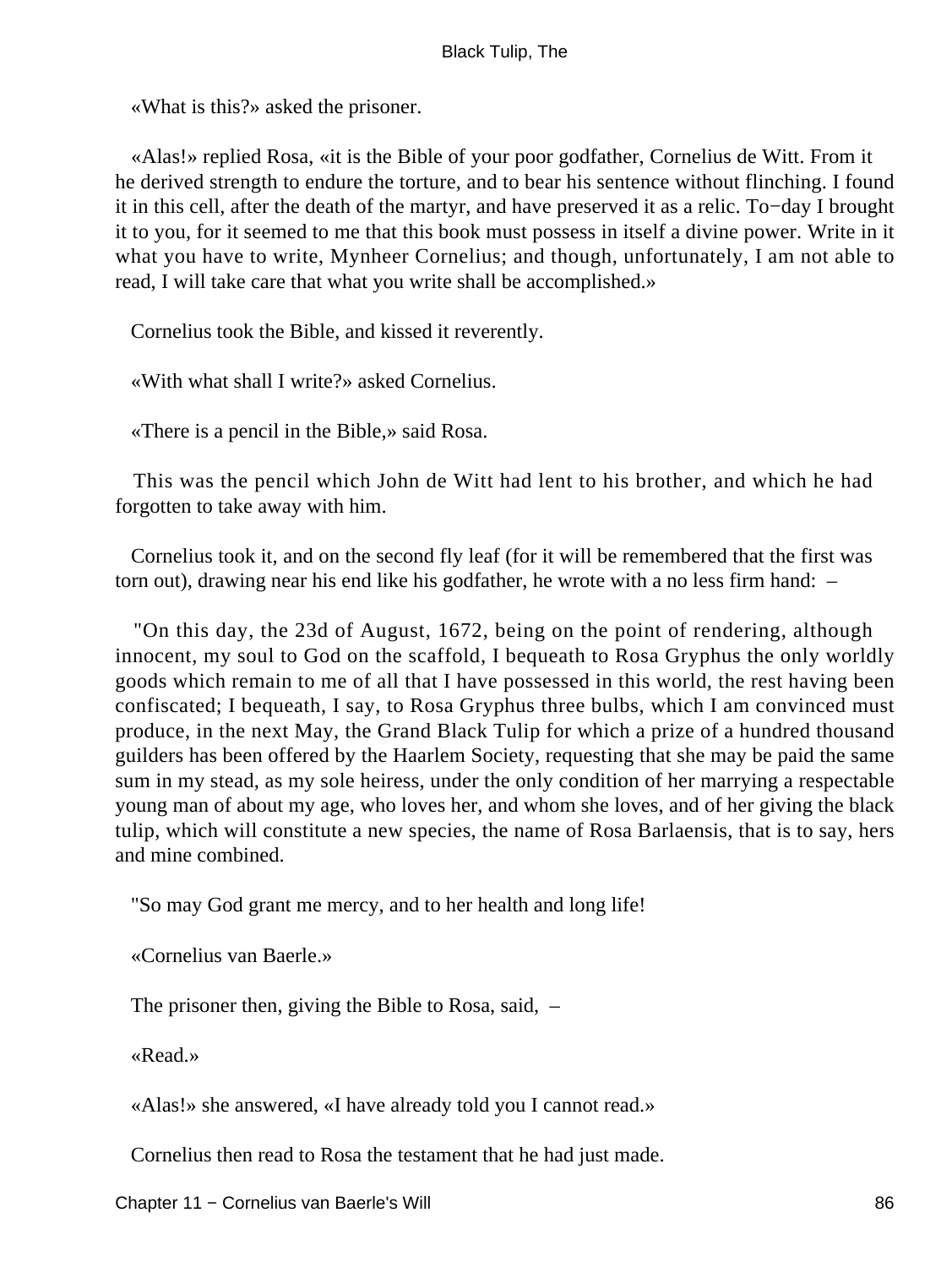«What is this?» asked the prisoner.

«Alas!» replied Rosa, «it is the Bible of your poor godfather, Cornelius de Witt. From it he derived strength to endure the torture, and to bear his sentence without flinching. I found it in this cell, after the death of the martyr, and have preserved it as a relic. To−day I brought it to you, for it seemed to me that this book must possess in itself a divine power. Write in it what you have to write, Mynheer Cornelius; and though, unfortunately, I am not able to read, I will take care that what you write shall be accomplished.»

Cornelius took the Bible, and kissed it reverently.

«With what shall I write?» asked Cornelius.

«There is a pencil in the Bible,» said Rosa.

This was the pencil which John de Witt had lent to his brother, and which he had forgotten to take away with him.

Cornelius took it, and on the second fly leaf (for it will be remembered that the first was torn out), drawing near his end like his godfather, he wrote with a no less firm hand: –

"On this day, the 23d of August, 1672, being on the point of rendering, although innocent, my soul to God on the scaffold, I bequeath to Rosa Gryphus the only worldly goods which remain to me of all that I have possessed in this world, the rest having been confiscated; I bequeath, I say, to Rosa Gryphus three bulbs, which I am convinced must produce, in the next May, the Grand Black Tulip for which a prize of a hundred thousand guilders has been offered by the Haarlem Society, requesting that she may be paid the same sum in my stead, as my sole heiress, under the only condition of her marrying a respectable young man of about my age, who loves her, and whom she loves, and of her giving the black tulip, which will constitute a new species, the name of Rosa Barlaensis, that is to say, hers and mine combined.

"So may God grant me mercy, and to her health and long life!

«Cornelius van Baerle.»

The prisoner then, giving the Bible to Rosa, said, –

«Read.»

«Alas!» she answered, «I have already told you I cannot read.»

Cornelius then read to Rosa the testament that he had just made.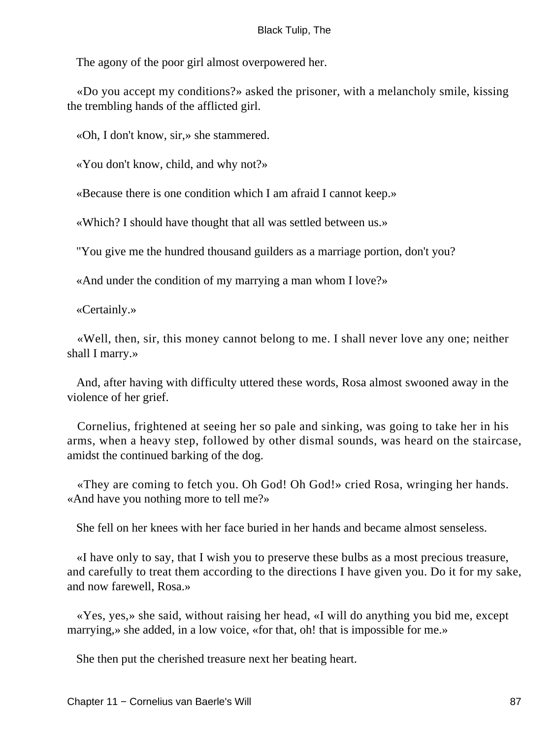The agony of the poor girl almost overpowered her.

«Do you accept my conditions?» asked the prisoner, with a melancholy smile, kissing the trembling hands of the afflicted girl.

«Oh, I don't know, sir,» she stammered.

«You don't know, child, and why not?»

«Because there is one condition which I am afraid I cannot keep.»

«Which? I should have thought that all was settled between us.»

"You give me the hundred thousand guilders as a marriage portion, don't you?

«And under the condition of my marrying a man whom I love?»

«Certainly.»

«Well, then, sir, this money cannot belong to me. I shall never love any one; neither shall I marry.»

And, after having with difficulty uttered these words, Rosa almost swooned away in the violence of her grief.

Cornelius, frightened at seeing her so pale and sinking, was going to take her in his arms, when a heavy step, followed by other dismal sounds, was heard on the staircase, amidst the continued barking of the dog.

«They are coming to fetch you. Oh God! Oh God!» cried Rosa, wringing her hands. «And have you nothing more to tell me?»

She fell on her knees with her face buried in her hands and became almost senseless.

«I have only to say, that I wish you to preserve these bulbs as a most precious treasure, and carefully to treat them according to the directions I have given you. Do it for my sake, and now farewell, Rosa.»

«Yes, yes,» she said, without raising her head, «I will do anything you bid me, except marrying,» she added, in a low voice, «for that, oh! that is impossible for me.»

She then put the cherished treasure next her beating heart.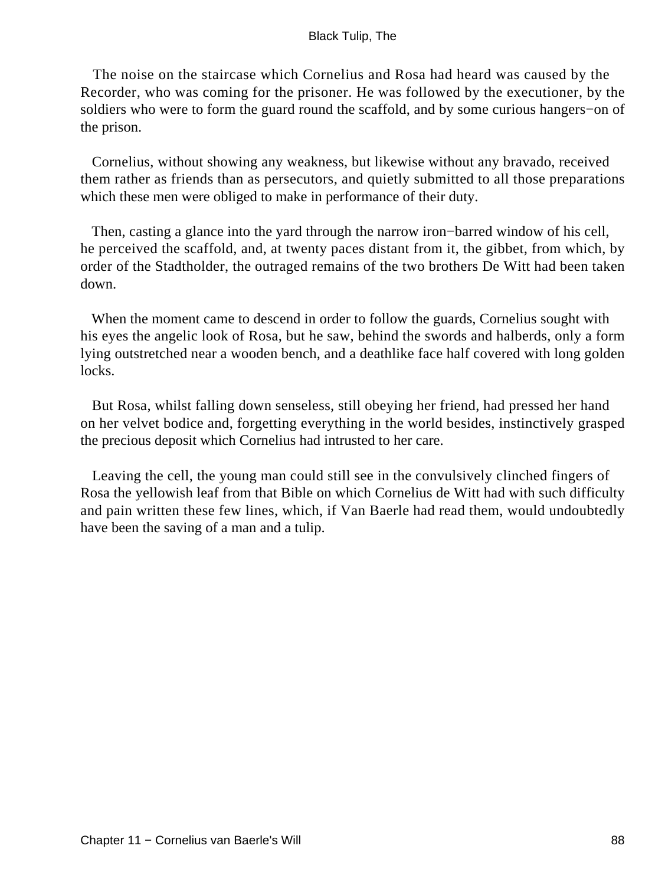The noise on the staircase which Cornelius and Rosa had heard was caused by the Recorder, who was coming for the prisoner. He was followed by the executioner, by the soldiers who were to form the guard round the scaffold, and by some curious hangers−on of the prison.

Cornelius, without showing any weakness, but likewise without any bravado, received them rather as friends than as persecutors, and quietly submitted to all those preparations which these men were obliged to make in performance of their duty.

Then, casting a glance into the yard through the narrow iron−barred window of his cell, he perceived the scaffold, and, at twenty paces distant from it, the gibbet, from which, by order of the Stadtholder, the outraged remains of the two brothers De Witt had been taken down.

When the moment came to descend in order to follow the guards, Cornelius sought with his eyes the angelic look of Rosa, but he saw, behind the swords and halberds, only a form lying outstretched near a wooden bench, and a deathlike face half covered with long golden locks.

But Rosa, whilst falling down senseless, still obeying her friend, had pressed her hand on her velvet bodice and, forgetting everything in the world besides, instinctively grasped the precious deposit which Cornelius had intrusted to her care.

Leaving the cell, the young man could still see in the convulsively clinched fingers of Rosa the yellowish leaf from that Bible on which Cornelius de Witt had with such difficulty and pain written these few lines, which, if Van Baerle had read them, would undoubtedly have been the saving of a man and a tulip.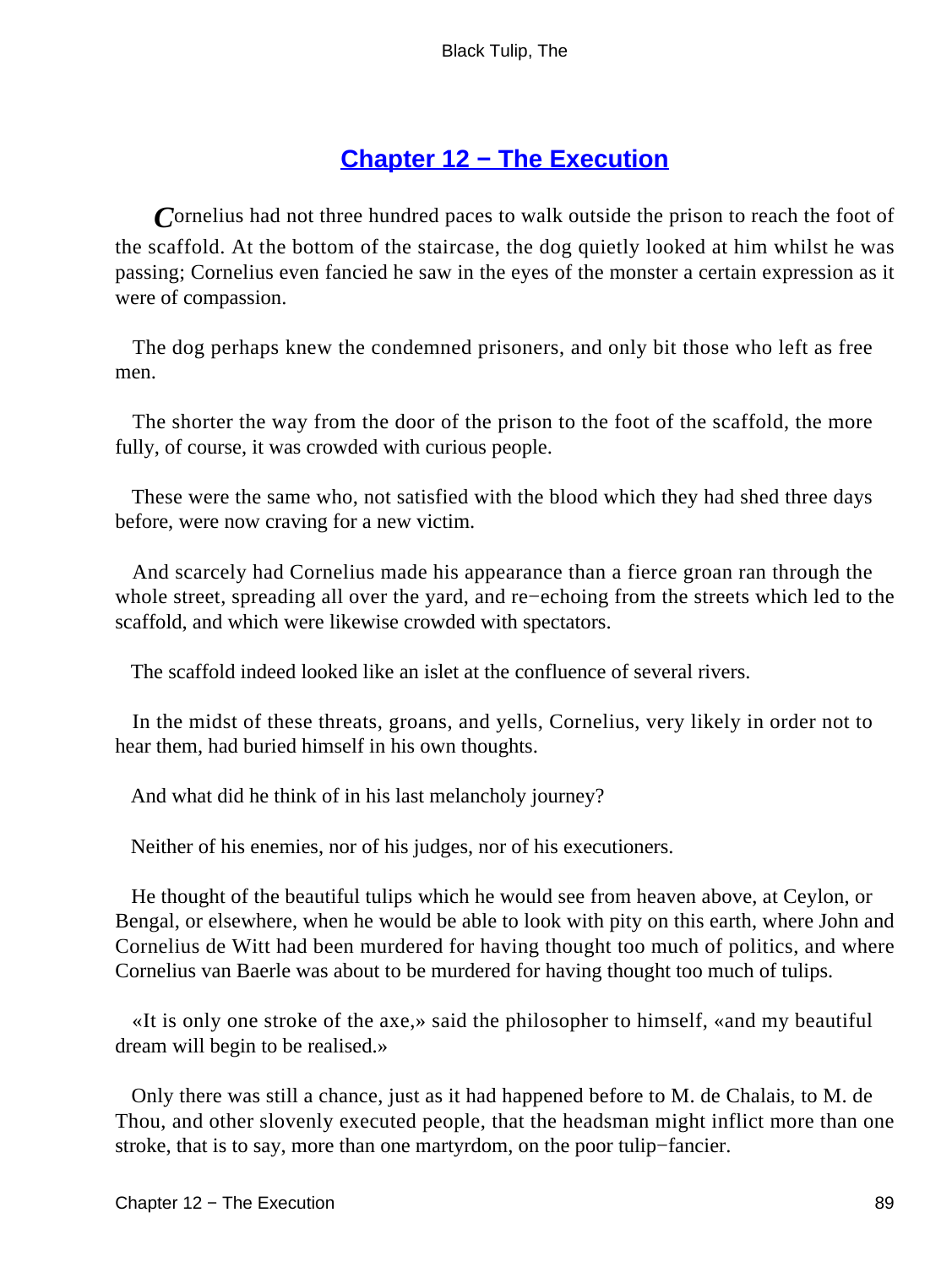## Chapter 12 − The Execution

Cornelius had not three hundred paces to walk outside the prison to reach the foot of the scaffold. At the bottom of the staircase, the dog quietly looked at him whilst he was passing; Cornelius even fancied he saw in the eyes of the monster a certain expression as it were of compassion.

The dog perhaps knew the condemned prisoners, and only bit those who left as free men.

The shorter the way from the door of the prison to the foot of the scaffold, the more fully, of course, it was crowded with curious people.

These were the same who, not satisfied with the blood which they had shed three days before, were now craving for a new victim.

And scarcely had Cornelius made his appearance than a fierce groan ran through the whole street, spreading all over the yard, and re−echoing from the streets which led to the scaffold, and which were likewise crowded with spectators.

The scaffold indeed looked like an islet at the confluence of several rivers.

In the midst of these threats, groans, and yells, Cornelius, very likely in order not to hear them, had buried himself in his own thoughts.

And what did he think of in his last melancholy journey?

Neither of his enemies, nor of his judges, nor of his executioners.

He thought of the beautiful tulips which he would see from heaven above, at Ceylon, or Bengal, or elsewhere, when he would be able to look with pity on this earth, where John and Cornelius de Witt had been murdered for having thought too much of politics, and where Cornelius van Baerle was about to be murdered for having thought too much of tulips.

«It is only one stroke of the axe,» said the philosopher to himself, «and my beautiful dream will begin to be realised.»

Only there was still a chance, just as it had happened before to M. de Chalais, to M. de Thou, and other slovenly executed people, that the headsman might inflict more than one stroke, that is to say, more than one martyrdom, on the poor tulip−fancier.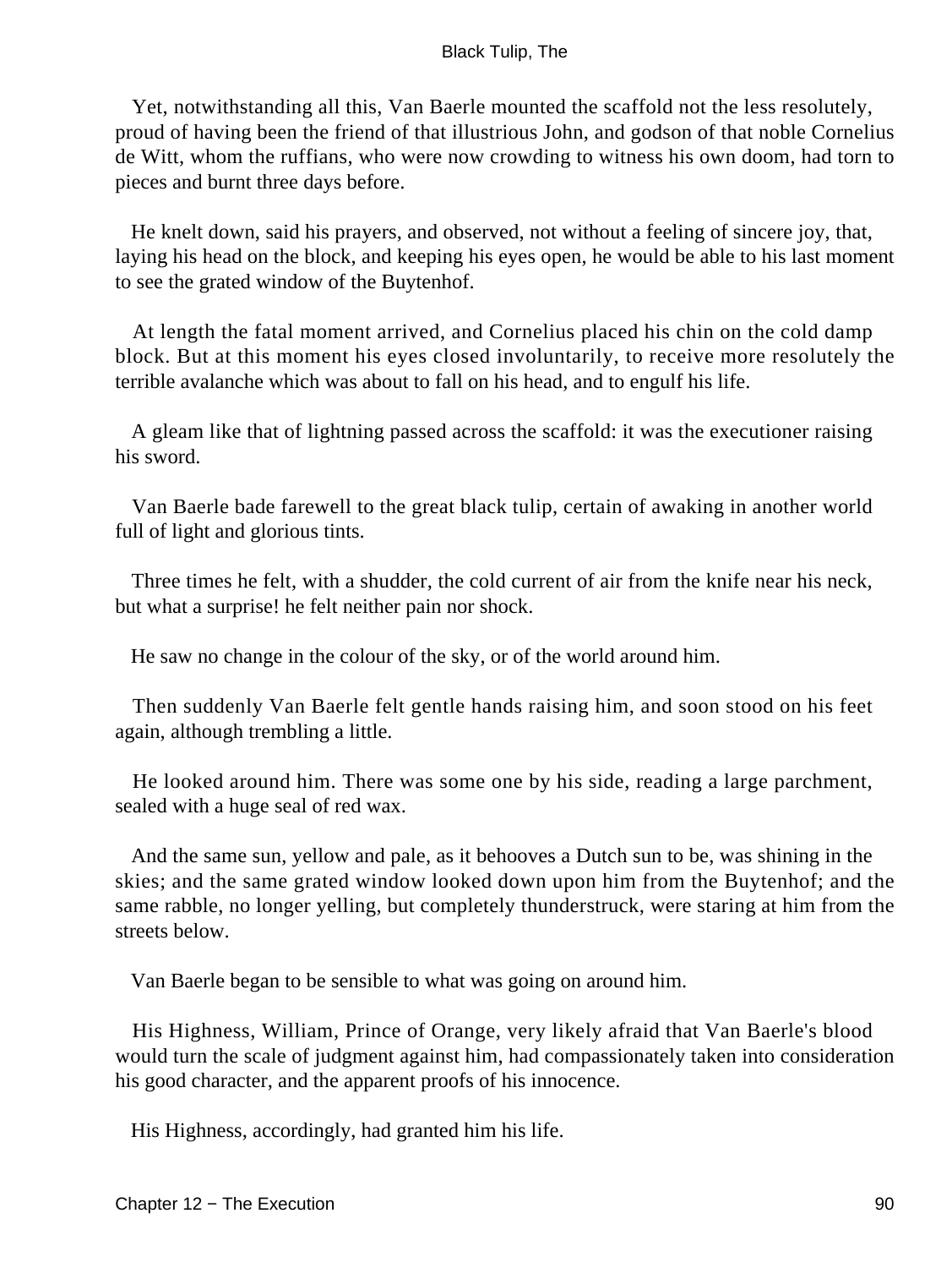Yet, notwithstanding all this, Van Baerle mounted the scaffold not the less resolutely, proud of having been the friend of that illustrious John, and godson of that noble Cornelius de Witt, whom the ruffians, who were now crowding to witness his own doom, had torn to pieces and burnt three days before.

He knelt down, said his prayers, and observed, not without a feeling of sincere joy, that, laying his head on the block, and keeping his eyes open, he would be able to his last moment to see the grated window of the Buytenhof.

At length the fatal moment arrived, and Cornelius placed his chin on the cold damp block. But at this moment his eyes closed involuntarily, to receive more resolutely the terrible avalanche which was about to fall on his head, and to engulf his life.

A gleam like that of lightning passed across the scaffold: it was the executioner raising his sword.

Van Baerle bade farewell to the great black tulip, certain of awaking in another world full of light and glorious tints.

Three times he felt, with a shudder, the cold current of air from the knife near his neck, but what a surprise! he felt neither pain nor shock.

He saw no change in the colour of the sky, or of the world around him.

Then suddenly Van Baerle felt gentle hands raising him, and soon stood on his feet again, although trembling a little.

He looked around him. There was some one by his side, reading a large parchment, sealed with a huge seal of red wax.

And the same sun, yellow and pale, as it behooves a Dutch sun to be, was shining in the skies; and the same grated window looked down upon him from the Buytenhof; and the same rabble, no longer yelling, but completely thunderstruck, were staring at him from the streets below.

Van Baerle began to be sensible to what was going on around him.

His Highness, William, Prince of Orange, very likely afraid that Van Baerle's blood would turn the scale of judgment against him, had compassionately taken into consideration his good character, and the apparent proofs of his innocence.

His Highness, accordingly, had granted him his life.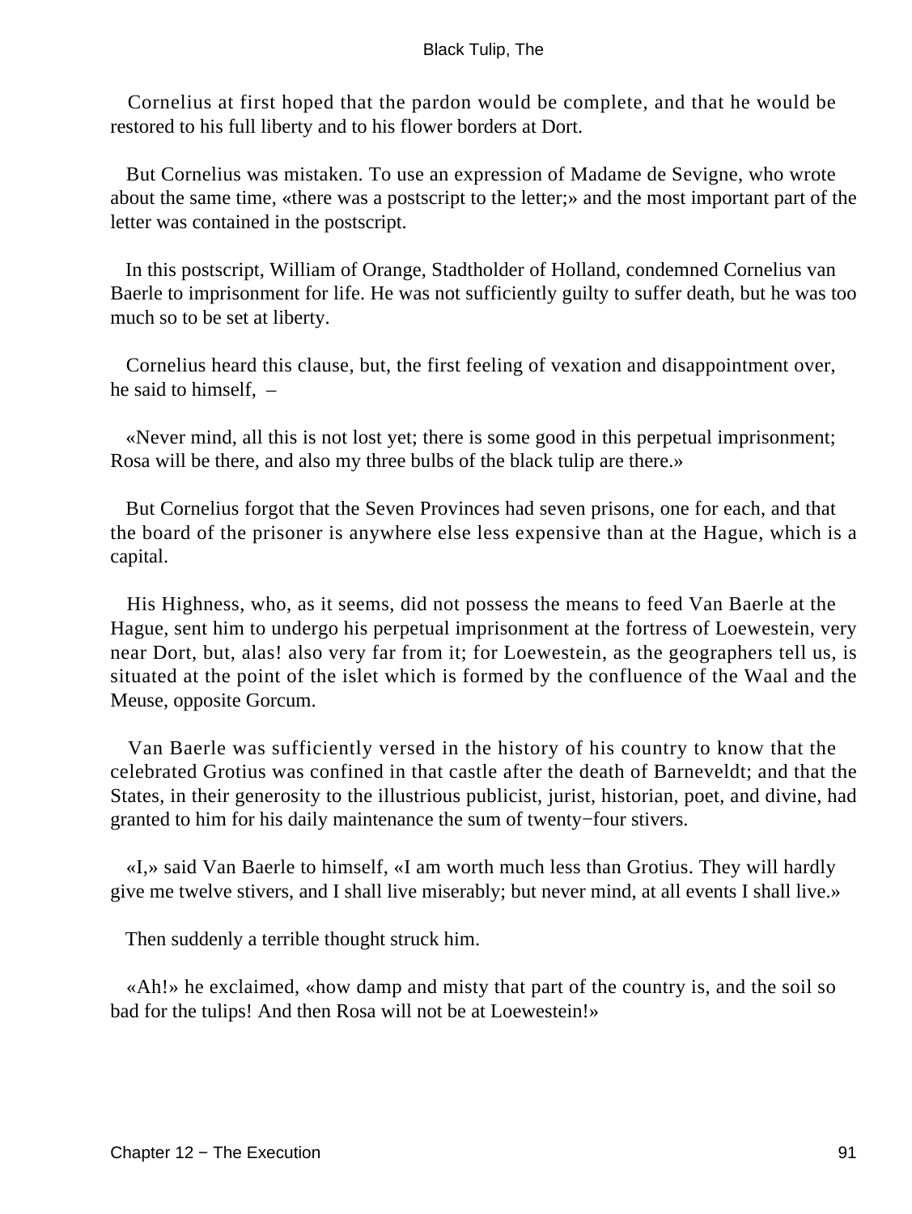Cornelius at first hoped that the pardon would be complete, and that he would be restored to his full liberty and to his flower borders at Dort.

But Cornelius was mistaken. To use an expression of Madame de Sevigne, who wrote about the same time, «there was a postscript to the letter;» and the most important part of the letter was contained in the postscript.

In this postscript, William of Orange, Stadtholder of Holland, condemned Cornelius van Baerle to imprisonment for life. He was not sufficiently guilty to suffer death, but he was too much so to be set at liberty.

Cornelius heard this clause, but, the first feeling of vexation and disappointment over, he said to himself, –

«Never mind, all this is not lost yet; there is some good in this perpetual imprisonment; Rosa will be there, and also my three bulbs of the black tulip are there.»

But Cornelius forgot that the Seven Provinces had seven prisons, one for each, and that the board of the prisoner is anywhere else less expensive than at the Hague, which is a capital.

His Highness, who, as it seems, did not possess the means to feed Van Baerle at the Hague, sent him to undergo his perpetual imprisonment at the fortress of Loewestein, very near Dort, but, alas! also very far from it; for Loewestein, as the geographers tell us, is situated at the point of the islet which is formed by the confluence of the Waal and the Meuse, opposite Gorcum.

Van Baerle was sufficiently versed in the history of his country to know that the celebrated Grotius was confined in that castle after the death of Barneveldt; and that the States, in their generosity to the illustrious publicist, jurist, historian, poet, and divine, had granted to him for his daily maintenance the sum of twenty−four stivers.

«I,» said Van Baerle to himself, «I am worth much less than Grotius. They will hardly give me twelve stivers, and I shall live miserably; but never mind, at all events I shall live.»

Then suddenly a terrible thought struck him.

«Ah!» he exclaimed, «how damp and misty that part of the country is, and the soil so bad for the tulips! And then Rosa will not be at Loewestein!»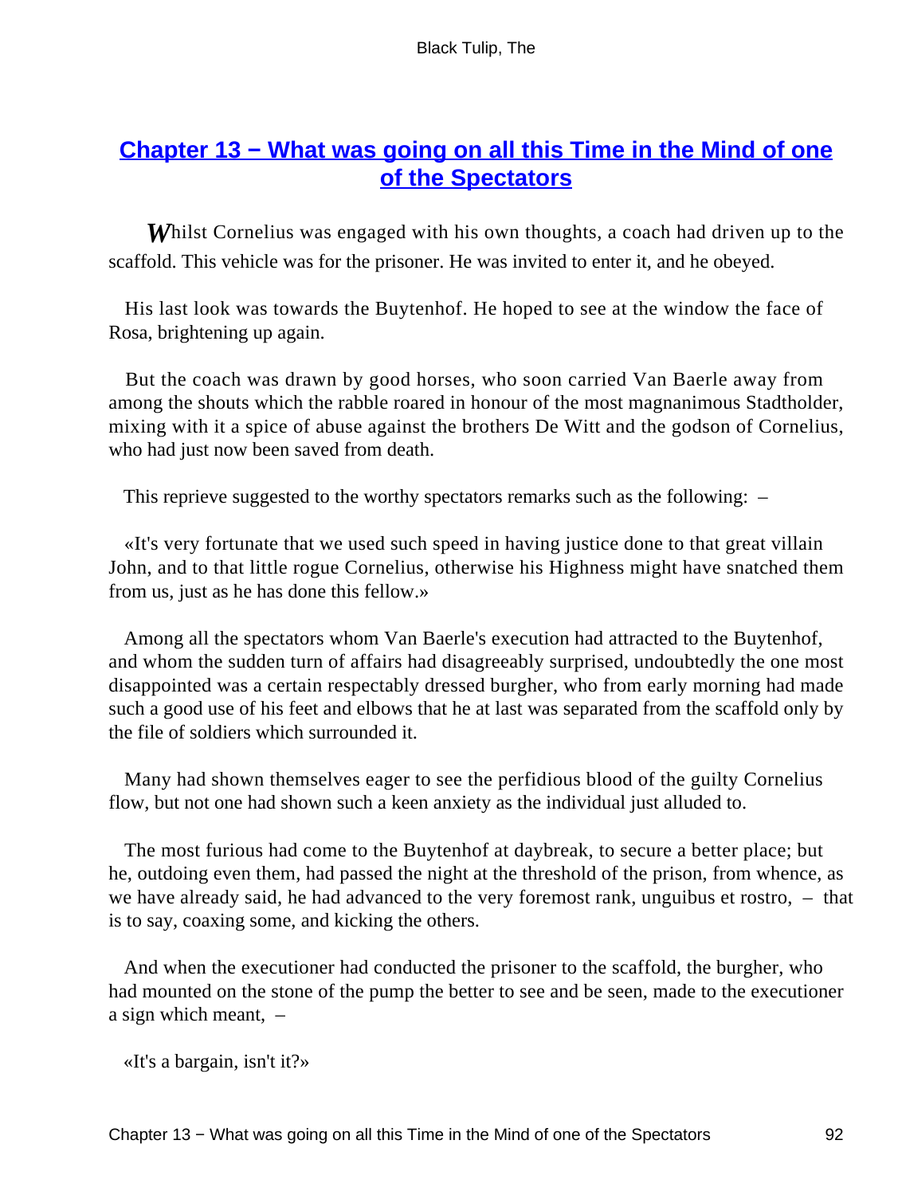## [Chapter 13 − What was going on all this Time in the Mind of one of the Spectators]()

*W*hilst Cornelius was engaged with his own thoughts, a coach had driven up to the scaffold. This vehicle was for the prisoner. He was invited to enter it, and he obeyed.

His last look was towards the Buytenhof. He hoped to see at the window the face of Rosa, brightening up again.

But the coach was drawn by good horses, who soon carried Van Baerle away from among the shouts which the rabble roared in honour of the most magnanimous Stadtholder, mixing with it a spice of abuse against the brothers De Witt and the godson of Cornelius, who had just now been saved from death.

This reprieve suggested to the worthy spectators remarks such as the following: –

«It's very fortunate that we used such speed in having justice done to that great villain John, and to that little rogue Cornelius, otherwise his Highness might have snatched them from us, just as he has done this fellow.»

Among all the spectators whom Van Baerle's execution had attracted to the Buytenhof, and whom the sudden turn of affairs had disagreeably surprised, undoubtedly the one most disappointed was a certain respectably dressed burgher, who from early morning had made such a good use of his feet and elbows that he at last was separated from the scaffold only by the file of soldiers which surrounded it.

Many had shown themselves eager to see the perfidious blood of the guilty Cornelius flow, but not one had shown such a keen anxiety as the individual just alluded to.

The most furious had come to the Buytenhof at daybreak, to secure a better place; but he, outdoing even them, had passed the night at the threshold of the prison, from whence, as we have already said, he had advanced to the very foremost rank, unguibus et rostro, – that is to say, coaxing some, and kicking the others.

And when the executioner had conducted the prisoner to the scaffold, the burgher, who had mounted on the stone of the pump the better to see and be seen, made to the executioner a sign which meant, –

«It's a bargain, isn't it?»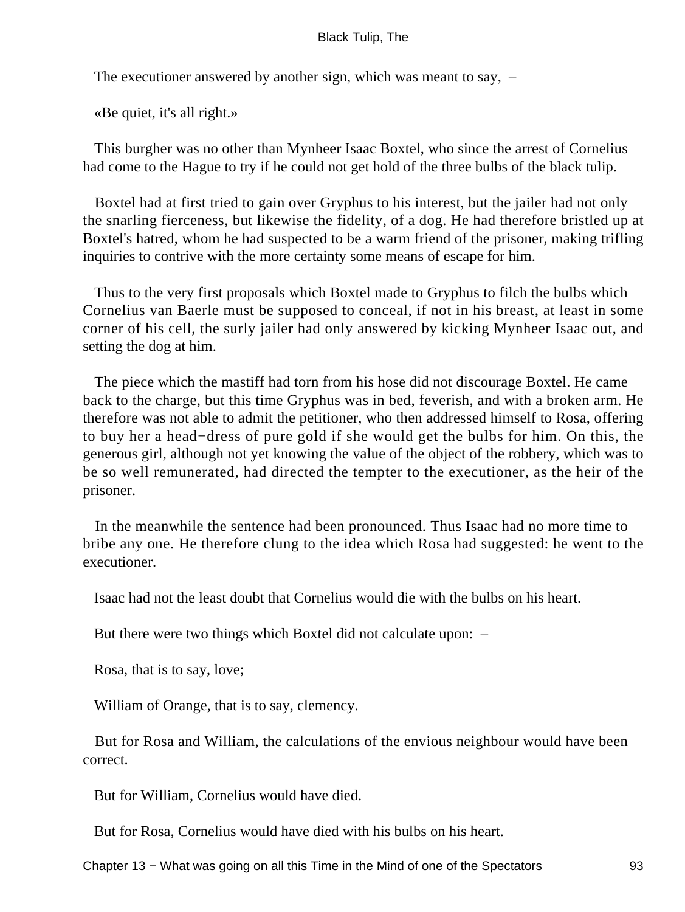The executioner answered by another sign, which was meant to say, –

«Be quiet, it's all right.»

This burgher was no other than Mynheer Isaac Boxtel, who since the arrest of Cornelius had come to the Hague to try if he could not get hold of the three bulbs of the black tulip.

Boxtel had at first tried to gain over Gryphus to his interest, but the jailer had not only the snarling fierceness, but likewise the fidelity, of a dog. He had therefore bristled up at Boxtel's hatred, whom he had suspected to be a warm friend of the prisoner, making trifling inquiries to contrive with the more certainty some means of escape for him.

Thus to the very first proposals which Boxtel made to Gryphus to filch the bulbs which Cornelius van Baerle must be supposed to conceal, if not in his breast, at least in some corner of his cell, the surly jailer had only answered by kicking Mynheer Isaac out, and setting the dog at him.

The piece which the mastiff had torn from his hose did not discourage Boxtel. He came back to the charge, but this time Gryphus was in bed, feverish, and with a broken arm. He therefore was not able to admit the petitioner, who then addressed himself to Rosa, offering to buy her a head−dress of pure gold if she would get the bulbs for him. On this, the generous girl, although not yet knowing the value of the object of the robbery, which was to be so well remunerated, had directed the tempter to the executioner, as the heir of the prisoner.

In the meanwhile the sentence had been pronounced. Thus Isaac had no more time to bribe any one. He therefore clung to the idea which Rosa had suggested: he went to the executioner.

Isaac had not the least doubt that Cornelius would die with the bulbs on his heart.

But there were two things which Boxtel did not calculate upon: –

Rosa, that is to say, love;

William of Orange, that is to say, clemency.

But for Rosa and William, the calculations of the envious neighbour would have been correct.

But for William, Cornelius would have died.

But for Rosa, Cornelius would have died with his bulbs on his heart.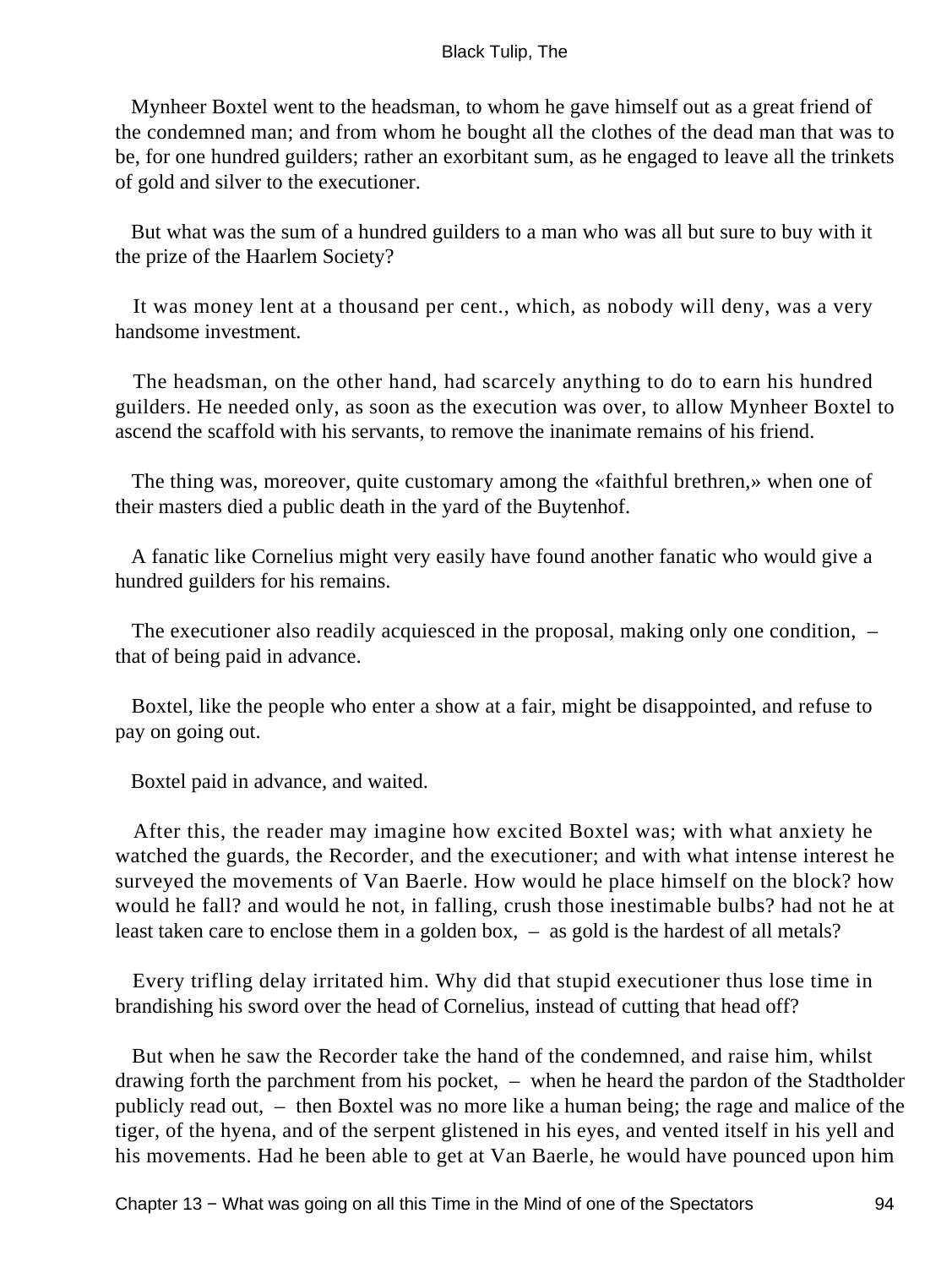Mynheer Boxtel went to the headsman, to whom he gave himself out as a great friend of the condemned man; and from whom he bought all the clothes of the dead man that was to be, for one hundred guilders; rather an exorbitant sum, as he engaged to leave all the trinkets of gold and silver to the executioner.

But what was the sum of a hundred guilders to a man who was all but sure to buy with it the prize of the Haarlem Society?

It was money lent at a thousand per cent., which, as nobody will deny, was a very handsome investment.

The headsman, on the other hand, had scarcely anything to do to earn his hundred guilders. He needed only, as soon as the execution was over, to allow Mynheer Boxtel to ascend the scaffold with his servants, to remove the inanimate remains of his friend.

The thing was, moreover, quite customary among the «faithful brethren,» when one of their masters died a public death in the yard of the Buytenhof.

A fanatic like Cornelius might very easily have found another fanatic who would give a hundred guilders for his remains.

The executioner also readily acquiesced in the proposal, making only one condition, – that of being paid in advance.

Boxtel, like the people who enter a show at a fair, might be disappointed, and refuse to pay on going out.

Boxtel paid in advance, and waited.

After this, the reader may imagine how excited Boxtel was; with what anxiety he watched the guards, the Recorder, and the executioner; and with what intense interest he surveyed the movements of Van Baerle. How would he place himself on the block? how would he fall? and would he not, in falling, crush those inestimable bulbs? had not he at least taken care to enclose them in a golden box, – as gold is the hardest of all metals?

Every trifling delay irritated him. Why did that stupid executioner thus lose time in brandishing his sword over the head of Cornelius, instead of cutting that head off?

But when he saw the Recorder take the hand of the condemned, and raise him, whilst drawing forth the parchment from his pocket, – when he heard the pardon of the Stadtholder publicly read out, – then Boxtel was no more like a human being; the rage and malice of the tiger, of the hyena, and of the serpent glistened in his eyes, and vented itself in his yell and his movements. Had he been able to get at Van Baerle, he would have pounced upon him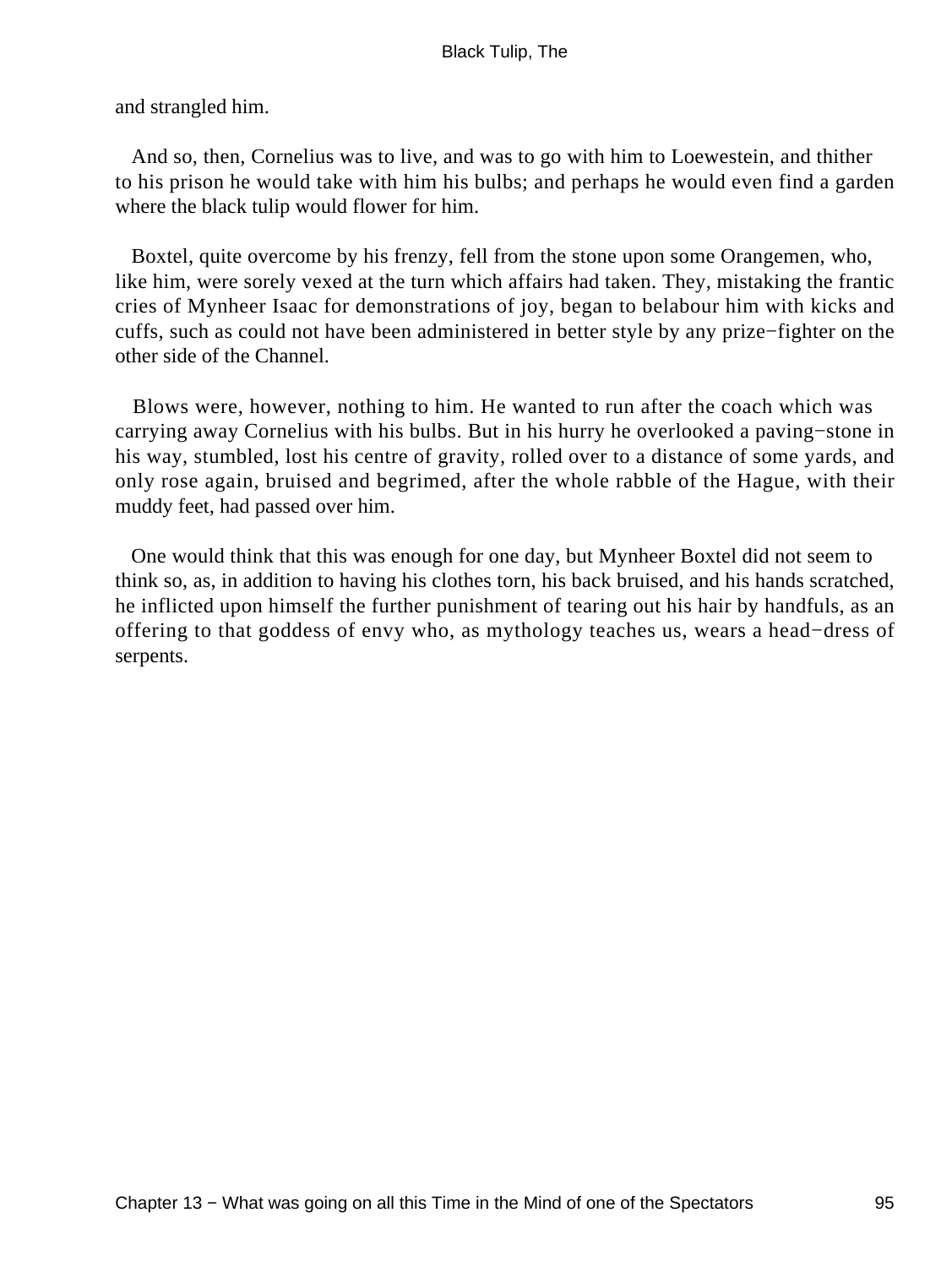and strangled him.

And so, then, Cornelius was to live, and was to go with him to Loewestein, and thither to his prison he would take with him his bulbs; and perhaps he would even find a garden where the black tulip would flower for him.

Boxtel, quite overcome by his frenzy, fell from the stone upon some Orangemen, who, like him, were sorely vexed at the turn which affairs had taken. They, mistaking the frantic cries of Mynheer Isaac for demonstrations of joy, began to belabour him with kicks and cuffs, such as could not have been administered in better style by any prize−fighter on the other side of the Channel.

Blows were, however, nothing to him. He wanted to run after the coach which was carrying away Cornelius with his bulbs. But in his hurry he overlooked a paving−stone in his way, stumbled, lost his centre of gravity, rolled over to a distance of some yards, and only rose again, bruised and begrimed, after the whole rabble of the Hague, with their muddy feet, had passed over him.

One would think that this was enough for one day, but Mynheer Boxtel did not seem to think so, as, in addition to having his clothes torn, his back bruised, and his hands scratched, he inflicted upon himself the further punishment of tearing out his hair by handfuls, as an offering to that goddess of envy who, as mythology teaches us, wears a head−dress of serpents.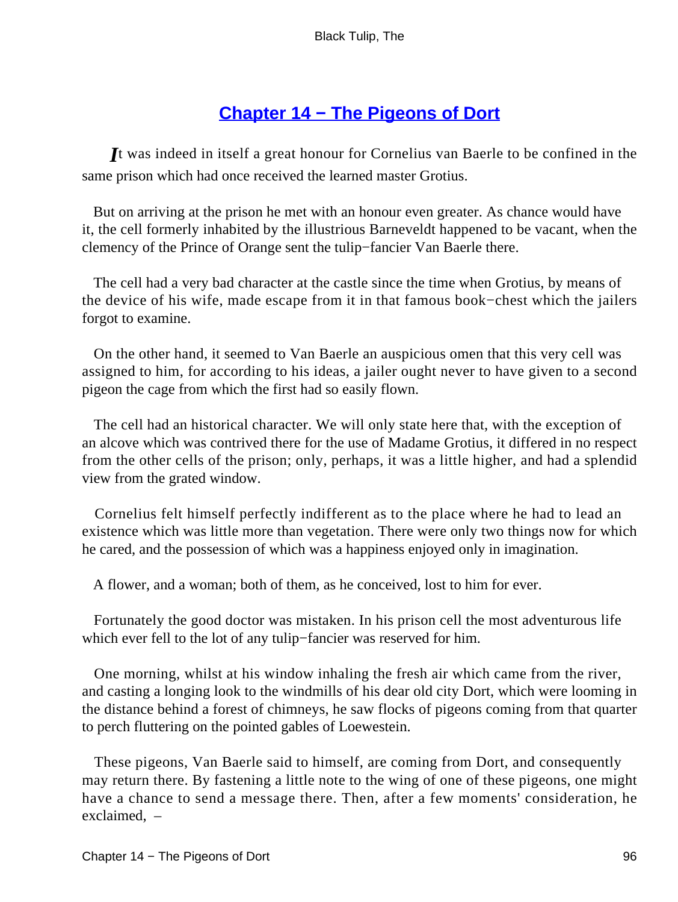## Chapter 14 − The Pigeons of Dort

It was indeed in itself a great honour for Cornelius van Baerle to be confined in the same prison which had once received the learned master Grotius.

But on arriving at the prison he met with an honour even greater. As chance would have it, the cell formerly inhabited by the illustrious Barneveldt happened to be vacant, when the clemency of the Prince of Orange sent the tulip−fancier Van Baerle there.

The cell had a very bad character at the castle since the time when Grotius, by means of the device of his wife, made escape from it in that famous book−chest which the jailers forgot to examine.

On the other hand, it seemed to Van Baerle an auspicious omen that this very cell was assigned to him, for according to his ideas, a jailer ought never to have given to a second pigeon the cage from which the first had so easily flown.

The cell had an historical character. We will only state here that, with the exception of an alcove which was contrived there for the use of Madame Grotius, it differed in no respect from the other cells of the prison; only, perhaps, it was a little higher, and had a splendid view from the grated window.

Cornelius felt himself perfectly indifferent as to the place where he had to lead an existence which was little more than vegetation. There were only two things now for which he cared, and the possession of which was a happiness enjoyed only in imagination.

A flower, and a woman; both of them, as he conceived, lost to him for ever.

Fortunately the good doctor was mistaken. In his prison cell the most adventurous life which ever fell to the lot of any tulip−fancier was reserved for him.

One morning, whilst at his window inhaling the fresh air which came from the river, and casting a longing look to the windmills of his dear old city Dort, which were looming in the distance behind a forest of chimneys, he saw flocks of pigeons coming from that quarter to perch fluttering on the pointed gables of Loewestein.

These pigeons, Van Baerle said to himself, are coming from Dort, and consequently may return there. By fastening a little note to the wing of one of these pigeons, one might have a chance to send a message there. Then, after a few moments' consideration, he exclaimed, –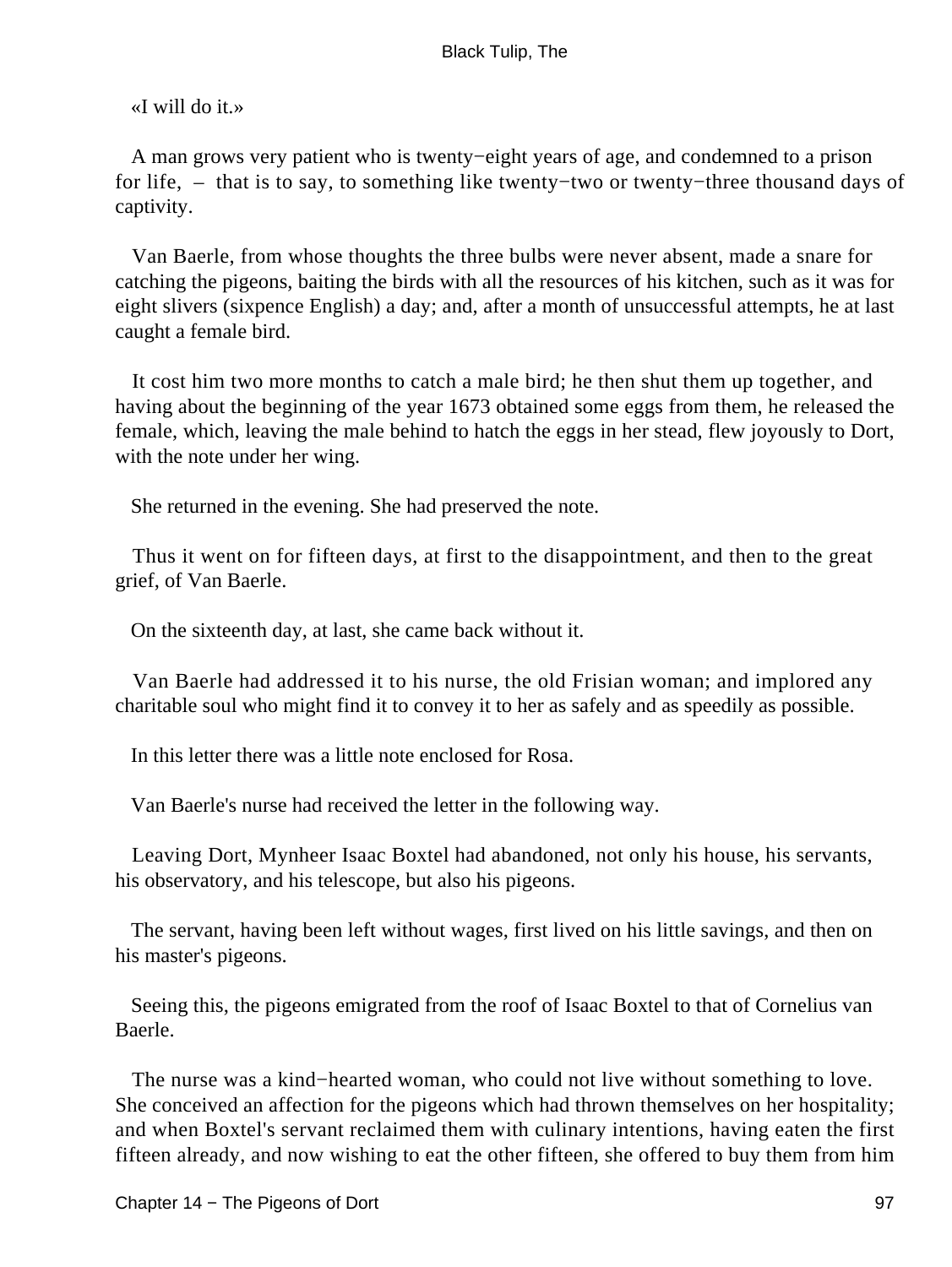«I will do it.»

A man grows very patient who is twenty−eight years of age, and condemned to a prison for life, – that is to say, to something like twenty−two or twenty−three thousand days of captivity.

Van Baerle, from whose thoughts the three bulbs were never absent, made a snare for catching the pigeons, baiting the birds with all the resources of his kitchen, such as it was for eight slivers (sixpence English) a day; and, after a month of unsuccessful attempts, he at last caught a female bird.

It cost him two more months to catch a male bird; he then shut them up together, and having about the beginning of the year 1673 obtained some eggs from them, he released the female, which, leaving the male behind to hatch the eggs in her stead, flew joyously to Dort, with the note under her wing.

She returned in the evening. She had preserved the note.

Thus it went on for fifteen days, at first to the disappointment, and then to the great grief, of Van Baerle.

On the sixteenth day, at last, she came back without it.

Van Baerle had addressed it to his nurse, the old Frisian woman; and implored any charitable soul who might find it to convey it to her as safely and as speedily as possible.

In this letter there was a little note enclosed for Rosa.

Van Baerle's nurse had received the letter in the following way.

Leaving Dort, Mynheer Isaac Boxtel had abandoned, not only his house, his servants, his observatory, and his telescope, but also his pigeons.

The servant, having been left without wages, first lived on his little savings, and then on his master's pigeons.

Seeing this, the pigeons emigrated from the roof of Isaac Boxtel to that of Cornelius van Baerle.

The nurse was a kind−hearted woman, who could not live without something to love. She conceived an affection for the pigeons which had thrown themselves on her hospitality; and when Boxtel's servant reclaimed them with culinary intentions, having eaten the first fifteen already, and now wishing to eat the other fifteen, she offered to buy them from him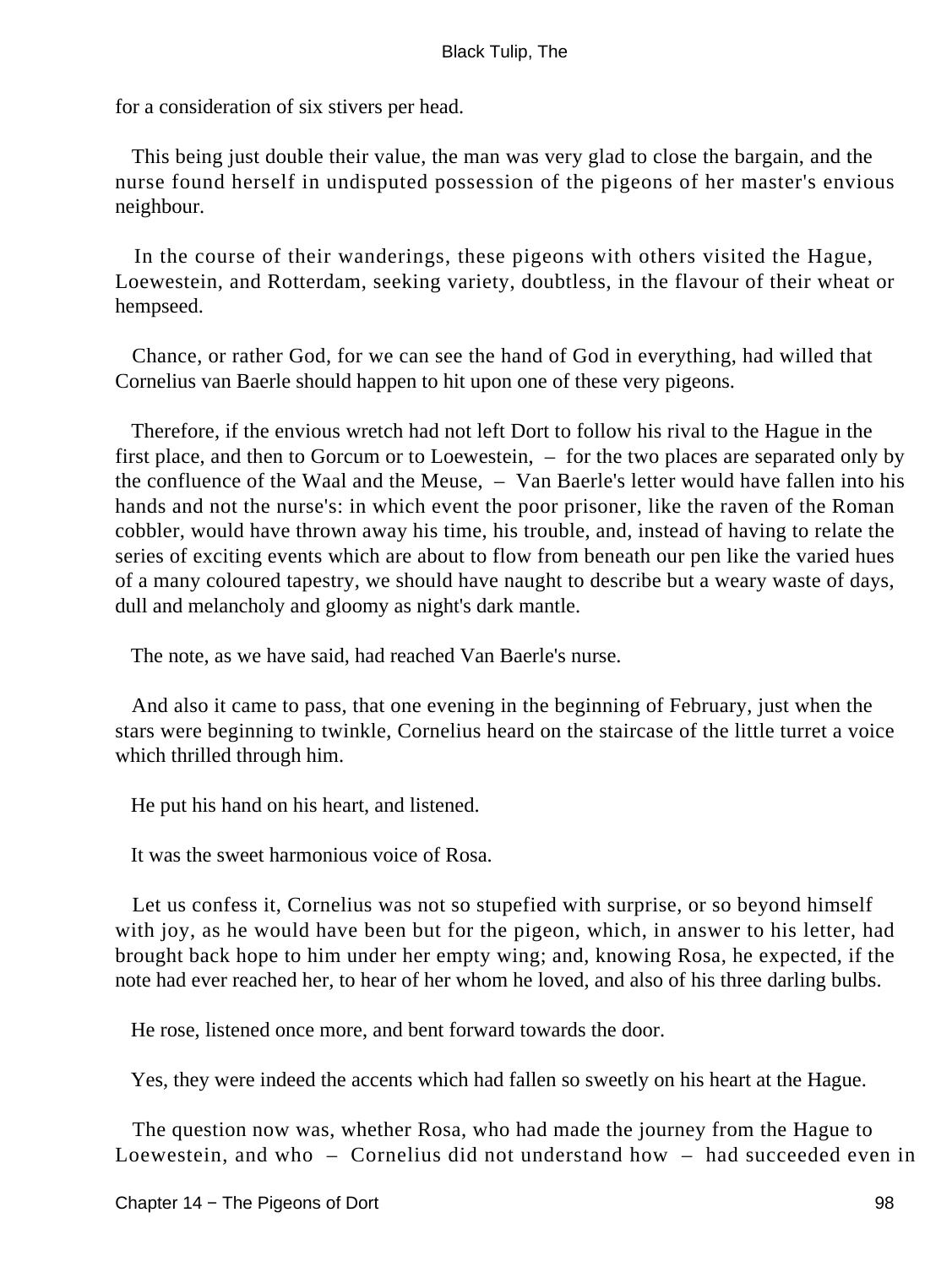for a consideration of six stivers per head.

This being just double their value, the man was very glad to close the bargain, and the nurse found herself in undisputed possession of the pigeons of her master's envious neighbour.

In the course of their wanderings, these pigeons with others visited the Hague, Loewestein, and Rotterdam, seeking variety, doubtless, in the flavour of their wheat or hempseed.

Chance, or rather God, for we can see the hand of God in everything, had willed that Cornelius van Baerle should happen to hit upon one of these very pigeons.

Therefore, if the envious wretch had not left Dort to follow his rival to the Hague in the first place, and then to Gorcum or to Loewestein, – for the two places are separated only by the confluence of the Waal and the Meuse, – Van Baerle's letter would have fallen into his hands and not the nurse's: in which event the poor prisoner, like the raven of the Roman cobbler, would have thrown away his time, his trouble, and, instead of having to relate the series of exciting events which are about to flow from beneath our pen like the varied hues of a many coloured tapestry, we should have naught to describe but a weary waste of days, dull and melancholy and gloomy as night's dark mantle.

The note, as we have said, had reached Van Baerle's nurse.

And also it came to pass, that one evening in the beginning of February, just when the stars were beginning to twinkle, Cornelius heard on the staircase of the little turret a voice which thrilled through him.

He put his hand on his heart, and listened.

It was the sweet harmonious voice of Rosa.

Let us confess it, Cornelius was not so stupefied with surprise, or so beyond himself with joy, as he would have been but for the pigeon, which, in answer to his letter, had brought back hope to him under her empty wing; and, knowing Rosa, he expected, if the note had ever reached her, to hear of her whom he loved, and also of his three darling bulbs.

He rose, listened once more, and bent forward towards the door.

Yes, they were indeed the accents which had fallen so sweetly on his heart at the Hague.

The question now was, whether Rosa, who had made the journey from the Hague to Loewestein, and who – Cornelius did not understand how – had succeeded even in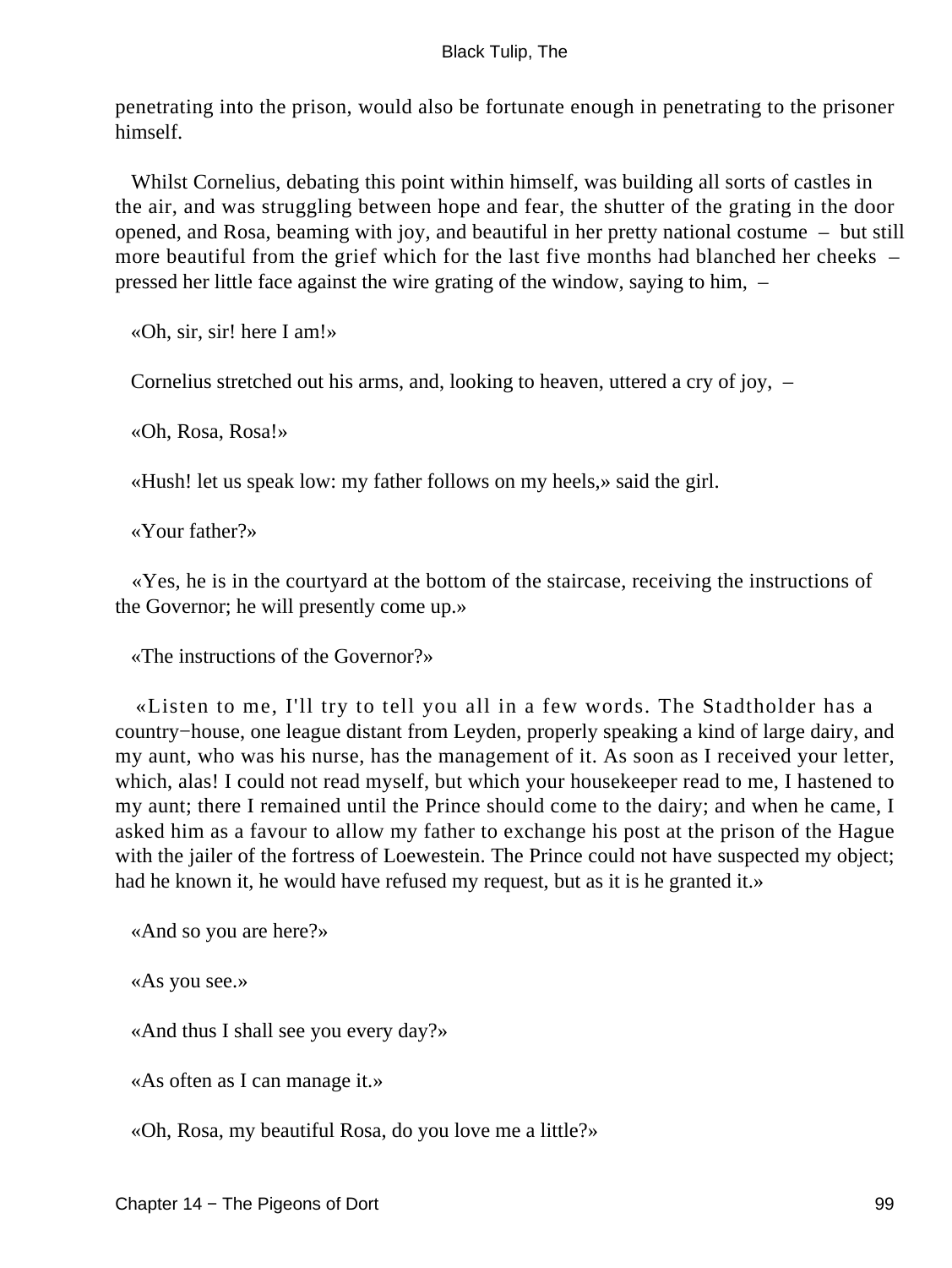penetrating into the prison, would also be fortunate enough in penetrating to the prisoner himself.

Whilst Cornelius, debating this point within himself, was building all sorts of castles in the air, and was struggling between hope and fear, the shutter of the grating in the door opened, and Rosa, beaming with joy, and beautiful in her pretty national costume – but still more beautiful from the grief which for the last five months had blanched her cheeks – pressed her little face against the wire grating of the window, saying to him, –

«Oh, sir, sir! here I am!»

Cornelius stretched out his arms, and, looking to heaven, uttered a cry of joy, –

«Oh, Rosa, Rosa!»

«Hush! let us speak low: my father follows on my heels,» said the girl.

«Your father?»

«Yes, he is in the courtyard at the bottom of the staircase, receiving the instructions of the Governor; he will presently come up.»

«The instructions of the Governor?»

«Listen to me, I'll try to tell you all in a few words. The Stadtholder has a country−house, one league distant from Leyden, properly speaking a kind of large dairy, and my aunt, who was his nurse, has the management of it. As soon as I received your letter, which, alas! I could not read myself, but which your housekeeper read to me, I hastened to my aunt; there I remained until the Prince should come to the dairy; and when he came, I asked him as a favour to allow my father to exchange his post at the prison of the Hague with the jailer of the fortress of Loewestein. The Prince could not have suspected my object; had he known it, he would have refused my request, but as it is he granted it.»

«And so you are here?»

«As you see.»

«And thus I shall see you every day?»

«As often as I can manage it.»

«Oh, Rosa, my beautiful Rosa, do you love me a little?»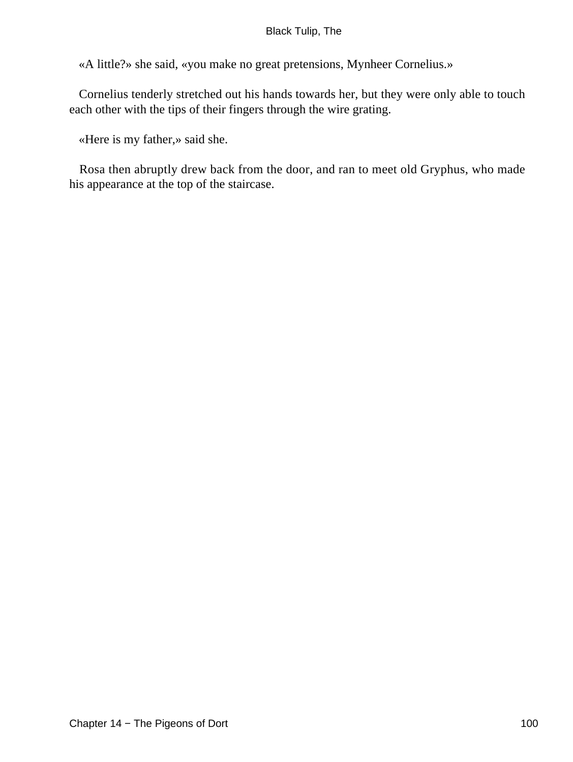«A little?» she said, «you make no great pretensions, Mynheer Cornelius.»

Cornelius tenderly stretched out his hands towards her, but they were only able to touch each other with the tips of their fingers through the wire grating.

«Here is my father,» said she.

Rosa then abruptly drew back from the door, and ran to meet old Gryphus, who made his appearance at the top of the staircase.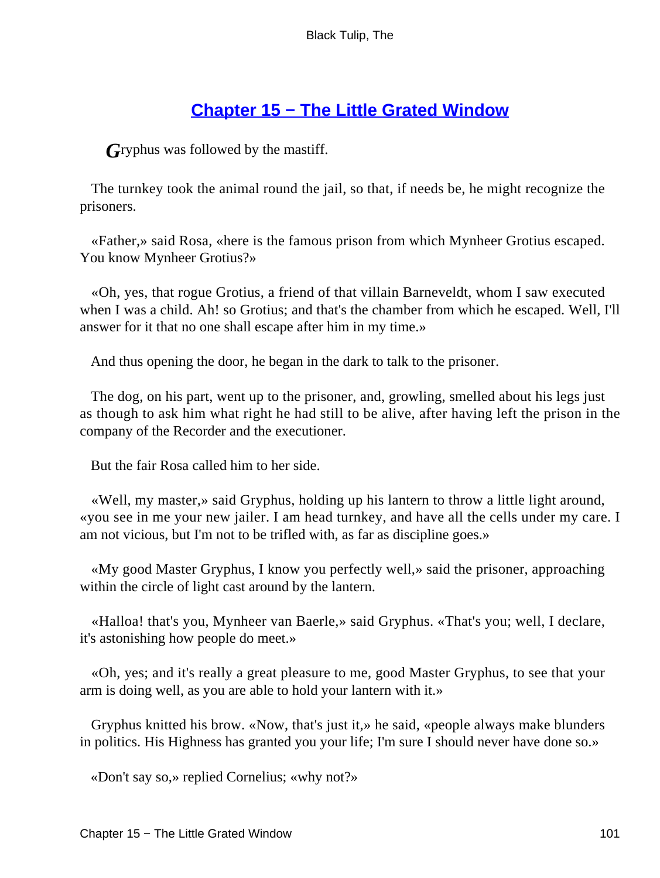## Chapter 15 − The Little Grated Window

*G*ryphus was followed by the mastiff.

The turnkey took the animal round the jail, so that, if needs be, he might recognize the prisoners.

«Father,» said Rosa, «here is the famous prison from which Mynheer Grotius escaped. You know Mynheer Grotius?»

«Oh, yes, that rogue Grotius, a friend of that villain Barneveldt, whom I saw executed when I was a child. Ah! so Grotius; and that's the chamber from which he escaped. Well, I'll answer for it that no one shall escape after him in my time.»

And thus opening the door, he began in the dark to talk to the prisoner.

The dog, on his part, went up to the prisoner, and, growling, smelled about his legs just as though to ask him what right he had still to be alive, after having left the prison in the company of the Recorder and the executioner.

But the fair Rosa called him to her side.

«Well, my master,» said Gryphus, holding up his lantern to throw a little light around, «you see in me your new jailer. I am head turnkey, and have all the cells under my care. I am not vicious, but I'm not to be trifled with, as far as discipline goes.»

«My good Master Gryphus, I know you perfectly well,» said the prisoner, approaching within the circle of light cast around by the lantern.

«Halloa! that's you, Mynheer van Baerle,» said Gryphus. «That's you; well, I declare, it's astonishing how people do meet.»

«Oh, yes; and it's really a great pleasure to me, good Master Gryphus, to see that your arm is doing well, as you are able to hold your lantern with it.»

Gryphus knitted his brow. «Now, that's just it,» he said, «people always make blunders in politics. His Highness has granted you your life; I'm sure I should never have done so.»

«Don't say so,» replied Cornelius; «why not?»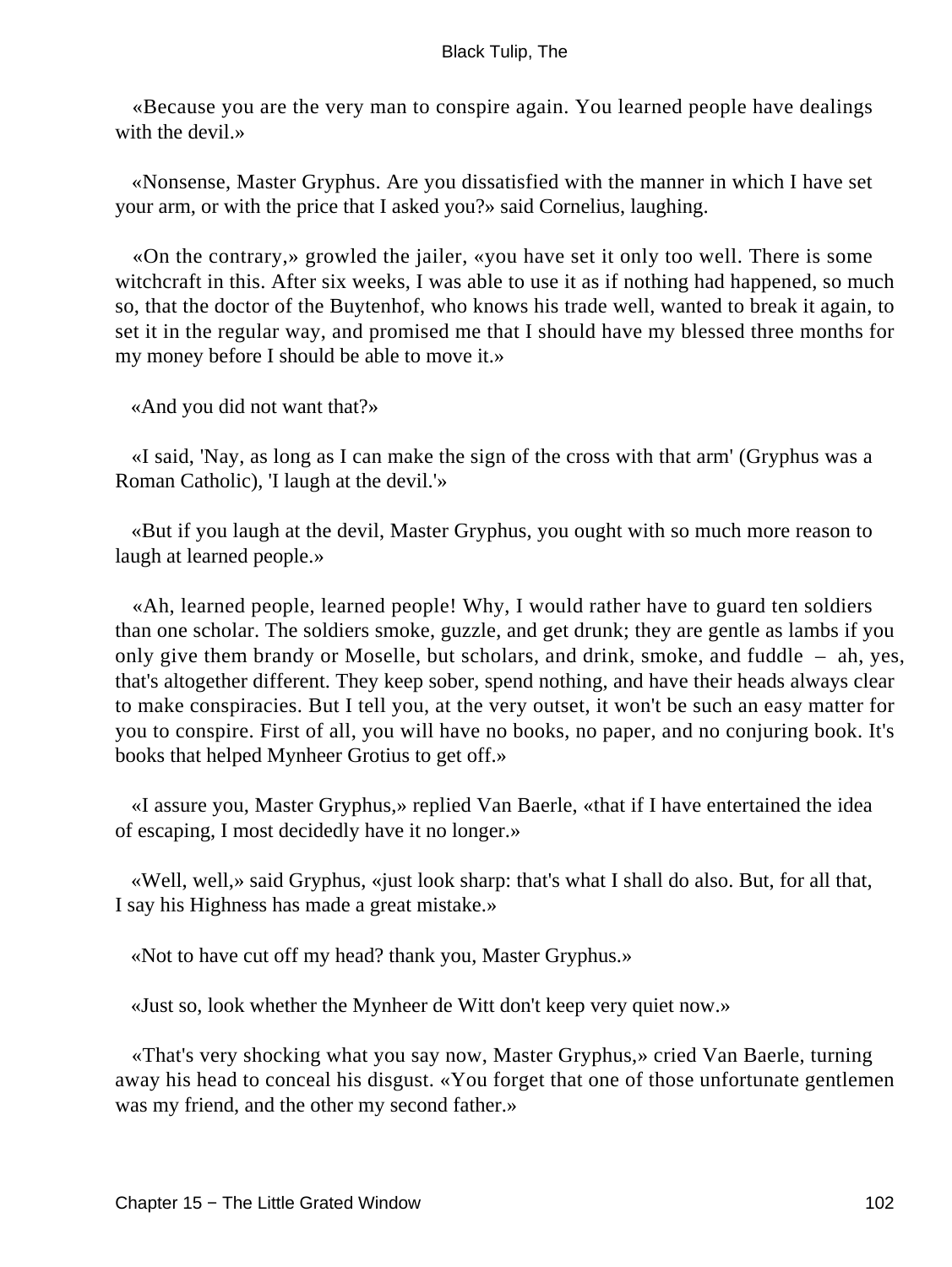«Because you are the very man to conspire again. You learned people have dealings with the devil.»

«Nonsense, Master Gryphus. Are you dissatisfied with the manner in which I have set your arm, or with the price that I asked you?» said Cornelius, laughing.

«On the contrary,» growled the jailer, «you have set it only too well. There is some witchcraft in this. After six weeks, I was able to use it as if nothing had happened, so much so, that the doctor of the Buytenhof, who knows his trade well, wanted to break it again, to set it in the regular way, and promised me that I should have my blessed three months for my money before I should be able to move it.»

«And you did not want that?»

«I said, 'Nay, as long as I can make the sign of the cross with that arm' (Gryphus was a Roman Catholic), 'I laugh at the devil.'»

«But if you laugh at the devil, Master Gryphus, you ought with so much more reason to laugh at learned people.»

«Ah, learned people, learned people! Why, I would rather have to guard ten soldiers than one scholar. The soldiers smoke, guzzle, and get drunk; they are gentle as lambs if you only give them brandy or Moselle, but scholars, and drink, smoke, and fuddle – ah, yes, that's altogether different. They keep sober, spend nothing, and have their heads always clear to make conspiracies. But I tell you, at the very outset, it won't be such an easy matter for you to conspire. First of all, you will have no books, no paper, and no conjuring book. It's books that helped Mynheer Grotius to get off.»

«I assure you, Master Gryphus,» replied Van Baerle, «that if I have entertained the idea of escaping, I most decidedly have it no longer.»

«Well, well,» said Gryphus, «just look sharp: that's what I shall do also. But, for all that, I say his Highness has made a great mistake.»

«Not to have cut off my head? thank you, Master Gryphus.»

«Just so, look whether the Mynheer de Witt don't keep very quiet now.»

«That's very shocking what you say now, Master Gryphus,» cried Van Baerle, turning away his head to conceal his disgust. «You forget that one of those unfortunate gentlemen was my friend, and the other my second father.»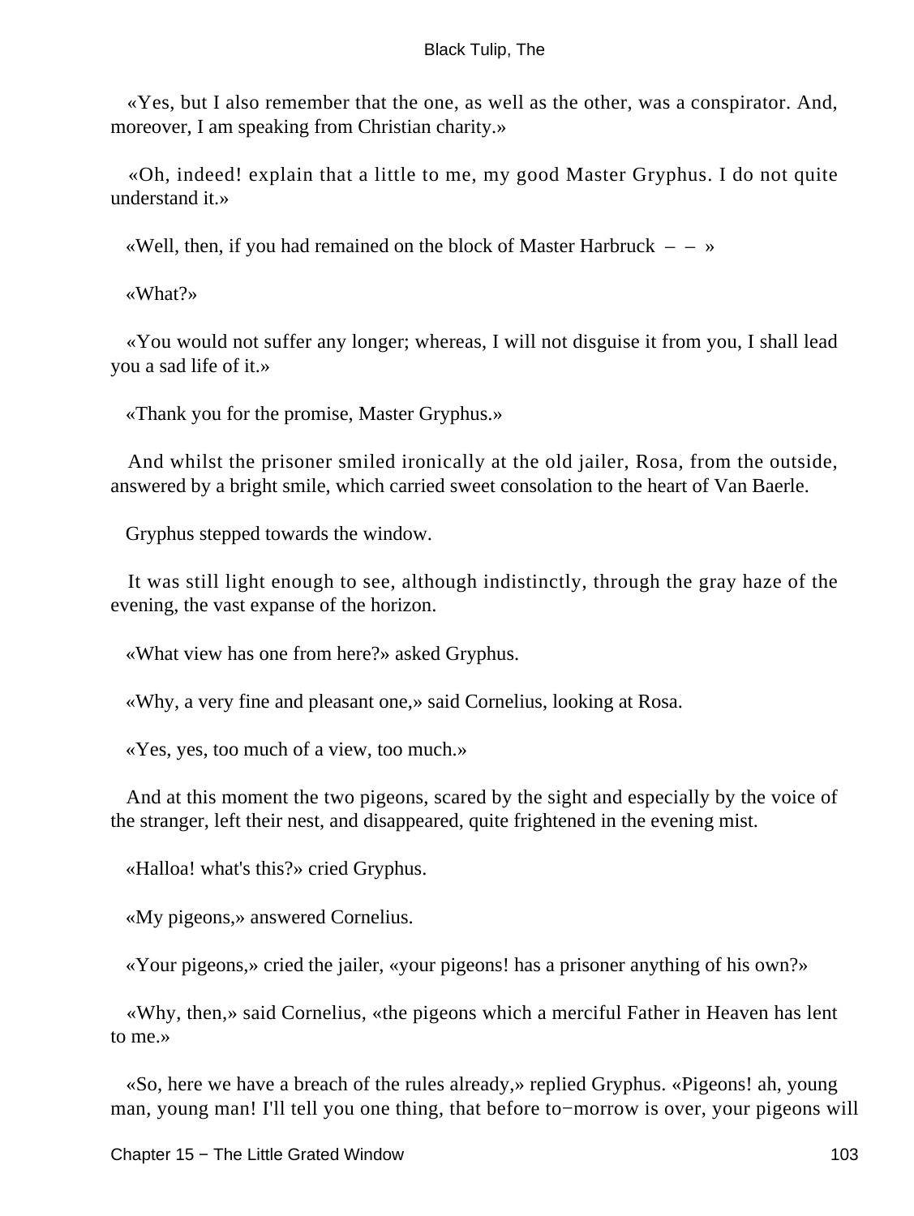«Yes, but I also remember that the one, as well as the other, was a conspirator. And, moreover, I am speaking from Christian charity.»

«Oh, indeed! explain that a little to me, my good Master Gryphus. I do not quite understand it.»

«Well, then, if you had remained on the block of Master Harbruck – – »

«What?»

«You would not suffer any longer; whereas, I will not disguise it from you, I shall lead you a sad life of it.»

«Thank you for the promise, Master Gryphus.»

And whilst the prisoner smiled ironically at the old jailer, Rosa, from the outside, answered by a bright smile, which carried sweet consolation to the heart of Van Baerle.

Gryphus stepped towards the window.

It was still light enough to see, although indistinctly, through the gray haze of the evening, the vast expanse of the horizon.

«What view has one from here?» asked Gryphus.

«Why, a very fine and pleasant one,» said Cornelius, looking at Rosa.

«Yes, yes, too much of a view, too much.»

And at this moment the two pigeons, scared by the sight and especially by the voice of the stranger, left their nest, and disappeared, quite frightened in the evening mist.

«Halloa! what's this?» cried Gryphus.

«My pigeons,» answered Cornelius.

«Your pigeons,» cried the jailer, «your pigeons! has a prisoner anything of his own?»

«Why, then,» said Cornelius, «the pigeons which a merciful Father in Heaven has lent to me.»

«So, here we have a breach of the rules already,» replied Gryphus. «Pigeons! ah, young man, young man! I'll tell you one thing, that before to−morrow is over, your pigeons will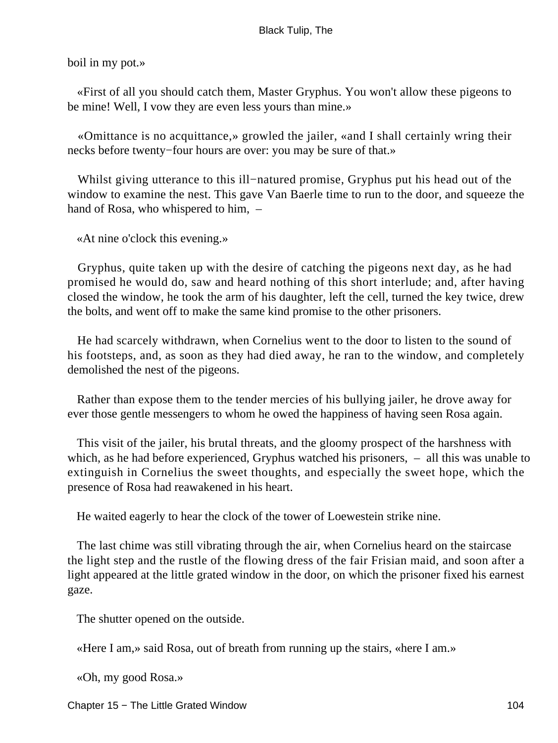boil in my pot.»

«First of all you should catch them, Master Gryphus. You won't allow these pigeons to be mine! Well, I vow they are even less yours than mine.»

«Omittance is no acquittance,» growled the jailer, «and I shall certainly wring their necks before twenty−four hours are over: you may be sure of that.»

Whilst giving utterance to this ill−natured promise, Gryphus put his head out of the window to examine the nest. This gave Van Baerle time to run to the door, and squeeze the hand of Rosa, who whispered to him, –

«At nine o'clock this evening.»

Gryphus, quite taken up with the desire of catching the pigeons next day, as he had promised he would do, saw and heard nothing of this short interlude; and, after having closed the window, he took the arm of his daughter, left the cell, turned the key twice, drew the bolts, and went off to make the same kind promise to the other prisoners.

He had scarcely withdrawn, when Cornelius went to the door to listen to the sound of his footsteps, and, as soon as they had died away, he ran to the window, and completely demolished the nest of the pigeons.

Rather than expose them to the tender mercies of his bullying jailer, he drove away for ever those gentle messengers to whom he owed the happiness of having seen Rosa again.

This visit of the jailer, his brutal threats, and the gloomy prospect of the harshness with which, as he had before experienced, Gryphus watched his prisoners, – all this was unable to extinguish in Cornelius the sweet thoughts, and especially the sweet hope, which the presence of Rosa had reawakened in his heart.

He waited eagerly to hear the clock of the tower of Loewestein strike nine.

The last chime was still vibrating through the air, when Cornelius heard on the staircase the light step and the rustle of the flowing dress of the fair Frisian maid, and soon after a light appeared at the little grated window in the door, on which the prisoner fixed his earnest gaze.

The shutter opened on the outside.

«Here I am,» said Rosa, out of breath from running up the stairs, «here I am.»

«Oh, my good Rosa.»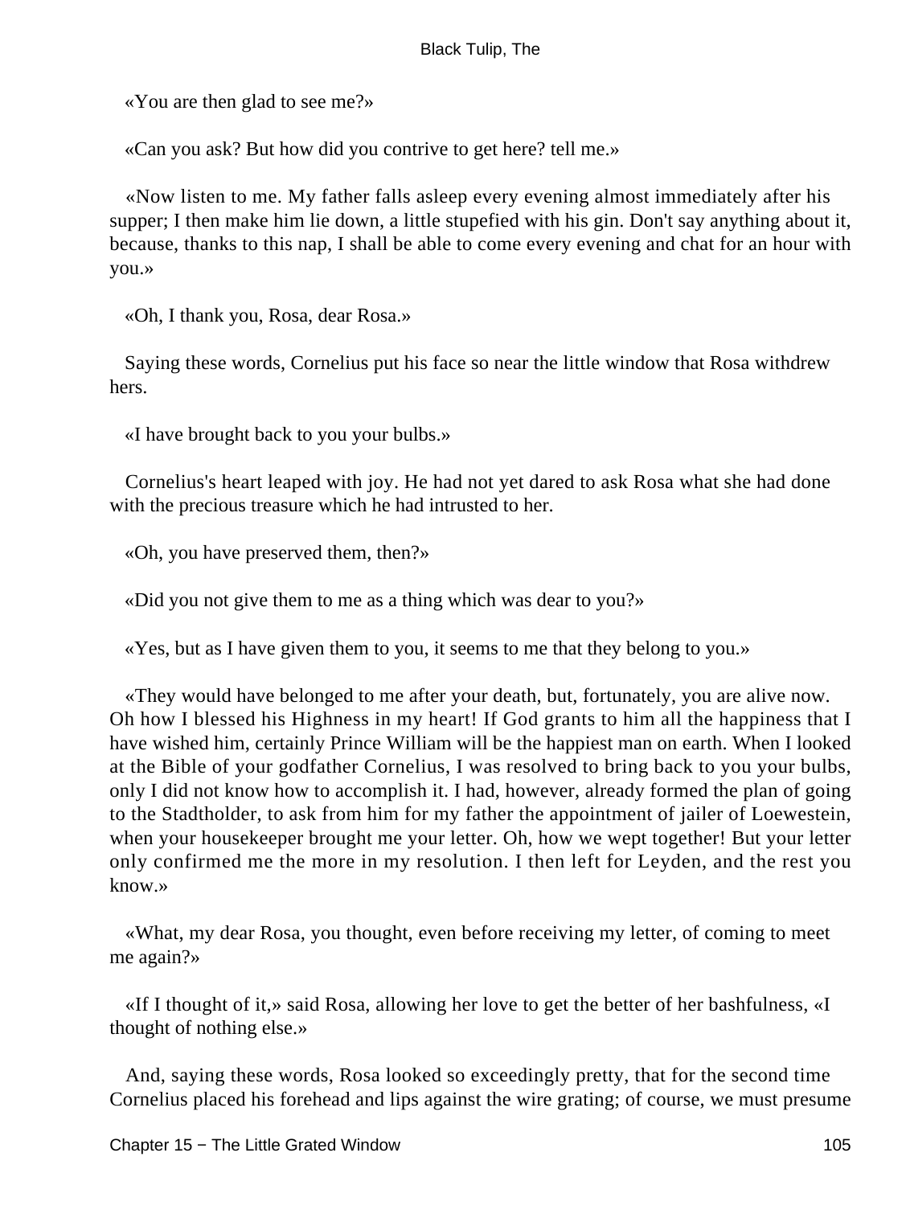«You are then glad to see me?»

«Can you ask? But how did you contrive to get here? tell me.»

«Now listen to me. My father falls asleep every evening almost immediately after his supper; I then make him lie down, a little stupefied with his gin. Don't say anything about it, because, thanks to this nap, I shall be able to come every evening and chat for an hour with you.»

«Oh, I thank you, Rosa, dear Rosa.»

Saying these words, Cornelius put his face so near the little window that Rosa withdrew hers.

«I have brought back to you your bulbs.»

Cornelius's heart leaped with joy. He had not yet dared to ask Rosa what she had done with the precious treasure which he had intrusted to her.

«Oh, you have preserved them, then?»

«Did you not give them to me as a thing which was dear to you?»

«Yes, but as I have given them to you, it seems to me that they belong to you.»

«They would have belonged to me after your death, but, fortunately, you are alive now. Oh how I blessed his Highness in my heart! If God grants to him all the happiness that I have wished him, certainly Prince William will be the happiest man on earth. When I looked at the Bible of your godfather Cornelius, I was resolved to bring back to you your bulbs, only I did not know how to accomplish it. I had, however, already formed the plan of going to the Stadtholder, to ask from him for my father the appointment of jailer of Loewestein, when your housekeeper brought me your letter. Oh, how we wept together! But your letter only confirmed me the more in my resolution. I then left for Leyden, and the rest you know.»

«What, my dear Rosa, you thought, even before receiving my letter, of coming to meet me again?»

«If I thought of it,» said Rosa, allowing her love to get the better of her bashfulness, «I thought of nothing else.»

And, saying these words, Rosa looked so exceedingly pretty, that for the second time Cornelius placed his forehead and lips against the wire grating; of course, we must presume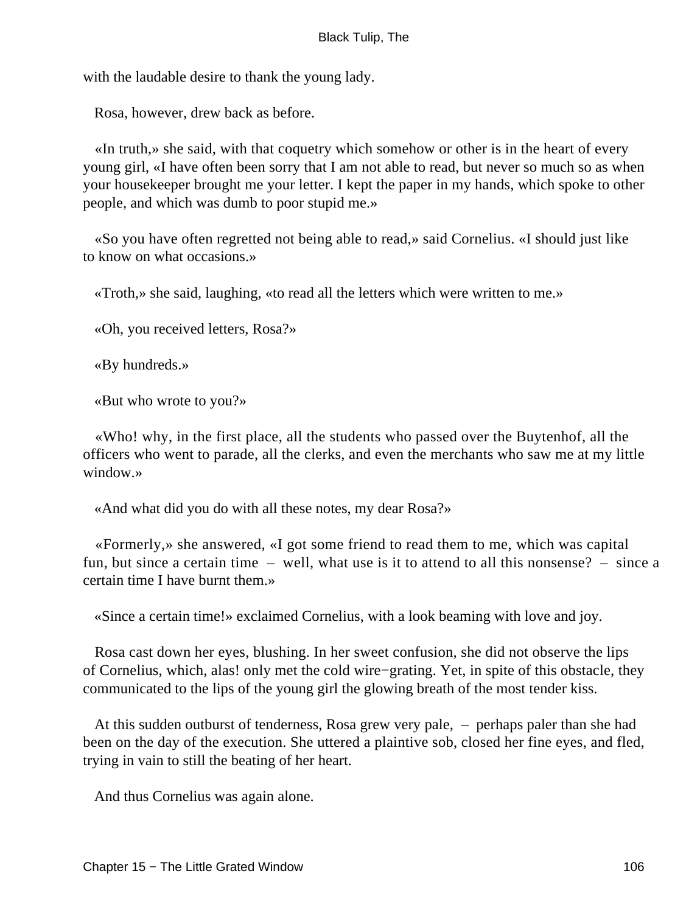with the laudable desire to thank the young lady.

Rosa, however, drew back as before.

«In truth,» she said, with that coquetry which somehow or other is in the heart of every young girl, «I have often been sorry that I am not able to read, but never so much so as when your housekeeper brought me your letter. I kept the paper in my hands, which spoke to other people, and which was dumb to poor stupid me.»

«So you have often regretted not being able to read,» said Cornelius. «I should just like to know on what occasions.»

«Troth,» she said, laughing, «to read all the letters which were written to me.»

«Oh, you received letters, Rosa?»

«By hundreds.»

«But who wrote to you?»

«Who! why, in the first place, all the students who passed over the Buytenhof, all the officers who went to parade, all the clerks, and even the merchants who saw me at my little window.»

«And what did you do with all these notes, my dear Rosa?»

«Formerly,» she answered, «I got some friend to read them to me, which was capital fun, but since a certain time – well, what use is it to attend to all this nonsense? – since a certain time I have burnt them.»

«Since a certain time!» exclaimed Cornelius, with a look beaming with love and joy.

Rosa cast down her eyes, blushing. In her sweet confusion, she did not observe the lips of Cornelius, which, alas! only met the cold wire−grating. Yet, in spite of this obstacle, they communicated to the lips of the young girl the glowing breath of the most tender kiss.

At this sudden outburst of tenderness, Rosa grew very pale, – perhaps paler than she had been on the day of the execution. She uttered a plaintive sob, closed her fine eyes, and fled, trying in vain to still the beating of her heart.

And thus Cornelius was again alone.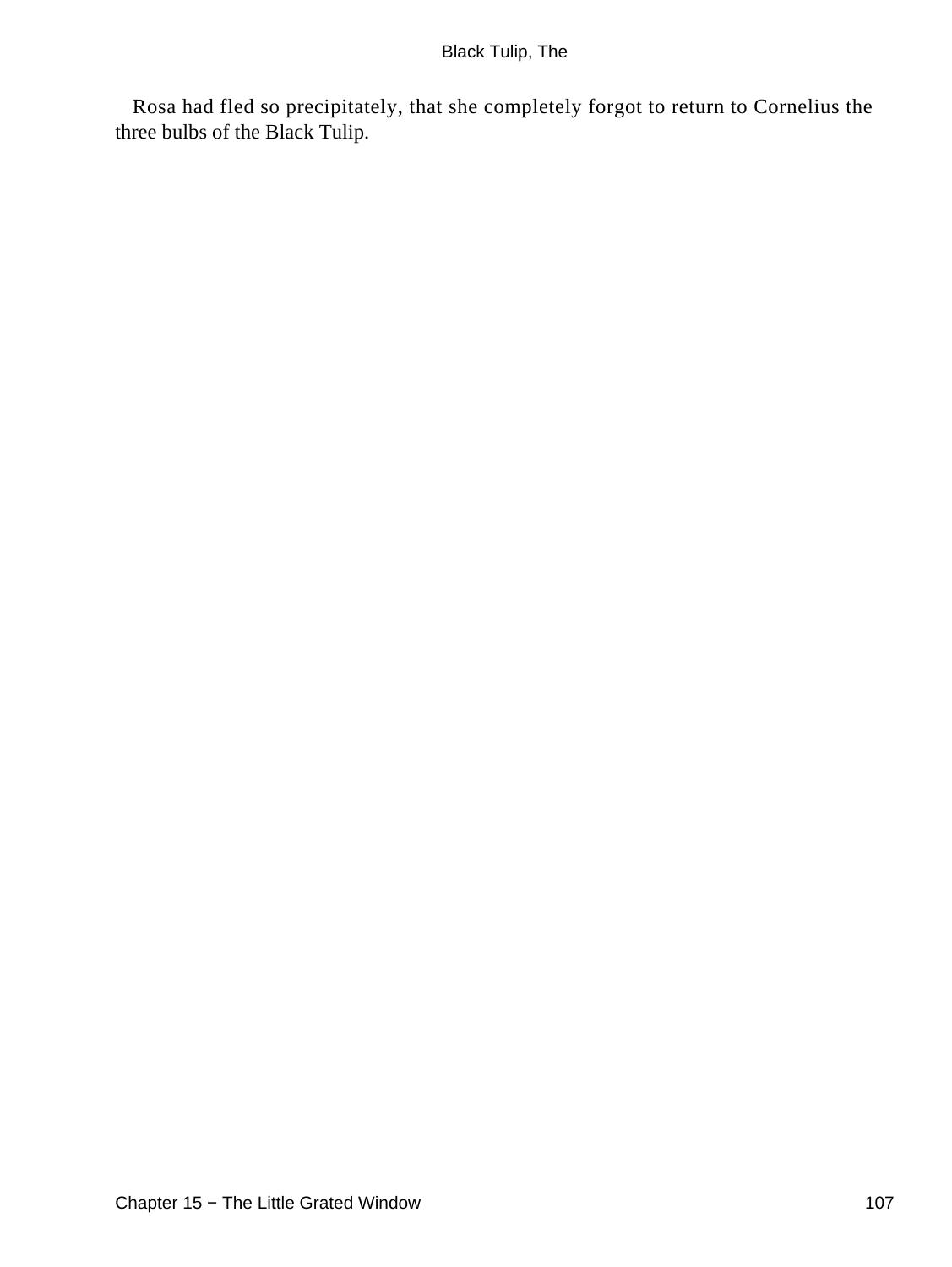Rosa had fled so precipitately, that she completely forgot to return to Cornelius the three bulbs of the Black Tulip.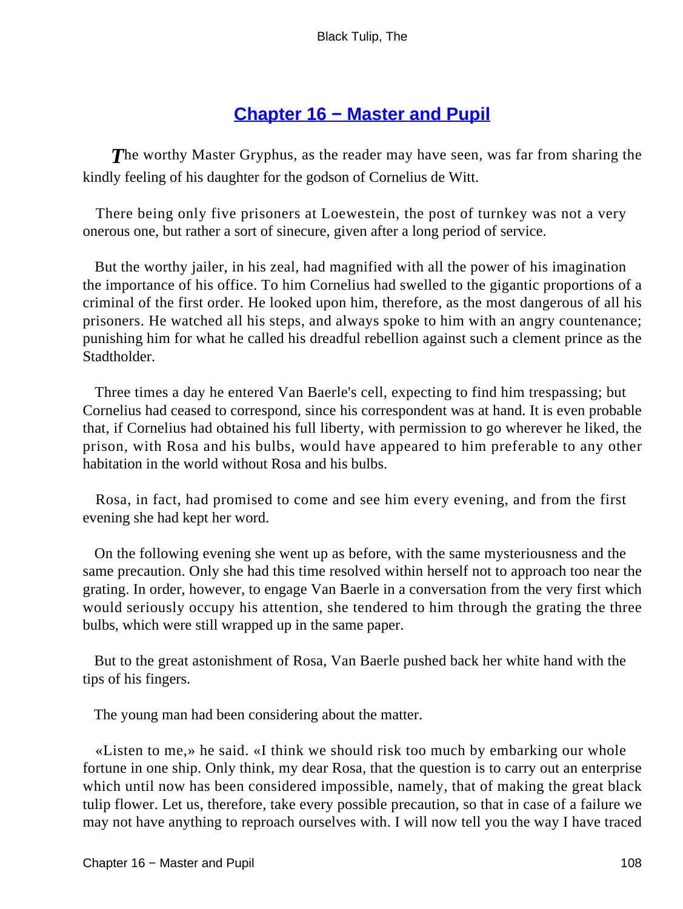## Chapter 16 − Master and Pupil

*T*he worthy Master Gryphus, as the reader may have seen, was far from sharing the kindly feeling of his daughter for the godson of Cornelius de Witt.

There being only five prisoners at Loewestein, the post of turnkey was not a very onerous one, but rather a sort of sinecure, given after a long period of service.

But the worthy jailer, in his zeal, had magnified with all the power of his imagination the importance of his office. To him Cornelius had swelled to the gigantic proportions of a criminal of the first order. He looked upon him, therefore, as the most dangerous of all his prisoners. He watched all his steps, and always spoke to him with an angry countenance; punishing him for what he called his dreadful rebellion against such a clement prince as the Stadtholder.

Three times a day he entered Van Baerle's cell, expecting to find him trespassing; but Cornelius had ceased to correspond, since his correspondent was at hand. It is even probable that, if Cornelius had obtained his full liberty, with permission to go wherever he liked, the prison, with Rosa and his bulbs, would have appeared to him preferable to any other habitation in the world without Rosa and his bulbs.

Rosa, in fact, had promised to come and see him every evening, and from the first evening she had kept her word.

On the following evening she went up as before, with the same mysteriousness and the same precaution. Only she had this time resolved within herself not to approach too near the grating. In order, however, to engage Van Baerle in a conversation from the very first which would seriously occupy his attention, she tendered to him through the grating the three bulbs, which were still wrapped up in the same paper.

But to the great astonishment of Rosa, Van Baerle pushed back her white hand with the tips of his fingers.

The young man had been considering about the matter.

«Listen to me,» he said. «I think we should risk too much by embarking our whole fortune in one ship. Only think, my dear Rosa, that the question is to carry out an enterprise which until now has been considered impossible, namely, that of making the great black tulip flower. Let us, therefore, take every possible precaution, so that in case of a failure we may not have anything to reproach ourselves with. I will now tell you the way I have traced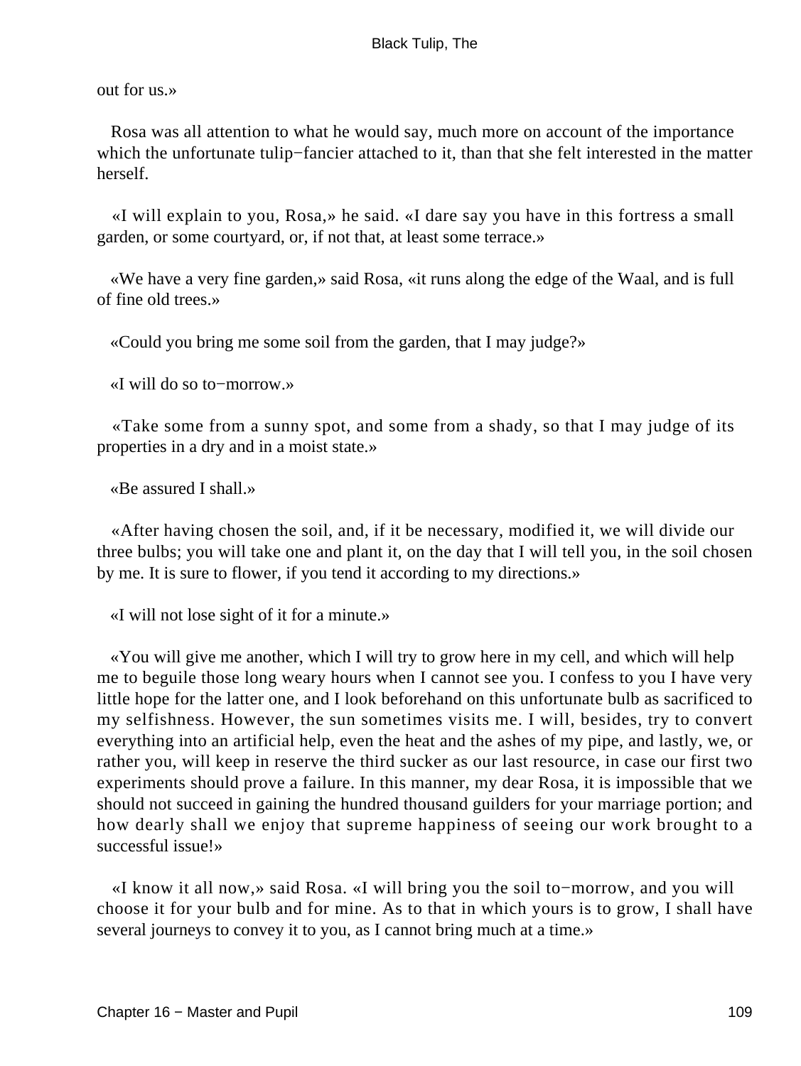out for us.»

Rosa was all attention to what he would say, much more on account of the importance which the unfortunate tulip−fancier attached to it, than that she felt interested in the matter herself.

«I will explain to you, Rosa,» he said. «I dare say you have in this fortress a small garden, or some courtyard, or, if not that, at least some terrace.»

«We have a very fine garden,» said Rosa, «it runs along the edge of the Waal, and is full of fine old trees.»

«Could you bring me some soil from the garden, that I may judge?»

«I will do so to−morrow.»

«Take some from a sunny spot, and some from a shady, so that I may judge of its properties in a dry and in a moist state.»

«Be assured I shall.»

«After having chosen the soil, and, if it be necessary, modified it, we will divide our three bulbs; you will take one and plant it, on the day that I will tell you, in the soil chosen by me. It is sure to flower, if you tend it according to my directions.»

«I will not lose sight of it for a minute.»

«You will give me another, which I will try to grow here in my cell, and which will help me to beguile those long weary hours when I cannot see you. I confess to you I have very little hope for the latter one, and I look beforehand on this unfortunate bulb as sacrificed to my selfishness. However, the sun sometimes visits me. I will, besides, try to convert everything into an artificial help, even the heat and the ashes of my pipe, and lastly, we, or rather you, will keep in reserve the third sucker as our last resource, in case our first two experiments should prove a failure. In this manner, my dear Rosa, it is impossible that we should not succeed in gaining the hundred thousand guilders for your marriage portion; and how dearly shall we enjoy that supreme happiness of seeing our work brought to a successful issue!»

«I know it all now,» said Rosa. «I will bring you the soil to−morrow, and you will choose it for your bulb and for mine. As to that in which yours is to grow, I shall have several journeys to convey it to you, as I cannot bring much at a time.»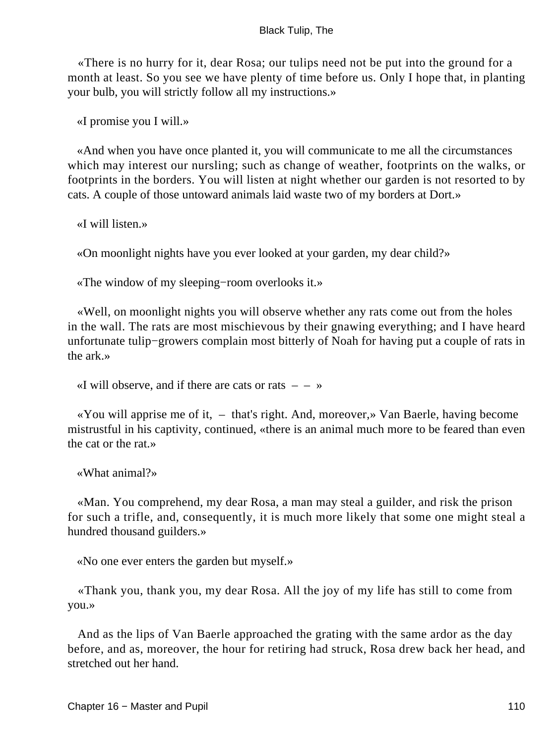«There is no hurry for it, dear Rosa; our tulips need not be put into the ground for a month at least. So you see we have plenty of time before us. Only I hope that, in planting your bulb, you will strictly follow all my instructions.»

«I promise you I will.»

«And when you have once planted it, you will communicate to me all the circumstances which may interest our nursling; such as change of weather, footprints on the walks, or footprints in the borders. You will listen at night whether our garden is not resorted to by cats. A couple of those untoward animals laid waste two of my borders at Dort.»

«I will listen.»

«On moonlight nights have you ever looked at your garden, my dear child?»

«The window of my sleeping−room overlooks it.»

«Well, on moonlight nights you will observe whether any rats come out from the holes in the wall. The rats are most mischievous by their gnawing everything; and I have heard unfortunate tulip−growers complain most bitterly of Noah for having put a couple of rats in the ark.»

«I will observe, and if there are cats or rats – – »

«You will apprise me of it, – that's right. And, moreover,» Van Baerle, having become mistrustful in his captivity, continued, «there is an animal much more to be feared than even the cat or the rat.»

«What animal?»

«Man. You comprehend, my dear Rosa, a man may steal a guilder, and risk the prison for such a trifle, and, consequently, it is much more likely that some one might steal a hundred thousand guilders.»

«No one ever enters the garden but myself.»

«Thank you, thank you, my dear Rosa. All the joy of my life has still to come from you.»

And as the lips of Van Baerle approached the grating with the same ardor as the day before, and as, moreover, the hour for retiring had struck, Rosa drew back her head, and stretched out her hand.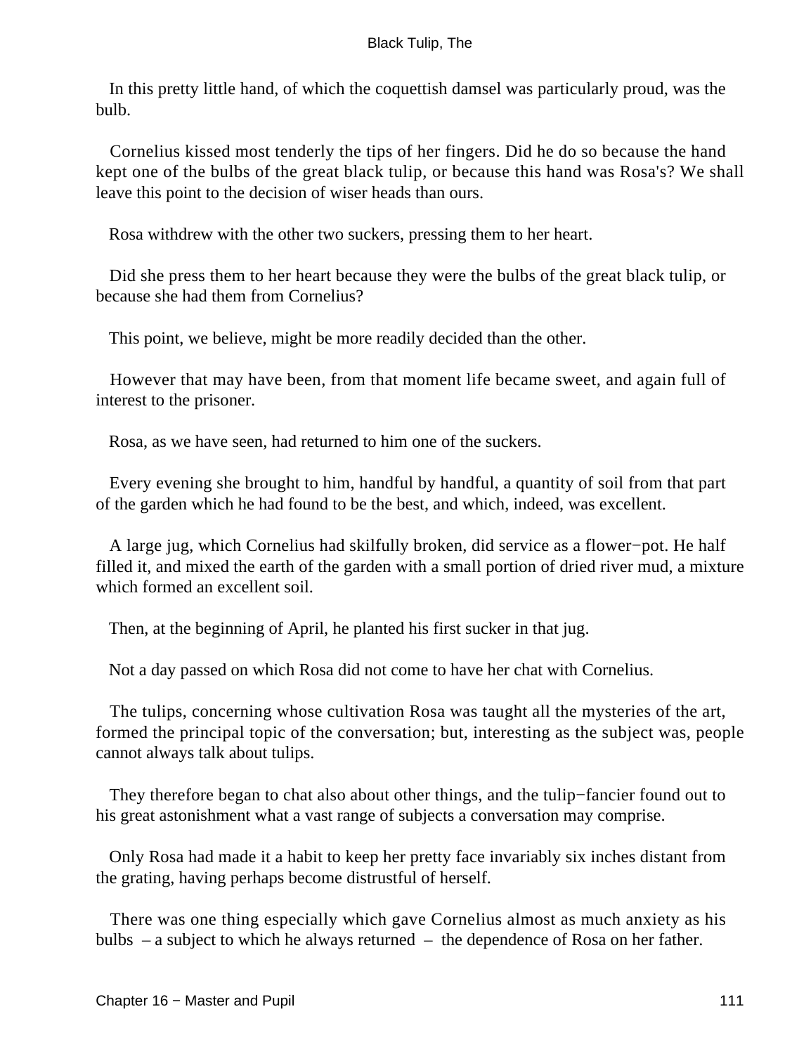In this pretty little hand, of which the coquettish damsel was particularly proud, was the bulb.

Cornelius kissed most tenderly the tips of her fingers. Did he do so because the hand kept one of the bulbs of the great black tulip, or because this hand was Rosa's? We shall leave this point to the decision of wiser heads than ours.

Rosa withdrew with the other two suckers, pressing them to her heart.

Did she press them to her heart because they were the bulbs of the great black tulip, or because she had them from Cornelius?

This point, we believe, might be more readily decided than the other.

However that may have been, from that moment life became sweet, and again full of interest to the prisoner.

Rosa, as we have seen, had returned to him one of the suckers.

Every evening she brought to him, handful by handful, a quantity of soil from that part of the garden which he had found to be the best, and which, indeed, was excellent.

A large jug, which Cornelius had skilfully broken, did service as a flower−pot. He half filled it, and mixed the earth of the garden with a small portion of dried river mud, a mixture which formed an excellent soil.

Then, at the beginning of April, he planted his first sucker in that jug.

Not a day passed on which Rosa did not come to have her chat with Cornelius.

The tulips, concerning whose cultivation Rosa was taught all the mysteries of the art, formed the principal topic of the conversation; but, interesting as the subject was, people cannot always talk about tulips.

They therefore began to chat also about other things, and the tulip−fancier found out to his great astonishment what a vast range of subjects a conversation may comprise.

Only Rosa had made it a habit to keep her pretty face invariably six inches distant from the grating, having perhaps become distrustful of herself.

There was one thing especially which gave Cornelius almost as much anxiety as his bulbs – a subject to which he always returned – the dependence of Rosa on her father.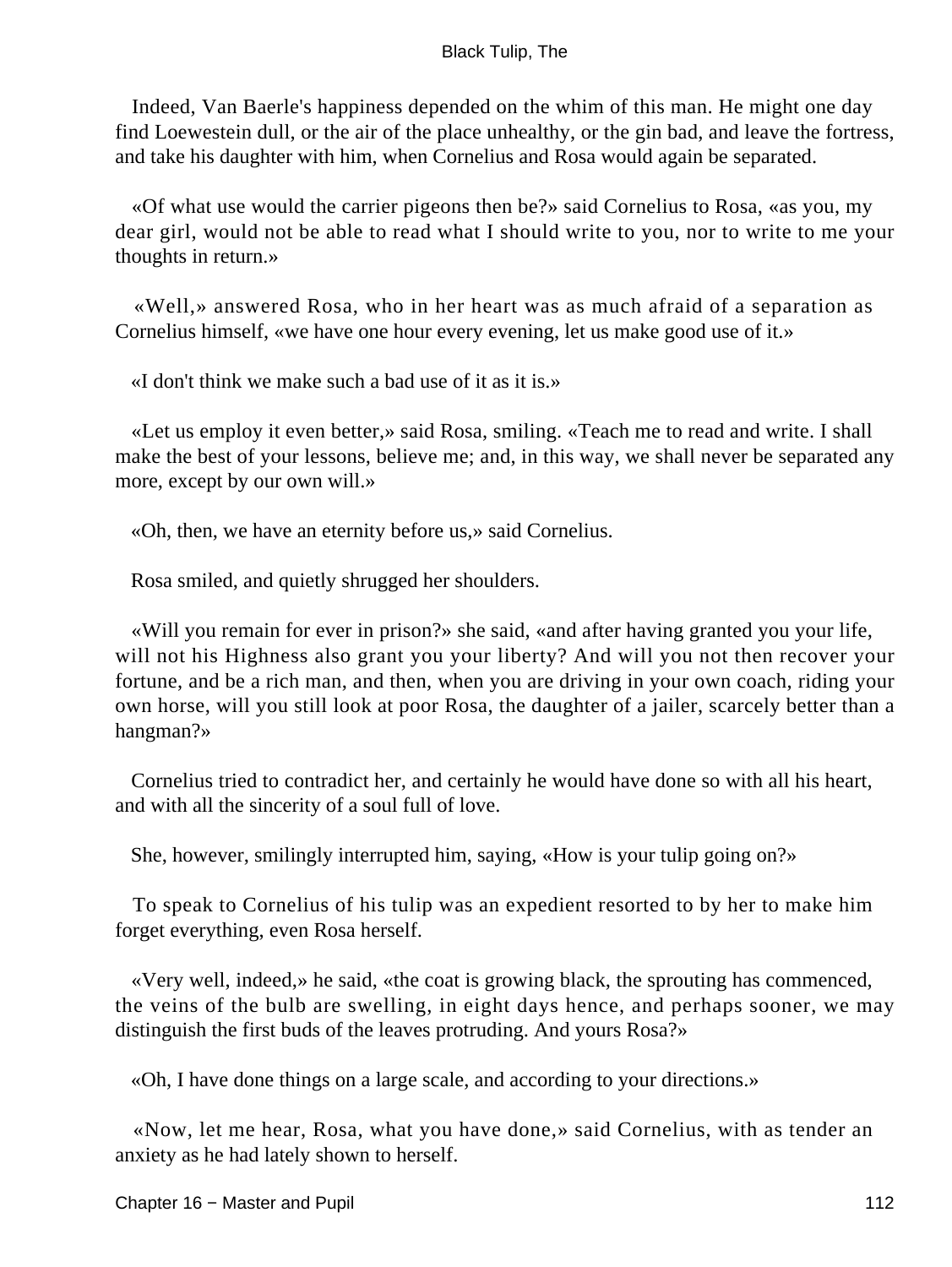Indeed, Van Baerle's happiness depended on the whim of this man. He might one day find Loewestein dull, or the air of the place unhealthy, or the gin bad, and leave the fortress, and take his daughter with him, when Cornelius and Rosa would again be separated.

«Of what use would the carrier pigeons then be?» said Cornelius to Rosa, «as you, my dear girl, would not be able to read what I should write to you, nor to write to me your thoughts in return.»

«Well,» answered Rosa, who in her heart was as much afraid of a separation as Cornelius himself, «we have one hour every evening, let us make good use of it.»

«I don't think we make such a bad use of it as it is.»

«Let us employ it even better,» said Rosa, smiling. «Teach me to read and write. I shall make the best of your lessons, believe me; and, in this way, we shall never be separated any more, except by our own will.»

«Oh, then, we have an eternity before us,» said Cornelius.

Rosa smiled, and quietly shrugged her shoulders.

«Will you remain for ever in prison?» she said, «and after having granted you your life, will not his Highness also grant you your liberty? And will you not then recover your fortune, and be a rich man, and then, when you are driving in your own coach, riding your own horse, will you still look at poor Rosa, the daughter of a jailer, scarcely better than a hangman?»

Cornelius tried to contradict her, and certainly he would have done so with all his heart, and with all the sincerity of a soul full of love.

She, however, smilingly interrupted him, saying, «How is your tulip going on?»

To speak to Cornelius of his tulip was an expedient resorted to by her to make him forget everything, even Rosa herself.

«Very well, indeed,» he said, «the coat is growing black, the sprouting has commenced, the veins of the bulb are swelling, in eight days hence, and perhaps sooner, we may distinguish the first buds of the leaves protruding. And yours Rosa?»

«Oh, I have done things on a large scale, and according to your directions.»

«Now, let me hear, Rosa, what you have done,» said Cornelius, with as tender an anxiety as he had lately shown to herself.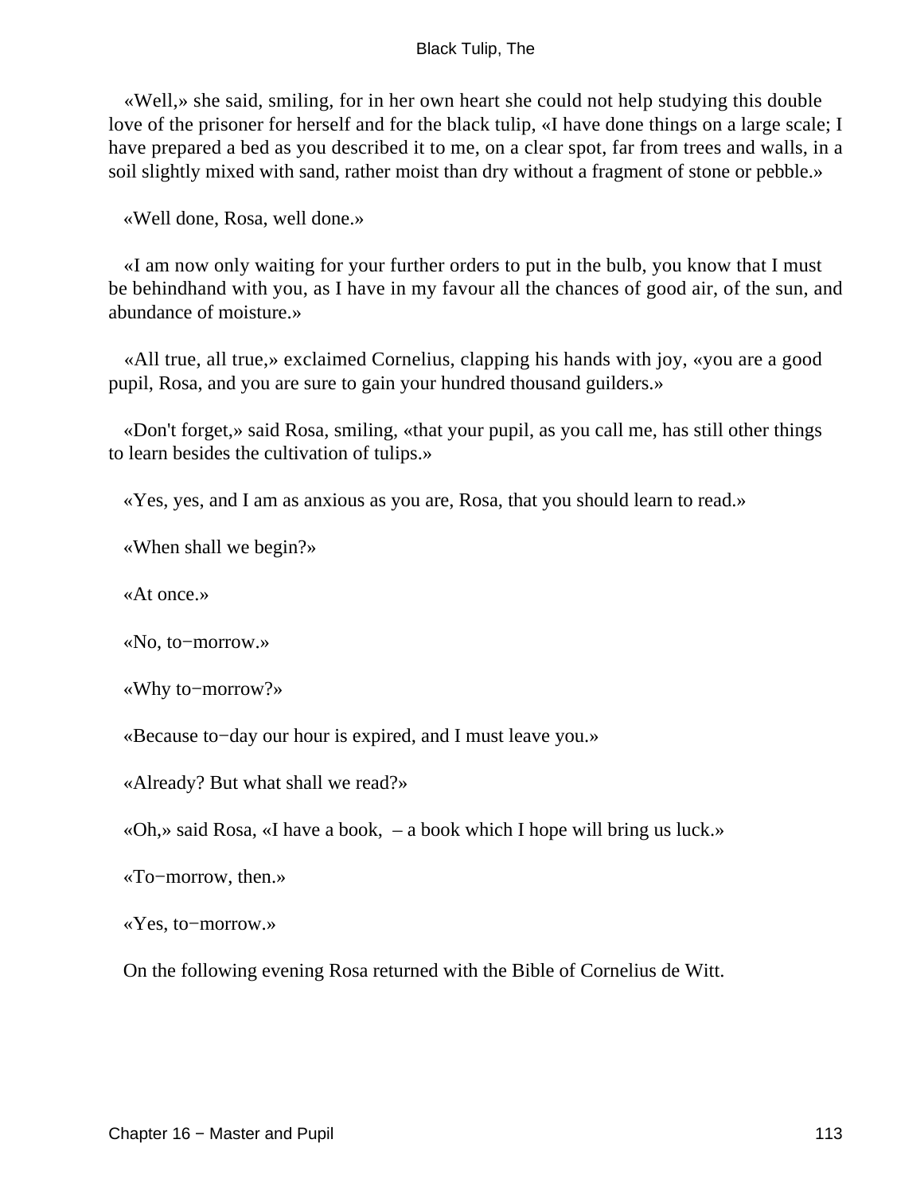«Well,» she said, smiling, for in her own heart she could not help studying this double love of the prisoner for herself and for the black tulip, «I have done things on a large scale; I have prepared a bed as you described it to me, on a clear spot, far from trees and walls, in a soil slightly mixed with sand, rather moist than dry without a fragment of stone or pebble.»

«Well done, Rosa, well done.»

«I am now only waiting for your further orders to put in the bulb, you know that I must be behindhand with you, as I have in my favour all the chances of good air, of the sun, and abundance of moisture.»

«All true, all true,» exclaimed Cornelius, clapping his hands with joy, «you are a good pupil, Rosa, and you are sure to gain your hundred thousand guilders.»

«Don't forget,» said Rosa, smiling, «that your pupil, as you call me, has still other things to learn besides the cultivation of tulips.»

«Yes, yes, and I am as anxious as you are, Rosa, that you should learn to read.»

«When shall we begin?»

«At once.»

«No, to−morrow.»

«Why to−morrow?»

«Because to−day our hour is expired, and I must leave you.»

«Already? But what shall we read?»

«Oh,» said Rosa, «I have a book, – a book which I hope will bring us luck.»

«To−morrow, then.»

«Yes, to−morrow.»

On the following evening Rosa returned with the Bible of Cornelius de Witt.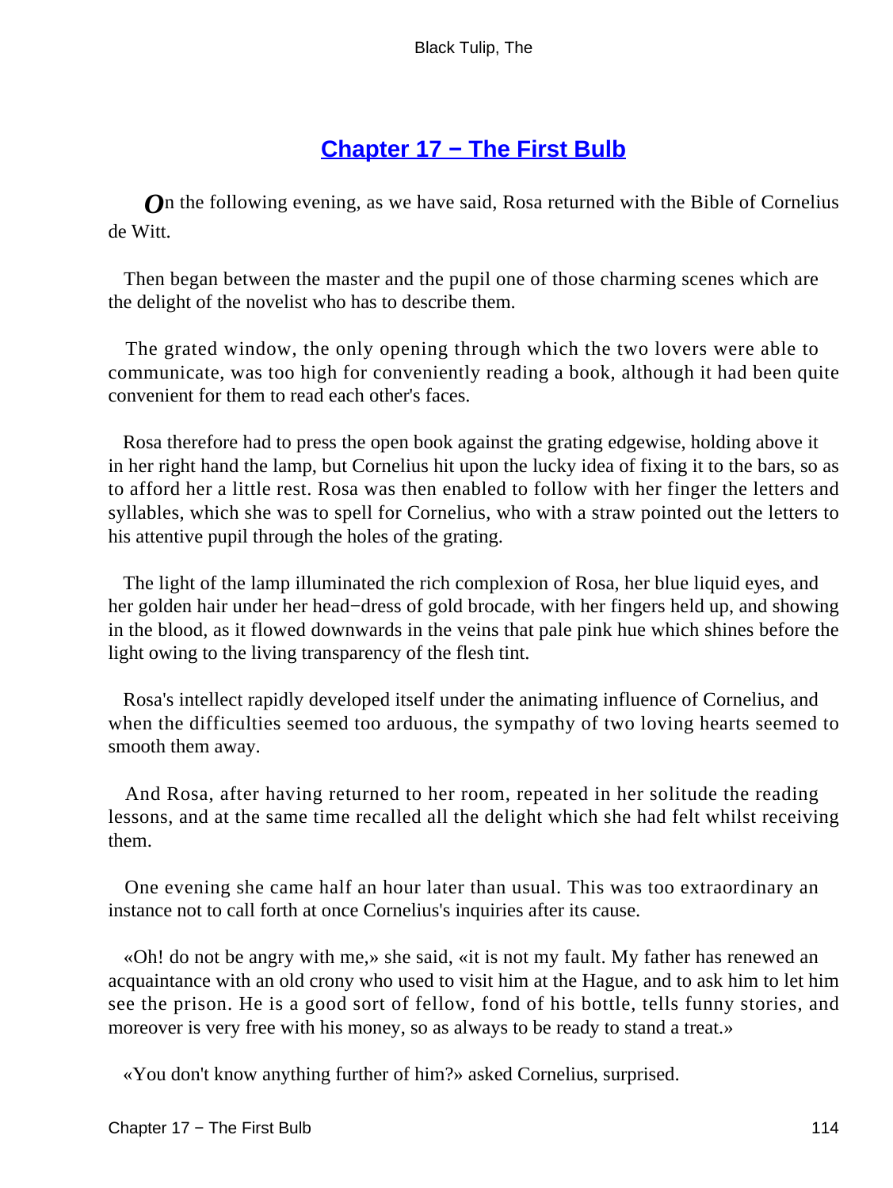## Chapter 17 − The First Bulb

On the following evening, as we have said, Rosa returned with the Bible of Cornelius de Witt.

Then began between the master and the pupil one of those charming scenes which are the delight of the novelist who has to describe them.

The grated window, the only opening through which the two lovers were able to communicate, was too high for conveniently reading a book, although it had been quite convenient for them to read each other's faces.

Rosa therefore had to press the open book against the grating edgewise, holding above it in her right hand the lamp, but Cornelius hit upon the lucky idea of fixing it to the bars, so as to afford her a little rest. Rosa was then enabled to follow with her finger the letters and syllables, which she was to spell for Cornelius, who with a straw pointed out the letters to his attentive pupil through the holes of the grating.

The light of the lamp illuminated the rich complexion of Rosa, her blue liquid eyes, and her golden hair under her head−dress of gold brocade, with her fingers held up, and showing in the blood, as it flowed downwards in the veins that pale pink hue which shines before the light owing to the living transparency of the flesh tint.

Rosa's intellect rapidly developed itself under the animating influence of Cornelius, and when the difficulties seemed too arduous, the sympathy of two loving hearts seemed to smooth them away.

And Rosa, after having returned to her room, repeated in her solitude the reading lessons, and at the same time recalled all the delight which she had felt whilst receiving them.

One evening she came half an hour later than usual. This was too extraordinary an instance not to call forth at once Cornelius's inquiries after its cause.

«Oh! do not be angry with me,» she said, «it is not my fault. My father has renewed an acquaintance with an old crony who used to visit him at the Hague, and to ask him to let him see the prison. He is a good sort of fellow, fond of his bottle, tells funny stories, and moreover is very free with his money, so as always to be ready to stand a treat.»

«You don't know anything further of him?» asked Cornelius, surprised.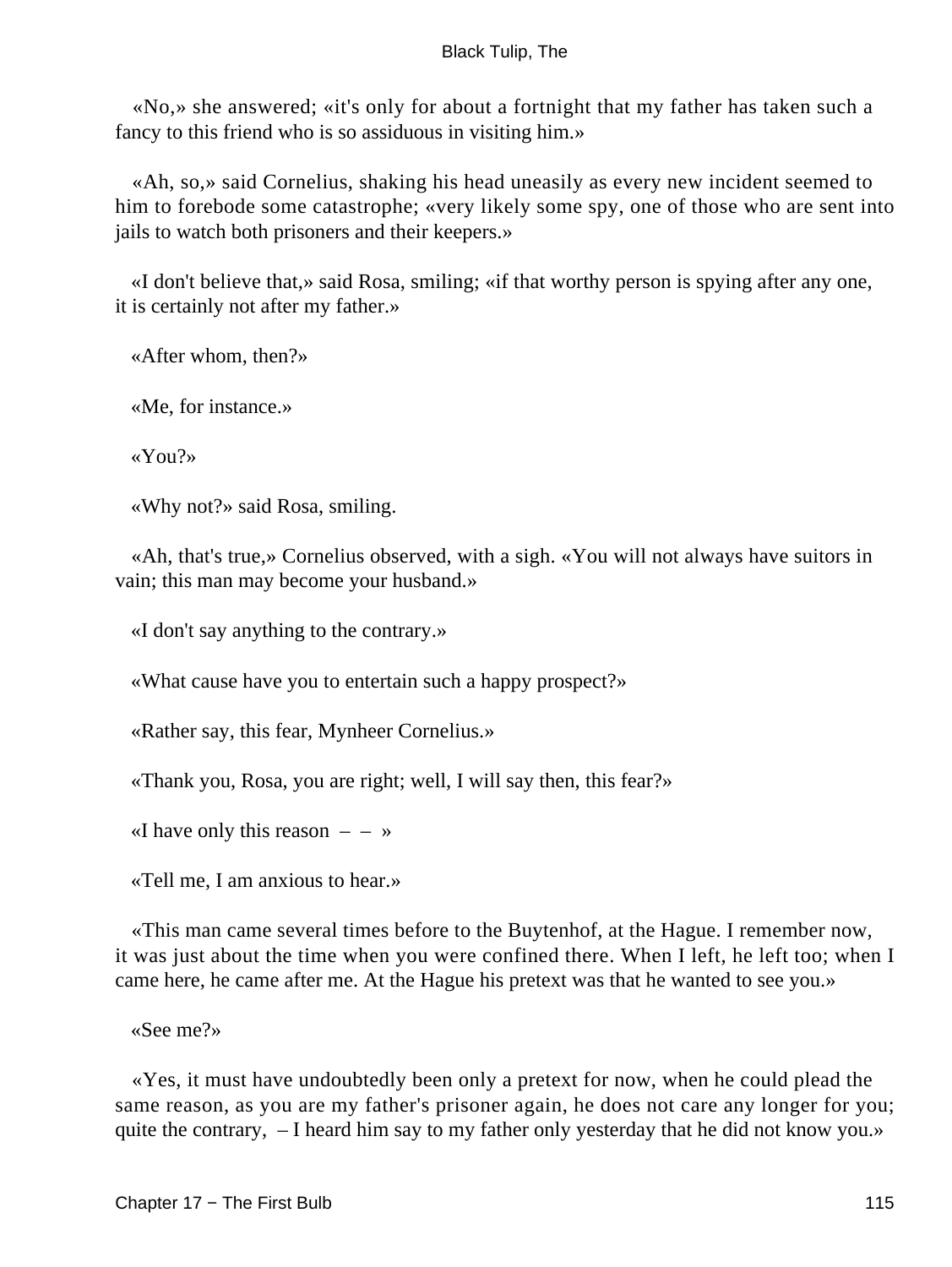«No,» she answered; «it's only for about a fortnight that my father has taken such a fancy to this friend who is so assiduous in visiting him.»

«Ah, so,» said Cornelius, shaking his head uneasily as every new incident seemed to him to forebode some catastrophe; «very likely some spy, one of those who are sent into jails to watch both prisoners and their keepers.»

«I don't believe that,» said Rosa, smiling; «if that worthy person is spying after any one, it is certainly not after my father.»

«After whom, then?»

«Me, for instance.»

«You?»

«Why not?» said Rosa, smiling.

«Ah, that's true,» Cornelius observed, with a sigh. «You will not always have suitors in vain; this man may become your husband.»

«I don't say anything to the contrary.»

«What cause have you to entertain such a happy prospect?»

«Rather say, this fear, Mynheer Cornelius.»

«Thank you, Rosa, you are right; well, I will say then, this fear?»

«I have only this reason – – »

«Tell me, I am anxious to hear.»

«This man came several times before to the Buytenhof, at the Hague. I remember now, it was just about the time when you were confined there. When I left, he left too; when I came here, he came after me. At the Hague his pretext was that he wanted to see you.»

«See me?»

«Yes, it must have undoubtedly been only a pretext for now, when he could plead the same reason, as you are my father's prisoner again, he does not care any longer for you; quite the contrary, – I heard him say to my father only yesterday that he did not know you.»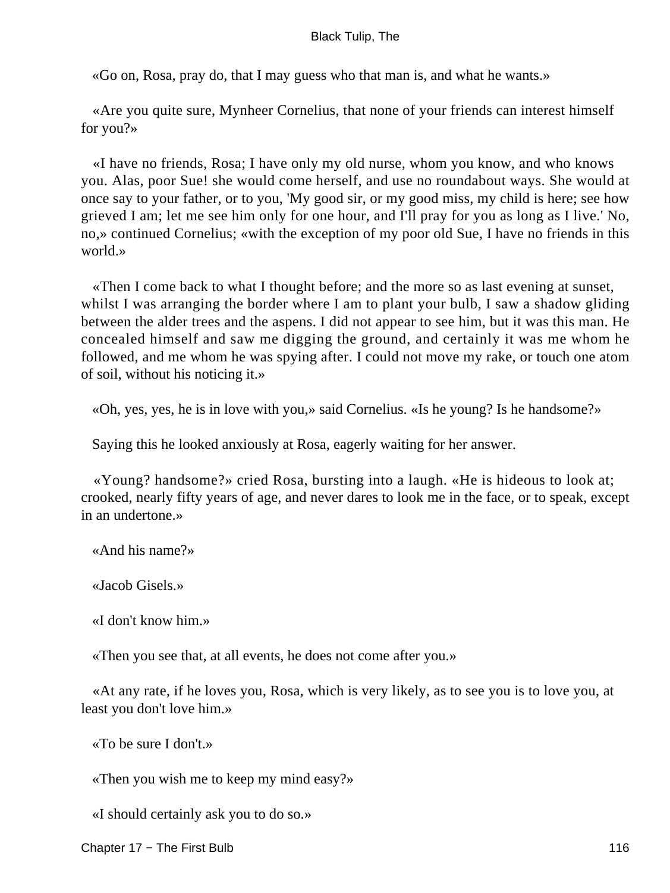«Go on, Rosa, pray do, that I may guess who that man is, and what he wants.»

«Are you quite sure, Mynheer Cornelius, that none of your friends can interest himself for you?»

«I have no friends, Rosa; I have only my old nurse, whom you know, and who knows you. Alas, poor Sue! she would come herself, and use no roundabout ways. She would at once say to your father, or to you, 'My good sir, or my good miss, my child is here; see how grieved I am; let me see him only for one hour, and I'll pray for you as long as I live.' No, no,» continued Cornelius; «with the exception of my poor old Sue, I have no friends in this world.»

«Then I come back to what I thought before; and the more so as last evening at sunset, whilst I was arranging the border where I am to plant your bulb, I saw a shadow gliding between the alder trees and the aspens. I did not appear to see him, but it was this man. He concealed himself and saw me digging the ground, and certainly it was me whom he followed, and me whom he was spying after. I could not move my rake, or touch one atom of soil, without his noticing it.»

«Oh, yes, yes, he is in love with you,» said Cornelius. «Is he young? Is he handsome?»

Saying this he looked anxiously at Rosa, eagerly waiting for her answer.

«Young? handsome?» cried Rosa, bursting into a laugh. «He is hideous to look at; crooked, nearly fifty years of age, and never dares to look me in the face, or to speak, except in an undertone.»

«And his name?»

«Jacob Gisels.»

«I don't know him.»

«Then you see that, at all events, he does not come after you.»

«At any rate, if he loves you, Rosa, which is very likely, as to see you is to love you, at least you don't love him.»

«To be sure I don't.»

«Then you wish me to keep my mind easy?»

«I should certainly ask you to do so.»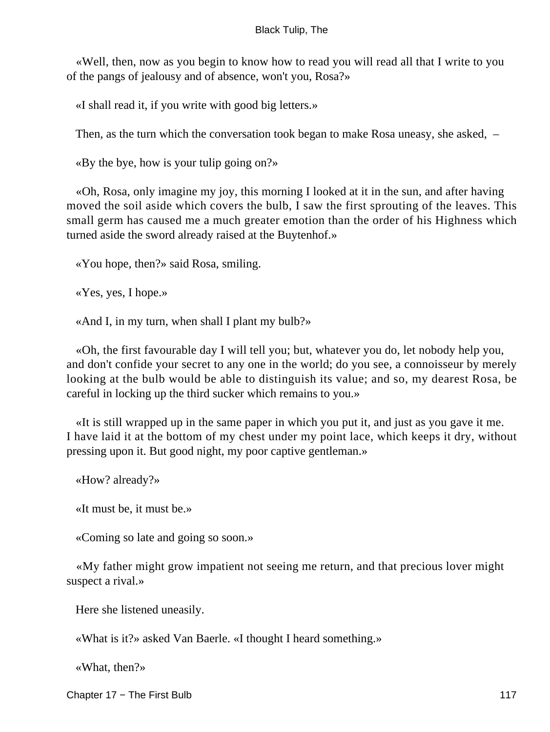«Well, then, now as you begin to know how to read you will read all that I write to you of the pangs of jealousy and of absence, won't you, Rosa?»

«I shall read it, if you write with good big letters.»

Then, as the turn which the conversation took began to make Rosa uneasy, she asked, –

«By the bye, how is your tulip going on?»

«Oh, Rosa, only imagine my joy, this morning I looked at it in the sun, and after having moved the soil aside which covers the bulb, I saw the first sprouting of the leaves. This small germ has caused me a much greater emotion than the order of his Highness which turned aside the sword already raised at the Buytenhof.»

«You hope, then?» said Rosa, smiling.

«Yes, yes, I hope.»

«And I, in my turn, when shall I plant my bulb?»

«Oh, the first favourable day I will tell you; but, whatever you do, let nobody help you, and don't confide your secret to any one in the world; do you see, a connoisseur by merely looking at the bulb would be able to distinguish its value; and so, my dearest Rosa, be careful in locking up the third sucker which remains to you.»

«It is still wrapped up in the same paper in which you put it, and just as you gave it me. I have laid it at the bottom of my chest under my point lace, which keeps it dry, without pressing upon it. But good night, my poor captive gentleman.»

«How? already?»

«It must be, it must be.»

«Coming so late and going so soon.»

«My father might grow impatient not seeing me return, and that precious lover might suspect a rival.»

Here she listened uneasily.

«What is it?» asked Van Baerle. «I thought I heard something.»

«What, then?»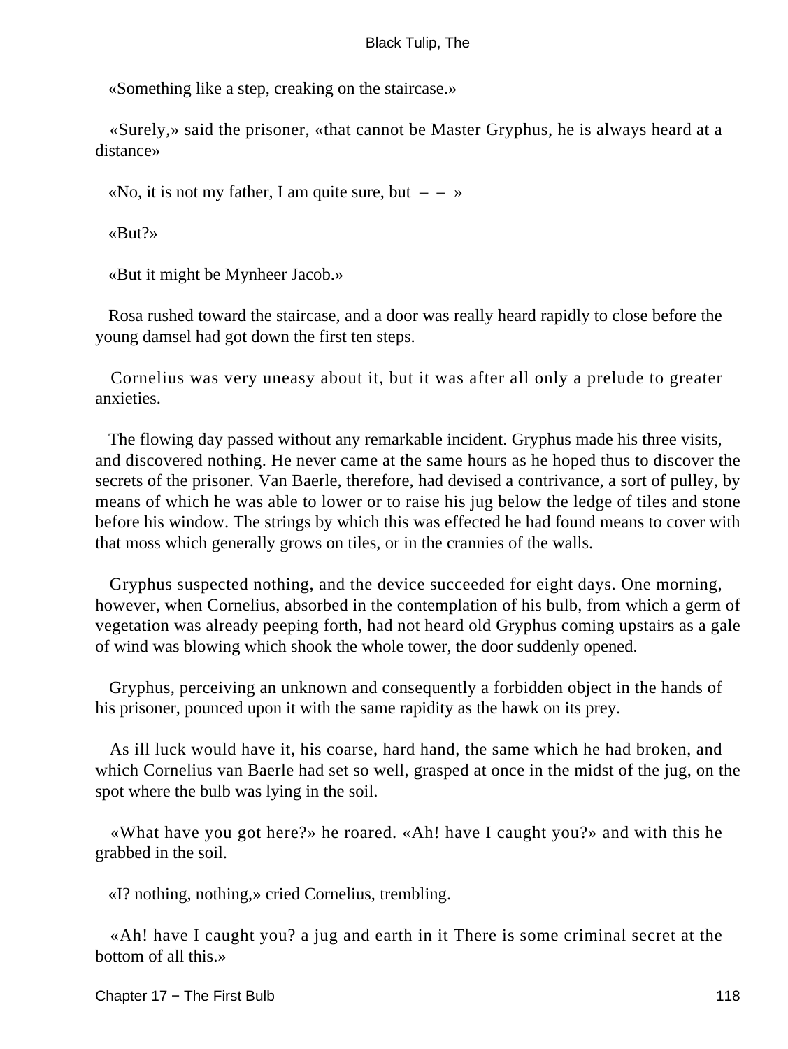«Something like a step, creaking on the staircase.»

«Surely,» said the prisoner, «that cannot be Master Gryphus, he is always heard at a distance»

«No, it is not my father, I am quite sure, but – – »

«But?»

«But it might be Mynheer Jacob.»

Rosa rushed toward the staircase, and a door was really heard rapidly to close before the young damsel had got down the first ten steps.

Cornelius was very uneasy about it, but it was after all only a prelude to greater anxieties.

The flowing day passed without any remarkable incident. Gryphus made his three visits, and discovered nothing. He never came at the same hours as he hoped thus to discover the secrets of the prisoner. Van Baerle, therefore, had devised a contrivance, a sort of pulley, by means of which he was able to lower or to raise his jug below the ledge of tiles and stone before his window. The strings by which this was effected he had found means to cover with that moss which generally grows on tiles, or in the crannies of the walls.

Gryphus suspected nothing, and the device succeeded for eight days. One morning, however, when Cornelius, absorbed in the contemplation of his bulb, from which a germ of vegetation was already peeping forth, had not heard old Gryphus coming upstairs as a gale of wind was blowing which shook the whole tower, the door suddenly opened.

Gryphus, perceiving an unknown and consequently a forbidden object in the hands of his prisoner, pounced upon it with the same rapidity as the hawk on its prey.

As ill luck would have it, his coarse, hard hand, the same which he had broken, and which Cornelius van Baerle had set so well, grasped at once in the midst of the jug, on the spot where the bulb was lying in the soil.

«What have you got here?» he roared. «Ah! have I caught you?» and with this he grabbed in the soil.

«I? nothing, nothing,» cried Cornelius, trembling.

«Ah! have I caught you? a jug and earth in it There is some criminal secret at the bottom of all this.»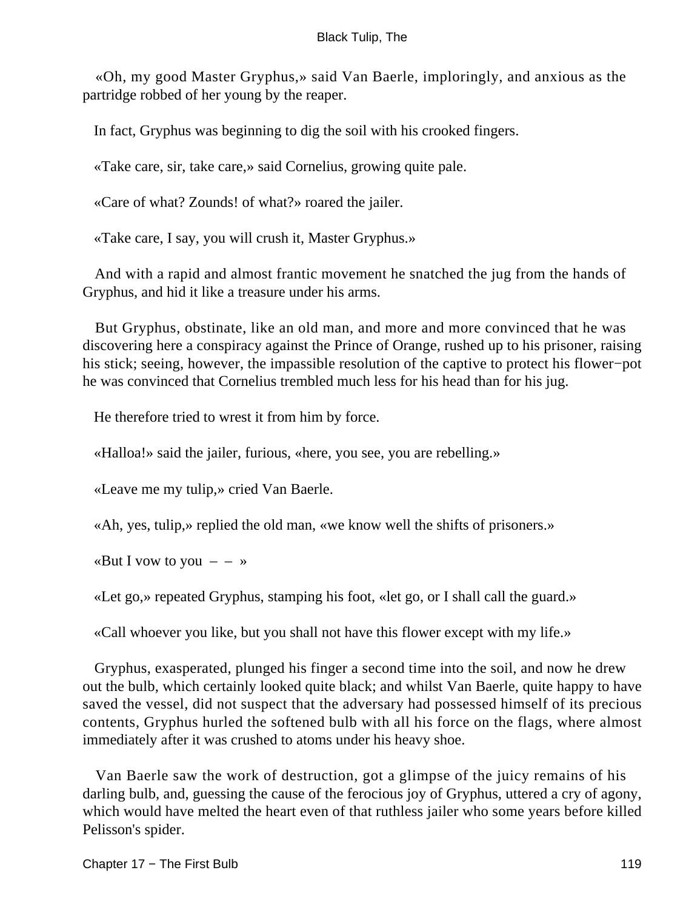«Oh, my good Master Gryphus,» said Van Baerle, imploringly, and anxious as the partridge robbed of her young by the reaper.

In fact, Gryphus was beginning to dig the soil with his crooked fingers.

«Take care, sir, take care,» said Cornelius, growing quite pale.

«Care of what? Zounds! of what?» roared the jailer.

«Take care, I say, you will crush it, Master Gryphus.»

And with a rapid and almost frantic movement he snatched the jug from the hands of Gryphus, and hid it like a treasure under his arms.

But Gryphus, obstinate, like an old man, and more and more convinced that he was discovering here a conspiracy against the Prince of Orange, rushed up to his prisoner, raising his stick; seeing, however, the impassible resolution of the captive to protect his flower−pot he was convinced that Cornelius trembled much less for his head than for his jug.

He therefore tried to wrest it from him by force.

«Halloa!» said the jailer, furious, «here, you see, you are rebelling.»

«Leave me my tulip,» cried Van Baerle.

«Ah, yes, tulip,» replied the old man, «we know well the shifts of prisoners.»

«But I vow to you – – »

«Let go,» repeated Gryphus, stamping his foot, «let go, or I shall call the guard.»

«Call whoever you like, but you shall not have this flower except with my life.»

Gryphus, exasperated, plunged his finger a second time into the soil, and now he drew out the bulb, which certainly looked quite black; and whilst Van Baerle, quite happy to have saved the vessel, did not suspect that the adversary had possessed himself of its precious contents, Gryphus hurled the softened bulb with all his force on the flags, where almost immediately after it was crushed to atoms under his heavy shoe.

Van Baerle saw the work of destruction, got a glimpse of the juicy remains of his darling bulb, and, guessing the cause of the ferocious joy of Gryphus, uttered a cry of agony, which would have melted the heart even of that ruthless jailer who some years before killed Pelisson's spider.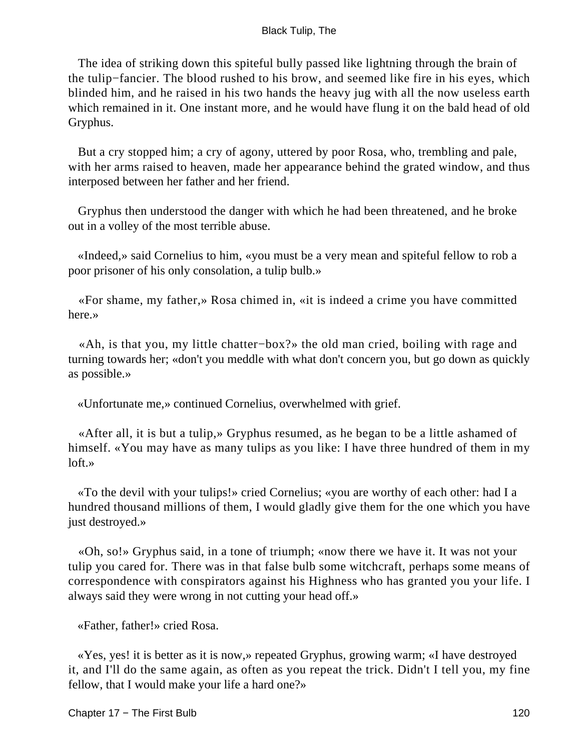The idea of striking down this spiteful bully passed like lightning through the brain of the tulip−fancier. The blood rushed to his brow, and seemed like fire in his eyes, which blinded him, and he raised in his two hands the heavy jug with all the now useless earth which remained in it. One instant more, and he would have flung it on the bald head of old Gryphus.

But a cry stopped him; a cry of agony, uttered by poor Rosa, who, trembling and pale, with her arms raised to heaven, made her appearance behind the grated window, and thus interposed between her father and her friend.

Gryphus then understood the danger with which he had been threatened, and he broke out in a volley of the most terrible abuse.

«Indeed,» said Cornelius to him, «you must be a very mean and spiteful fellow to rob a poor prisoner of his only consolation, a tulip bulb.»

«For shame, my father,» Rosa chimed in, «it is indeed a crime you have committed here.»

«Ah, is that you, my little chatter−box?» the old man cried, boiling with rage and turning towards her; «don't you meddle with what don't concern you, but go down as quickly as possible.»

«Unfortunate me,» continued Cornelius, overwhelmed with grief.

«After all, it is but a tulip,» Gryphus resumed, as he began to be a little ashamed of himself. «You may have as many tulips as you like: I have three hundred of them in my loft.»

«To the devil with your tulips!» cried Cornelius; «you are worthy of each other: had I a hundred thousand millions of them, I would gladly give them for the one which you have just destroyed.»

«Oh, so!» Gryphus said, in a tone of triumph; «now there we have it. It was not your tulip you cared for. There was in that false bulb some witchcraft, perhaps some means of correspondence with conspirators against his Highness who has granted you your life. I always said they were wrong in not cutting your head off.»

«Father, father!» cried Rosa.

«Yes, yes! it is better as it is now,» repeated Gryphus, growing warm; «I have destroyed it, and I'll do the same again, as often as you repeat the trick. Didn't I tell you, my fine fellow, that I would make your life a hard one?»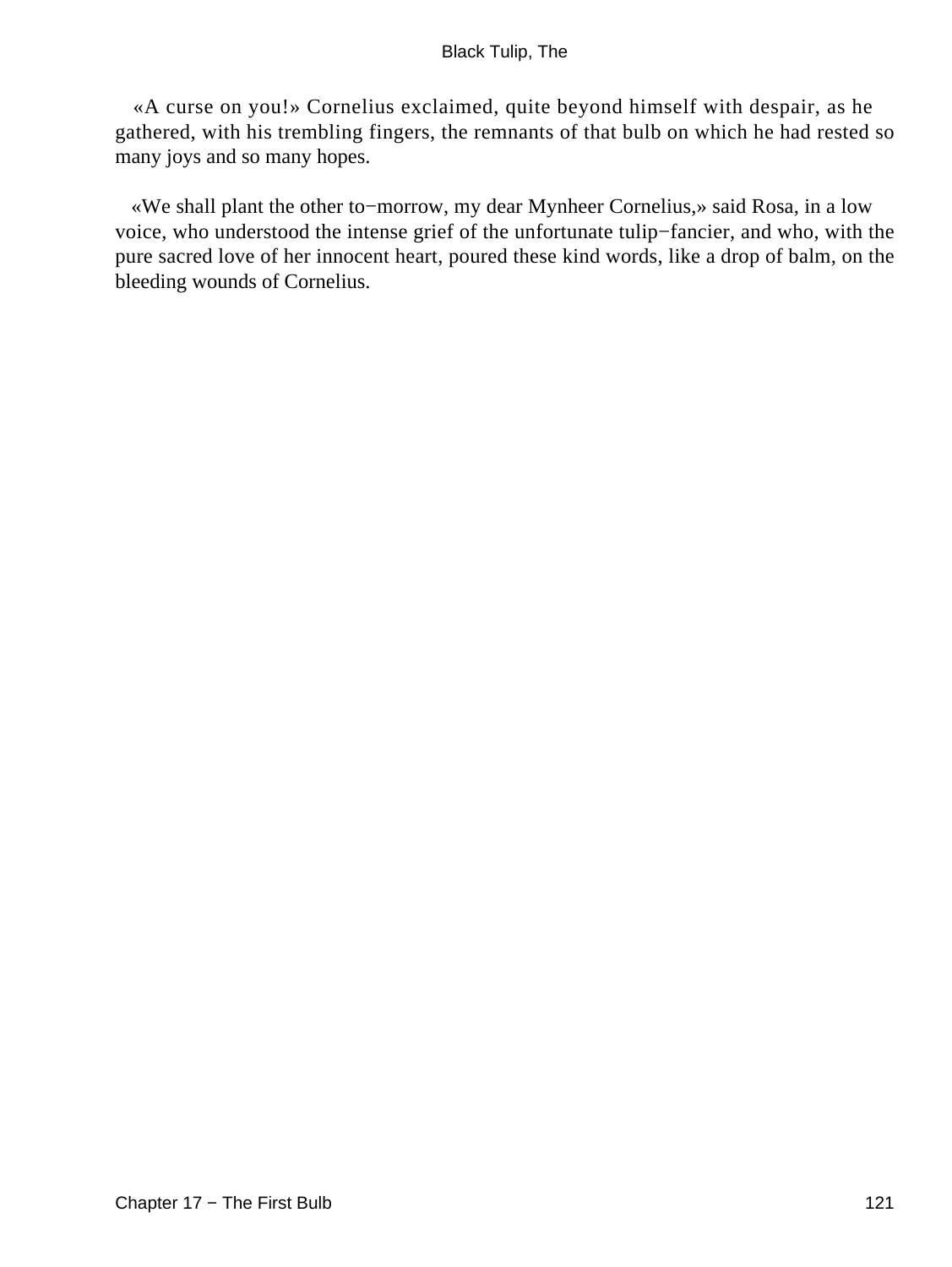«A curse on you!» Cornelius exclaimed, quite beyond himself with despair, as he gathered, with his trembling fingers, the remnants of that bulb on which he had rested so many joys and so many hopes.

«We shall plant the other to−morrow, my dear Mynheer Cornelius,» said Rosa, in a low voice, who understood the intense grief of the unfortunate tulip−fancier, and who, with the pure sacred love of her innocent heart, poured these kind words, like a drop of balm, on the bleeding wounds of Cornelius.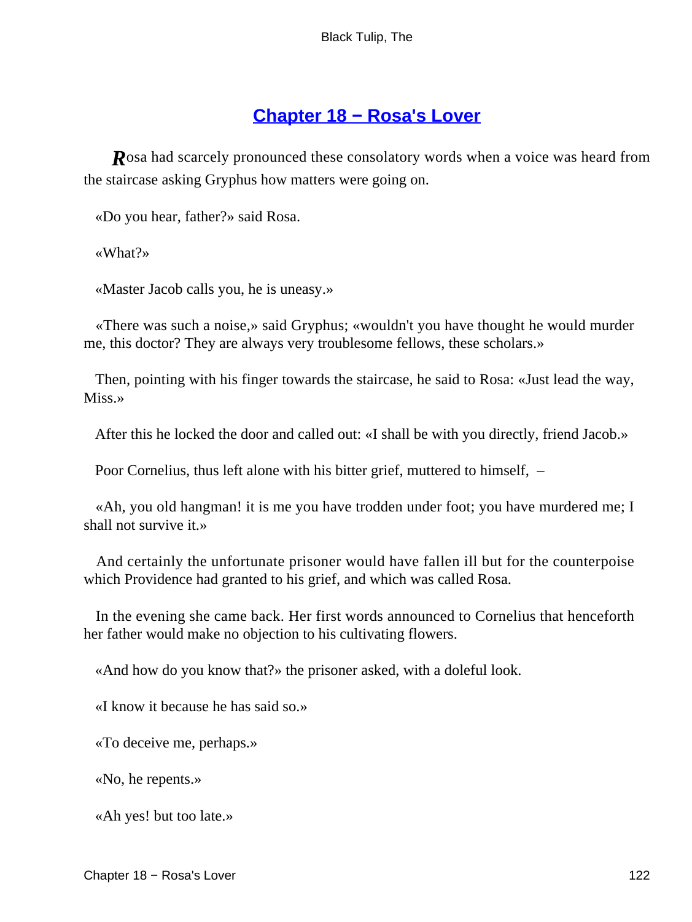## Chapter 18 − Rosa's Lover

Rosa had scarcely pronounced these consolatory words when a voice was heard from the staircase asking Gryphus how matters were going on.

«Do you hear, father?» said Rosa.

«What?»

«Master Jacob calls you, he is uneasy.»

«There was such a noise,» said Gryphus; «wouldn't you have thought he would murder me, this doctor? They are always very troublesome fellows, these scholars.»

Then, pointing with his finger towards the staircase, he said to Rosa: «Just lead the way, Miss.»

After this he locked the door and called out: «I shall be with you directly, friend Jacob.»

Poor Cornelius, thus left alone with his bitter grief, muttered to himself, –

«Ah, you old hangman! it is me you have trodden under foot; you have murdered me; I shall not survive it.»

And certainly the unfortunate prisoner would have fallen ill but for the counterpoise which Providence had granted to his grief, and which was called Rosa.

In the evening she came back. Her first words announced to Cornelius that henceforth her father would make no objection to his cultivating flowers.

«And how do you know that?» the prisoner asked, with a doleful look.

«I know it because he has said so.»

«To deceive me, perhaps.»

«No, he repents.»

«Ah yes! but too late.»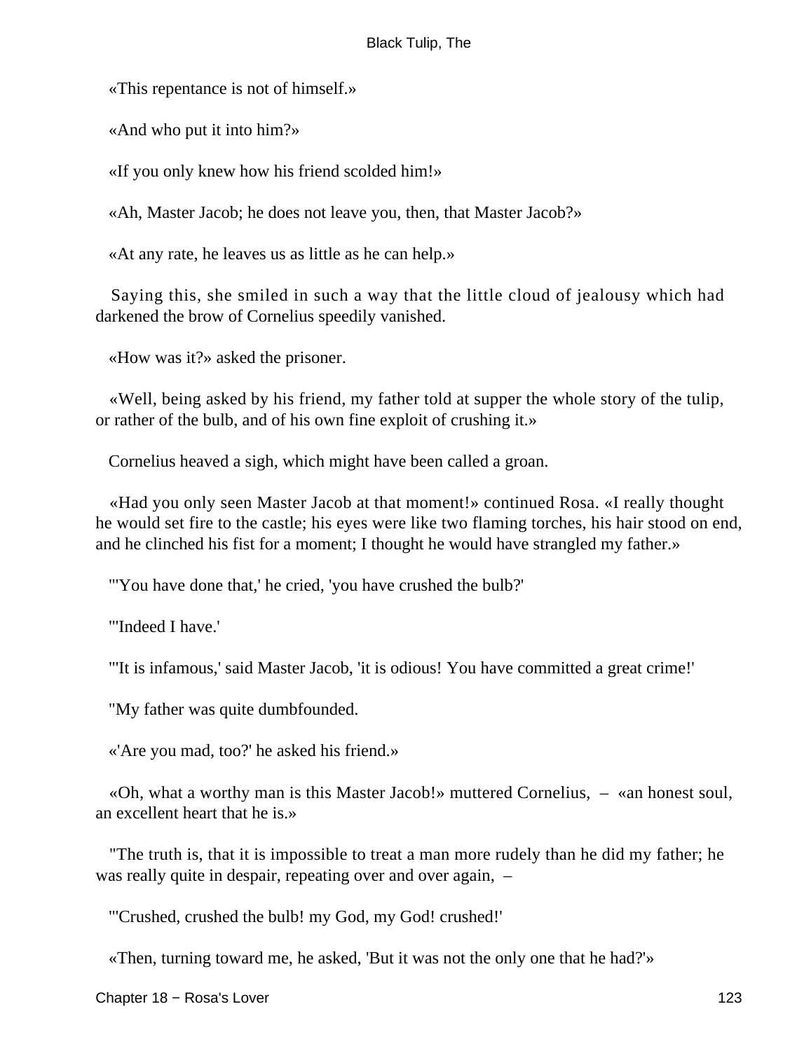«This repentance is not of himself.»

«And who put it into him?»

«If you only knew how his friend scolded him!»

«Ah, Master Jacob; he does not leave you, then, that Master Jacob?»

«At any rate, he leaves us as little as he can help.»

Saying this, she smiled in such a way that the little cloud of jealousy which had darkened the brow of Cornelius speedily vanished.

«How was it?» asked the prisoner.

«Well, being asked by his friend, my father told at supper the whole story of the tulip, or rather of the bulb, and of his own fine exploit of crushing it.»

Cornelius heaved a sigh, which might have been called a groan.

«Had you only seen Master Jacob at that moment!» continued Rosa. «I really thought he would set fire to the castle; his eyes were like two flaming torches, his hair stood on end, and he clinched his fist for a moment; I thought he would have strangled my father.»

"'You have done that,' he cried, 'you have crushed the bulb?'

"'Indeed I have.'

"'It is infamous,' said Master Jacob, 'it is odious! You have committed a great crime!'

"My father was quite dumbfounded.

«'Are you mad, too?' he asked his friend.»

«Oh, what a worthy man is this Master Jacob!» muttered Cornelius, – «an honest soul, an excellent heart that he is.»

"The truth is, that it is impossible to treat a man more rudely than he did my father; he was really quite in despair, repeating over and over again, –

"'Crushed, crushed the bulb! my God, my God! crushed!'

«Then, turning toward me, he asked, 'But it was not the only one that he had?'»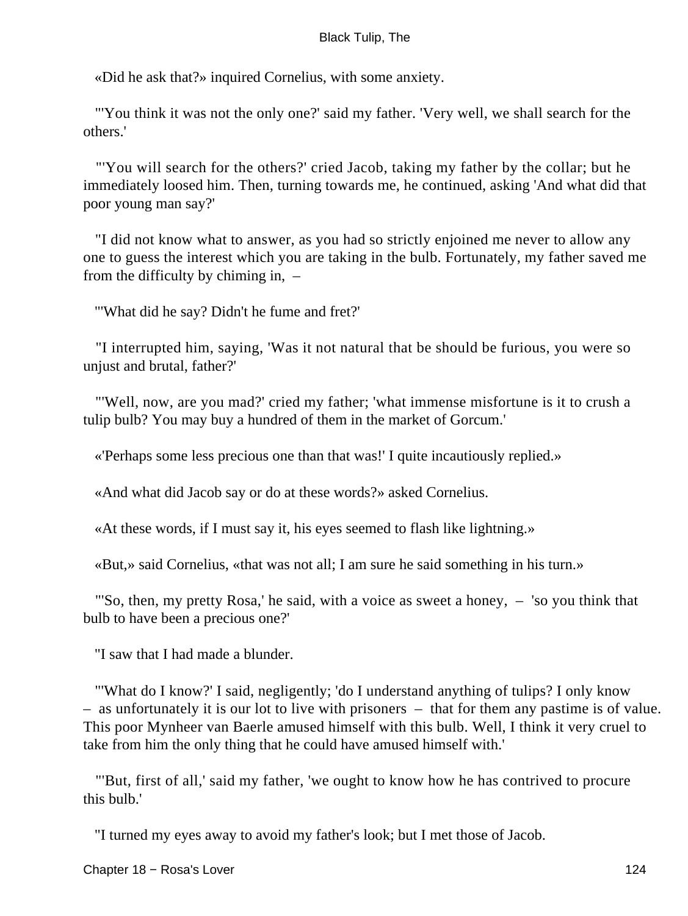«Did he ask that?» inquired Cornelius, with some anxiety.

"'You think it was not the only one?' said my father. 'Very well, we shall search for the others.'

"'You will search for the others?' cried Jacob, taking my father by the collar; but he immediately loosed him. Then, turning towards me, he continued, asking 'And what did that poor young man say?'

"I did not know what to answer, as you had so strictly enjoined me never to allow any one to guess the interest which you are taking in the bulb. Fortunately, my father saved me from the difficulty by chiming in, –

"'What did he say? Didn't he fume and fret?'

"I interrupted him, saying, 'Was it not natural that be should be furious, you were so unjust and brutal, father?'

"'Well, now, are you mad?' cried my father; 'what immense misfortune is it to crush a tulip bulb? You may buy a hundred of them in the market of Gorcum.'

«'Perhaps some less precious one than that was!' I quite incautiously replied.»

«And what did Jacob say or do at these words?» asked Cornelius.

«At these words, if I must say it, his eyes seemed to flash like lightning.»

«But,» said Cornelius, «that was not all; I am sure he said something in his turn.»

"'So, then, my pretty Rosa,' he said, with a voice as sweet a honey, – 'so you think that bulb to have been a precious one?'

"I saw that I had made a blunder.

"'What do I know?' I said, negligently; 'do I understand anything of tulips? I only know – as unfortunately it is our lot to live with prisoners – that for them any pastime is of value. This poor Mynheer van Baerle amused himself with this bulb. Well, I think it very cruel to take from him the only thing that he could have amused himself with.'

"'But, first of all,' said my father, 'we ought to know how he has contrived to procure this bulb.'

"I turned my eyes away to avoid my father's look; but I met those of Jacob.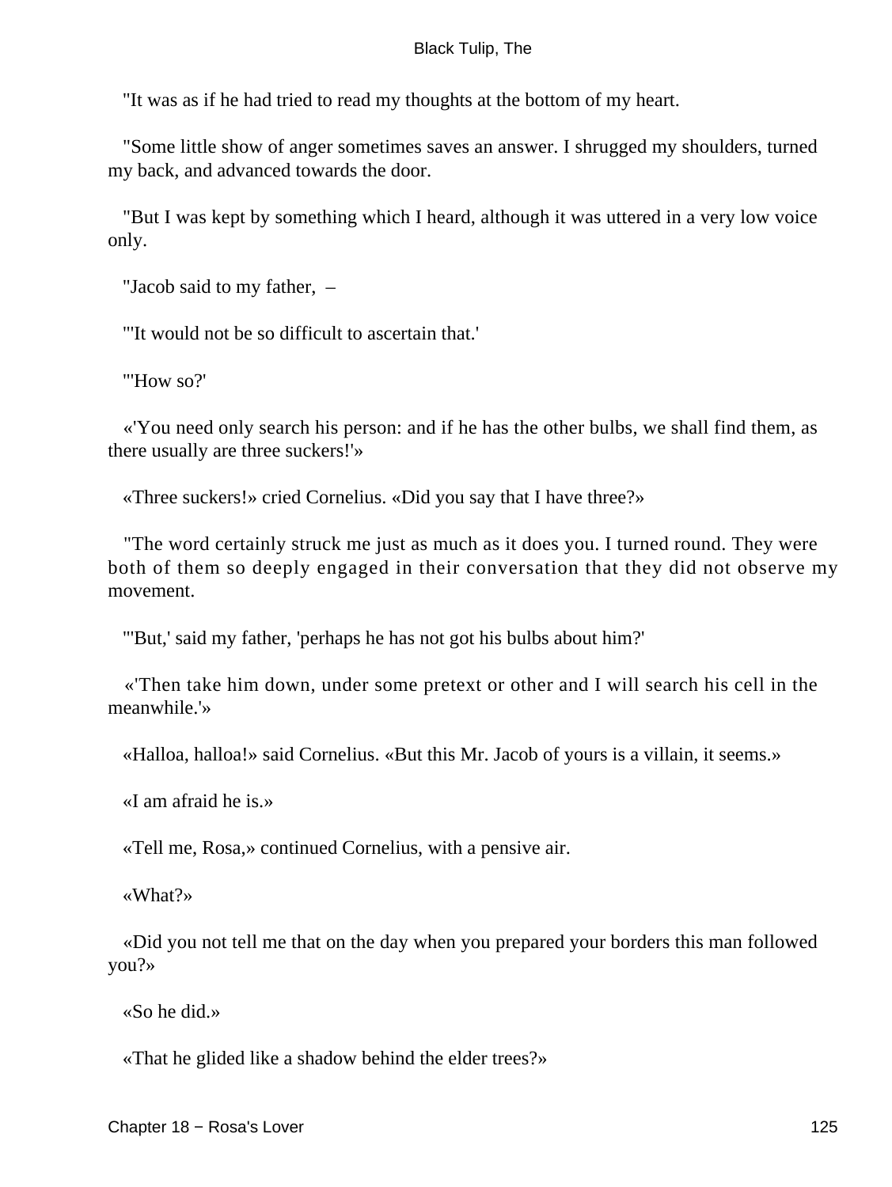"It was as if he had tried to read my thoughts at the bottom of my heart.

"Some little show of anger sometimes saves an answer. I shrugged my shoulders, turned my back, and advanced towards the door.

"But I was kept by something which I heard, although it was uttered in a very low voice only.

"Jacob said to my father, –

"'It would not be so difficult to ascertain that.'

"'How so?'

«'You need only search his person: and if he has the other bulbs, we shall find them, as there usually are three suckers!'»

«Three suckers!» cried Cornelius. «Did you say that I have three?»

"The word certainly struck me just as much as it does you. I turned round. They were both of them so deeply engaged in their conversation that they did not observe my movement.

"'But,' said my father, 'perhaps he has not got his bulbs about him?'

«'Then take him down, under some pretext or other and I will search his cell in the meanwhile.'»

«Halloa, halloa!» said Cornelius. «But this Mr. Jacob of yours is a villain, it seems.»

«I am afraid he is.»

«Tell me, Rosa,» continued Cornelius, with a pensive air.

«What?»

«Did you not tell me that on the day when you prepared your borders this man followed you?»

«So he did.»

«That he glided like a shadow behind the elder trees?»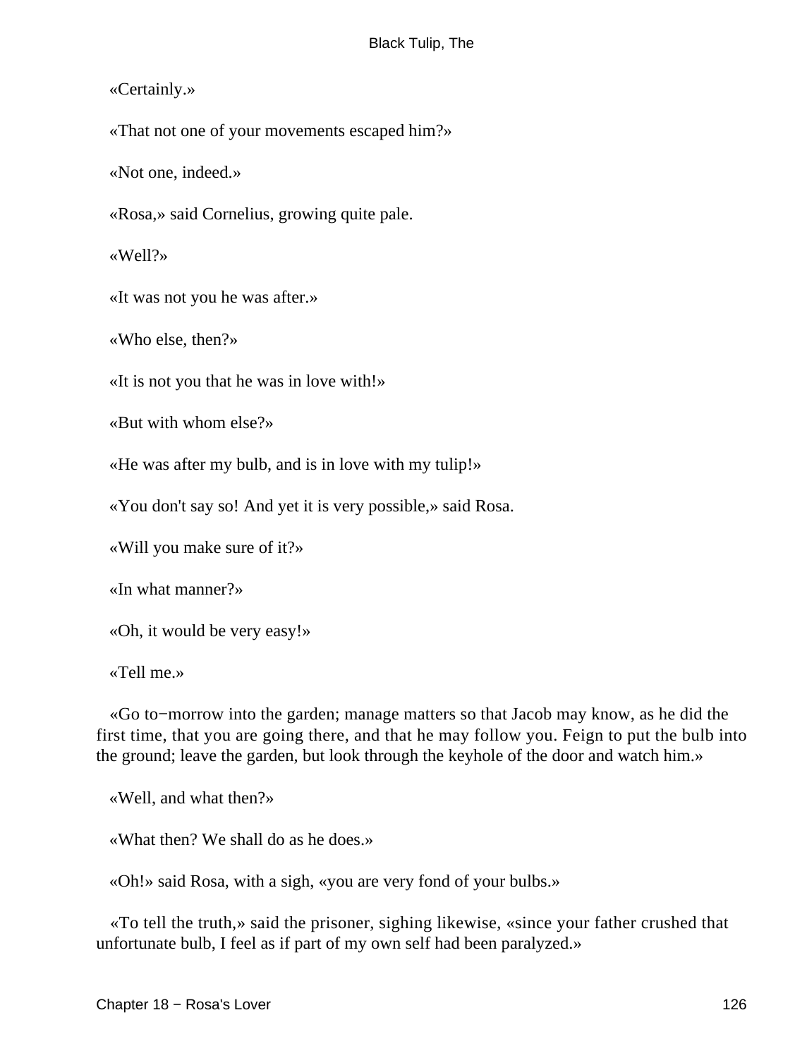«Certainly.»

«That not one of your movements escaped him?»

«Not one, indeed.»

«Rosa,» said Cornelius, growing quite pale.

«Well?»

«It was not you he was after.»

«Who else, then?»

«It is not you that he was in love with!»

«But with whom else?»

«He was after my bulb, and is in love with my tulip!»

«You don't say so! And yet it is very possible,» said Rosa.

«Will you make sure of it?»

«In what manner?»

«Oh, it would be very easy!»

«Tell me.»

«Go to−morrow into the garden; manage matters so that Jacob may know, as he did the first time, that you are going there, and that he may follow you. Feign to put the bulb into the ground; leave the garden, but look through the keyhole of the door and watch him.»

«Well, and what then?»

«What then? We shall do as he does.»

«Oh!» said Rosa, with a sigh, «you are very fond of your bulbs.»

«To tell the truth,» said the prisoner, sighing likewise, «since your father crushed that unfortunate bulb, I feel as if part of my own self had been paralyzed.»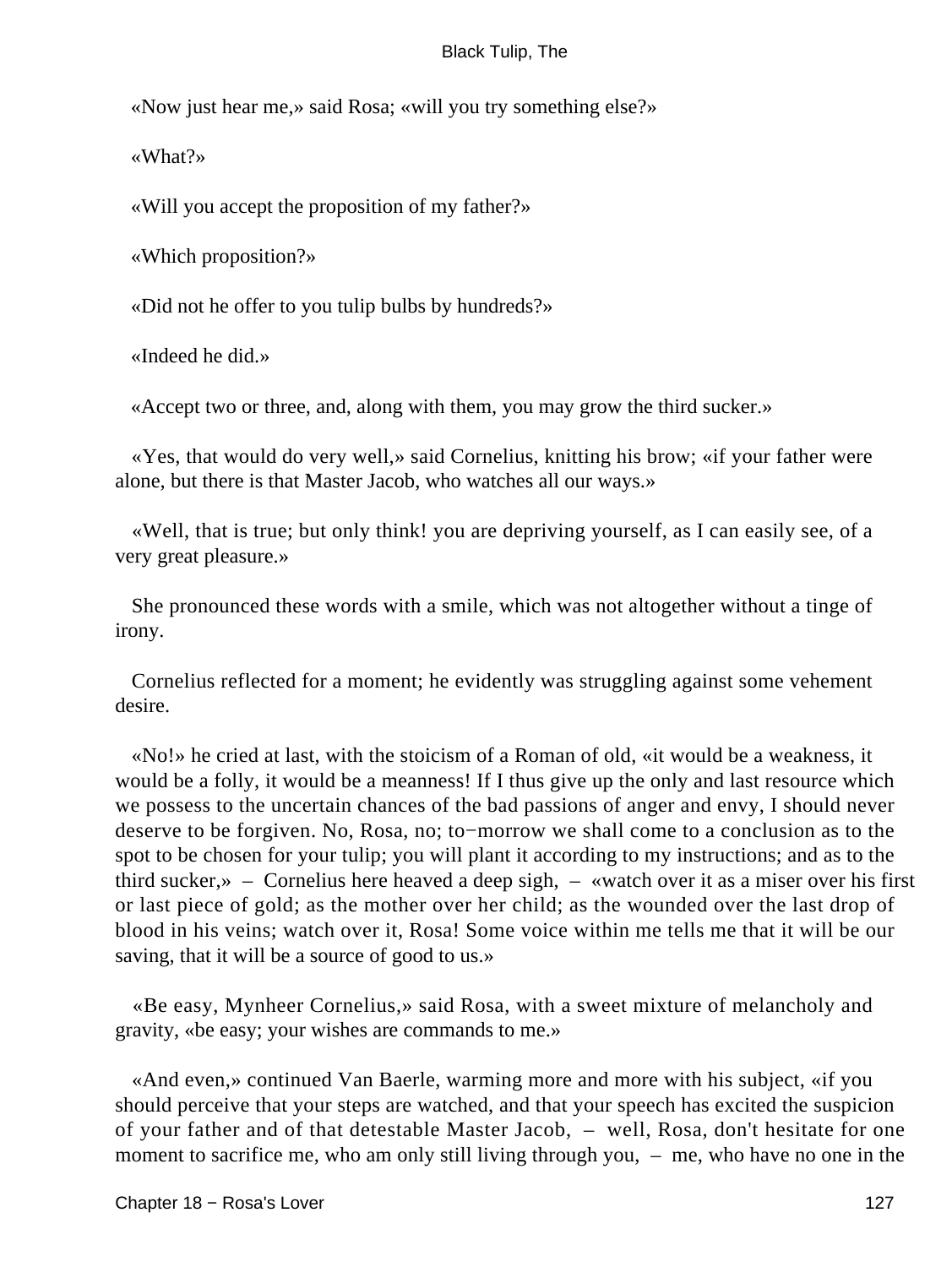«Now just hear me,» said Rosa; «will you try something else?»

«What?»

«Will you accept the proposition of my father?»

«Which proposition?»

«Did not he offer to you tulip bulbs by hundreds?»

«Indeed he did.»

«Accept two or three, and, along with them, you may grow the third sucker.»

«Yes, that would do very well,» said Cornelius, knitting his brow; «if your father were alone, but there is that Master Jacob, who watches all our ways.»

«Well, that is true; but only think! you are depriving yourself, as I can easily see, of a very great pleasure.»

She pronounced these words with a smile, which was not altogether without a tinge of irony.

Cornelius reflected for a moment; he evidently was struggling against some vehement desire.

«No!» he cried at last, with the stoicism of a Roman of old, «it would be a weakness, it would be a folly, it would be a meanness! If I thus give up the only and last resource which we possess to the uncertain chances of the bad passions of anger and envy, I should never deserve to be forgiven. No, Rosa, no; to−morrow we shall come to a conclusion as to the spot to be chosen for your tulip; you will plant it according to my instructions; and as to the third sucker,» – Cornelius here heaved a deep sigh, – «watch over it as a miser over his first or last piece of gold; as the mother over her child; as the wounded over the last drop of blood in his veins; watch over it, Rosa! Some voice within me tells me that it will be our saving, that it will be a source of good to us.»

«Be easy, Mynheer Cornelius,» said Rosa, with a sweet mixture of melancholy and gravity, «be easy; your wishes are commands to me.»

«And even,» continued Van Baerle, warming more and more with his subject, «if you should perceive that your steps are watched, and that your speech has excited the suspicion of your father and of that detestable Master Jacob, – well, Rosa, don't hesitate for one moment to sacrifice me, who am only still living through you, – me, who have no one in the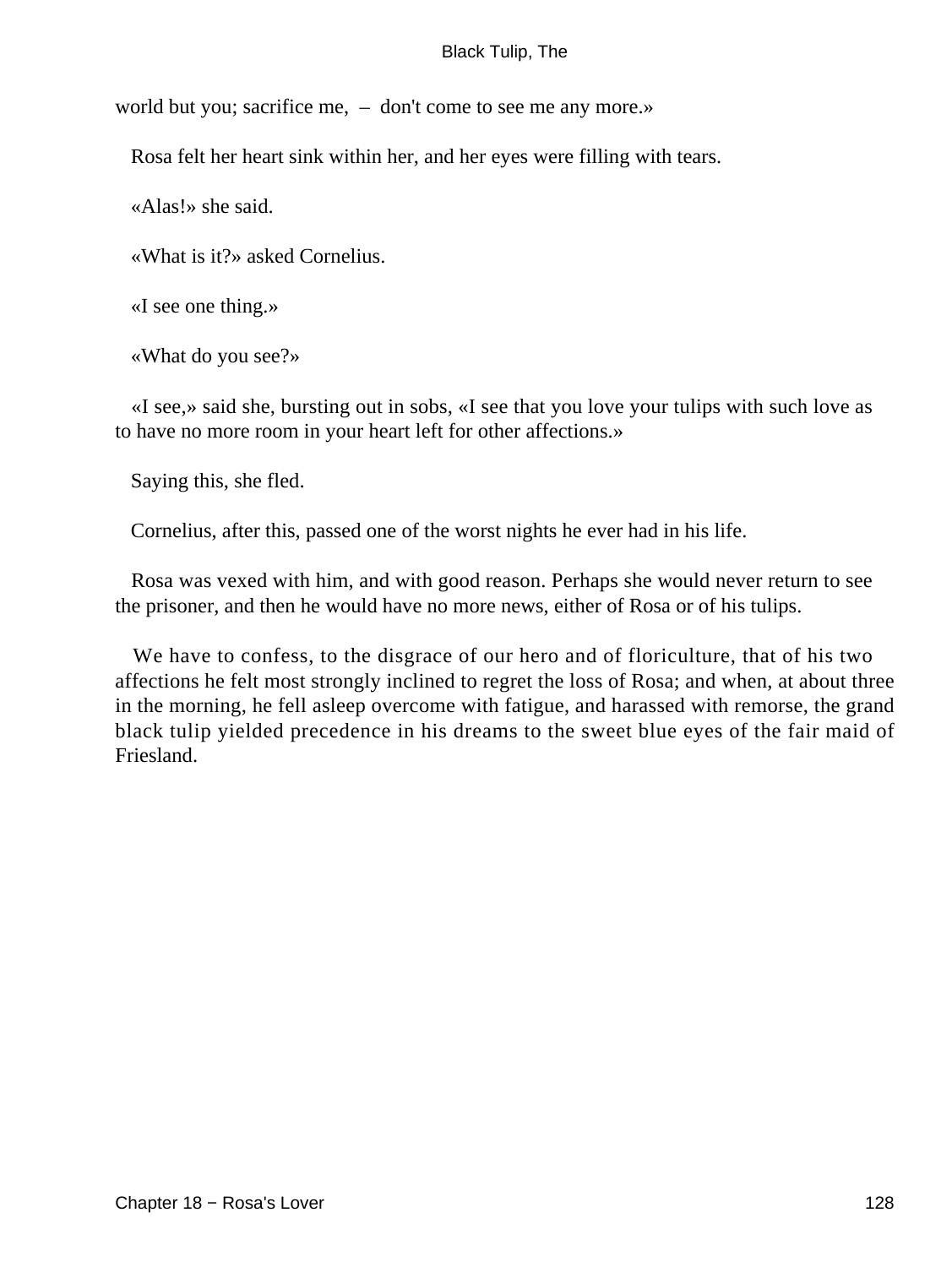world but you; sacrifice me, – don't come to see me any more.»

Rosa felt her heart sink within her, and her eyes were filling with tears.

«Alas!» she said.

«What is it?» asked Cornelius.

«I see one thing.»

«What do you see?»

«I see,» said she, bursting out in sobs, «I see that you love your tulips with such love as to have no more room in your heart left for other affections.»

Saying this, she fled.

Cornelius, after this, passed one of the worst nights he ever had in his life.

Rosa was vexed with him, and with good reason. Perhaps she would never return to see the prisoner, and then he would have no more news, either of Rosa or of his tulips.

We have to confess, to the disgrace of our hero and of floriculture, that of his two affections he felt most strongly inclined to regret the loss of Rosa; and when, at about three in the morning, he fell asleep overcome with fatigue, and harassed with remorse, the grand black tulip yielded precedence in his dreams to the sweet blue eyes of the fair maid of Friesland.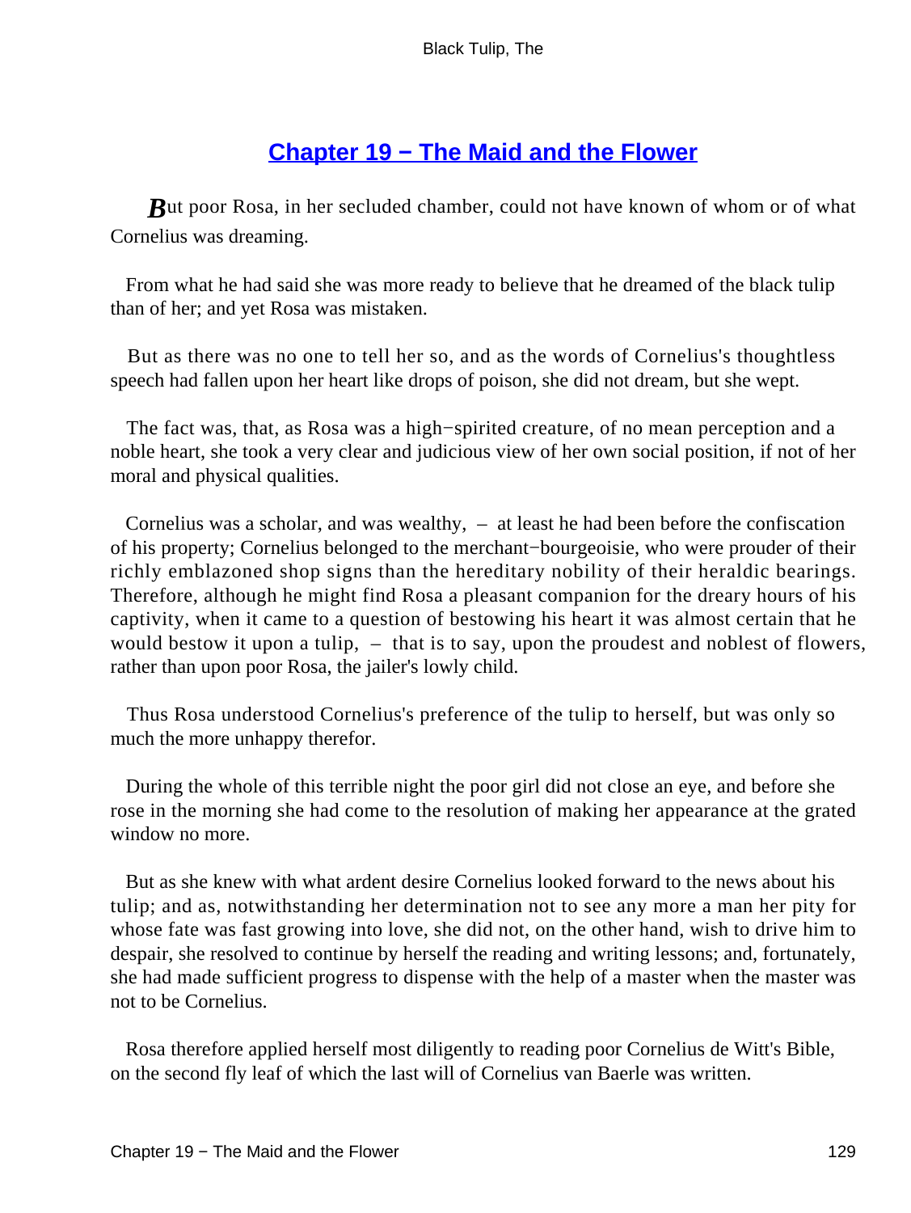## Chapter 19 − The Maid and the Flower

But poor Rosa, in her secluded chamber, could not have known of whom or of what Cornelius was dreaming.

From what he had said she was more ready to believe that he dreamed of the black tulip than of her; and yet Rosa was mistaken.

But as there was no one to tell her so, and as the words of Cornelius's thoughtless speech had fallen upon her heart like drops of poison, she did not dream, but she wept.

The fact was, that, as Rosa was a high−spirited creature, of no mean perception and a noble heart, she took a very clear and judicious view of her own social position, if not of her moral and physical qualities.

Cornelius was a scholar, and was wealthy, – at least he had been before the confiscation of his property; Cornelius belonged to the merchant−bourgeoisie, who were prouder of their richly emblazoned shop signs than the hereditary nobility of their heraldic bearings. Therefore, although he might find Rosa a pleasant companion for the dreary hours of his captivity, when it came to a question of bestowing his heart it was almost certain that he would bestow it upon a tulip, – that is to say, upon the proudest and noblest of flowers, rather than upon poor Rosa, the jailer's lowly child.

Thus Rosa understood Cornelius's preference of the tulip to herself, but was only so much the more unhappy therefor.

During the whole of this terrible night the poor girl did not close an eye, and before she rose in the morning she had come to the resolution of making her appearance at the grated window no more.

But as she knew with what ardent desire Cornelius looked forward to the news about his tulip; and as, notwithstanding her determination not to see any more a man her pity for whose fate was fast growing into love, she did not, on the other hand, wish to drive him to despair, she resolved to continue by herself the reading and writing lessons; and, fortunately, she had made sufficient progress to dispense with the help of a master when the master was not to be Cornelius.

Rosa therefore applied herself most diligently to reading poor Cornelius de Witt's Bible, on the second fly leaf of which the last will of Cornelius van Baerle was written.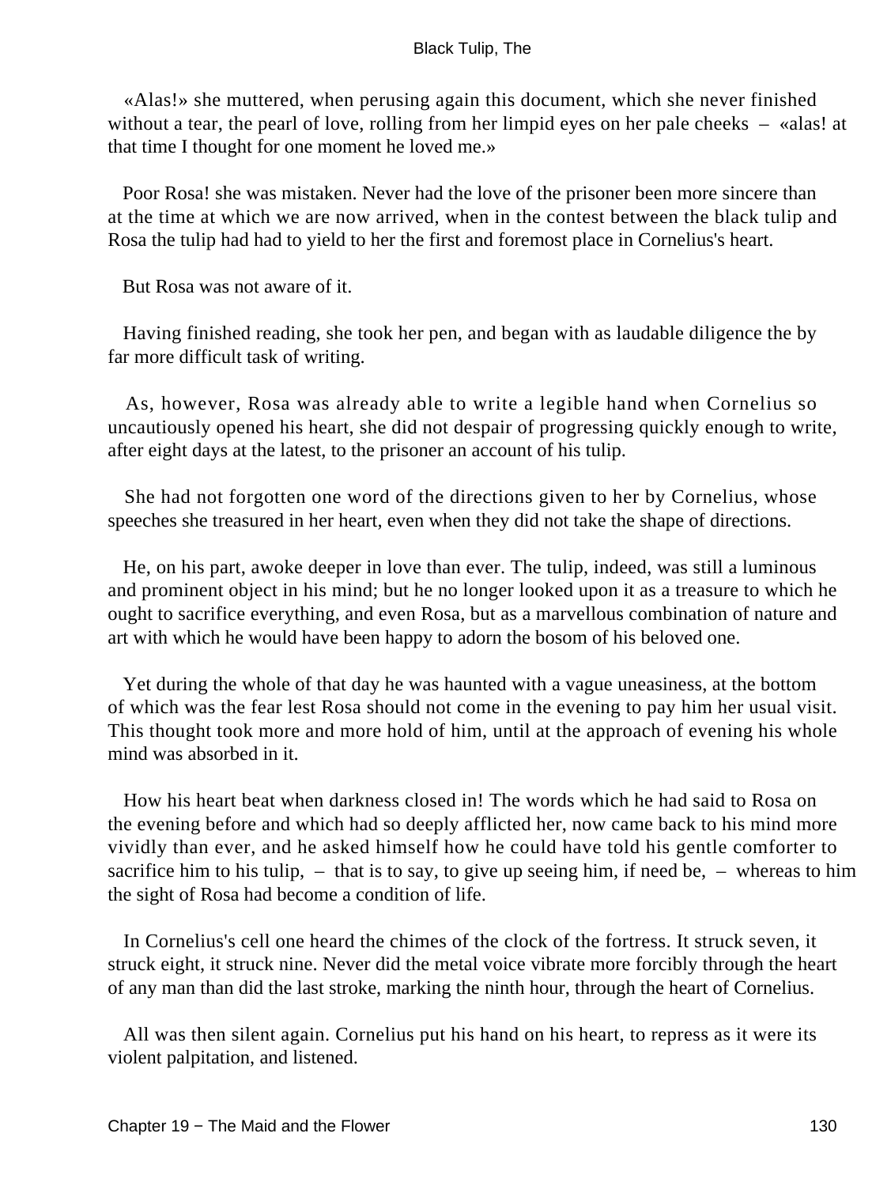«Alas!» she muttered, when perusing again this document, which she never finished without a tear, the pearl of love, rolling from her limpid eyes on her pale cheeks – «alas! at that time I thought for one moment he loved me.»

Poor Rosa! she was mistaken. Never had the love of the prisoner been more sincere than at the time at which we are now arrived, when in the contest between the black tulip and Rosa the tulip had had to yield to her the first and foremost place in Cornelius's heart.

But Rosa was not aware of it.

Having finished reading, she took her pen, and began with as laudable diligence the by far more difficult task of writing.

As, however, Rosa was already able to write a legible hand when Cornelius so uncautiously opened his heart, she did not despair of progressing quickly enough to write, after eight days at the latest, to the prisoner an account of his tulip.

She had not forgotten one word of the directions given to her by Cornelius, whose speeches she treasured in her heart, even when they did not take the shape of directions.

He, on his part, awoke deeper in love than ever. The tulip, indeed, was still a luminous and prominent object in his mind; but he no longer looked upon it as a treasure to which he ought to sacrifice everything, and even Rosa, but as a marvellous combination of nature and art with which he would have been happy to adorn the bosom of his beloved one.

Yet during the whole of that day he was haunted with a vague uneasiness, at the bottom of which was the fear lest Rosa should not come in the evening to pay him her usual visit. This thought took more and more hold of him, until at the approach of evening his whole mind was absorbed in it.

How his heart beat when darkness closed in! The words which he had said to Rosa on the evening before and which had so deeply afflicted her, now came back to his mind more vividly than ever, and he asked himself how he could have told his gentle comforter to sacrifice him to his tulip, – that is to say, to give up seeing him, if need be, – whereas to him the sight of Rosa had become a condition of life.

In Cornelius's cell one heard the chimes of the clock of the fortress. It struck seven, it struck eight, it struck nine. Never did the metal voice vibrate more forcibly through the heart of any man than did the last stroke, marking the ninth hour, through the heart of Cornelius.

All was then silent again. Cornelius put his hand on his heart, to repress as it were its violent palpitation, and listened.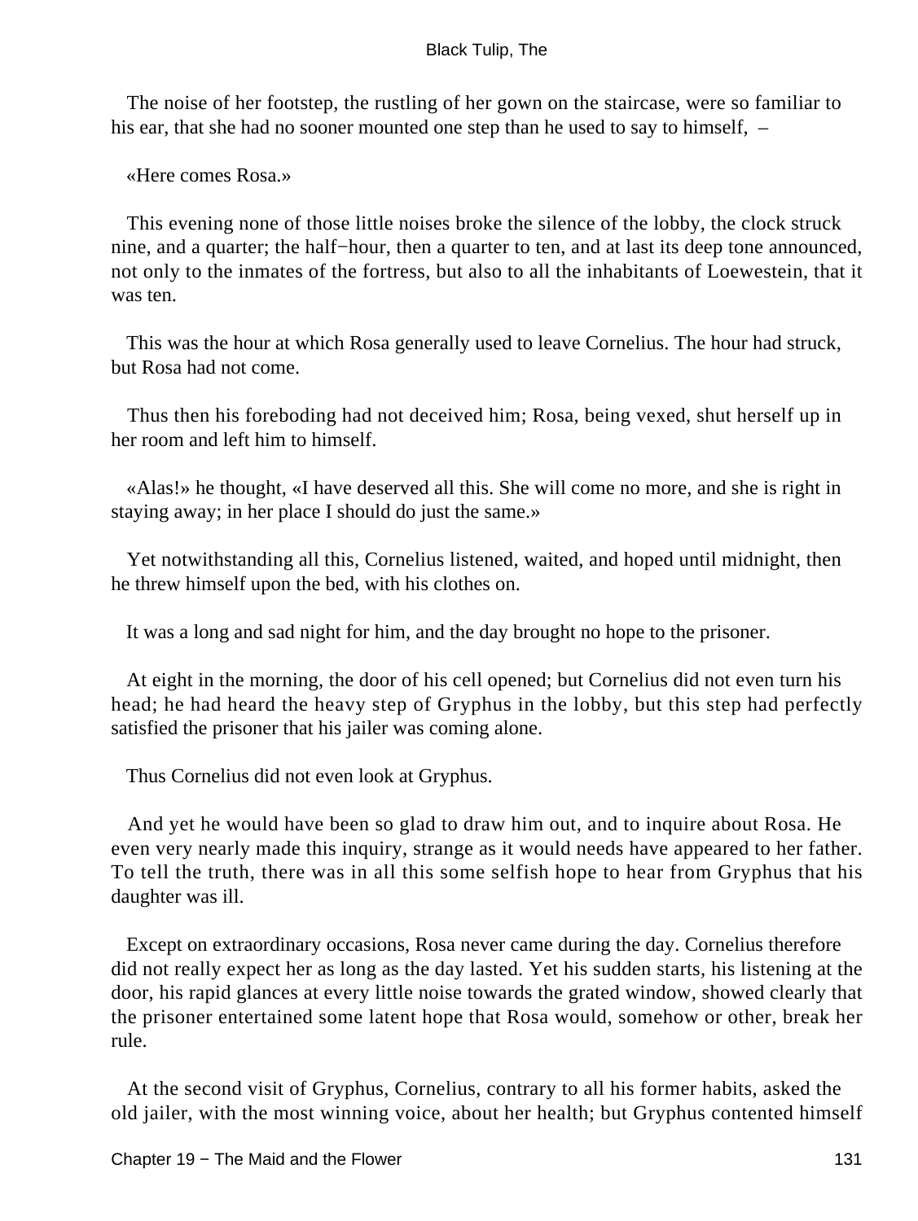The noise of her footstep, the rustling of her gown on the staircase, were so familiar to his ear, that she had no sooner mounted one step than he used to say to himself, –

«Here comes Rosa.»

This evening none of those little noises broke the silence of the lobby, the clock struck nine, and a quarter; the half−hour, then a quarter to ten, and at last its deep tone announced, not only to the inmates of the fortress, but also to all the inhabitants of Loewestein, that it was ten.

This was the hour at which Rosa generally used to leave Cornelius. The hour had struck, but Rosa had not come.

Thus then his foreboding had not deceived him; Rosa, being vexed, shut herself up in her room and left him to himself.

«Alas!» he thought, «I have deserved all this. She will come no more, and she is right in staying away; in her place I should do just the same.»

Yet notwithstanding all this, Cornelius listened, waited, and hoped until midnight, then he threw himself upon the bed, with his clothes on.

It was a long and sad night for him, and the day brought no hope to the prisoner.

At eight in the morning, the door of his cell opened; but Cornelius did not even turn his head; he had heard the heavy step of Gryphus in the lobby, but this step had perfectly satisfied the prisoner that his jailer was coming alone.

Thus Cornelius did not even look at Gryphus.

And yet he would have been so glad to draw him out, and to inquire about Rosa. He even very nearly made this inquiry, strange as it would needs have appeared to her father. To tell the truth, there was in all this some selfish hope to hear from Gryphus that his daughter was ill.

Except on extraordinary occasions, Rosa never came during the day. Cornelius therefore did not really expect her as long as the day lasted. Yet his sudden starts, his listening at the door, his rapid glances at every little noise towards the grated window, showed clearly that the prisoner entertained some latent hope that Rosa would, somehow or other, break her rule.

At the second visit of Gryphus, Cornelius, contrary to all his former habits, asked the old jailer, with the most winning voice, about her health; but Gryphus contented himself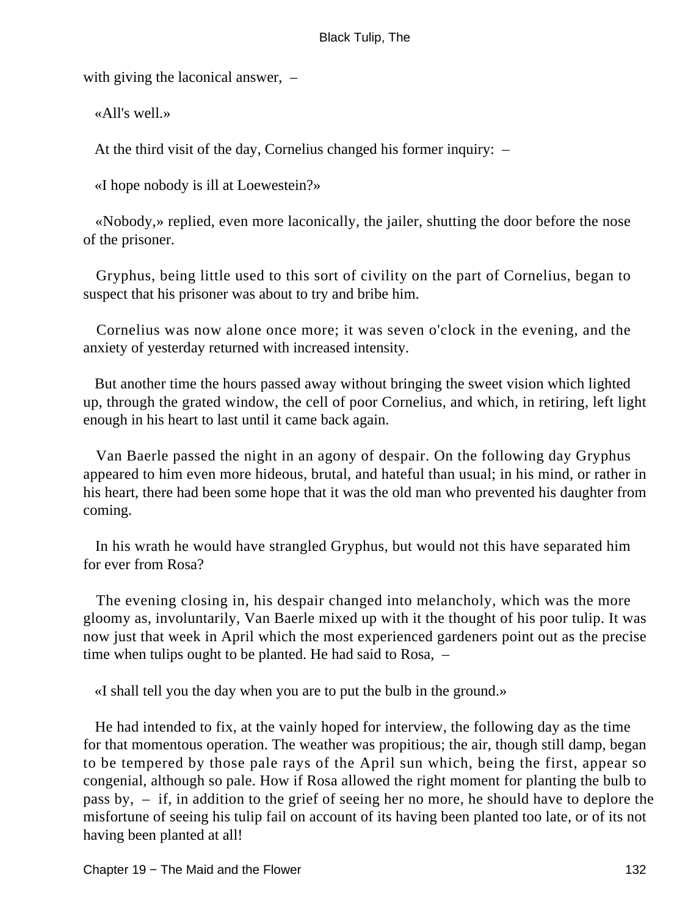with giving the laconical answer, –

«All's well.»

At the third visit of the day, Cornelius changed his former inquiry: –

«I hope nobody is ill at Loewestein?»

«Nobody,» replied, even more laconically, the jailer, shutting the door before the nose of the prisoner.

Gryphus, being little used to this sort of civility on the part of Cornelius, began to suspect that his prisoner was about to try and bribe him.

Cornelius was now alone once more; it was seven o'clock in the evening, and the anxiety of yesterday returned with increased intensity.

But another time the hours passed away without bringing the sweet vision which lighted up, through the grated window, the cell of poor Cornelius, and which, in retiring, left light enough in his heart to last until it came back again.

Van Baerle passed the night in an agony of despair. On the following day Gryphus appeared to him even more hideous, brutal, and hateful than usual; in his mind, or rather in his heart, there had been some hope that it was the old man who prevented his daughter from coming.

In his wrath he would have strangled Gryphus, but would not this have separated him for ever from Rosa?

The evening closing in, his despair changed into melancholy, which was the more gloomy as, involuntarily, Van Baerle mixed up with it the thought of his poor tulip. It was now just that week in April which the most experienced gardeners point out as the precise time when tulips ought to be planted. He had said to Rosa, –

«I shall tell you the day when you are to put the bulb in the ground.»

He had intended to fix, at the vainly hoped for interview, the following day as the time for that momentous operation. The weather was propitious; the air, though still damp, began to be tempered by those pale rays of the April sun which, being the first, appear so congenial, although so pale. How if Rosa allowed the right moment for planting the bulb to pass by, – if, in addition to the grief of seeing her no more, he should have to deplore the misfortune of seeing his tulip fail on account of its having been planted too late, or of its not having been planted at all!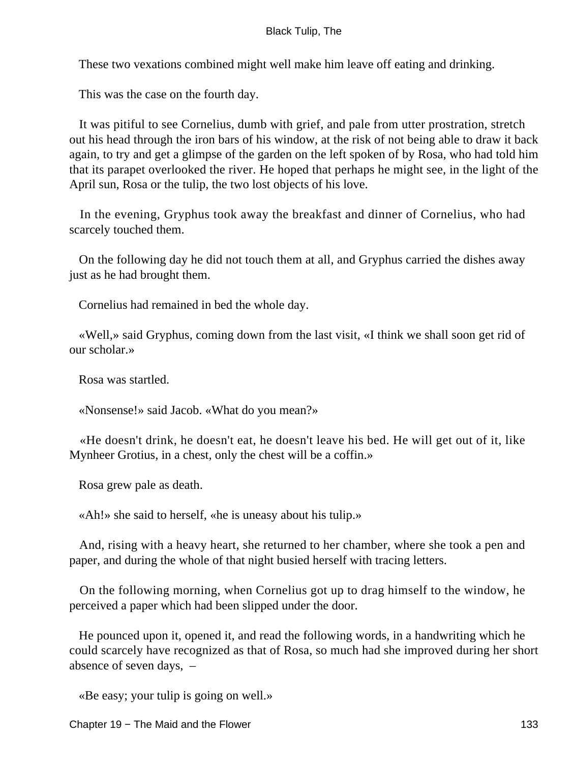These two vexations combined might well make him leave off eating and drinking.

This was the case on the fourth day.

It was pitiful to see Cornelius, dumb with grief, and pale from utter prostration, stretch out his head through the iron bars of his window, at the risk of not being able to draw it back again, to try and get a glimpse of the garden on the left spoken of by Rosa, who had told him that its parapet overlooked the river. He hoped that perhaps he might see, in the light of the April sun, Rosa or the tulip, the two lost objects of his love.

In the evening, Gryphus took away the breakfast and dinner of Cornelius, who had scarcely touched them.

On the following day he did not touch them at all, and Gryphus carried the dishes away just as he had brought them.

Cornelius had remained in bed the whole day.

«Well,» said Gryphus, coming down from the last visit, «I think we shall soon get rid of our scholar.»

Rosa was startled.

«Nonsense!» said Jacob. «What do you mean?»

«He doesn't drink, he doesn't eat, he doesn't leave his bed. He will get out of it, like Mynheer Grotius, in a chest, only the chest will be a coffin.»

Rosa grew pale as death.

«Ah!» she said to herself, «he is uneasy about his tulip.»

And, rising with a heavy heart, she returned to her chamber, where she took a pen and paper, and during the whole of that night busied herself with tracing letters.

On the following morning, when Cornelius got up to drag himself to the window, he perceived a paper which had been slipped under the door.

He pounced upon it, opened it, and read the following words, in a handwriting which he could scarcely have recognized as that of Rosa, so much had she improved during her short absence of seven days, –

«Be easy; your tulip is going on well.»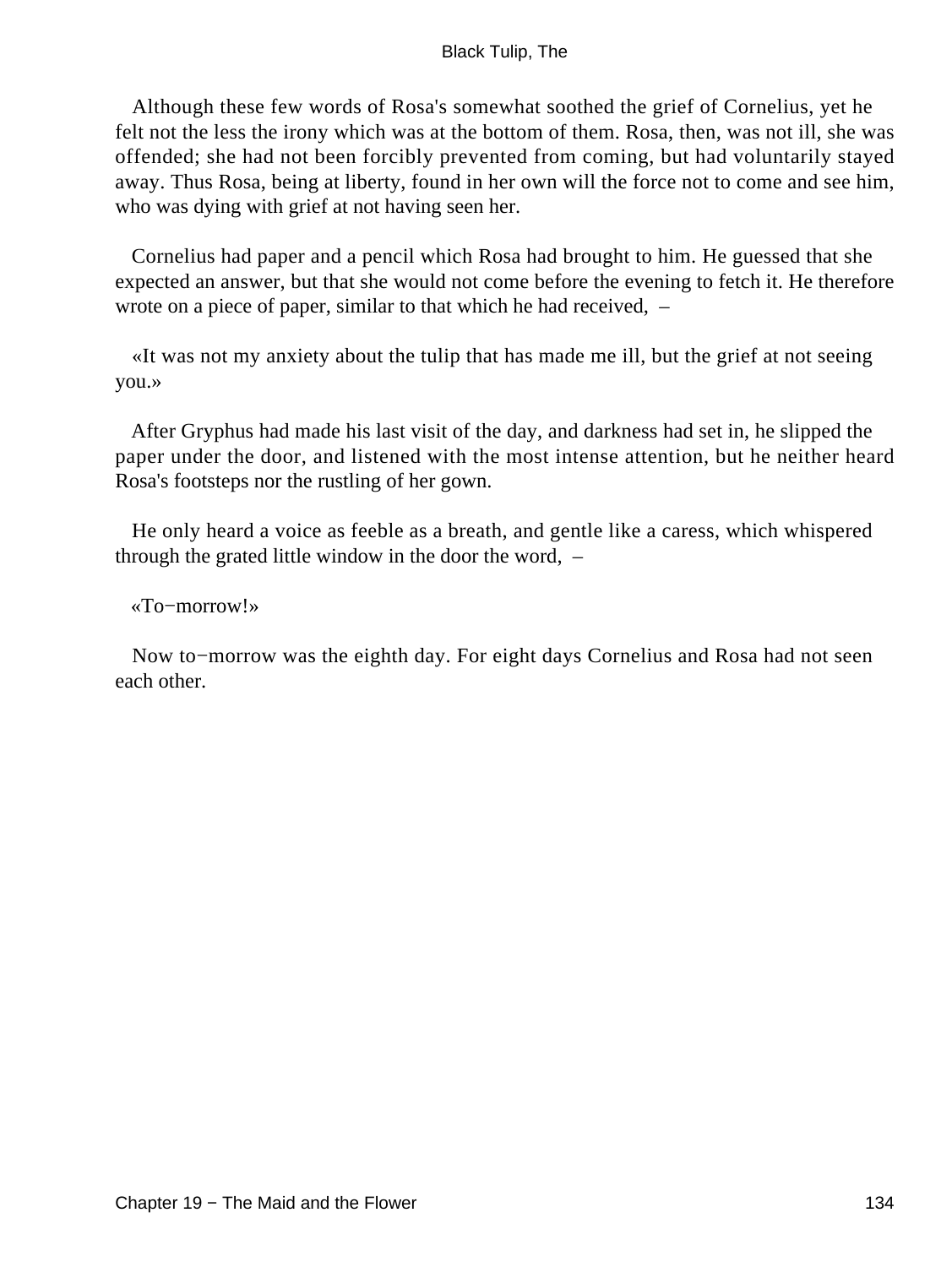Although these few words of Rosa's somewhat soothed the grief of Cornelius, yet he felt not the less the irony which was at the bottom of them. Rosa, then, was not ill, she was offended; she had not been forcibly prevented from coming, but had voluntarily stayed away. Thus Rosa, being at liberty, found in her own will the force not to come and see him, who was dying with grief at not having seen her.

Cornelius had paper and a pencil which Rosa had brought to him. He guessed that she expected an answer, but that she would not come before the evening to fetch it. He therefore wrote on a piece of paper, similar to that which he had received, –

«It was not my anxiety about the tulip that has made me ill, but the grief at not seeing you.»

After Gryphus had made his last visit of the day, and darkness had set in, he slipped the paper under the door, and listened with the most intense attention, but he neither heard Rosa's footsteps nor the rustling of her gown.

He only heard a voice as feeble as a breath, and gentle like a caress, which whispered through the grated little window in the door the word, –

«To−morrow!»

Now to−morrow was the eighth day. For eight days Cornelius and Rosa had not seen each other.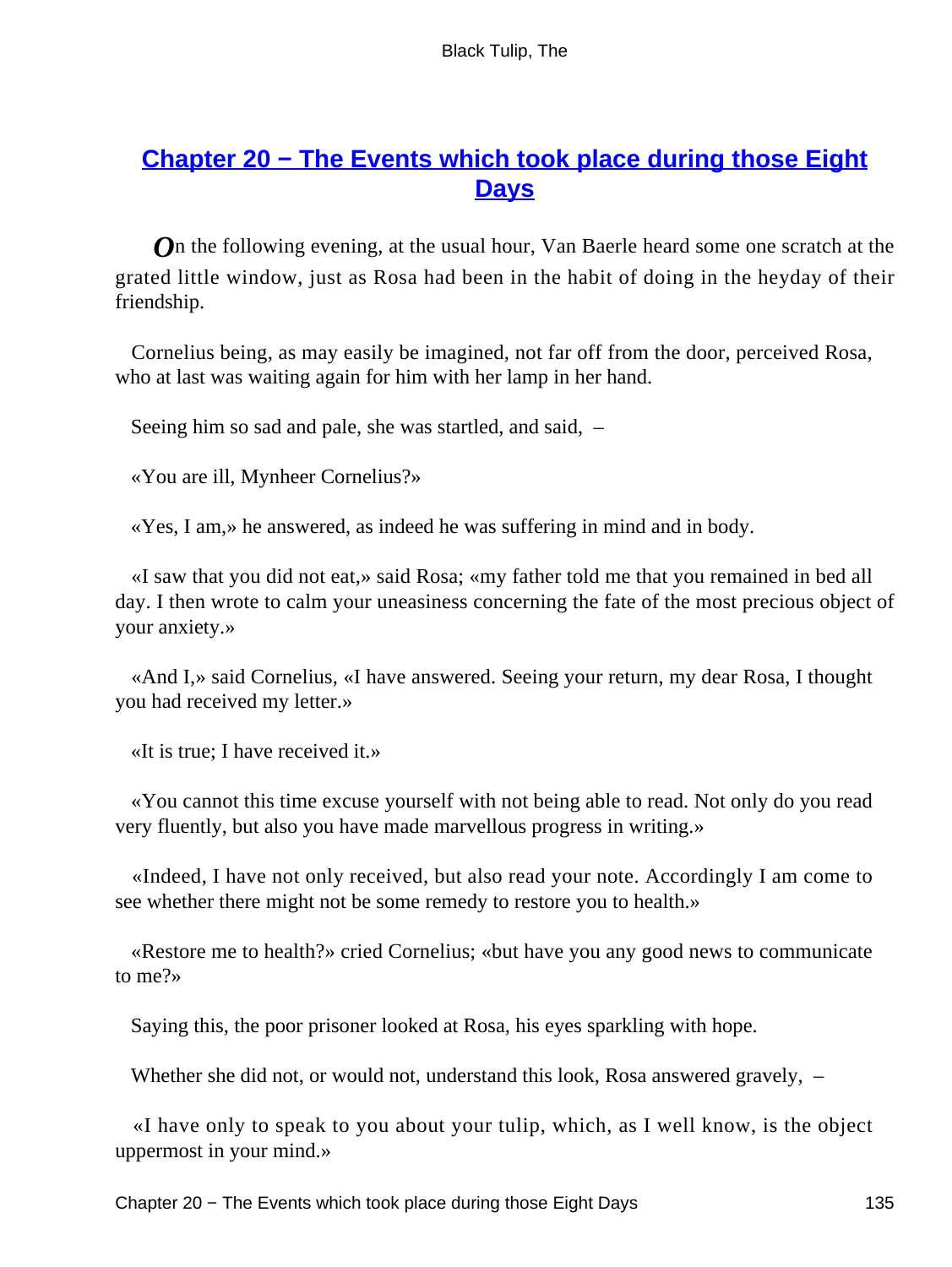## [Chapter 20 − The Events which took place during those Eight Days]()

On the following evening, at the usual hour, Van Baerle heard some one scratch at the grated little window, just as Rosa had been in the habit of doing in the heyday of their friendship.

Cornelius being, as may easily be imagined, not far off from the door, perceived Rosa, who at last was waiting again for him with her lamp in her hand.

Seeing him so sad and pale, she was startled, and said, –

«You are ill, Mynheer Cornelius?»

«Yes, I am,» he answered, as indeed he was suffering in mind and in body.

«I saw that you did not eat,» said Rosa; «my father told me that you remained in bed all day. I then wrote to calm your uneasiness concerning the fate of the most precious object of your anxiety.»

«And I,» said Cornelius, «I have answered. Seeing your return, my dear Rosa, I thought you had received my letter.»

«It is true; I have received it.»

«You cannot this time excuse yourself with not being able to read. Not only do you read very fluently, but also you have made marvellous progress in writing.»

«Indeed, I have not only received, but also read your note. Accordingly I am come to see whether there might not be some remedy to restore you to health.»

«Restore me to health?» cried Cornelius; «but have you any good news to communicate to me?»

Saying this, the poor prisoner looked at Rosa, his eyes sparkling with hope.

Whether she did not, or would not, understand this look, Rosa answered gravely, –

«I have only to speak to you about your tulip, which, as I well know, is the object uppermost in your mind.»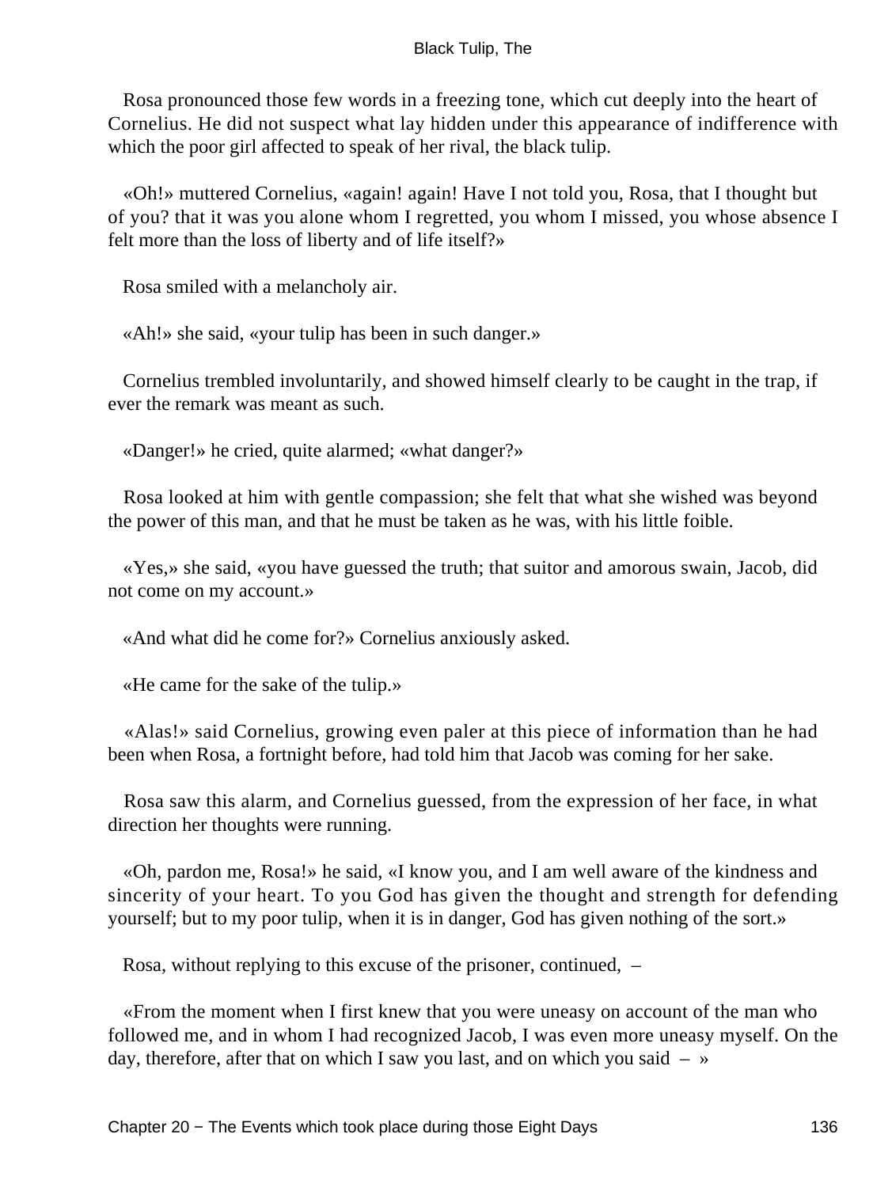Rosa pronounced those few words in a freezing tone, which cut deeply into the heart of Cornelius. He did not suspect what lay hidden under this appearance of indifference with which the poor girl affected to speak of her rival, the black tulip.

«Oh!» muttered Cornelius, «again! again! Have I not told you, Rosa, that I thought but of you? that it was you alone whom I regretted, you whom I missed, you whose absence I felt more than the loss of liberty and of life itself?»

Rosa smiled with a melancholy air.

«Ah!» she said, «your tulip has been in such danger.»

Cornelius trembled involuntarily, and showed himself clearly to be caught in the trap, if ever the remark was meant as such.

«Danger!» he cried, quite alarmed; «what danger?»

Rosa looked at him with gentle compassion; she felt that what she wished was beyond the power of this man, and that he must be taken as he was, with his little foible.

«Yes,» she said, «you have guessed the truth; that suitor and amorous swain, Jacob, did not come on my account.»

«And what did he come for?» Cornelius anxiously asked.

«He came for the sake of the tulip.»

«Alas!» said Cornelius, growing even paler at this piece of information than he had been when Rosa, a fortnight before, had told him that Jacob was coming for her sake.

Rosa saw this alarm, and Cornelius guessed, from the expression of her face, in what direction her thoughts were running.

«Oh, pardon me, Rosa!» he said, «I know you, and I am well aware of the kindness and sincerity of your heart. To you God has given the thought and strength for defending yourself; but to my poor tulip, when it is in danger, God has given nothing of the sort.»

Rosa, without replying to this excuse of the prisoner, continued, –

«From the moment when I first knew that you were uneasy on account of the man who followed me, and in whom I had recognized Jacob, I was even more uneasy myself. On the day, therefore, after that on which I saw you last, and on which you said – »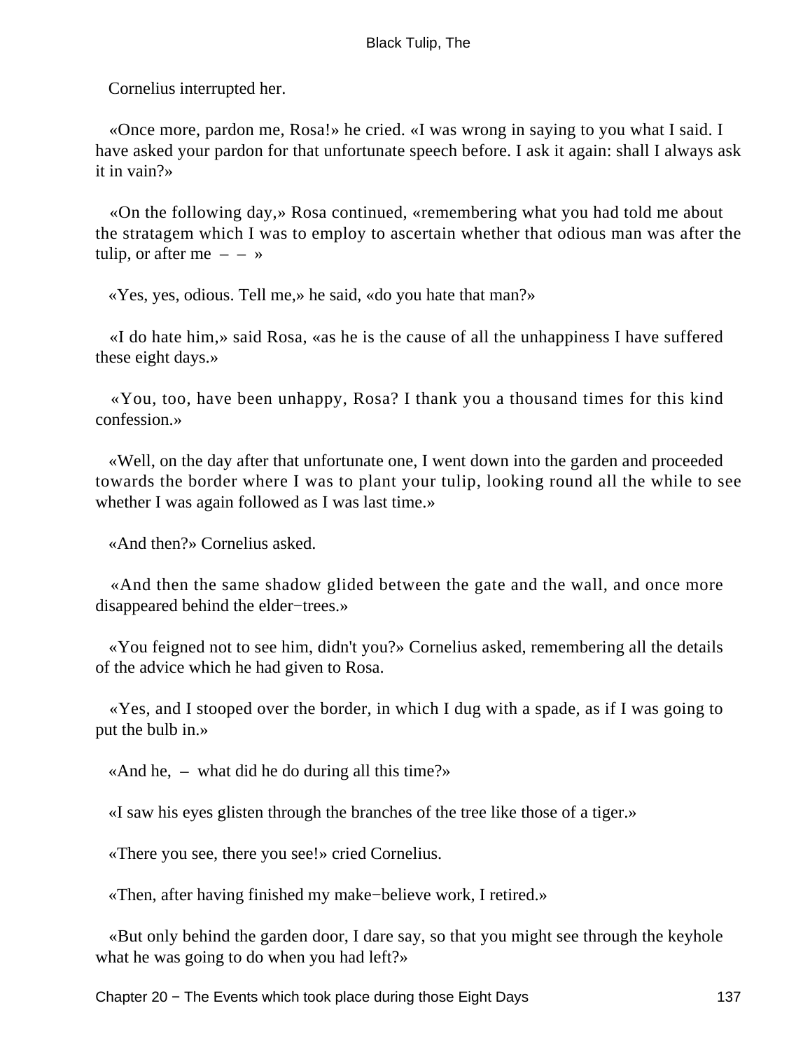Cornelius interrupted her.

«Once more, pardon me, Rosa!» he cried. «I was wrong in saying to you what I said. I have asked your pardon for that unfortunate speech before. I ask it again: shall I always ask it in vain?»

«On the following day,» Rosa continued, «remembering what you had told me about the stratagem which I was to employ to ascertain whether that odious man was after the tulip, or after me – – »

«Yes, yes, odious. Tell me,» he said, «do you hate that man?»

«I do hate him,» said Rosa, «as he is the cause of all the unhappiness I have suffered these eight days.»

«You, too, have been unhappy, Rosa? I thank you a thousand times for this kind confession.»

«Well, on the day after that unfortunate one, I went down into the garden and proceeded towards the border where I was to plant your tulip, looking round all the while to see whether I was again followed as I was last time.»

«And then?» Cornelius asked.

«And then the same shadow glided between the gate and the wall, and once more disappeared behind the elder−trees.»

«You feigned not to see him, didn't you?» Cornelius asked, remembering all the details of the advice which he had given to Rosa.

«Yes, and I stooped over the border, in which I dug with a spade, as if I was going to put the bulb in.»

«And he, – what did he do during all this time?»

«I saw his eyes glisten through the branches of the tree like those of a tiger.»

«There you see, there you see!» cried Cornelius.

«Then, after having finished my make−believe work, I retired.»

«But only behind the garden door, I dare say, so that you might see through the keyhole what he was going to do when you had left?»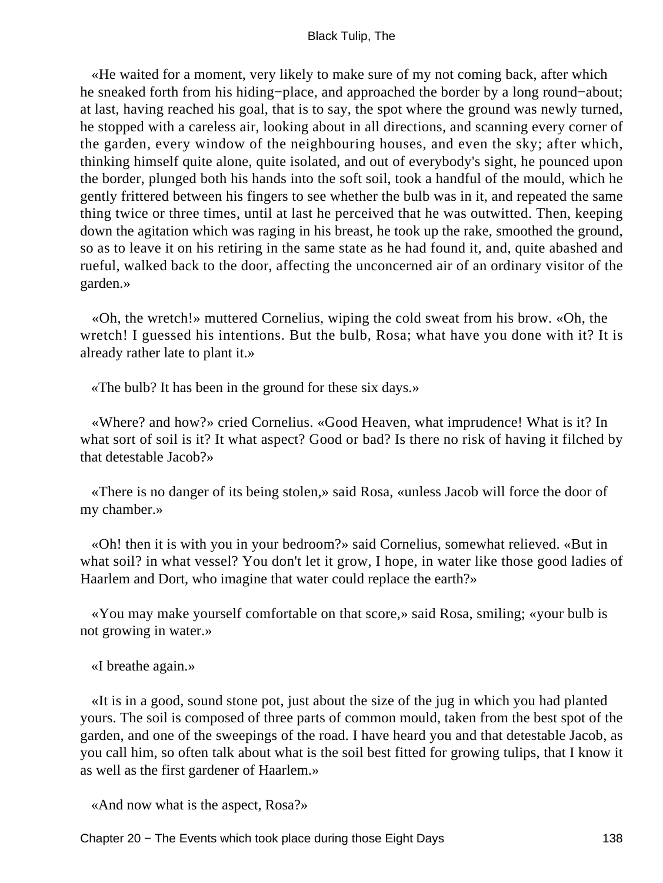«He waited for a moment, very likely to make sure of my not coming back, after which he sneaked forth from his hiding−place, and approached the border by a long round−about; at last, having reached his goal, that is to say, the spot where the ground was newly turned, he stopped with a careless air, looking about in all directions, and scanning every corner of the garden, every window of the neighbouring houses, and even the sky; after which, thinking himself quite alone, quite isolated, and out of everybody's sight, he pounced upon the border, plunged both his hands into the soft soil, took a handful of the mould, which he gently frittered between his fingers to see whether the bulb was in it, and repeated the same thing twice or three times, until at last he perceived that he was outwitted. Then, keeping down the agitation which was raging in his breast, he took up the rake, smoothed the ground, so as to leave it on his retiring in the same state as he had found it, and, quite abashed and rueful, walked back to the door, affecting the unconcerned air of an ordinary visitor of the garden.»

«Oh, the wretch!» muttered Cornelius, wiping the cold sweat from his brow. «Oh, the wretch! I guessed his intentions. But the bulb, Rosa; what have you done with it? It is already rather late to plant it.»

«The bulb? It has been in the ground for these six days.»

«Where? and how?» cried Cornelius. «Good Heaven, what imprudence! What is it? In what sort of soil is it? It what aspect? Good or bad? Is there no risk of having it filched by that detestable Jacob?»

«There is no danger of its being stolen,» said Rosa, «unless Jacob will force the door of my chamber.»

«Oh! then it is with you in your bedroom?» said Cornelius, somewhat relieved. «But in what soil? in what vessel? You don't let it grow, I hope, in water like those good ladies of Haarlem and Dort, who imagine that water could replace the earth?»

«You may make yourself comfortable on that score,» said Rosa, smiling; «your bulb is not growing in water.»

«I breathe again.»

«It is in a good, sound stone pot, just about the size of the jug in which you had planted yours. The soil is composed of three parts of common mould, taken from the best spot of the garden, and one of the sweepings of the road. I have heard you and that detestable Jacob, as you call him, so often talk about what is the soil best fitted for growing tulips, that I know it as well as the first gardener of Haarlem.»

«And now what is the aspect, Rosa?»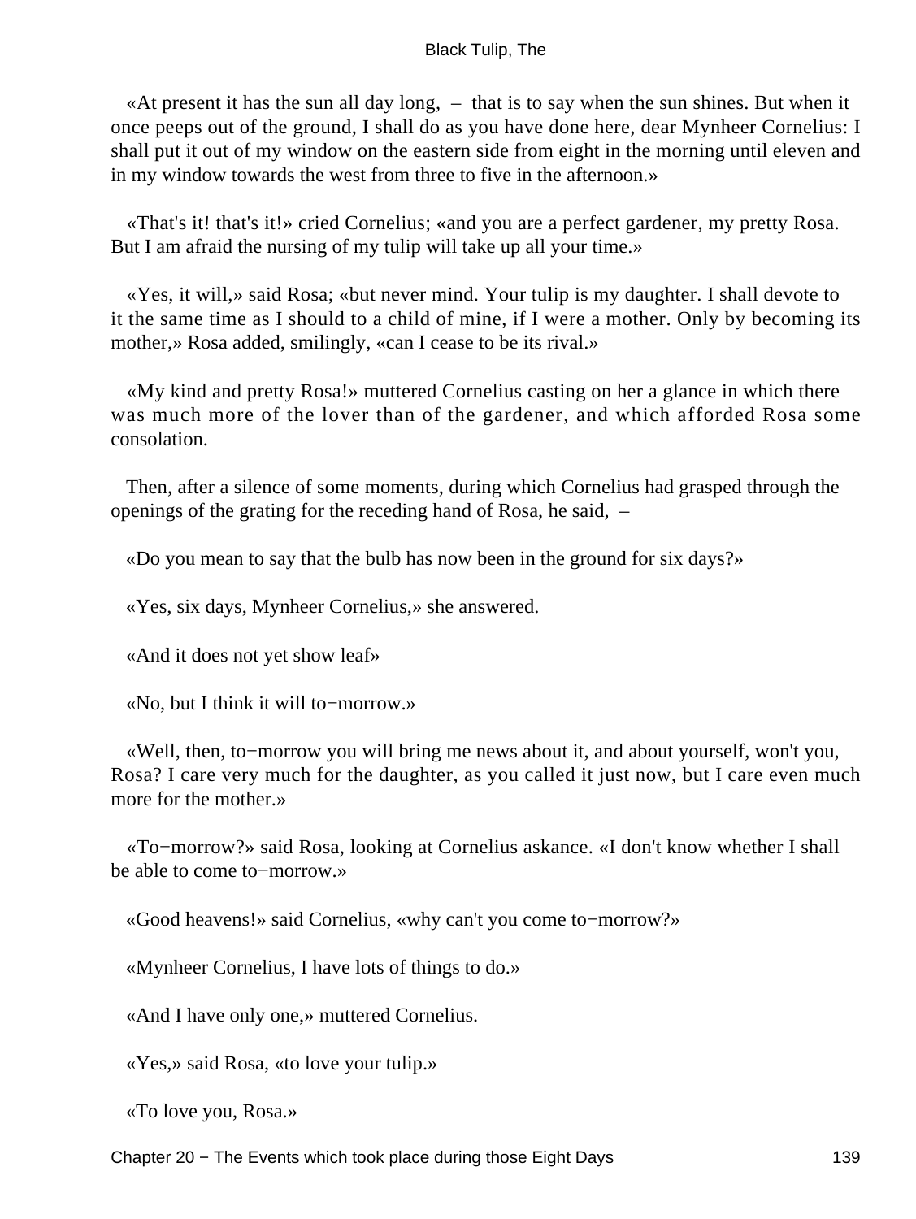«At present it has the sun all day long, – that is to say when the sun shines. But when it once peeps out of the ground, I shall do as you have done here, dear Mynheer Cornelius: I shall put it out of my window on the eastern side from eight in the morning until eleven and in my window towards the west from three to five in the afternoon.»

«That's it! that's it!» cried Cornelius; «and you are a perfect gardener, my pretty Rosa. But I am afraid the nursing of my tulip will take up all your time.»

«Yes, it will,» said Rosa; «but never mind. Your tulip is my daughter. I shall devote to it the same time as I should to a child of mine, if I were a mother. Only by becoming its mother,» Rosa added, smilingly, «can I cease to be its rival.»

«My kind and pretty Rosa!» muttered Cornelius casting on her a glance in which there was much more of the lover than of the gardener, and which afforded Rosa some consolation.

Then, after a silence of some moments, during which Cornelius had grasped through the openings of the grating for the receding hand of Rosa, he said, –

«Do you mean to say that the bulb has now been in the ground for six days?»

«Yes, six days, Mynheer Cornelius,» she answered.

«And it does not yet show leaf»

«No, but I think it will to−morrow.»

«Well, then, to−morrow you will bring me news about it, and about yourself, won't you, Rosa? I care very much for the daughter, as you called it just now, but I care even much more for the mother.»

«To−morrow?» said Rosa, looking at Cornelius askance. «I don't know whether I shall be able to come to−morrow.»

«Good heavens!» said Cornelius, «why can't you come to−morrow?»

«Mynheer Cornelius, I have lots of things to do.»

«And I have only one,» muttered Cornelius.

«Yes,» said Rosa, «to love your tulip.»

«To love you, Rosa.»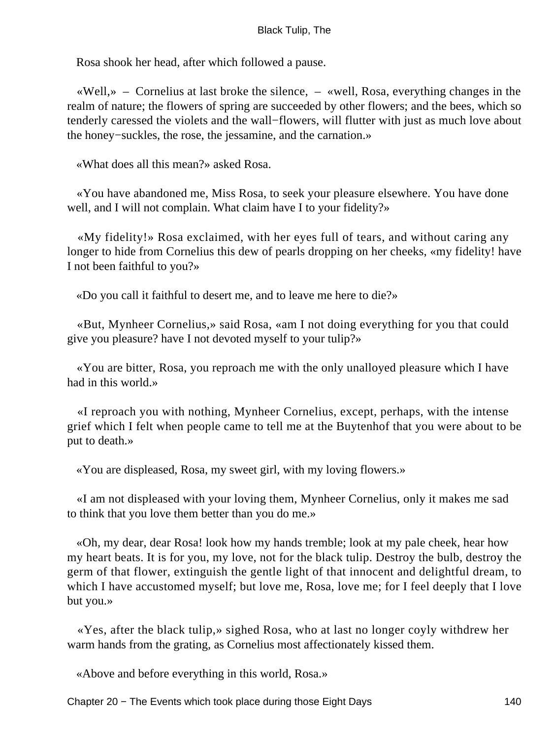Rosa shook her head, after which followed a pause.

«Well,» – Cornelius at last broke the silence, – «well, Rosa, everything changes in the realm of nature; the flowers of spring are succeeded by other flowers; and the bees, which so tenderly caressed the violets and the wall−flowers, will flutter with just as much love about the honey−suckles, the rose, the jessamine, and the carnation.»

«What does all this mean?» asked Rosa.

«You have abandoned me, Miss Rosa, to seek your pleasure elsewhere. You have done well, and I will not complain. What claim have I to your fidelity?»

«My fidelity!» Rosa exclaimed, with her eyes full of tears, and without caring any longer to hide from Cornelius this dew of pearls dropping on her cheeks, «my fidelity! have I not been faithful to you?»

«Do you call it faithful to desert me, and to leave me here to die?»

«But, Mynheer Cornelius,» said Rosa, «am I not doing everything for you that could give you pleasure? have I not devoted myself to your tulip?»

«You are bitter, Rosa, you reproach me with the only unalloyed pleasure which I have had in this world.»

«I reproach you with nothing, Mynheer Cornelius, except, perhaps, with the intense grief which I felt when people came to tell me at the Buytenhof that you were about to be put to death.»

«You are displeased, Rosa, my sweet girl, with my loving flowers.»

«I am not displeased with your loving them, Mynheer Cornelius, only it makes me sad to think that you love them better than you do me.»

«Oh, my dear, dear Rosa! look how my hands tremble; look at my pale cheek, hear how my heart beats. It is for you, my love, not for the black tulip. Destroy the bulb, destroy the germ of that flower, extinguish the gentle light of that innocent and delightful dream, to which I have accustomed myself; but love me, Rosa, love me; for I feel deeply that I love but you.»

«Yes, after the black tulip,» sighed Rosa, who at last no longer coyly withdrew her warm hands from the grating, as Cornelius most affectionately kissed them.

«Above and before everything in this world, Rosa.»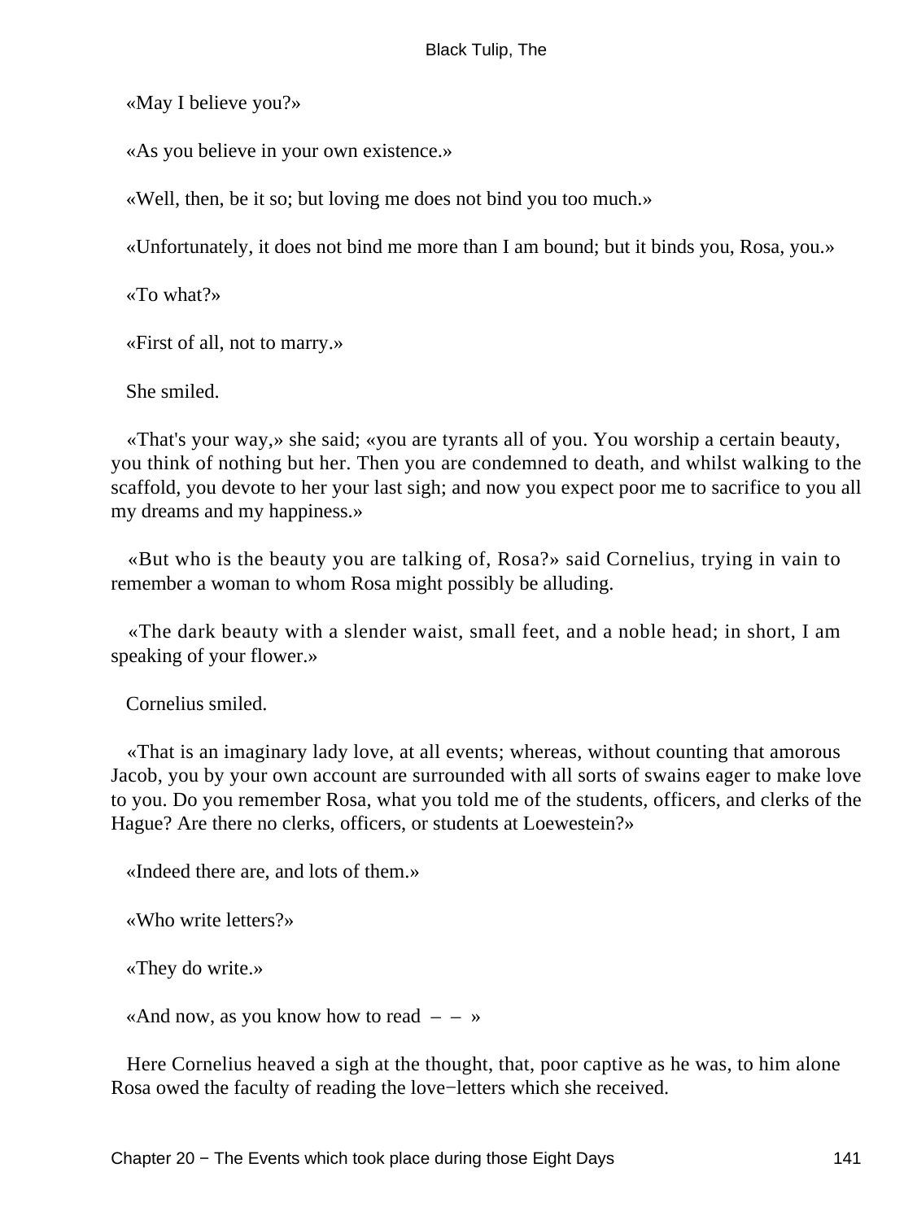«May I believe you?»

«As you believe in your own existence.»

«Well, then, be it so; but loving me does not bind you too much.»

«Unfortunately, it does not bind me more than I am bound; but it binds you, Rosa, you.»

«To what?»

«First of all, not to marry.»

She smiled.

«That's your way,» she said; «you are tyrants all of you. You worship a certain beauty, you think of nothing but her. Then you are condemned to death, and whilst walking to the scaffold, you devote to her your last sigh; and now you expect poor me to sacrifice to you all my dreams and my happiness.»

«But who is the beauty you are talking of, Rosa?» said Cornelius, trying in vain to remember a woman to whom Rosa might possibly be alluding.

«The dark beauty with a slender waist, small feet, and a noble head; in short, I am speaking of your flower.»

Cornelius smiled.

«That is an imaginary lady love, at all events; whereas, without counting that amorous Jacob, you by your own account are surrounded with all sorts of swains eager to make love to you. Do you remember Rosa, what you told me of the students, officers, and clerks of the Hague? Are there no clerks, officers, or students at Loewestein?»

«Indeed there are, and lots of them.»

«Who write letters?»

«They do write.»

«And now, as you know how to read – – »

Here Cornelius heaved a sigh at the thought, that, poor captive as he was, to him alone Rosa owed the faculty of reading the love−letters which she received.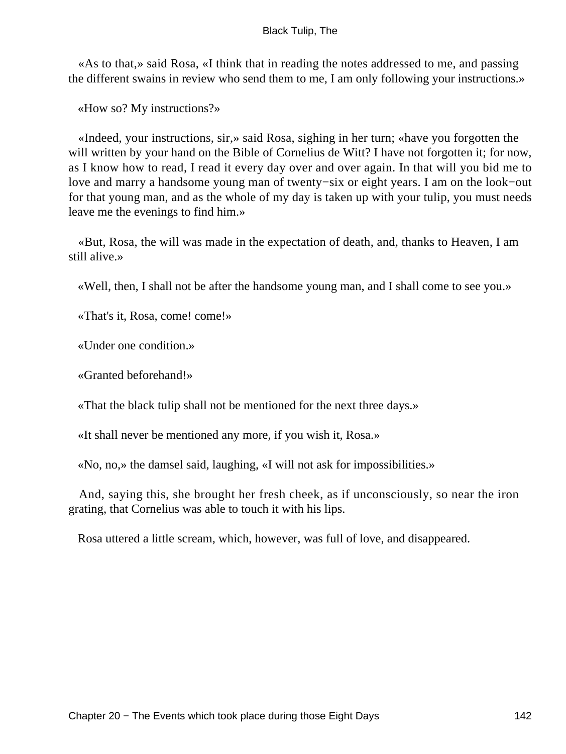«As to that,» said Rosa, «I think that in reading the notes addressed to me, and passing the different swains in review who send them to me, I am only following your instructions.»

«How so? My instructions?»

«Indeed, your instructions, sir,» said Rosa, sighing in her turn; «have you forgotten the will written by your hand on the Bible of Cornelius de Witt? I have not forgotten it; for now, as I know how to read, I read it every day over and over again. In that will you bid me to love and marry a handsome young man of twenty−six or eight years. I am on the look−out for that young man, and as the whole of my day is taken up with your tulip, you must needs leave me the evenings to find him.»

«But, Rosa, the will was made in the expectation of death, and, thanks to Heaven, I am still alive.»

«Well, then, I shall not be after the handsome young man, and I shall come to see you.»

«That's it, Rosa, come! come!»

«Under one condition.»

«Granted beforehand!»

«That the black tulip shall not be mentioned for the next three days.»

«It shall never be mentioned any more, if you wish it, Rosa.»

«No, no,» the damsel said, laughing, «I will not ask for impossibilities.»

And, saying this, she brought her fresh cheek, as if unconsciously, so near the iron grating, that Cornelius was able to touch it with his lips.

Rosa uttered a little scream, which, however, was full of love, and disappeared.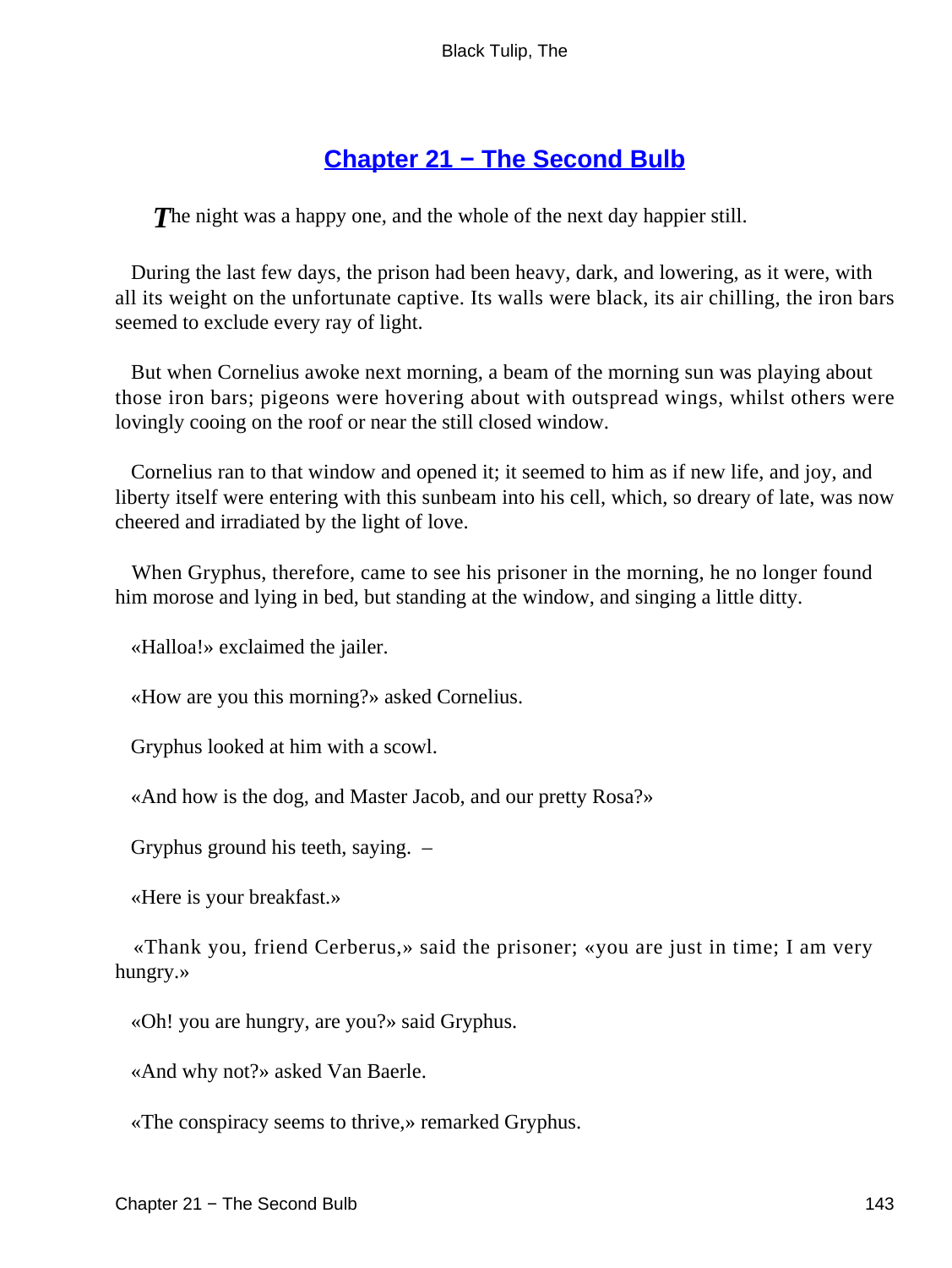## Chapter 21 − The Second Bulb

The night was a happy one, and the whole of the next day happier still.

During the last few days, the prison had been heavy, dark, and lowering, as it were, with all its weight on the unfortunate captive. Its walls were black, its air chilling, the iron bars seemed to exclude every ray of light.

But when Cornelius awoke next morning, a beam of the morning sun was playing about those iron bars; pigeons were hovering about with outspread wings, whilst others were lovingly cooing on the roof or near the still closed window.

Cornelius ran to that window and opened it; it seemed to him as if new life, and joy, and liberty itself were entering with this sunbeam into his cell, which, so dreary of late, was now cheered and irradiated by the light of love.

When Gryphus, therefore, came to see his prisoner in the morning, he no longer found him morose and lying in bed, but standing at the window, and singing a little ditty.

«Halloa!» exclaimed the jailer.

«How are you this morning?» asked Cornelius.

Gryphus looked at him with a scowl.

«And how is the dog, and Master Jacob, and our pretty Rosa?»

Gryphus ground his teeth, saying. –

«Here is your breakfast.»

«Thank you, friend Cerberus,» said the prisoner; «you are just in time; I am very hungry.»

«Oh! you are hungry, are you?» said Gryphus.

«And why not?» asked Van Baerle.

«The conspiracy seems to thrive,» remarked Gryphus.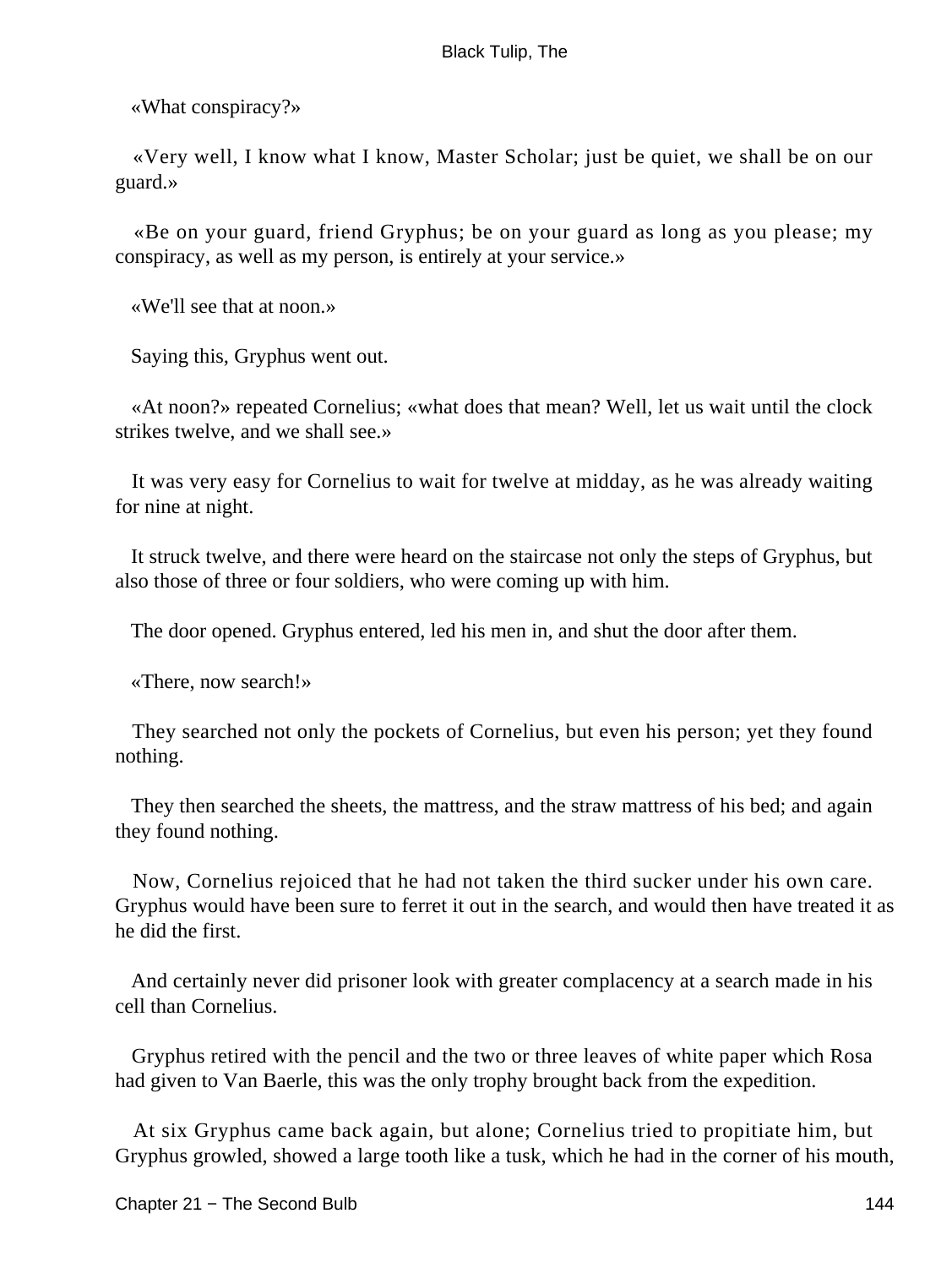«What conspiracy?»

«Very well, I know what I know, Master Scholar; just be quiet, we shall be on our guard.»

«Be on your guard, friend Gryphus; be on your guard as long as you please; my conspiracy, as well as my person, is entirely at your service.»

«We'll see that at noon.»

Saying this, Gryphus went out.

«At noon?» repeated Cornelius; «what does that mean? Well, let us wait until the clock strikes twelve, and we shall see.»

It was very easy for Cornelius to wait for twelve at midday, as he was already waiting for nine at night.

It struck twelve, and there were heard on the staircase not only the steps of Gryphus, but also those of three or four soldiers, who were coming up with him.

The door opened. Gryphus entered, led his men in, and shut the door after them.

«There, now search!»

They searched not only the pockets of Cornelius, but even his person; yet they found nothing.

They then searched the sheets, the mattress, and the straw mattress of his bed; and again they found nothing.

Now, Cornelius rejoiced that he had not taken the third sucker under his own care. Gryphus would have been sure to ferret it out in the search, and would then have treated it as he did the first.

And certainly never did prisoner look with greater complacency at a search made in his cell than Cornelius.

Gryphus retired with the pencil and the two or three leaves of white paper which Rosa had given to Van Baerle, this was the only trophy brought back from the expedition.

At six Gryphus came back again, but alone; Cornelius tried to propitiate him, but Gryphus growled, showed a large tooth like a tusk, which he had in the corner of his mouth,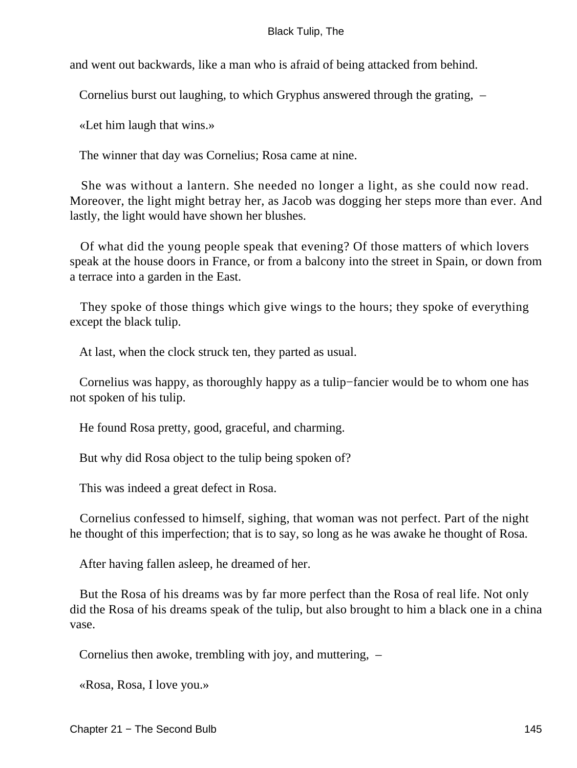and went out backwards, like a man who is afraid of being attacked from behind.

Cornelius burst out laughing, to which Gryphus answered through the grating, –

«Let him laugh that wins.»

The winner that day was Cornelius; Rosa came at nine.

She was without a lantern. She needed no longer a light, as she could now read. Moreover, the light might betray her, as Jacob was dogging her steps more than ever. And lastly, the light would have shown her blushes.

Of what did the young people speak that evening? Of those matters of which lovers speak at the house doors in France, or from a balcony into the street in Spain, or down from a terrace into a garden in the East.

They spoke of those things which give wings to the hours; they spoke of everything except the black tulip.

At last, when the clock struck ten, they parted as usual.

Cornelius was happy, as thoroughly happy as a tulip−fancier would be to whom one has not spoken of his tulip.

He found Rosa pretty, good, graceful, and charming.

But why did Rosa object to the tulip being spoken of?

This was indeed a great defect in Rosa.

Cornelius confessed to himself, sighing, that woman was not perfect. Part of the night he thought of this imperfection; that is to say, so long as he was awake he thought of Rosa.

After having fallen asleep, he dreamed of her.

But the Rosa of his dreams was by far more perfect than the Rosa of real life. Not only did the Rosa of his dreams speak of the tulip, but also brought to him a black one in a china vase.

Cornelius then awoke, trembling with joy, and muttering, –

«Rosa, Rosa, I love you.»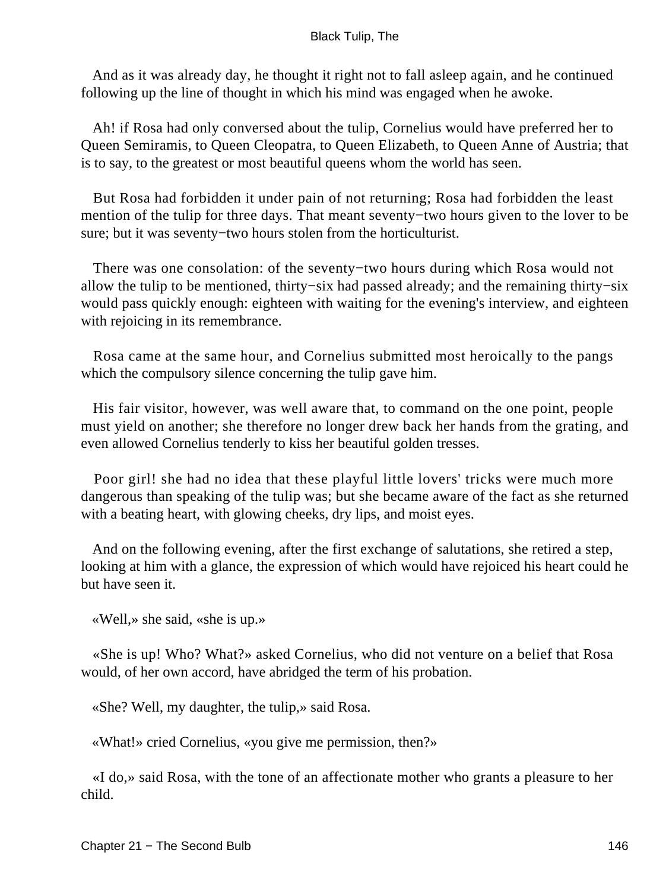And as it was already day, he thought it right not to fall asleep again, and he continued following up the line of thought in which his mind was engaged when he awoke.

Ah! if Rosa had only conversed about the tulip, Cornelius would have preferred her to Queen Semiramis, to Queen Cleopatra, to Queen Elizabeth, to Queen Anne of Austria; that is to say, to the greatest or most beautiful queens whom the world has seen.

But Rosa had forbidden it under pain of not returning; Rosa had forbidden the least mention of the tulip for three days. That meant seventy−two hours given to the lover to be sure; but it was seventy−two hours stolen from the horticulturist.

There was one consolation: of the seventy−two hours during which Rosa would not allow the tulip to be mentioned, thirty−six had passed already; and the remaining thirty−six would pass quickly enough: eighteen with waiting for the evening's interview, and eighteen with rejoicing in its remembrance.

Rosa came at the same hour, and Cornelius submitted most heroically to the pangs which the compulsory silence concerning the tulip gave him.

His fair visitor, however, was well aware that, to command on the one point, people must yield on another; she therefore no longer drew back her hands from the grating, and even allowed Cornelius tenderly to kiss her beautiful golden tresses.

Poor girl! she had no idea that these playful little lovers' tricks were much more dangerous than speaking of the tulip was; but she became aware of the fact as she returned with a beating heart, with glowing cheeks, dry lips, and moist eyes.

And on the following evening, after the first exchange of salutations, she retired a step, looking at him with a glance, the expression of which would have rejoiced his heart could he but have seen it.

«Well,» she said, «she is up.»

«She is up! Who? What?» asked Cornelius, who did not venture on a belief that Rosa would, of her own accord, have abridged the term of his probation.

«She? Well, my daughter, the tulip,» said Rosa.

«What!» cried Cornelius, «you give me permission, then?»

«I do,» said Rosa, with the tone of an affectionate mother who grants a pleasure to her child.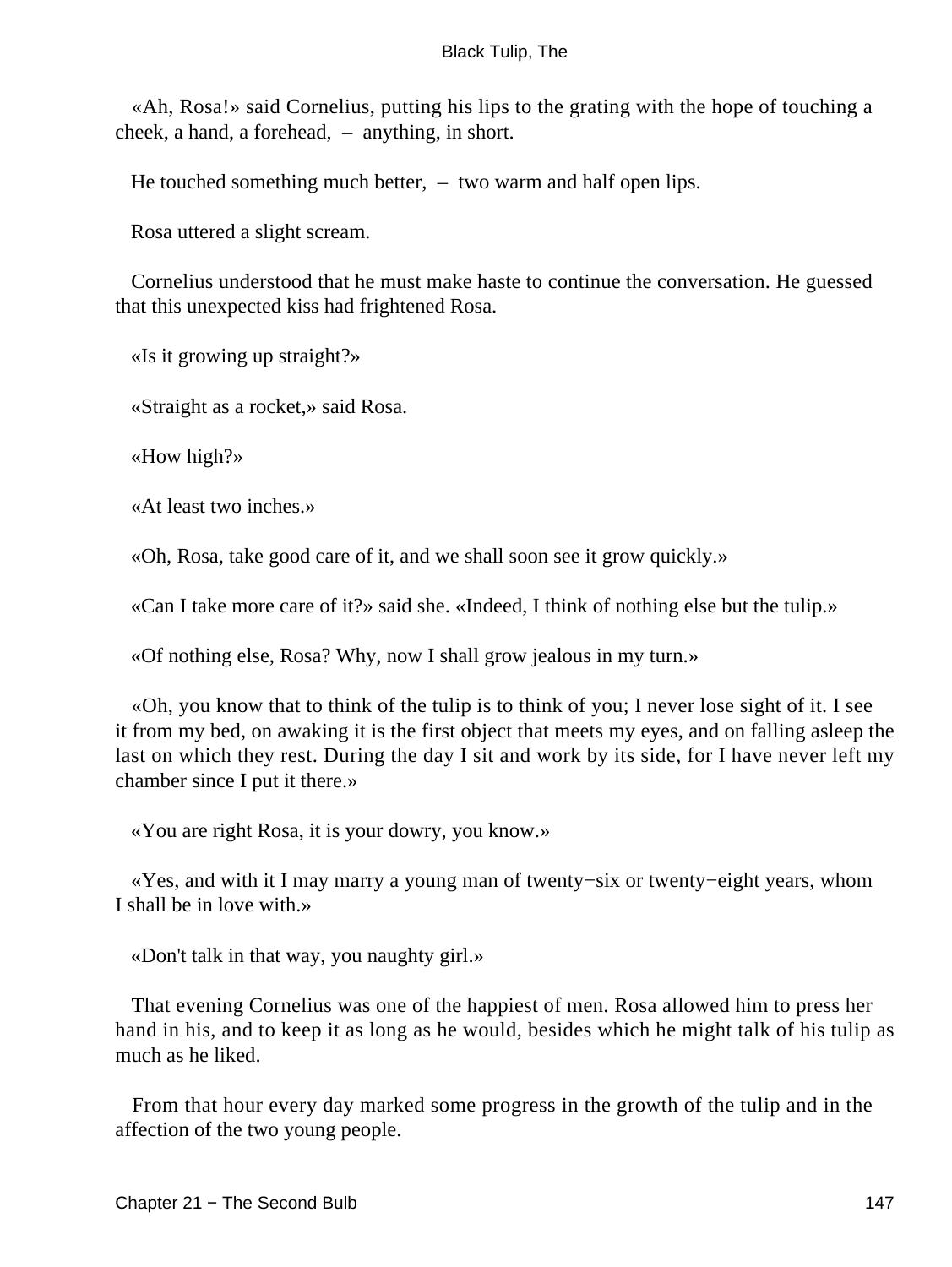«Ah, Rosa!» said Cornelius, putting his lips to the grating with the hope of touching a cheek, a hand, a forehead, – anything, in short.

He touched something much better, – two warm and half open lips.

Rosa uttered a slight scream.

Cornelius understood that he must make haste to continue the conversation. He guessed that this unexpected kiss had frightened Rosa.

«Is it growing up straight?»

«Straight as a rocket,» said Rosa.

«How high?»

«At least two inches.»

«Oh, Rosa, take good care of it, and we shall soon see it grow quickly.»

«Can I take more care of it?» said she. «Indeed, I think of nothing else but the tulip.»

«Of nothing else, Rosa? Why, now I shall grow jealous in my turn.»

«Oh, you know that to think of the tulip is to think of you; I never lose sight of it. I see it from my bed, on awaking it is the first object that meets my eyes, and on falling asleep the last on which they rest. During the day I sit and work by its side, for I have never left my chamber since I put it there.»

«You are right Rosa, it is your dowry, you know.»

«Yes, and with it I may marry a young man of twenty−six or twenty−eight years, whom I shall be in love with.»

«Don't talk in that way, you naughty girl.»

That evening Cornelius was one of the happiest of men. Rosa allowed him to press her hand in his, and to keep it as long as he would, besides which he might talk of his tulip as much as he liked.

From that hour every day marked some progress in the growth of the tulip and in the affection of the two young people.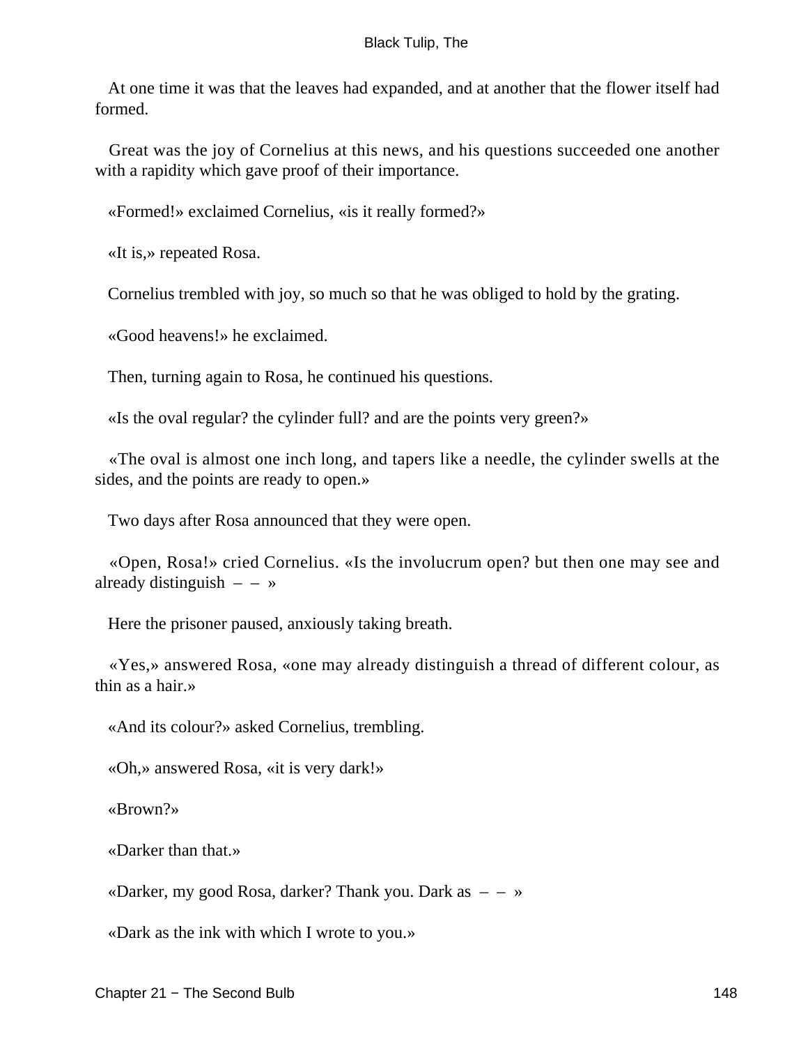At one time it was that the leaves had expanded, and at another that the flower itself had formed.

Great was the joy of Cornelius at this news, and his questions succeeded one another with a rapidity which gave proof of their importance.

«Formed!» exclaimed Cornelius, «is it really formed?»

«It is,» repeated Rosa.

Cornelius trembled with joy, so much so that he was obliged to hold by the grating.

«Good heavens!» he exclaimed.

Then, turning again to Rosa, he continued his questions.

«Is the oval regular? the cylinder full? and are the points very green?»

«The oval is almost one inch long, and tapers like a needle, the cylinder swells at the sides, and the points are ready to open.»

Two days after Rosa announced that they were open.

«Open, Rosa!» cried Cornelius. «Is the involucrum open? but then one may see and already distinguish – – »

Here the prisoner paused, anxiously taking breath.

«Yes,» answered Rosa, «one may already distinguish a thread of different colour, as thin as a hair.»

«And its colour?» asked Cornelius, trembling.

«Oh,» answered Rosa, «it is very dark!»

«Brown?»

«Darker than that.»

«Darker, my good Rosa, darker? Thank you. Dark as – – »

«Dark as the ink with which I wrote to you.»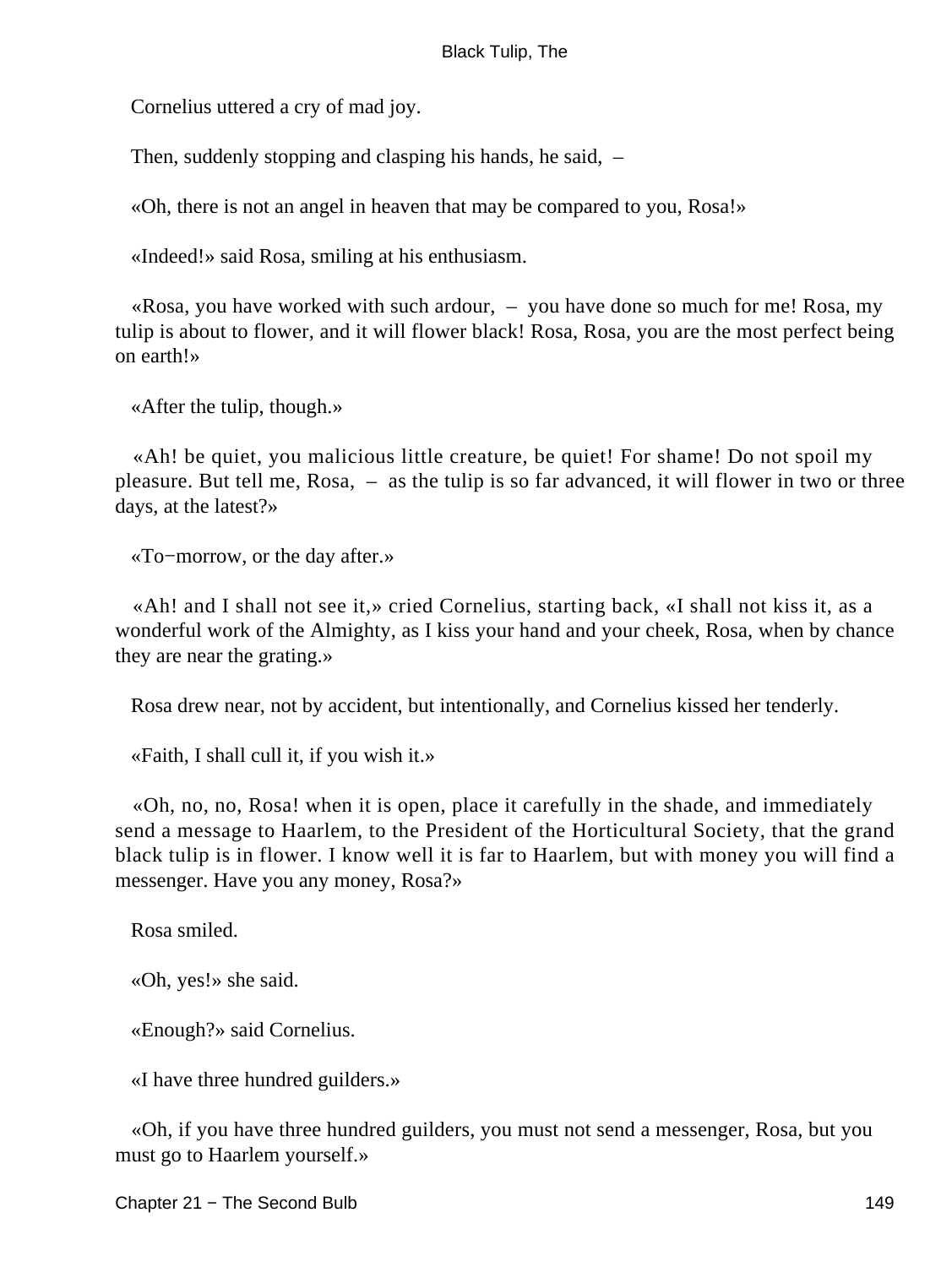Cornelius uttered a cry of mad joy.

Then, suddenly stopping and clasping his hands, he said, –

«Oh, there is not an angel in heaven that may be compared to you, Rosa!»

«Indeed!» said Rosa, smiling at his enthusiasm.

«Rosa, you have worked with such ardour, – you have done so much for me! Rosa, my tulip is about to flower, and it will flower black! Rosa, Rosa, you are the most perfect being on earth!»

«After the tulip, though.»

«Ah! be quiet, you malicious little creature, be quiet! For shame! Do not spoil my pleasure. But tell me, Rosa, – as the tulip is so far advanced, it will flower in two or three days, at the latest?»

«To−morrow, or the day after.»

«Ah! and I shall not see it,» cried Cornelius, starting back, «I shall not kiss it, as a wonderful work of the Almighty, as I kiss your hand and your cheek, Rosa, when by chance they are near the grating.»

Rosa drew near, not by accident, but intentionally, and Cornelius kissed her tenderly.

«Faith, I shall cull it, if you wish it.»

«Oh, no, no, Rosa! when it is open, place it carefully in the shade, and immediately send a message to Haarlem, to the President of the Horticultural Society, that the grand black tulip is in flower. I know well it is far to Haarlem, but with money you will find a messenger. Have you any money, Rosa?»

Rosa smiled.

«Oh, yes!» she said.

«Enough?» said Cornelius.

«I have three hundred guilders.»

«Oh, if you have three hundred guilders, you must not send a messenger, Rosa, but you must go to Haarlem yourself.»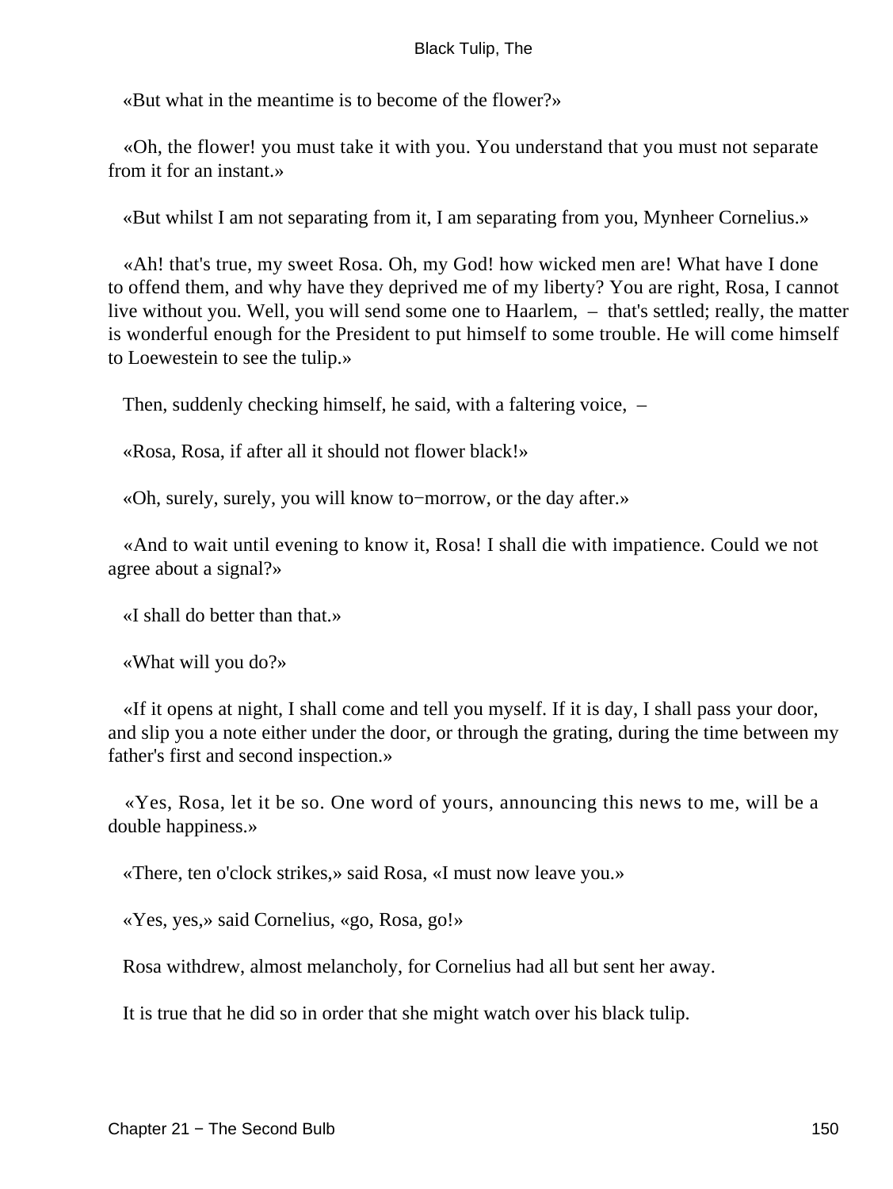«But what in the meantime is to become of the flower?»

«Oh, the flower! you must take it with you. You understand that you must not separate from it for an instant.»

«But whilst I am not separating from it, I am separating from you, Mynheer Cornelius.»

«Ah! that's true, my sweet Rosa. Oh, my God! how wicked men are! What have I done to offend them, and why have they deprived me of my liberty? You are right, Rosa, I cannot live without you. Well, you will send some one to Haarlem, – that's settled; really, the matter is wonderful enough for the President to put himself to some trouble. He will come himself to Loewestein to see the tulip.»

Then, suddenly checking himself, he said, with a faltering voice, –

«Rosa, Rosa, if after all it should not flower black!»

«Oh, surely, surely, you will know to−morrow, or the day after.»

«And to wait until evening to know it, Rosa! I shall die with impatience. Could we not agree about a signal?»

«I shall do better than that.»

«What will you do?»

«If it opens at night, I shall come and tell you myself. If it is day, I shall pass your door, and slip you a note either under the door, or through the grating, during the time between my father's first and second inspection.»

«Yes, Rosa, let it be so. One word of yours, announcing this news to me, will be a double happiness.»

«There, ten o'clock strikes,» said Rosa, «I must now leave you.»

«Yes, yes,» said Cornelius, «go, Rosa, go!»

Rosa withdrew, almost melancholy, for Cornelius had all but sent her away.

It is true that he did so in order that she might watch over his black tulip.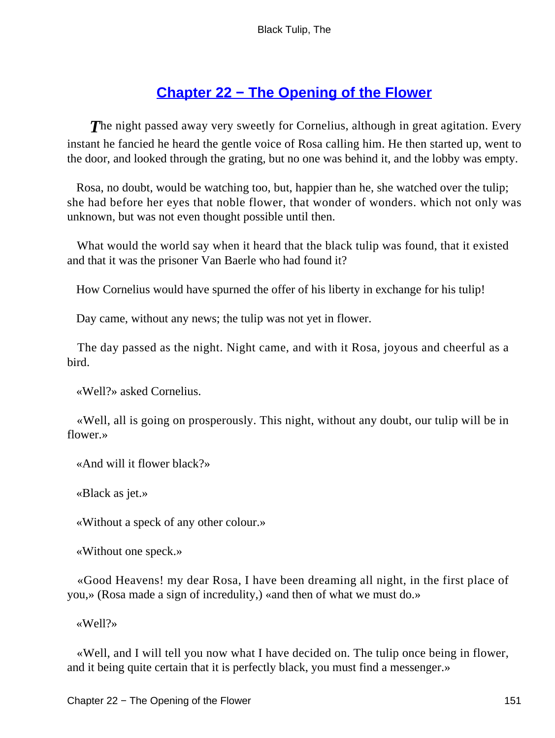## Chapter 22 − The Opening of the Flower

The night passed away very sweetly for Cornelius, although in great agitation. Every instant he fancied he heard the gentle voice of Rosa calling him. He then started up, went to the door, and looked through the grating, but no one was behind it, and the lobby was empty.

Rosa, no doubt, would be watching too, but, happier than he, she watched over the tulip; she had before her eyes that noble flower, that wonder of wonders. which not only was unknown, but was not even thought possible until then.

What would the world say when it heard that the black tulip was found, that it existed and that it was the prisoner Van Baerle who had found it?

How Cornelius would have spurned the offer of his liberty in exchange for his tulip!

Day came, without any news; the tulip was not yet in flower.

The day passed as the night. Night came, and with it Rosa, joyous and cheerful as a bird.

«Well?» asked Cornelius.

«Well, all is going on prosperously. This night, without any doubt, our tulip will be in flower.»

«And will it flower black?»

«Black as jet.»

«Without a speck of any other colour.»

«Without one speck.»

«Good Heavens! my dear Rosa, I have been dreaming all night, in the first place of you,» (Rosa made a sign of incredulity,) «and then of what we must do.»

«Well?»

«Well, and I will tell you now what I have decided on. The tulip once being in flower, and it being quite certain that it is perfectly black, you must find a messenger.»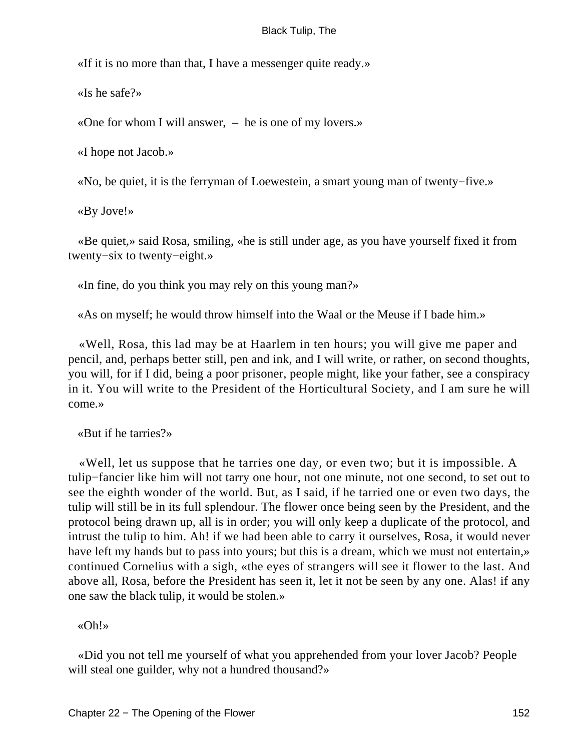«If it is no more than that, I have a messenger quite ready.»

«Is he safe?»

«One for whom I will answer, – he is one of my lovers.»

«I hope not Jacob.»

«No, be quiet, it is the ferryman of Loewestein, a smart young man of twenty−five.»

«By Jove!»

«Be quiet,» said Rosa, smiling, «he is still under age, as you have yourself fixed it from twenty−six to twenty−eight.»

«In fine, do you think you may rely on this young man?»

«As on myself; he would throw himself into the Waal or the Meuse if I bade him.»

«Well, Rosa, this lad may be at Haarlem in ten hours; you will give me paper and pencil, and, perhaps better still, pen and ink, and I will write, or rather, on second thoughts, you will, for if I did, being a poor prisoner, people might, like your father, see a conspiracy in it. You will write to the President of the Horticultural Society, and I am sure he will come.»

«But if he tarries?»

«Well, let us suppose that he tarries one day, or even two; but it is impossible. A tulip−fancier like him will not tarry one hour, not one minute, not one second, to set out to see the eighth wonder of the world. But, as I said, if he tarried one or even two days, the tulip will still be in its full splendour. The flower once being seen by the President, and the protocol being drawn up, all is in order; you will only keep a duplicate of the protocol, and intrust the tulip to him. Ah! if we had been able to carry it ourselves, Rosa, it would never have left my hands but to pass into yours; but this is a dream, which we must not entertain,» continued Cornelius with a sigh, «the eyes of strangers will see it flower to the last. And above all, Rosa, before the President has seen it, let it not be seen by any one. Alas! if any one saw the black tulip, it would be stolen.»

«Oh!»

«Did you not tell me yourself of what you apprehended from your lover Jacob? People will steal one guilder, why not a hundred thousand?»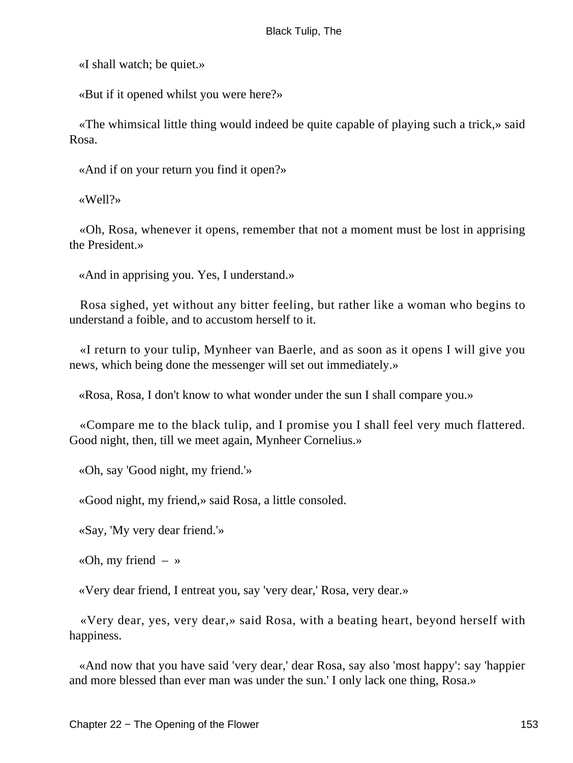«I shall watch; be quiet.»

«But if it opened whilst you were here?»

«The whimsical little thing would indeed be quite capable of playing such a trick,» said Rosa.

«And if on your return you find it open?»

«Well?»

«Oh, Rosa, whenever it opens, remember that not a moment must be lost in apprising the President.»

«And in apprising you. Yes, I understand.»

Rosa sighed, yet without any bitter feeling, but rather like a woman who begins to understand a foible, and to accustom herself to it.

«I return to your tulip, Mynheer van Baerle, and as soon as it opens I will give you news, which being done the messenger will set out immediately.»

«Rosa, Rosa, I don't know to what wonder under the sun I shall compare you.»

«Compare me to the black tulip, and I promise you I shall feel very much flattered. Good night, then, till we meet again, Mynheer Cornelius.»

«Oh, say 'Good night, my friend.'»

«Good night, my friend,» said Rosa, a little consoled.

«Say, 'My very dear friend.'»

«Oh, my friend – »

«Very dear friend, I entreat you, say 'very dear,' Rosa, very dear.»

«Very dear, yes, very dear,» said Rosa, with a beating heart, beyond herself with happiness.

«And now that you have said 'very dear,' dear Rosa, say also 'most happy': say 'happier and more blessed than ever man was under the sun.' I only lack one thing, Rosa.»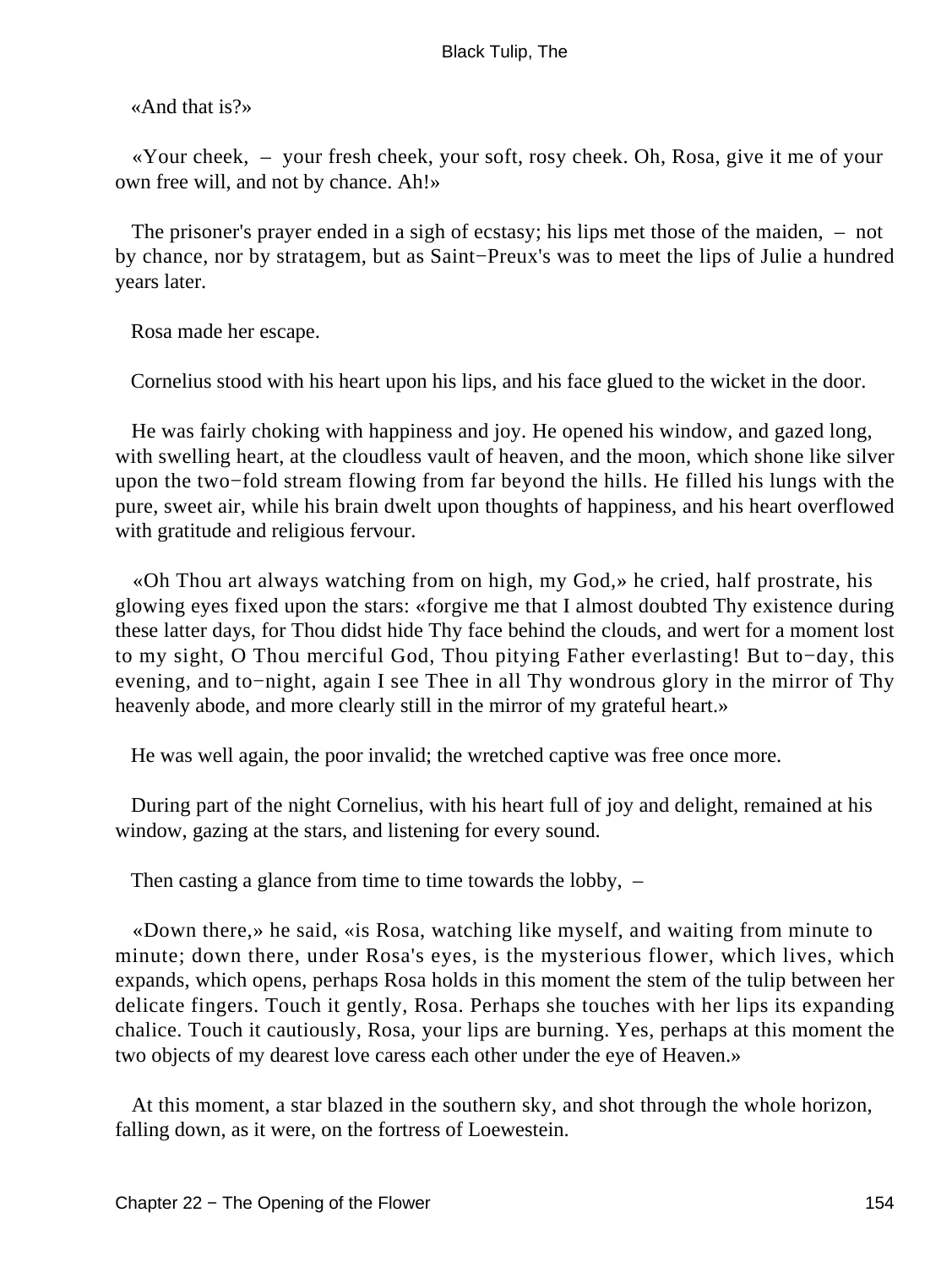«And that is?»

«Your cheek, – your fresh cheek, your soft, rosy cheek. Oh, Rosa, give it me of your own free will, and not by chance. Ah!»

The prisoner's prayer ended in a sigh of ecstasy; his lips met those of the maiden, – not by chance, nor by stratagem, but as Saint−Preux's was to meet the lips of Julie a hundred years later.

Rosa made her escape.

Cornelius stood with his heart upon his lips, and his face glued to the wicket in the door.

He was fairly choking with happiness and joy. He opened his window, and gazed long, with swelling heart, at the cloudless vault of heaven, and the moon, which shone like silver upon the two−fold stream flowing from far beyond the hills. He filled his lungs with the pure, sweet air, while his brain dwelt upon thoughts of happiness, and his heart overflowed with gratitude and religious fervour.

«Oh Thou art always watching from on high, my God,» he cried, half prostrate, his glowing eyes fixed upon the stars: «forgive me that I almost doubted Thy existence during these latter days, for Thou didst hide Thy face behind the clouds, and wert for a moment lost to my sight, O Thou merciful God, Thou pitying Father everlasting! But to−day, this evening, and to−night, again I see Thee in all Thy wondrous glory in the mirror of Thy heavenly abode, and more clearly still in the mirror of my grateful heart.»

He was well again, the poor invalid; the wretched captive was free once more.

During part of the night Cornelius, with his heart full of joy and delight, remained at his window, gazing at the stars, and listening for every sound.

Then casting a glance from time to time towards the lobby, –

«Down there,» he said, «is Rosa, watching like myself, and waiting from minute to minute; down there, under Rosa's eyes, is the mysterious flower, which lives, which expands, which opens, perhaps Rosa holds in this moment the stem of the tulip between her delicate fingers. Touch it gently, Rosa. Perhaps she touches with her lips its expanding chalice. Touch it cautiously, Rosa, your lips are burning. Yes, perhaps at this moment the two objects of my dearest love caress each other under the eye of Heaven.»

At this moment, a star blazed in the southern sky, and shot through the whole horizon, falling down, as it were, on the fortress of Loewestein.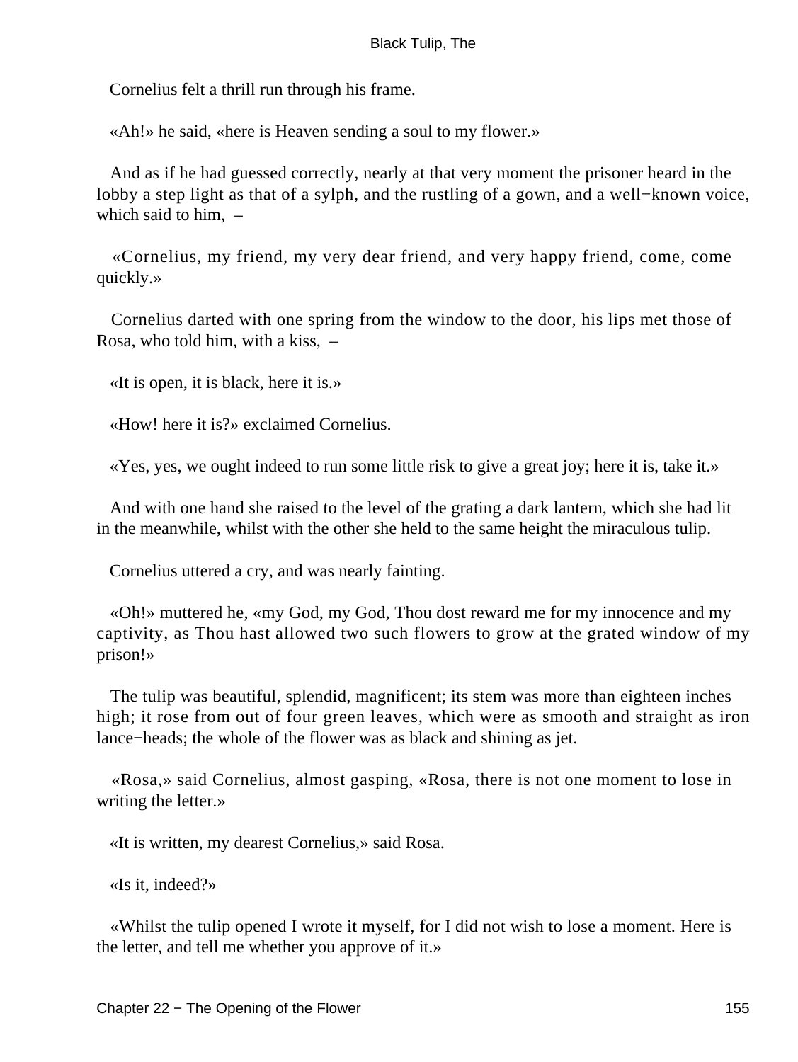Cornelius felt a thrill run through his frame.

«Ah!» he said, «here is Heaven sending a soul to my flower.»

And as if he had guessed correctly, nearly at that very moment the prisoner heard in the lobby a step light as that of a sylph, and the rustling of a gown, and a well−known voice, which said to him, –

«Cornelius, my friend, my very dear friend, and very happy friend, come, come quickly.»

Cornelius darted with one spring from the window to the door, his lips met those of Rosa, who told him, with a kiss, –

«It is open, it is black, here it is.»

«How! here it is?» exclaimed Cornelius.

«Yes, yes, we ought indeed to run some little risk to give a great joy; here it is, take it.»

And with one hand she raised to the level of the grating a dark lantern, which she had lit in the meanwhile, whilst with the other she held to the same height the miraculous tulip.

Cornelius uttered a cry, and was nearly fainting.

«Oh!» muttered he, «my God, my God, Thou dost reward me for my innocence and my captivity, as Thou hast allowed two such flowers to grow at the grated window of my prison!»

The tulip was beautiful, splendid, magnificent; its stem was more than eighteen inches high; it rose from out of four green leaves, which were as smooth and straight as iron lance−heads; the whole of the flower was as black and shining as jet.

«Rosa,» said Cornelius, almost gasping, «Rosa, there is not one moment to lose in writing the letter.»

«It is written, my dearest Cornelius,» said Rosa.

«Is it, indeed?»

«Whilst the tulip opened I wrote it myself, for I did not wish to lose a moment. Here is the letter, and tell me whether you approve of it.»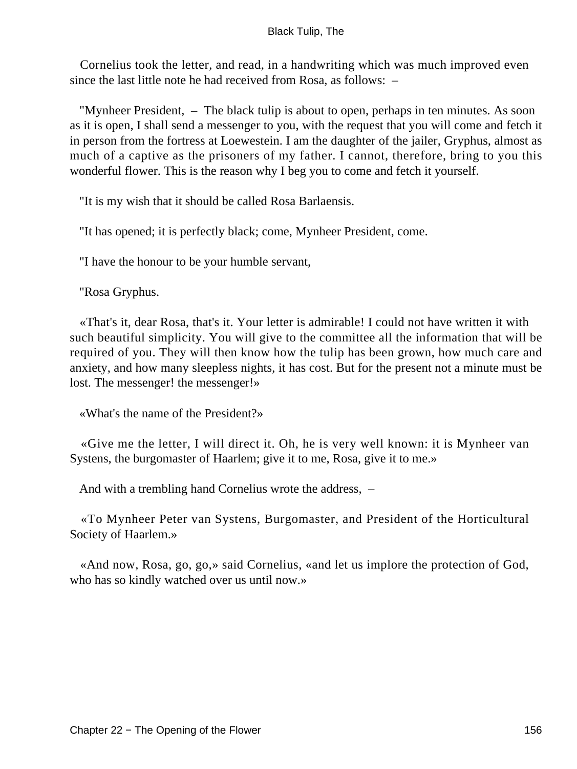Cornelius took the letter, and read, in a handwriting which was much improved even since the last little note he had received from Rosa, as follows: –

"Mynheer President, – The black tulip is about to open, perhaps in ten minutes. As soon as it is open, I shall send a messenger to you, with the request that you will come and fetch it in person from the fortress at Loewestein. I am the daughter of the jailer, Gryphus, almost as much of a captive as the prisoners of my father. I cannot, therefore, bring to you this wonderful flower. This is the reason why I beg you to come and fetch it yourself.

"It is my wish that it should be called Rosa Barlaensis.

"It has opened; it is perfectly black; come, Mynheer President, come.

"I have the honour to be your humble servant,

"Rosa Gryphus.

«That's it, dear Rosa, that's it. Your letter is admirable! I could not have written it with such beautiful simplicity. You will give to the committee all the information that will be required of you. They will then know how the tulip has been grown, how much care and anxiety, and how many sleepless nights, it has cost. But for the present not a minute must be lost. The messenger! the messenger!»

«What's the name of the President?»

«Give me the letter, I will direct it. Oh, he is very well known: it is Mynheer van Systens, the burgomaster of Haarlem; give it to me, Rosa, give it to me.»

And with a trembling hand Cornelius wrote the address, –

«To Mynheer Peter van Systens, Burgomaster, and President of the Horticultural Society of Haarlem.»

«And now, Rosa, go, go,» said Cornelius, «and let us implore the protection of God, who has so kindly watched over us until now.»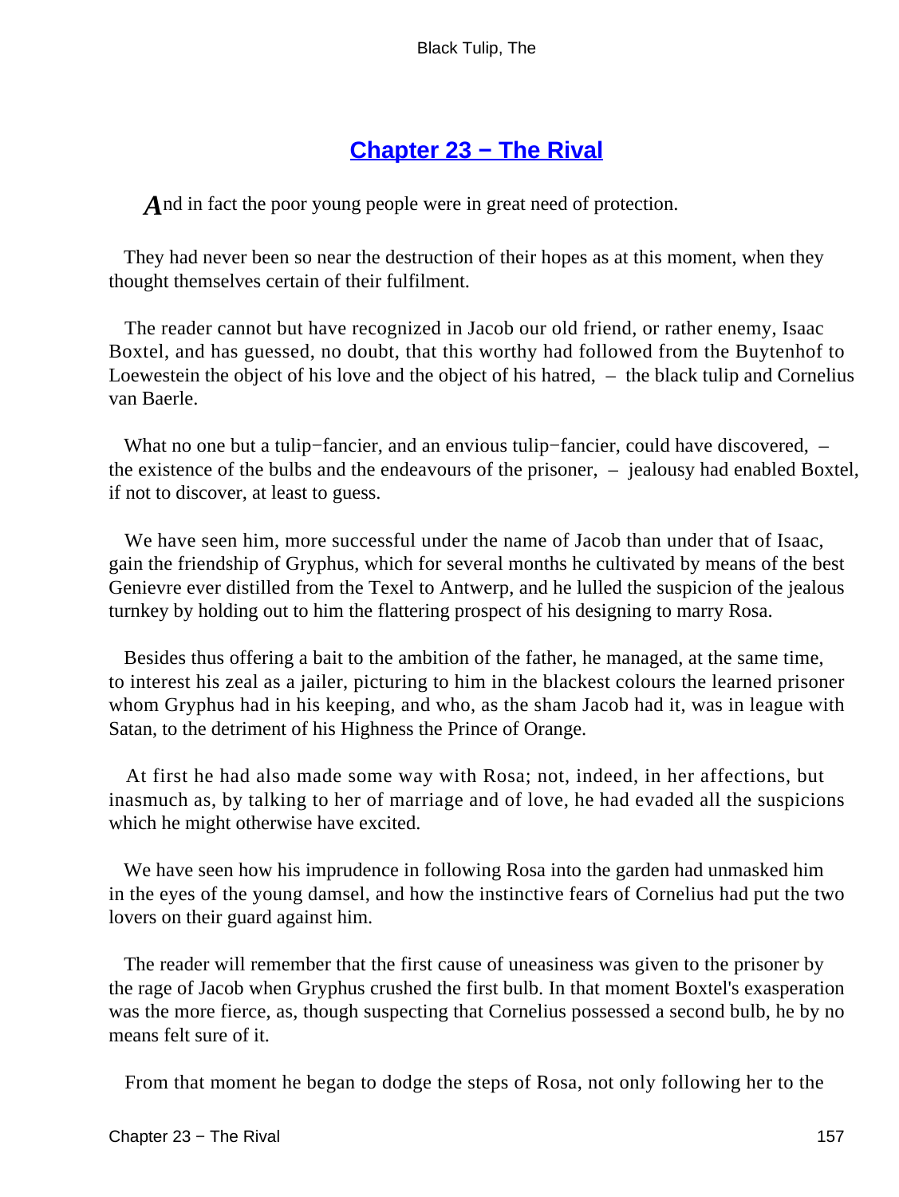## Chapter 23 − The Rival

*A*nd in fact the poor young people were in great need of protection.

They had never been so near the destruction of their hopes as at this moment, when they thought themselves certain of their fulfilment.

The reader cannot but have recognized in Jacob our old friend, or rather enemy, Isaac Boxtel, and has guessed, no doubt, that this worthy had followed from the Buytenhof to Loewestein the object of his love and the object of his hatred, – the black tulip and Cornelius van Baerle.

What no one but a tulip−fancier, and an envious tulip−fancier, could have discovered, – the existence of the bulbs and the endeavours of the prisoner, – jealousy had enabled Boxtel, if not to discover, at least to guess.

We have seen him, more successful under the name of Jacob than under that of Isaac, gain the friendship of Gryphus, which for several months he cultivated by means of the best Genievre ever distilled from the Texel to Antwerp, and he lulled the suspicion of the jealous turnkey by holding out to him the flattering prospect of his designing to marry Rosa.

Besides thus offering a bait to the ambition of the father, he managed, at the same time, to interest his zeal as a jailer, picturing to him in the blackest colours the learned prisoner whom Gryphus had in his keeping, and who, as the sham Jacob had it, was in league with Satan, to the detriment of his Highness the Prince of Orange.

At first he had also made some way with Rosa; not, indeed, in her affections, but inasmuch as, by talking to her of marriage and of love, he had evaded all the suspicions which he might otherwise have excited.

We have seen how his imprudence in following Rosa into the garden had unmasked him in the eyes of the young damsel, and how the instinctive fears of Cornelius had put the two lovers on their guard against him.

The reader will remember that the first cause of uneasiness was given to the prisoner by the rage of Jacob when Gryphus crushed the first bulb. In that moment Boxtel's exasperation was the more fierce, as, though suspecting that Cornelius possessed a second bulb, he by no means felt sure of it.

From that moment he began to dodge the steps of Rosa, not only following her to the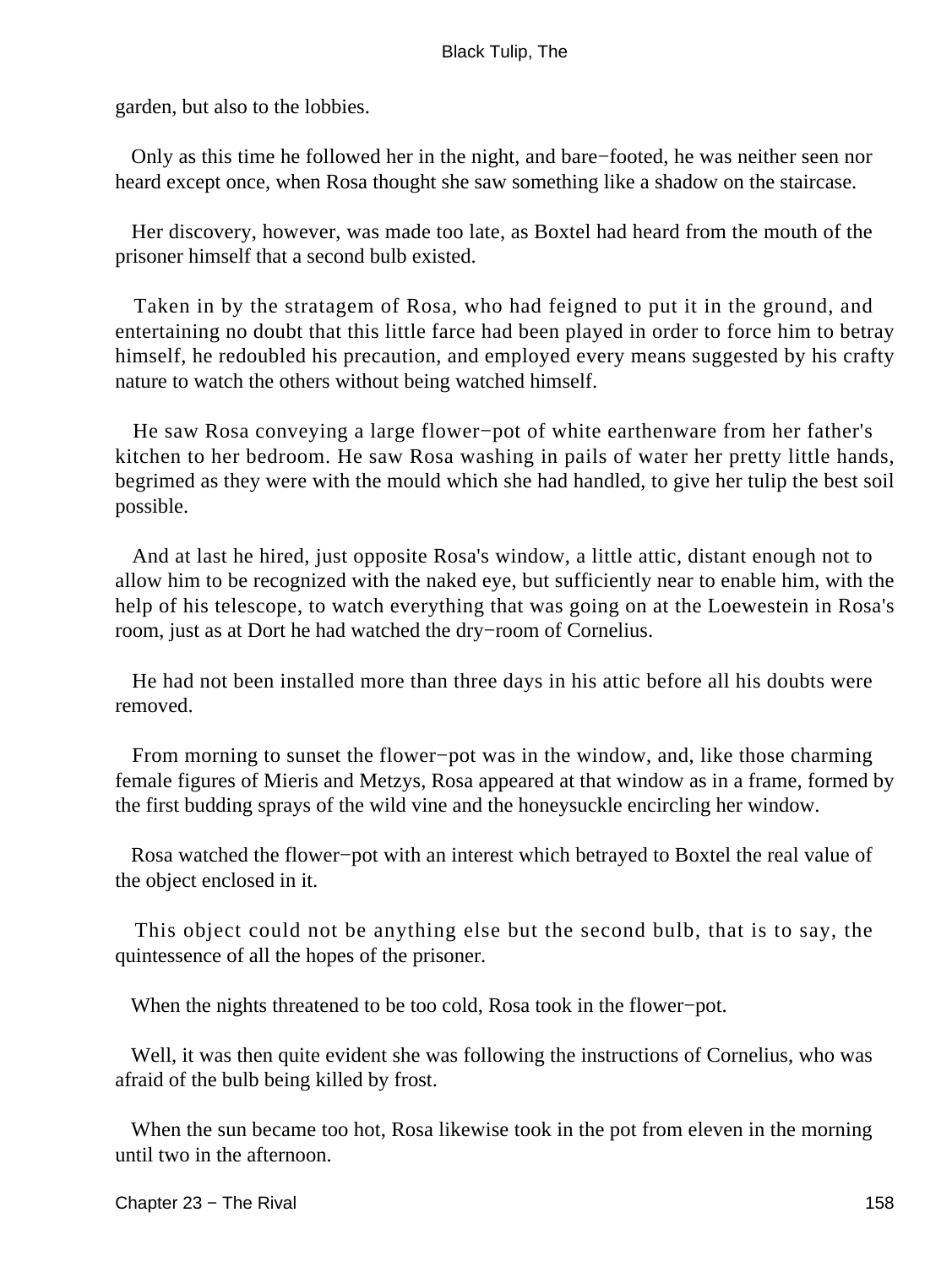garden, but also to the lobbies.

Only as this time he followed her in the night, and bare−footed, he was neither seen nor heard except once, when Rosa thought she saw something like a shadow on the staircase.

Her discovery, however, was made too late, as Boxtel had heard from the mouth of the prisoner himself that a second bulb existed.

Taken in by the stratagem of Rosa, who had feigned to put it in the ground, and entertaining no doubt that this little farce had been played in order to force him to betray himself, he redoubled his precaution, and employed every means suggested by his crafty nature to watch the others without being watched himself.

He saw Rosa conveying a large flower−pot of white earthenware from her father's kitchen to her bedroom. He saw Rosa washing in pails of water her pretty little hands, begrimed as they were with the mould which she had handled, to give her tulip the best soil possible.

And at last he hired, just opposite Rosa's window, a little attic, distant enough not to allow him to be recognized with the naked eye, but sufficiently near to enable him, with the help of his telescope, to watch everything that was going on at the Loewestein in Rosa's room, just as at Dort he had watched the dry−room of Cornelius.

He had not been installed more than three days in his attic before all his doubts were removed.

From morning to sunset the flower−pot was in the window, and, like those charming female figures of Mieris and Metzys, Rosa appeared at that window as in a frame, formed by the first budding sprays of the wild vine and the honeysuckle encircling her window.

Rosa watched the flower−pot with an interest which betrayed to Boxtel the real value of the object enclosed in it.

This object could not be anything else but the second bulb, that is to say, the quintessence of all the hopes of the prisoner.

When the nights threatened to be too cold, Rosa took in the flower−pot.

Well, it was then quite evident she was following the instructions of Cornelius, who was afraid of the bulb being killed by frost.

When the sun became too hot, Rosa likewise took in the pot from eleven in the morning until two in the afternoon.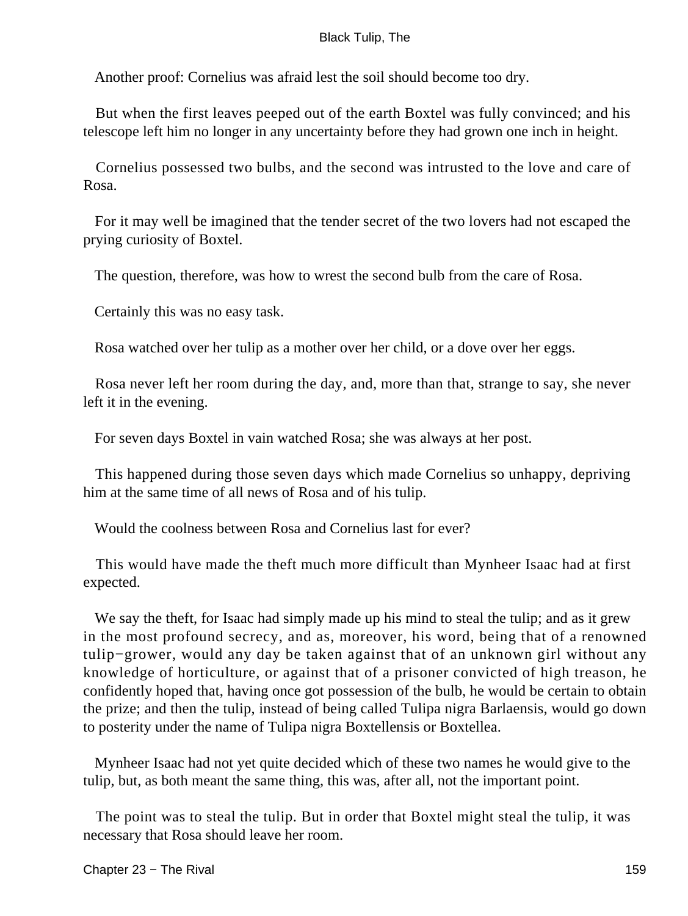Another proof: Cornelius was afraid lest the soil should become too dry.

But when the first leaves peeped out of the earth Boxtel was fully convinced; and his telescope left him no longer in any uncertainty before they had grown one inch in height.

Cornelius possessed two bulbs, and the second was intrusted to the love and care of Rosa.

For it may well be imagined that the tender secret of the two lovers had not escaped the prying curiosity of Boxtel.

The question, therefore, was how to wrest the second bulb from the care of Rosa.

Certainly this was no easy task.

Rosa watched over her tulip as a mother over her child, or a dove over her eggs.

Rosa never left her room during the day, and, more than that, strange to say, she never left it in the evening.

For seven days Boxtel in vain watched Rosa; she was always at her post.

This happened during those seven days which made Cornelius so unhappy, depriving him at the same time of all news of Rosa and of his tulip.

Would the coolness between Rosa and Cornelius last for ever?

This would have made the theft much more difficult than Mynheer Isaac had at first expected.

We say the theft, for Isaac had simply made up his mind to steal the tulip; and as it grew in the most profound secrecy, and as, moreover, his word, being that of a renowned tulip−grower, would any day be taken against that of an unknown girl without any knowledge of horticulture, or against that of a prisoner convicted of high treason, he confidently hoped that, having once got possession of the bulb, he would be certain to obtain the prize; and then the tulip, instead of being called Tulipa nigra Barlaensis, would go down to posterity under the name of Tulipa nigra Boxtellensis or Boxtellea.

Mynheer Isaac had not yet quite decided which of these two names he would give to the tulip, but, as both meant the same thing, this was, after all, not the important point.

The point was to steal the tulip. But in order that Boxtel might steal the tulip, it was necessary that Rosa should leave her room.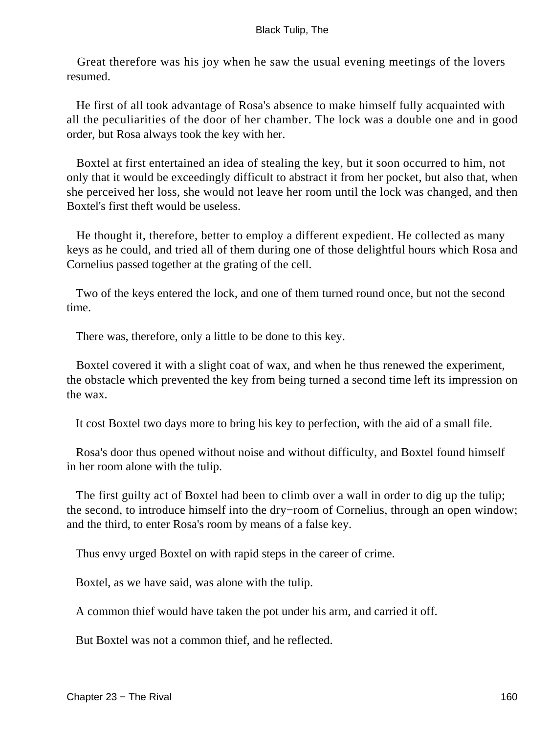Great therefore was his joy when he saw the usual evening meetings of the lovers resumed.

He first of all took advantage of Rosa's absence to make himself fully acquainted with all the peculiarities of the door of her chamber. The lock was a double one and in good order, but Rosa always took the key with her.

Boxtel at first entertained an idea of stealing the key, but it soon occurred to him, not only that it would be exceedingly difficult to abstract it from her pocket, but also that, when she perceived her loss, she would not leave her room until the lock was changed, and then Boxtel's first theft would be useless.

He thought it, therefore, better to employ a different expedient. He collected as many keys as he could, and tried all of them during one of those delightful hours which Rosa and Cornelius passed together at the grating of the cell.

Two of the keys entered the lock, and one of them turned round once, but not the second time.

There was, therefore, only a little to be done to this key.

Boxtel covered it with a slight coat of wax, and when he thus renewed the experiment, the obstacle which prevented the key from being turned a second time left its impression on the wax.

It cost Boxtel two days more to bring his key to perfection, with the aid of a small file.

Rosa's door thus opened without noise and without difficulty, and Boxtel found himself in her room alone with the tulip.

The first guilty act of Boxtel had been to climb over a wall in order to dig up the tulip; the second, to introduce himself into the dry−room of Cornelius, through an open window; and the third, to enter Rosa's room by means of a false key.

Thus envy urged Boxtel on with rapid steps in the career of crime.

Boxtel, as we have said, was alone with the tulip.

A common thief would have taken the pot under his arm, and carried it off.

But Boxtel was not a common thief, and he reflected.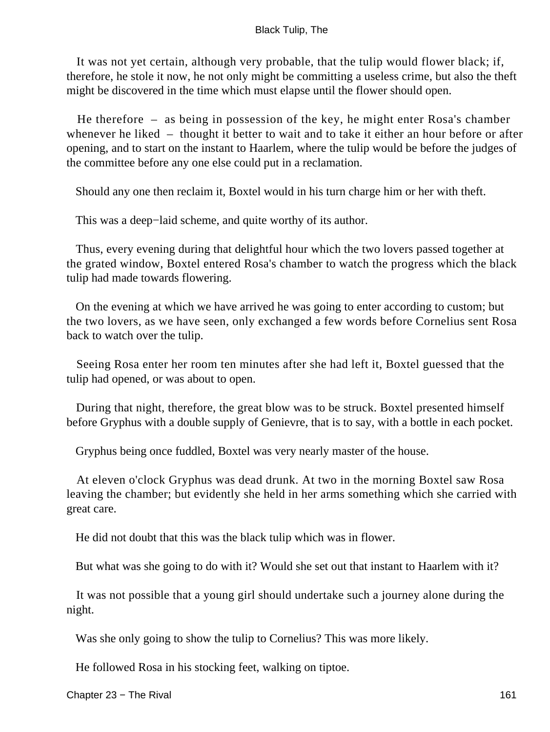It was not yet certain, although very probable, that the tulip would flower black; if, therefore, he stole it now, he not only might be committing a useless crime, but also the theft might be discovered in the time which must elapse until the flower should open.

He therefore – as being in possession of the key, he might enter Rosa's chamber whenever he liked – thought it better to wait and to take it either an hour before or after opening, and to start on the instant to Haarlem, where the tulip would be before the judges of the committee before any one else could put in a reclamation.

Should any one then reclaim it, Boxtel would in his turn charge him or her with theft.

This was a deep−laid scheme, and quite worthy of its author.

Thus, every evening during that delightful hour which the two lovers passed together at the grated window, Boxtel entered Rosa's chamber to watch the progress which the black tulip had made towards flowering.

On the evening at which we have arrived he was going to enter according to custom; but the two lovers, as we have seen, only exchanged a few words before Cornelius sent Rosa back to watch over the tulip.

Seeing Rosa enter her room ten minutes after she had left it, Boxtel guessed that the tulip had opened, or was about to open.

During that night, therefore, the great blow was to be struck. Boxtel presented himself before Gryphus with a double supply of Genievre, that is to say, with a bottle in each pocket.

Gryphus being once fuddled, Boxtel was very nearly master of the house.

At eleven o'clock Gryphus was dead drunk. At two in the morning Boxtel saw Rosa leaving the chamber; but evidently she held in her arms something which she carried with great care.

He did not doubt that this was the black tulip which was in flower.

But what was she going to do with it? Would she set out that instant to Haarlem with it?

It was not possible that a young girl should undertake such a journey alone during the night.

Was she only going to show the tulip to Cornelius? This was more likely.

He followed Rosa in his stocking feet, walking on tiptoe.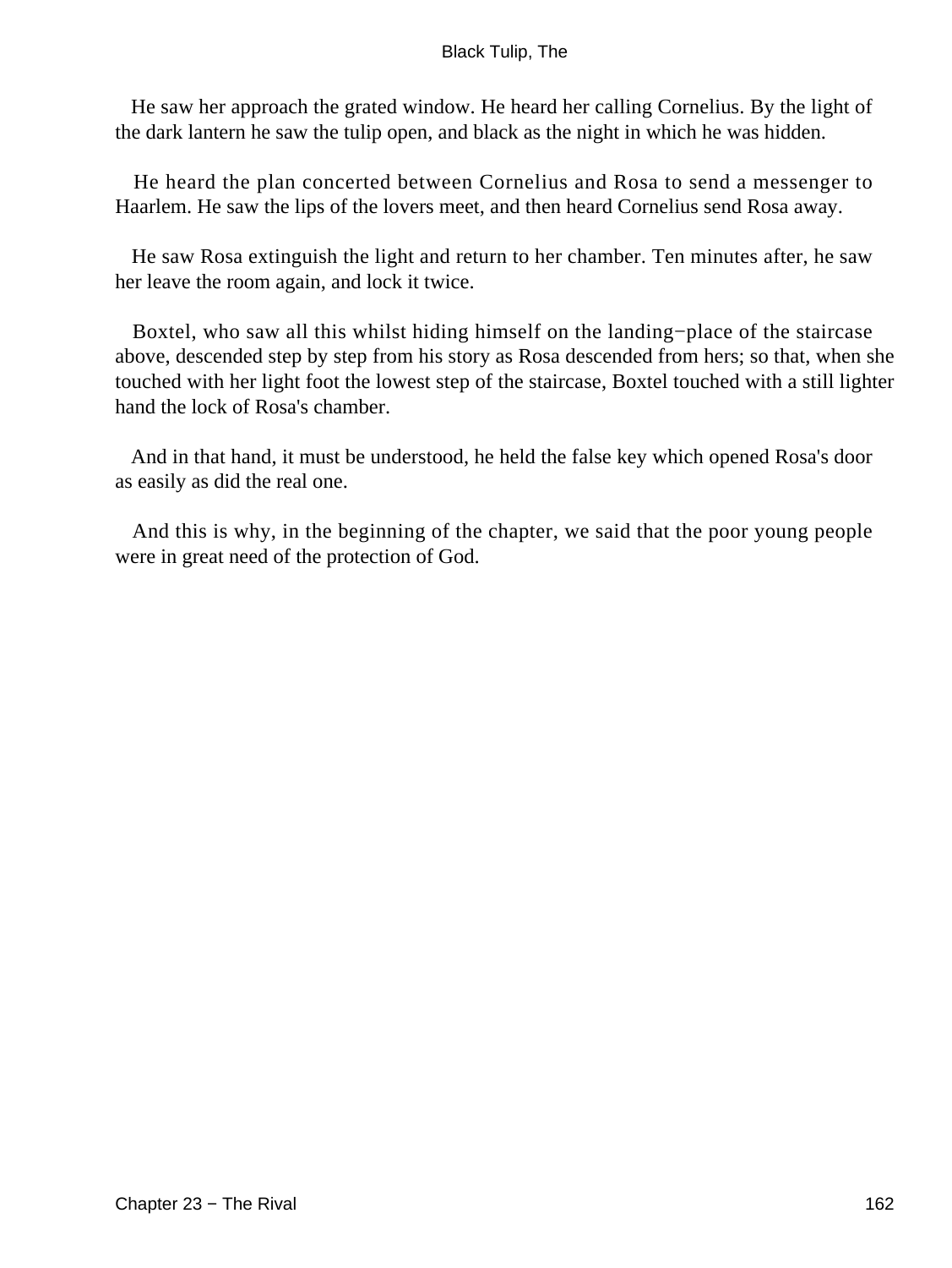He saw her approach the grated window. He heard her calling Cornelius. By the light of the dark lantern he saw the tulip open, and black as the night in which he was hidden.

He heard the plan concerted between Cornelius and Rosa to send a messenger to Haarlem. He saw the lips of the lovers meet, and then heard Cornelius send Rosa away.

He saw Rosa extinguish the light and return to her chamber. Ten minutes after, he saw her leave the room again, and lock it twice.

Boxtel, who saw all this whilst hiding himself on the landing−place of the staircase above, descended step by step from his story as Rosa descended from hers; so that, when she touched with her light foot the lowest step of the staircase, Boxtel touched with a still lighter hand the lock of Rosa's chamber.

And in that hand, it must be understood, he held the false key which opened Rosa's door as easily as did the real one.

And this is why, in the beginning of the chapter, we said that the poor young people were in great need of the protection of God.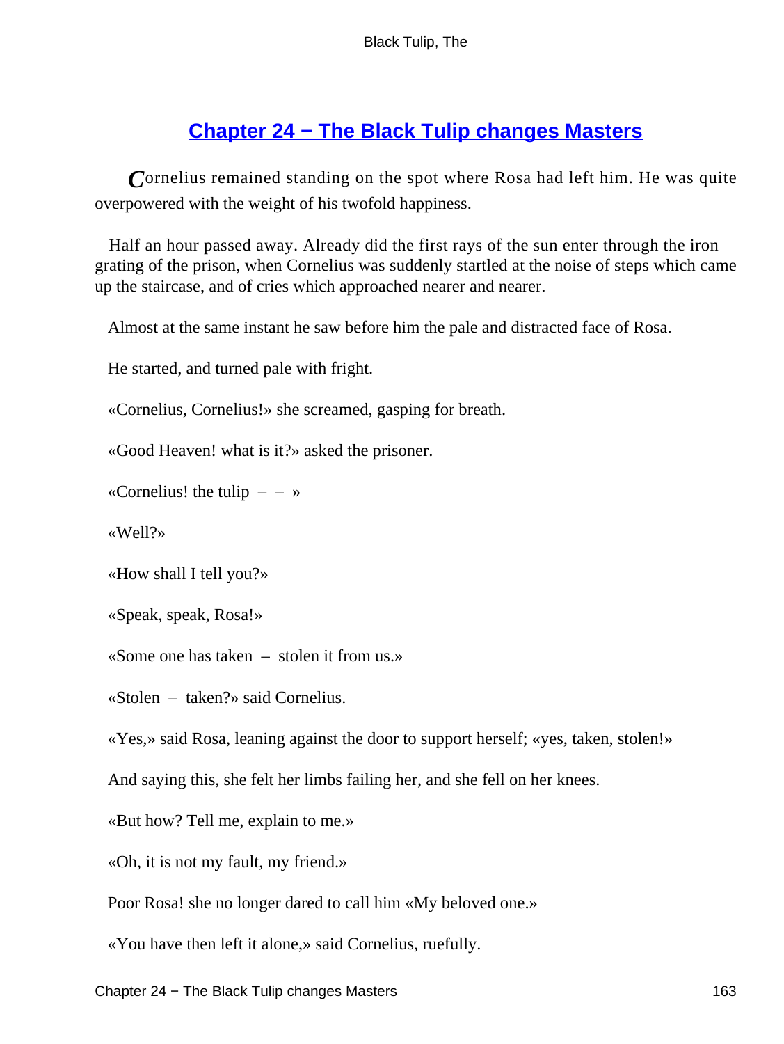## Chapter 24 − The Black Tulip changes Masters

Cornelius remained standing on the spot where Rosa had left him. He was quite overpowered with the weight of his twofold happiness.

Half an hour passed away. Already did the first rays of the sun enter through the iron grating of the prison, when Cornelius was suddenly startled at the noise of steps which came up the staircase, and of cries which approached nearer and nearer.

Almost at the same instant he saw before him the pale and distracted face of Rosa.

He started, and turned pale with fright.

«Cornelius, Cornelius!» she screamed, gasping for breath.

«Good Heaven! what is it?» asked the prisoner.

«Cornelius! the tulip – – »

«Well?»

«How shall I tell you?»

«Speak, speak, Rosa!»

«Some one has taken – stolen it from us.»

«Stolen – taken?» said Cornelius.

«Yes,» said Rosa, leaning against the door to support herself; «yes, taken, stolen!»

And saying this, she felt her limbs failing her, and she fell on her knees.

«But how? Tell me, explain to me.»

«Oh, it is not my fault, my friend.»

Poor Rosa! she no longer dared to call him «My beloved one.»

«You have then left it alone,» said Cornelius, ruefully.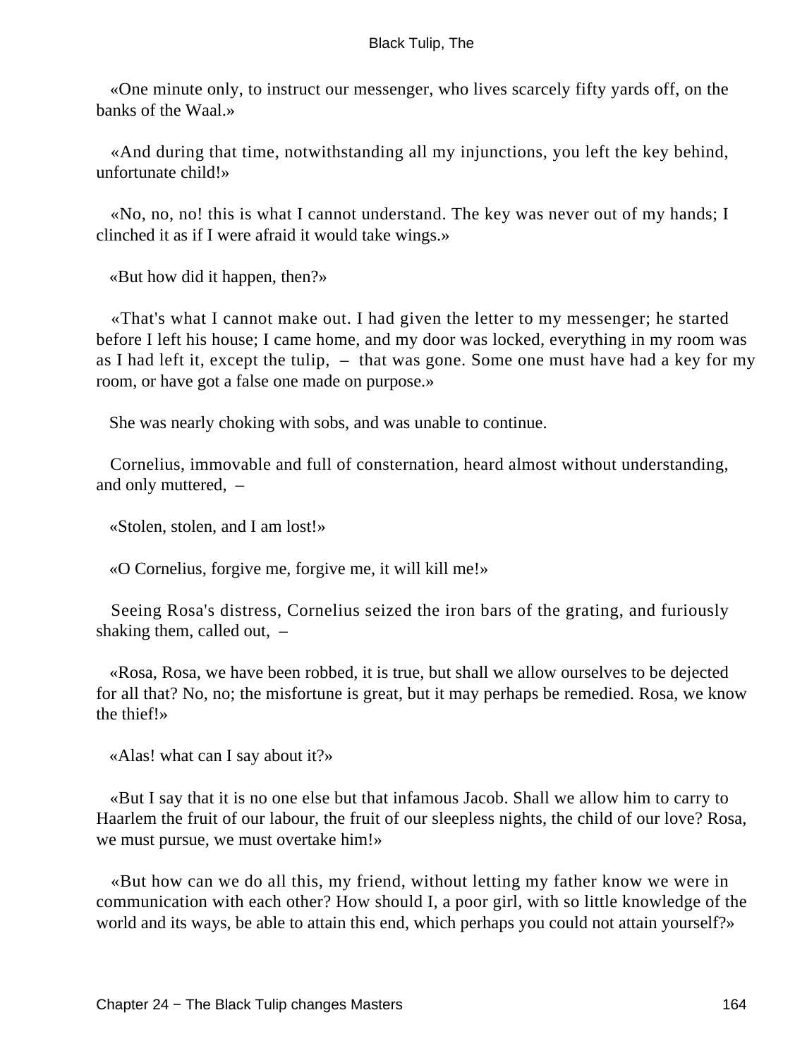«One minute only, to instruct our messenger, who lives scarcely fifty yards off, on the banks of the Waal.»

«And during that time, notwithstanding all my injunctions, you left the key behind, unfortunate child!»

«No, no, no! this is what I cannot understand. The key was never out of my hands; I clinched it as if I were afraid it would take wings.»

«But how did it happen, then?»

«That's what I cannot make out. I had given the letter to my messenger; he started before I left his house; I came home, and my door was locked, everything in my room was as I had left it, except the tulip, – that was gone. Some one must have had a key for my room, or have got a false one made on purpose.»

She was nearly choking with sobs, and was unable to continue.

Cornelius, immovable and full of consternation, heard almost without understanding, and only muttered, –

«Stolen, stolen, and I am lost!»

«O Cornelius, forgive me, forgive me, it will kill me!»

Seeing Rosa's distress, Cornelius seized the iron bars of the grating, and furiously shaking them, called out, –

«Rosa, Rosa, we have been robbed, it is true, but shall we allow ourselves to be dejected for all that? No, no; the misfortune is great, but it may perhaps be remedied. Rosa, we know the thief!»

«Alas! what can I say about it?»

«But I say that it is no one else but that infamous Jacob. Shall we allow him to carry to Haarlem the fruit of our labour, the fruit of our sleepless nights, the child of our love? Rosa, we must pursue, we must overtake him!»

«But how can we do all this, my friend, without letting my father know we were in communication with each other? How should I, a poor girl, with so little knowledge of the world and its ways, be able to attain this end, which perhaps you could not attain yourself?»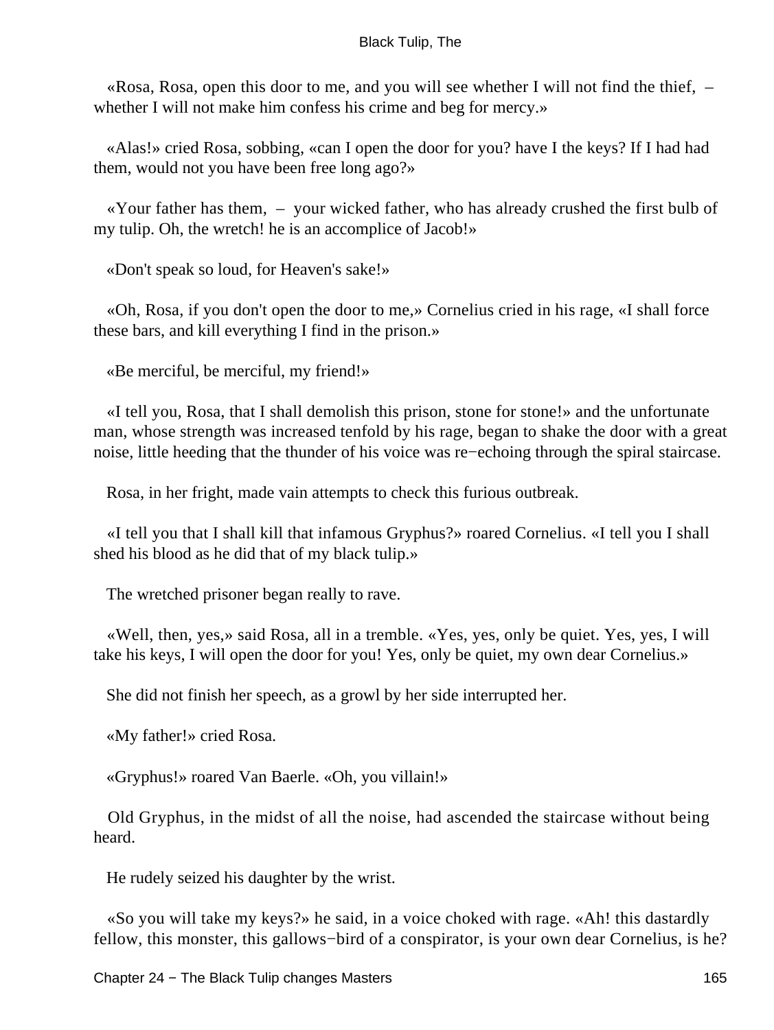«Rosa, Rosa, open this door to me, and you will see whether I will not find the thief, – whether I will not make him confess his crime and beg for mercy.»

«Alas!» cried Rosa, sobbing, «can I open the door for you? have I the keys? If I had had them, would not you have been free long ago?»

«Your father has them, – your wicked father, who has already crushed the first bulb of my tulip. Oh, the wretch! he is an accomplice of Jacob!»

«Don't speak so loud, for Heaven's sake!»

«Oh, Rosa, if you don't open the door to me,» Cornelius cried in his rage, «I shall force these bars, and kill everything I find in the prison.»

«Be merciful, be merciful, my friend!»

«I tell you, Rosa, that I shall demolish this prison, stone for stone!» and the unfortunate man, whose strength was increased tenfold by his rage, began to shake the door with a great noise, little heeding that the thunder of his voice was re−echoing through the spiral staircase.

Rosa, in her fright, made vain attempts to check this furious outbreak.

«I tell you that I shall kill that infamous Gryphus?» roared Cornelius. «I tell you I shall shed his blood as he did that of my black tulip.»

The wretched prisoner began really to rave.

«Well, then, yes,» said Rosa, all in a tremble. «Yes, yes, only be quiet. Yes, yes, I will take his keys, I will open the door for you! Yes, only be quiet, my own dear Cornelius.»

She did not finish her speech, as a growl by her side interrupted her.

«My father!» cried Rosa.

«Gryphus!» roared Van Baerle. «Oh, you villain!»

Old Gryphus, in the midst of all the noise, had ascended the staircase without being heard.

He rudely seized his daughter by the wrist.

«So you will take my keys?» he said, in a voice choked with rage. «Ah! this dastardly fellow, this monster, this gallows−bird of a conspirator, is your own dear Cornelius, is he?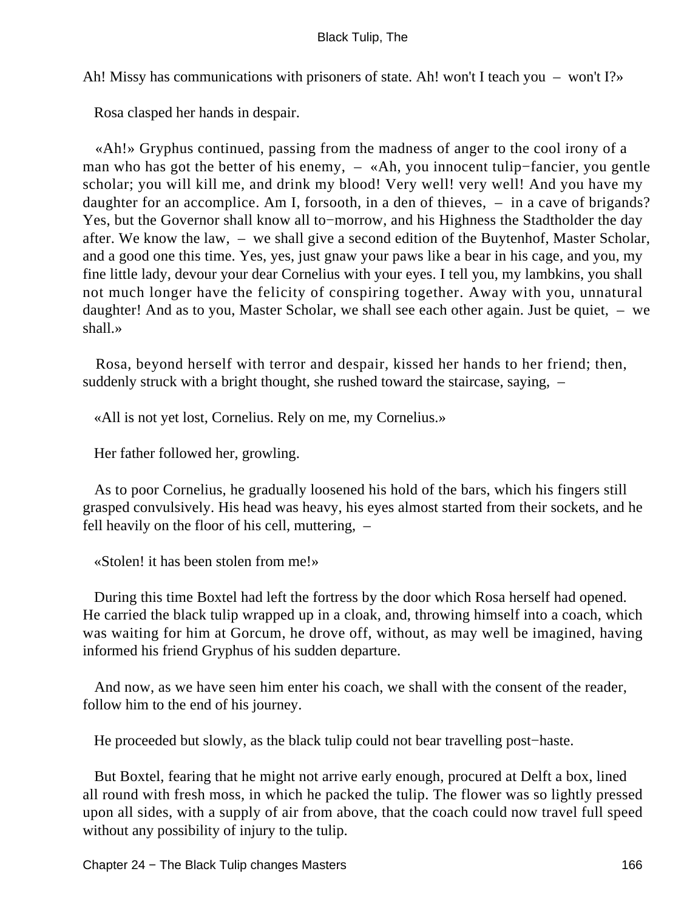Ah! Missy has communications with prisoners of state. Ah! won't I teach you – won't I?»

Rosa clasped her hands in despair.

«Ah!» Gryphus continued, passing from the madness of anger to the cool irony of a man who has got the better of his enemy, – «Ah, you innocent tulip−fancier, you gentle scholar; you will kill me, and drink my blood! Very well! very well! And you have my daughter for an accomplice. Am I, forsooth, in a den of thieves, – in a cave of brigands? Yes, but the Governor shall know all to−morrow, and his Highness the Stadtholder the day after. We know the law, – we shall give a second edition of the Buytenhof, Master Scholar, and a good one this time. Yes, yes, just gnaw your paws like a bear in his cage, and you, my fine little lady, devour your dear Cornelius with your eyes. I tell you, my lambkins, you shall not much longer have the felicity of conspiring together. Away with you, unnatural daughter! And as to you, Master Scholar, we shall see each other again. Just be quiet, – we shall.»

Rosa, beyond herself with terror and despair, kissed her hands to her friend; then, suddenly struck with a bright thought, she rushed toward the staircase, saying, –

«All is not yet lost, Cornelius. Rely on me, my Cornelius.»

Her father followed her, growling.

As to poor Cornelius, he gradually loosened his hold of the bars, which his fingers still grasped convulsively. His head was heavy, his eyes almost started from their sockets, and he fell heavily on the floor of his cell, muttering, –

«Stolen! it has been stolen from me!»

During this time Boxtel had left the fortress by the door which Rosa herself had opened. He carried the black tulip wrapped up in a cloak, and, throwing himself into a coach, which was waiting for him at Gorcum, he drove off, without, as may well be imagined, having informed his friend Gryphus of his sudden departure.

And now, as we have seen him enter his coach, we shall with the consent of the reader, follow him to the end of his journey.

He proceeded but slowly, as the black tulip could not bear travelling post−haste.

But Boxtel, fearing that he might not arrive early enough, procured at Delft a box, lined all round with fresh moss, in which he packed the tulip. The flower was so lightly pressed upon all sides, with a supply of air from above, that the coach could now travel full speed without any possibility of injury to the tulip.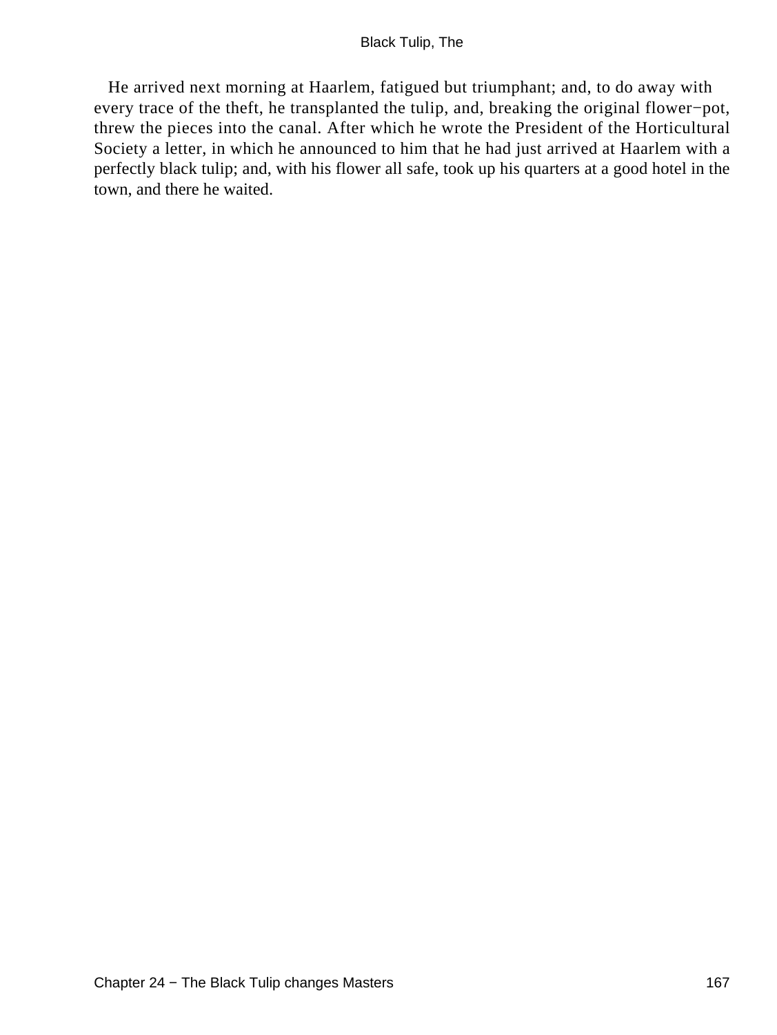He arrived next morning at Haarlem, fatigued but triumphant; and, to do away with every trace of the theft, he transplanted the tulip, and, breaking the original flower−pot, threw the pieces into the canal. After which he wrote the President of the Horticultural Society a letter, in which he announced to him that he had just arrived at Haarlem with a perfectly black tulip; and, with his flower all safe, took up his quarters at a good hotel in the town, and there he waited.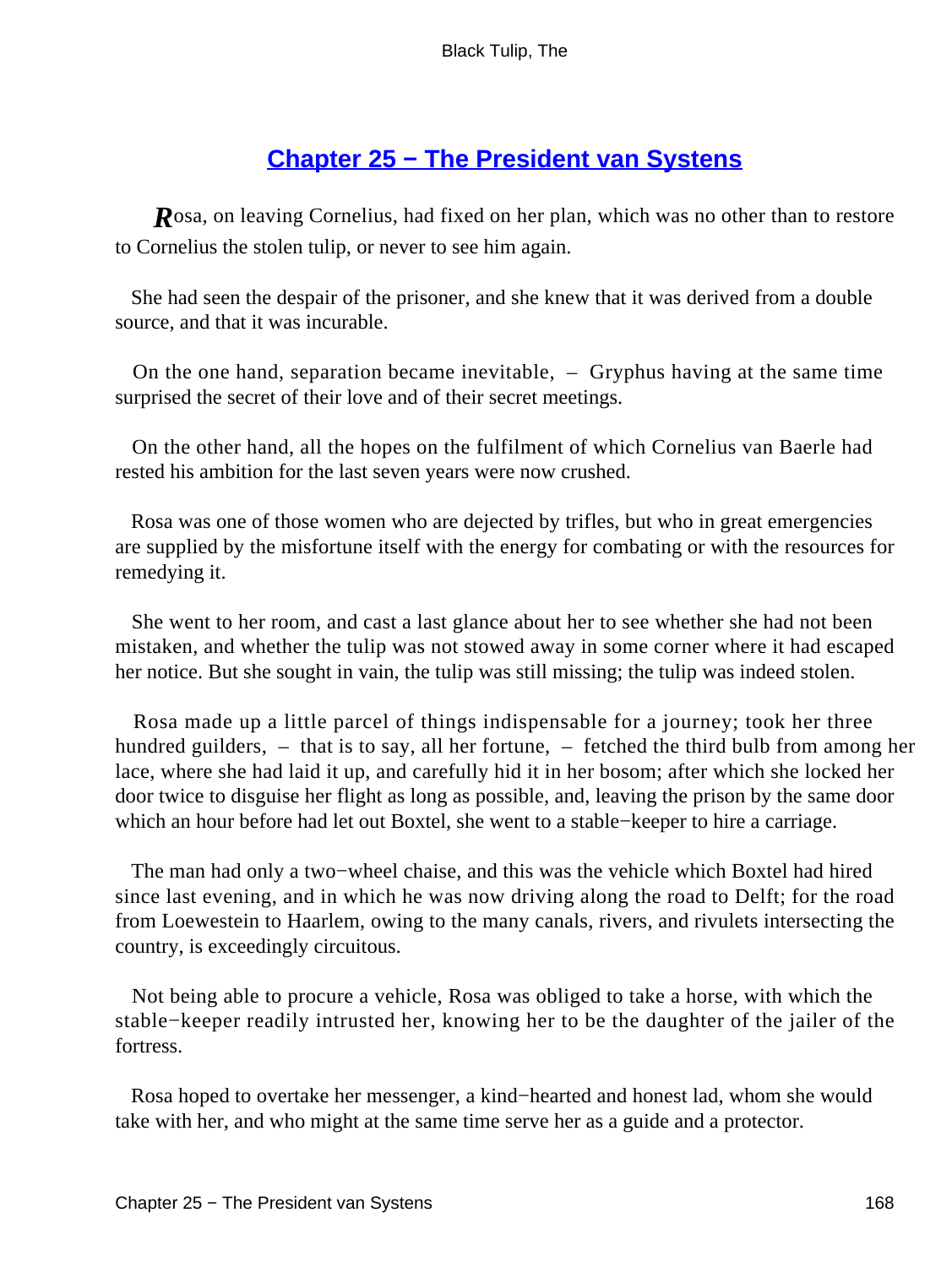## Chapter 25 − The President van Systens

Rosa, on leaving Cornelius, had fixed on her plan, which was no other than to restore to Cornelius the stolen tulip, or never to see him again.

She had seen the despair of the prisoner, and she knew that it was derived from a double source, and that it was incurable.

On the one hand, separation became inevitable, – Gryphus having at the same time surprised the secret of their love and of their secret meetings.

On the other hand, all the hopes on the fulfilment of which Cornelius van Baerle had rested his ambition for the last seven years were now crushed.

Rosa was one of those women who are dejected by trifles, but who in great emergencies are supplied by the misfortune itself with the energy for combating or with the resources for remedying it.

She went to her room, and cast a last glance about her to see whether she had not been mistaken, and whether the tulip was not stowed away in some corner where it had escaped her notice. But she sought in vain, the tulip was still missing; the tulip was indeed stolen.

Rosa made up a little parcel of things indispensable for a journey; took her three hundred guilders, – that is to say, all her fortune, – fetched the third bulb from among her lace, where she had laid it up, and carefully hid it in her bosom; after which she locked her door twice to disguise her flight as long as possible, and, leaving the prison by the same door which an hour before had let out Boxtel, she went to a stable−keeper to hire a carriage.

The man had only a two−wheel chaise, and this was the vehicle which Boxtel had hired since last evening, and in which he was now driving along the road to Delft; for the road from Loewestein to Haarlem, owing to the many canals, rivers, and rivulets intersecting the country, is exceedingly circuitous.

Not being able to procure a vehicle, Rosa was obliged to take a horse, with which the stable−keeper readily intrusted her, knowing her to be the daughter of the jailer of the fortress.

Rosa hoped to overtake her messenger, a kind−hearted and honest lad, whom she would take with her, and who might at the same time serve her as a guide and a protector.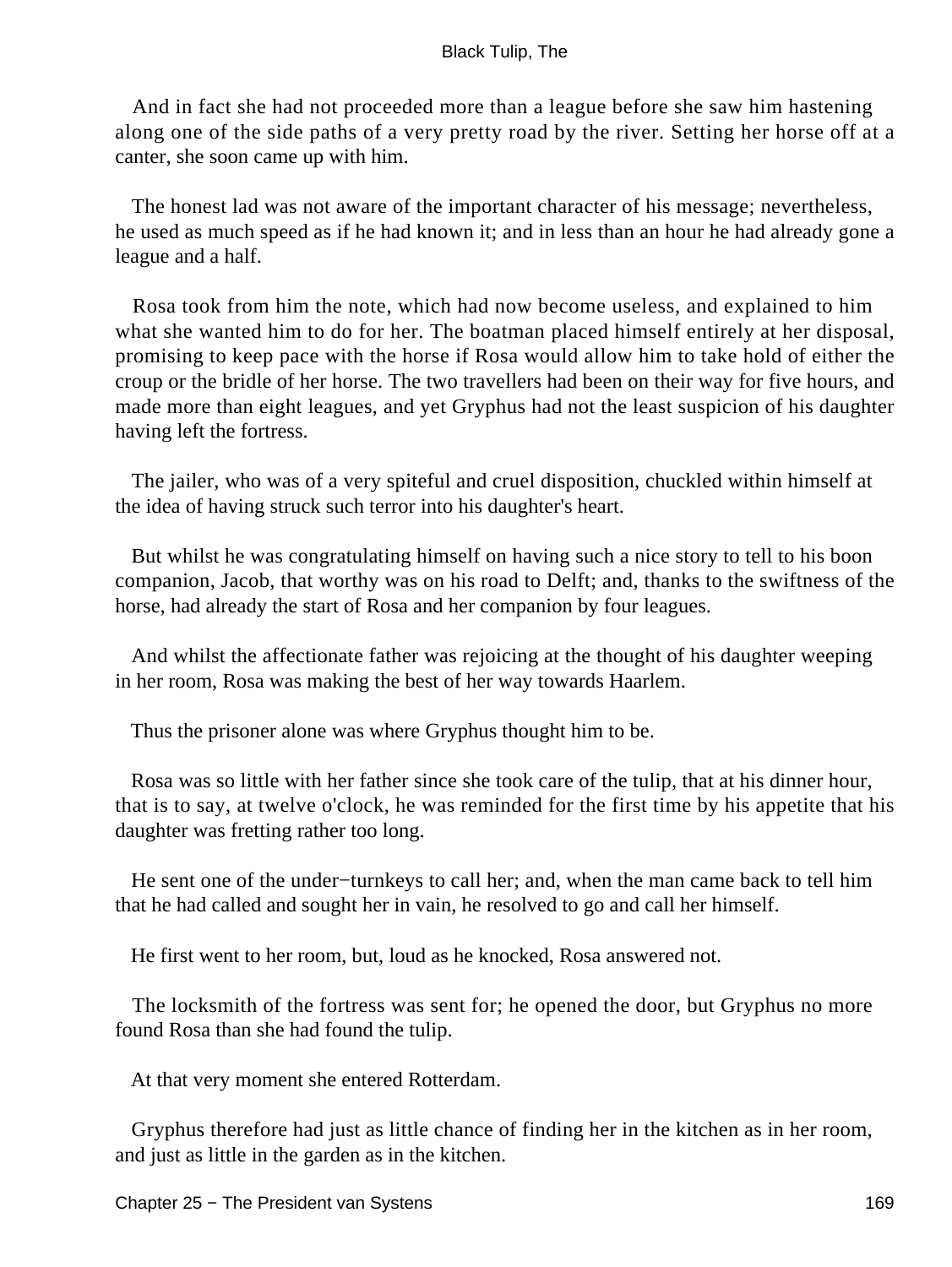And in fact she had not proceeded more than a league before she saw him hastening along one of the side paths of a very pretty road by the river. Setting her horse off at a canter, she soon came up with him.

The honest lad was not aware of the important character of his message; nevertheless, he used as much speed as if he had known it; and in less than an hour he had already gone a league and a half.

Rosa took from him the note, which had now become useless, and explained to him what she wanted him to do for her. The boatman placed himself entirely at her disposal, promising to keep pace with the horse if Rosa would allow him to take hold of either the croup or the bridle of her horse. The two travellers had been on their way for five hours, and made more than eight leagues, and yet Gryphus had not the least suspicion of his daughter having left the fortress.

The jailer, who was of a very spiteful and cruel disposition, chuckled within himself at the idea of having struck such terror into his daughter's heart.

But whilst he was congratulating himself on having such a nice story to tell to his boon companion, Jacob, that worthy was on his road to Delft; and, thanks to the swiftness of the horse, had already the start of Rosa and her companion by four leagues.

And whilst the affectionate father was rejoicing at the thought of his daughter weeping in her room, Rosa was making the best of her way towards Haarlem.

Thus the prisoner alone was where Gryphus thought him to be.

Rosa was so little with her father since she took care of the tulip, that at his dinner hour, that is to say, at twelve o'clock, he was reminded for the first time by his appetite that his daughter was fretting rather too long.

He sent one of the under−turnkeys to call her; and, when the man came back to tell him that he had called and sought her in vain, he resolved to go and call her himself.

He first went to her room, but, loud as he knocked, Rosa answered not.

The locksmith of the fortress was sent for; he opened the door, but Gryphus no more found Rosa than she had found the tulip.

At that very moment she entered Rotterdam.

Gryphus therefore had just as little chance of finding her in the kitchen as in her room, and just as little in the garden as in the kitchen.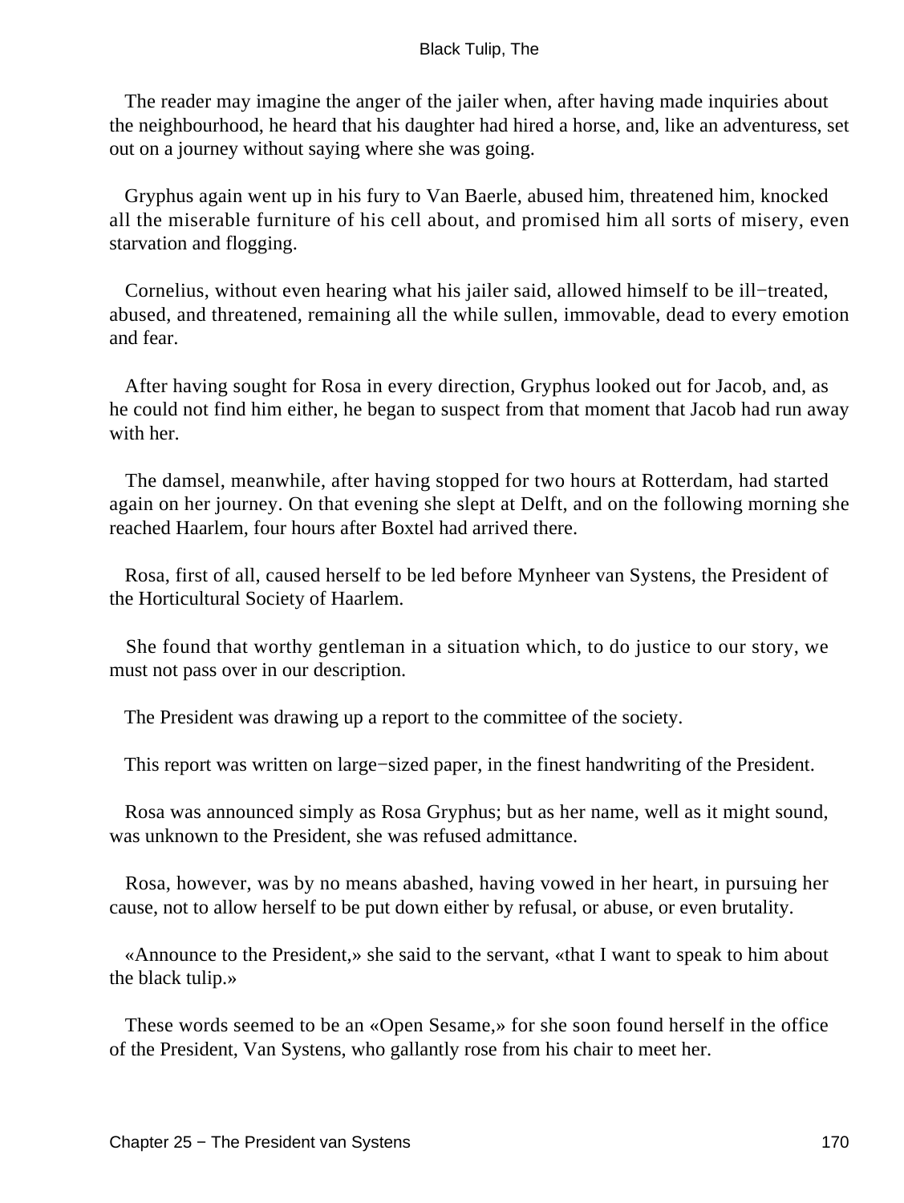The reader may imagine the anger of the jailer when, after having made inquiries about the neighbourhood, he heard that his daughter had hired a horse, and, like an adventuress, set out on a journey without saying where she was going.

Gryphus again went up in his fury to Van Baerle, abused him, threatened him, knocked all the miserable furniture of his cell about, and promised him all sorts of misery, even starvation and flogging.

Cornelius, without even hearing what his jailer said, allowed himself to be ill−treated, abused, and threatened, remaining all the while sullen, immovable, dead to every emotion and fear.

After having sought for Rosa in every direction, Gryphus looked out for Jacob, and, as he could not find him either, he began to suspect from that moment that Jacob had run away with her.

The damsel, meanwhile, after having stopped for two hours at Rotterdam, had started again on her journey. On that evening she slept at Delft, and on the following morning she reached Haarlem, four hours after Boxtel had arrived there.

Rosa, first of all, caused herself to be led before Mynheer van Systens, the President of the Horticultural Society of Haarlem.

She found that worthy gentleman in a situation which, to do justice to our story, we must not pass over in our description.

The President was drawing up a report to the committee of the society.

This report was written on large−sized paper, in the finest handwriting of the President.

Rosa was announced simply as Rosa Gryphus; but as her name, well as it might sound, was unknown to the President, she was refused admittance.

Rosa, however, was by no means abashed, having vowed in her heart, in pursuing her cause, not to allow herself to be put down either by refusal, or abuse, or even brutality.

«Announce to the President,» she said to the servant, «that I want to speak to him about the black tulip.»

These words seemed to be an «Open Sesame,» for she soon found herself in the office of the President, Van Systens, who gallantly rose from his chair to meet her.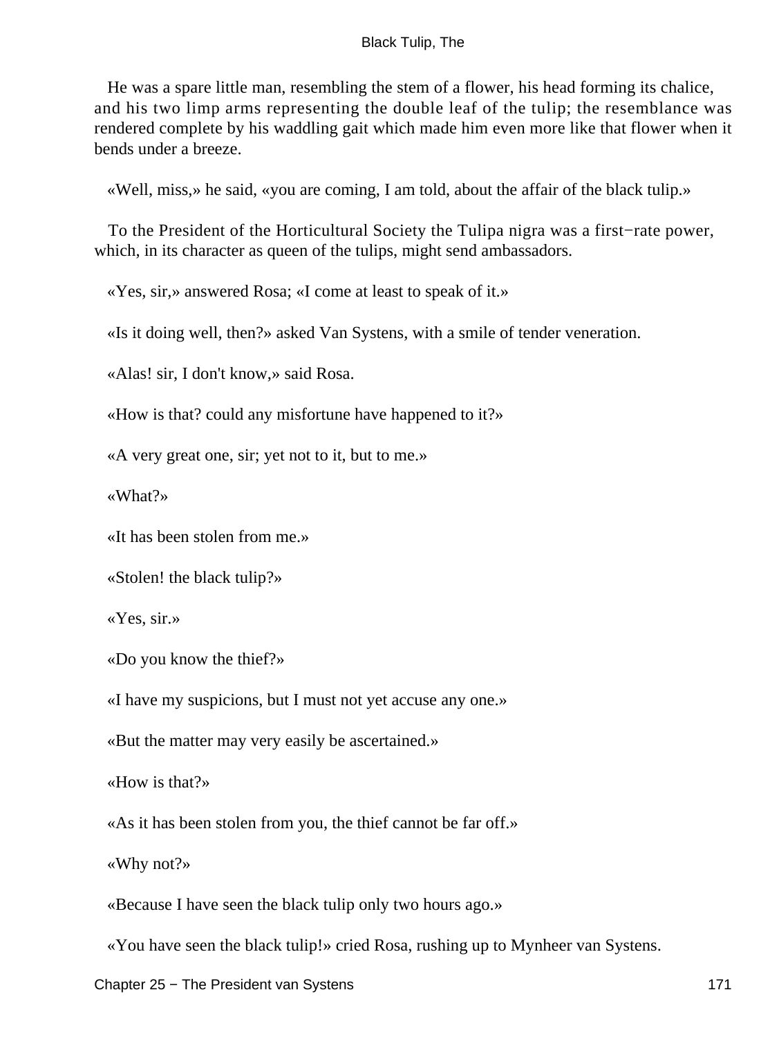He was a spare little man, resembling the stem of a flower, his head forming its chalice, and his two limp arms representing the double leaf of the tulip; the resemblance was rendered complete by his waddling gait which made him even more like that flower when it bends under a breeze.

«Well, miss,» he said, «you are coming, I am told, about the affair of the black tulip.»

To the President of the Horticultural Society the Tulipa nigra was a first−rate power, which, in its character as queen of the tulips, might send ambassadors.

«Yes, sir,» answered Rosa; «I come at least to speak of it.»

«Is it doing well, then?» asked Van Systens, with a smile of tender veneration.

«Alas! sir, I don't know,» said Rosa.

«How is that? could any misfortune have happened to it?»

«A very great one, sir; yet not to it, but to me.»

«What?»

«It has been stolen from me.»

«Stolen! the black tulip?»

«Yes, sir.»

«Do you know the thief?»

«I have my suspicions, but I must not yet accuse any one.»

«But the matter may very easily be ascertained.»

«How is that?»

«As it has been stolen from you, the thief cannot be far off.»

«Why not?»

«Because I have seen the black tulip only two hours ago.»

«You have seen the black tulip!» cried Rosa, rushing up to Mynheer van Systens.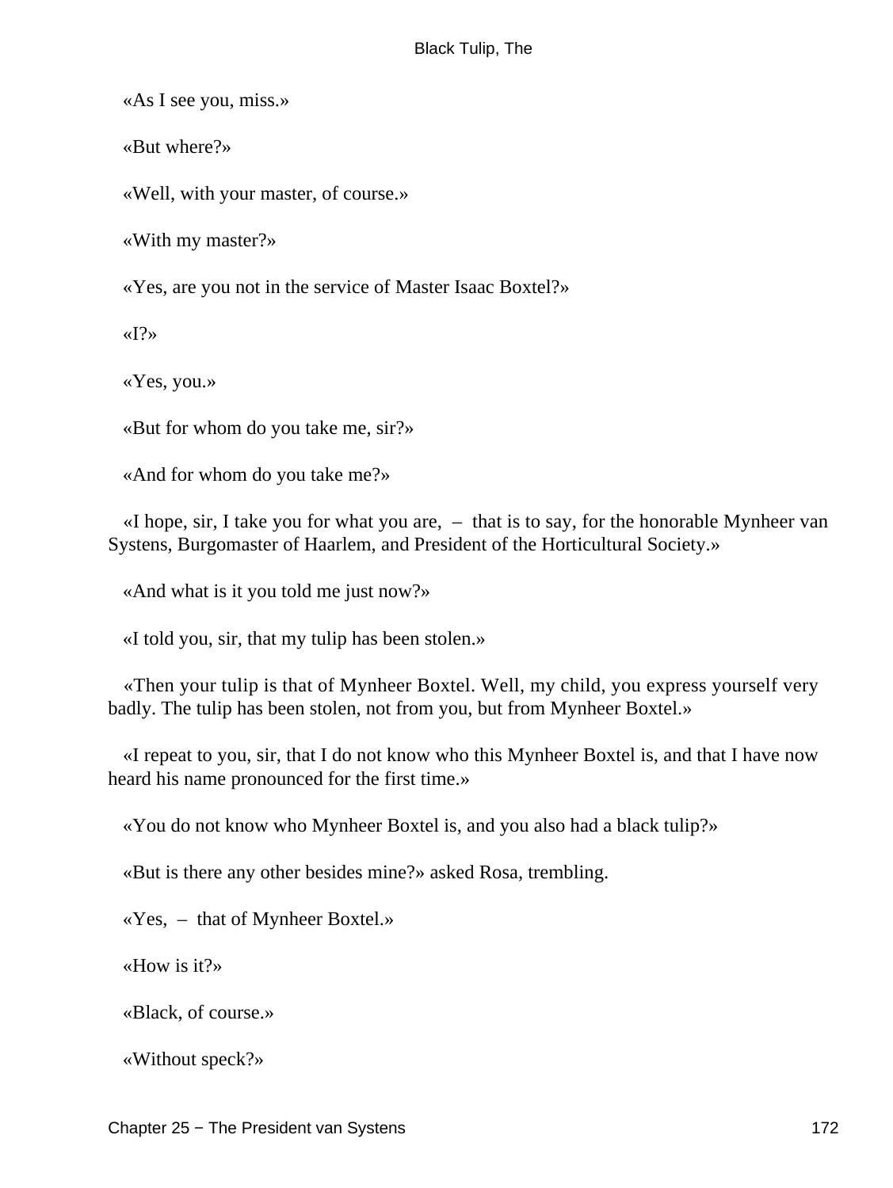«As I see you, miss.»

«But where?»

«Well, with your master, of course.»

«With my master?»

«Yes, are you not in the service of Master Isaac Boxtel?»

«I?»

«Yes, you.»

«But for whom do you take me, sir?»

«And for whom do you take me?»

«I hope, sir, I take you for what you are, – that is to say, for the honorable Mynheer van Systens, Burgomaster of Haarlem, and President of the Horticultural Society.»

«And what is it you told me just now?»

«I told you, sir, that my tulip has been stolen.»

«Then your tulip is that of Mynheer Boxtel. Well, my child, you express yourself very badly. The tulip has been stolen, not from you, but from Mynheer Boxtel.»

«I repeat to you, sir, that I do not know who this Mynheer Boxtel is, and that I have now heard his name pronounced for the first time.»

«You do not know who Mynheer Boxtel is, and you also had a black tulip?»

«But is there any other besides mine?» asked Rosa, trembling.

«Yes, – that of Mynheer Boxtel.»

«How is it?»

«Black, of course.»

«Without speck?»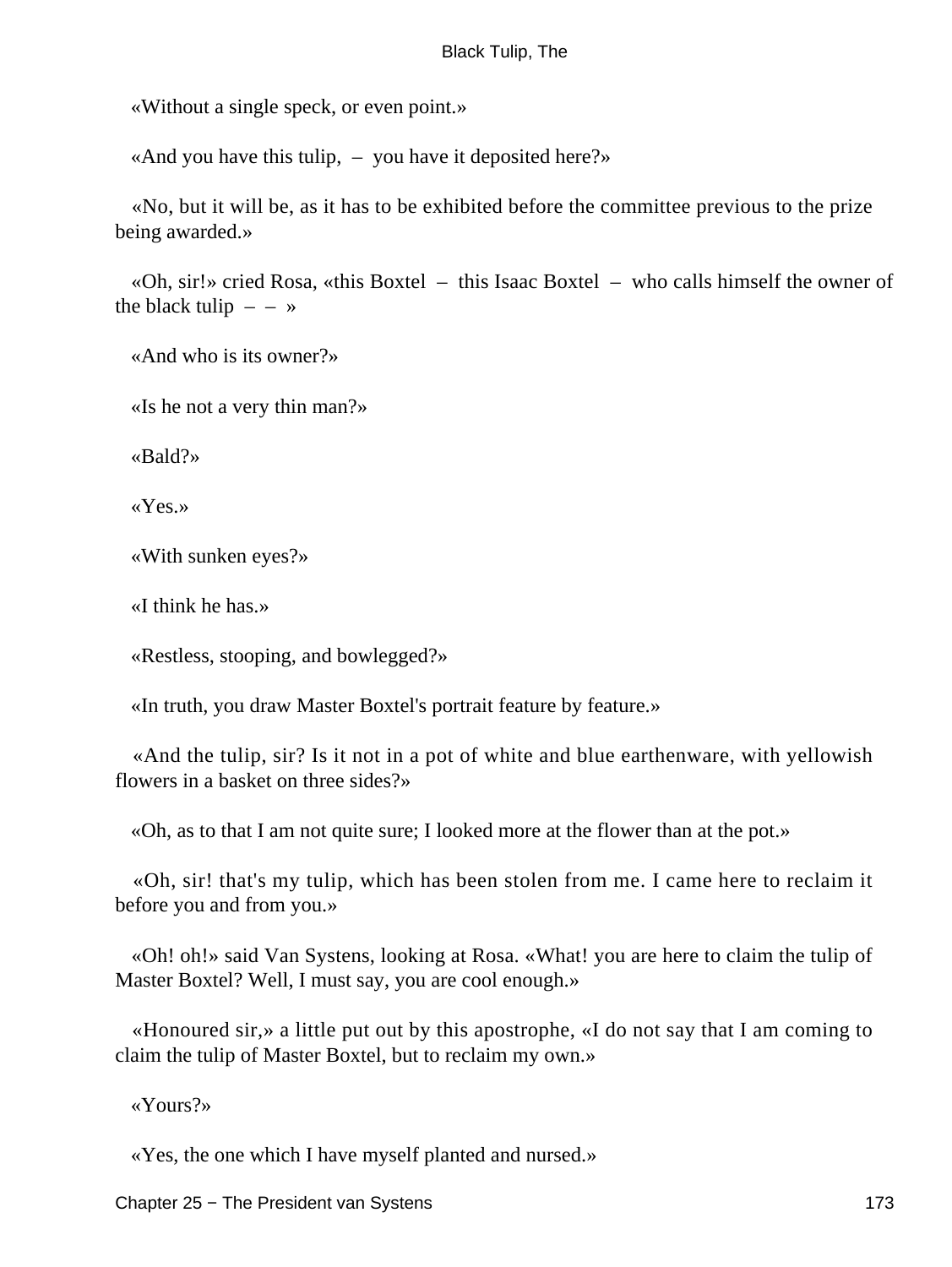«Without a single speck, or even point.»

«And you have this tulip, – you have it deposited here?»

«No, but it will be, as it has to be exhibited before the committee previous to the prize being awarded.»

«Oh, sir!» cried Rosa, «this Boxtel – this Isaac Boxtel – who calls himself the owner of the black tulip – – »

«And who is its owner?»

«Is he not a very thin man?»

«Bald?»

«Yes.»

«With sunken eyes?»

«I think he has.»

«Restless, stooping, and bowlegged?»

«In truth, you draw Master Boxtel's portrait feature by feature.»

«And the tulip, sir? Is it not in a pot of white and blue earthenware, with yellowish flowers in a basket on three sides?»

«Oh, as to that I am not quite sure; I looked more at the flower than at the pot.»

«Oh, sir! that's my tulip, which has been stolen from me. I came here to reclaim it before you and from you.»

«Oh! oh!» said Van Systens, looking at Rosa. «What! you are here to claim the tulip of Master Boxtel? Well, I must say, you are cool enough.»

«Honoured sir,» a little put out by this apostrophe, «I do not say that I am coming to claim the tulip of Master Boxtel, but to reclaim my own.»

«Yours?»

«Yes, the one which I have myself planted and nursed.»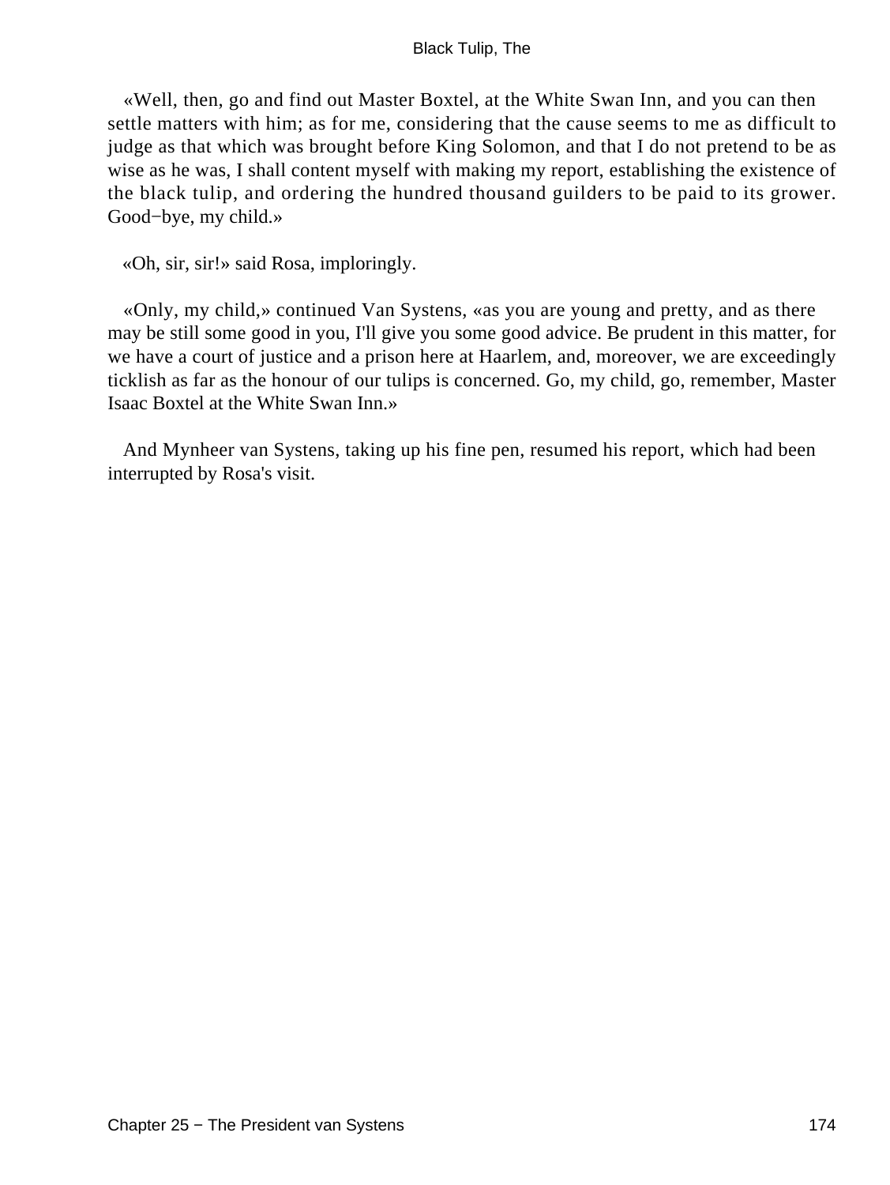«Well, then, go and find out Master Boxtel, at the White Swan Inn, and you can then settle matters with him; as for me, considering that the cause seems to me as difficult to judge as that which was brought before King Solomon, and that I do not pretend to be as wise as he was, I shall content myself with making my report, establishing the existence of the black tulip, and ordering the hundred thousand guilders to be paid to its grower. Good−bye, my child.»

«Oh, sir, sir!» said Rosa, imploringly.

«Only, my child,» continued Van Systens, «as you are young and pretty, and as there may be still some good in you, I'll give you some good advice. Be prudent in this matter, for we have a court of justice and a prison here at Haarlem, and, moreover, we are exceedingly ticklish as far as the honour of our tulips is concerned. Go, my child, go, remember, Master Isaac Boxtel at the White Swan Inn.»

And Mynheer van Systens, taking up his fine pen, resumed his report, which had been interrupted by Rosa's visit.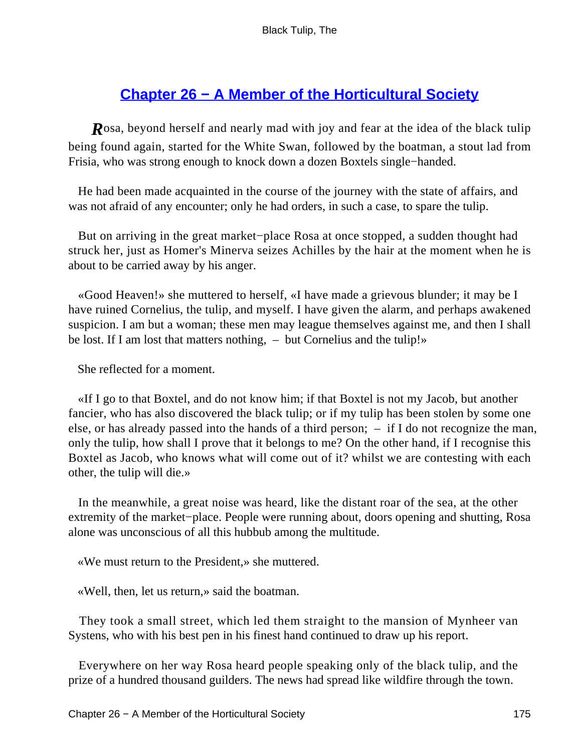## Chapter 26 − A Member of the Horticultural Society

Rosa, beyond herself and nearly mad with joy and fear at the idea of the black tulip being found again, started for the White Swan, followed by the boatman, a stout lad from Frisia, who was strong enough to knock down a dozen Boxtels single−handed.

He had been made acquainted in the course of the journey with the state of affairs, and was not afraid of any encounter; only he had orders, in such a case, to spare the tulip.

But on arriving in the great market−place Rosa at once stopped, a sudden thought had struck her, just as Homer's Minerva seizes Achilles by the hair at the moment when he is about to be carried away by his anger.

«Good Heaven!» she muttered to herself, «I have made a grievous blunder; it may be I have ruined Cornelius, the tulip, and myself. I have given the alarm, and perhaps awakened suspicion. I am but a woman; these men may league themselves against me, and then I shall be lost. If I am lost that matters nothing, – but Cornelius and the tulip!»

She reflected for a moment.

«If I go to that Boxtel, and do not know him; if that Boxtel is not my Jacob, but another fancier, who has also discovered the black tulip; or if my tulip has been stolen by some one else, or has already passed into the hands of a third person; – if I do not recognize the man, only the tulip, how shall I prove that it belongs to me? On the other hand, if I recognise this Boxtel as Jacob, who knows what will come out of it? whilst we are contesting with each other, the tulip will die.»

In the meanwhile, a great noise was heard, like the distant roar of the sea, at the other extremity of the market−place. People were running about, doors opening and shutting, Rosa alone was unconscious of all this hubbub among the multitude.

«We must return to the President,» she muttered.

«Well, then, let us return,» said the boatman.

They took a small street, which led them straight to the mansion of Mynheer van Systens, who with his best pen in his finest hand continued to draw up his report.

Everywhere on her way Rosa heard people speaking only of the black tulip, and the prize of a hundred thousand guilders. The news had spread like wildfire through the town.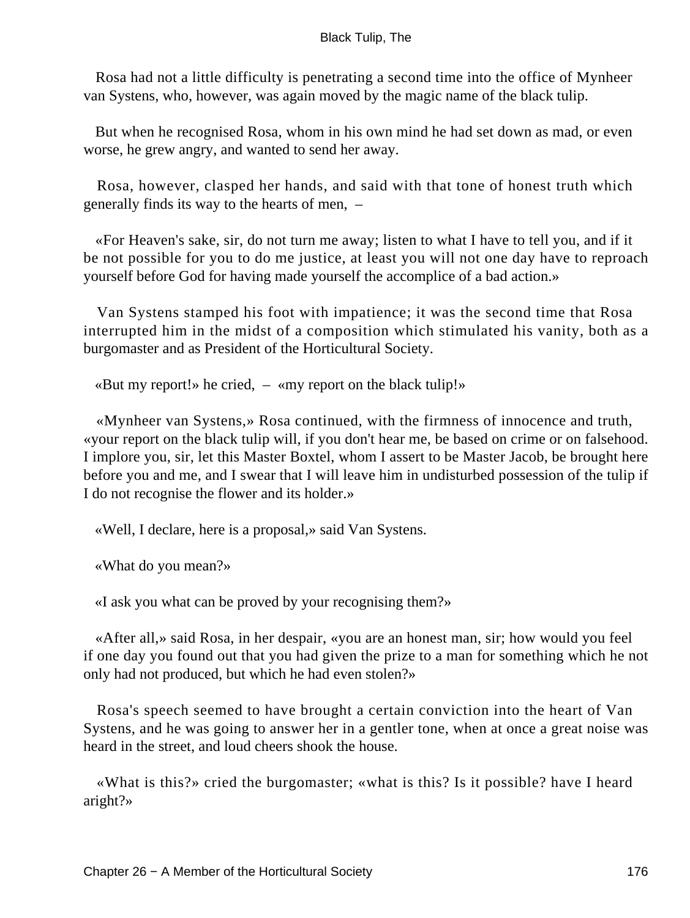Rosa had not a little difficulty is penetrating a second time into the office of Mynheer van Systens, who, however, was again moved by the magic name of the black tulip.

But when he recognised Rosa, whom in his own mind he had set down as mad, or even worse, he grew angry, and wanted to send her away.

Rosa, however, clasped her hands, and said with that tone of honest truth which generally finds its way to the hearts of men, –

«For Heaven's sake, sir, do not turn me away; listen to what I have to tell you, and if it be not possible for you to do me justice, at least you will not one day have to reproach yourself before God for having made yourself the accomplice of a bad action.»

Van Systens stamped his foot with impatience; it was the second time that Rosa interrupted him in the midst of a composition which stimulated his vanity, both as a burgomaster and as President of the Horticultural Society.

«But my report!» he cried, – «my report on the black tulip!»

«Mynheer van Systens,» Rosa continued, with the firmness of innocence and truth, «your report on the black tulip will, if you don't hear me, be based on crime or on falsehood. I implore you, sir, let this Master Boxtel, whom I assert to be Master Jacob, be brought here before you and me, and I swear that I will leave him in undisturbed possession of the tulip if I do not recognise the flower and its holder.»

«Well, I declare, here is a proposal,» said Van Systens.

«What do you mean?»

«I ask you what can be proved by your recognising them?»

«After all,» said Rosa, in her despair, «you are an honest man, sir; how would you feel if one day you found out that you had given the prize to a man for something which he not only had not produced, but which he had even stolen?»

Rosa's speech seemed to have brought a certain conviction into the heart of Van Systens, and he was going to answer her in a gentler tone, when at once a great noise was heard in the street, and loud cheers shook the house.

«What is this?» cried the burgomaster; «what is this? Is it possible? have I heard aright?»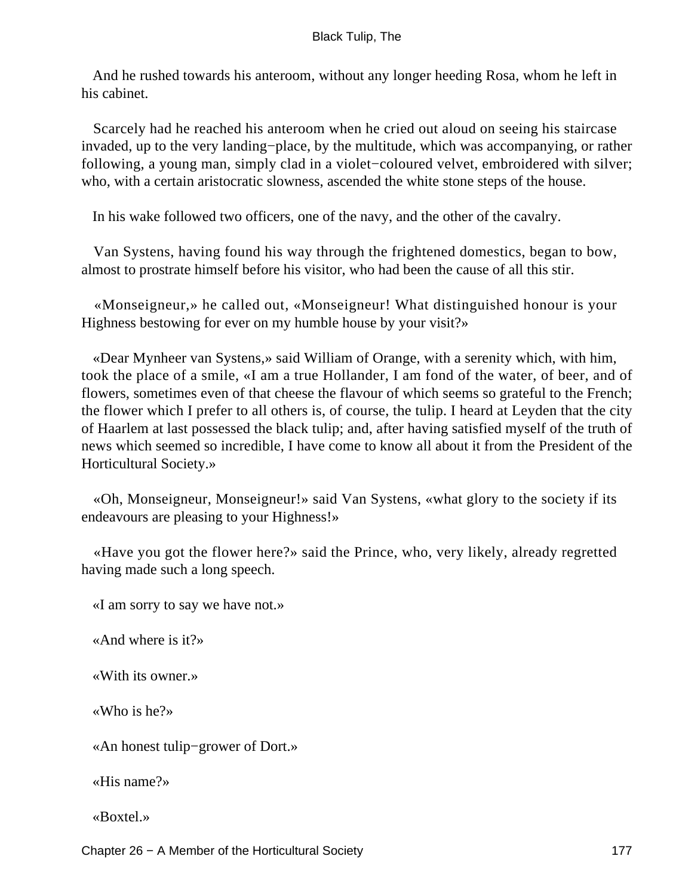And he rushed towards his anteroom, without any longer heeding Rosa, whom he left in his cabinet.

Scarcely had he reached his anteroom when he cried out aloud on seeing his staircase invaded, up to the very landing−place, by the multitude, which was accompanying, or rather following, a young man, simply clad in a violet−coloured velvet, embroidered with silver; who, with a certain aristocratic slowness, ascended the white stone steps of the house.

In his wake followed two officers, one of the navy, and the other of the cavalry.

Van Systens, having found his way through the frightened domestics, began to bow, almost to prostrate himself before his visitor, who had been the cause of all this stir.

«Monseigneur,» he called out, «Monseigneur! What distinguished honour is your Highness bestowing for ever on my humble house by your visit?»

«Dear Mynheer van Systens,» said William of Orange, with a serenity which, with him, took the place of a smile, «I am a true Hollander, I am fond of the water, of beer, and of flowers, sometimes even of that cheese the flavour of which seems so grateful to the French; the flower which I prefer to all others is, of course, the tulip. I heard at Leyden that the city of Haarlem at last possessed the black tulip; and, after having satisfied myself of the truth of news which seemed so incredible, I have come to know all about it from the President of the Horticultural Society.»

«Oh, Monseigneur, Monseigneur!» said Van Systens, «what glory to the society if its endeavours are pleasing to your Highness!»

«Have you got the flower here?» said the Prince, who, very likely, already regretted having made such a long speech.

«I am sorry to say we have not.»

«And where is it?»

«With its owner.»

«Who is he?»

«An honest tulip−grower of Dort.»

«His name?»

«Boxtel.»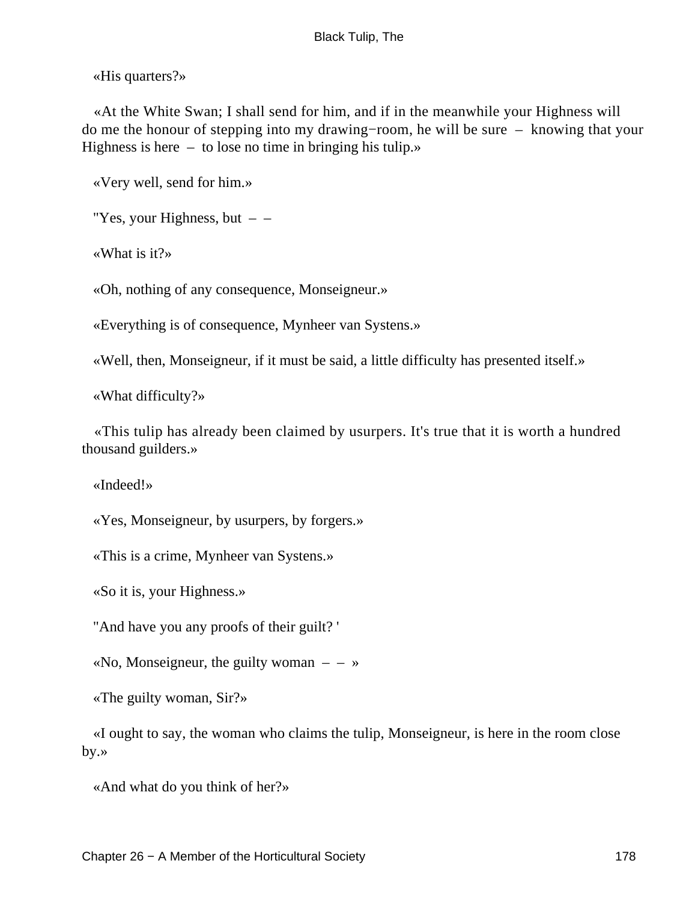«His quarters?»

«At the White Swan; I shall send for him, and if in the meanwhile your Highness will do me the honour of stepping into my drawing−room, he will be sure – knowing that your Highness is here – to lose no time in bringing his tulip.»

«Very well, send for him.»

"Yes, your Highness, but – –

«What is it?»

«Oh, nothing of any consequence, Monseigneur.»

«Everything is of consequence, Mynheer van Systens.»

«Well, then, Monseigneur, if it must be said, a little difficulty has presented itself.»

«What difficulty?»

«This tulip has already been claimed by usurpers. It's true that it is worth a hundred thousand guilders.»

«Indeed!»

«Yes, Monseigneur, by usurpers, by forgers.»

«This is a crime, Mynheer van Systens.»

«So it is, your Highness.»

"And have you any proofs of their guilt? '

«No, Monseigneur, the guilty woman – – »

«The guilty woman, Sir?»

«I ought to say, the woman who claims the tulip, Monseigneur, is here in the room close by.»

«And what do you think of her?»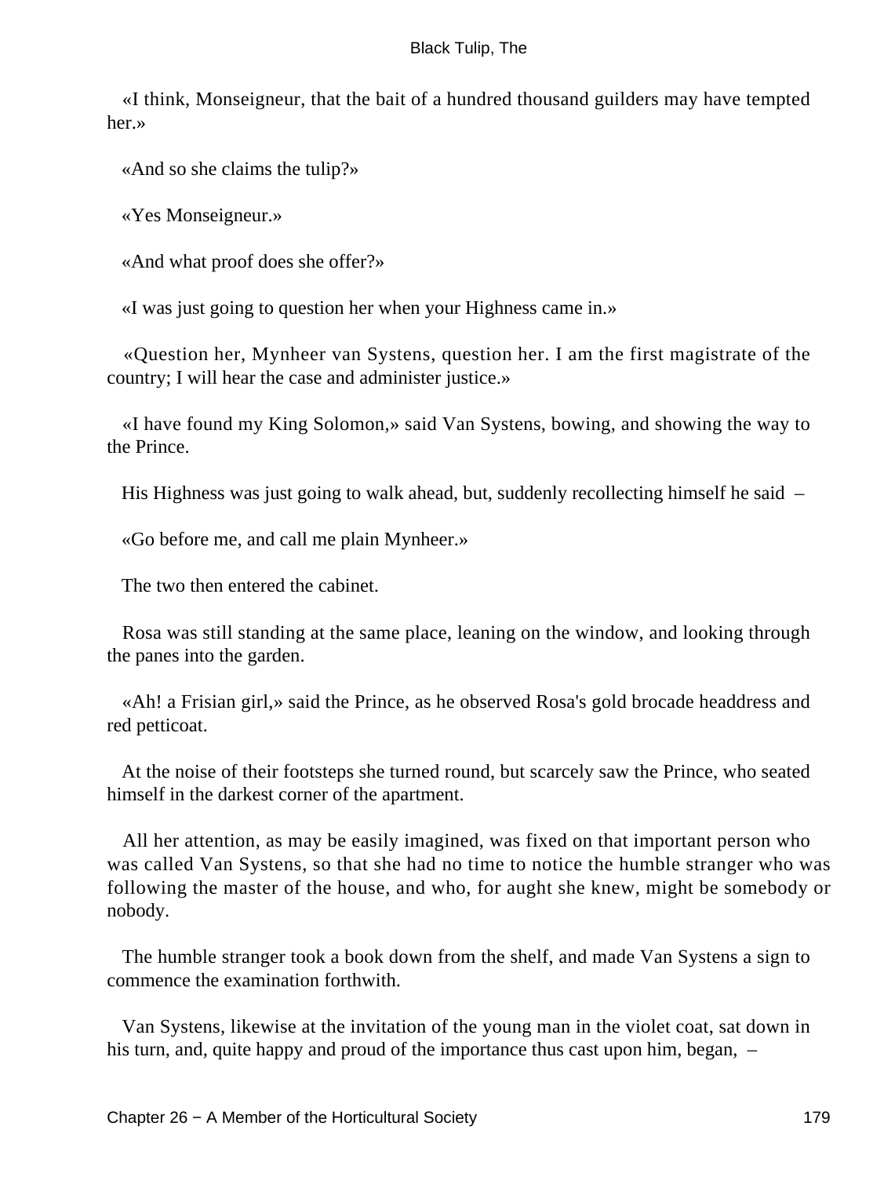«I think, Monseigneur, that the bait of a hundred thousand guilders may have tempted her.»

«And so she claims the tulip?»

«Yes Monseigneur.»

«And what proof does she offer?»

«I was just going to question her when your Highness came in.»

«Question her, Mynheer van Systens, question her. I am the first magistrate of the country; I will hear the case and administer justice.»

«I have found my King Solomon,» said Van Systens, bowing, and showing the way to the Prince.

His Highness was just going to walk ahead, but, suddenly recollecting himself he said –

«Go before me, and call me plain Mynheer.»

The two then entered the cabinet.

Rosa was still standing at the same place, leaning on the window, and looking through the panes into the garden.

«Ah! a Frisian girl,» said the Prince, as he observed Rosa's gold brocade headdress and red petticoat.

At the noise of their footsteps she turned round, but scarcely saw the Prince, who seated himself in the darkest corner of the apartment.

All her attention, as may be easily imagined, was fixed on that important person who was called Van Systens, so that she had no time to notice the humble stranger who was following the master of the house, and who, for aught she knew, might be somebody or nobody.

The humble stranger took a book down from the shelf, and made Van Systens a sign to commence the examination forthwith.

Van Systens, likewise at the invitation of the young man in the violet coat, sat down in his turn, and, quite happy and proud of the importance thus cast upon him, began, –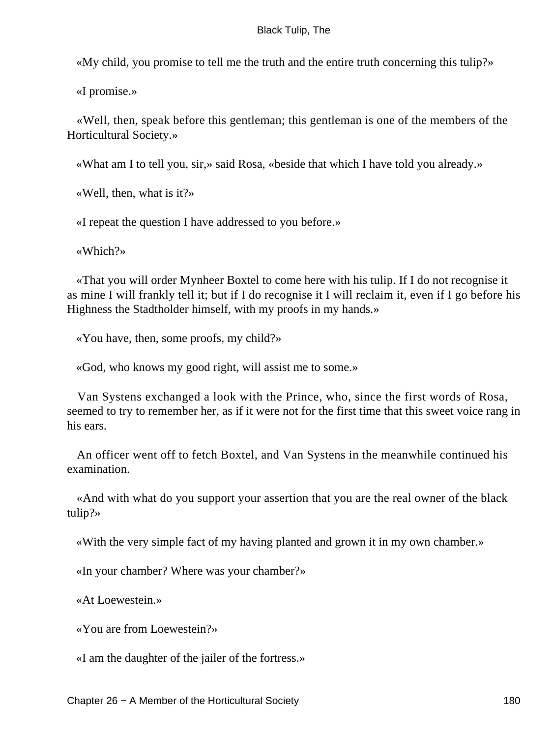«My child, you promise to tell me the truth and the entire truth concerning this tulip?»

«I promise.»

«Well, then, speak before this gentleman; this gentleman is one of the members of the Horticultural Society.»

«What am I to tell you, sir,» said Rosa, «beside that which I have told you already.»

«Well, then, what is it?»

«I repeat the question I have addressed to you before.»

«Which?»

«That you will order Mynheer Boxtel to come here with his tulip. If I do not recognise it as mine I will frankly tell it; but if I do recognise it I will reclaim it, even if I go before his Highness the Stadtholder himself, with my proofs in my hands.»

«You have, then, some proofs, my child?»

«God, who knows my good right, will assist me to some.»

Van Systens exchanged a look with the Prince, who, since the first words of Rosa, seemed to try to remember her, as if it were not for the first time that this sweet voice rang in his ears.

An officer went off to fetch Boxtel, and Van Systens in the meanwhile continued his examination.

«And with what do you support your assertion that you are the real owner of the black tulip?»

«With the very simple fact of my having planted and grown it in my own chamber.»

«In your chamber? Where was your chamber?»

«At Loewestein.»

«You are from Loewestein?»

«I am the daughter of the jailer of the fortress.»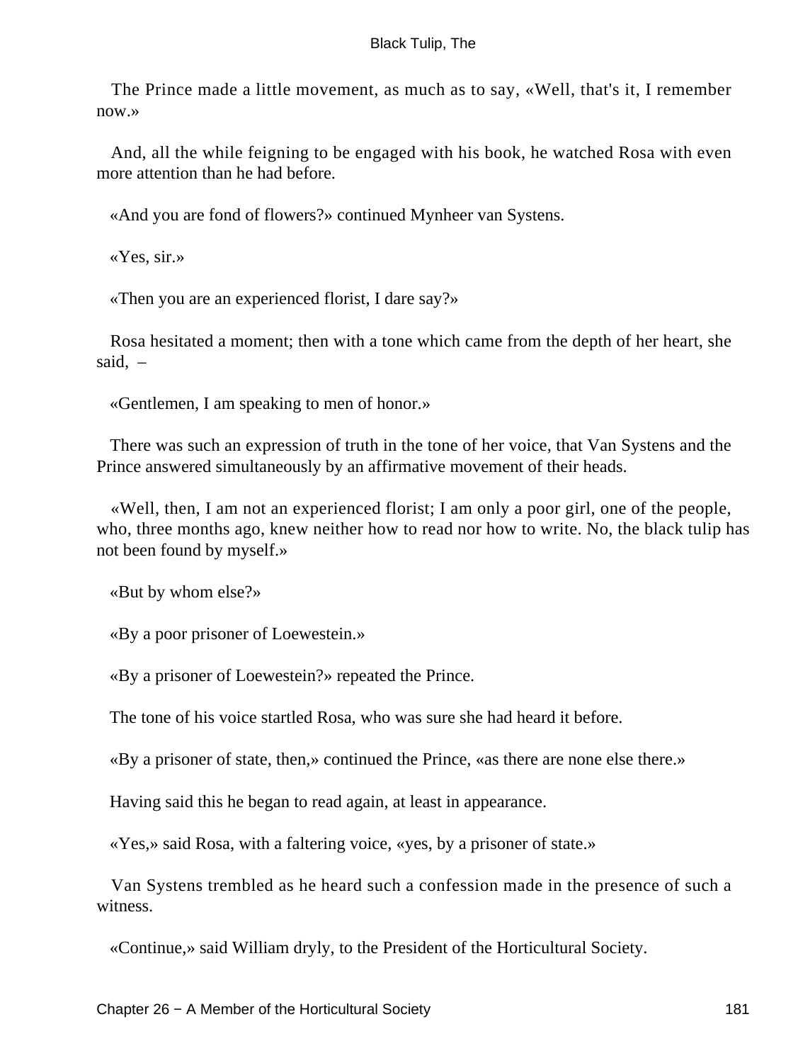The Prince made a little movement, as much as to say, «Well, that's it, I remember now.»

And, all the while feigning to be engaged with his book, he watched Rosa with even more attention than he had before.

«And you are fond of flowers?» continued Mynheer van Systens.

«Yes, sir.»

«Then you are an experienced florist, I dare say?»

Rosa hesitated a moment; then with a tone which came from the depth of her heart, she said, –

«Gentlemen, I am speaking to men of honor.»

There was such an expression of truth in the tone of her voice, that Van Systens and the Prince answered simultaneously by an affirmative movement of their heads.

«Well, then, I am not an experienced florist; I am only a poor girl, one of the people, who, three months ago, knew neither how to read nor how to write. No, the black tulip has not been found by myself.»

«But by whom else?»

«By a poor prisoner of Loewestein.»

«By a prisoner of Loewestein?» repeated the Prince.

The tone of his voice startled Rosa, who was sure she had heard it before.

«By a prisoner of state, then,» continued the Prince, «as there are none else there.»

Having said this he began to read again, at least in appearance.

«Yes,» said Rosa, with a faltering voice, «yes, by a prisoner of state.»

Van Systens trembled as he heard such a confession made in the presence of such a witness.

«Continue,» said William dryly, to the President of the Horticultural Society.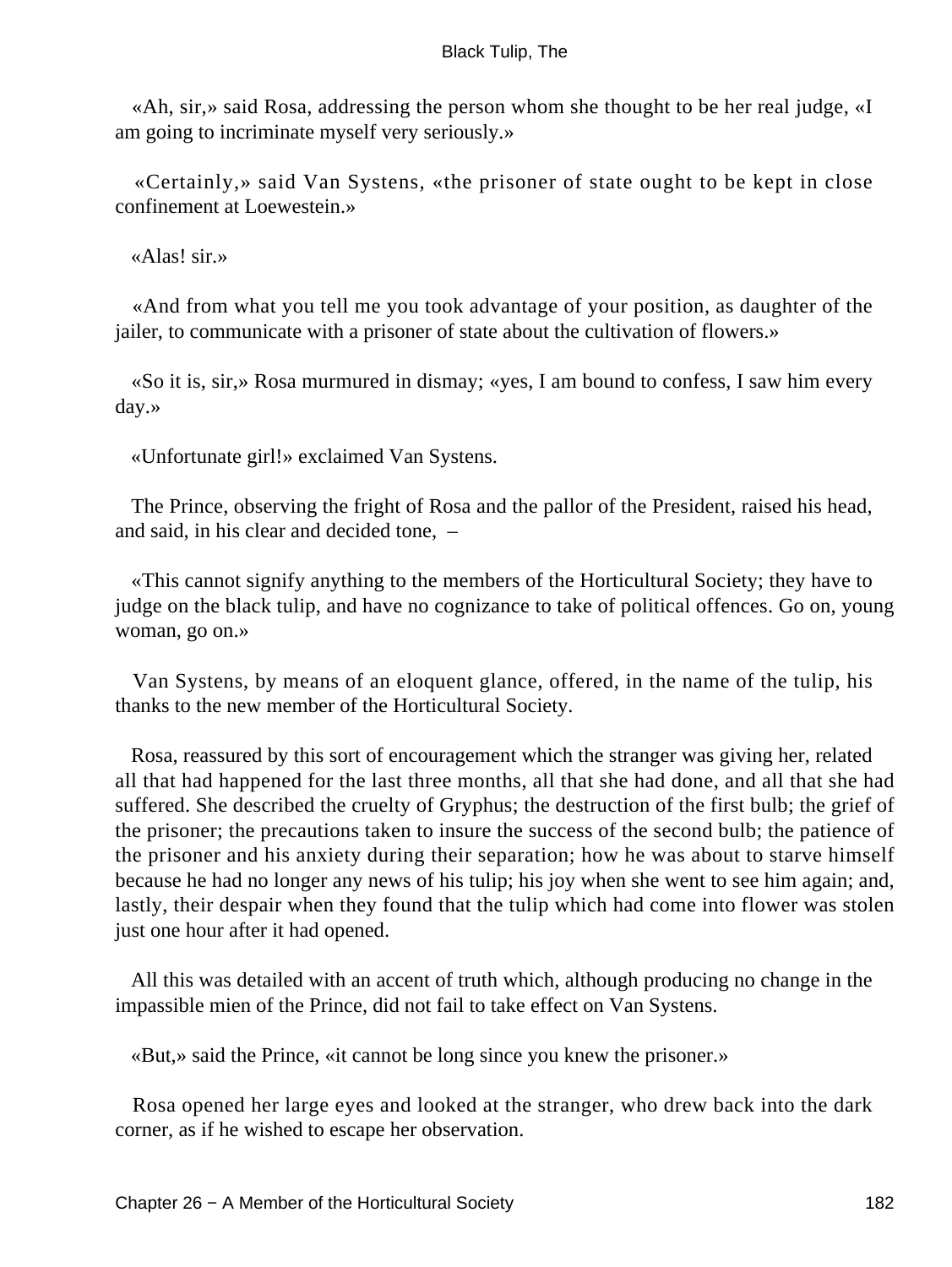«Ah, sir,» said Rosa, addressing the person whom she thought to be her real judge, «I am going to incriminate myself very seriously.»

«Certainly,» said Van Systens, «the prisoner of state ought to be kept in close confinement at Loewestein.»

«Alas! sir.»

«And from what you tell me you took advantage of your position, as daughter of the jailer, to communicate with a prisoner of state about the cultivation of flowers.»

«So it is, sir,» Rosa murmured in dismay; «yes, I am bound to confess, I saw him every day.»

«Unfortunate girl!» exclaimed Van Systens.

The Prince, observing the fright of Rosa and the pallor of the President, raised his head, and said, in his clear and decided tone, –

«This cannot signify anything to the members of the Horticultural Society; they have to judge on the black tulip, and have no cognizance to take of political offences. Go on, young woman, go on.»

Van Systens, by means of an eloquent glance, offered, in the name of the tulip, his thanks to the new member of the Horticultural Society.

Rosa, reassured by this sort of encouragement which the stranger was giving her, related all that had happened for the last three months, all that she had done, and all that she had suffered. She described the cruelty of Gryphus; the destruction of the first bulb; the grief of the prisoner; the precautions taken to insure the success of the second bulb; the patience of the prisoner and his anxiety during their separation; how he was about to starve himself because he had no longer any news of his tulip; his joy when she went to see him again; and, lastly, their despair when they found that the tulip which had come into flower was stolen just one hour after it had opened.

All this was detailed with an accent of truth which, although producing no change in the impassible mien of the Prince, did not fail to take effect on Van Systens.

«But,» said the Prince, «it cannot be long since you knew the prisoner.»

Rosa opened her large eyes and looked at the stranger, who drew back into the dark corner, as if he wished to escape her observation.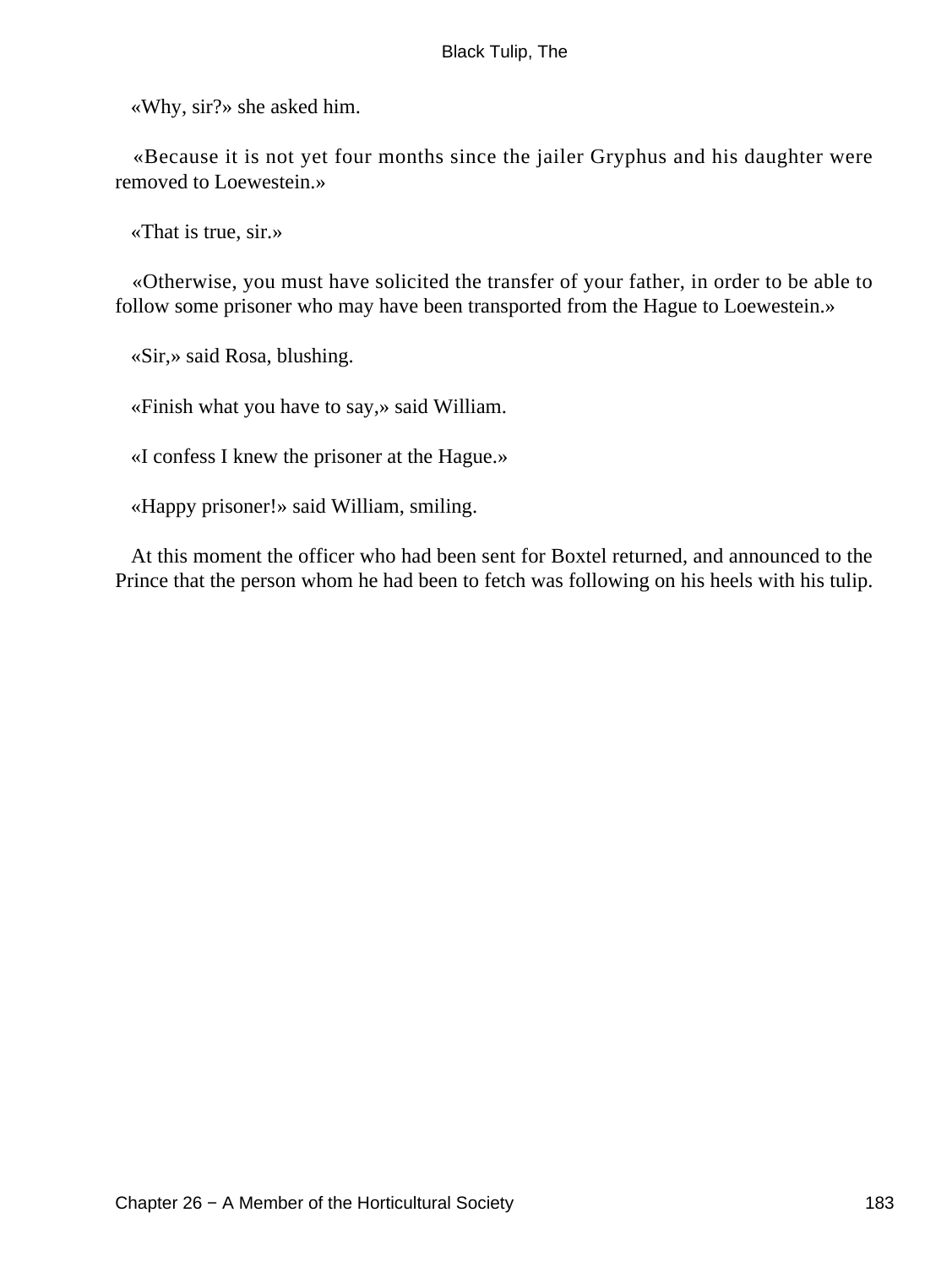«Why, sir?» she asked him.

«Because it is not yet four months since the jailer Gryphus and his daughter were removed to Loewestein.»

«That is true, sir.»

«Otherwise, you must have solicited the transfer of your father, in order to be able to follow some prisoner who may have been transported from the Hague to Loewestein.»

«Sir,» said Rosa, blushing.

«Finish what you have to say,» said William.

«I confess I knew the prisoner at the Hague.»

«Happy prisoner!» said William, smiling.

At this moment the officer who had been sent for Boxtel returned, and announced to the Prince that the person whom he had been to fetch was following on his heels with his tulip.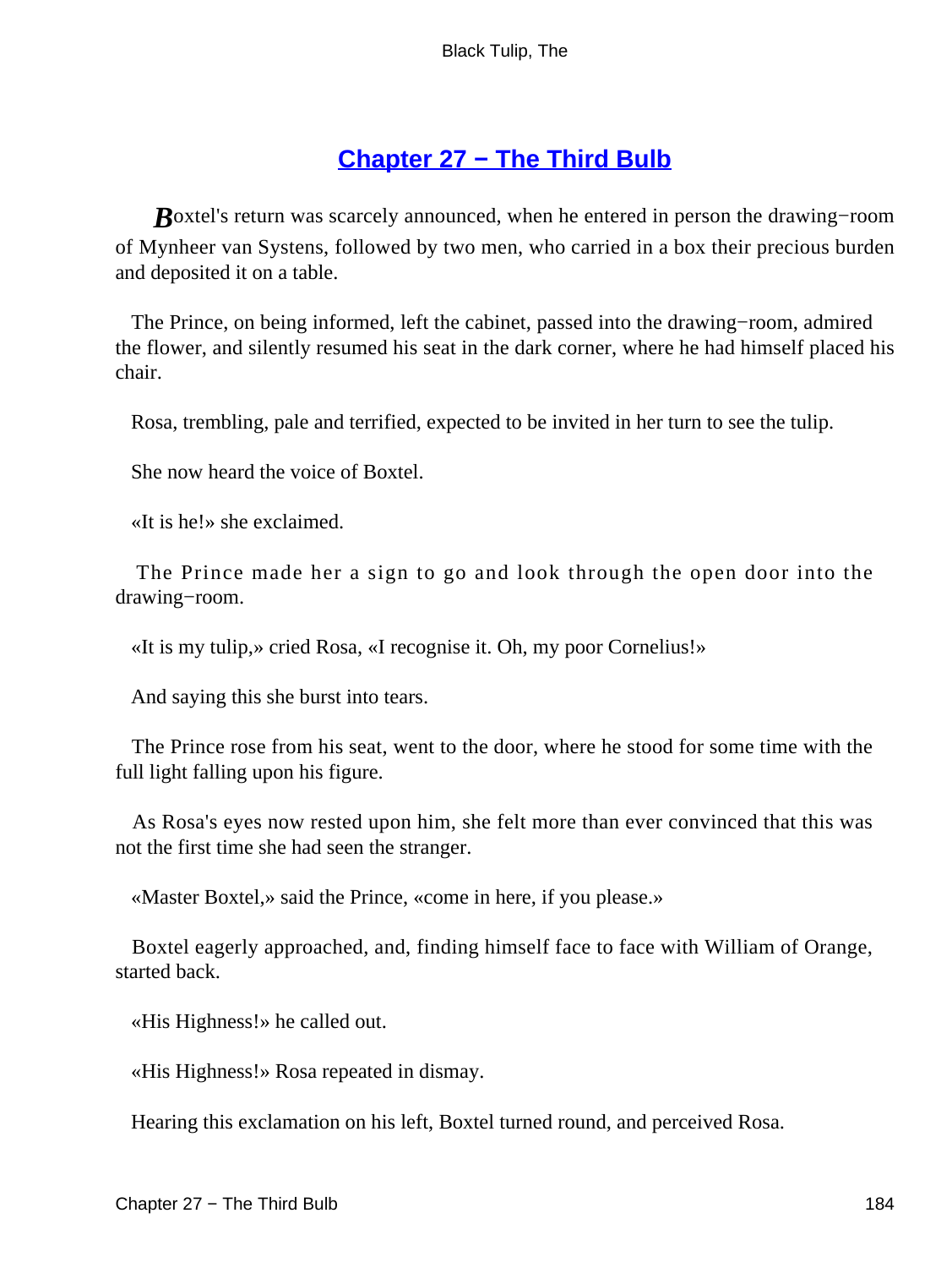## Chapter 27 − The Third Bulb

Boxtel's return was scarcely announced, when he entered in person the drawing−room of Mynheer van Systens, followed by two men, who carried in a box their precious burden and deposited it on a table.

The Prince, on being informed, left the cabinet, passed into the drawing−room, admired the flower, and silently resumed his seat in the dark corner, where he had himself placed his chair.

Rosa, trembling, pale and terrified, expected to be invited in her turn to see the tulip.

She now heard the voice of Boxtel.

«It is he!» she exclaimed.

The Prince made her a sign to go and look through the open door into the drawing−room.

«It is my tulip,» cried Rosa, «I recognise it. Oh, my poor Cornelius!»

And saying this she burst into tears.

The Prince rose from his seat, went to the door, where he stood for some time with the full light falling upon his figure.

As Rosa's eyes now rested upon him, she felt more than ever convinced that this was not the first time she had seen the stranger.

«Master Boxtel,» said the Prince, «come in here, if you please.»

Boxtel eagerly approached, and, finding himself face to face with William of Orange, started back.

«His Highness!» he called out.

«His Highness!» Rosa repeated in dismay.

Hearing this exclamation on his left, Boxtel turned round, and perceived Rosa.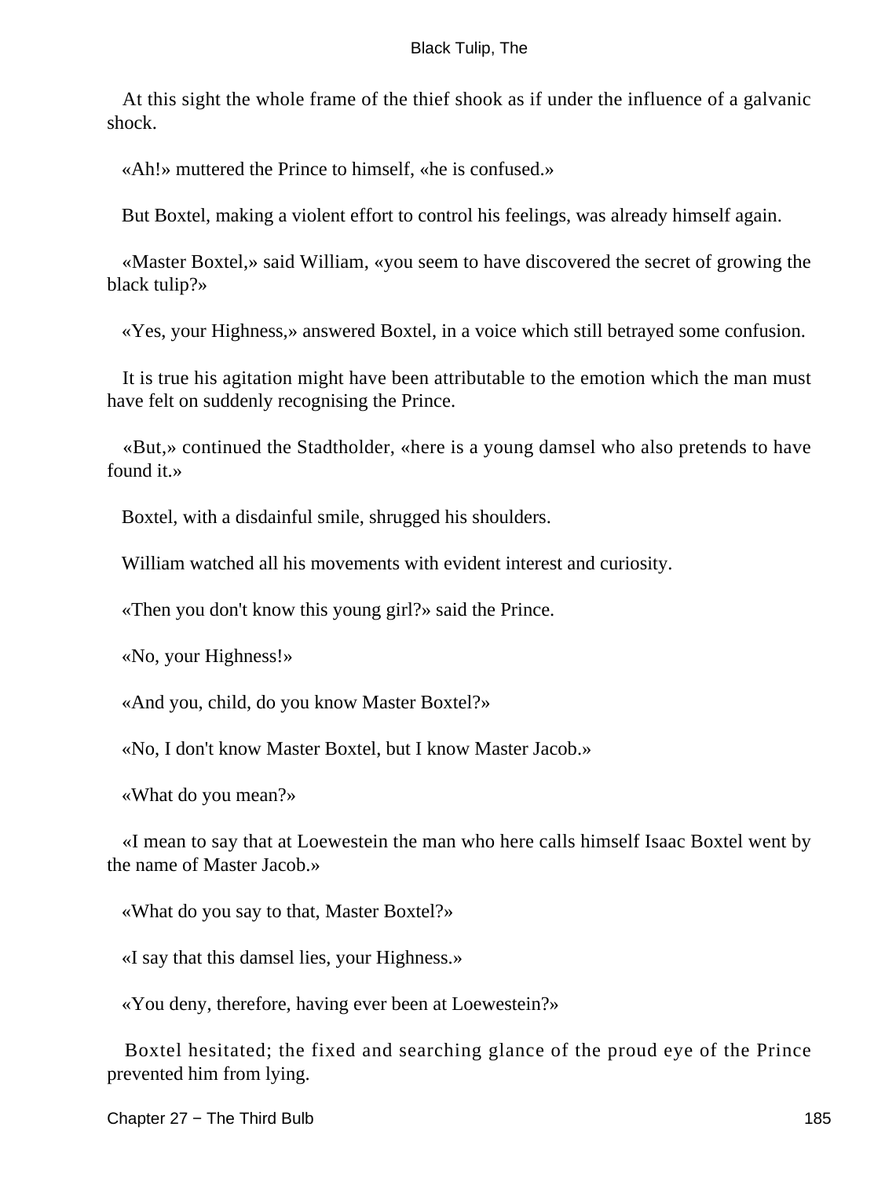At this sight the whole frame of the thief shook as if under the influence of a galvanic shock.

«Ah!» muttered the Prince to himself, «he is confused.»

But Boxtel, making a violent effort to control his feelings, was already himself again.

«Master Boxtel,» said William, «you seem to have discovered the secret of growing the black tulip?»

«Yes, your Highness,» answered Boxtel, in a voice which still betrayed some confusion.

It is true his agitation might have been attributable to the emotion which the man must have felt on suddenly recognising the Prince.

«But,» continued the Stadtholder, «here is a young damsel who also pretends to have found it.»

Boxtel, with a disdainful smile, shrugged his shoulders.

William watched all his movements with evident interest and curiosity.

«Then you don't know this young girl?» said the Prince.

«No, your Highness!»

«And you, child, do you know Master Boxtel?»

«No, I don't know Master Boxtel, but I know Master Jacob.»

«What do you mean?»

«I mean to say that at Loewestein the man who here calls himself Isaac Boxtel went by the name of Master Jacob.»

«What do you say to that, Master Boxtel?»

«I say that this damsel lies, your Highness.»

«You deny, therefore, having ever been at Loewestein?»

Boxtel hesitated; the fixed and searching glance of the proud eye of the Prince prevented him from lying.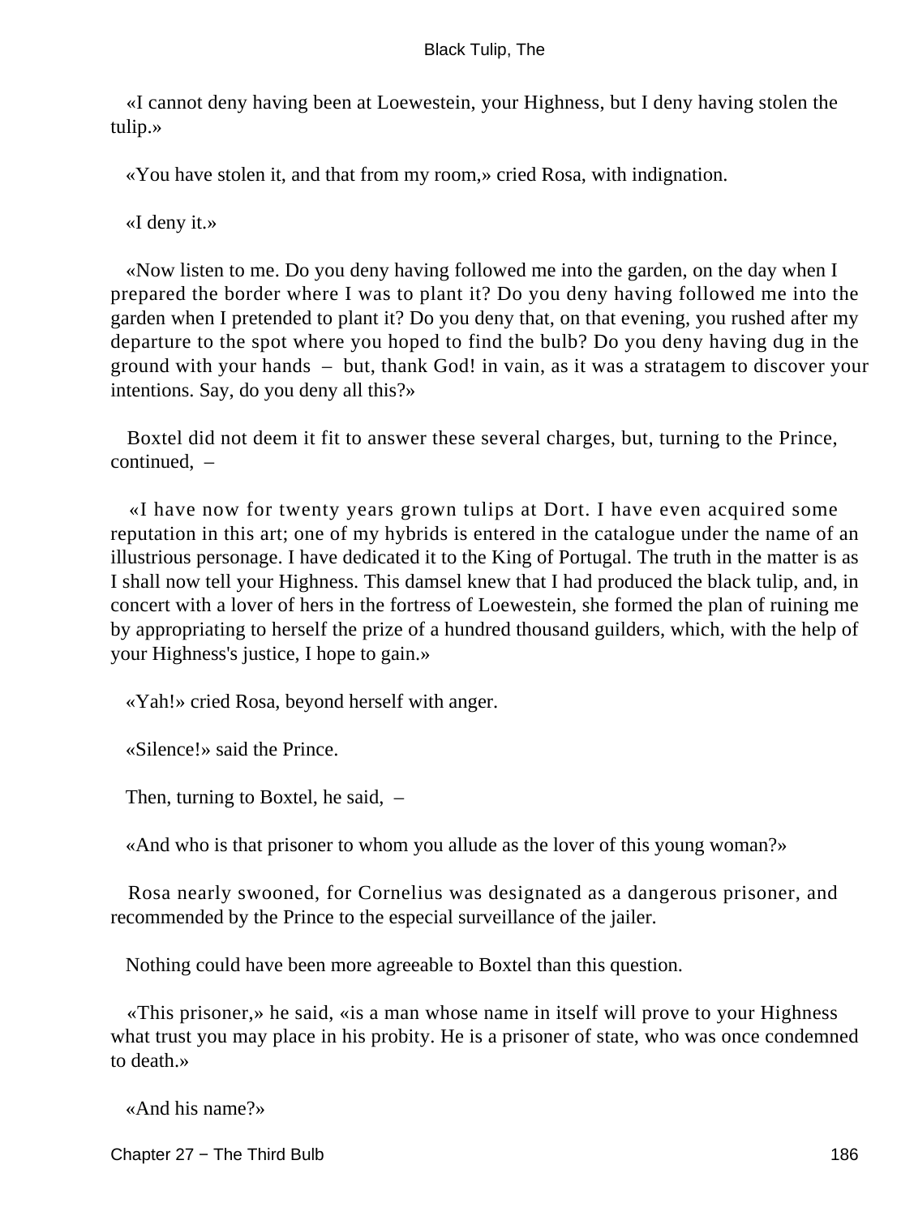«I cannot deny having been at Loewestein, your Highness, but I deny having stolen the tulip.»

«You have stolen it, and that from my room,» cried Rosa, with indignation.

«I deny it.»

«Now listen to me. Do you deny having followed me into the garden, on the day when I prepared the border where I was to plant it? Do you deny having followed me into the garden when I pretended to plant it? Do you deny that, on that evening, you rushed after my departure to the spot where you hoped to find the bulb? Do you deny having dug in the ground with your hands – but, thank God! in vain, as it was a stratagem to discover your intentions. Say, do you deny all this?»

Boxtel did not deem it fit to answer these several charges, but, turning to the Prince, continued, –

«I have now for twenty years grown tulips at Dort. I have even acquired some reputation in this art; one of my hybrids is entered in the catalogue under the name of an illustrious personage. I have dedicated it to the King of Portugal. The truth in the matter is as I shall now tell your Highness. This damsel knew that I had produced the black tulip, and, in concert with a lover of hers in the fortress of Loewestein, she formed the plan of ruining me by appropriating to herself the prize of a hundred thousand guilders, which, with the help of your Highness's justice, I hope to gain.»

«Yah!» cried Rosa, beyond herself with anger.

«Silence!» said the Prince.

Then, turning to Boxtel, he said, –

«And who is that prisoner to whom you allude as the lover of this young woman?»

Rosa nearly swooned, for Cornelius was designated as a dangerous prisoner, and recommended by the Prince to the especial surveillance of the jailer.

Nothing could have been more agreeable to Boxtel than this question.

«This prisoner,» he said, «is a man whose name in itself will prove to your Highness what trust you may place in his probity. He is a prisoner of state, who was once condemned to death.»

«And his name?»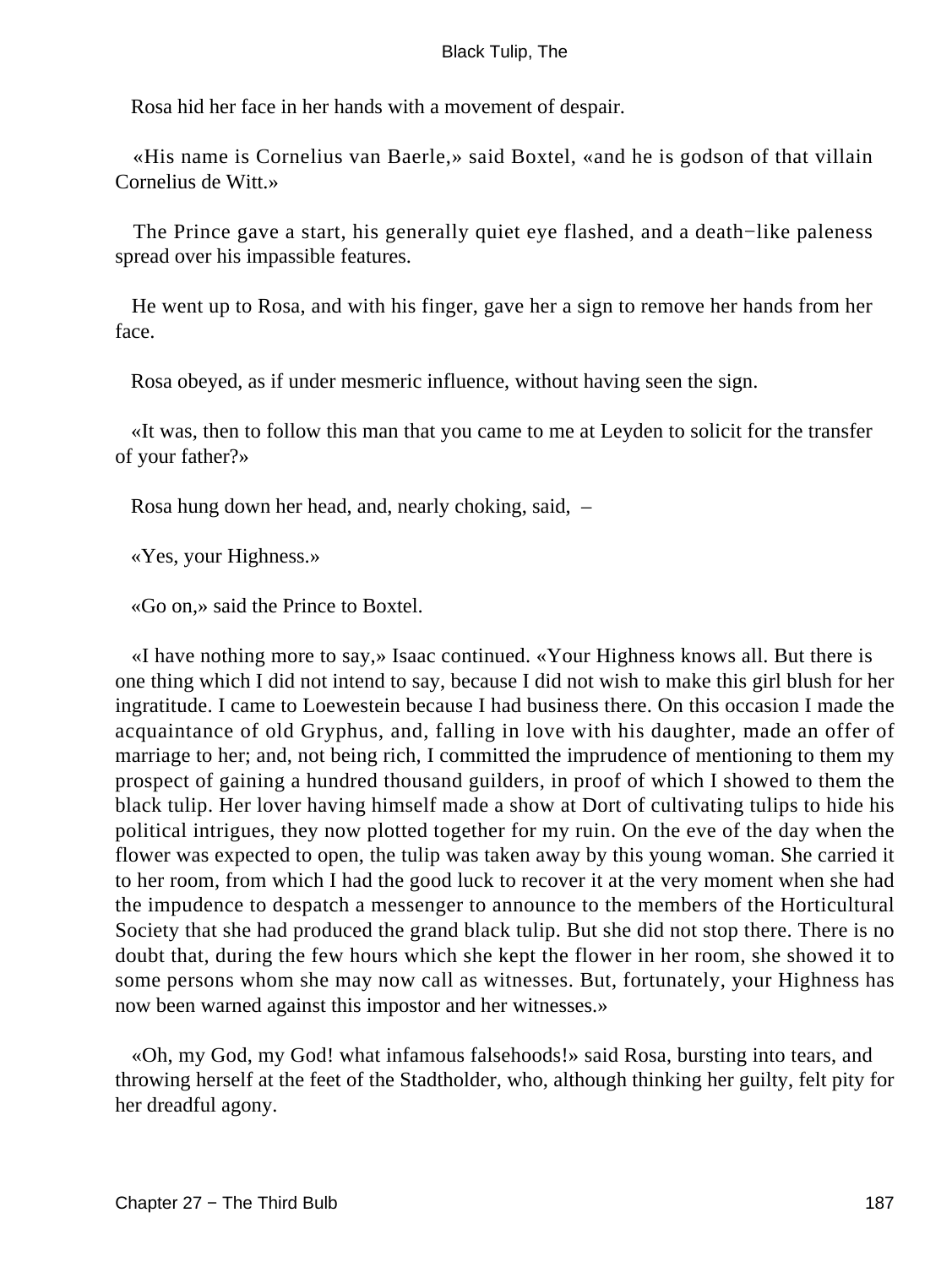Rosa hid her face in her hands with a movement of despair.

«His name is Cornelius van Baerle,» said Boxtel, «and he is godson of that villain Cornelius de Witt.»

The Prince gave a start, his generally quiet eye flashed, and a death−like paleness spread over his impassible features.

He went up to Rosa, and with his finger, gave her a sign to remove her hands from her face.

Rosa obeyed, as if under mesmeric influence, without having seen the sign.

«It was, then to follow this man that you came to me at Leyden to solicit for the transfer of your father?»

Rosa hung down her head, and, nearly choking, said, –

«Yes, your Highness.»

«Go on,» said the Prince to Boxtel.

«I have nothing more to say,» Isaac continued. «Your Highness knows all. But there is one thing which I did not intend to say, because I did not wish to make this girl blush for her ingratitude. I came to Loewestein because I had business there. On this occasion I made the acquaintance of old Gryphus, and, falling in love with his daughter, made an offer of marriage to her; and, not being rich, I committed the imprudence of mentioning to them my prospect of gaining a hundred thousand guilders, in proof of which I showed to them the black tulip. Her lover having himself made a show at Dort of cultivating tulips to hide his political intrigues, they now plotted together for my ruin. On the eve of the day when the flower was expected to open, the tulip was taken away by this young woman. She carried it to her room, from which I had the good luck to recover it at the very moment when she had the impudence to despatch a messenger to announce to the members of the Horticultural Society that she had produced the grand black tulip. But she did not stop there. There is no doubt that, during the few hours which she kept the flower in her room, she showed it to some persons whom she may now call as witnesses. But, fortunately, your Highness has now been warned against this impostor and her witnesses.»

«Oh, my God, my God! what infamous falsehoods!» said Rosa, bursting into tears, and throwing herself at the feet of the Stadtholder, who, although thinking her guilty, felt pity for her dreadful agony.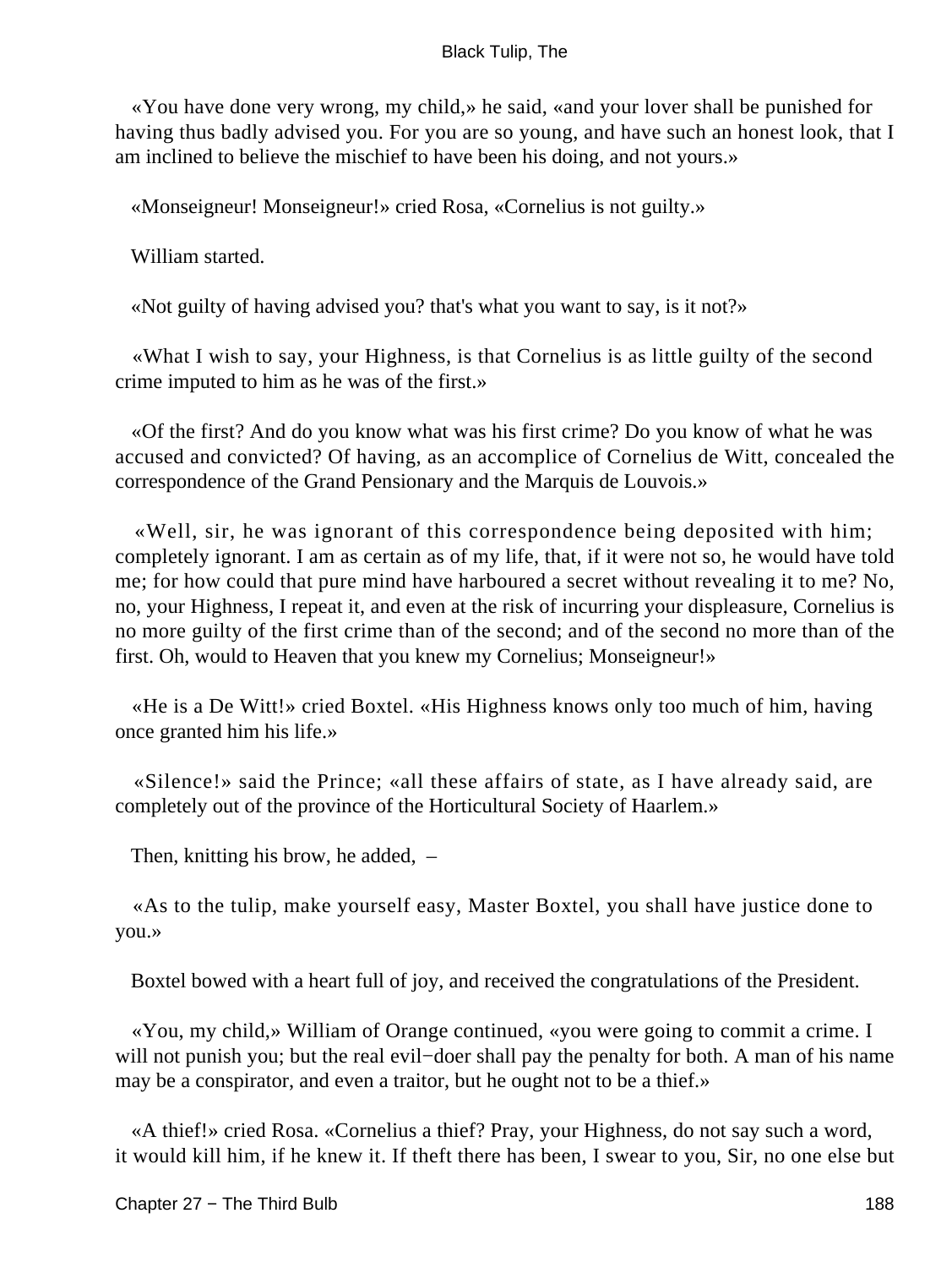«You have done very wrong, my child,» he said, «and your lover shall be punished for having thus badly advised you. For you are so young, and have such an honest look, that I am inclined to believe the mischief to have been his doing, and not yours.»

«Monseigneur! Monseigneur!» cried Rosa, «Cornelius is not guilty.»

William started.

«Not guilty of having advised you? that's what you want to say, is it not?»

«What I wish to say, your Highness, is that Cornelius is as little guilty of the second crime imputed to him as he was of the first.»

«Of the first? And do you know what was his first crime? Do you know of what he was accused and convicted? Of having, as an accomplice of Cornelius de Witt, concealed the correspondence of the Grand Pensionary and the Marquis de Louvois.»

«Well, sir, he was ignorant of this correspondence being deposited with him; completely ignorant. I am as certain as of my life, that, if it were not so, he would have told me; for how could that pure mind have harboured a secret without revealing it to me? No, no, your Highness, I repeat it, and even at the risk of incurring your displeasure, Cornelius is no more guilty of the first crime than of the second; and of the second no more than of the first. Oh, would to Heaven that you knew my Cornelius; Monseigneur!»

«He is a De Witt!» cried Boxtel. «His Highness knows only too much of him, having once granted him his life.»

«Silence!» said the Prince; «all these affairs of state, as I have already said, are completely out of the province of the Horticultural Society of Haarlem.»

Then, knitting his brow, he added, –

«As to the tulip, make yourself easy, Master Boxtel, you shall have justice done to you.»

Boxtel bowed with a heart full of joy, and received the congratulations of the President.

«You, my child,» William of Orange continued, «you were going to commit a crime. I will not punish you; but the real evil−doer shall pay the penalty for both. A man of his name may be a conspirator, and even a traitor, but he ought not to be a thief.»

«A thief!» cried Rosa. «Cornelius a thief? Pray, your Highness, do not say such a word, it would kill him, if he knew it. If theft there has been, I swear to you, Sir, no one else but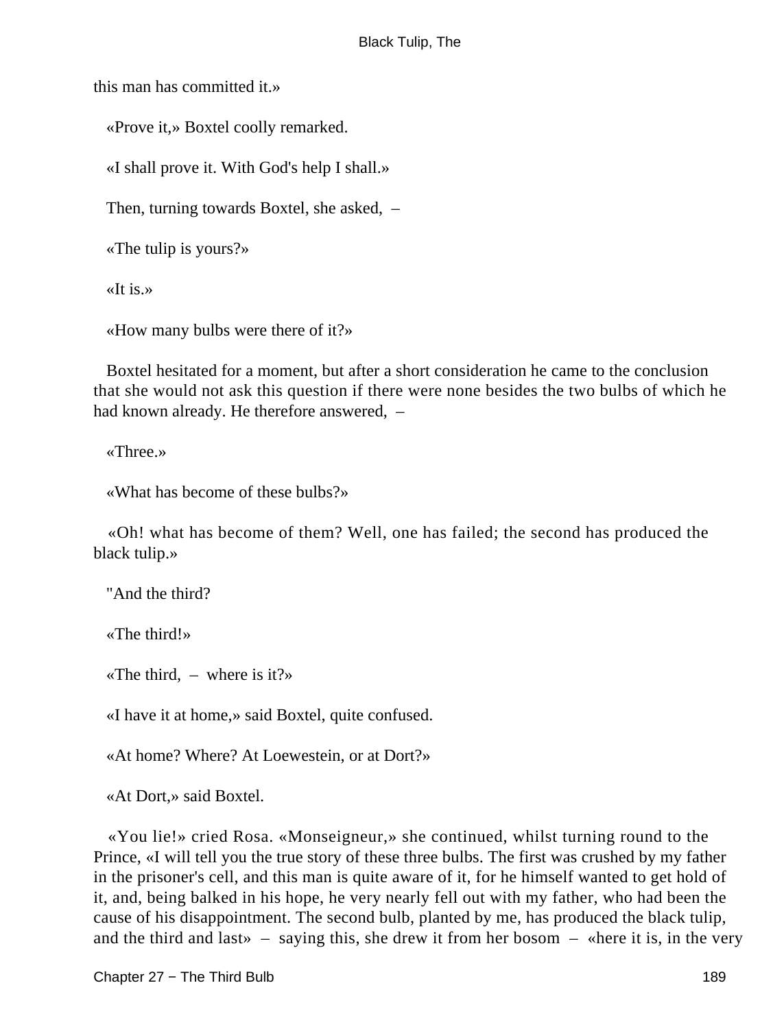this man has committed it.»

«Prove it,» Boxtel coolly remarked.

«I shall prove it. With God's help I shall.»

Then, turning towards Boxtel, she asked, –

«The tulip is yours?»

«It is.»

«How many bulbs were there of it?»

Boxtel hesitated for a moment, but after a short consideration he came to the conclusion that she would not ask this question if there were none besides the two bulbs of which he had known already. He therefore answered, –

«Three.»

«What has become of these bulbs?»

«Oh! what has become of them? Well, one has failed; the second has produced the black tulip.»

"And the third?

«The third!»

«The third, – where is it?»

«I have it at home,» said Boxtel, quite confused.

«At home? Where? At Loewestein, or at Dort?»

«At Dort,» said Boxtel.

«You lie!» cried Rosa. «Monseigneur,» she continued, whilst turning round to the Prince, «I will tell you the true story of these three bulbs. The first was crushed by my father in the prisoner's cell, and this man is quite aware of it, for he himself wanted to get hold of it, and, being balked in his hope, he very nearly fell out with my father, who had been the cause of his disappointment. The second bulb, planted by me, has produced the black tulip, and the third and last» – saying this, she drew it from her bosom – «here it is, in the very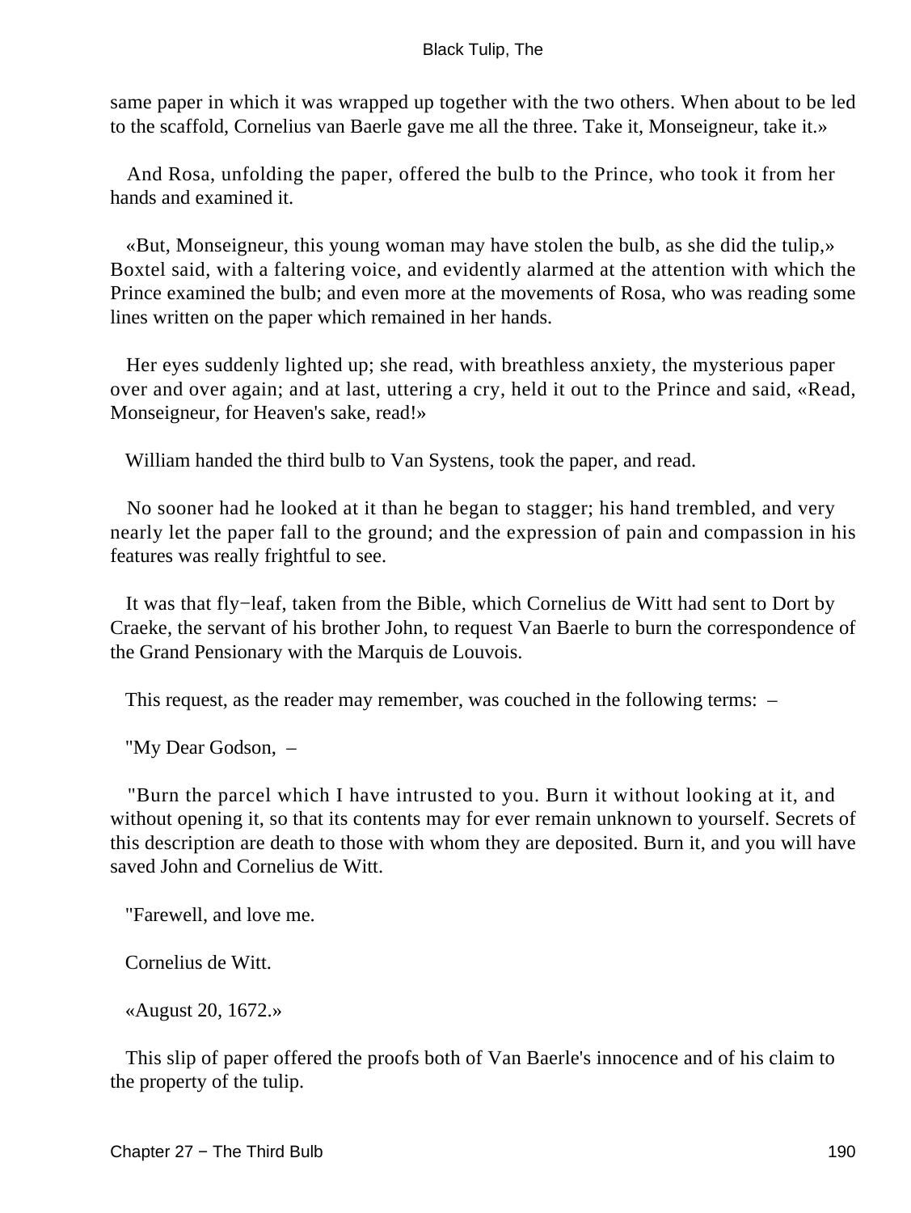same paper in which it was wrapped up together with the two others. When about to be led to the scaffold, Cornelius van Baerle gave me all the three. Take it, Monseigneur, take it.»

And Rosa, unfolding the paper, offered the bulb to the Prince, who took it from her hands and examined it.

«But, Monseigneur, this young woman may have stolen the bulb, as she did the tulip,» Boxtel said, with a faltering voice, and evidently alarmed at the attention with which the Prince examined the bulb; and even more at the movements of Rosa, who was reading some lines written on the paper which remained in her hands.

Her eyes suddenly lighted up; she read, with breathless anxiety, the mysterious paper over and over again; and at last, uttering a cry, held it out to the Prince and said, «Read, Monseigneur, for Heaven's sake, read!»

William handed the third bulb to Van Systens, took the paper, and read.

No sooner had he looked at it than he began to stagger; his hand trembled, and very nearly let the paper fall to the ground; and the expression of pain and compassion in his features was really frightful to see.

It was that fly−leaf, taken from the Bible, which Cornelius de Witt had sent to Dort by Craeke, the servant of his brother John, to request Van Baerle to burn the correspondence of the Grand Pensionary with the Marquis de Louvois.

This request, as the reader may remember, was couched in the following terms: –

"My Dear Godson, –

"Burn the parcel which I have intrusted to you. Burn it without looking at it, and without opening it, so that its contents may for ever remain unknown to yourself. Secrets of this description are death to those with whom they are deposited. Burn it, and you will have saved John and Cornelius de Witt.

"Farewell, and love me.

Cornelius de Witt.

«August 20, 1672.»

This slip of paper offered the proofs both of Van Baerle's innocence and of his claim to the property of the tulip.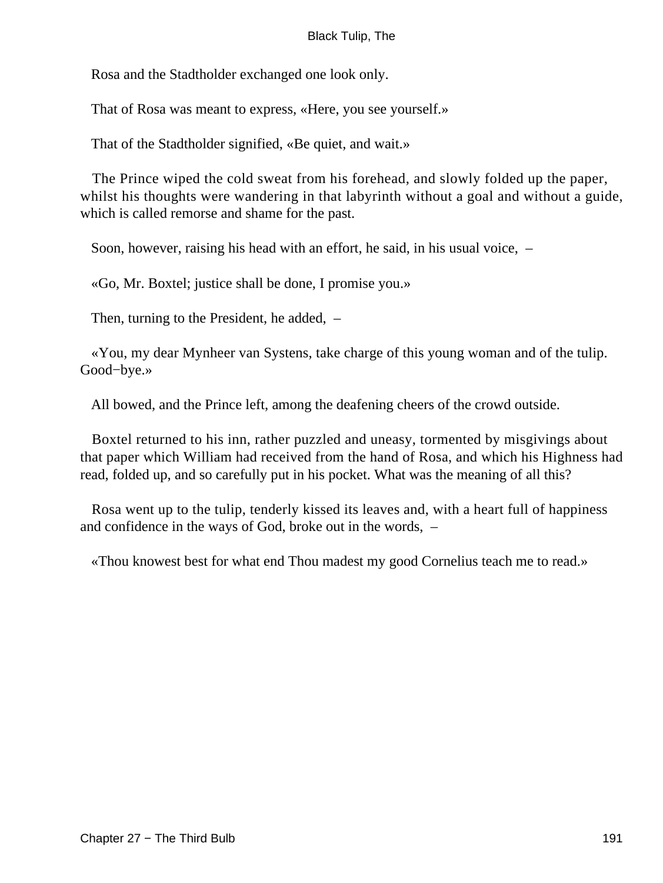Rosa and the Stadtholder exchanged one look only.

That of Rosa was meant to express, «Here, you see yourself.»

That of the Stadtholder signified, «Be quiet, and wait.»

The Prince wiped the cold sweat from his forehead, and slowly folded up the paper, whilst his thoughts were wandering in that labyrinth without a goal and without a guide, which is called remorse and shame for the past.

Soon, however, raising his head with an effort, he said, in his usual voice, –

«Go, Mr. Boxtel; justice shall be done, I promise you.»

Then, turning to the President, he added, –

«You, my dear Mynheer van Systens, take charge of this young woman and of the tulip. Good−bye.»

All bowed, and the Prince left, among the deafening cheers of the crowd outside.

Boxtel returned to his inn, rather puzzled and uneasy, tormented by misgivings about that paper which William had received from the hand of Rosa, and which his Highness had read, folded up, and so carefully put in his pocket. What was the meaning of all this?

Rosa went up to the tulip, tenderly kissed its leaves and, with a heart full of happiness and confidence in the ways of God, broke out in the words, –

«Thou knowest best for what end Thou madest my good Cornelius teach me to read.»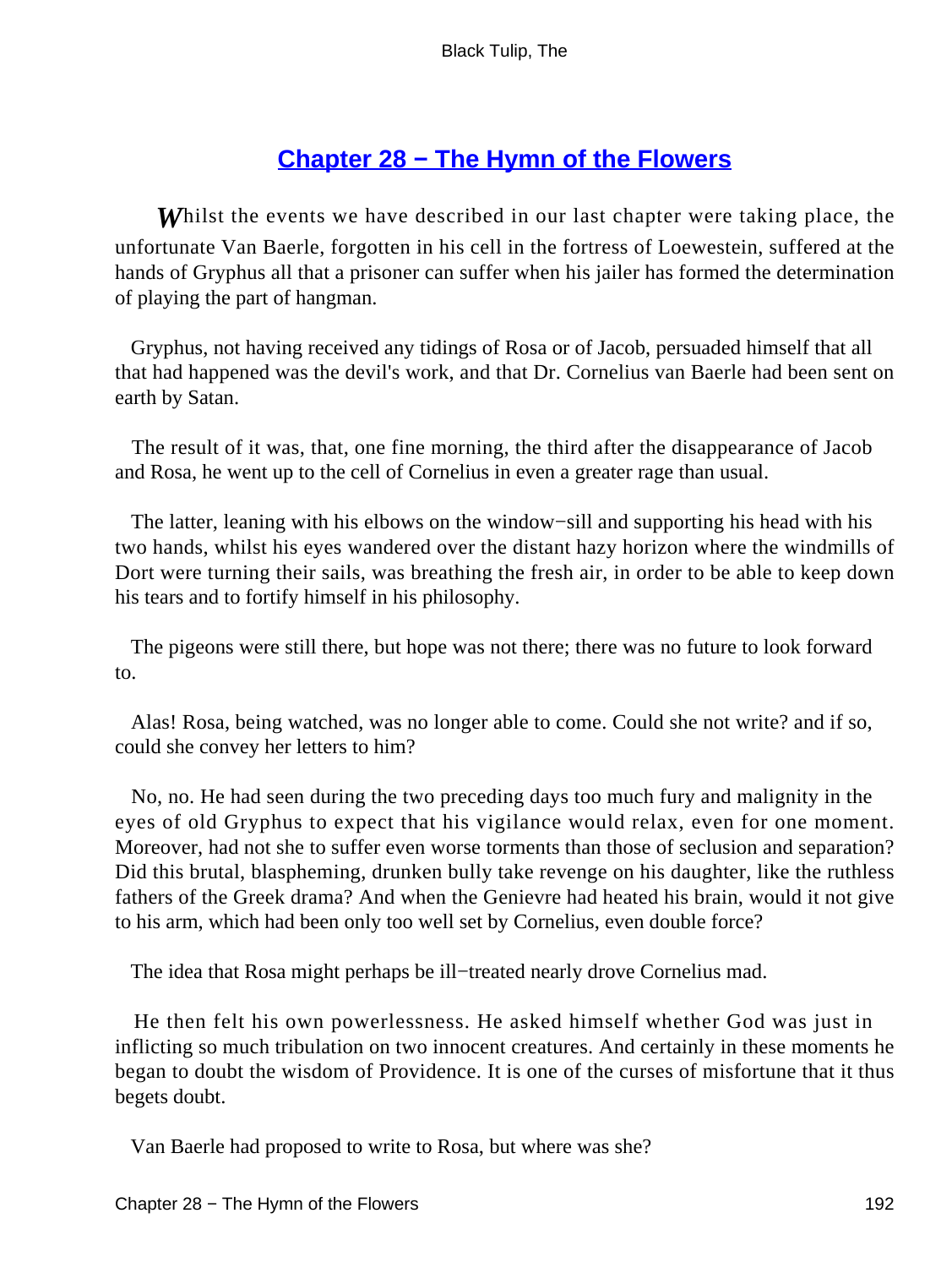## Chapter 28 − The Hymn of the Flowers

*W*hilst the events we have described in our last chapter were taking place, the unfortunate Van Baerle, forgotten in his cell in the fortress of Loewestein, suffered at the hands of Gryphus all that a prisoner can suffer when his jailer has formed the determination of playing the part of hangman.

Gryphus, not having received any tidings of Rosa or of Jacob, persuaded himself that all that had happened was the devil's work, and that Dr. Cornelius van Baerle had been sent on earth by Satan.

The result of it was, that, one fine morning, the third after the disappearance of Jacob and Rosa, he went up to the cell of Cornelius in even a greater rage than usual.

The latter, leaning with his elbows on the window−sill and supporting his head with his two hands, whilst his eyes wandered over the distant hazy horizon where the windmills of Dort were turning their sails, was breathing the fresh air, in order to be able to keep down his tears and to fortify himself in his philosophy.

The pigeons were still there, but hope was not there; there was no future to look forward to.

Alas! Rosa, being watched, was no longer able to come. Could she not write? and if so, could she convey her letters to him?

No, no. He had seen during the two preceding days too much fury and malignity in the eyes of old Gryphus to expect that his vigilance would relax, even for one moment. Moreover, had not she to suffer even worse torments than those of seclusion and separation? Did this brutal, blaspheming, drunken bully take revenge on his daughter, like the ruthless fathers of the Greek drama? And when the Genievre had heated his brain, would it not give to his arm, which had been only too well set by Cornelius, even double force?

The idea that Rosa might perhaps be ill−treated nearly drove Cornelius mad.

He then felt his own powerlessness. He asked himself whether God was just in inflicting so much tribulation on two innocent creatures. And certainly in these moments he began to doubt the wisdom of Providence. It is one of the curses of misfortune that it thus begets doubt.

Van Baerle had proposed to write to Rosa, but where was she?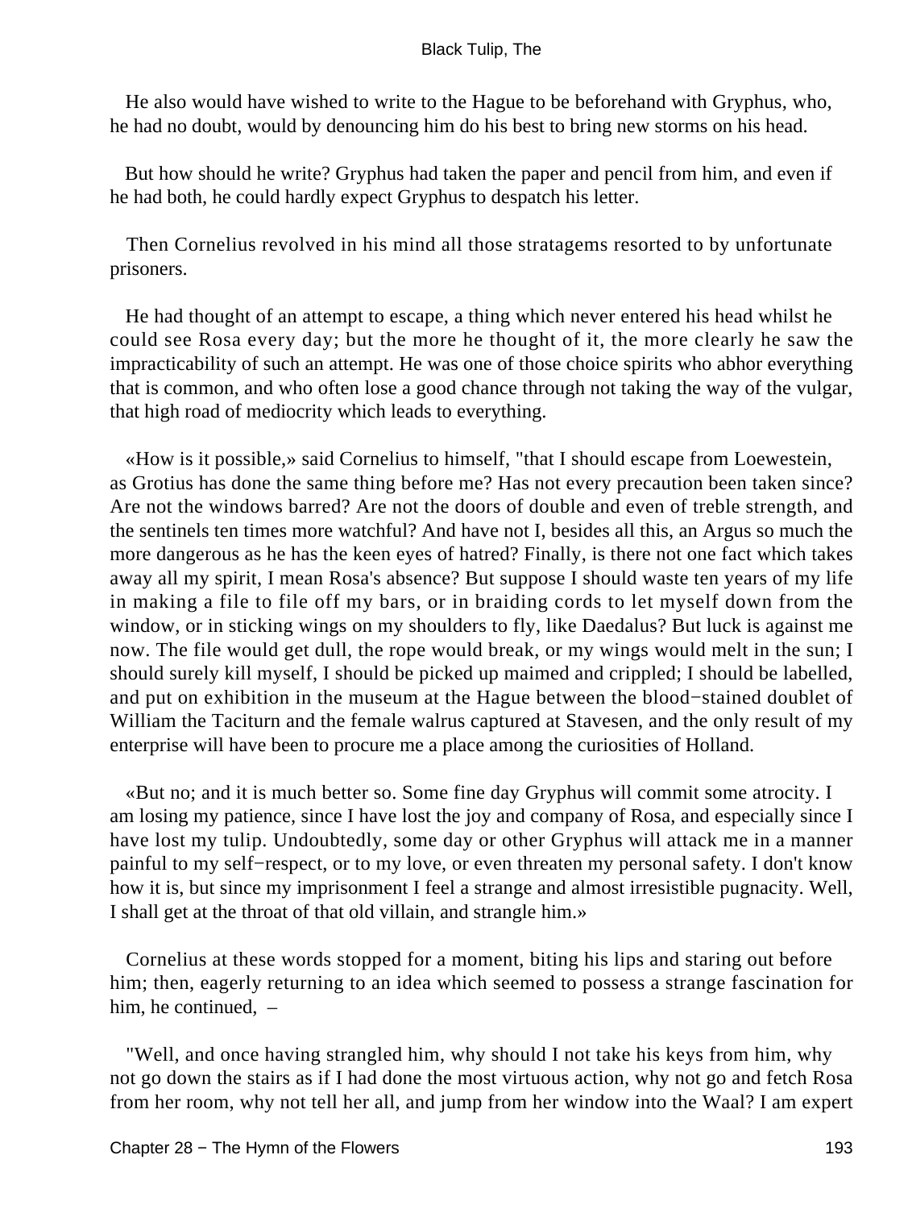He also would have wished to write to the Hague to be beforehand with Gryphus, who, he had no doubt, would by denouncing him do his best to bring new storms on his head.

But how should he write? Gryphus had taken the paper and pencil from him, and even if he had both, he could hardly expect Gryphus to despatch his letter.

Then Cornelius revolved in his mind all those stratagems resorted to by unfortunate prisoners.

He had thought of an attempt to escape, a thing which never entered his head whilst he could see Rosa every day; but the more he thought of it, the more clearly he saw the impracticability of such an attempt. He was one of those choice spirits who abhor everything that is common, and who often lose a good chance through not taking the way of the vulgar, that high road of mediocrity which leads to everything.

«How is it possible,» said Cornelius to himself, "that I should escape from Loewestein, as Grotius has done the same thing before me? Has not every precaution been taken since? Are not the windows barred? Are not the doors of double and even of treble strength, and the sentinels ten times more watchful? And have not I, besides all this, an Argus so much the more dangerous as he has the keen eyes of hatred? Finally, is there not one fact which takes away all my spirit, I mean Rosa's absence? But suppose I should waste ten years of my life in making a file to file off my bars, or in braiding cords to let myself down from the window, or in sticking wings on my shoulders to fly, like Daedalus? But luck is against me now. The file would get dull, the rope would break, or my wings would melt in the sun; I should surely kill myself, I should be picked up maimed and crippled; I should be labelled, and put on exhibition in the museum at the Hague between the blood−stained doublet of William the Taciturn and the female walrus captured at Stavesen, and the only result of my enterprise will have been to procure me a place among the curiosities of Holland.

«But no; and it is much better so. Some fine day Gryphus will commit some atrocity. I am losing my patience, since I have lost the joy and company of Rosa, and especially since I have lost my tulip. Undoubtedly, some day or other Gryphus will attack me in a manner painful to my self−respect, or to my love, or even threaten my personal safety. I don't know how it is, but since my imprisonment I feel a strange and almost irresistible pugnacity. Well, I shall get at the throat of that old villain, and strangle him.»

Cornelius at these words stopped for a moment, biting his lips and staring out before him; then, eagerly returning to an idea which seemed to possess a strange fascination for him, he continued, –

"Well, and once having strangled him, why should I not take his keys from him, why not go down the stairs as if I had done the most virtuous action, why not go and fetch Rosa from her room, why not tell her all, and jump from her window into the Waal? I am expert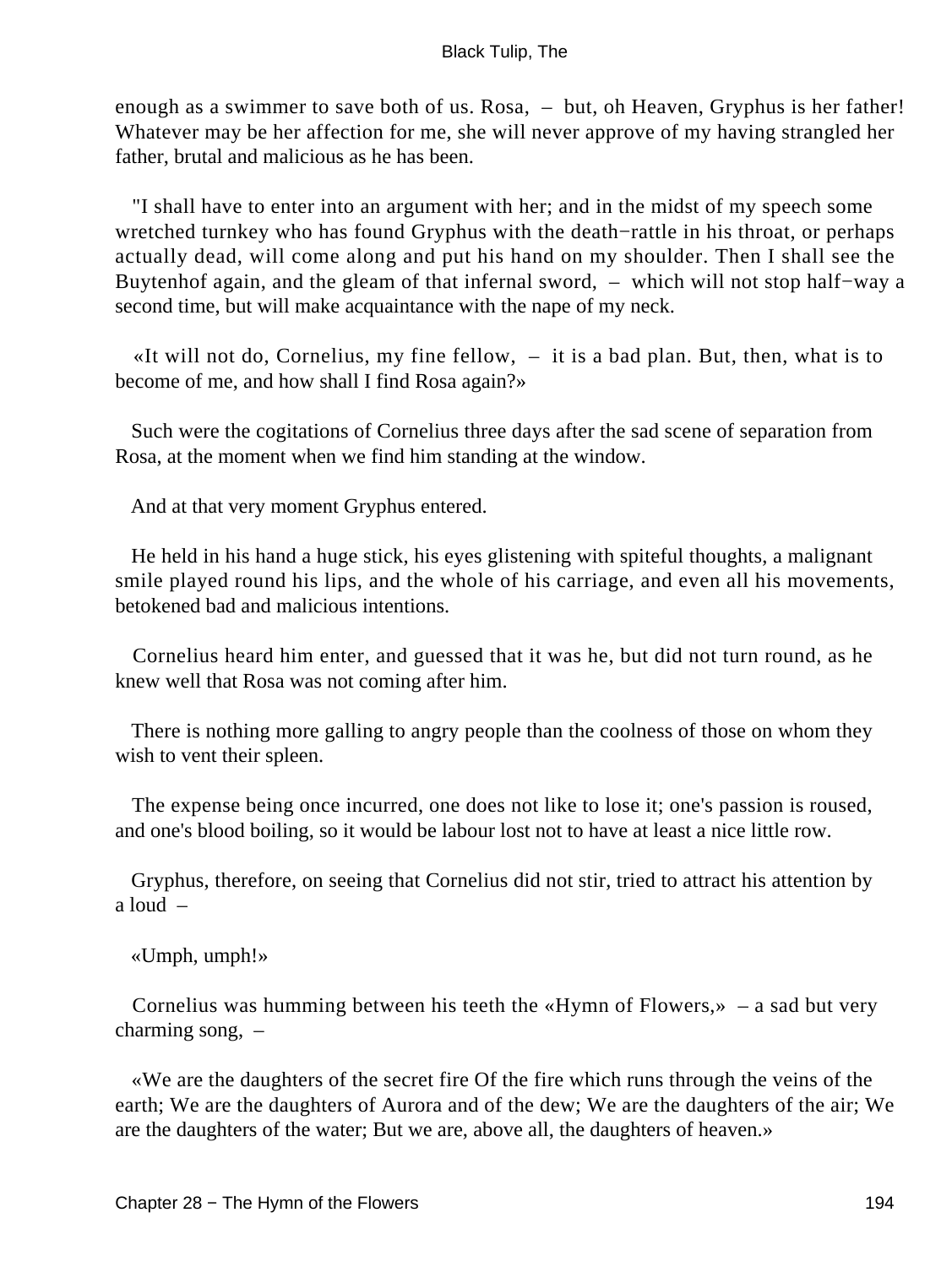enough as a swimmer to save both of us. Rosa, – but, oh Heaven, Gryphus is her father! Whatever may be her affection for me, she will never approve of my having strangled her father, brutal and malicious as he has been.

"I shall have to enter into an argument with her; and in the midst of my speech some wretched turnkey who has found Gryphus with the death−rattle in his throat, or perhaps actually dead, will come along and put his hand on my shoulder. Then I shall see the Buytenhof again, and the gleam of that infernal sword, – which will not stop half−way a second time, but will make acquaintance with the nape of my neck.

«It will not do, Cornelius, my fine fellow, – it is a bad plan. But, then, what is to become of me, and how shall I find Rosa again?»

Such were the cogitations of Cornelius three days after the sad scene of separation from Rosa, at the moment when we find him standing at the window.

And at that very moment Gryphus entered.

He held in his hand a huge stick, his eyes glistening with spiteful thoughts, a malignant smile played round his lips, and the whole of his carriage, and even all his movements, betokened bad and malicious intentions.

Cornelius heard him enter, and guessed that it was he, but did not turn round, as he knew well that Rosa was not coming after him.

There is nothing more galling to angry people than the coolness of those on whom they wish to vent their spleen.

The expense being once incurred, one does not like to lose it; one's passion is roused, and one's blood boiling, so it would be labour lost not to have at least a nice little row.

Gryphus, therefore, on seeing that Cornelius did not stir, tried to attract his attention by a loud –

«Umph, umph!»

Cornelius was humming between his teeth the «Hymn of Flowers,» – a sad but very charming song, –

«We are the daughters of the secret fire Of the fire which runs through the veins of the earth; We are the daughters of Aurora and of the dew; We are the daughters of the air; We are the daughters of the water; But we are, above all, the daughters of heaven.»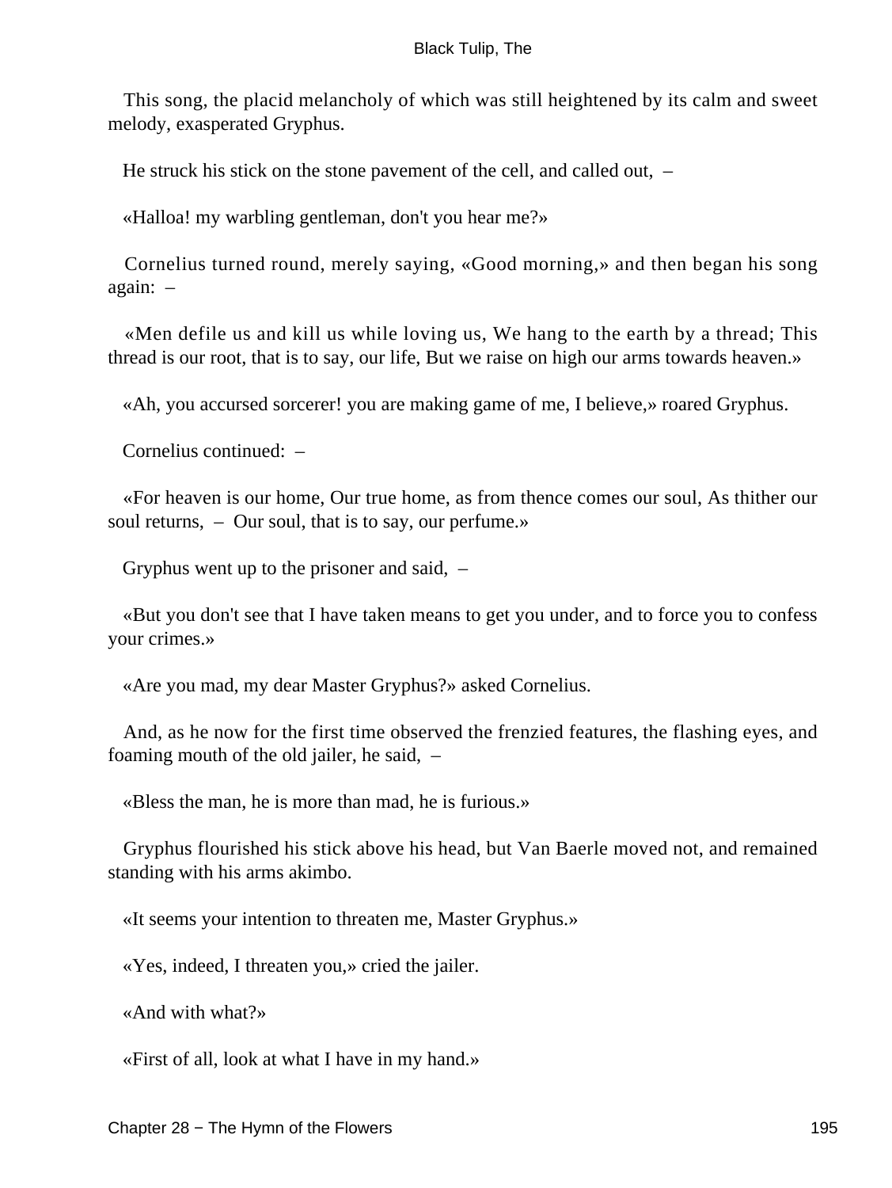This song, the placid melancholy of which was still heightened by its calm and sweet melody, exasperated Gryphus.

He struck his stick on the stone pavement of the cell, and called out, –

«Halloa! my warbling gentleman, don't you hear me?»

Cornelius turned round, merely saying, «Good morning,» and then began his song again: –

«Men defile us and kill us while loving us, We hang to the earth by a thread; This thread is our root, that is to say, our life, But we raise on high our arms towards heaven.»

«Ah, you accursed sorcerer! you are making game of me, I believe,» roared Gryphus.

Cornelius continued: –

«For heaven is our home, Our true home, as from thence comes our soul, As thither our soul returns, – Our soul, that is to say, our perfume.»

Gryphus went up to the prisoner and said, –

«But you don't see that I have taken means to get you under, and to force you to confess your crimes.»

«Are you mad, my dear Master Gryphus?» asked Cornelius.

And, as he now for the first time observed the frenzied features, the flashing eyes, and foaming mouth of the old jailer, he said, –

«Bless the man, he is more than mad, he is furious.»

Gryphus flourished his stick above his head, but Van Baerle moved not, and remained standing with his arms akimbo.

«It seems your intention to threaten me, Master Gryphus.»

«Yes, indeed, I threaten you,» cried the jailer.

«And with what?»

«First of all, look at what I have in my hand.»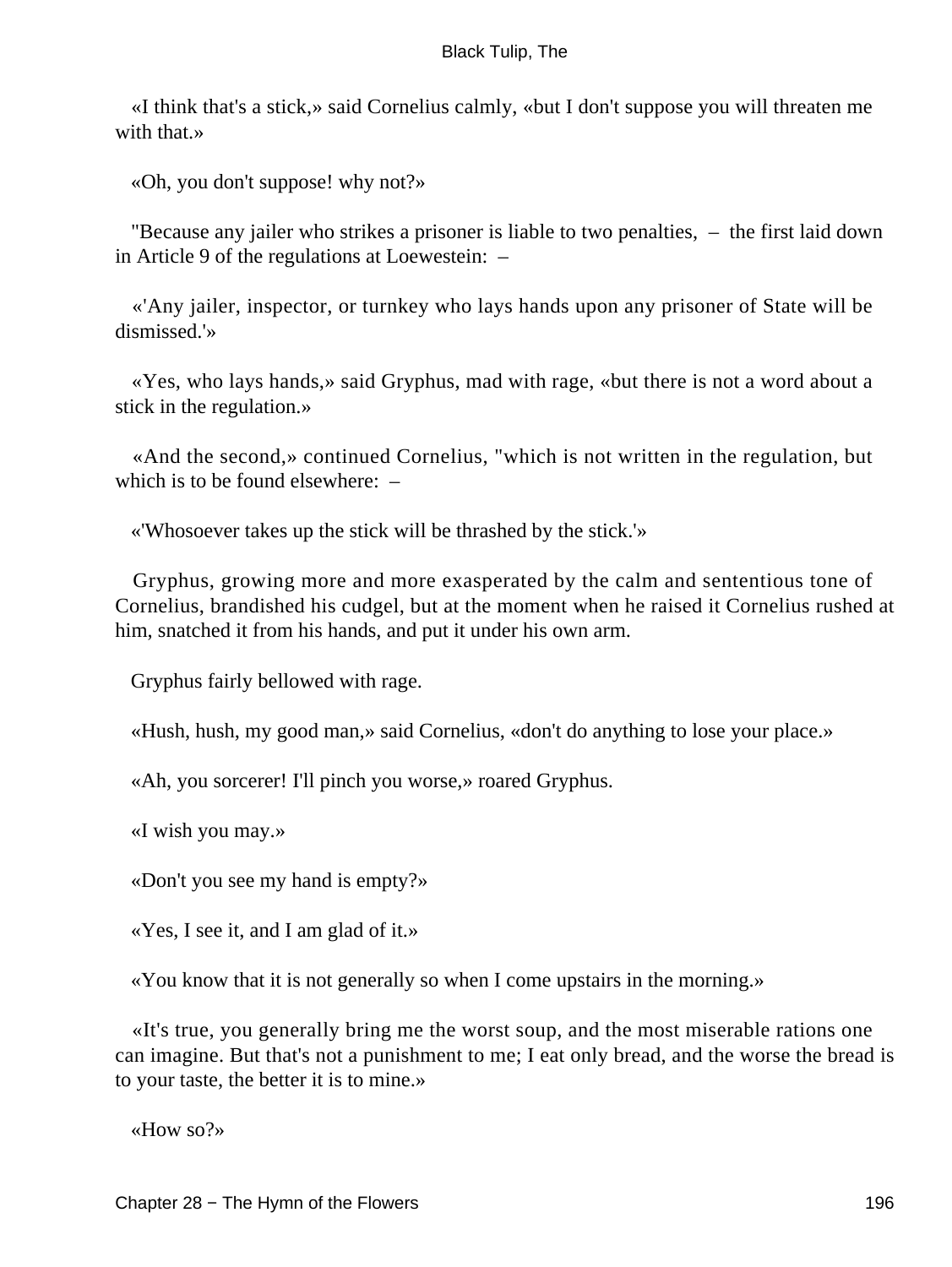«I think that's a stick,» said Cornelius calmly, «but I don't suppose you will threaten me with that.»

«Oh, you don't suppose! why not?»

"Because any jailer who strikes a prisoner is liable to two penalties, – the first laid down in Article 9 of the regulations at Loewestein: –

«'Any jailer, inspector, or turnkey who lays hands upon any prisoner of State will be dismissed.'»

«Yes, who lays hands,» said Gryphus, mad with rage, «but there is not a word about a stick in the regulation.»

«And the second,» continued Cornelius, "which is not written in the regulation, but which is to be found elsewhere: –

«'Whosoever takes up the stick will be thrashed by the stick.'»

Gryphus, growing more and more exasperated by the calm and sententious tone of Cornelius, brandished his cudgel, but at the moment when he raised it Cornelius rushed at him, snatched it from his hands, and put it under his own arm.

Gryphus fairly bellowed with rage.

«Hush, hush, my good man,» said Cornelius, «don't do anything to lose your place.»

«Ah, you sorcerer! I'll pinch you worse,» roared Gryphus.

«I wish you may.»

«Don't you see my hand is empty?»

«Yes, I see it, and I am glad of it.»

«You know that it is not generally so when I come upstairs in the morning.»

«It's true, you generally bring me the worst soup, and the most miserable rations one can imagine. But that's not a punishment to me; I eat only bread, and the worse the bread is to your taste, the better it is to mine.»

«How so?»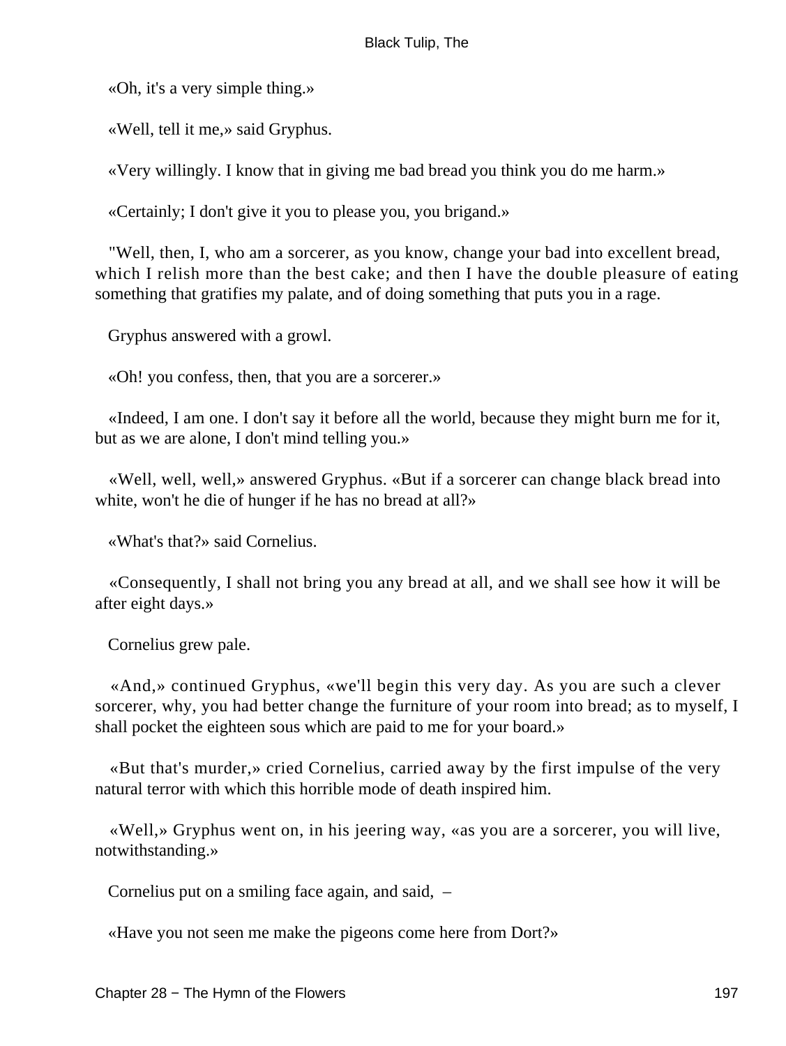«Oh, it's a very simple thing.»

«Well, tell it me,» said Gryphus.

«Very willingly. I know that in giving me bad bread you think you do me harm.»

«Certainly; I don't give it you to please you, you brigand.»

"Well, then, I, who am a sorcerer, as you know, change your bad into excellent bread, which I relish more than the best cake; and then I have the double pleasure of eating something that gratifies my palate, and of doing something that puts you in a rage.

Gryphus answered with a growl.

«Oh! you confess, then, that you are a sorcerer.»

«Indeed, I am one. I don't say it before all the world, because they might burn me for it, but as we are alone, I don't mind telling you.»

«Well, well, well,» answered Gryphus. «But if a sorcerer can change black bread into white, won't he die of hunger if he has no bread at all?»

«What's that?» said Cornelius.

«Consequently, I shall not bring you any bread at all, and we shall see how it will be after eight days.»

Cornelius grew pale.

«And,» continued Gryphus, «we'll begin this very day. As you are such a clever sorcerer, why, you had better change the furniture of your room into bread; as to myself, I shall pocket the eighteen sous which are paid to me for your board.»

«But that's murder,» cried Cornelius, carried away by the first impulse of the very natural terror with which this horrible mode of death inspired him.

«Well,» Gryphus went on, in his jeering way, «as you are a sorcerer, you will live, notwithstanding.»

Cornelius put on a smiling face again, and said, –

«Have you not seen me make the pigeons come here from Dort?»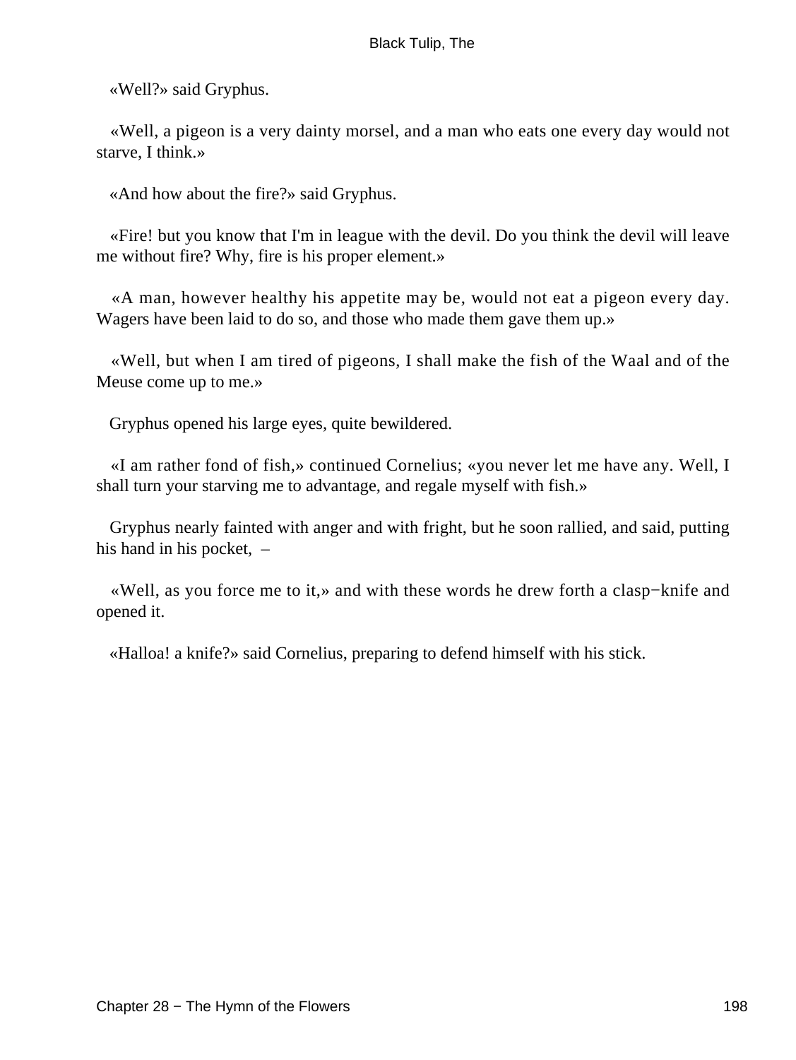«Well?» said Gryphus.

«Well, a pigeon is a very dainty morsel, and a man who eats one every day would not starve, I think.»

«And how about the fire?» said Gryphus.

«Fire! but you know that I'm in league with the devil. Do you think the devil will leave me without fire? Why, fire is his proper element.»

«A man, however healthy his appetite may be, would not eat a pigeon every day. Wagers have been laid to do so, and those who made them gave them up.»

«Well, but when I am tired of pigeons, I shall make the fish of the Waal and of the Meuse come up to me.»

Gryphus opened his large eyes, quite bewildered.

«I am rather fond of fish,» continued Cornelius; «you never let me have any. Well, I shall turn your starving me to advantage, and regale myself with fish.»

Gryphus nearly fainted with anger and with fright, but he soon rallied, and said, putting his hand in his pocket, –

«Well, as you force me to it,» and with these words he drew forth a clasp−knife and opened it.

«Halloa! a knife?» said Cornelius, preparing to defend himself with his stick.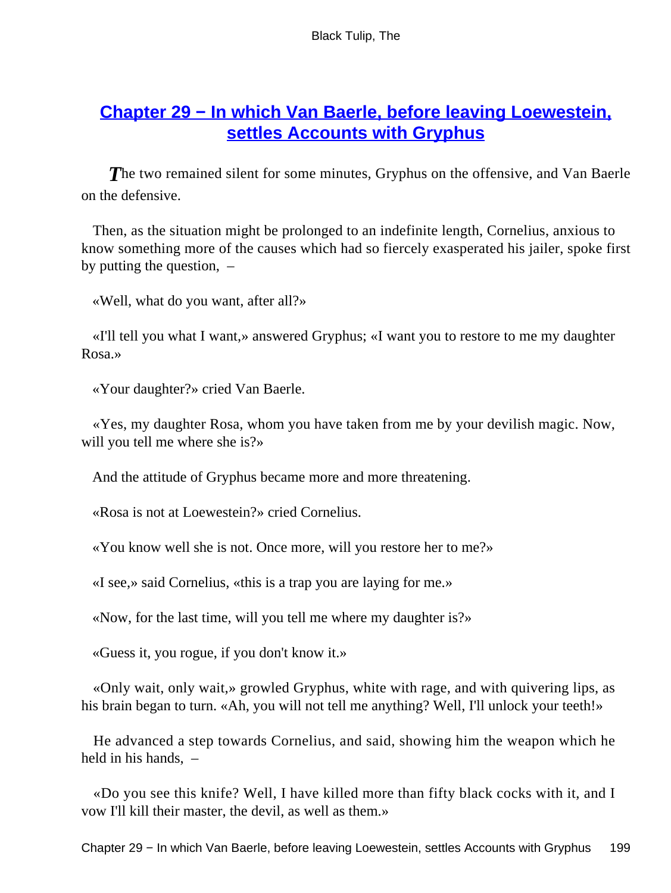## Chapter 29 − In which Van Baerle, before leaving Loewestein, settles Accounts with Gryphus

The two remained silent for some minutes, Gryphus on the offensive, and Van Baerle on the defensive.

Then, as the situation might be prolonged to an indefinite length, Cornelius, anxious to know something more of the causes which had so fiercely exasperated his jailer, spoke first by putting the question, –

«Well, what do you want, after all?»

«I'll tell you what I want,» answered Gryphus; «I want you to restore to me my daughter Rosa.»

«Your daughter?» cried Van Baerle.

«Yes, my daughter Rosa, whom you have taken from me by your devilish magic. Now, will you tell me where she is?»

And the attitude of Gryphus became more and more threatening.

«Rosa is not at Loewestein?» cried Cornelius.

«You know well she is not. Once more, will you restore her to me?»

«I see,» said Cornelius, «this is a trap you are laying for me.»

«Now, for the last time, will you tell me where my daughter is?»

«Guess it, you rogue, if you don't know it.»

«Only wait, only wait,» growled Gryphus, white with rage, and with quivering lips, as his brain began to turn. «Ah, you will not tell me anything? Well, I'll unlock your teeth!»

He advanced a step towards Cornelius, and said, showing him the weapon which he held in his hands, –

«Do you see this knife? Well, I have killed more than fifty black cocks with it, and I vow I'll kill their master, the devil, as well as them.»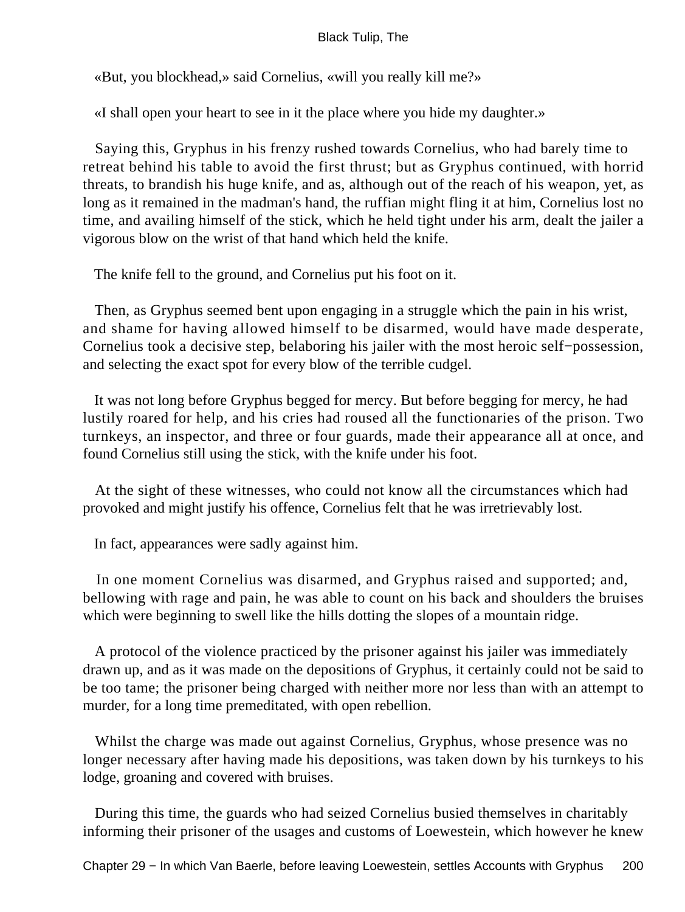«But, you blockhead,» said Cornelius, «will you really kill me?»

«I shall open your heart to see in it the place where you hide my daughter.»

Saying this, Gryphus in his frenzy rushed towards Cornelius, who had barely time to retreat behind his table to avoid the first thrust; but as Gryphus continued, with horrid threats, to brandish his huge knife, and as, although out of the reach of his weapon, yet, as long as it remained in the madman's hand, the ruffian might fling it at him, Cornelius lost no time, and availing himself of the stick, which he held tight under his arm, dealt the jailer a vigorous blow on the wrist of that hand which held the knife.

The knife fell to the ground, and Cornelius put his foot on it.

Then, as Gryphus seemed bent upon engaging in a struggle which the pain in his wrist, and shame for having allowed himself to be disarmed, would have made desperate, Cornelius took a decisive step, belaboring his jailer with the most heroic self−possession, and selecting the exact spot for every blow of the terrible cudgel.

It was not long before Gryphus begged for mercy. But before begging for mercy, he had lustily roared for help, and his cries had roused all the functionaries of the prison. Two turnkeys, an inspector, and three or four guards, made their appearance all at once, and found Cornelius still using the stick, with the knife under his foot.

At the sight of these witnesses, who could not know all the circumstances which had provoked and might justify his offence, Cornelius felt that he was irretrievably lost.

In fact, appearances were sadly against him.

In one moment Cornelius was disarmed, and Gryphus raised and supported; and, bellowing with rage and pain, he was able to count on his back and shoulders the bruises which were beginning to swell like the hills dotting the slopes of a mountain ridge.

A protocol of the violence practiced by the prisoner against his jailer was immediately drawn up, and as it was made on the depositions of Gryphus, it certainly could not be said to be too tame; the prisoner being charged with neither more nor less than with an attempt to murder, for a long time premeditated, with open rebellion.

Whilst the charge was made out against Cornelius, Gryphus, whose presence was no longer necessary after having made his depositions, was taken down by his turnkeys to his lodge, groaning and covered with bruises.

During this time, the guards who had seized Cornelius busied themselves in charitably informing their prisoner of the usages and customs of Loewestein, which however he knew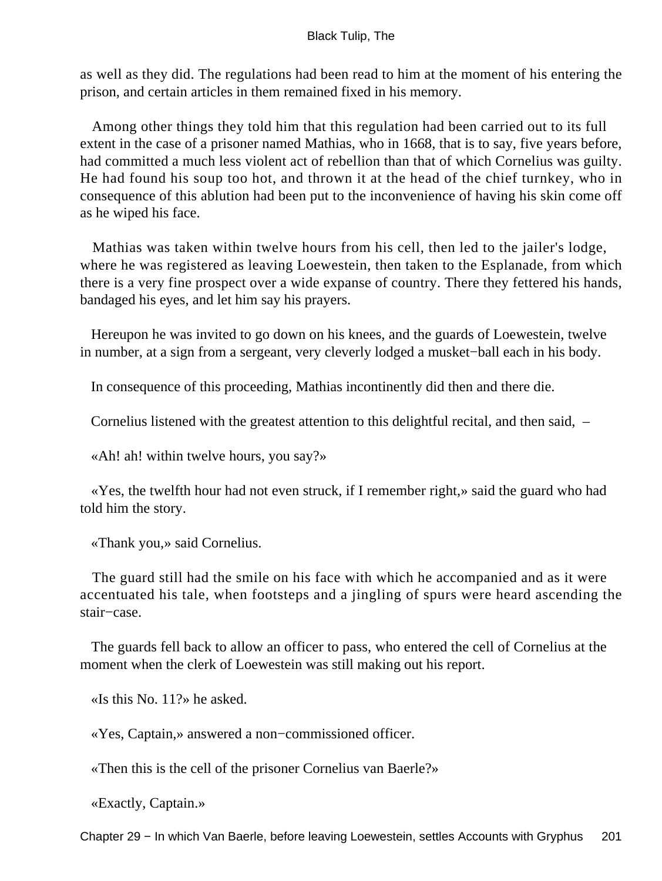as well as they did. The regulations had been read to him at the moment of his entering the prison, and certain articles in them remained fixed in his memory.

Among other things they told him that this regulation had been carried out to its full extent in the case of a prisoner named Mathias, who in 1668, that is to say, five years before, had committed a much less violent act of rebellion than that of which Cornelius was guilty. He had found his soup too hot, and thrown it at the head of the chief turnkey, who in consequence of this ablution had been put to the inconvenience of having his skin come off as he wiped his face.

Mathias was taken within twelve hours from his cell, then led to the jailer's lodge, where he was registered as leaving Loewestein, then taken to the Esplanade, from which there is a very fine prospect over a wide expanse of country. There they fettered his hands, bandaged his eyes, and let him say his prayers.

Hereupon he was invited to go down on his knees, and the guards of Loewestein, twelve in number, at a sign from a sergeant, very cleverly lodged a musket−ball each in his body.

In consequence of this proceeding, Mathias incontinently did then and there die.

Cornelius listened with the greatest attention to this delightful recital, and then said, –

«Ah! ah! within twelve hours, you say?»

«Yes, the twelfth hour had not even struck, if I remember right,» said the guard who had told him the story.

«Thank you,» said Cornelius.

The guard still had the smile on his face with which he accompanied and as it were accentuated his tale, when footsteps and a jingling of spurs were heard ascending the stair−case.

The guards fell back to allow an officer to pass, who entered the cell of Cornelius at the moment when the clerk of Loewestein was still making out his report.

«Is this No. 11?» he asked.

«Yes, Captain,» answered a non−commissioned officer.

«Then this is the cell of the prisoner Cornelius van Baerle?»

«Exactly, Captain.»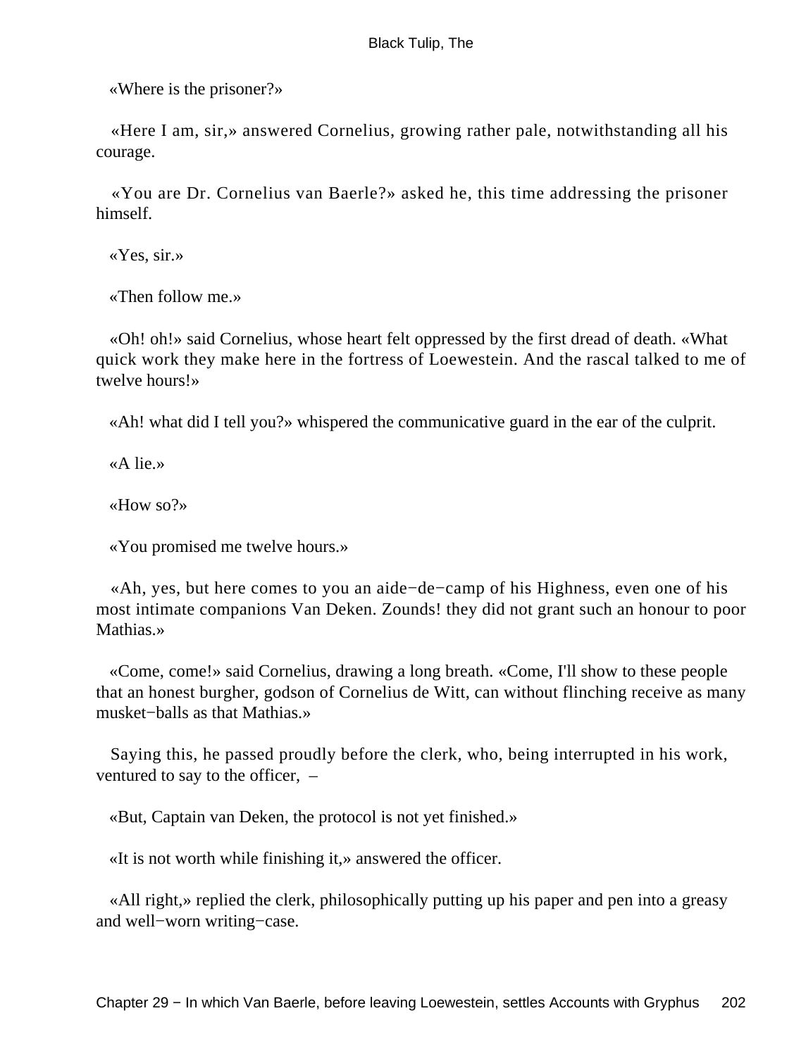«Where is the prisoner?»

«Here I am, sir,» answered Cornelius, growing rather pale, notwithstanding all his courage.

«You are Dr. Cornelius van Baerle?» asked he, this time addressing the prisoner himself.

«Yes, sir.»

«Then follow me.»

«Oh! oh!» said Cornelius, whose heart felt oppressed by the first dread of death. «What quick work they make here in the fortress of Loewestein. And the rascal talked to me of twelve hours!»

«Ah! what did I tell you?» whispered the communicative guard in the ear of the culprit.

«A lie.»

«How so?»

«You promised me twelve hours.»

«Ah, yes, but here comes to you an aide−de−camp of his Highness, even one of his most intimate companions Van Deken. Zounds! they did not grant such an honour to poor Mathias.»

«Come, come!» said Cornelius, drawing a long breath. «Come, I'll show to these people that an honest burgher, godson of Cornelius de Witt, can without flinching receive as many musket−balls as that Mathias.»

Saying this, he passed proudly before the clerk, who, being interrupted in his work, ventured to say to the officer, –

«But, Captain van Deken, the protocol is not yet finished.»

«It is not worth while finishing it,» answered the officer.

«All right,» replied the clerk, philosophically putting up his paper and pen into a greasy and well−worn writing−case.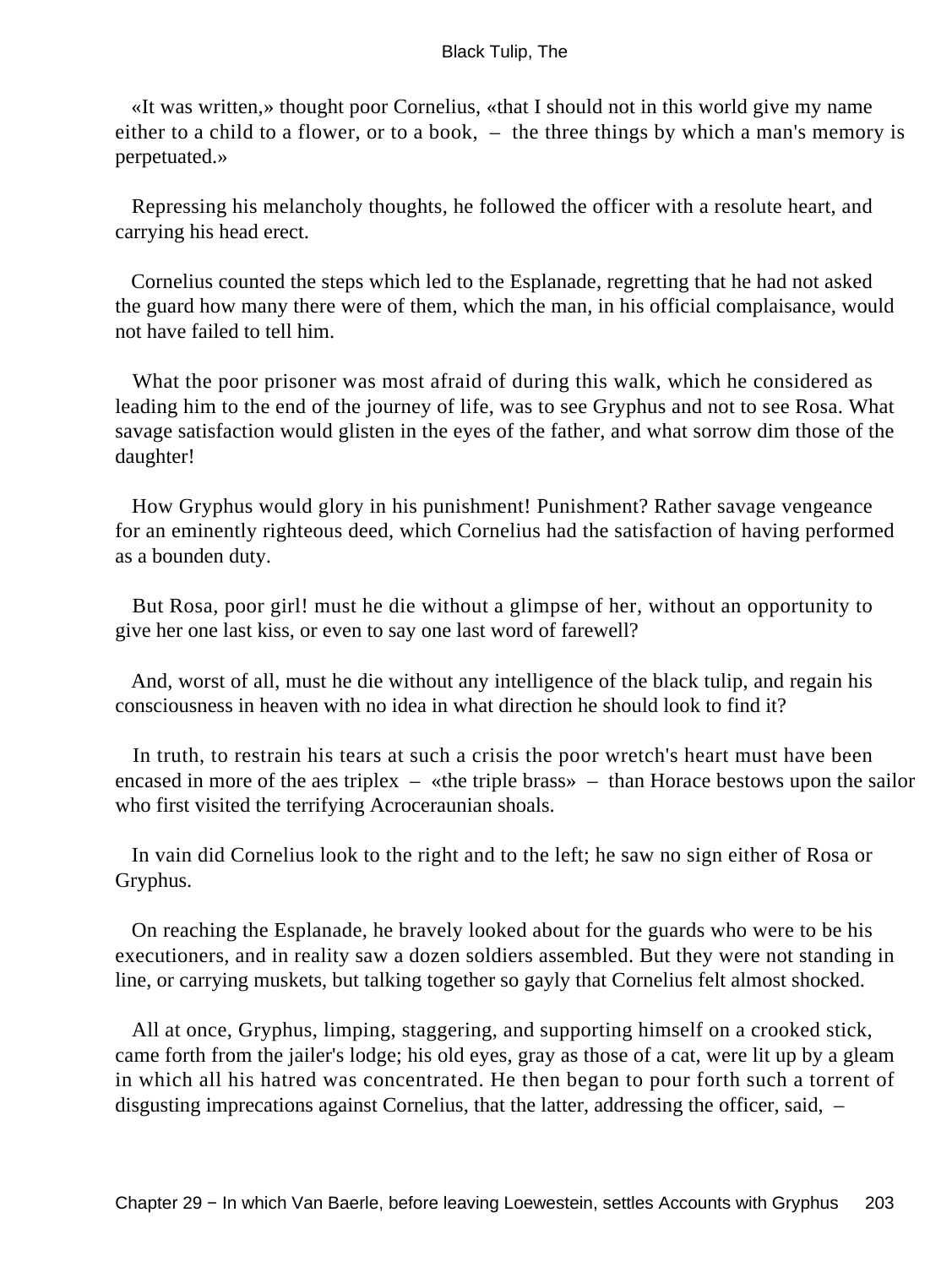«It was written,» thought poor Cornelius, «that I should not in this world give my name either to a child to a flower, or to a book, – the three things by which a man's memory is perpetuated.»

Repressing his melancholy thoughts, he followed the officer with a resolute heart, and carrying his head erect.

Cornelius counted the steps which led to the Esplanade, regretting that he had not asked the guard how many there were of them, which the man, in his official complaisance, would not have failed to tell him.

What the poor prisoner was most afraid of during this walk, which he considered as leading him to the end of the journey of life, was to see Gryphus and not to see Rosa. What savage satisfaction would glisten in the eyes of the father, and what sorrow dim those of the daughter!

How Gryphus would glory in his punishment! Punishment? Rather savage vengeance for an eminently righteous deed, which Cornelius had the satisfaction of having performed as a bounden duty.

But Rosa, poor girl! must he die without a glimpse of her, without an opportunity to give her one last kiss, or even to say one last word of farewell?

And, worst of all, must he die without any intelligence of the black tulip, and regain his consciousness in heaven with no idea in what direction he should look to find it?

In truth, to restrain his tears at such a crisis the poor wretch's heart must have been encased in more of the aes triplex – «the triple brass» – than Horace bestows upon the sailor who first visited the terrifying Acroceraunian shoals.

In vain did Cornelius look to the right and to the left; he saw no sign either of Rosa or Gryphus.

On reaching the Esplanade, he bravely looked about for the guards who were to be his executioners, and in reality saw a dozen soldiers assembled. But they were not standing in line, or carrying muskets, but talking together so gayly that Cornelius felt almost shocked.

All at once, Gryphus, limping, staggering, and supporting himself on a crooked stick, came forth from the jailer's lodge; his old eyes, gray as those of a cat, were lit up by a gleam in which all his hatred was concentrated. He then began to pour forth such a torrent of disgusting imprecations against Cornelius, that the latter, addressing the officer, said, –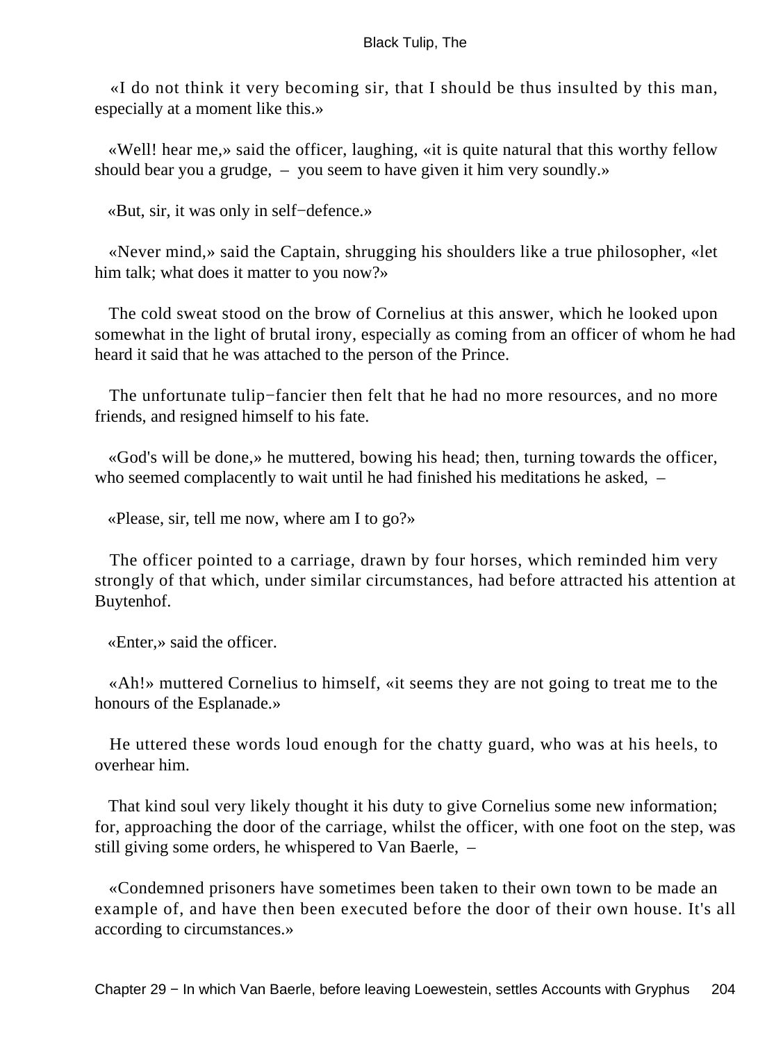«I do not think it very becoming sir, that I should be thus insulted by this man, especially at a moment like this.»

«Well! hear me,» said the officer, laughing, «it is quite natural that this worthy fellow should bear you a grudge, – you seem to have given it him very soundly.»

«But, sir, it was only in self−defence.»

«Never mind,» said the Captain, shrugging his shoulders like a true philosopher, «let him talk; what does it matter to you now?»

The cold sweat stood on the brow of Cornelius at this answer, which he looked upon somewhat in the light of brutal irony, especially as coming from an officer of whom he had heard it said that he was attached to the person of the Prince.

The unfortunate tulip−fancier then felt that he had no more resources, and no more friends, and resigned himself to his fate.

«God's will be done,» he muttered, bowing his head; then, turning towards the officer, who seemed complacently to wait until he had finished his meditations he asked, –

«Please, sir, tell me now, where am I to go?»

The officer pointed to a carriage, drawn by four horses, which reminded him very strongly of that which, under similar circumstances, had before attracted his attention at Buytenhof.

«Enter,» said the officer.

«Ah!» muttered Cornelius to himself, «it seems they are not going to treat me to the honours of the Esplanade.»

He uttered these words loud enough for the chatty guard, who was at his heels, to overhear him.

That kind soul very likely thought it his duty to give Cornelius some new information; for, approaching the door of the carriage, whilst the officer, with one foot on the step, was still giving some orders, he whispered to Van Baerle, –

«Condemned prisoners have sometimes been taken to their own town to be made an example of, and have then been executed before the door of their own house. It's all according to circumstances.»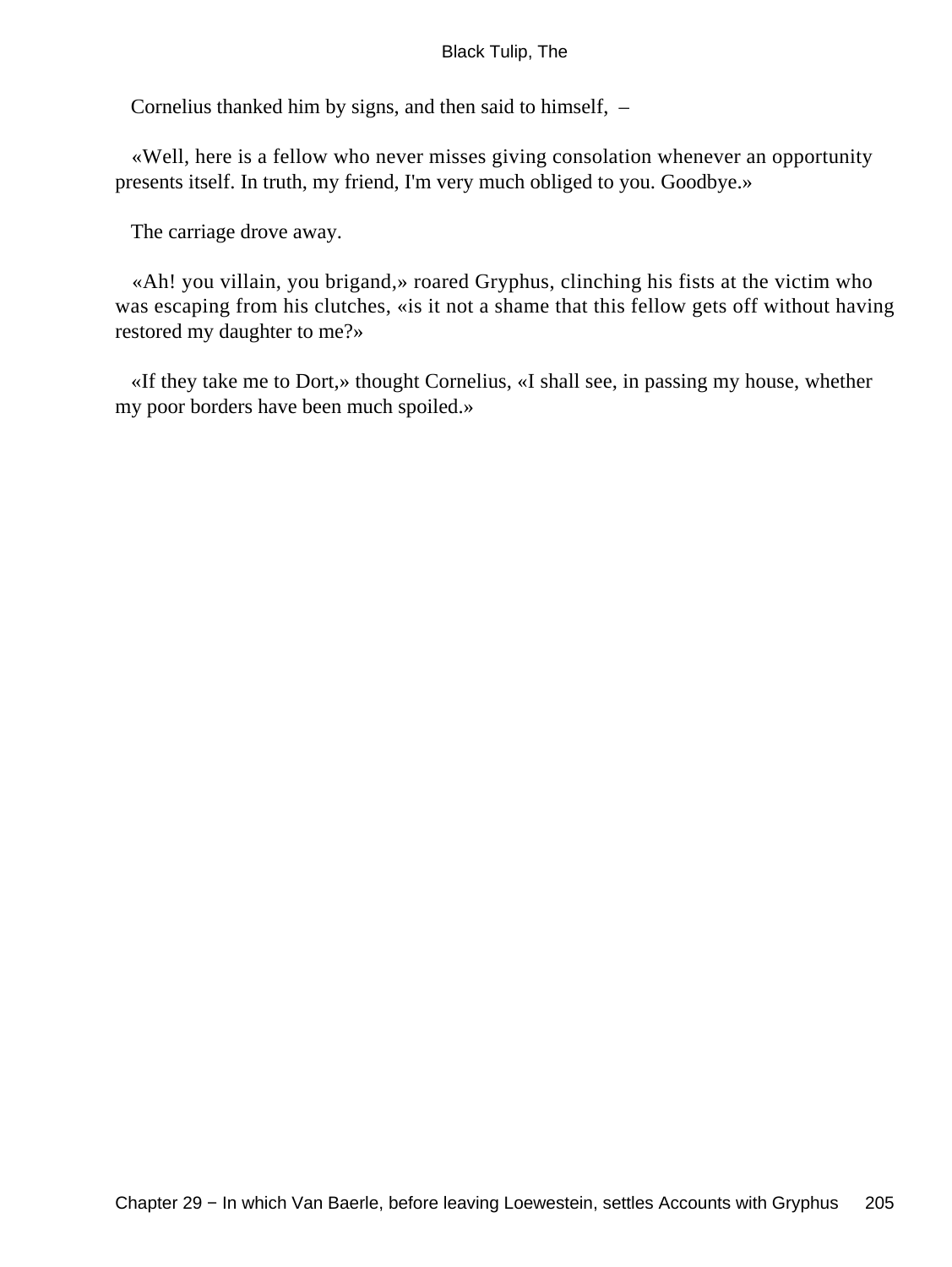Cornelius thanked him by signs, and then said to himself, –

«Well, here is a fellow who never misses giving consolation whenever an opportunity presents itself. In truth, my friend, I'm very much obliged to you. Goodbye.»

The carriage drove away.

«Ah! you villain, you brigand,» roared Gryphus, clinching his fists at the victim who was escaping from his clutches, «is it not a shame that this fellow gets off without having restored my daughter to me?»

«If they take me to Dort,» thought Cornelius, «I shall see, in passing my house, whether my poor borders have been much spoiled.»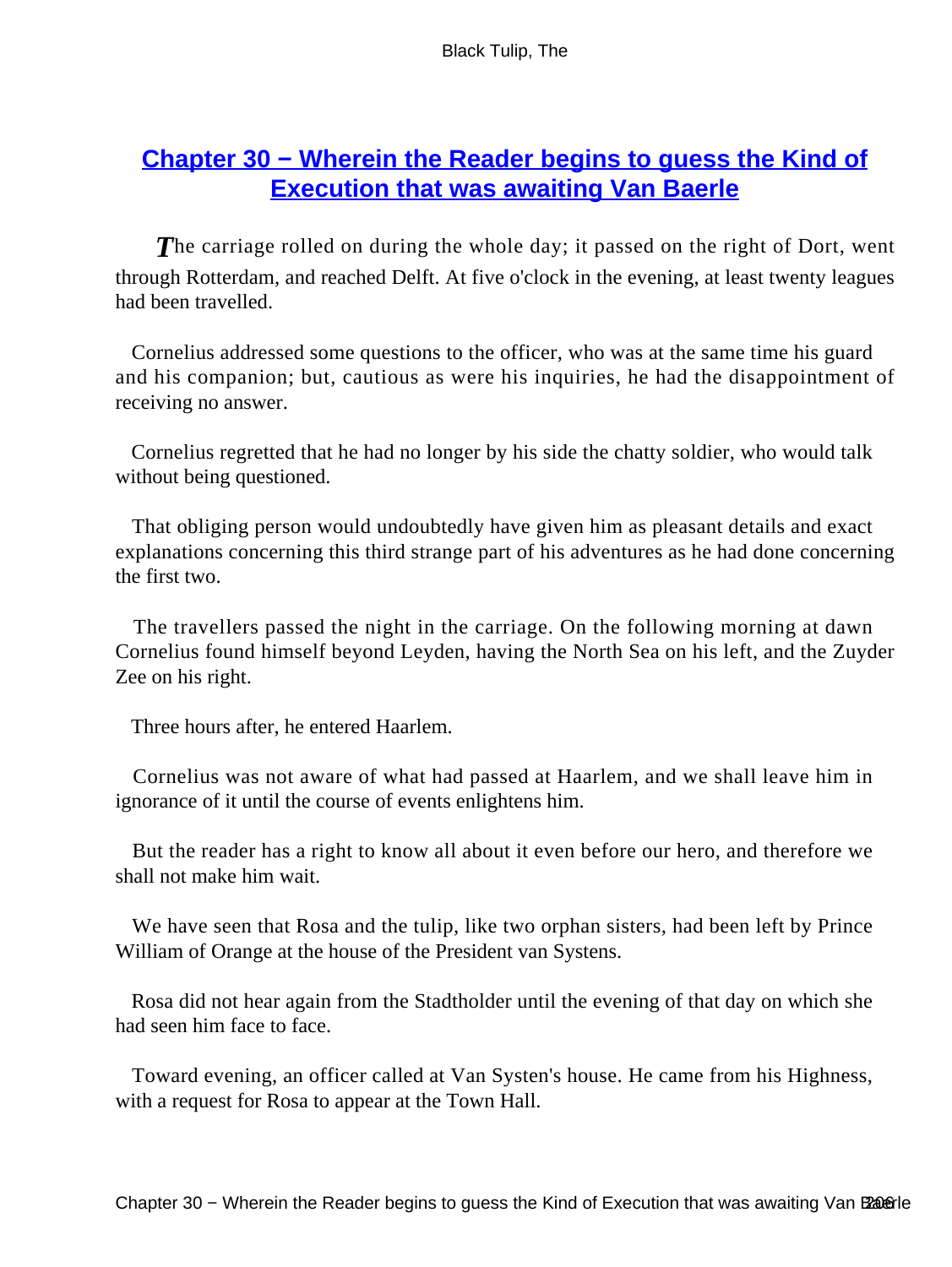## Chapter 30 − Wherein the Reader begins to guess the Kind of Execution that was awaiting Van Baerle

The carriage rolled on during the whole day; it passed on the right of Dort, went through Rotterdam, and reached Delft. At five o'clock in the evening, at least twenty leagues had been travelled.

Cornelius addressed some questions to the officer, who was at the same time his guard and his companion; but, cautious as were his inquiries, he had the disappointment of receiving no answer.

Cornelius regretted that he had no longer by his side the chatty soldier, who would talk without being questioned.

That obliging person would undoubtedly have given him as pleasant details and exact explanations concerning this third strange part of his adventures as he had done concerning the first two.

The travellers passed the night in the carriage. On the following morning at dawn Cornelius found himself beyond Leyden, having the North Sea on his left, and the Zuyder Zee on his right.

Three hours after, he entered Haarlem.

Cornelius was not aware of what had passed at Haarlem, and we shall leave him in ignorance of it until the course of events enlightens him.

But the reader has a right to know all about it even before our hero, and therefore we shall not make him wait.

We have seen that Rosa and the tulip, like two orphan sisters, had been left by Prince William of Orange at the house of the President van Systens.

Rosa did not hear again from the Stadtholder until the evening of that day on which she had seen him face to face.

Toward evening, an officer called at Van Systen's house. He came from his Highness, with a request for Rosa to appear at the Town Hall.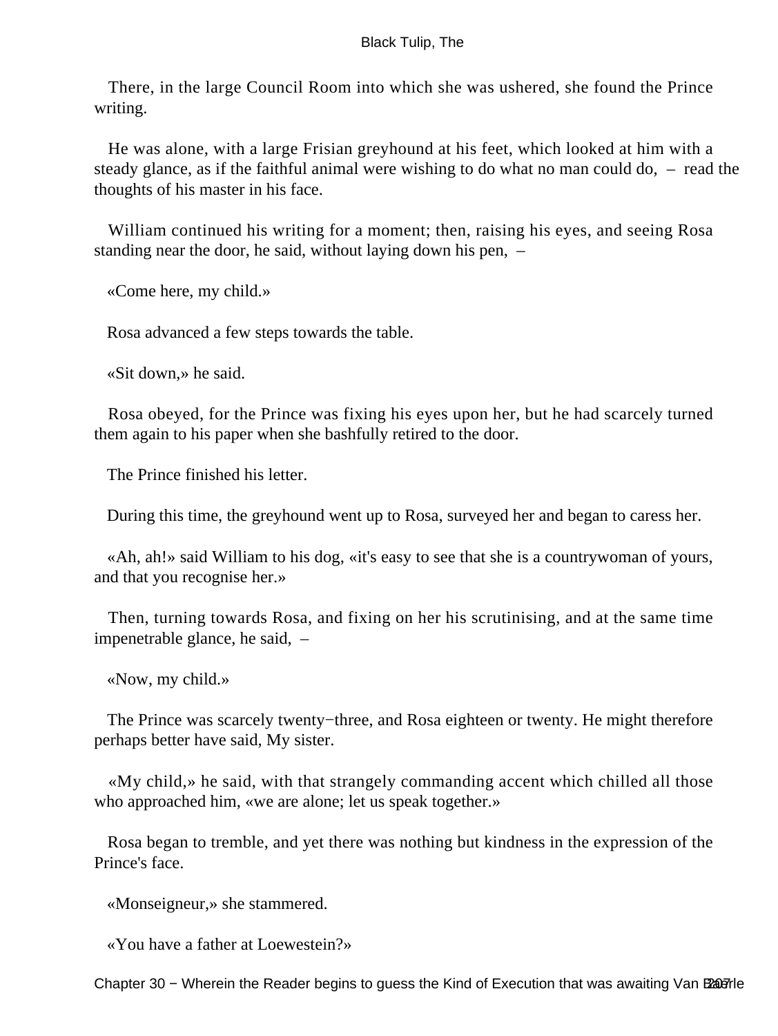There, in the large Council Room into which she was ushered, she found the Prince writing.

He was alone, with a large Frisian greyhound at his feet, which looked at him with a steady glance, as if the faithful animal were wishing to do what no man could do, – read the thoughts of his master in his face.

William continued his writing for a moment; then, raising his eyes, and seeing Rosa standing near the door, he said, without laying down his pen, –

«Come here, my child.»

Rosa advanced a few steps towards the table.

«Sit down,» he said.

Rosa obeyed, for the Prince was fixing his eyes upon her, but he had scarcely turned them again to his paper when she bashfully retired to the door.

The Prince finished his letter.

During this time, the greyhound went up to Rosa, surveyed her and began to caress her.

«Ah, ah!» said William to his dog, «it's easy to see that she is a countrywoman of yours, and that you recognise her.»

Then, turning towards Rosa, and fixing on her his scrutinising, and at the same time impenetrable glance, he said, –

«Now, my child.»

The Prince was scarcely twenty−three, and Rosa eighteen or twenty. He might therefore perhaps better have said, My sister.

«My child,» he said, with that strangely commanding accent which chilled all those who approached him, «we are alone; let us speak together.»

Rosa began to tremble, and yet there was nothing but kindness in the expression of the Prince's face.

«Monseigneur,» she stammered.

«You have a father at Loewestein?»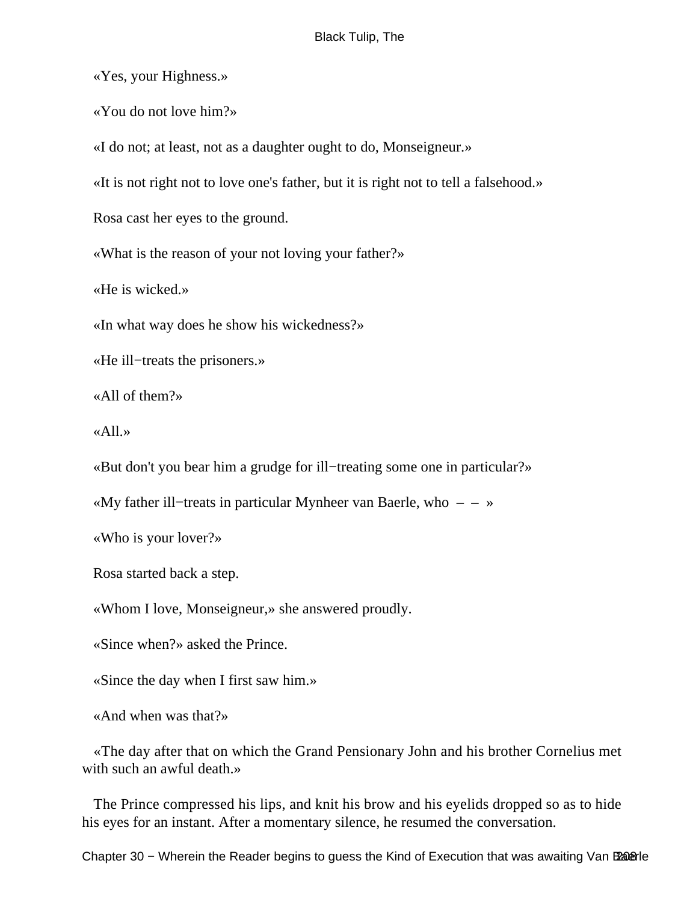«Yes, your Highness.»

«You do not love him?»

«I do not; at least, not as a daughter ought to do, Monseigneur.»

«It is not right not to love one's father, but it is right not to tell a falsehood.»

Rosa cast her eyes to the ground.

«What is the reason of your not loving your father?»

«He is wicked.»

«In what way does he show his wickedness?»

«He ill−treats the prisoners.»

«All of them?»

«All.»

«But don't you bear him a grudge for ill−treating some one in particular?»

«My father ill−treats in particular Mynheer van Baerle, who – – »

«Who is your lover?»

Rosa started back a step.

«Whom I love, Monseigneur,» she answered proudly.

«Since when?» asked the Prince.

«Since the day when I first saw him.»

«And when was that?»

«The day after that on which the Grand Pensionary John and his brother Cornelius met with such an awful death.»

The Prince compressed his lips, and knit his brow and his eyelids dropped so as to hide his eyes for an instant. After a momentary silence, he resumed the conversation.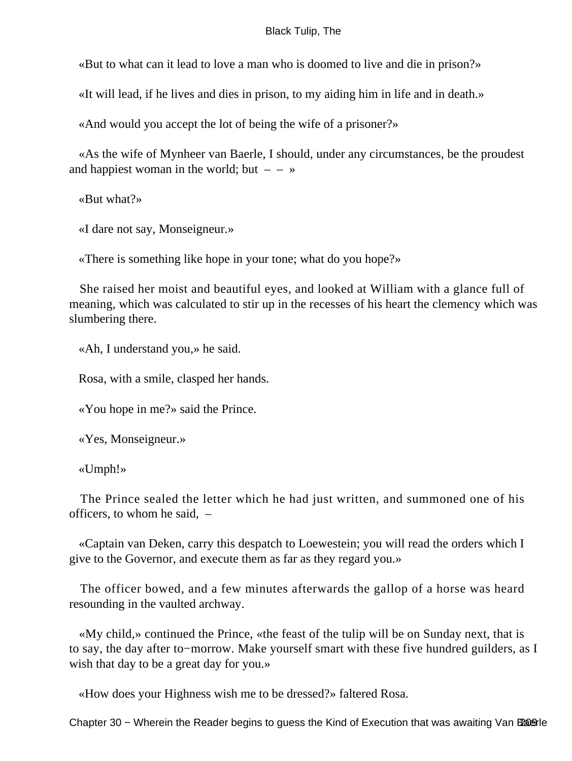«But to what can it lead to love a man who is doomed to live and die in prison?»

«It will lead, if he lives and dies in prison, to my aiding him in life and in death.»

«And would you accept the lot of being the wife of a prisoner?»

«As the wife of Mynheer van Baerle, I should, under any circumstances, be the proudest and happiest woman in the world; but – – »

«But what?»

«I dare not say, Monseigneur.»

«There is something like hope in your tone; what do you hope?»

She raised her moist and beautiful eyes, and looked at William with a glance full of meaning, which was calculated to stir up in the recesses of his heart the clemency which was slumbering there.

«Ah, I understand you,» he said.

Rosa, with a smile, clasped her hands.

«You hope in me?» said the Prince.

«Yes, Monseigneur.»

«Umph!»

The Prince sealed the letter which he had just written, and summoned one of his officers, to whom he said, –

«Captain van Deken, carry this despatch to Loewestein; you will read the orders which I give to the Governor, and execute them as far as they regard you.»

The officer bowed, and a few minutes afterwards the gallop of a horse was heard resounding in the vaulted archway.

«My child,» continued the Prince, «the feast of the tulip will be on Sunday next, that is to say, the day after to-morrow. Make yourself smart with these five hundred guilders, as I wish that day to be a great day for you.»

«How does your Highness wish me to be dressed?» faltered Rosa.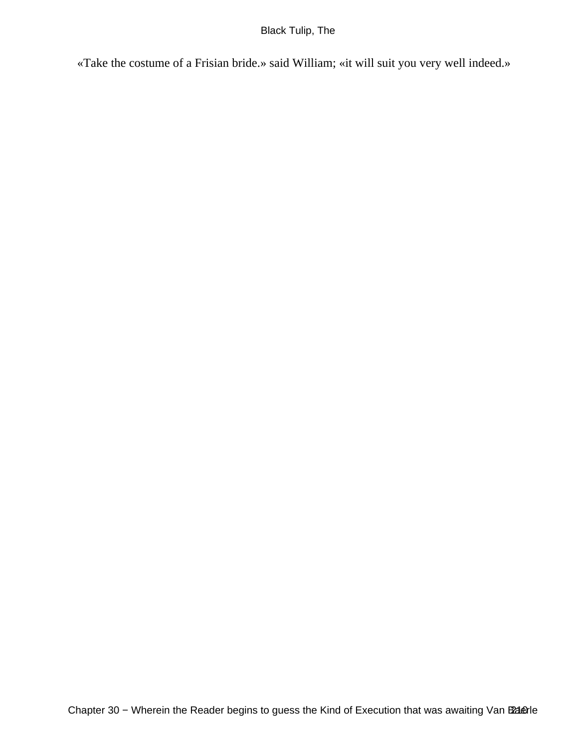«Take the costume of a Frisian bride.» said William; «it will suit you very well indeed.»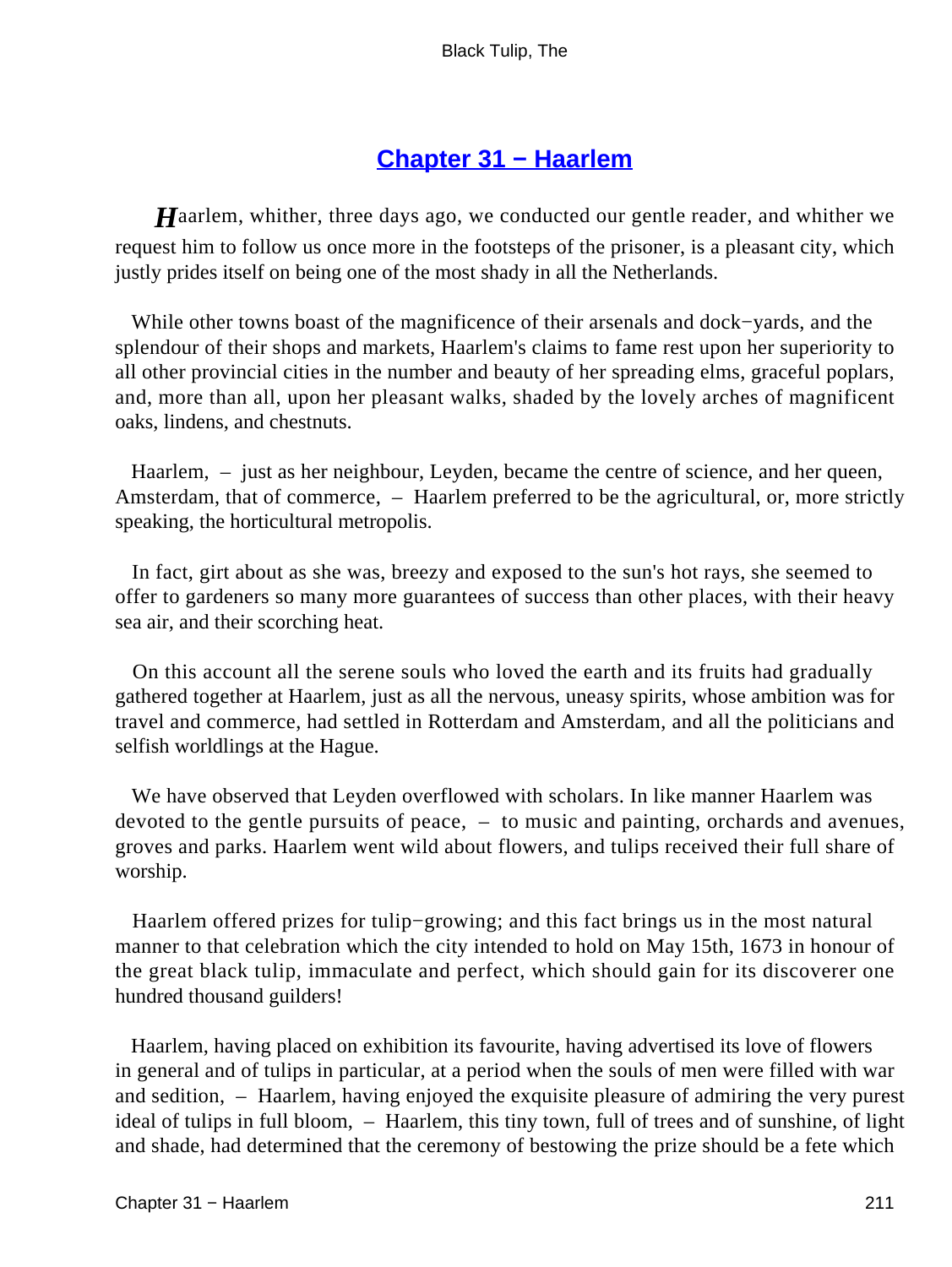## Chapter 31 − Haarlem

Haarlem, whither, three days ago, we conducted our gentle reader, and whither we request him to follow us once more in the footsteps of the prisoner, is a pleasant city, which justly prides itself on being one of the most shady in all the Netherlands.

While other towns boast of the magnificence of their arsenals and dock−yards, and the splendour of their shops and markets, Haarlem's claims to fame rest upon her superiority to all other provincial cities in the number and beauty of her spreading elms, graceful poplars, and, more than all, upon her pleasant walks, shaded by the lovely arches of magnificent oaks, lindens, and chestnuts.

Haarlem, – just as her neighbour, Leyden, became the centre of science, and her queen, Amsterdam, that of commerce, – Haarlem preferred to be the agricultural, or, more strictly speaking, the horticultural metropolis.

In fact, girt about as she was, breezy and exposed to the sun's hot rays, she seemed to offer to gardeners so many more guarantees of success than other places, with their heavy sea air, and their scorching heat.

On this account all the serene souls who loved the earth and its fruits had gradually gathered together at Haarlem, just as all the nervous, uneasy spirits, whose ambition was for travel and commerce, had settled in Rotterdam and Amsterdam, and all the politicians and selfish worldlings at the Hague.

We have observed that Leyden overflowed with scholars. In like manner Haarlem was devoted to the gentle pursuits of peace, – to music and painting, orchards and avenues, groves and parks. Haarlem went wild about flowers, and tulips received their full share of worship.

Haarlem offered prizes for tulip−growing; and this fact brings us in the most natural manner to that celebration which the city intended to hold on May 15th, 1673 in honour of the great black tulip, immaculate and perfect, which should gain for its discoverer one hundred thousand guilders!

Haarlem, having placed on exhibition its favourite, having advertised its love of flowers in general and of tulips in particular, at a period when the souls of men were filled with war and sedition, – Haarlem, having enjoyed the exquisite pleasure of admiring the very purest ideal of tulips in full bloom, – Haarlem, this tiny town, full of trees and of sunshine, of light and shade, had determined that the ceremony of bestowing the prize should be a fete which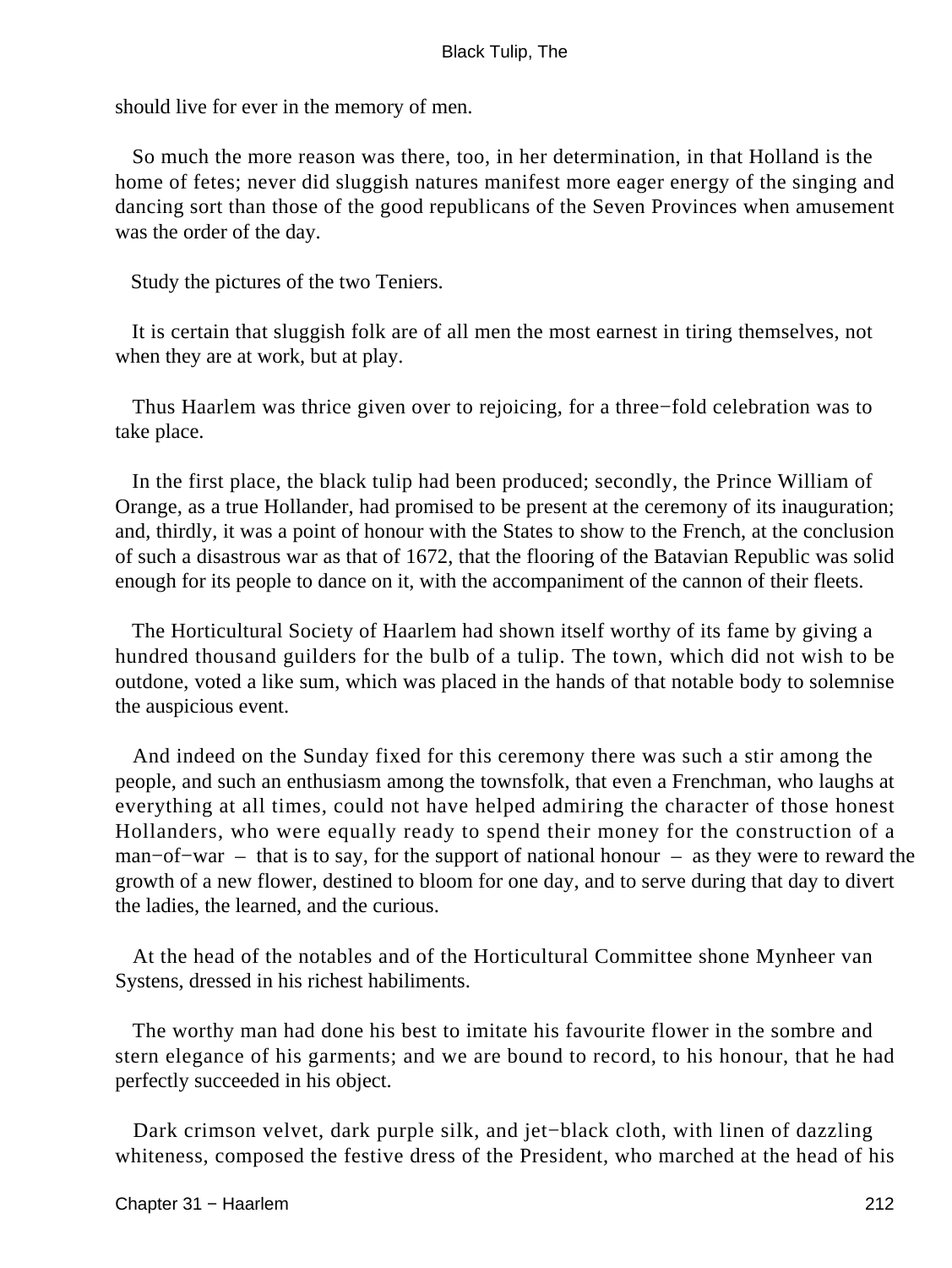should live for ever in the memory of men.

So much the more reason was there, too, in her determination, in that Holland is the home of fetes; never did sluggish natures manifest more eager energy of the singing and dancing sort than those of the good republicans of the Seven Provinces when amusement was the order of the day.

Study the pictures of the two Teniers.

It is certain that sluggish folk are of all men the most earnest in tiring themselves, not when they are at work, but at play.

Thus Haarlem was thrice given over to rejoicing, for a three−fold celebration was to take place.

In the first place, the black tulip had been produced; secondly, the Prince William of Orange, as a true Hollander, had promised to be present at the ceremony of its inauguration; and, thirdly, it was a point of honour with the States to show to the French, at the conclusion of such a disastrous war as that of 1672, that the flooring of the Batavian Republic was solid enough for its people to dance on it, with the accompaniment of the cannon of their fleets.

The Horticultural Society of Haarlem had shown itself worthy of its fame by giving a hundred thousand guilders for the bulb of a tulip. The town, which did not wish to be outdone, voted a like sum, which was placed in the hands of that notable body to solemnise the auspicious event.

And indeed on the Sunday fixed for this ceremony there was such a stir among the people, and such an enthusiasm among the townsfolk, that even a Frenchman, who laughs at everything at all times, could not have helped admiring the character of those honest Hollanders, who were equally ready to spend their money for the construction of a man−of−war – that is to say, for the support of national honour – as they were to reward the growth of a new flower, destined to bloom for one day, and to serve during that day to divert the ladies, the learned, and the curious.

At the head of the notables and of the Horticultural Committee shone Mynheer van Systens, dressed in his richest habiliments.

The worthy man had done his best to imitate his favourite flower in the sombre and stern elegance of his garments; and we are bound to record, to his honour, that he had perfectly succeeded in his object.

Dark crimson velvet, dark purple silk, and jet−black cloth, with linen of dazzling whiteness, composed the festive dress of the President, who marched at the head of his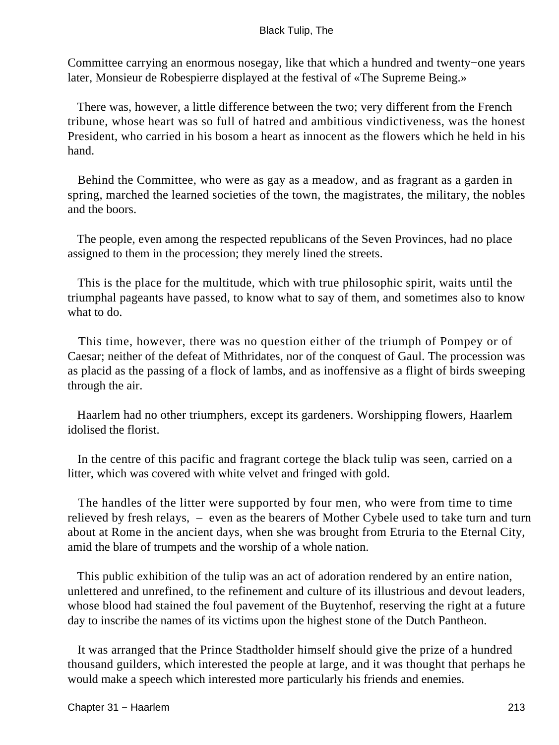Committee carrying an enormous nosegay, like that which a hundred and twenty−one years later, Monsieur de Robespierre displayed at the festival of «The Supreme Being.»

There was, however, a little difference between the two; very different from the French tribune, whose heart was so full of hatred and ambitious vindictiveness, was the honest President, who carried in his bosom a heart as innocent as the flowers which he held in his hand.

Behind the Committee, who were as gay as a meadow, and as fragrant as a garden in spring, marched the learned societies of the town, the magistrates, the military, the nobles and the boors.

The people, even among the respected republicans of the Seven Provinces, had no place assigned to them in the procession; they merely lined the streets.

This is the place for the multitude, which with true philosophic spirit, waits until the triumphal pageants have passed, to know what to say of them, and sometimes also to know what to do.

This time, however, there was no question either of the triumph of Pompey or of Caesar; neither of the defeat of Mithridates, nor of the conquest of Gaul. The procession was as placid as the passing of a flock of lambs, and as inoffensive as a flight of birds sweeping through the air.

Haarlem had no other triumphers, except its gardeners. Worshipping flowers, Haarlem idolised the florist.

In the centre of this pacific and fragrant cortege the black tulip was seen, carried on a litter, which was covered with white velvet and fringed with gold.

The handles of the litter were supported by four men, who were from time to time relieved by fresh relays, – even as the bearers of Mother Cybele used to take turn and turn about at Rome in the ancient days, when she was brought from Etruria to the Eternal City, amid the blare of trumpets and the worship of a whole nation.

This public exhibition of the tulip was an act of adoration rendered by an entire nation, unlettered and unrefined, to the refinement and culture of its illustrious and devout leaders, whose blood had stained the foul pavement of the Buytenhof, reserving the right at a future day to inscribe the names of its victims upon the highest stone of the Dutch Pantheon.

It was arranged that the Prince Stadtholder himself should give the prize of a hundred thousand guilders, which interested the people at large, and it was thought that perhaps he would make a speech which interested more particularly his friends and enemies.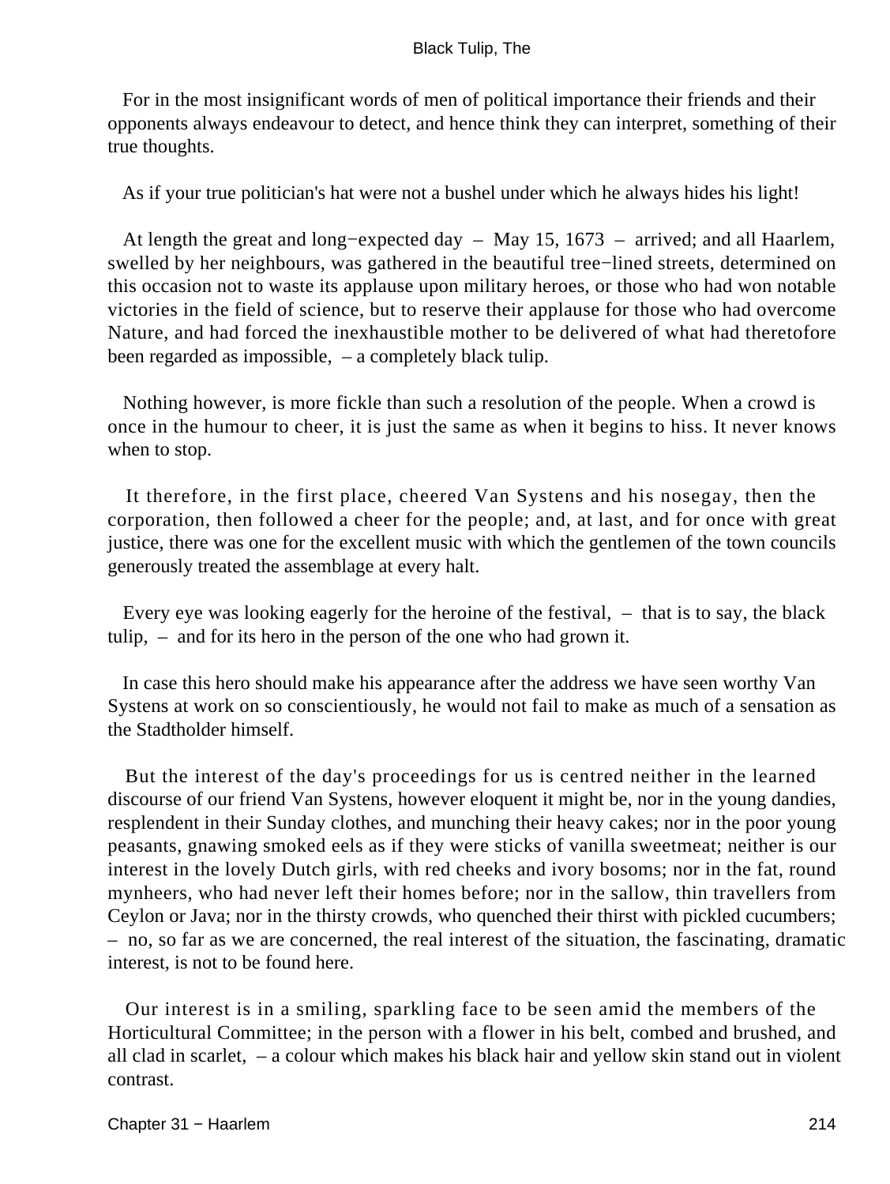For in the most insignificant words of men of political importance their friends and their opponents always endeavour to detect, and hence think they can interpret, something of their true thoughts.

As if your true politician's hat were not a bushel under which he always hides his light!

At length the great and long−expected day – May 15, 1673 – arrived; and all Haarlem, swelled by her neighbours, was gathered in the beautiful tree−lined streets, determined on this occasion not to waste its applause upon military heroes, or those who had won notable victories in the field of science, but to reserve their applause for those who had overcome Nature, and had forced the inexhaustible mother to be delivered of what had theretofore been regarded as impossible, – a completely black tulip.

Nothing however, is more fickle than such a resolution of the people. When a crowd is once in the humour to cheer, it is just the same as when it begins to hiss. It never knows when to stop.

It therefore, in the first place, cheered Van Systens and his nosegay, then the corporation, then followed a cheer for the people; and, at last, and for once with great justice, there was one for the excellent music with which the gentlemen of the town councils generously treated the assemblage at every halt.

Every eye was looking eagerly for the heroine of the festival, – that is to say, the black tulip, – and for its hero in the person of the one who had grown it.

In case this hero should make his appearance after the address we have seen worthy Van Systens at work on so conscientiously, he would not fail to make as much of a sensation as the Stadtholder himself.

But the interest of the day's proceedings for us is centred neither in the learned discourse of our friend Van Systens, however eloquent it might be, nor in the young dandies, resplendent in their Sunday clothes, and munching their heavy cakes; nor in the poor young peasants, gnawing smoked eels as if they were sticks of vanilla sweetmeat; neither is our interest in the lovely Dutch girls, with red cheeks and ivory bosoms; nor in the fat, round mynheers, who had never left their homes before; nor in the sallow, thin travellers from Ceylon or Java; nor in the thirsty crowds, who quenched their thirst with pickled cucumbers; – no, so far as we are concerned, the real interest of the situation, the fascinating, dramatic interest, is not to be found here.

Our interest is in a smiling, sparkling face to be seen amid the members of the Horticultural Committee; in the person with a flower in his belt, combed and brushed, and all clad in scarlet, – a colour which makes his black hair and yellow skin stand out in violent contrast.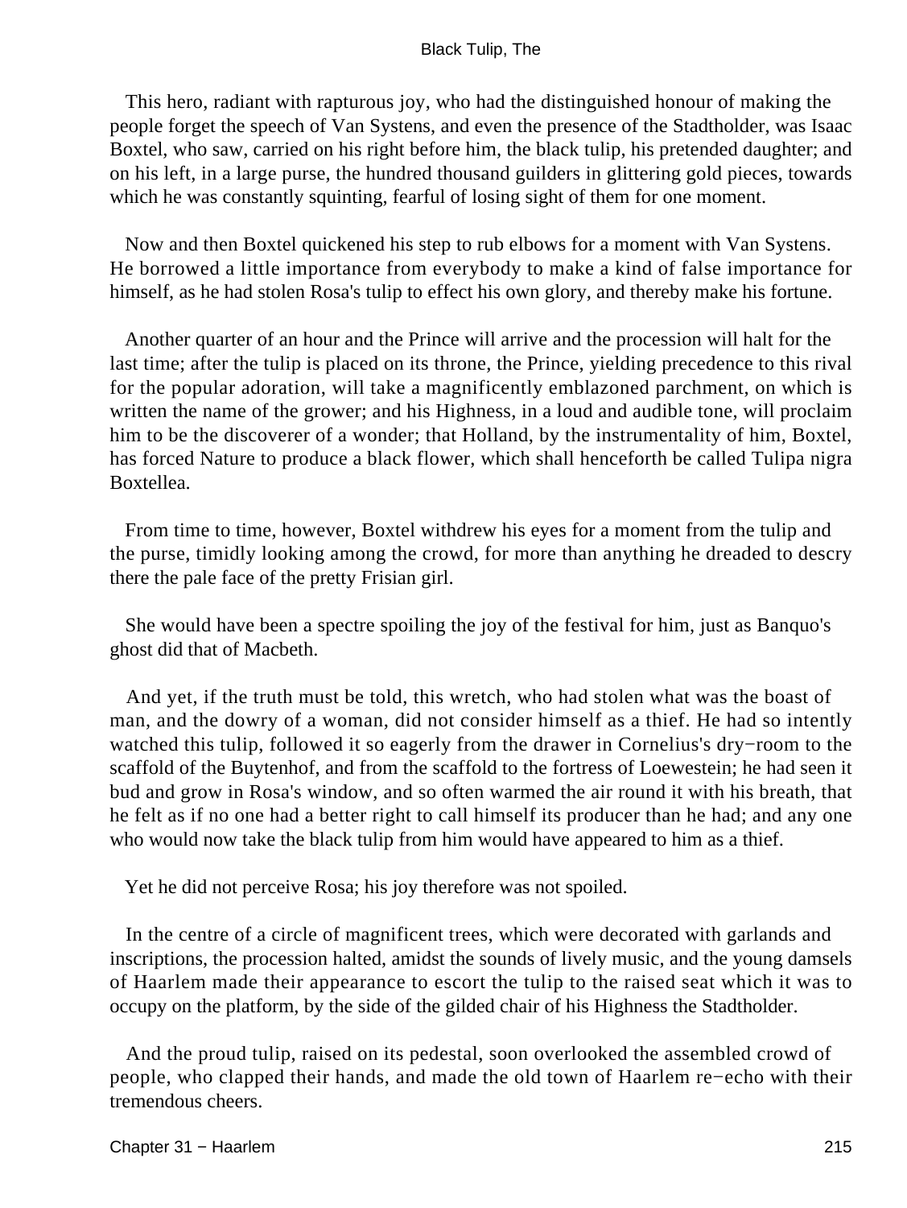This hero, radiant with rapturous joy, who had the distinguished honour of making the people forget the speech of Van Systens, and even the presence of the Stadtholder, was Isaac Boxtel, who saw, carried on his right before him, the black tulip, his pretended daughter; and on his left, in a large purse, the hundred thousand guilders in glittering gold pieces, towards which he was constantly squinting, fearful of losing sight of them for one moment.

Now and then Boxtel quickened his step to rub elbows for a moment with Van Systens. He borrowed a little importance from everybody to make a kind of false importance for himself, as he had stolen Rosa's tulip to effect his own glory, and thereby make his fortune.

Another quarter of an hour and the Prince will arrive and the procession will halt for the last time; after the tulip is placed on its throne, the Prince, yielding precedence to this rival for the popular adoration, will take a magnificently emblazoned parchment, on which is written the name of the grower; and his Highness, in a loud and audible tone, will proclaim him to be the discoverer of a wonder; that Holland, by the instrumentality of him, Boxtel, has forced Nature to produce a black flower, which shall henceforth be called Tulipa nigra Boxtellea.

From time to time, however, Boxtel withdrew his eyes for a moment from the tulip and the purse, timidly looking among the crowd, for more than anything he dreaded to descry there the pale face of the pretty Frisian girl.

She would have been a spectre spoiling the joy of the festival for him, just as Banquo's ghost did that of Macbeth.

And yet, if the truth must be told, this wretch, who had stolen what was the boast of man, and the dowry of a woman, did not consider himself as a thief. He had so intently watched this tulip, followed it so eagerly from the drawer in Cornelius's dry−room to the scaffold of the Buytenhof, and from the scaffold to the fortress of Loewestein; he had seen it bud and grow in Rosa's window, and so often warmed the air round it with his breath, that he felt as if no one had a better right to call himself its producer than he had; and any one who would now take the black tulip from him would have appeared to him as a thief.

Yet he did not perceive Rosa; his joy therefore was not spoiled.

In the centre of a circle of magnificent trees, which were decorated with garlands and inscriptions, the procession halted, amidst the sounds of lively music, and the young damsels of Haarlem made their appearance to escort the tulip to the raised seat which it was to occupy on the platform, by the side of the gilded chair of his Highness the Stadtholder.

And the proud tulip, raised on its pedestal, soon overlooked the assembled crowd of people, who clapped their hands, and made the old town of Haarlem re−echo with their tremendous cheers.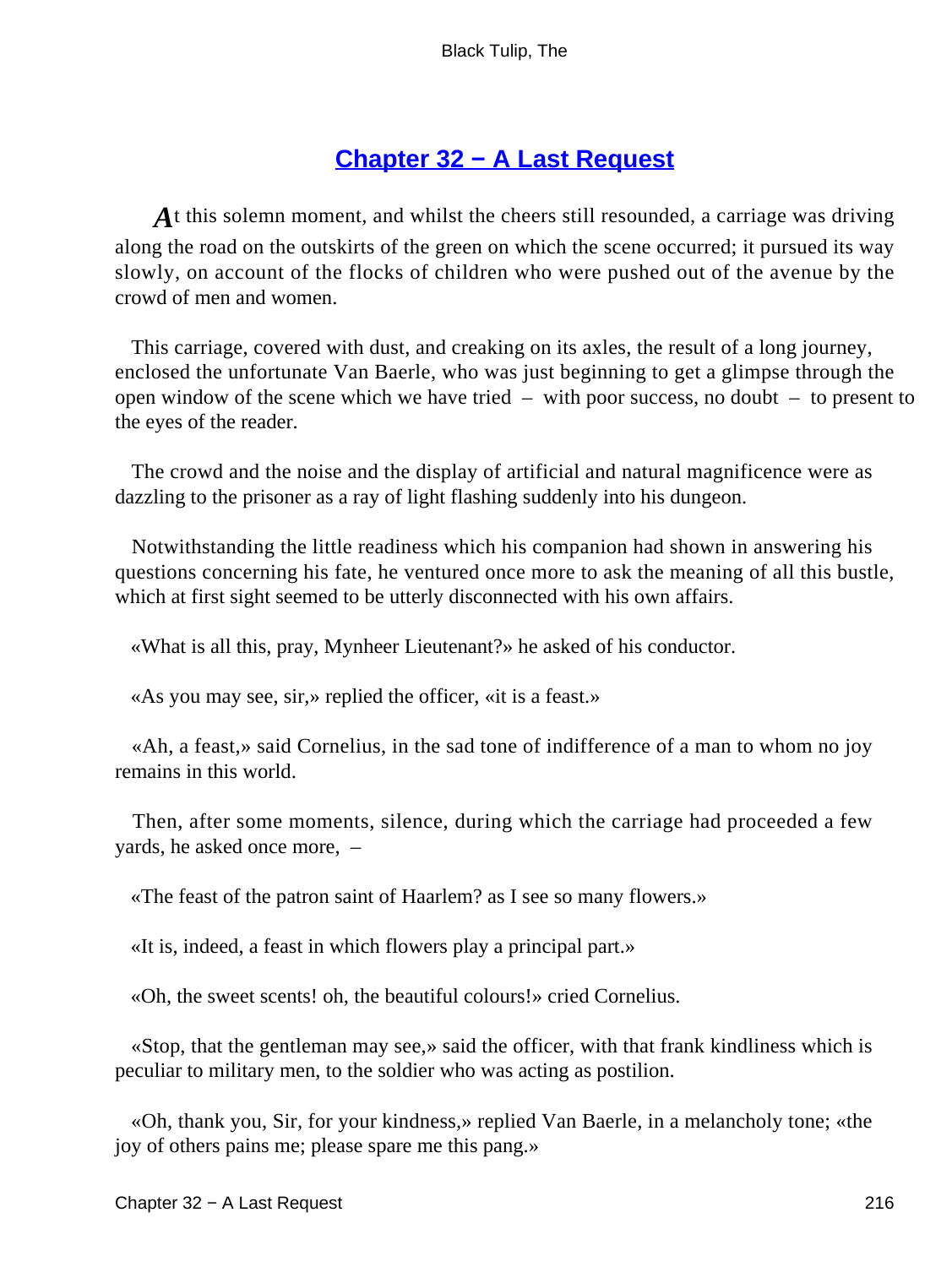## Chapter 32 − A Last Request

*A*t this solemn moment, and whilst the cheers still resounded, a carriage was driving along the road on the outskirts of the green on which the scene occurred; it pursued its way slowly, on account of the flocks of children who were pushed out of the avenue by the crowd of men and women.

This carriage, covered with dust, and creaking on its axles, the result of a long journey, enclosed the unfortunate Van Baerle, who was just beginning to get a glimpse through the open window of the scene which we have tried – with poor success, no doubt – to present to the eyes of the reader.

The crowd and the noise and the display of artificial and natural magnificence were as dazzling to the prisoner as a ray of light flashing suddenly into his dungeon.

Notwithstanding the little readiness which his companion had shown in answering his questions concerning his fate, he ventured once more to ask the meaning of all this bustle, which at first sight seemed to be utterly disconnected with his own affairs.

«What is all this, pray, Mynheer Lieutenant?» he asked of his conductor.

«As you may see, sir,» replied the officer, «it is a feast.»

«Ah, a feast,» said Cornelius, in the sad tone of indifference of a man to whom no joy remains in this world.

Then, after some moments, silence, during which the carriage had proceeded a few yards, he asked once more, –

«The feast of the patron saint of Haarlem? as I see so many flowers.»

«It is, indeed, a feast in which flowers play a principal part.»

«Oh, the sweet scents! oh, the beautiful colours!» cried Cornelius.

«Stop, that the gentleman may see,» said the officer, with that frank kindliness which is peculiar to military men, to the soldier who was acting as postilion.

«Oh, thank you, Sir, for your kindness,» replied Van Baerle, in a melancholy tone; «the joy of others pains me; please spare me this pang.»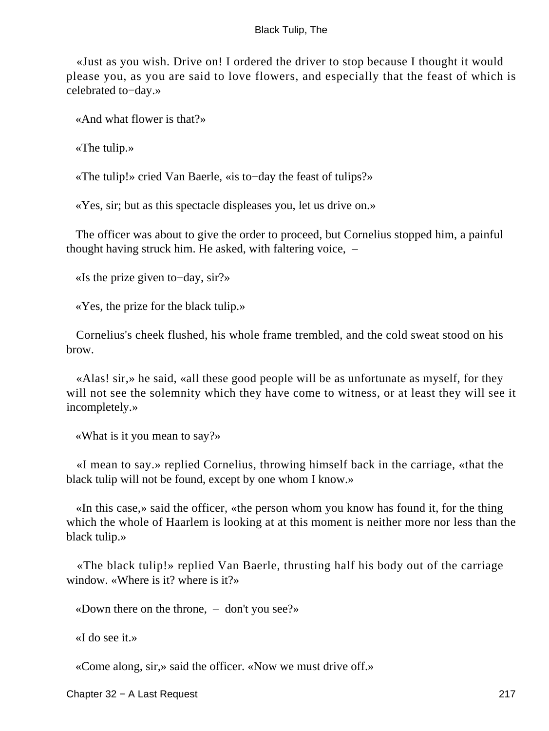«Just as you wish. Drive on! I ordered the driver to stop because I thought it would please you, as you are said to love flowers, and especially that the feast of which is celebrated to−day.»

«And what flower is that?»

«The tulip.»

«The tulip!» cried Van Baerle, «is to−day the feast of tulips?»

«Yes, sir; but as this spectacle displeases you, let us drive on.»

The officer was about to give the order to proceed, but Cornelius stopped him, a painful thought having struck him. He asked, with faltering voice, –

«Is the prize given to−day, sir?»

«Yes, the prize for the black tulip.»

Cornelius's cheek flushed, his whole frame trembled, and the cold sweat stood on his brow.

«Alas! sir,» he said, «all these good people will be as unfortunate as myself, for they will not see the solemnity which they have come to witness, or at least they will see it incompletely.»

«What is it you mean to say?»

«I mean to say.» replied Cornelius, throwing himself back in the carriage, «that the black tulip will not be found, except by one whom I know.»

«In this case,» said the officer, «the person whom you know has found it, for the thing which the whole of Haarlem is looking at at this moment is neither more nor less than the black tulip.»

«The black tulip!» replied Van Baerle, thrusting half his body out of the carriage window. «Where is it? where is it?»

«Down there on the throne, – don't you see?»

«I do see it.»

«Come along, sir,» said the officer. «Now we must drive off.»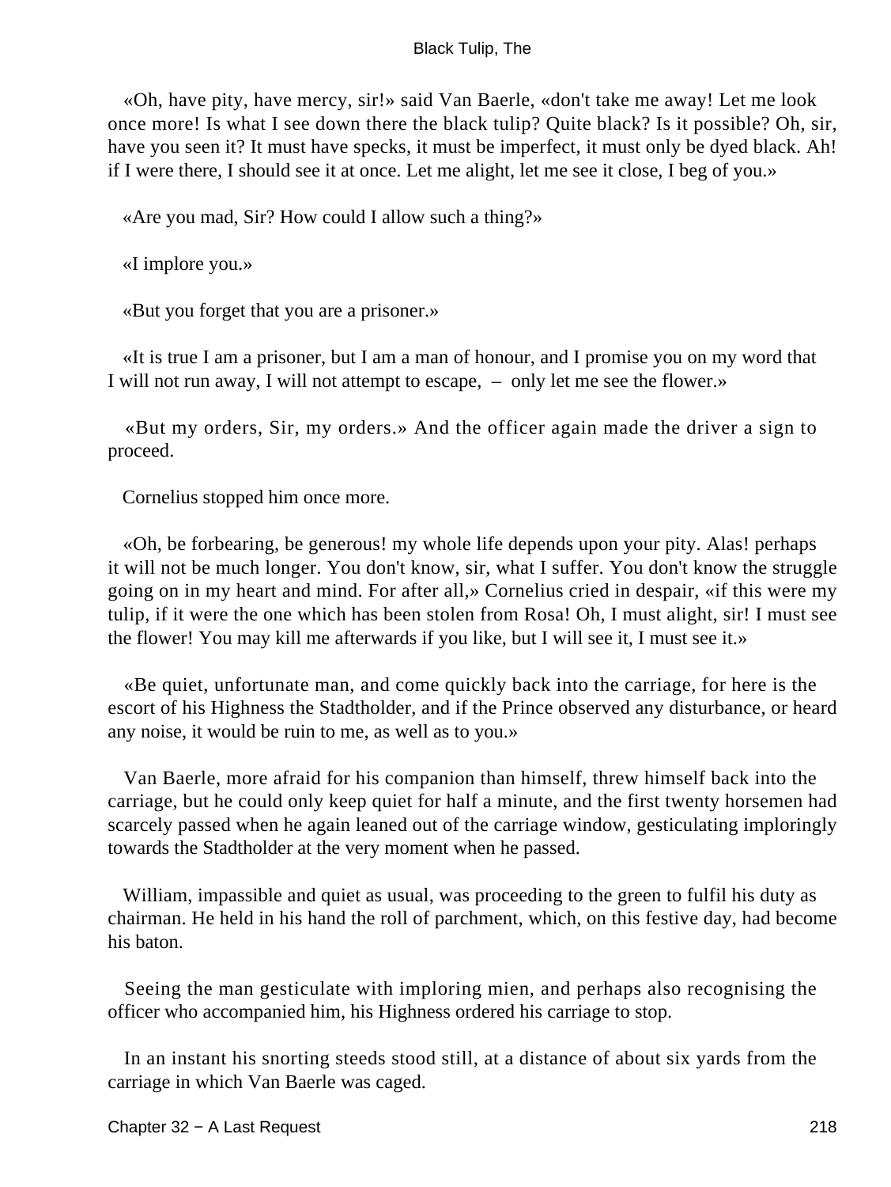«Oh, have pity, have mercy, sir!» said Van Baerle, «don't take me away! Let me look once more! Is what I see down there the black tulip? Quite black? Is it possible? Oh, sir, have you seen it? It must have specks, it must be imperfect, it must only be dyed black. Ah! if I were there, I should see it at once. Let me alight, let me see it close, I beg of you.»

«Are you mad, Sir? How could I allow such a thing?»

«I implore you.»

«But you forget that you are a prisoner.»

«It is true I am a prisoner, but I am a man of honour, and I promise you on my word that I will not run away, I will not attempt to escape, – only let me see the flower.»

«But my orders, Sir, my orders.» And the officer again made the driver a sign to proceed.

Cornelius stopped him once more.

«Oh, be forbearing, be generous! my whole life depends upon your pity. Alas! perhaps it will not be much longer. You don't know, sir, what I suffer. You don't know the struggle going on in my heart and mind. For after all,» Cornelius cried in despair, «if this were my tulip, if it were the one which has been stolen from Rosa! Oh, I must alight, sir! I must see the flower! You may kill me afterwards if you like, but I will see it, I must see it.»

«Be quiet, unfortunate man, and come quickly back into the carriage, for here is the escort of his Highness the Stadtholder, and if the Prince observed any disturbance, or heard any noise, it would be ruin to me, as well as to you.»

Van Baerle, more afraid for his companion than himself, threw himself back into the carriage, but he could only keep quiet for half a minute, and the first twenty horsemen had scarcely passed when he again leaned out of the carriage window, gesticulating imploringly towards the Stadtholder at the very moment when he passed.

William, impassible and quiet as usual, was proceeding to the green to fulfil his duty as chairman. He held in his hand the roll of parchment, which, on this festive day, had become his baton.

Seeing the man gesticulate with imploring mien, and perhaps also recognising the officer who accompanied him, his Highness ordered his carriage to stop.

In an instant his snorting steeds stood still, at a distance of about six yards from the carriage in which Van Baerle was caged.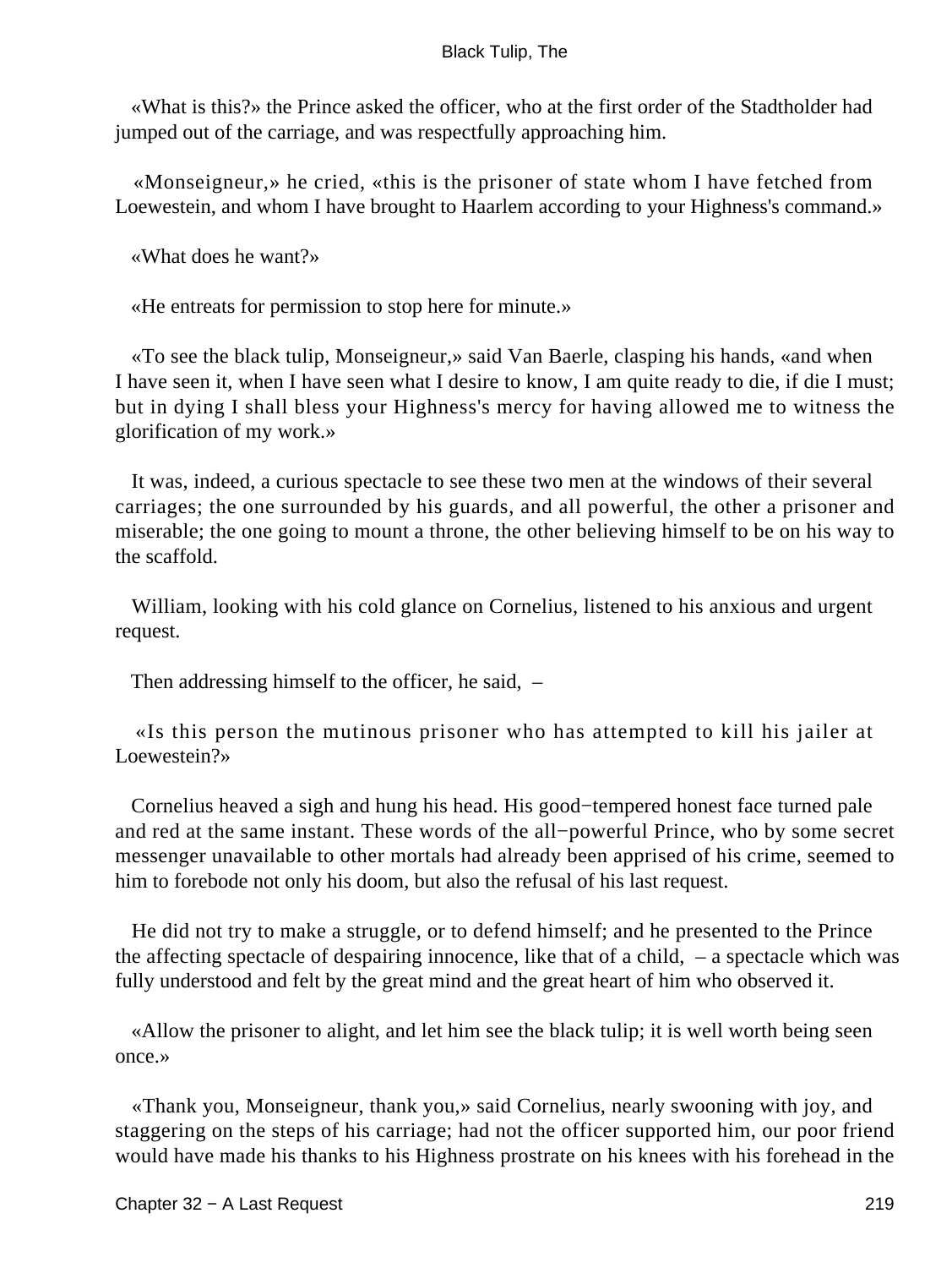«What is this?» the Prince asked the officer, who at the first order of the Stadtholder had jumped out of the carriage, and was respectfully approaching him.

«Monseigneur,» he cried, «this is the prisoner of state whom I have fetched from Loewestein, and whom I have brought to Haarlem according to your Highness's command.»

«What does he want?»

«He entreats for permission to stop here for minute.»

«To see the black tulip, Monseigneur,» said Van Baerle, clasping his hands, «and when I have seen it, when I have seen what I desire to know, I am quite ready to die, if die I must; but in dying I shall bless your Highness's mercy for having allowed me to witness the glorification of my work.»

It was, indeed, a curious spectacle to see these two men at the windows of their several carriages; the one surrounded by his guards, and all powerful, the other a prisoner and miserable; the one going to mount a throne, the other believing himself to be on his way to the scaffold.

William, looking with his cold glance on Cornelius, listened to his anxious and urgent request.

Then addressing himself to the officer, he said, –

«Is this person the mutinous prisoner who has attempted to kill his jailer at Loewestein?»

Cornelius heaved a sigh and hung his head. His good−tempered honest face turned pale and red at the same instant. These words of the all−powerful Prince, who by some secret messenger unavailable to other mortals had already been apprised of his crime, seemed to him to forebode not only his doom, but also the refusal of his last request.

He did not try to make a struggle, or to defend himself; and he presented to the Prince the affecting spectacle of despairing innocence, like that of a child, – a spectacle which was fully understood and felt by the great mind and the great heart of him who observed it.

«Allow the prisoner to alight, and let him see the black tulip; it is well worth being seen once.»

«Thank you, Monseigneur, thank you,» said Cornelius, nearly swooning with joy, and staggering on the steps of his carriage; had not the officer supported him, our poor friend would have made his thanks to his Highness prostrate on his knees with his forehead in the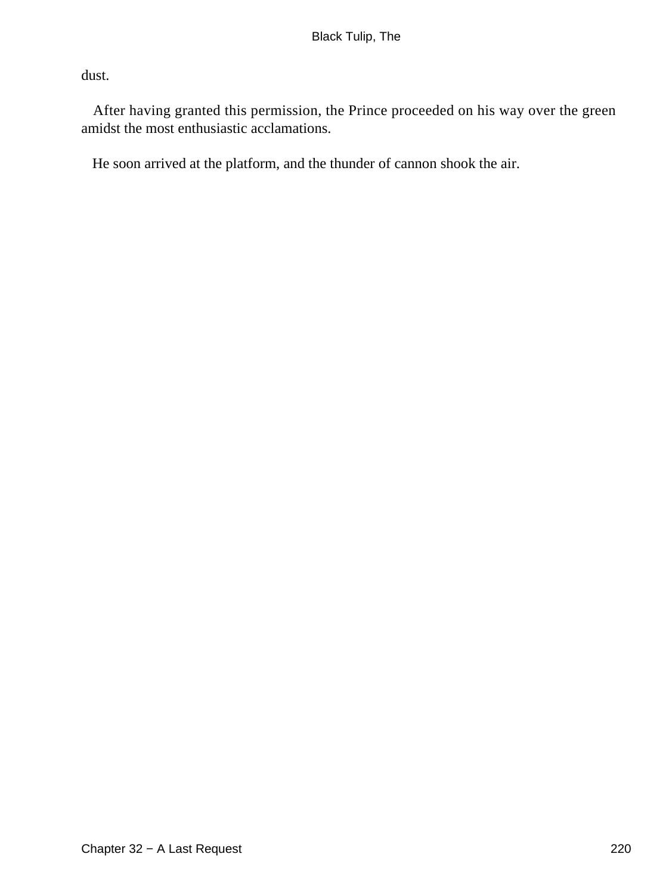dust.

After having granted this permission, the Prince proceeded on his way over the green amidst the most enthusiastic acclamations.

He soon arrived at the platform, and the thunder of cannon shook the air.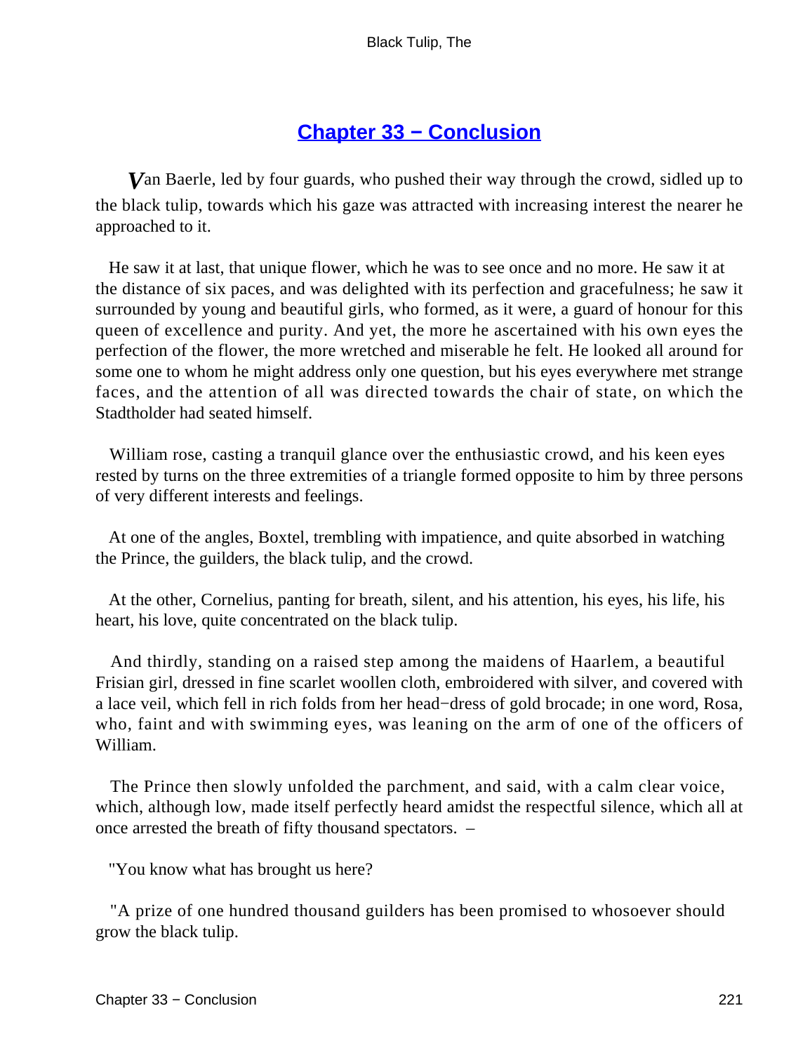## Chapter 33 − Conclusion

*V*an Baerle, led by four guards, who pushed their way through the crowd, sidled up to the black tulip, towards which his gaze was attracted with increasing interest the nearer he approached to it.

He saw it at last, that unique flower, which he was to see once and no more. He saw it at the distance of six paces, and was delighted with its perfection and gracefulness; he saw it surrounded by young and beautiful girls, who formed, as it were, a guard of honour for this queen of excellence and purity. And yet, the more he ascertained with his own eyes the perfection of the flower, the more wretched and miserable he felt. He looked all around for some one to whom he might address only one question, but his eyes everywhere met strange faces, and the attention of all was directed towards the chair of state, on which the Stadtholder had seated himself.

William rose, casting a tranquil glance over the enthusiastic crowd, and his keen eyes rested by turns on the three extremities of a triangle formed opposite to him by three persons of very different interests and feelings.

At one of the angles, Boxtel, trembling with impatience, and quite absorbed in watching the Prince, the guilders, the black tulip, and the crowd.

At the other, Cornelius, panting for breath, silent, and his attention, his eyes, his life, his heart, his love, quite concentrated on the black tulip.

And thirdly, standing on a raised step among the maidens of Haarlem, a beautiful Frisian girl, dressed in fine scarlet woollen cloth, embroidered with silver, and covered with a lace veil, which fell in rich folds from her head−dress of gold brocade; in one word, Rosa, who, faint and with swimming eyes, was leaning on the arm of one of the officers of William.

The Prince then slowly unfolded the parchment, and said, with a calm clear voice, which, although low, made itself perfectly heard amidst the respectful silence, which all at once arrested the breath of fifty thousand spectators. –

"You know what has brought us here?

"A prize of one hundred thousand guilders has been promised to whosoever should grow the black tulip.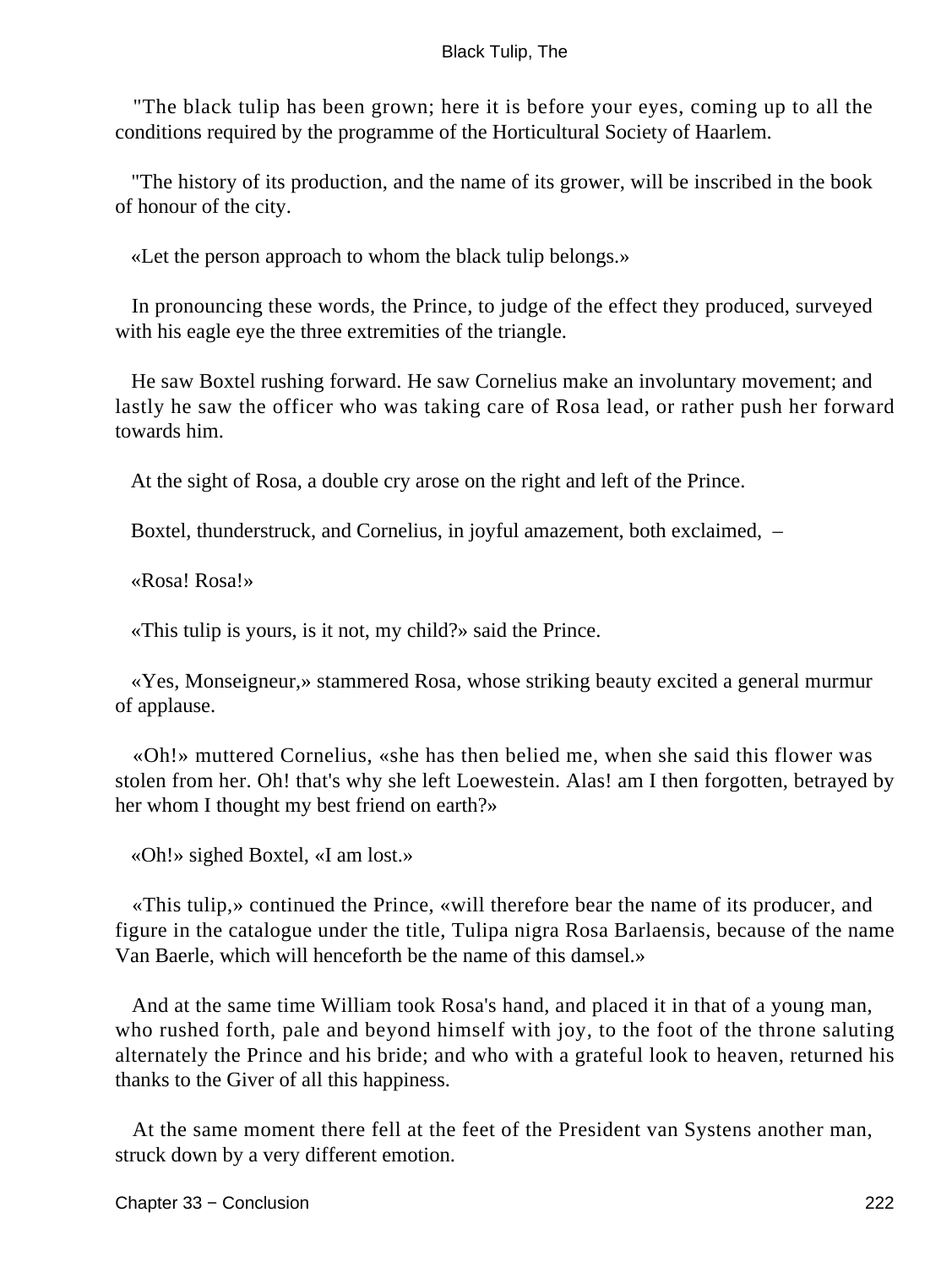"The black tulip has been grown; here it is before your eyes, coming up to all the conditions required by the programme of the Horticultural Society of Haarlem.

"The history of its production, and the name of its grower, will be inscribed in the book of honour of the city.

«Let the person approach to whom the black tulip belongs.»

In pronouncing these words, the Prince, to judge of the effect they produced, surveyed with his eagle eye the three extremities of the triangle.

He saw Boxtel rushing forward. He saw Cornelius make an involuntary movement; and lastly he saw the officer who was taking care of Rosa lead, or rather push her forward towards him.

At the sight of Rosa, a double cry arose on the right and left of the Prince.

Boxtel, thunderstruck, and Cornelius, in joyful amazement, both exclaimed, –

«Rosa! Rosa!»

«This tulip is yours, is it not, my child?» said the Prince.

«Yes, Monseigneur,» stammered Rosa, whose striking beauty excited a general murmur of applause.

«Oh!» muttered Cornelius, «she has then belied me, when she said this flower was stolen from her. Oh! that's why she left Loewestein. Alas! am I then forgotten, betrayed by her whom I thought my best friend on earth?»

«Oh!» sighed Boxtel, «I am lost.»

«This tulip,» continued the Prince, «will therefore bear the name of its producer, and figure in the catalogue under the title, Tulipa nigra Rosa Barlaensis, because of the name Van Baerle, which will henceforth be the name of this damsel.»

And at the same time William took Rosa's hand, and placed it in that of a young man, who rushed forth, pale and beyond himself with joy, to the foot of the throne saluting alternately the Prince and his bride; and who with a grateful look to heaven, returned his thanks to the Giver of all this happiness.

At the same moment there fell at the feet of the President van Systens another man, struck down by a very different emotion.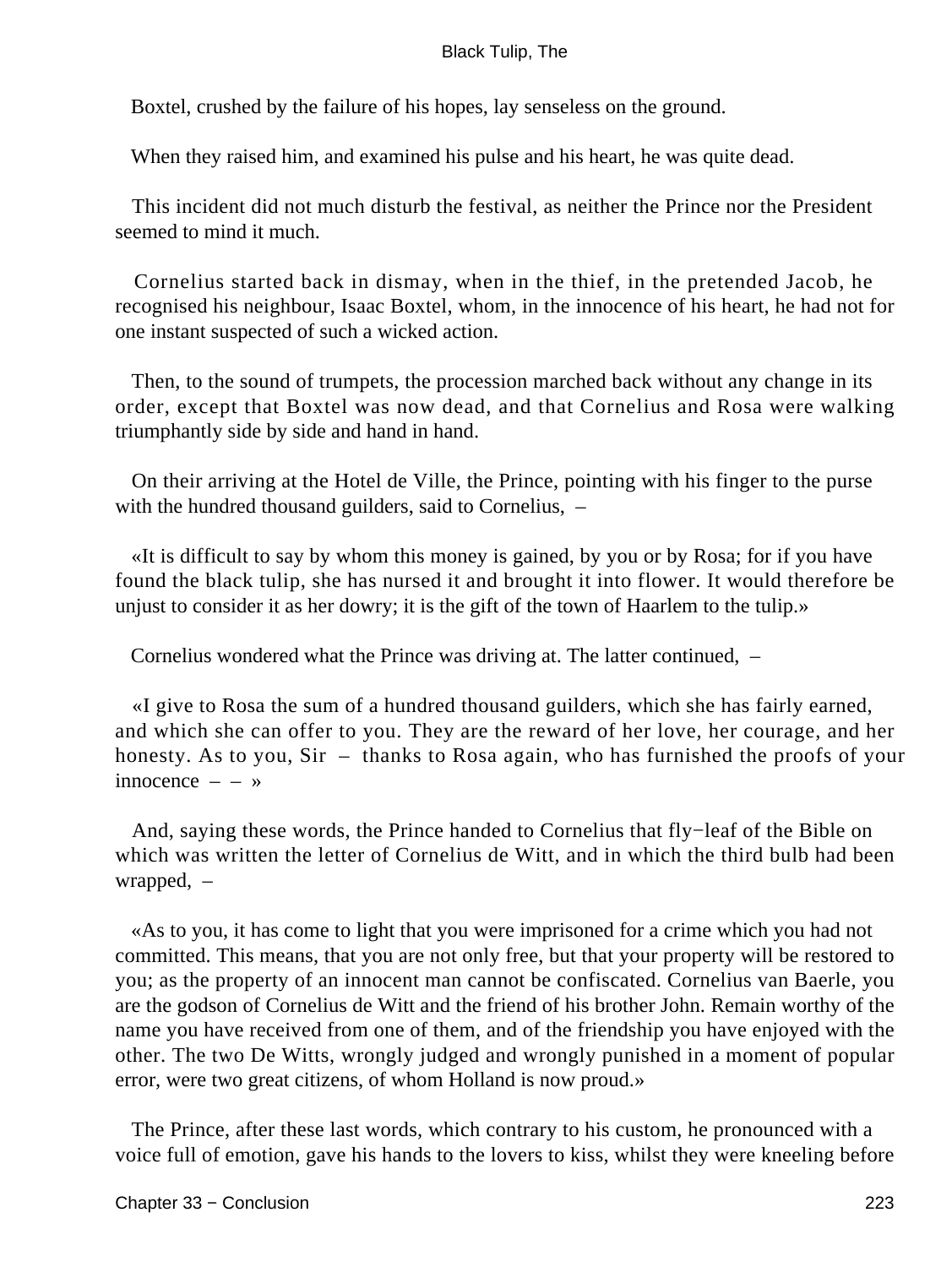Boxtel, crushed by the failure of his hopes, lay senseless on the ground.

When they raised him, and examined his pulse and his heart, he was quite dead.

This incident did not much disturb the festival, as neither the Prince nor the President seemed to mind it much.

Cornelius started back in dismay, when in the thief, in the pretended Jacob, he recognised his neighbour, Isaac Boxtel, whom, in the innocence of his heart, he had not for one instant suspected of such a wicked action.

Then, to the sound of trumpets, the procession marched back without any change in its order, except that Boxtel was now dead, and that Cornelius and Rosa were walking triumphantly side by side and hand in hand.

On their arriving at the Hotel de Ville, the Prince, pointing with his finger to the purse with the hundred thousand guilders, said to Cornelius, –

«It is difficult to say by whom this money is gained, by you or by Rosa; for if you have found the black tulip, she has nursed it and brought it into flower. It would therefore be unjust to consider it as her dowry; it is the gift of the town of Haarlem to the tulip.»

Cornelius wondered what the Prince was driving at. The latter continued, –

«I give to Rosa the sum of a hundred thousand guilders, which she has fairly earned, and which she can offer to you. They are the reward of her love, her courage, and her honesty. As to you, Sir – thanks to Rosa again, who has furnished the proofs of your innocence – – »

And, saying these words, the Prince handed to Cornelius that fly−leaf of the Bible on which was written the letter of Cornelius de Witt, and in which the third bulb had been wrapped, –

«As to you, it has come to light that you were imprisoned for a crime which you had not committed. This means, that you are not only free, but that your property will be restored to you; as the property of an innocent man cannot be confiscated. Cornelius van Baerle, you are the godson of Cornelius de Witt and the friend of his brother John. Remain worthy of the name you have received from one of them, and of the friendship you have enjoyed with the other. The two De Witts, wrongly judged and wrongly punished in a moment of popular error, were two great citizens, of whom Holland is now proud.»

The Prince, after these last words, which contrary to his custom, he pronounced with a voice full of emotion, gave his hands to the lovers to kiss, whilst they were kneeling before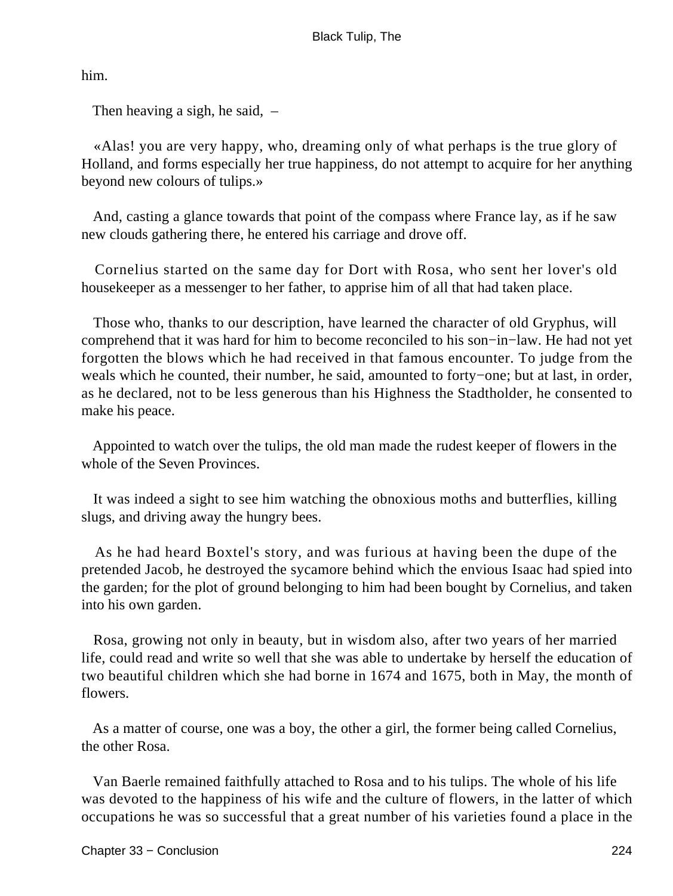him.

Then heaving a sigh, he said, –

«Alas! you are very happy, who, dreaming only of what perhaps is the true glory of Holland, and forms especially her true happiness, do not attempt to acquire for her anything beyond new colours of tulips.»

And, casting a glance towards that point of the compass where France lay, as if he saw new clouds gathering there, he entered his carriage and drove off.

Cornelius started on the same day for Dort with Rosa, who sent her lover's old housekeeper as a messenger to her father, to apprise him of all that had taken place.

Those who, thanks to our description, have learned the character of old Gryphus, will comprehend that it was hard for him to become reconciled to his son−in−law. He had not yet forgotten the blows which he had received in that famous encounter. To judge from the weals which he counted, their number, he said, amounted to forty−one; but at last, in order, as he declared, not to be less generous than his Highness the Stadtholder, he consented to make his peace.

Appointed to watch over the tulips, the old man made the rudest keeper of flowers in the whole of the Seven Provinces.

It was indeed a sight to see him watching the obnoxious moths and butterflies, killing slugs, and driving away the hungry bees.

As he had heard Boxtel's story, and was furious at having been the dupe of the pretended Jacob, he destroyed the sycamore behind which the envious Isaac had spied into the garden; for the plot of ground belonging to him had been bought by Cornelius, and taken into his own garden.

Rosa, growing not only in beauty, but in wisdom also, after two years of her married life, could read and write so well that she was able to undertake by herself the education of two beautiful children which she had borne in 1674 and 1675, both in May, the month of flowers.

As a matter of course, one was a boy, the other a girl, the former being called Cornelius, the other Rosa.

Van Baerle remained faithfully attached to Rosa and to his tulips. The whole of his life was devoted to the happiness of his wife and the culture of flowers, in the latter of which occupations he was so successful that a great number of his varieties found a place in the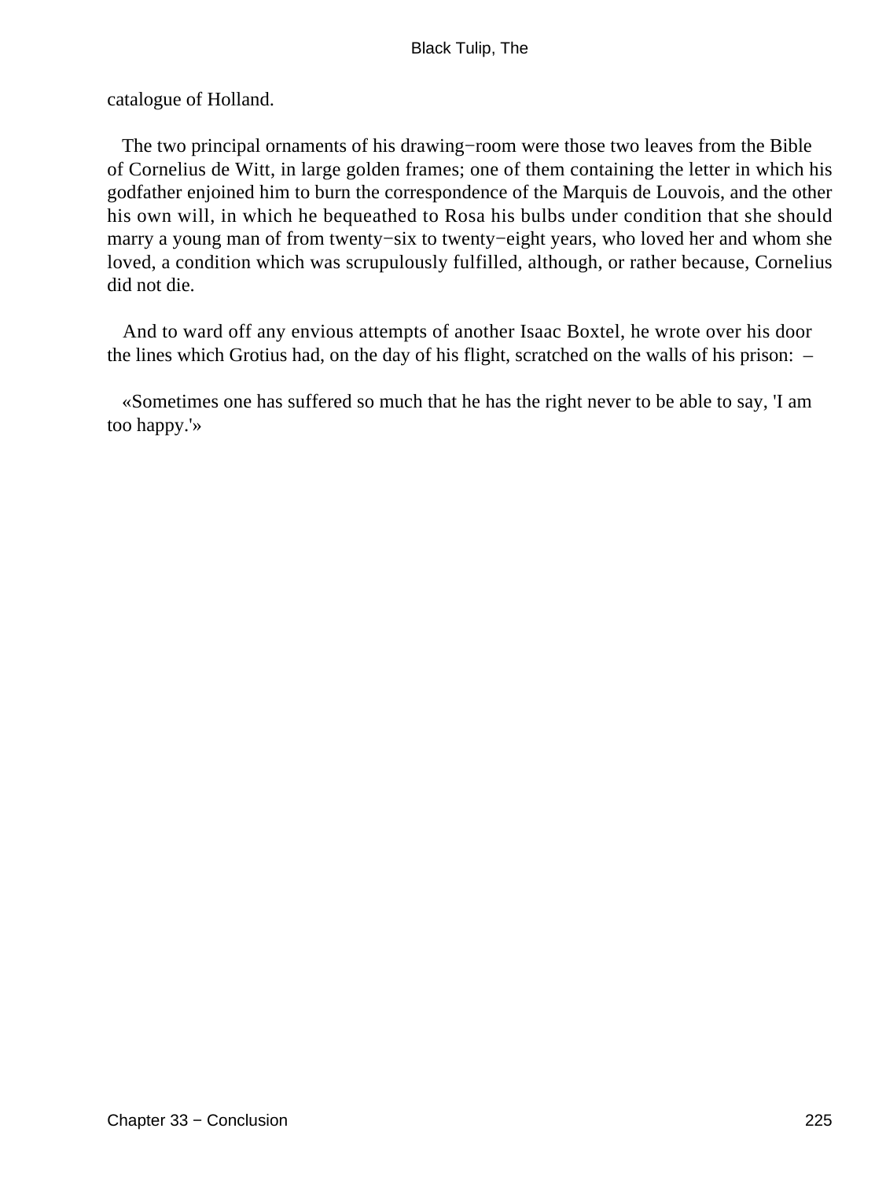catalogue of Holland.

The two principal ornaments of his drawing−room were those two leaves from the Bible of Cornelius de Witt, in large golden frames; one of them containing the letter in which his godfather enjoined him to burn the correspondence of the Marquis de Louvois, and the other his own will, in which he bequeathed to Rosa his bulbs under condition that she should marry a young man of from twenty−six to twenty−eight years, who loved her and whom she loved, a condition which was scrupulously fulfilled, although, or rather because, Cornelius did not die.

And to ward off any envious attempts of another Isaac Boxtel, he wrote over his door the lines which Grotius had, on the day of his flight, scratched on the walls of his prison: –

«Sometimes one has suffered so much that he has the right never to be able to say, 'I am too happy.'»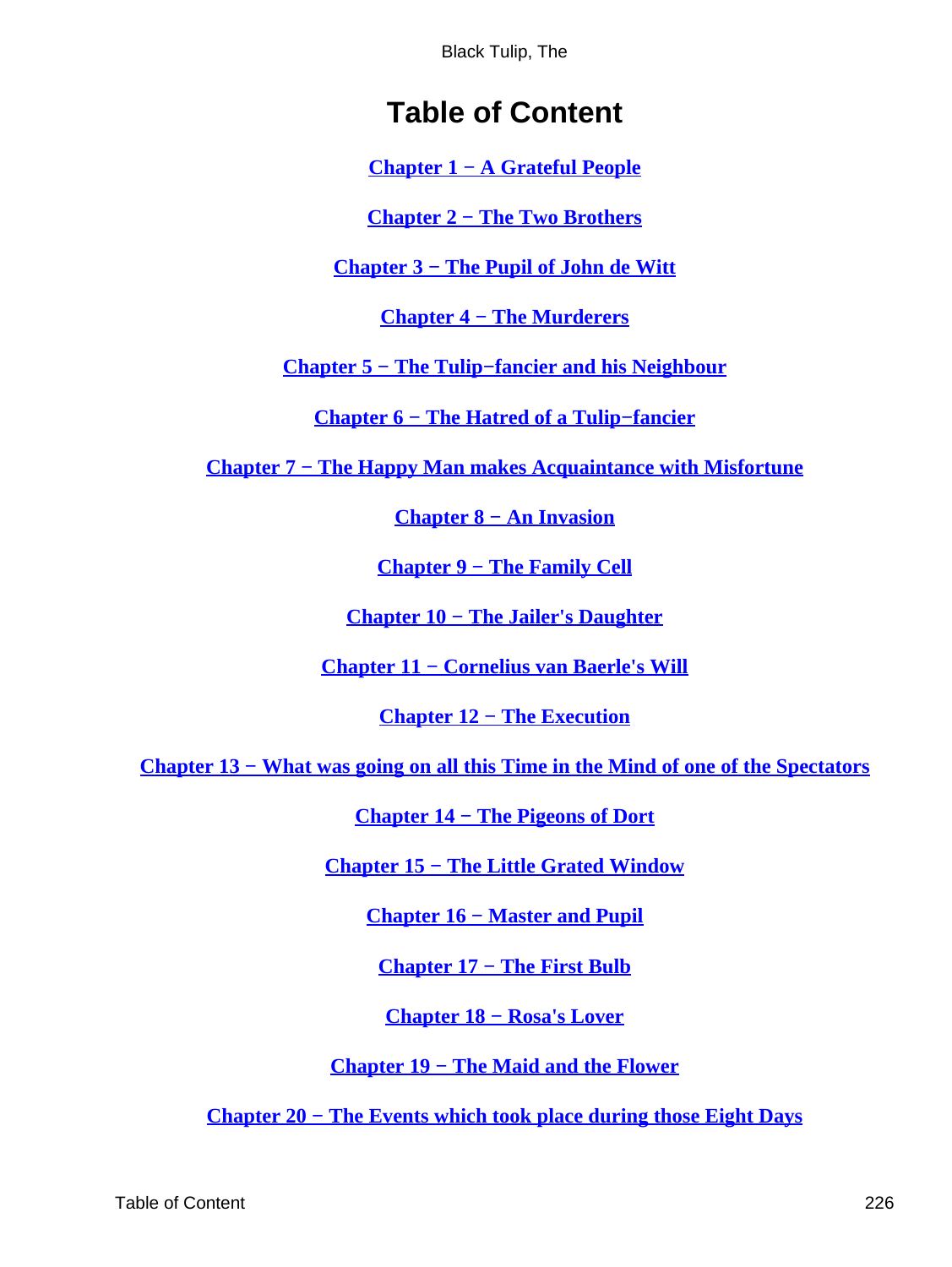# Table of Content

Chapter 1 − A Grateful People

Chapter 2 − The Two Brothers

Chapter 3 − The Pupil of John de Witt

Chapter 4 − The Murderers

Chapter 5 − The Tulip−fancier and his Neighbour

Chapter 6 − The Hatred of a Tulip−fancier

Chapter 7 − The Happy Man makes Acquaintance with Misfortune

Chapter 8 − An Invasion

Chapter 9 − The Family Cell

Chapter 10 − The Jailer's Daughter

Chapter 11 − Cornelius van Baerle's Will

Chapter 12 − The Execution

Chapter 13 − What was going on all this Time in the Mind of one of the Spectators

Chapter 14 − The Pigeons of Dort

Chapter 15 − The Little Grated Window

Chapter 16 − Master and Pupil

Chapter 17 − The First Bulb

Chapter 18 − Rosa's Lover

Chapter 19 − The Maid and the Flower

Chapter 20 − The Events which took place during those Eight Days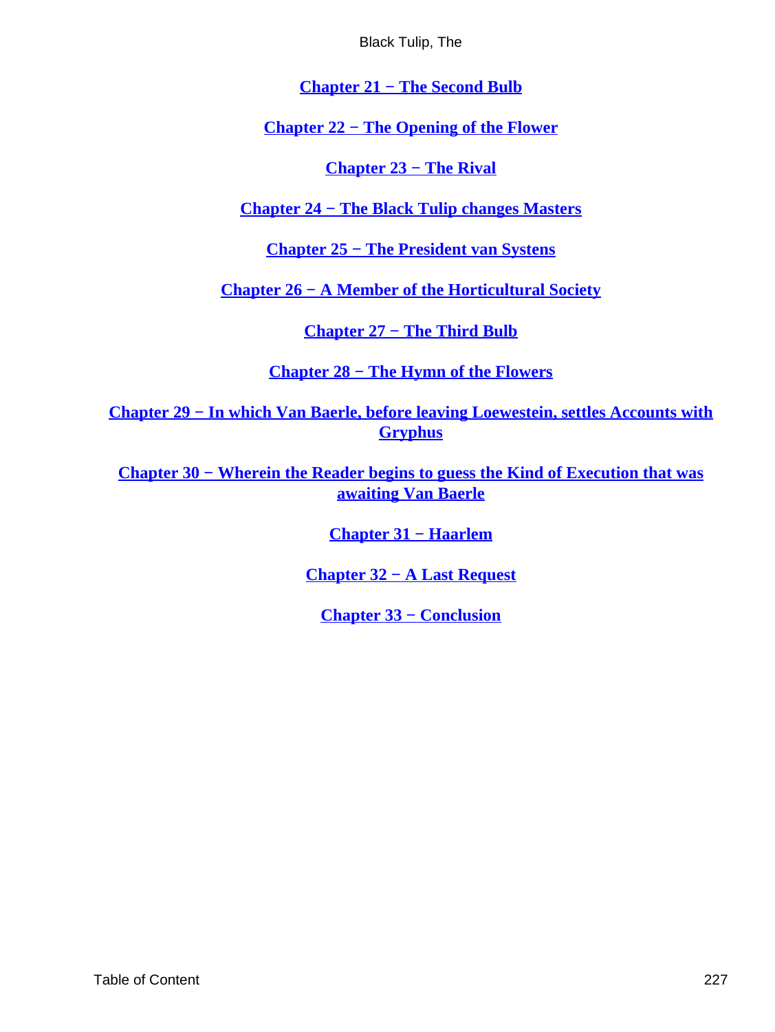Chapter 21 − The Second Bulb

Chapter 22 − The Opening of the Flower

Chapter 23 − The Rival

Chapter 24 − The Black Tulip changes Masters

Chapter 25 − The President van Systens

Chapter 26 − A Member of the Horticultural Society

Chapter 27 − The Third Bulb

Chapter 28 − The Hymn of the Flowers

Chapter 29 − In which Van Baerle, before leaving Loewestein, settles Accounts with Gryphus

Chapter 30 − Wherein the Reader begins to guess the Kind of Execution that was awaiting Van Baerle

Chapter 31 − Haarlem

Chapter 32 − A Last Request

Chapter 33 − Conclusion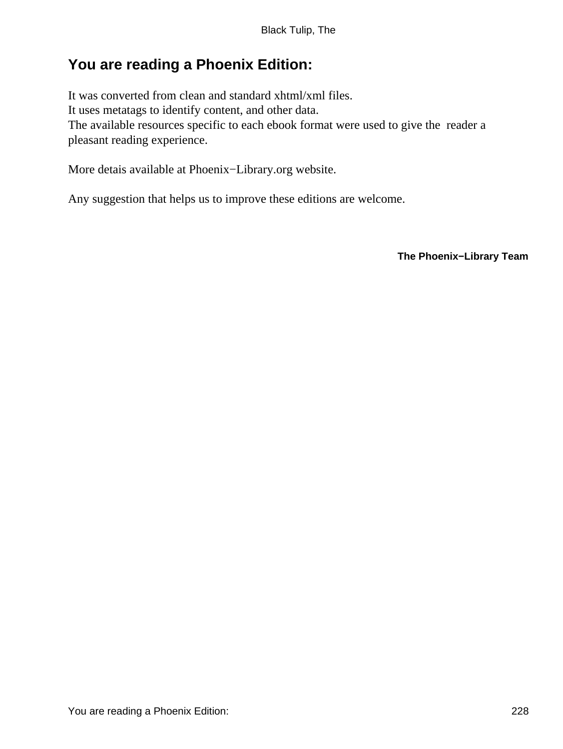## You are reading a Phoenix Edition:

It was converted from clean and standard xhtml/xml files.
It uses metatags to identify content, and other data.
The available resources specific to each ebook format were used to give the reader a pleasant reading experience.

More detais available at Phoenix−Library.org website.

Any suggestion that helps us to improve these editions are welcome.

**The Phoenix−Library Team**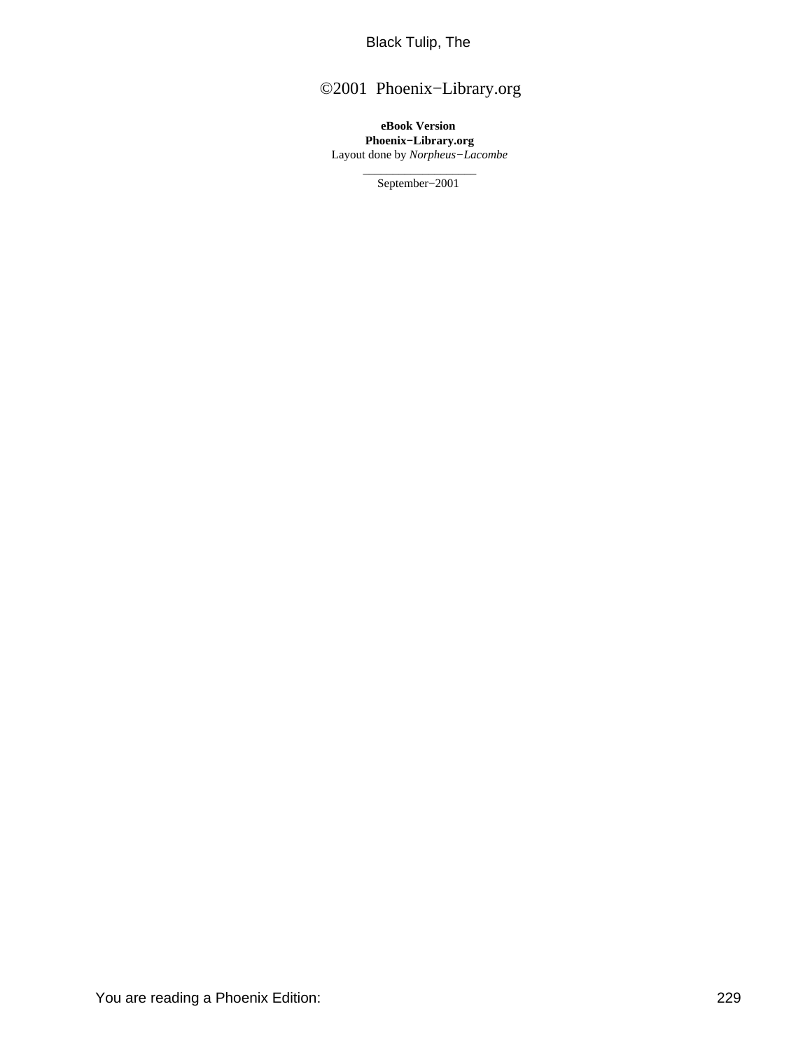©2001 Phoenix−Library.org

**eBook Version**
**Phoenix−Library.org**
Layout done by *Norpheus−Lacombe*

\_\_\_\_\_\_\_\_\_\_\_\_\_\_\_\_\_\_\_\_

September−2001